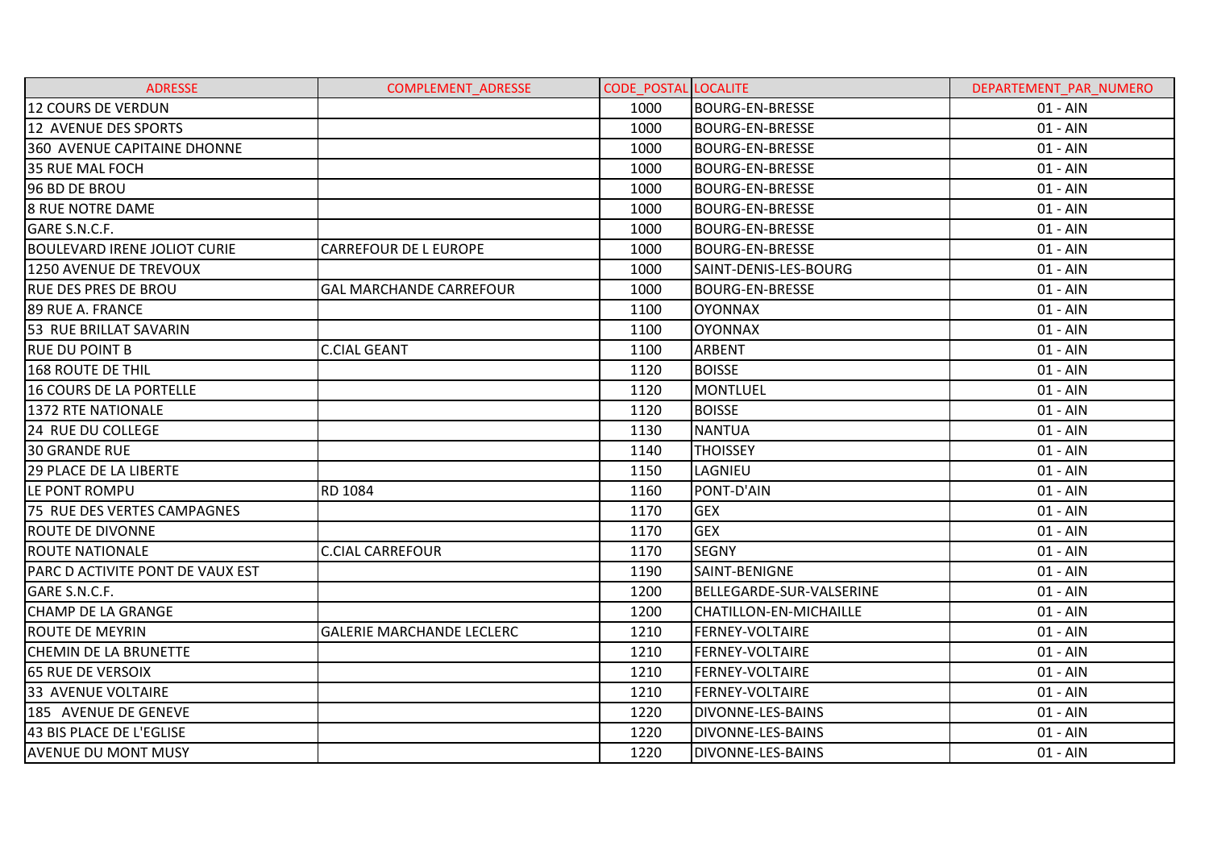| ADRESSE | COMPLEMENT_ADRESSE | CODE_POSTAL | LOCALITE | DEPARTEMENT_PAR_NUMERO |
|---|---|---|---|---|
| 12 COURS DE VERDUN | | 1000 | BOURG-EN-BRESSE | 01 - AIN |
| 12  AVENUE DES SPORTS | | 1000 | BOURG-EN-BRESSE | 01 - AIN |
| 360  AVENUE CAPITAINE DHONNE | | 1000 | BOURG-EN-BRESSE | 01 - AIN |
| 35 RUE MAL FOCH | | 1000 | BOURG-EN-BRESSE | 01 - AIN |
| 96 BD DE BROU | | 1000 | BOURG-EN-BRESSE | 01 - AIN |
| 8 RUE NOTRE DAME | | 1000 | BOURG-EN-BRESSE | 01 - AIN |
| GARE S.N.C.F. | | 1000 | BOURG-EN-BRESSE | 01 - AIN |
| BOULEVARD IRENE JOLIOT CURIE | CARREFOUR DE L EUROPE | 1000 | BOURG-EN-BRESSE | 01 - AIN |
| 1250 AVENUE DE TREVOUX | | 1000 | SAINT-DENIS-LES-BOURG | 01 - AIN |
| RUE DES PRES DE BROU | GAL MARCHANDE CARREFOUR | 1000 | BOURG-EN-BRESSE | 01 - AIN |
| 89 RUE A. FRANCE | | 1100 | OYONNAX | 01 - AIN |
| 53  RUE BRILLAT SAVARIN | | 1100 | OYONNAX | 01 - AIN |
| RUE DU POINT B | C.CIAL GEANT | 1100 | ARBENT | 01 - AIN |
| 168 ROUTE DE THIL | | 1120 | BOISSE | 01 - AIN |
| 16 COURS DE LA PORTELLE | | 1120 | MONTLUEL | 01 - AIN |
| 1372 RTE NATIONALE | | 1120 | BOISSE | 01 - AIN |
| 24  RUE DU COLLEGE | | 1130 | NANTUA | 01 - AIN |
| 30 GRANDE RUE | | 1140 | THOISSEY | 01 - AIN |
| 29 PLACE DE LA LIBERTE | | 1150 | LAGNIEU | 01 - AIN |
| LE PONT ROMPU | RD 1084 | 1160 | PONT-D'AIN | 01 - AIN |
| 75  RUE DES VERTES CAMPAGNES | | 1170 | GEX | 01 - AIN |
| ROUTE DE DIVONNE | | 1170 | GEX | 01 - AIN |
| ROUTE NATIONALE | C.CIAL CARREFOUR | 1170 | SEGNY | 01 - AIN |
| PARC D ACTIVITE PONT DE VAUX EST | | 1190 | SAINT-BENIGNE | 01 - AIN |
| GARE S.N.C.F. | | 1200 | BELLEGARDE-SUR-VALSERINE | 01 - AIN |
| CHAMP DE LA GRANGE | | 1200 | CHATILLON-EN-MICHAILLE | 01 - AIN |
| ROUTE DE MEYRIN | GALERIE MARCHANDE LECLERC | 1210 | FERNEY-VOLTAIRE | 01 - AIN |
| CHEMIN DE LA BRUNETTE | | 1210 | FERNEY-VOLTAIRE | 01 - AIN |
| 65 RUE DE VERSOIX | | 1210 | FERNEY-VOLTAIRE | 01 - AIN |
| 33  AVENUE VOLTAIRE | | 1210 | FERNEY-VOLTAIRE | 01 - AIN |
| 185  AVENUE DE GENEVE | | 1220 | DIVONNE-LES-BAINS | 01 - AIN |
| 43 BIS PLACE DE L'EGLISE | | 1220 | DIVONNE-LES-BAINS | 01 - AIN |
| AVENUE DU MONT MUSY | | 1220 | DIVONNE-LES-BAINS | 01 - AIN |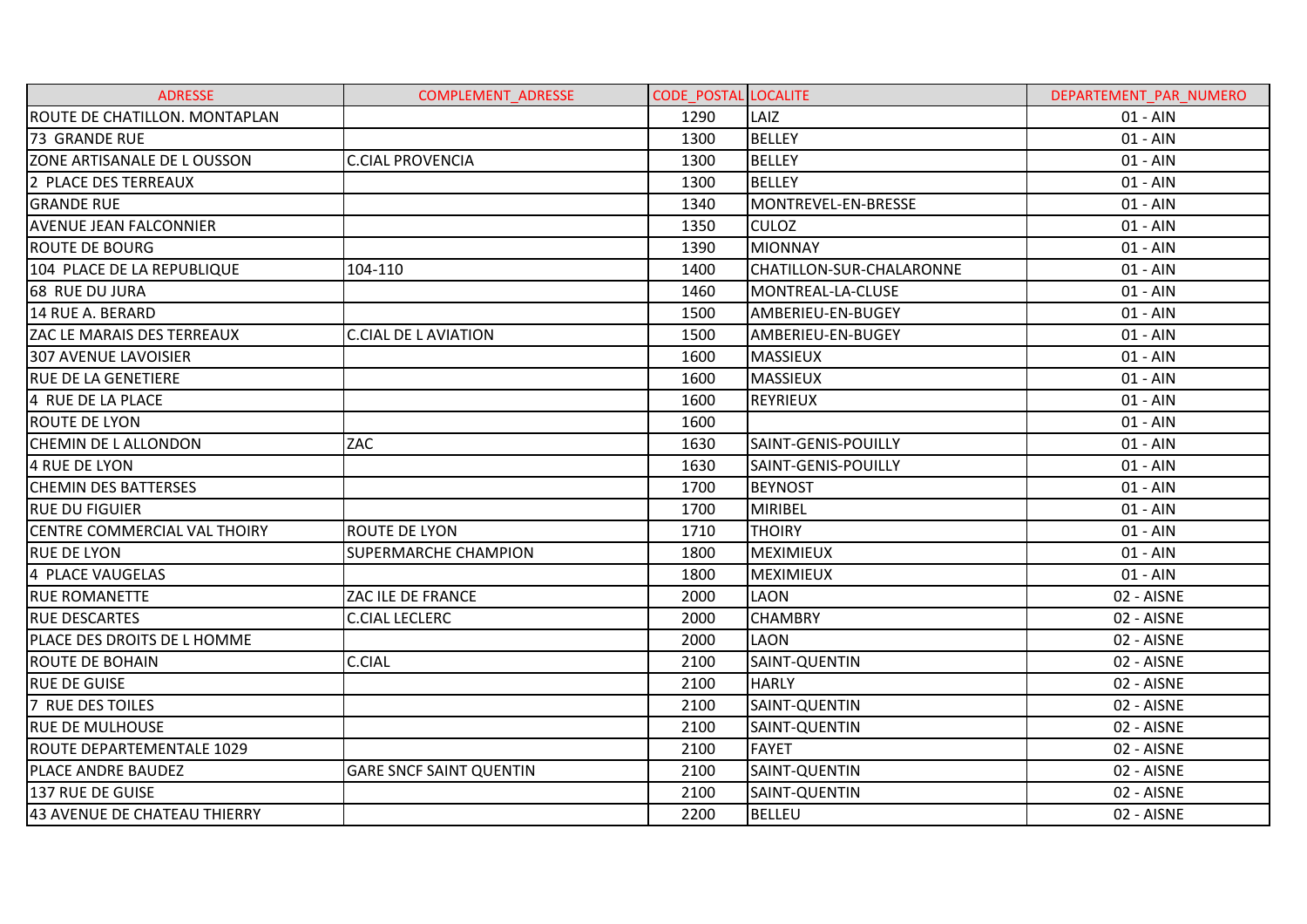| ADRESSE | COMPLEMENT_ADRESSE | CODE_POSTAL | LOCALITE | DEPARTEMENT_PAR_NUMERO |
|---|---|---|---|---|
| ROUTE DE CHATILLON. MONTAPLAN | | 1290 | LAIZ | 01 - AIN |
| 73 GRANDE RUE | | 1300 | BELLEY | 01 - AIN |
| ZONE ARTISANALE DE L OUSSON | C.CIAL PROVENCIA | 1300 | BELLEY | 01 - AIN |
| 2 PLACE DES TERREAUX | | 1300 | BELLEY | 01 - AIN |
| GRANDE RUE | | 1340 | MONTREVEL-EN-BRESSE | 01 - AIN |
| AVENUE JEAN FALCONNIER | | 1350 | CULOZ | 01 - AIN |
| ROUTE DE BOURG | | 1390 | MIONNAY | 01 - AIN |
| 104 PLACE DE LA REPUBLIQUE | 104-110 | 1400 | CHATILLON-SUR-CHALARONNE | 01 - AIN |
| 68 RUE DU JURA | | 1460 | MONTREAL-LA-CLUSE | 01 - AIN |
| 14 RUE A. BERARD | | 1500 | AMBERIEU-EN-BUGEY | 01 - AIN |
| ZAC LE MARAIS DES TERREAUX | C.CIAL DE L AVIATION | 1500 | AMBERIEU-EN-BUGEY | 01 - AIN |
| 307 AVENUE LAVOISIER | | 1600 | MASSIEUX | 01 - AIN |
| RUE DE LA GENETIERE | | 1600 | MASSIEUX | 01 - AIN |
| 4 RUE DE LA PLACE | | 1600 | REYRIEUX | 01 - AIN |
| ROUTE DE LYON | | 1600 | | 01 - AIN |
| CHEMIN DE L ALLONDON | ZAC | 1630 | SAINT-GENIS-POUILLY | 01 - AIN |
| 4 RUE DE LYON | | 1630 | SAINT-GENIS-POUILLY | 01 - AIN |
| CHEMIN DES BATTERSES | | 1700 | BEYNOST | 01 - AIN |
| RUE DU FIGUIER | | 1700 | MIRIBEL | 01 - AIN |
| CENTRE COMMERCIAL VAL THOIRY | ROUTE DE LYON | 1710 | THOIRY | 01 - AIN |
| RUE DE LYON | SUPERMARCHE CHAMPION | 1800 | MEXIMIEUX | 01 - AIN |
| 4 PLACE VAUGELAS | | 1800 | MEXIMIEUX | 01 - AIN |
| RUE ROMANETTE | ZAC ILE DE FRANCE | 2000 | LAON | 02 - AISNE |
| RUE DESCARTES | C.CIAL LECLERC | 2000 | CHAMBRY | 02 - AISNE |
| PLACE DES DROITS DE L HOMME | | 2000 | LAON | 02 - AISNE |
| ROUTE DE BOHAIN | C.CIAL | 2100 | SAINT-QUENTIN | 02 - AISNE |
| RUE DE GUISE | | 2100 | HARLY | 02 - AISNE |
| 7 RUE DES TOILES | | 2100 | SAINT-QUENTIN | 02 - AISNE |
| RUE DE MULHOUSE | | 2100 | SAINT-QUENTIN | 02 - AISNE |
| ROUTE DEPARTEMENTALE 1029 | | 2100 | FAYET | 02 - AISNE |
| PLACE ANDRE BAUDEZ | GARE SNCF SAINT QUENTIN | 2100 | SAINT-QUENTIN | 02 - AISNE |
| 137 RUE DE GUISE | | 2100 | SAINT-QUENTIN | 02 - AISNE |
| 43 AVENUE DE CHATEAU THIERRY | | 2200 | BELLEU | 02 - AISNE |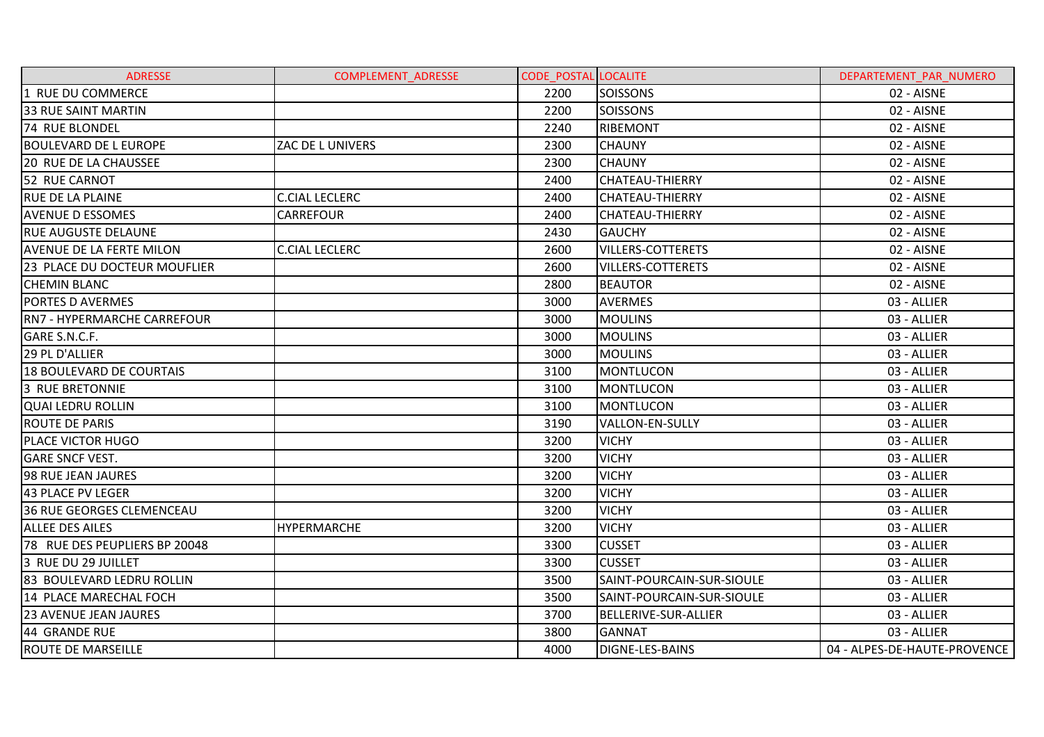| ADRESSE | COMPLEMENT_ADRESSE | CODE_POSTAL | LOCALITE | DEPARTEMENT_PAR_NUMERO |
|---|---|---|---|---|
| 1 RUE DU COMMERCE | | 2200 | SOISSONS | 02 - AISNE |
| 33 RUE SAINT MARTIN | | 2200 | SOISSONS | 02 - AISNE |
| 74 RUE BLONDEL | | 2240 | RIBEMONT | 02 - AISNE |
| BOULEVARD DE L EUROPE | ZAC DE L UNIVERS | 2300 | CHAUNY | 02 - AISNE |
| 20 RUE DE LA CHAUSSEE | | 2300 | CHAUNY | 02 - AISNE |
| 52 RUE CARNOT | | 2400 | CHATEAU-THIERRY | 02 - AISNE |
| RUE DE LA PLAINE | C.CIAL LECLERC | 2400 | CHATEAU-THIERRY | 02 - AISNE |
| AVENUE D ESSOMES | CARREFOUR | 2400 | CHATEAU-THIERRY | 02 - AISNE |
| RUE AUGUSTE DELAUNE | | 2430 | GAUCHY | 02 - AISNE |
| AVENUE DE LA FERTE MILON | C.CIAL LECLERC | 2600 | VILLERS-COTTERETS | 02 - AISNE |
| 23 PLACE DU DOCTEUR MOUFLIER | | 2600 | VILLERS-COTTERETS | 02 - AISNE |
| CHEMIN BLANC | | 2800 | BEAUTOR | 02 - AISNE |
| PORTES D AVERMES | | 3000 | AVERMES | 03 - ALLIER |
| RN7 - HYPERMARCHE CARREFOUR | | 3000 | MOULINS | 03 - ALLIER |
| GARE S.N.C.F. | | 3000 | MOULINS | 03 - ALLIER |
| 29 PL D'ALLIER | | 3000 | MOULINS | 03 - ALLIER |
| 18 BOULEVARD DE COURTAIS | | 3100 | MONTLUCON | 03 - ALLIER |
| 3 RUE BRETONNIE | | 3100 | MONTLUCON | 03 - ALLIER |
| QUAI LEDRU ROLLIN | | 3100 | MONTLUCON | 03 - ALLIER |
| ROUTE DE PARIS | | 3190 | VALLON-EN-SULLY | 03 - ALLIER |
| PLACE VICTOR HUGO | | 3200 | VICHY | 03 - ALLIER |
| GARE SNCF VEST. | | 3200 | VICHY | 03 - ALLIER |
| 98 RUE JEAN JAURES | | 3200 | VICHY | 03 - ALLIER |
| 43 PLACE PV LEGER | | 3200 | VICHY | 03 - ALLIER |
| 36 RUE GEORGES CLEMENCEAU | | 3200 | VICHY | 03 - ALLIER |
| ALLEE DES AILES | HYPERMARCHE | 3200 | VICHY | 03 - ALLIER |
| 78 RUE DES PEUPLIERS BP 20048 | | 3300 | CUSSET | 03 - ALLIER |
| 3 RUE DU 29 JUILLET | | 3300 | CUSSET | 03 - ALLIER |
| 83 BOULEVARD LEDRU ROLLIN | | 3500 | SAINT-POURCAIN-SUR-SIOULE | 03 - ALLIER |
| 14 PLACE MARECHAL FOCH | | 3500 | SAINT-POURCAIN-SUR-SIOULE | 03 - ALLIER |
| 23 AVENUE JEAN JAURES | | 3700 | BELLERIVE-SUR-ALLIER | 03 - ALLIER |
| 44 GRANDE RUE | | 3800 | GANNAT | 03 - ALLIER |
| ROUTE DE MARSEILLE | | 4000 | DIGNE-LES-BAINS | 04 - ALPES-DE-HAUTE-PROVENCE |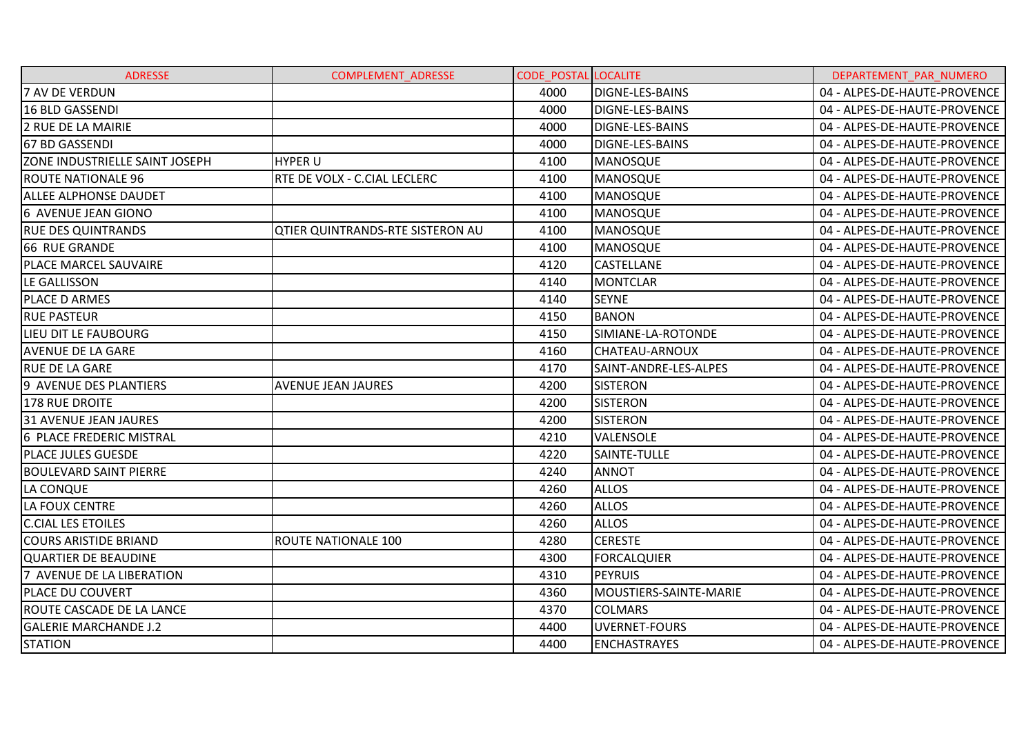| ADRESSE | COMPLEMENT_ADRESSE | CODE_POSTAL | LOCALITE | DEPARTEMENT_PAR_NUMERO |
|---|---|---|---|---|
| 7 AV DE VERDUN | | 4000 | DIGNE-LES-BAINS | 04 - ALPES-DE-HAUTE-PROVENCE |
| 16 BLD GASSENDI | | 4000 | DIGNE-LES-BAINS | 04 - ALPES-DE-HAUTE-PROVENCE |
| 2 RUE DE LA MAIRIE | | 4000 | DIGNE-LES-BAINS | 04 - ALPES-DE-HAUTE-PROVENCE |
| 67 BD GASSENDI | | 4000 | DIGNE-LES-BAINS | 04 - ALPES-DE-HAUTE-PROVENCE |
| ZONE INDUSTRIELLE SAINT JOSEPH | HYPER U | 4100 | MANOSQUE | 04 - ALPES-DE-HAUTE-PROVENCE |
| ROUTE NATIONALE 96 | RTE DE VOLX - C.CIAL LECLERC | 4100 | MANOSQUE | 04 - ALPES-DE-HAUTE-PROVENCE |
| ALLEE ALPHONSE DAUDET | | 4100 | MANOSQUE | 04 - ALPES-DE-HAUTE-PROVENCE |
| 6 AVENUE JEAN GIONO | | 4100 | MANOSQUE | 04 - ALPES-DE-HAUTE-PROVENCE |
| RUE DES QUINTRANDS | QTIER QUINTRANDS-RTE SISTERON AU | 4100 | MANOSQUE | 04 - ALPES-DE-HAUTE-PROVENCE |
| 66 RUE GRANDE | | 4100 | MANOSQUE | 04 - ALPES-DE-HAUTE-PROVENCE |
| PLACE MARCEL SAUVAIRE | | 4120 | CASTELLANE | 04 - ALPES-DE-HAUTE-PROVENCE |
| LE GALLISSON | | 4140 | MONTCLAR | 04 - ALPES-DE-HAUTE-PROVENCE |
| PLACE D ARMES | | 4140 | SEYNE | 04 - ALPES-DE-HAUTE-PROVENCE |
| RUE PASTEUR | | 4150 | BANON | 04 - ALPES-DE-HAUTE-PROVENCE |
| LIEU DIT LE FAUBOURG | | 4150 | SIMIANE-LA-ROTONDE | 04 - ALPES-DE-HAUTE-PROVENCE |
| AVENUE DE LA GARE | | 4160 | CHATEAU-ARNOUX | 04 - ALPES-DE-HAUTE-PROVENCE |
| RUE DE LA GARE | | 4170 | SAINT-ANDRE-LES-ALPES | 04 - ALPES-DE-HAUTE-PROVENCE |
| 9 AVENUE DES PLANTIERS | AVENUE JEAN JAURES | 4200 | SISTERON | 04 - ALPES-DE-HAUTE-PROVENCE |
| 178 RUE DROITE | | 4200 | SISTERON | 04 - ALPES-DE-HAUTE-PROVENCE |
| 31 AVENUE JEAN JAURES | | 4200 | SISTERON | 04 - ALPES-DE-HAUTE-PROVENCE |
| 6 PLACE FREDERIC MISTRAL | | 4210 | VALENSOLE | 04 - ALPES-DE-HAUTE-PROVENCE |
| PLACE JULES GUESDE | | 4220 | SAINTE-TULLE | 04 - ALPES-DE-HAUTE-PROVENCE |
| BOULEVARD SAINT PIERRE | | 4240 | ANNOT | 04 - ALPES-DE-HAUTE-PROVENCE |
| LA CONQUE | | 4260 | ALLOS | 04 - ALPES-DE-HAUTE-PROVENCE |
| LA FOUX CENTRE | | 4260 | ALLOS | 04 - ALPES-DE-HAUTE-PROVENCE |
| C.CIAL LES ETOILES | | 4260 | ALLOS | 04 - ALPES-DE-HAUTE-PROVENCE |
| COURS ARISTIDE BRIAND | ROUTE NATIONALE 100 | 4280 | CERESTE | 04 - ALPES-DE-HAUTE-PROVENCE |
| QUARTIER DE BEAUDINE | | 4300 | FORCALQUIER | 04 - ALPES-DE-HAUTE-PROVENCE |
| 7 AVENUE DE LA LIBERATION | | 4310 | PEYRUIS | 04 - ALPES-DE-HAUTE-PROVENCE |
| PLACE DU COUVERT | | 4360 | MOUSTIERS-SAINTE-MARIE | 04 - ALPES-DE-HAUTE-PROVENCE |
| ROUTE CASCADE DE LA LANCE | | 4370 | COLMARS | 04 - ALPES-DE-HAUTE-PROVENCE |
| GALERIE MARCHANDE J.2 | | 4400 | UVERNET-FOURS | 04 - ALPES-DE-HAUTE-PROVENCE |
| STATION | | 4400 | ENCHASTRAYES | 04 - ALPES-DE-HAUTE-PROVENCE |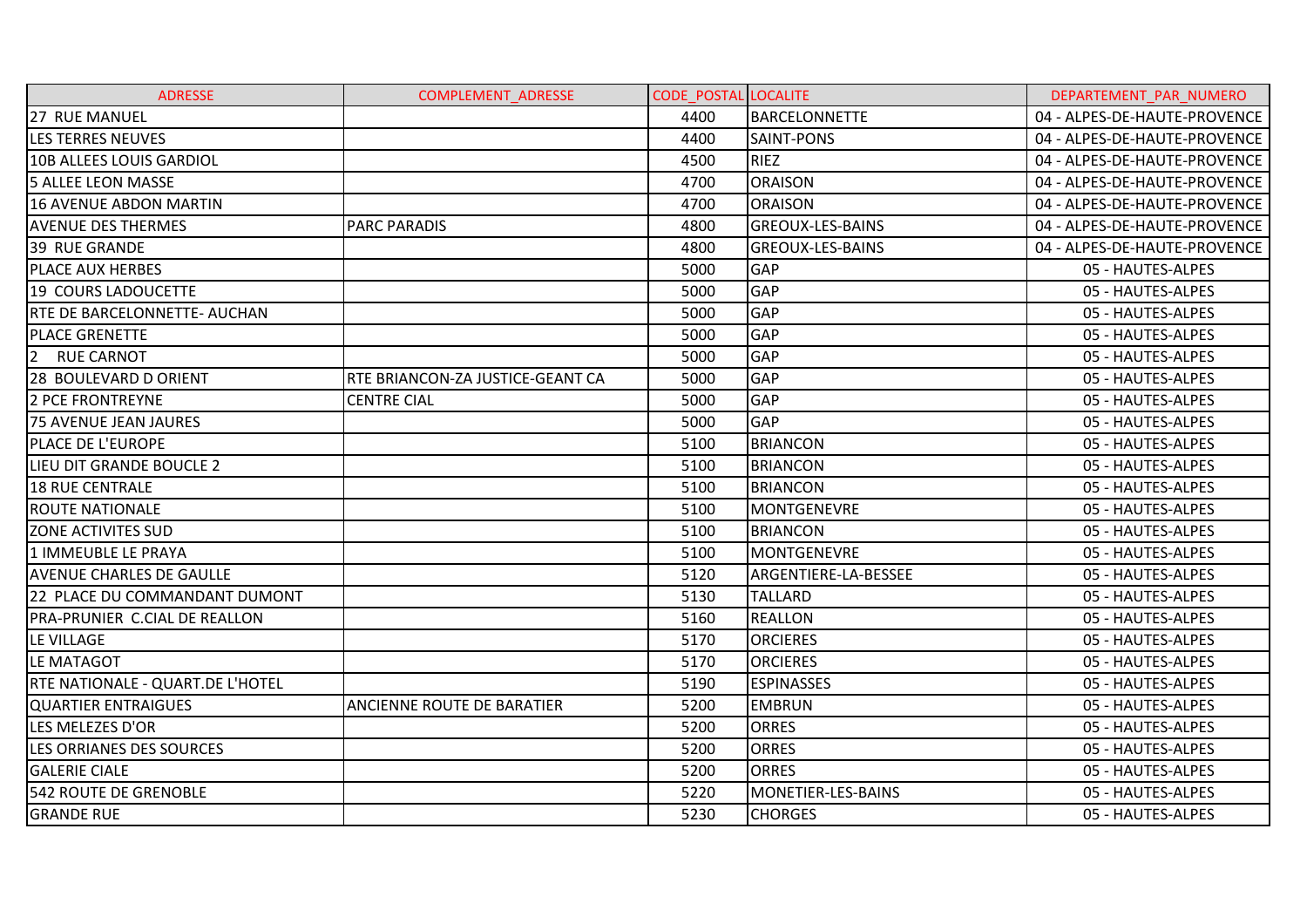| ADRESSE | COMPLEMENT_ADRESSE | CODE_POSTAL | LOCALITE | DEPARTEMENT_PAR_NUMERO |
|---|---|---|---|---|
| 27 RUE MANUEL | | 4400 | BARCELONNETTE | 04 - ALPES-DE-HAUTE-PROVENCE |
| LES TERRES NEUVES | | 4400 | SAINT-PONS | 04 - ALPES-DE-HAUTE-PROVENCE |
| 10B ALLEES LOUIS GARDIOL | | 4500 | RIEZ | 04 - ALPES-DE-HAUTE-PROVENCE |
| 5 ALLEE LEON MASSE | | 4700 | ORAISON | 04 - ALPES-DE-HAUTE-PROVENCE |
| 16 AVENUE ABDON MARTIN | | 4700 | ORAISON | 04 - ALPES-DE-HAUTE-PROVENCE |
| AVENUE DES THERMES | PARC PARADIS | 4800 | GREOUX-LES-BAINS | 04 - ALPES-DE-HAUTE-PROVENCE |
| 39 RUE GRANDE | | 4800 | GREOUX-LES-BAINS | 04 - ALPES-DE-HAUTE-PROVENCE |
| PLACE AUX HERBES | | 5000 | GAP | 05 - HAUTES-ALPES |
| 19 COURS LADOUCETTE | | 5000 | GAP | 05 - HAUTES-ALPES |
| RTE DE BARCELONNETTE- AUCHAN | | 5000 | GAP | 05 - HAUTES-ALPES |
| PLACE GRENETTE | | 5000 | GAP | 05 - HAUTES-ALPES |
| 2 RUE CARNOT | | 5000 | GAP | 05 - HAUTES-ALPES |
| 28 BOULEVARD D ORIENT | RTE BRIANCON-ZA JUSTICE-GEANT CA | 5000 | GAP | 05 - HAUTES-ALPES |
| 2 PCE FRONTREYNE | CENTRE CIAL | 5000 | GAP | 05 - HAUTES-ALPES |
| 75 AVENUE JEAN JAURES | | 5000 | GAP | 05 - HAUTES-ALPES |
| PLACE DE L'EUROPE | | 5100 | BRIANCON | 05 - HAUTES-ALPES |
| LIEU DIT GRANDE BOUCLE 2 | | 5100 | BRIANCON | 05 - HAUTES-ALPES |
| 18 RUE CENTRALE | | 5100 | BRIANCON | 05 - HAUTES-ALPES |
| ROUTE NATIONALE | | 5100 | MONTGENEVRE | 05 - HAUTES-ALPES |
| ZONE ACTIVITES SUD | | 5100 | BRIANCON | 05 - HAUTES-ALPES |
| 1 IMMEUBLE LE PRAYA | | 5100 | MONTGENEVRE | 05 - HAUTES-ALPES |
| AVENUE CHARLES DE GAULLE | | 5120 | ARGENTIERE-LA-BESSEE | 05 - HAUTES-ALPES |
| 22 PLACE DU COMMANDANT DUMONT | | 5130 | TALLARD | 05 - HAUTES-ALPES |
| PRA-PRUNIER C.CIAL DE REALLON | | 5160 | REALLON | 05 - HAUTES-ALPES |
| LE VILLAGE | | 5170 | ORCIERES | 05 - HAUTES-ALPES |
| LE MATAGOT | | 5170 | ORCIERES | 05 - HAUTES-ALPES |
| RTE NATIONALE - QUART.DE L'HOTEL | | 5190 | ESPINASSES | 05 - HAUTES-ALPES |
| QUARTIER ENTRAIGUES | ANCIENNE ROUTE DE BARATIER | 5200 | EMBRUN | 05 - HAUTES-ALPES |
| LES MELEZES D'OR | | 5200 | ORRES | 05 - HAUTES-ALPES |
| LES ORRIANES DES SOURCES | | 5200 | ORRES | 05 - HAUTES-ALPES |
| GALERIE CIALE | | 5200 | ORRES | 05 - HAUTES-ALPES |
| 542 ROUTE DE GRENOBLE | | 5220 | MONETIER-LES-BAINS | 05 - HAUTES-ALPES |
| GRANDE RUE | | 5230 | CHORGES | 05 - HAUTES-ALPES |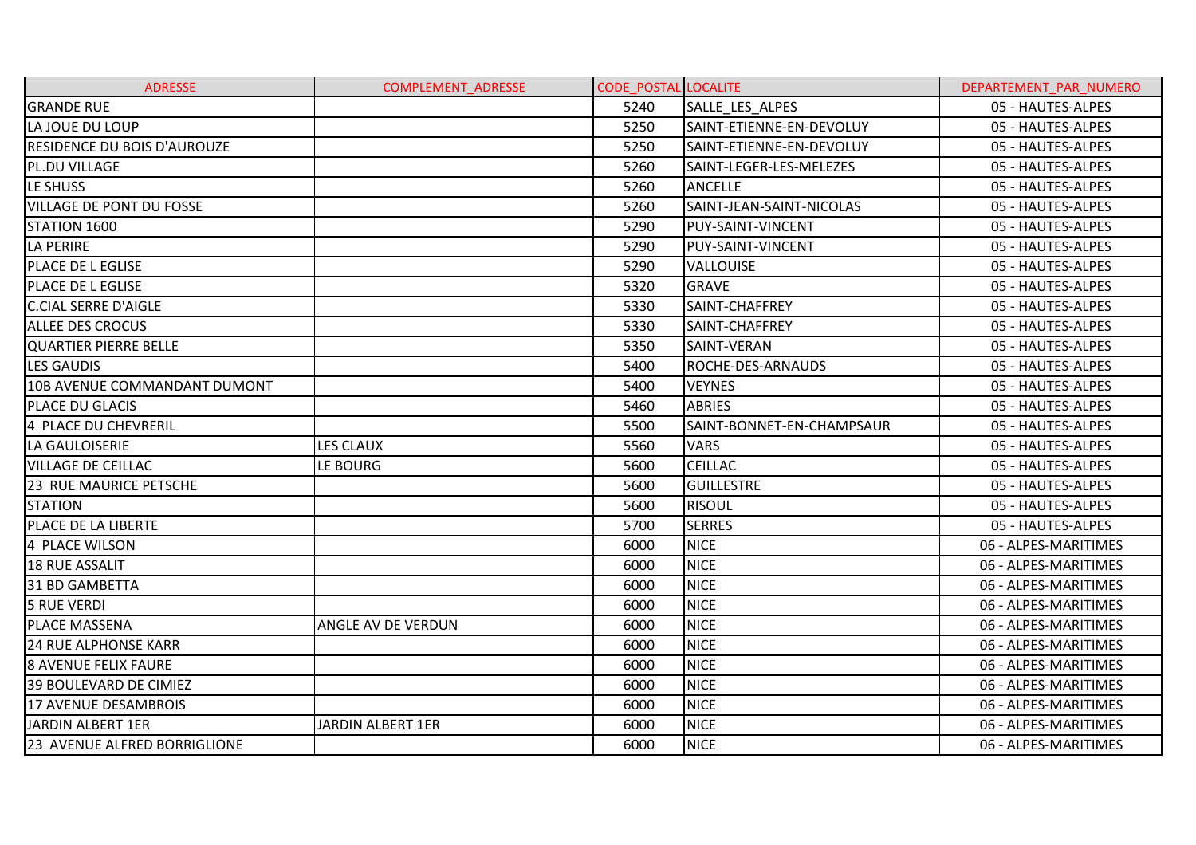| ADRESSE | COMPLEMENT_ADRESSE | CODE_POSTAL | LOCALITE | DEPARTEMENT_PAR_NUMERO |
| --- | --- | --- | --- | --- |
| GRANDE RUE | | 5240 | SALLE_LES_ALPES | 05 - HAUTES-ALPES |
| LA JOUE DU LOUP | | 5250 | SAINT-ETIENNE-EN-DEVOLUY | 05 - HAUTES-ALPES |
| RESIDENCE DU BOIS D'AUROUZE | | 5250 | SAINT-ETIENNE-EN-DEVOLUY | 05 - HAUTES-ALPES |
| PL.DU VILLAGE | | 5260 | SAINT-LEGER-LES-MELEZES | 05 - HAUTES-ALPES |
| LE SHUSS | | 5260 | ANCELLE | 05 - HAUTES-ALPES |
| VILLAGE DE PONT DU FOSSE | | 5260 | SAINT-JEAN-SAINT-NICOLAS | 05 - HAUTES-ALPES |
| STATION 1600 | | 5290 | PUY-SAINT-VINCENT | 05 - HAUTES-ALPES |
| LA PERIRE | | 5290 | PUY-SAINT-VINCENT | 05 - HAUTES-ALPES |
| PLACE DE L EGLISE | | 5290 | VALLOUISE | 05 - HAUTES-ALPES |
| PLACE DE L EGLISE | | 5320 | GRAVE | 05 - HAUTES-ALPES |
| C.CIAL SERRE D'AIGLE | | 5330 | SAINT-CHAFFREY | 05 - HAUTES-ALPES |
| ALLEE DES CROCUS | | 5330 | SAINT-CHAFFREY | 05 - HAUTES-ALPES |
| QUARTIER PIERRE BELLE | | 5350 | SAINT-VERAN | 05 - HAUTES-ALPES |
| LES GAUDIS | | 5400 | ROCHE-DES-ARNAUDS | 05 - HAUTES-ALPES |
| 10B AVENUE COMMANDANT DUMONT | | 5400 | VEYNES | 05 - HAUTES-ALPES |
| PLACE DU GLACIS | | 5460 | ABRIES | 05 - HAUTES-ALPES |
| 4 PLACE DU CHEVRERIL | | 5500 | SAINT-BONNET-EN-CHAMPSAUR | 05 - HAUTES-ALPES |
| LA GAULOISERIE | LES CLAUX | 5560 | VARS | 05 - HAUTES-ALPES |
| VILLAGE DE CEILLAC | LE BOURG | 5600 | CEILLAC | 05 - HAUTES-ALPES |
| 23 RUE MAURICE PETSCHE | | 5600 | GUILLESTRE | 05 - HAUTES-ALPES |
| STATION | | 5600 | RISOUL | 05 - HAUTES-ALPES |
| PLACE DE LA LIBERTE | | 5700 | SERRES | 05 - HAUTES-ALPES |
| 4 PLACE WILSON | | 6000 | NICE | 06 - ALPES-MARITIMES |
| 18 RUE ASSALIT | | 6000 | NICE | 06 - ALPES-MARITIMES |
| 31 BD GAMBETTA | | 6000 | NICE | 06 - ALPES-MARITIMES |
| 5 RUE VERDI | | 6000 | NICE | 06 - ALPES-MARITIMES |
| PLACE MASSENA | ANGLE AV DE VERDUN | 6000 | NICE | 06 - ALPES-MARITIMES |
| 24 RUE ALPHONSE KARR | | 6000 | NICE | 06 - ALPES-MARITIMES |
| 8 AVENUE FELIX FAURE | | 6000 | NICE | 06 - ALPES-MARITIMES |
| 39 BOULEVARD DE CIMIEZ | | 6000 | NICE | 06 - ALPES-MARITIMES |
| 17 AVENUE DESAMBROIS | | 6000 | NICE | 06 - ALPES-MARITIMES |
| JARDIN ALBERT 1ER | JARDIN ALBERT 1ER | 6000 | NICE | 06 - ALPES-MARITIMES |
| 23 AVENUE ALFRED BORRIGLIONE | | 6000 | NICE | 06 - ALPES-MARITIMES |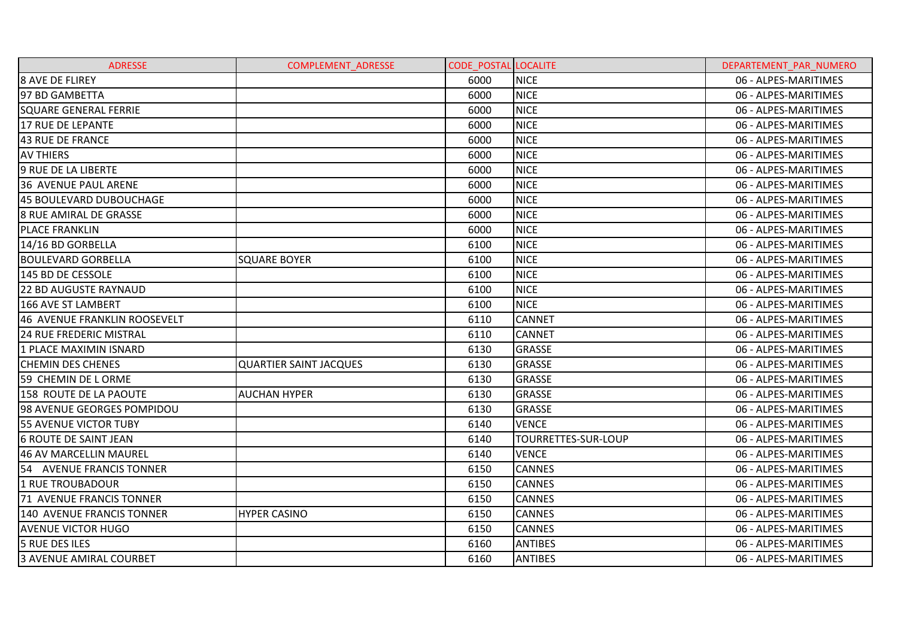| ADRESSE | COMPLEMENT_ADRESSE | CODE_POSTAL | LOCALITE | DEPARTEMENT_PAR_NUMERO |
| --- | --- | --- | --- | --- |
| 8 AVE DE FLIREY | | 6000 | NICE | 06 - ALPES-MARITIMES |
| 97 BD GAMBETTA | | 6000 | NICE | 06 - ALPES-MARITIMES |
| SQUARE GENERAL FERRIE | | 6000 | NICE | 06 - ALPES-MARITIMES |
| 17 RUE DE LEPANTE | | 6000 | NICE | 06 - ALPES-MARITIMES |
| 43 RUE DE FRANCE | | 6000 | NICE | 06 - ALPES-MARITIMES |
| AV THIERS | | 6000 | NICE | 06 - ALPES-MARITIMES |
| 9 RUE DE LA LIBERTE | | 6000 | NICE | 06 - ALPES-MARITIMES |
| 36 AVENUE PAUL ARENE | | 6000 | NICE | 06 - ALPES-MARITIMES |
| 45 BOULEVARD DUBOUCHAGE | | 6000 | NICE | 06 - ALPES-MARITIMES |
| 8 RUE AMIRAL DE GRASSE | | 6000 | NICE | 06 - ALPES-MARITIMES |
| PLACE FRANKLIN | | 6000 | NICE | 06 - ALPES-MARITIMES |
| 14/16 BD GORBELLA | | 6100 | NICE | 06 - ALPES-MARITIMES |
| BOULEVARD GORBELLA | SQUARE BOYER | 6100 | NICE | 06 - ALPES-MARITIMES |
| 145 BD DE CESSOLE | | 6100 | NICE | 06 - ALPES-MARITIMES |
| 22 BD AUGUSTE RAYNAUD | | 6100 | NICE | 06 - ALPES-MARITIMES |
| 166 AVE ST LAMBERT | | 6100 | NICE | 06 - ALPES-MARITIMES |
| 46 AVENUE FRANKLIN ROOSEVELT | | 6110 | CANNET | 06 - ALPES-MARITIMES |
| 24 RUE FREDERIC MISTRAL | | 6110 | CANNET | 06 - ALPES-MARITIMES |
| 1 PLACE MAXIMIN ISNARD | | 6130 | GRASSE | 06 - ALPES-MARITIMES |
| CHEMIN DES CHENES | QUARTIER SAINT JACQUES | 6130 | GRASSE | 06 - ALPES-MARITIMES |
| 59 CHEMIN DE L ORME | | 6130 | GRASSE | 06 - ALPES-MARITIMES |
| 158 ROUTE DE LA PAOUTE | AUCHAN HYPER | 6130 | GRASSE | 06 - ALPES-MARITIMES |
| 98 AVENUE GEORGES POMPIDOU | | 6130 | GRASSE | 06 - ALPES-MARITIMES |
| 55 AVENUE VICTOR TUBY | | 6140 | VENCE | 06 - ALPES-MARITIMES |
| 6 ROUTE DE SAINT JEAN | | 6140 | TOURRETTES-SUR-LOUP | 06 - ALPES-MARITIMES |
| 46 AV MARCELLIN MAUREL | | 6140 | VENCE | 06 - ALPES-MARITIMES |
| 54 AVENUE FRANCIS TONNER | | 6150 | CANNES | 06 - ALPES-MARITIMES |
| 1 RUE TROUBADOUR | | 6150 | CANNES | 06 - ALPES-MARITIMES |
| 71 AVENUE FRANCIS TONNER | | 6150 | CANNES | 06 - ALPES-MARITIMES |
| 140 AVENUE FRANCIS TONNER | HYPER CASINO | 6150 | CANNES | 06 - ALPES-MARITIMES |
| AVENUE VICTOR HUGO | | 6150 | CANNES | 06 - ALPES-MARITIMES |
| 5 RUE DES ILES | | 6160 | ANTIBES | 06 - ALPES-MARITIMES |
| 3 AVENUE AMIRAL COURBET | | 6160 | ANTIBES | 06 - ALPES-MARITIMES |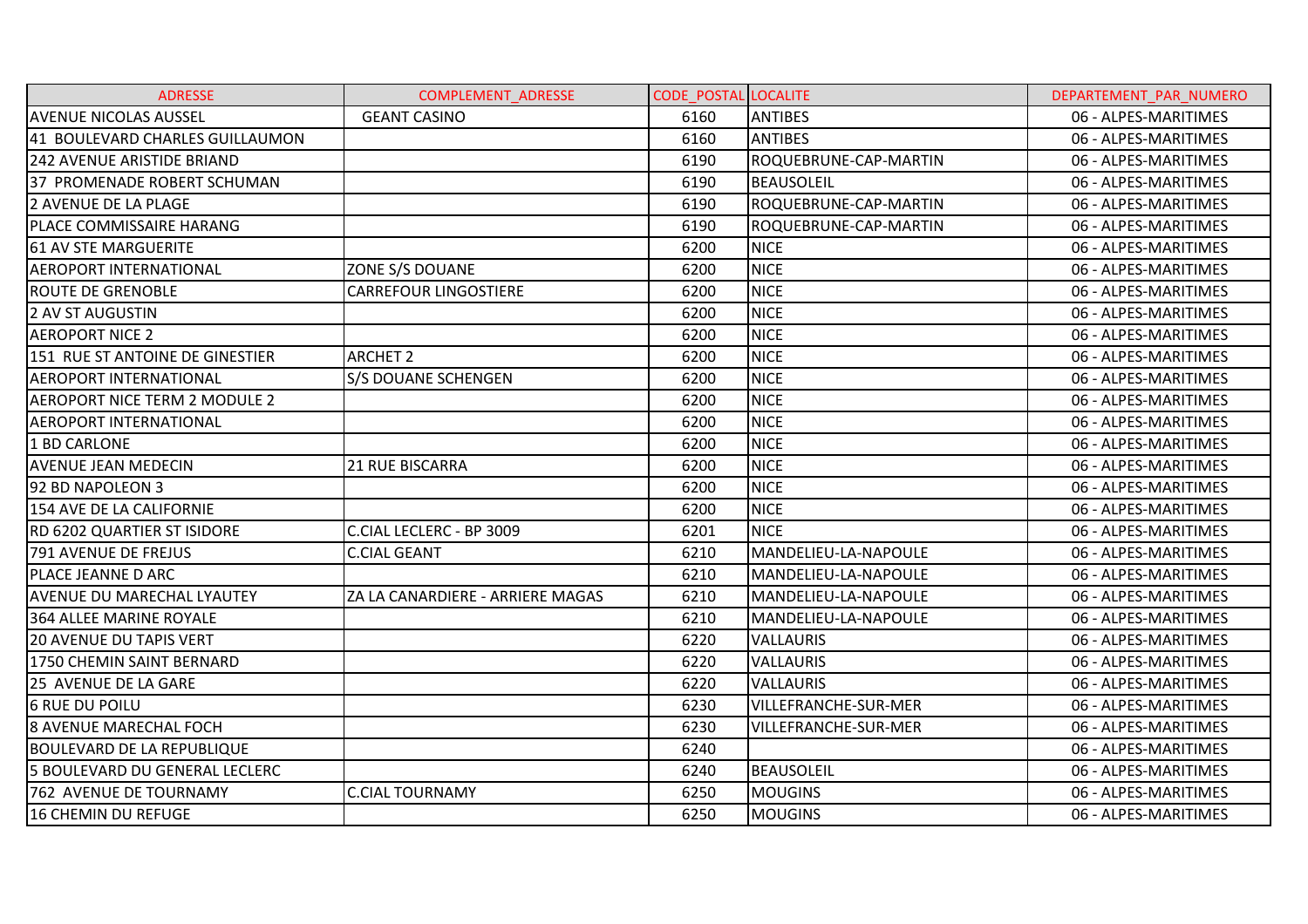| ADRESSE | COMPLEMENT_ADRESSE | CODE_POSTAL | LOCALITE | DEPARTEMENT_PAR_NUMERO |
|---|---|---|---|---|
| AVENUE NICOLAS AUSSEL | GEANT CASINO | 6160 | ANTIBES | 06 - ALPES-MARITIMES |
| 41 BOULEVARD CHARLES GUILLAUMON | | 6160 | ANTIBES | 06 - ALPES-MARITIMES |
| 242 AVENUE ARISTIDE BRIAND | | 6190 | ROQUEBRUNE-CAP-MARTIN | 06 - ALPES-MARITIMES |
| 37 PROMENADE ROBERT SCHUMAN | | 6190 | BEAUSOLEIL | 06 - ALPES-MARITIMES |
| 2 AVENUE DE LA PLAGE | | 6190 | ROQUEBRUNE-CAP-MARTIN | 06 - ALPES-MARITIMES |
| PLACE COMMISSAIRE HARANG | | 6190 | ROQUEBRUNE-CAP-MARTIN | 06 - ALPES-MARITIMES |
| 61 AV STE MARGUERITE | | 6200 | NICE | 06 - ALPES-MARITIMES |
| AEROPORT INTERNATIONAL | ZONE S/S DOUANE | 6200 | NICE | 06 - ALPES-MARITIMES |
| ROUTE DE GRENOBLE | CARREFOUR LINGOSTIERE | 6200 | NICE | 06 - ALPES-MARITIMES |
| 2 AV ST AUGUSTIN | | 6200 | NICE | 06 - ALPES-MARITIMES |
| AEROPORT NICE 2 | | 6200 | NICE | 06 - ALPES-MARITIMES |
| 151 RUE ST ANTOINE DE GINESTIER | ARCHET 2 | 6200 | NICE | 06 - ALPES-MARITIMES |
| AEROPORT INTERNATIONAL | S/S DOUANE SCHENGEN | 6200 | NICE | 06 - ALPES-MARITIMES |
| AEROPORT NICE TERM 2 MODULE 2 | | 6200 | NICE | 06 - ALPES-MARITIMES |
| AEROPORT INTERNATIONAL | | 6200 | NICE | 06 - ALPES-MARITIMES |
| 1 BD CARLONE | | 6200 | NICE | 06 - ALPES-MARITIMES |
| AVENUE JEAN MEDECIN | 21 RUE BISCARRA | 6200 | NICE | 06 - ALPES-MARITIMES |
| 92 BD NAPOLEON 3 | | 6200 | NICE | 06 - ALPES-MARITIMES |
| 154 AVE DE LA CALIFORNIE | | 6200 | NICE | 06 - ALPES-MARITIMES |
| RD 6202 QUARTIER ST ISIDORE | C.CIAL LECLERC - BP 3009 | 6201 | NICE | 06 - ALPES-MARITIMES |
| 791 AVENUE DE FREJUS | C.CIAL GEANT | 6210 | MANDELIEU-LA-NAPOULE | 06 - ALPES-MARITIMES |
| PLACE JEANNE D ARC | | 6210 | MANDELIEU-LA-NAPOULE | 06 - ALPES-MARITIMES |
| AVENUE DU MARECHAL LYAUTEY | ZA LA CANARDIERE - ARRIERE MAGAS | 6210 | MANDELIEU-LA-NAPOULE | 06 - ALPES-MARITIMES |
| 364 ALLEE MARINE ROYALE | | 6210 | MANDELIEU-LA-NAPOULE | 06 - ALPES-MARITIMES |
| 20 AVENUE DU TAPIS VERT | | 6220 | VALLAURIS | 06 - ALPES-MARITIMES |
| 1750 CHEMIN SAINT BERNARD | | 6220 | VALLAURIS | 06 - ALPES-MARITIMES |
| 25 AVENUE DE LA GARE | | 6220 | VALLAURIS | 06 - ALPES-MARITIMES |
| 6 RUE DU POILU | | 6230 | VILLEFRANCHE-SUR-MER | 06 - ALPES-MARITIMES |
| 8 AVENUE MARECHAL FOCH | | 6230 | VILLEFRANCHE-SUR-MER | 06 - ALPES-MARITIMES |
| BOULEVARD DE LA REPUBLIQUE | | 6240 | | 06 - ALPES-MARITIMES |
| 5 BOULEVARD DU GENERAL LECLERC | | 6240 | BEAUSOLEIL | 06 - ALPES-MARITIMES |
| 762 AVENUE DE TOURNAMY | C.CIAL TOURNAMY | 6250 | MOUGINS | 06 - ALPES-MARITIMES |
| 16 CHEMIN DU REFUGE | | 6250 | MOUGINS | 06 - ALPES-MARITIMES |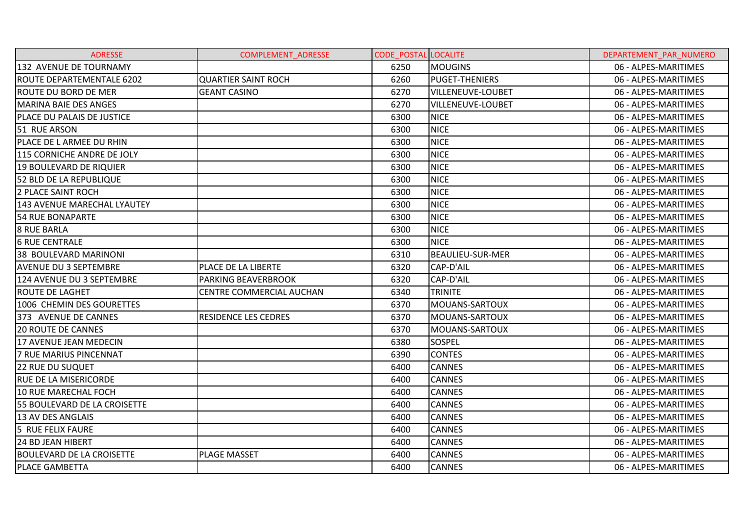| ADRESSE | COMPLEMENT_ADRESSE | CODE_POSTAL | LOCALITE | DEPARTEMENT_PAR_NUMERO |
|---|---|---|---|---|
| 132 AVENUE DE TOURNAMY | | 6250 | MOUGINS | 06 - ALPES-MARITIMES |
| ROUTE DEPARTEMENTALE 6202 | QUARTIER SAINT ROCH | 6260 | PUGET-THENIERS | 06 - ALPES-MARITIMES |
| ROUTE DU BORD DE MER | GEANT CASINO | 6270 | VILLENEUVE-LOUBET | 06 - ALPES-MARITIMES |
| MARINA BAIE DES ANGES | | 6270 | VILLENEUVE-LOUBET | 06 - ALPES-MARITIMES |
| PLACE DU PALAIS DE JUSTICE | | 6300 | NICE | 06 - ALPES-MARITIMES |
| 51 RUE ARSON | | 6300 | NICE | 06 - ALPES-MARITIMES |
| PLACE DE L ARMEE DU RHIN | | 6300 | NICE | 06 - ALPES-MARITIMES |
| 115 CORNICHE ANDRE DE JOLY | | 6300 | NICE | 06 - ALPES-MARITIMES |
| 19 BOULEVARD DE RIQUIER | | 6300 | NICE | 06 - ALPES-MARITIMES |
| 52 BLD DE LA REPUBLIQUE | | 6300 | NICE | 06 - ALPES-MARITIMES |
| 2 PLACE SAINT ROCH | | 6300 | NICE | 06 - ALPES-MARITIMES |
| 143 AVENUE MARECHAL LYAUTEY | | 6300 | NICE | 06 - ALPES-MARITIMES |
| 54 RUE BONAPARTE | | 6300 | NICE | 06 - ALPES-MARITIMES |
| 8 RUE BARLA | | 6300 | NICE | 06 - ALPES-MARITIMES |
| 6 RUE CENTRALE | | 6300 | NICE | 06 - ALPES-MARITIMES |
| 38 BOULEVARD MARINONI | | 6310 | BEAULIEU-SUR-MER | 06 - ALPES-MARITIMES |
| AVENUE DU 3 SEPTEMBRE | PLACE DE LA LIBERTE | 6320 | CAP-D'AIL | 06 - ALPES-MARITIMES |
| 124 AVENUE DU 3 SEPTEMBRE | PARKING BEAVERBROOK | 6320 | CAP-D'AIL | 06 - ALPES-MARITIMES |
| ROUTE DE LAGHET | CENTRE COMMERCIAL AUCHAN | 6340 | TRINITE | 06 - ALPES-MARITIMES |
| 1006 CHEMIN DES GOURETTES | | 6370 | MOUANS-SARTOUX | 06 - ALPES-MARITIMES |
| 373 AVENUE DE CANNES | RESIDENCE LES CEDRES | 6370 | MOUANS-SARTOUX | 06 - ALPES-MARITIMES |
| 20 ROUTE DE CANNES | | 6370 | MOUANS-SARTOUX | 06 - ALPES-MARITIMES |
| 17 AVENUE JEAN MEDECIN | | 6380 | SOSPEL | 06 - ALPES-MARITIMES |
| 7 RUE MARIUS PINCENNAT | | 6390 | CONTES | 06 - ALPES-MARITIMES |
| 22 RUE DU SUQUET | | 6400 | CANNES | 06 - ALPES-MARITIMES |
| RUE DE LA MISERICORDE | | 6400 | CANNES | 06 - ALPES-MARITIMES |
| 10 RUE MARECHAL FOCH | | 6400 | CANNES | 06 - ALPES-MARITIMES |
| 55 BOULEVARD DE LA CROISETTE | | 6400 | CANNES | 06 - ALPES-MARITIMES |
| 13 AV DES ANGLAIS | | 6400 | CANNES | 06 - ALPES-MARITIMES |
| 5 RUE FELIX FAURE | | 6400 | CANNES | 06 - ALPES-MARITIMES |
| 24 BD JEAN HIBERT | | 6400 | CANNES | 06 - ALPES-MARITIMES |
| BOULEVARD DE LA CROISETTE | PLAGE MASSET | 6400 | CANNES | 06 - ALPES-MARITIMES |
| PLACE GAMBETTA | | 6400 | CANNES | 06 - ALPES-MARITIMES |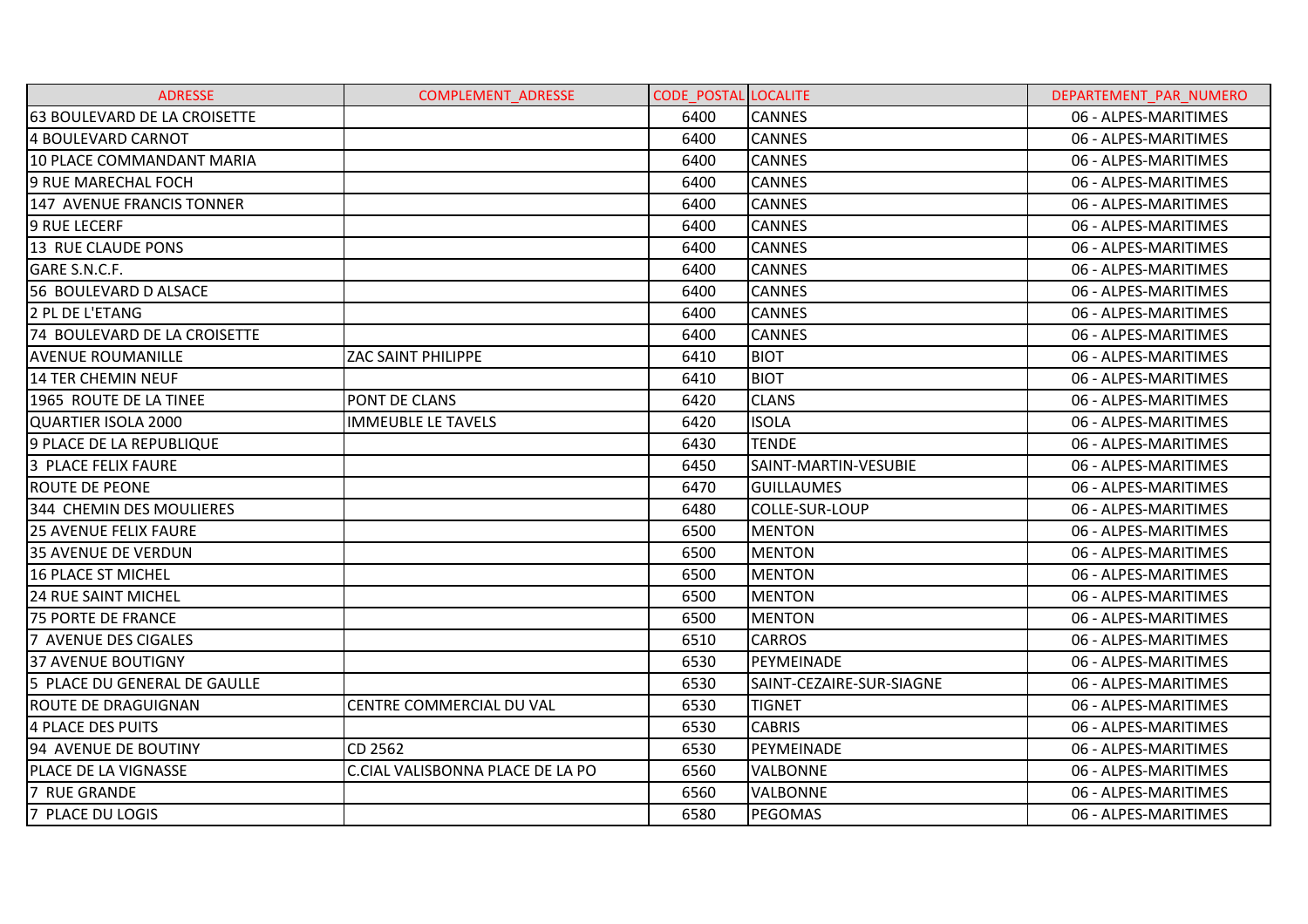| ADRESSE | COMPLEMENT_ADRESSE | CODE_POSTAL | LOCALITE | DEPARTEMENT_PAR_NUMERO |
|---|---|---|---|---|
| 63 BOULEVARD DE LA CROISETTE | | 6400 | CANNES | 06 - ALPES-MARITIMES |
| 4 BOULEVARD CARNOT | | 6400 | CANNES | 06 - ALPES-MARITIMES |
| 10 PLACE COMMANDANT MARIA | | 6400 | CANNES | 06 - ALPES-MARITIMES |
| 9 RUE MARECHAL FOCH | | 6400 | CANNES | 06 - ALPES-MARITIMES |
| 147 AVENUE FRANCIS TONNER | | 6400 | CANNES | 06 - ALPES-MARITIMES |
| 9 RUE LECERF | | 6400 | CANNES | 06 - ALPES-MARITIMES |
| 13 RUE CLAUDE PONS | | 6400 | CANNES | 06 - ALPES-MARITIMES |
| GARE S.N.C.F. | | 6400 | CANNES | 06 - ALPES-MARITIMES |
| 56 BOULEVARD D ALSACE | | 6400 | CANNES | 06 - ALPES-MARITIMES |
| 2 PL DE L'ETANG | | 6400 | CANNES | 06 - ALPES-MARITIMES |
| 74 BOULEVARD DE LA CROISETTE | | 6400 | CANNES | 06 - ALPES-MARITIMES |
| AVENUE ROUMANILLE | ZAC SAINT PHILIPPE | 6410 | BIOT | 06 - ALPES-MARITIMES |
| 14 TER CHEMIN NEUF | | 6410 | BIOT | 06 - ALPES-MARITIMES |
| 1965 ROUTE DE LA TINEE | PONT DE CLANS | 6420 | CLANS | 06 - ALPES-MARITIMES |
| QUARTIER ISOLA 2000 | IMMEUBLE LE TAVELS | 6420 | ISOLA | 06 - ALPES-MARITIMES |
| 9 PLACE DE LA REPUBLIQUE | | 6430 | TENDE | 06 - ALPES-MARITIMES |
| 3 PLACE FELIX FAURE | | 6450 | SAINT-MARTIN-VESUBIE | 06 - ALPES-MARITIMES |
| ROUTE DE PEONE | | 6470 | GUILLAUMES | 06 - ALPES-MARITIMES |
| 344 CHEMIN DES MOULIERES | | 6480 | COLLE-SUR-LOUP | 06 - ALPES-MARITIMES |
| 25 AVENUE FELIX FAURE | | 6500 | MENTON | 06 - ALPES-MARITIMES |
| 35 AVENUE DE VERDUN | | 6500 | MENTON | 06 - ALPES-MARITIMES |
| 16 PLACE ST MICHEL | | 6500 | MENTON | 06 - ALPES-MARITIMES |
| 24 RUE SAINT MICHEL | | 6500 | MENTON | 06 - ALPES-MARITIMES |
| 75 PORTE DE FRANCE | | 6500 | MENTON | 06 - ALPES-MARITIMES |
| 7 AVENUE DES CIGALES | | 6510 | CARROS | 06 - ALPES-MARITIMES |
| 37 AVENUE BOUTIGNY | | 6530 | PEYMEINADE | 06 - ALPES-MARITIMES |
| 5 PLACE DU GENERAL DE GAULLE | | 6530 | SAINT-CEZAIRE-SUR-SIAGNE | 06 - ALPES-MARITIMES |
| ROUTE DE DRAGUIGNAN | CENTRE COMMERCIAL DU VAL | 6530 | TIGNET | 06 - ALPES-MARITIMES |
| 4 PLACE DES PUITS | | 6530 | CABRIS | 06 - ALPES-MARITIMES |
| 94 AVENUE DE BOUTINY | CD 2562 | 6530 | PEYMEINADE | 06 - ALPES-MARITIMES |
| PLACE DE LA VIGNASSE | C.CIAL VALISBONNA PLACE DE LA PO | 6560 | VALBONNE | 06 - ALPES-MARITIMES |
| 7 RUE GRANDE | | 6560 | VALBONNE | 06 - ALPES-MARITIMES |
| 7 PLACE DU LOGIS | | 6580 | PEGOMAS | 06 - ALPES-MARITIMES |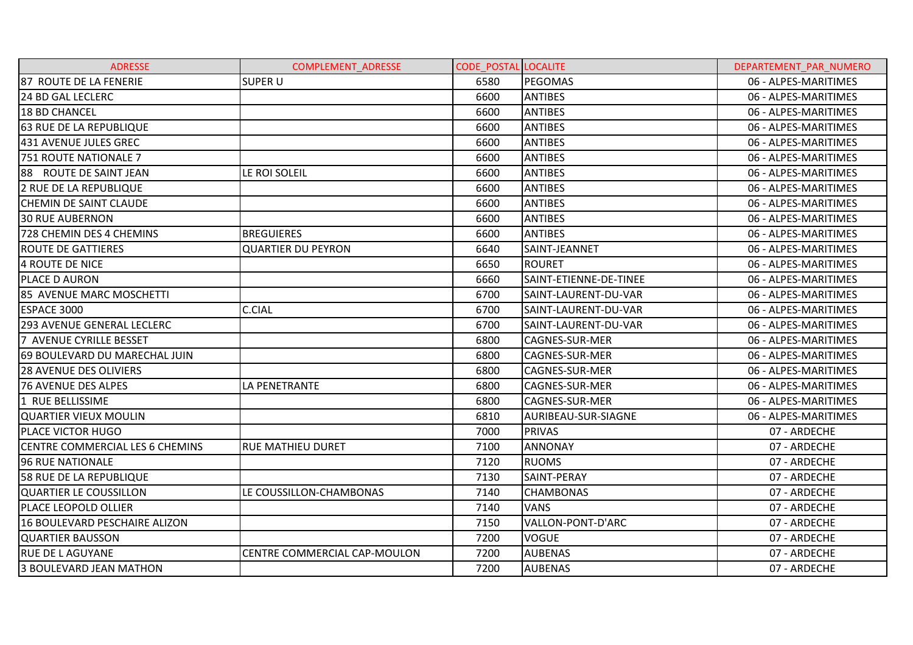| ADRESSE | COMPLEMENT_ADRESSE | CODE_POSTAL | LOCALITE | DEPARTEMENT_PAR_NUMERO |
|---|---|---|---|---|
| 87 ROUTE DE LA FENERIE | SUPER U | 6580 | PEGOMAS | 06 - ALPES-MARITIMES |
| 24 BD GAL LECLERC | | 6600 | ANTIBES | 06 - ALPES-MARITIMES |
| 18 BD CHANCEL | | 6600 | ANTIBES | 06 - ALPES-MARITIMES |
| 63 RUE DE LA REPUBLIQUE | | 6600 | ANTIBES | 06 - ALPES-MARITIMES |
| 431 AVENUE JULES GREC | | 6600 | ANTIBES | 06 - ALPES-MARITIMES |
| 751 ROUTE NATIONALE 7 | | 6600 | ANTIBES | 06 - ALPES-MARITIMES |
| 88 ROUTE DE SAINT JEAN | LE ROI SOLEIL | 6600 | ANTIBES | 06 - ALPES-MARITIMES |
| 2 RUE DE LA REPUBLIQUE | | 6600 | ANTIBES | 06 - ALPES-MARITIMES |
| CHEMIN DE SAINT CLAUDE | | 6600 | ANTIBES | 06 - ALPES-MARITIMES |
| 30 RUE AUBERNON | | 6600 | ANTIBES | 06 - ALPES-MARITIMES |
| 728 CHEMIN DES 4 CHEMINS | BREGUIERES | 6600 | ANTIBES | 06 - ALPES-MARITIMES |
| ROUTE DE GATTIERES | QUARTIER DU PEYRON | 6640 | SAINT-JEANNET | 06 - ALPES-MARITIMES |
| 4 ROUTE DE NICE | | 6650 | ROURET | 06 - ALPES-MARITIMES |
| PLACE D AURON | | 6660 | SAINT-ETIENNE-DE-TINEE | 06 - ALPES-MARITIMES |
| 85 AVENUE MARC MOSCHETTI | | 6700 | SAINT-LAURENT-DU-VAR | 06 - ALPES-MARITIMES |
| ESPACE 3000 | C.CIAL | 6700 | SAINT-LAURENT-DU-VAR | 06 - ALPES-MARITIMES |
| 293 AVENUE GENERAL LECLERC | | 6700 | SAINT-LAURENT-DU-VAR | 06 - ALPES-MARITIMES |
| 7 AVENUE CYRILLE BESSET | | 6800 | CAGNES-SUR-MER | 06 - ALPES-MARITIMES |
| 69 BOULEVARD DU MARECHAL JUIN | | 6800 | CAGNES-SUR-MER | 06 - ALPES-MARITIMES |
| 28 AVENUE DES OLIVIERS | | 6800 | CAGNES-SUR-MER | 06 - ALPES-MARITIMES |
| 76 AVENUE DES ALPES | LA PENETRANTE | 6800 | CAGNES-SUR-MER | 06 - ALPES-MARITIMES |
| 1 RUE BELLISSIME | | 6800 | CAGNES-SUR-MER | 06 - ALPES-MARITIMES |
| QUARTIER VIEUX MOULIN | | 6810 | AURIBEAU-SUR-SIAGNE | 06 - ALPES-MARITIMES |
| PLACE VICTOR HUGO | | 7000 | PRIVAS | 07 - ARDECHE |
| CENTRE COMMERCIAL LES 6 CHEMINS | RUE MATHIEU DURET | 7100 | ANNONAY | 07 - ARDECHE |
| 96 RUE NATIONALE | | 7120 | RUOMS | 07 - ARDECHE |
| 58 RUE DE LA REPUBLIQUE | | 7130 | SAINT-PERAY | 07 - ARDECHE |
| QUARTIER LE COUSSILLON | LE COUSSILLON-CHAMBONAS | 7140 | CHAMBONAS | 07 - ARDECHE |
| PLACE LEOPOLD OLLIER | | 7140 | VANS | 07 - ARDECHE |
| 16 BOULEVARD PESCHAIRE ALIZON | | 7150 | VALLON-PONT-D'ARC | 07 - ARDECHE |
| QUARTIER BAUSSON | | 7200 | VOGUE | 07 - ARDECHE |
| RUE DE L AGUYANE | CENTRE COMMERCIAL CAP-MOULON | 7200 | AUBENAS | 07 - ARDECHE |
| 3 BOULEVARD JEAN MATHON | | 7200 | AUBENAS | 07 - ARDECHE |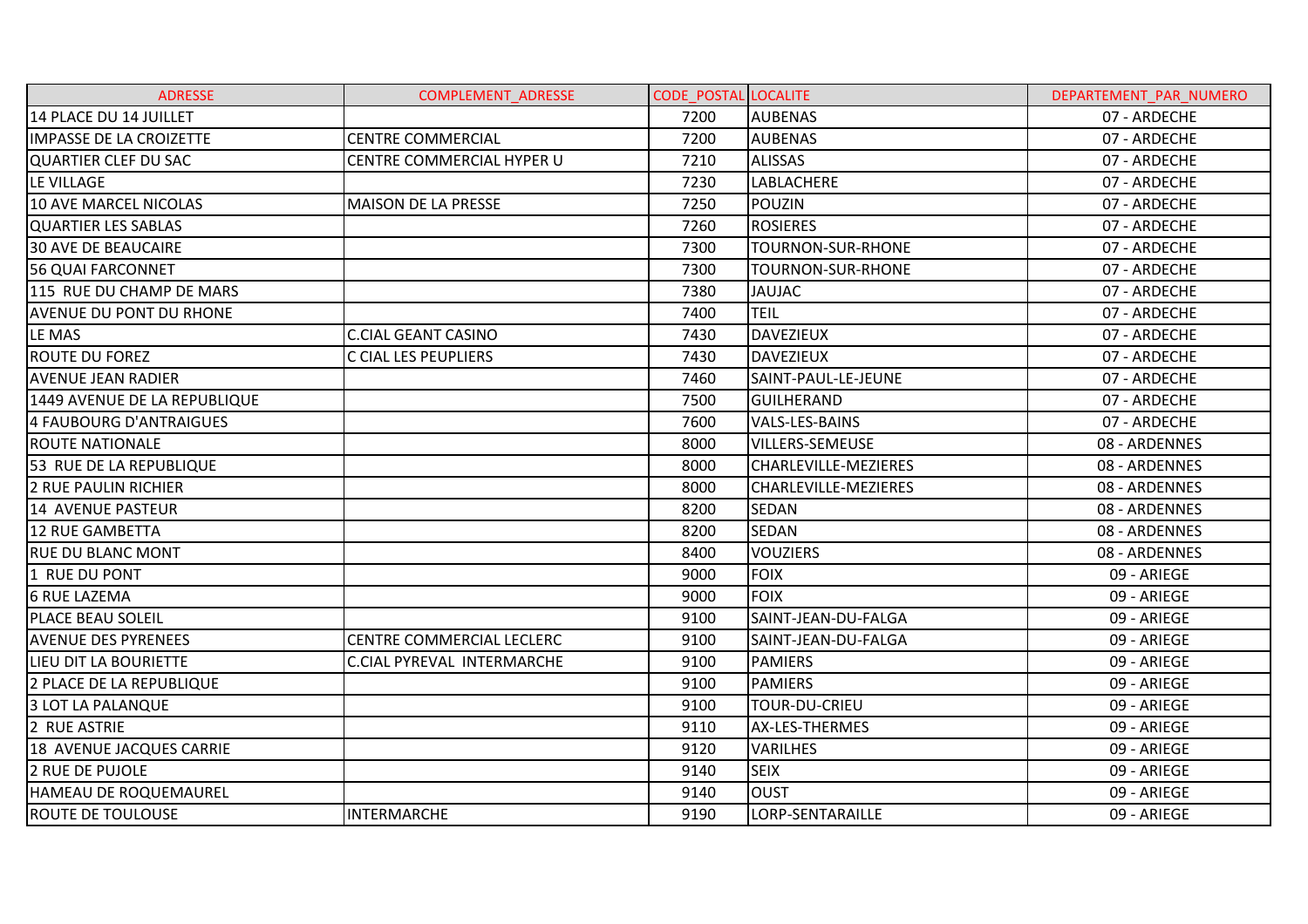| ADRESSE | COMPLEMENT_ADRESSE | CODE_POSTAL | LOCALITE | DEPARTEMENT_PAR_NUMERO |
|---|---|---|---|---|
| 14 PLACE DU 14 JUILLET | | 7200 | AUBENAS | 07 - ARDECHE |
| IMPASSE DE LA CROIZETTE | CENTRE COMMERCIAL | 7200 | AUBENAS | 07 - ARDECHE |
| QUARTIER CLEF DU SAC | CENTRE COMMERCIAL HYPER U | 7210 | ALISSAS | 07 - ARDECHE |
| LE VILLAGE | | 7230 | LABLACHERE | 07 - ARDECHE |
| 10 AVE MARCEL NICOLAS | MAISON DE LA PRESSE | 7250 | POUZIN | 07 - ARDECHE |
| QUARTIER LES SABLAS | | 7260 | ROSIERES | 07 - ARDECHE |
| 30 AVE DE BEAUCAIRE | | 7300 | TOURNON-SUR-RHONE | 07 - ARDECHE |
| 56 QUAI FARCONNET | | 7300 | TOURNON-SUR-RHONE | 07 - ARDECHE |
| 115 RUE DU CHAMP DE MARS | | 7380 | JAUJAC | 07 - ARDECHE |
| AVENUE DU PONT DU RHONE | | 7400 | TEIL | 07 - ARDECHE |
| LE MAS | C.CIAL GEANT CASINO | 7430 | DAVEZIEUX | 07 - ARDECHE |
| ROUTE DU FOREZ | C CIAL LES PEUPLIERS | 7430 | DAVEZIEUX | 07 - ARDECHE |
| AVENUE JEAN RADIER | | 7460 | SAINT-PAUL-LE-JEUNE | 07 - ARDECHE |
| 1449 AVENUE DE LA REPUBLIQUE | | 7500 | GUILHERAND | 07 - ARDECHE |
| 4 FAUBOURG D'ANTRAIGUES | | 7600 | VALS-LES-BAINS | 07 - ARDECHE |
| ROUTE NATIONALE | | 8000 | VILLERS-SEMEUSE | 08 - ARDENNES |
| 53 RUE DE LA REPUBLIQUE | | 8000 | CHARLEVILLE-MEZIERES | 08 - ARDENNES |
| 2 RUE PAULIN RICHIER | | 8000 | CHARLEVILLE-MEZIERES | 08 - ARDENNES |
| 14 AVENUE PASTEUR | | 8200 | SEDAN | 08 - ARDENNES |
| 12 RUE GAMBETTA | | 8200 | SEDAN | 08 - ARDENNES |
| RUE DU BLANC MONT | | 8400 | VOUZIERS | 08 - ARDENNES |
| 1 RUE DU PONT | | 9000 | FOIX | 09 - ARIEGE |
| 6 RUE LAZEMA | | 9000 | FOIX | 09 - ARIEGE |
| PLACE BEAU SOLEIL | | 9100 | SAINT-JEAN-DU-FALGA | 09 - ARIEGE |
| AVENUE DES PYRENEES | CENTRE COMMERCIAL LECLERC | 9100 | SAINT-JEAN-DU-FALGA | 09 - ARIEGE |
| LIEU DIT LA BOURIETTE | C.CIAL PYREVAL INTERMARCHE | 9100 | PAMIERS | 09 - ARIEGE |
| 2 PLACE DE LA REPUBLIQUE | | 9100 | PAMIERS | 09 - ARIEGE |
| 3 LOT LA PALANQUE | | 9100 | TOUR-DU-CRIEU | 09 - ARIEGE |
| 2 RUE ASTRIE | | 9110 | AX-LES-THERMES | 09 - ARIEGE |
| 18 AVENUE JACQUES CARRIE | | 9120 | VARILHES | 09 - ARIEGE |
| 2 RUE DE PUJOLE | | 9140 | SEIX | 09 - ARIEGE |
| HAMEAU DE ROQUEMAUREL | | 9140 | OUST | 09 - ARIEGE |
| ROUTE DE TOULOUSE | INTERMARCHE | 9190 | LORP-SENTARAILLE | 09 - ARIEGE |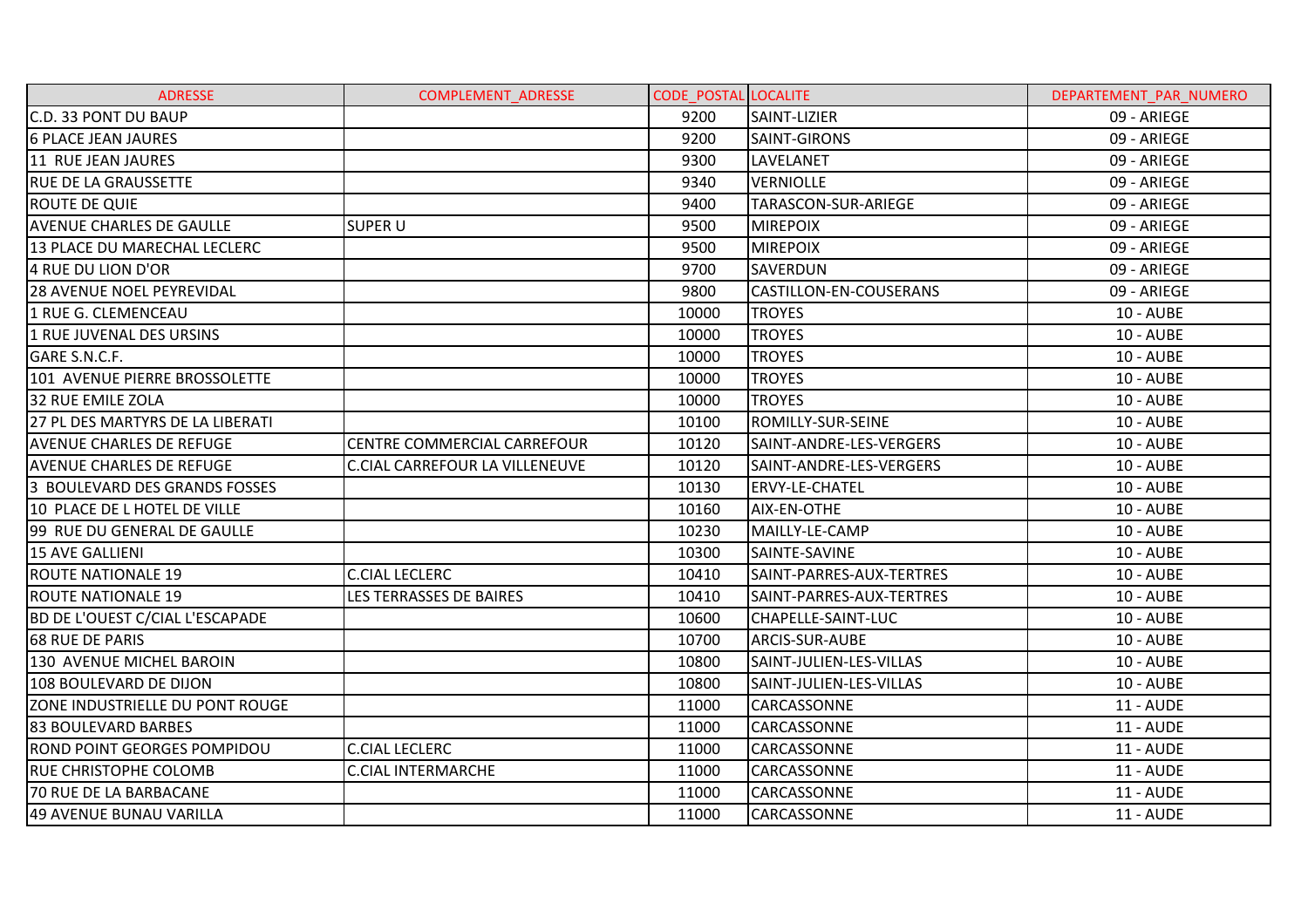| ADRESSE | COMPLEMENT_ADRESSE | CODE_POSTAL | LOCALITE | DEPARTEMENT_PAR_NUMERO |
|---|---|---|---|---|
| C.D. 33 PONT DU BAUP | | 9200 | SAINT-LIZIER | 09 - ARIEGE |
| 6 PLACE JEAN JAURES | | 9200 | SAINT-GIRONS | 09 - ARIEGE |
| 11 RUE JEAN JAURES | | 9300 | LAVELANET | 09 - ARIEGE |
| RUE DE LA GRAUSSETTE | | 9340 | VERNIOLLE | 09 - ARIEGE |
| ROUTE DE QUIE | | 9400 | TARASCON-SUR-ARIEGE | 09 - ARIEGE |
| AVENUE CHARLES DE GAULLE | SUPER U | 9500 | MIREPOIX | 09 - ARIEGE |
| 13 PLACE DU MARECHAL LECLERC | | 9500 | MIREPOIX | 09 - ARIEGE |
| 4 RUE DU LION D'OR | | 9700 | SAVERDUN | 09 - ARIEGE |
| 28 AVENUE NOEL PEYREVIDAL | | 9800 | CASTILLON-EN-COUSERANS | 09 - ARIEGE |
| 1 RUE G. CLEMENCEAU | | 10000 | TROYES | 10 - AUBE |
| 1 RUE JUVENAL DES URSINS | | 10000 | TROYES | 10 - AUBE |
| GARE S.N.C.F. | | 10000 | TROYES | 10 - AUBE |
| 101 AVENUE PIERRE BROSSOLETTE | | 10000 | TROYES | 10 - AUBE |
| 32 RUE EMILE ZOLA | | 10000 | TROYES | 10 - AUBE |
| 27 PL DES MARTYRS DE LA LIBERATI | | 10100 | ROMILLY-SUR-SEINE | 10 - AUBE |
| AVENUE CHARLES DE REFUGE | CENTRE COMMERCIAL CARREFOUR | 10120 | SAINT-ANDRE-LES-VERGERS | 10 - AUBE |
| AVENUE CHARLES DE REFUGE | C.CIAL CARREFOUR LA VILLENEUVE | 10120 | SAINT-ANDRE-LES-VERGERS | 10 - AUBE |
| 3 BOULEVARD DES GRANDS FOSSES | | 10130 | ERVY-LE-CHATEL | 10 - AUBE |
| 10 PLACE DE L HOTEL DE VILLE | | 10160 | AIX-EN-OTHE | 10 - AUBE |
| 99 RUE DU GENERAL DE GAULLE | | 10230 | MAILLY-LE-CAMP | 10 - AUBE |
| 15 AVE GALLIENI | | 10300 | SAINTE-SAVINE | 10 - AUBE |
| ROUTE NATIONALE 19 | C.CIAL LECLERC | 10410 | SAINT-PARRES-AUX-TERTRES | 10 - AUBE |
| ROUTE NATIONALE 19 | LES TERRASSES DE BAIRES | 10410 | SAINT-PARRES-AUX-TERTRES | 10 - AUBE |
| BD DE L'OUEST C/CIAL L'ESCAPADE | | 10600 | CHAPELLE-SAINT-LUC | 10 - AUBE |
| 68 RUE DE PARIS | | 10700 | ARCIS-SUR-AUBE | 10 - AUBE |
| 130 AVENUE MICHEL BAROIN | | 10800 | SAINT-JULIEN-LES-VILLAS | 10 - AUBE |
| 108 BOULEVARD DE DIJON | | 10800 | SAINT-JULIEN-LES-VILLAS | 10 - AUBE |
| ZONE INDUSTRIELLE DU PONT ROUGE | | 11000 | CARCASSONNE | 11 - AUDE |
| 83 BOULEVARD BARBES | | 11000 | CARCASSONNE | 11 - AUDE |
| ROND POINT GEORGES POMPIDOU | C.CIAL LECLERC | 11000 | CARCASSONNE | 11 - AUDE |
| RUE CHRISTOPHE COLOMB | C.CIAL INTERMARCHE | 11000 | CARCASSONNE | 11 - AUDE |
| 70 RUE DE LA BARBACANE | | 11000 | CARCASSONNE | 11 - AUDE |
| 49 AVENUE BUNAU VARILLA | | 11000 | CARCASSONNE | 11 - AUDE |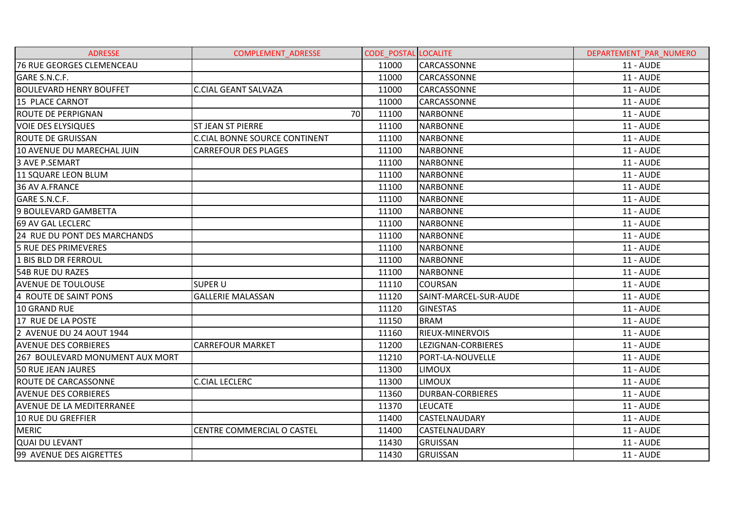| ADRESSE | COMPLEMENT_ADRESSE | CODE_POSTAL | LOCALITE | DEPARTEMENT_PAR_NUMERO |
|---|---|---|---|---|
| 76 RUE GEORGES CLEMENCEAU | | 11000 | CARCASSONNE | 11 - AUDE |
| GARE S.N.C.F. | | 11000 | CARCASSONNE | 11 - AUDE |
| BOULEVARD HENRY BOUFFET | C.CIAL GEANT SALVAZA | 11000 | CARCASSONNE | 11 - AUDE |
| 15 PLACE CARNOT | | 11000 | CARCASSONNE | 11 - AUDE |
| ROUTE DE PERPIGNAN | 70 | 11100 | NARBONNE | 11 - AUDE |
| VOIE DES ELYSIQUES | ST JEAN ST PIERRE | 11100 | NARBONNE | 11 - AUDE |
| ROUTE DE GRUISSAN | C.CIAL BONNE SOURCE CONTINENT | 11100 | NARBONNE | 11 - AUDE |
| 10 AVENUE DU MARECHAL JUIN | CARREFOUR DES PLAGES | 11100 | NARBONNE | 11 - AUDE |
| 3 AVE P.SEMART | | 11100 | NARBONNE | 11 - AUDE |
| 11 SQUARE LEON BLUM | | 11100 | NARBONNE | 11 - AUDE |
| 36 AV A.FRANCE | | 11100 | NARBONNE | 11 - AUDE |
| GARE S.N.C.F. | | 11100 | NARBONNE | 11 - AUDE |
| 9 BOULEVARD GAMBETTA | | 11100 | NARBONNE | 11 - AUDE |
| 69 AV GAL LECLERC | | 11100 | NARBONNE | 11 - AUDE |
| 24 RUE DU PONT DES MARCHANDS | | 11100 | NARBONNE | 11 - AUDE |
| 5 RUE DES PRIMEVERES | | 11100 | NARBONNE | 11 - AUDE |
| 1 BIS BLD DR FERROUL | | 11100 | NARBONNE | 11 - AUDE |
| 54B RUE DU RAZES | | 11100 | NARBONNE | 11 - AUDE |
| AVENUE DE TOULOUSE | SUPER U | 11110 | COURSAN | 11 - AUDE |
| 4 ROUTE DE SAINT PONS | GALLERIE MALASSAN | 11120 | SAINT-MARCEL-SUR-AUDE | 11 - AUDE |
| 10 GRAND RUE | | 11120 | GINESTAS | 11 - AUDE |
| 17 RUE DE LA POSTE | | 11150 | BRAM | 11 - AUDE |
| 2 AVENUE DU 24 AOUT 1944 | | 11160 | RIEUX-MINERVOIS | 11 - AUDE |
| AVENUE DES CORBIERES | CARREFOUR MARKET | 11200 | LEZIGNAN-CORBIERES | 11 - AUDE |
| 267 BOULEVARD MONUMENT AUX MORT | | 11210 | PORT-LA-NOUVELLE | 11 - AUDE |
| 50 RUE JEAN JAURES | | 11300 | LIMOUX | 11 - AUDE |
| ROUTE DE CARCASSONNE | C.CIAL LECLERC | 11300 | LIMOUX | 11 - AUDE |
| AVENUE DES CORBIERES | | 11360 | DURBAN-CORBIERES | 11 - AUDE |
| AVENUE DE LA MEDITERRANEE | | 11370 | LEUCATE | 11 - AUDE |
| 10 RUE DU GREFFIER | | 11400 | CASTELNAUDARY | 11 - AUDE |
| MERIC | CENTRE COMMERCIAL O CASTEL | 11400 | CASTELNAUDARY | 11 - AUDE |
| QUAI DU LEVANT | | 11430 | GRUISSAN | 11 - AUDE |
| 99 AVENUE DES AIGRETTES | | 11430 | GRUISSAN | 11 - AUDE |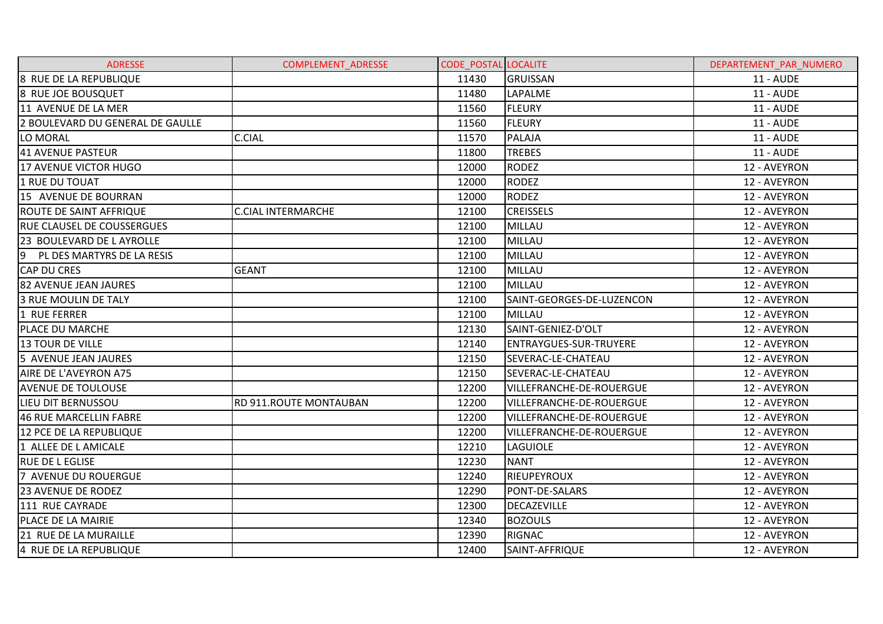| ADRESSE | COMPLEMENT_ADRESSE | CODE_POSTAL | LOCALITE | DEPARTEMENT_PAR_NUMERO |
| --- | --- | --- | --- | --- |
| 8 RUE DE LA REPUBLIQUE | | 11430 | GRUISSAN | 11 - AUDE |
| 8 RUE JOE BOUSQUET | | 11480 | LAPALME | 11 - AUDE |
| 11 AVENUE DE LA MER | | 11560 | FLEURY | 11 - AUDE |
| 2 BOULEVARD DU GENERAL DE GAULLE | | 11560 | FLEURY | 11 - AUDE |
| LO MORAL | C.CIAL | 11570 | PALAJA | 11 - AUDE |
| 41 AVENUE PASTEUR | | 11800 | TREBES | 11 - AUDE |
| 17 AVENUE VICTOR HUGO | | 12000 | RODEZ | 12 - AVEYRON |
| 1 RUE DU TOUAT | | 12000 | RODEZ | 12 - AVEYRON |
| 15 AVENUE DE BOURRAN | | 12000 | RODEZ | 12 - AVEYRON |
| ROUTE DE SAINT AFFRIQUE | C.CIAL INTERMARCHE | 12100 | CREISSELS | 12 - AVEYRON |
| RUE CLAUSEL DE COUSSERGUES | | 12100 | MILLAU | 12 - AVEYRON |
| 23 BOULEVARD DE L AYROLLE | | 12100 | MILLAU | 12 - AVEYRON |
| 9 PL DES MARTYRS DE LA RESIS | | 12100 | MILLAU | 12 - AVEYRON |
| CAP DU CRES | GEANT | 12100 | MILLAU | 12 - AVEYRON |
| 82 AVENUE JEAN JAURES | | 12100 | MILLAU | 12 - AVEYRON |
| 3 RUE MOULIN DE TALY | | 12100 | SAINT-GEORGES-DE-LUZENCON | 12 - AVEYRON |
| 1 RUE FERRER | | 12100 | MILLAU | 12 - AVEYRON |
| PLACE DU MARCHE | | 12130 | SAINT-GENIEZ-D'OLT | 12 - AVEYRON |
| 13 TOUR DE VILLE | | 12140 | ENTRAYGUES-SUR-TRUYERE | 12 - AVEYRON |
| 5 AVENUE JEAN JAURES | | 12150 | SEVERAC-LE-CHATEAU | 12 - AVEYRON |
| AIRE DE L'AVEYRON A75 | | 12150 | SEVERAC-LE-CHATEAU | 12 - AVEYRON |
| AVENUE DE TOULOUSE | | 12200 | VILLEFRANCHE-DE-ROUERGUE | 12 - AVEYRON |
| LIEU DIT BERNUSSOU | RD 911.ROUTE MONTAUBAN | 12200 | VILLEFRANCHE-DE-ROUERGUE | 12 - AVEYRON |
| 46 RUE MARCELLIN FABRE | | 12200 | VILLEFRANCHE-DE-ROUERGUE | 12 - AVEYRON |
| 12 PCE DE LA REPUBLIQUE | | 12200 | VILLEFRANCHE-DE-ROUERGUE | 12 - AVEYRON |
| 1 ALLEE DE L AMICALE | | 12210 | LAGUIOLE | 12 - AVEYRON |
| RUE DE L EGLISE | | 12230 | NANT | 12 - AVEYRON |
| 7 AVENUE DU ROUERGUE | | 12240 | RIEUPEYROUX | 12 - AVEYRON |
| 23 AVENUE DE RODEZ | | 12290 | PONT-DE-SALARS | 12 - AVEYRON |
| 111 RUE CAYRADE | | 12300 | DECAZEVILLE | 12 - AVEYRON |
| PLACE DE LA MAIRIE | | 12340 | BOZOULS | 12 - AVEYRON |
| 21 RUE DE LA MURAILLE | | 12390 | RIGNAC | 12 - AVEYRON |
| 4 RUE DE LA REPUBLIQUE | | 12400 | SAINT-AFFRIQUE | 12 - AVEYRON |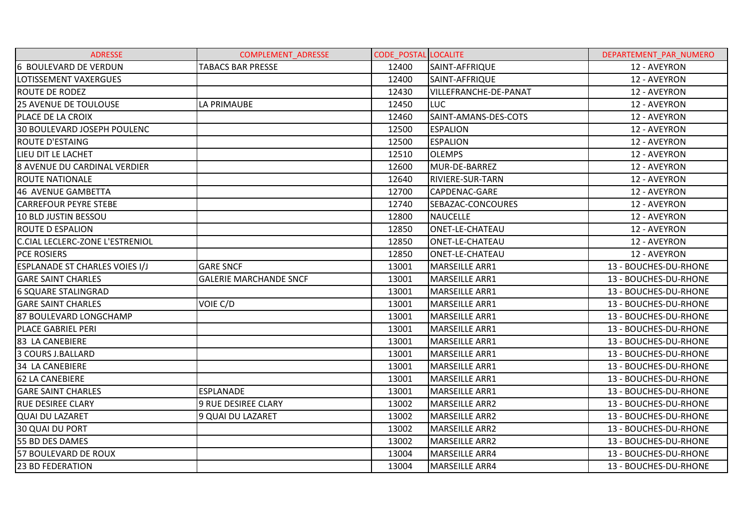| ADRESSE | COMPLEMENT_ADRESSE | CODE_POSTAL | LOCALITE | DEPARTEMENT_PAR_NUMERO |
|---|---|---|---|---|
| 6 BOULEVARD DE VERDUN | TABACS BAR PRESSE | 12400 | SAINT-AFFRIQUE | 12 - AVEYRON |
| LOTISSEMENT VAXERGUES | | 12400 | SAINT-AFFRIQUE | 12 - AVEYRON |
| ROUTE DE RODEZ | | 12430 | VILLEFRANCHE-DE-PANAT | 12 - AVEYRON |
| 25 AVENUE DE TOULOUSE | LA PRIMAUBE | 12450 | LUC | 12 - AVEYRON |
| PLACE DE LA CROIX | | 12460 | SAINT-AMANS-DES-COTS | 12 - AVEYRON |
| 30 BOULEVARD JOSEPH POULENC | | 12500 | ESPALION | 12 - AVEYRON |
| ROUTE D'ESTAING | | 12500 | ESPALION | 12 - AVEYRON |
| LIEU DIT LE LACHET | | 12510 | OLEMPS | 12 - AVEYRON |
| 8 AVENUE DU CARDINAL VERDIER | | 12600 | MUR-DE-BARREZ | 12 - AVEYRON |
| ROUTE NATIONALE | | 12640 | RIVIERE-SUR-TARN | 12 - AVEYRON |
| 46 AVENUE GAMBETTA | | 12700 | CAPDENAC-GARE | 12 - AVEYRON |
| CARREFOUR PEYRE STEBE | | 12740 | SEBAZAC-CONCOURES | 12 - AVEYRON |
| 10 BLD JUSTIN BESSOU | | 12800 | NAUCELLE | 12 - AVEYRON |
| ROUTE D ESPALION | | 12850 | ONET-LE-CHATEAU | 12 - AVEYRON |
| C.CIAL LECLERC-ZONE L'ESTRENIOL | | 12850 | ONET-LE-CHATEAU | 12 - AVEYRON |
| PCE ROSIERS | | 12850 | ONET-LE-CHATEAU | 12 - AVEYRON |
| ESPLANADE ST CHARLES VOIES I/J | GARE SNCF | 13001 | MARSEILLE ARR1 | 13 - BOUCHES-DU-RHONE |
| GARE SAINT CHARLES | GALERIE MARCHANDE SNCF | 13001 | MARSEILLE ARR1 | 13 - BOUCHES-DU-RHONE |
| 6 SQUARE STALINGRAD | | 13001 | MARSEILLE ARR1 | 13 - BOUCHES-DU-RHONE |
| GARE SAINT CHARLES | VOIE C/D | 13001 | MARSEILLE ARR1 | 13 - BOUCHES-DU-RHONE |
| 87 BOULEVARD LONGCHAMP | | 13001 | MARSEILLE ARR1 | 13 - BOUCHES-DU-RHONE |
| PLACE GABRIEL PERI | | 13001 | MARSEILLE ARR1 | 13 - BOUCHES-DU-RHONE |
| 83 LA CANEBIERE | | 13001 | MARSEILLE ARR1 | 13 - BOUCHES-DU-RHONE |
| 3 COURS J.BALLARD | | 13001 | MARSEILLE ARR1 | 13 - BOUCHES-DU-RHONE |
| 34 LA CANEBIERE | | 13001 | MARSEILLE ARR1 | 13 - BOUCHES-DU-RHONE |
| 62 LA CANEBIERE | | 13001 | MARSEILLE ARR1 | 13 - BOUCHES-DU-RHONE |
| GARE SAINT CHARLES | ESPLANADE | 13001 | MARSEILLE ARR1 | 13 - BOUCHES-DU-RHONE |
| RUE DESIREE CLARY | 9 RUE DESIREE CLARY | 13002 | MARSEILLE ARR2 | 13 - BOUCHES-DU-RHONE |
| QUAI DU LAZARET | 9 QUAI DU LAZARET | 13002 | MARSEILLE ARR2 | 13 - BOUCHES-DU-RHONE |
| 30 QUAI DU PORT | | 13002 | MARSEILLE ARR2 | 13 - BOUCHES-DU-RHONE |
| 55 BD DES DAMES | | 13002 | MARSEILLE ARR2 | 13 - BOUCHES-DU-RHONE |
| 57 BOULEVARD DE ROUX | | 13004 | MARSEILLE ARR4 | 13 - BOUCHES-DU-RHONE |
| 23 BD FEDERATION | | 13004 | MARSEILLE ARR4 | 13 - BOUCHES-DU-RHONE |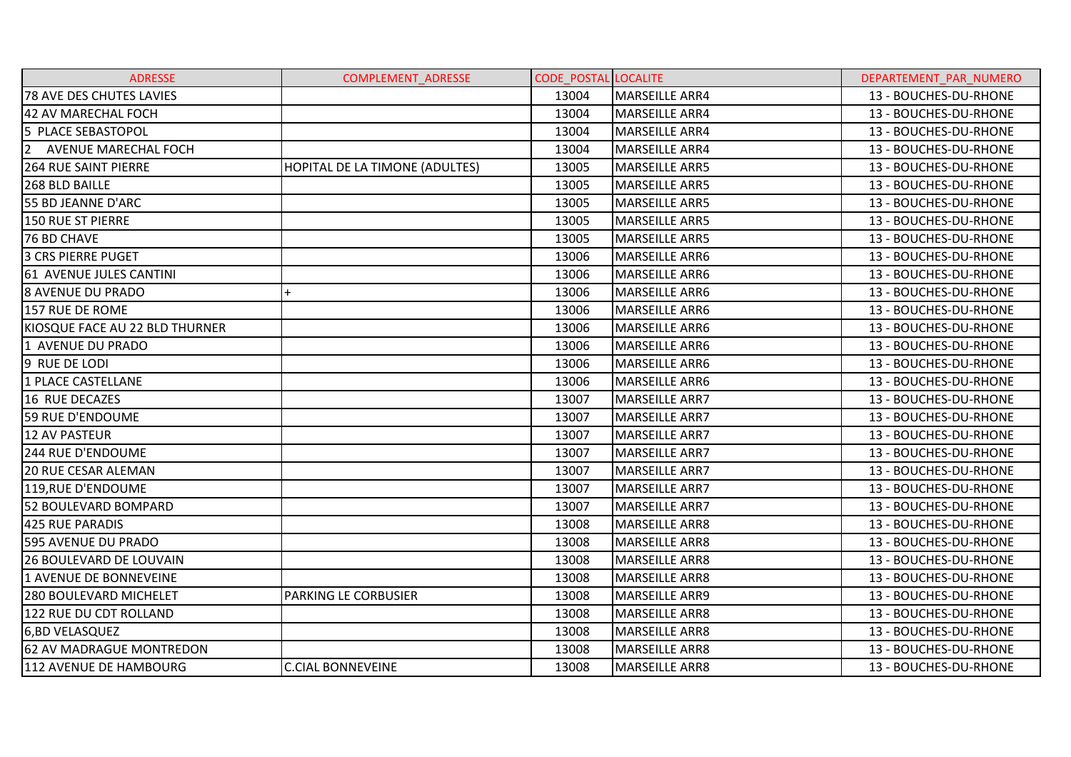| ADRESSE | COMPLEMENT_ADRESSE | CODE_POSTAL | LOCALITE | DEPARTEMENT_PAR_NUMERO |
|---|---|---|---|---|
| 78 AVE DES CHUTES LAVIES | | 13004 | MARSEILLE ARR4 | 13 - BOUCHES-DU-RHONE |
| 42 AV MARECHAL FOCH | | 13004 | MARSEILLE ARR4 | 13 - BOUCHES-DU-RHONE |
| 5 PLACE SEBASTOPOL | | 13004 | MARSEILLE ARR4 | 13 - BOUCHES-DU-RHONE |
| 2 AVENUE MARECHAL FOCH | | 13004 | MARSEILLE ARR4 | 13 - BOUCHES-DU-RHONE |
| 264 RUE SAINT PIERRE | HOPITAL DE LA TIMONE (ADULTES) | 13005 | MARSEILLE ARR5 | 13 - BOUCHES-DU-RHONE |
| 268 BLD BAILLE | | 13005 | MARSEILLE ARR5 | 13 - BOUCHES-DU-RHONE |
| 55 BD JEANNE D'ARC | | 13005 | MARSEILLE ARR5 | 13 - BOUCHES-DU-RHONE |
| 150 RUE ST PIERRE | | 13005 | MARSEILLE ARR5 | 13 - BOUCHES-DU-RHONE |
| 76 BD CHAVE | | 13005 | MARSEILLE ARR5 | 13 - BOUCHES-DU-RHONE |
| 3 CRS PIERRE PUGET | | 13006 | MARSEILLE ARR6 | 13 - BOUCHES-DU-RHONE |
| 61 AVENUE JULES CANTINI | | 13006 | MARSEILLE ARR6 | 13 - BOUCHES-DU-RHONE |
| 8 AVENUE DU PRADO | + | 13006 | MARSEILLE ARR6 | 13 - BOUCHES-DU-RHONE |
| 157 RUE DE ROME | | 13006 | MARSEILLE ARR6 | 13 - BOUCHES-DU-RHONE |
| KIOSQUE FACE AU 22 BLD THURNER | | 13006 | MARSEILLE ARR6 | 13 - BOUCHES-DU-RHONE |
| 1 AVENUE DU PRADO | | 13006 | MARSEILLE ARR6 | 13 - BOUCHES-DU-RHONE |
| 9 RUE DE LODI | | 13006 | MARSEILLE ARR6 | 13 - BOUCHES-DU-RHONE |
| 1 PLACE CASTELLANE | | 13006 | MARSEILLE ARR6 | 13 - BOUCHES-DU-RHONE |
| 16 RUE DECAZES | | 13007 | MARSEILLE ARR7 | 13 - BOUCHES-DU-RHONE |
| 59 RUE D'ENDOUME | | 13007 | MARSEILLE ARR7 | 13 - BOUCHES-DU-RHONE |
| 12 AV PASTEUR | | 13007 | MARSEILLE ARR7 | 13 - BOUCHES-DU-RHONE |
| 244 RUE D'ENDOUME | | 13007 | MARSEILLE ARR7 | 13 - BOUCHES-DU-RHONE |
| 20 RUE CESAR ALEMAN | | 13007 | MARSEILLE ARR7 | 13 - BOUCHES-DU-RHONE |
| 119,RUE D'ENDOUME | | 13007 | MARSEILLE ARR7 | 13 - BOUCHES-DU-RHONE |
| 52 BOULEVARD BOMPARD | | 13007 | MARSEILLE ARR7 | 13 - BOUCHES-DU-RHONE |
| 425 RUE PARADIS | | 13008 | MARSEILLE ARR8 | 13 - BOUCHES-DU-RHONE |
| 595 AVENUE DU PRADO | | 13008 | MARSEILLE ARR8 | 13 - BOUCHES-DU-RHONE |
| 26 BOULEVARD DE LOUVAIN | | 13008 | MARSEILLE ARR8 | 13 - BOUCHES-DU-RHONE |
| 1 AVENUE DE BONNEVEINE | | 13008 | MARSEILLE ARR8 | 13 - BOUCHES-DU-RHONE |
| 280 BOULEVARD MICHELET | PARKING LE CORBUSIER | 13008 | MARSEILLE ARR9 | 13 - BOUCHES-DU-RHONE |
| 122 RUE DU CDT ROLLAND | | 13008 | MARSEILLE ARR8 | 13 - BOUCHES-DU-RHONE |
| 6,BD VELASQUEZ | | 13008 | MARSEILLE ARR8 | 13 - BOUCHES-DU-RHONE |
| 62 AV MADRAGUE MONTREDON | | 13008 | MARSEILLE ARR8 | 13 - BOUCHES-DU-RHONE |
| 112 AVENUE DE HAMBOURG | C.CIAL BONNEVEINE | 13008 | MARSEILLE ARR8 | 13 - BOUCHES-DU-RHONE |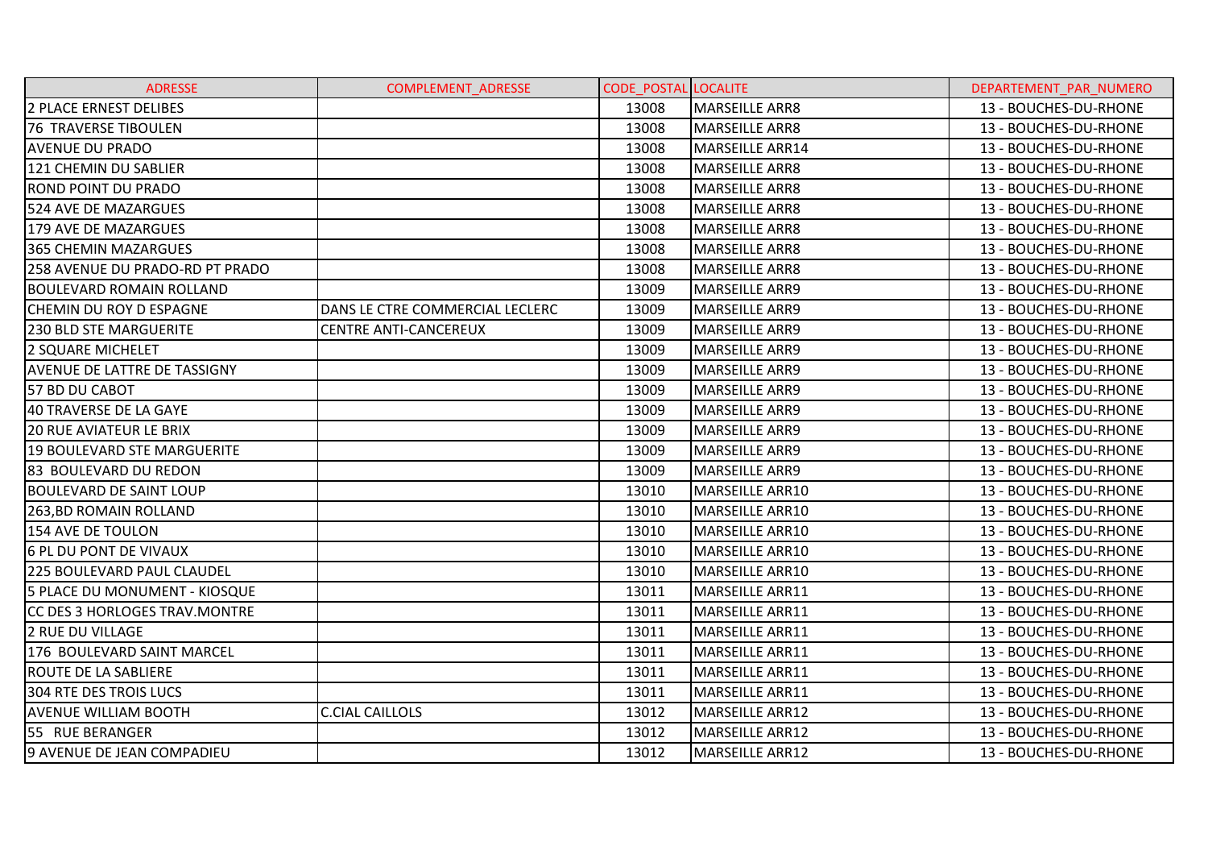| ADRESSE | COMPLEMENT_ADRESSE | CODE_POSTAL | LOCALITE | DEPARTEMENT_PAR_NUMERO |
|---|---|---|---|---|
| 2 PLACE ERNEST DELIBES | | 13008 | MARSEILLE ARR8 | 13 - BOUCHES-DU-RHONE |
| 76 TRAVERSE TIBOULEN | | 13008 | MARSEILLE ARR8 | 13 - BOUCHES-DU-RHONE |
| AVENUE DU PRADO | | 13008 | MARSEILLE ARR14 | 13 - BOUCHES-DU-RHONE |
| 121 CHEMIN DU SABLIER | | 13008 | MARSEILLE ARR8 | 13 - BOUCHES-DU-RHONE |
| ROND POINT DU PRADO | | 13008 | MARSEILLE ARR8 | 13 - BOUCHES-DU-RHONE |
| 524 AVE DE MAZARGUES | | 13008 | MARSEILLE ARR8 | 13 - BOUCHES-DU-RHONE |
| 179 AVE DE MAZARGUES | | 13008 | MARSEILLE ARR8 | 13 - BOUCHES-DU-RHONE |
| 365 CHEMIN MAZARGUES | | 13008 | MARSEILLE ARR8 | 13 - BOUCHES-DU-RHONE |
| 258 AVENUE DU PRADO-RD PT PRADO | | 13008 | MARSEILLE ARR8 | 13 - BOUCHES-DU-RHONE |
| BOULEVARD ROMAIN ROLLAND | | 13009 | MARSEILLE ARR9 | 13 - BOUCHES-DU-RHONE |
| CHEMIN DU ROY D ESPAGNE | DANS LE CTRE COMMERCIAL LECLERC | 13009 | MARSEILLE ARR9 | 13 - BOUCHES-DU-RHONE |
| 230 BLD STE MARGUERITE | CENTRE ANTI-CANCEREUX | 13009 | MARSEILLE ARR9 | 13 - BOUCHES-DU-RHONE |
| 2 SQUARE MICHELET | | 13009 | MARSEILLE ARR9 | 13 - BOUCHES-DU-RHONE |
| AVENUE DE LATTRE DE TASSIGNY | | 13009 | MARSEILLE ARR9 | 13 - BOUCHES-DU-RHONE |
| 57 BD DU CABOT | | 13009 | MARSEILLE ARR9 | 13 - BOUCHES-DU-RHONE |
| 40 TRAVERSE DE LA GAYE | | 13009 | MARSEILLE ARR9 | 13 - BOUCHES-DU-RHONE |
| 20 RUE AVIATEUR LE BRIX | | 13009 | MARSEILLE ARR9 | 13 - BOUCHES-DU-RHONE |
| 19 BOULEVARD STE MARGUERITE | | 13009 | MARSEILLE ARR9 | 13 - BOUCHES-DU-RHONE |
| 83 BOULEVARD DU REDON | | 13009 | MARSEILLE ARR9 | 13 - BOUCHES-DU-RHONE |
| BOULEVARD DE SAINT LOUP | | 13010 | MARSEILLE ARR10 | 13 - BOUCHES-DU-RHONE |
| 263,BD ROMAIN ROLLAND | | 13010 | MARSEILLE ARR10 | 13 - BOUCHES-DU-RHONE |
| 154 AVE DE TOULON | | 13010 | MARSEILLE ARR10 | 13 - BOUCHES-DU-RHONE |
| 6 PL DU PONT DE VIVAUX | | 13010 | MARSEILLE ARR10 | 13 - BOUCHES-DU-RHONE |
| 225 BOULEVARD PAUL CLAUDEL | | 13010 | MARSEILLE ARR10 | 13 - BOUCHES-DU-RHONE |
| 5 PLACE DU MONUMENT - KIOSQUE | | 13011 | MARSEILLE ARR11 | 13 - BOUCHES-DU-RHONE |
| CC DES 3 HORLOGES TRAV.MONTRE | | 13011 | MARSEILLE ARR11 | 13 - BOUCHES-DU-RHONE |
| 2 RUE DU VILLAGE | | 13011 | MARSEILLE ARR11 | 13 - BOUCHES-DU-RHONE |
| 176 BOULEVARD SAINT MARCEL | | 13011 | MARSEILLE ARR11 | 13 - BOUCHES-DU-RHONE |
| ROUTE DE LA SABLIERE | | 13011 | MARSEILLE ARR11 | 13 - BOUCHES-DU-RHONE |
| 304 RTE DES TROIS LUCS | | 13011 | MARSEILLE ARR11 | 13 - BOUCHES-DU-RHONE |
| AVENUE WILLIAM BOOTH | C.CIAL CAILLOLS | 13012 | MARSEILLE ARR12 | 13 - BOUCHES-DU-RHONE |
| 55 RUE BERANGER | | 13012 | MARSEILLE ARR12 | 13 - BOUCHES-DU-RHONE |
| 9 AVENUE DE JEAN COMPADIEU | | 13012 | MARSEILLE ARR12 | 13 - BOUCHES-DU-RHONE |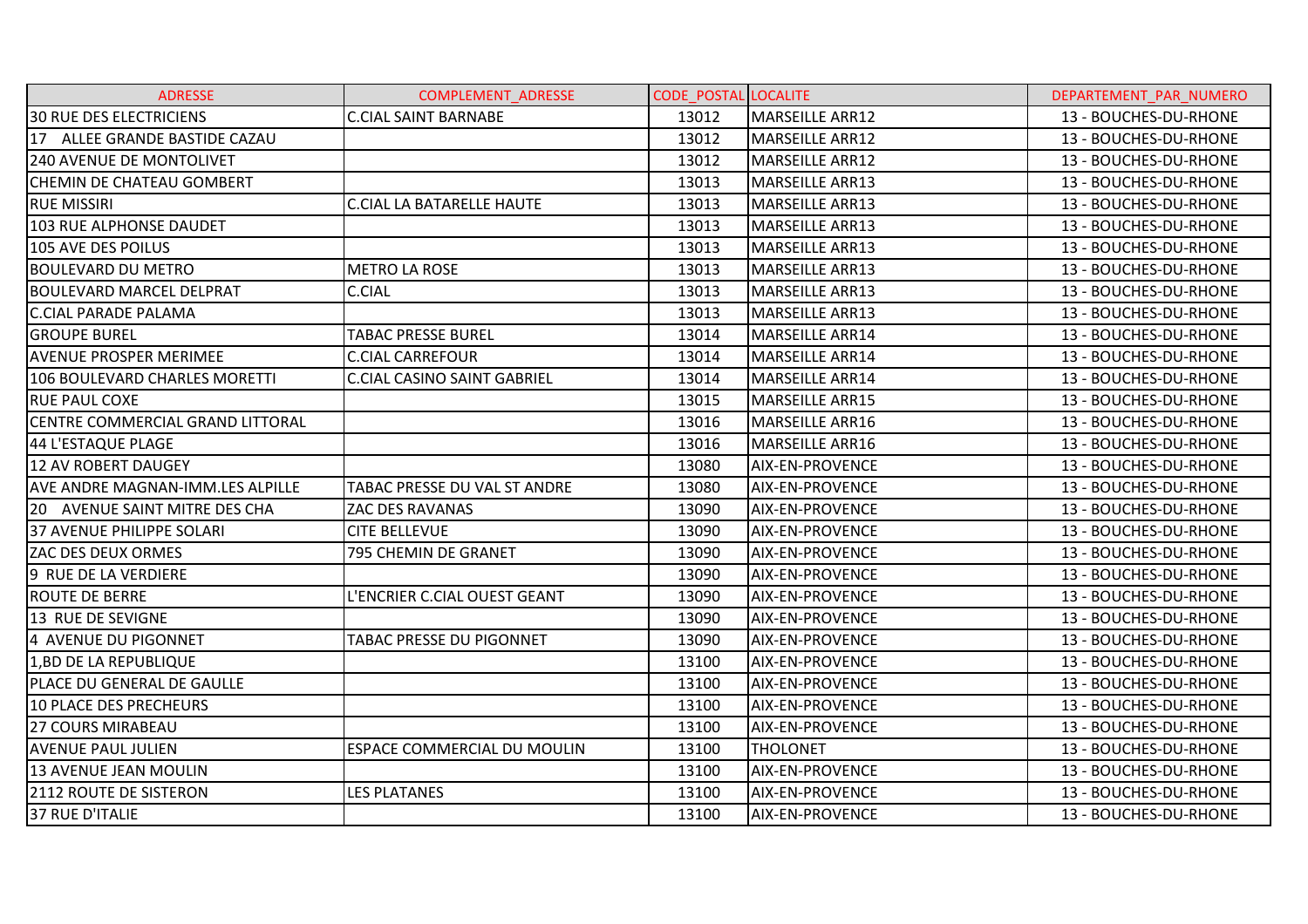| ADRESSE | COMPLEMENT_ADRESSE | CODE_POSTAL | LOCALITE | DEPARTEMENT_PAR_NUMERO |
|---|---|---|---|---|
| 30 RUE DES ELECTRICIENS | C.CIAL SAINT BARNABE | 13012 | MARSEILLE ARR12 | 13 - BOUCHES-DU-RHONE |
| 17 ALLEE GRANDE BASTIDE CAZAU | | 13012 | MARSEILLE ARR12 | 13 - BOUCHES-DU-RHONE |
| 240 AVENUE DE MONTOLIVET | | 13012 | MARSEILLE ARR12 | 13 - BOUCHES-DU-RHONE |
| CHEMIN DE CHATEAU GOMBERT | | 13013 | MARSEILLE ARR13 | 13 - BOUCHES-DU-RHONE |
| RUE MISSIRI | C.CIAL LA BATARELLE HAUTE | 13013 | MARSEILLE ARR13 | 13 - BOUCHES-DU-RHONE |
| 103 RUE ALPHONSE DAUDET | | 13013 | MARSEILLE ARR13 | 13 - BOUCHES-DU-RHONE |
| 105 AVE DES POILUS | | 13013 | MARSEILLE ARR13 | 13 - BOUCHES-DU-RHONE |
| BOULEVARD DU METRO | METRO LA ROSE | 13013 | MARSEILLE ARR13 | 13 - BOUCHES-DU-RHONE |
| BOULEVARD MARCEL DELPRAT | C.CIAL | 13013 | MARSEILLE ARR13 | 13 - BOUCHES-DU-RHONE |
| C.CIAL PARADE PALAMA | | 13013 | MARSEILLE ARR13 | 13 - BOUCHES-DU-RHONE |
| GROUPE BUREL | TABAC PRESSE BUREL | 13014 | MARSEILLE ARR14 | 13 - BOUCHES-DU-RHONE |
| AVENUE PROSPER MERIMEE | C.CIAL CARREFOUR | 13014 | MARSEILLE ARR14 | 13 - BOUCHES-DU-RHONE |
| 106 BOULEVARD CHARLES MORETTI | C.CIAL CASINO SAINT GABRIEL | 13014 | MARSEILLE ARR14 | 13 - BOUCHES-DU-RHONE |
| RUE PAUL COXE | | 13015 | MARSEILLE ARR15 | 13 - BOUCHES-DU-RHONE |
| CENTRE COMMERCIAL GRAND LITTORAL | | 13016 | MARSEILLE ARR16 | 13 - BOUCHES-DU-RHONE |
| 44 L'ESTAQUE PLAGE | | 13016 | MARSEILLE ARR16 | 13 - BOUCHES-DU-RHONE |
| 12 AV ROBERT DAUGEY | | 13080 | AIX-EN-PROVENCE | 13 - BOUCHES-DU-RHONE |
| AVE ANDRE MAGNAN-IMM.LES ALPILLE | TABAC PRESSE DU VAL ST ANDRE | 13080 | AIX-EN-PROVENCE | 13 - BOUCHES-DU-RHONE |
| 20 AVENUE SAINT MITRE DES CHA | ZAC DES RAVANAS | 13090 | AIX-EN-PROVENCE | 13 - BOUCHES-DU-RHONE |
| 37 AVENUE PHILIPPE SOLARI | CITE BELLEVUE | 13090 | AIX-EN-PROVENCE | 13 - BOUCHES-DU-RHONE |
| ZAC DES DEUX ORMES | 795 CHEMIN DE GRANET | 13090 | AIX-EN-PROVENCE | 13 - BOUCHES-DU-RHONE |
| 9 RUE DE LA VERDIERE | | 13090 | AIX-EN-PROVENCE | 13 - BOUCHES-DU-RHONE |
| ROUTE DE BERRE | L'ENCRIER C.CIAL OUEST GEANT | 13090 | AIX-EN-PROVENCE | 13 - BOUCHES-DU-RHONE |
| 13 RUE DE SEVIGNE | | 13090 | AIX-EN-PROVENCE | 13 - BOUCHES-DU-RHONE |
| 4 AVENUE DU PIGONNET | TABAC PRESSE DU PIGONNET | 13090 | AIX-EN-PROVENCE | 13 - BOUCHES-DU-RHONE |
| 1,BD DE LA REPUBLIQUE | | 13100 | AIX-EN-PROVENCE | 13 - BOUCHES-DU-RHONE |
| PLACE DU GENERAL DE GAULLE | | 13100 | AIX-EN-PROVENCE | 13 - BOUCHES-DU-RHONE |
| 10 PLACE DES PRECHEURS | | 13100 | AIX-EN-PROVENCE | 13 - BOUCHES-DU-RHONE |
| 27 COURS MIRABEAU | | 13100 | AIX-EN-PROVENCE | 13 - BOUCHES-DU-RHONE |
| AVENUE PAUL JULIEN | ESPACE COMMERCIAL DU MOULIN | 13100 | THOLONET | 13 - BOUCHES-DU-RHONE |
| 13 AVENUE JEAN MOULIN | | 13100 | AIX-EN-PROVENCE | 13 - BOUCHES-DU-RHONE |
| 2112 ROUTE DE SISTERON | LES PLATANES | 13100 | AIX-EN-PROVENCE | 13 - BOUCHES-DU-RHONE |
| 37 RUE D'ITALIE | | 13100 | AIX-EN-PROVENCE | 13 - BOUCHES-DU-RHONE |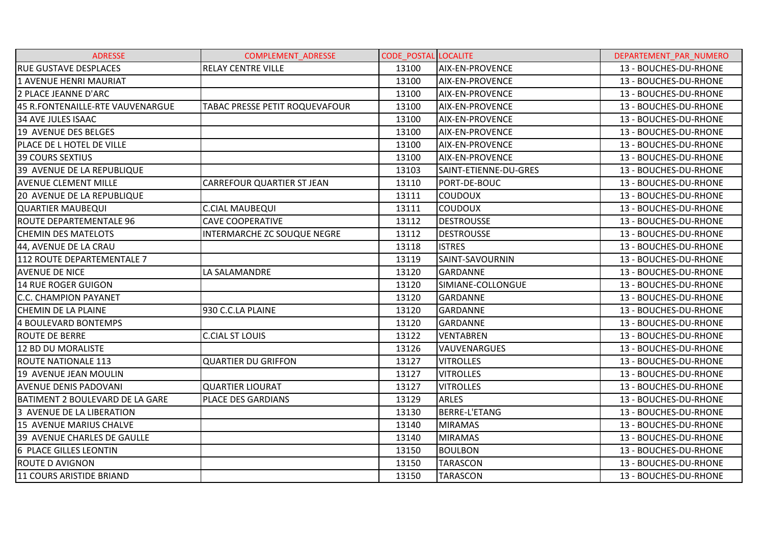| ADRESSE | COMPLEMENT_ADRESSE | CODE_POSTAL | LOCALITE | DEPARTEMENT_PAR_NUMERO |
|---|---|---|---|---|
| RUE GUSTAVE DESPLACES | RELAY CENTRE VILLE | 13100 | AIX-EN-PROVENCE | 13 - BOUCHES-DU-RHONE |
| 1 AVENUE HENRI MAURIAT | | 13100 | AIX-EN-PROVENCE | 13 - BOUCHES-DU-RHONE |
| 2 PLACE JEANNE D'ARC | | 13100 | AIX-EN-PROVENCE | 13 - BOUCHES-DU-RHONE |
| 45 R.FONTENAILLE-RTE VAUVENARGUE | TABAC PRESSE PETIT ROQUEVAFOUR | 13100 | AIX-EN-PROVENCE | 13 - BOUCHES-DU-RHONE |
| 34 AVE JULES ISAAC | | 13100 | AIX-EN-PROVENCE | 13 - BOUCHES-DU-RHONE |
| 19 AVENUE DES BELGES | | 13100 | AIX-EN-PROVENCE | 13 - BOUCHES-DU-RHONE |
| PLACE DE L HOTEL DE VILLE | | 13100 | AIX-EN-PROVENCE | 13 - BOUCHES-DU-RHONE |
| 39 COURS SEXTIUS | | 13100 | AIX-EN-PROVENCE | 13 - BOUCHES-DU-RHONE |
| 39 AVENUE DE LA REPUBLIQUE | | 13103 | SAINT-ETIENNE-DU-GRES | 13 - BOUCHES-DU-RHONE |
| AVENUE CLEMENT MILLE | CARREFOUR QUARTIER ST JEAN | 13110 | PORT-DE-BOUC | 13 - BOUCHES-DU-RHONE |
| 20 AVENUE DE LA REPUBLIQUE | | 13111 | COUDOUX | 13 - BOUCHES-DU-RHONE |
| QUARTIER MAUBEQUI | C.CIAL MAUBEQUI | 13111 | COUDOUX | 13 - BOUCHES-DU-RHONE |
| ROUTE DEPARTEMENTALE 96 | CAVE COOPERATIVE | 13112 | DESTROUSSE | 13 - BOUCHES-DU-RHONE |
| CHEMIN DES MATELOTS | INTERMARCHE ZC SOUQUE NEGRE | 13112 | DESTROUSSE | 13 - BOUCHES-DU-RHONE |
| 44, AVENUE DE LA CRAU | | 13118 | ISTRES | 13 - BOUCHES-DU-RHONE |
| 112 ROUTE DEPARTEMENTALE 7 | | 13119 | SAINT-SAVOURNIN | 13 - BOUCHES-DU-RHONE |
| AVENUE DE NICE | LA SALAMANDRE | 13120 | GARDANNE | 13 - BOUCHES-DU-RHONE |
| 14 RUE ROGER GUIGON | | 13120 | SIMIANE-COLLONGUE | 13 - BOUCHES-DU-RHONE |
| C.C. CHAMPION PAYANET | | 13120 | GARDANNE | 13 - BOUCHES-DU-RHONE |
| CHEMIN DE LA PLAINE | 930 C.C.LA PLAINE | 13120 | GARDANNE | 13 - BOUCHES-DU-RHONE |
| 4 BOULEVARD BONTEMPS | | 13120 | GARDANNE | 13 - BOUCHES-DU-RHONE |
| ROUTE DE BERRE | C.CIAL ST LOUIS | 13122 | VENTABREN | 13 - BOUCHES-DU-RHONE |
| 12 BD DU MORALISTE | | 13126 | VAUVENARGUES | 13 - BOUCHES-DU-RHONE |
| ROUTE NATIONALE 113 | QUARTIER DU GRIFFON | 13127 | VITROLLES | 13 - BOUCHES-DU-RHONE |
| 19 AVENUE JEAN MOULIN | | 13127 | VITROLLES | 13 - BOUCHES-DU-RHONE |
| AVENUE DENIS PADOVANI | QUARTIER LIOURAT | 13127 | VITROLLES | 13 - BOUCHES-DU-RHONE |
| BATIMENT 2 BOULEVARD DE LA GARE | PLACE DES GARDIANS | 13129 | ARLES | 13 - BOUCHES-DU-RHONE |
| 3 AVENUE DE LA LIBERATION | | 13130 | BERRE-L'ETANG | 13 - BOUCHES-DU-RHONE |
| 15 AVENUE MARIUS CHALVE | | 13140 | MIRAMAS | 13 - BOUCHES-DU-RHONE |
| 39 AVENUE CHARLES DE GAULLE | | 13140 | MIRAMAS | 13 - BOUCHES-DU-RHONE |
| 6 PLACE GILLES LEONTIN | | 13150 | BOULBON | 13 - BOUCHES-DU-RHONE |
| ROUTE D AVIGNON | | 13150 | TARASCON | 13 - BOUCHES-DU-RHONE |
| 11 COURS ARISTIDE BRIAND | | 13150 | TARASCON | 13 - BOUCHES-DU-RHONE |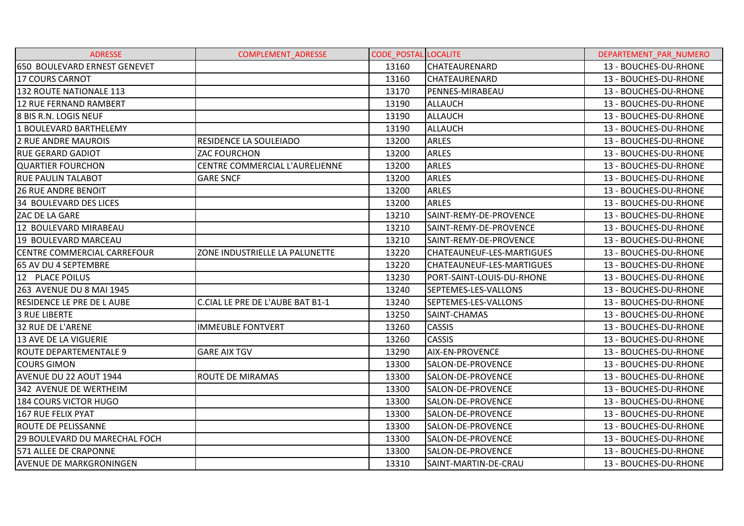| ADRESSE | COMPLEMENT_ADRESSE | CODE_POSTAL | LOCALITE | DEPARTEMENT_PAR_NUMERO |
|---|---|---|---|---|
| 650 BOULEVARD ERNEST GENEVET | | 13160 | CHATEAURENARD | 13 - BOUCHES-DU-RHONE |
| 17 COURS CARNOT | | 13160 | CHATEAURENARD | 13 - BOUCHES-DU-RHONE |
| 132 ROUTE NATIONALE 113 | | 13170 | PENNES-MIRABEAU | 13 - BOUCHES-DU-RHONE |
| 12 RUE FERNAND RAMBERT | | 13190 | ALLAUCH | 13 - BOUCHES-DU-RHONE |
| 8 BIS R.N. LOGIS NEUF | | 13190 | ALLAUCH | 13 - BOUCHES-DU-RHONE |
| 1 BOULEVARD BARTHELEMY | | 13190 | ALLAUCH | 13 - BOUCHES-DU-RHONE |
| 2 RUE ANDRE MAUROIS | RESIDENCE LA SOULEIADO | 13200 | ARLES | 13 - BOUCHES-DU-RHONE |
| RUE GERARD GADIOT | ZAC FOURCHON | 13200 | ARLES | 13 - BOUCHES-DU-RHONE |
| QUARTIER FOURCHON | CENTRE COMMERCIAL L'AURELIENNE | 13200 | ARLES | 13 - BOUCHES-DU-RHONE |
| RUE PAULIN TALABOT | GARE SNCF | 13200 | ARLES | 13 - BOUCHES-DU-RHONE |
| 26 RUE ANDRE BENOIT | | 13200 | ARLES | 13 - BOUCHES-DU-RHONE |
| 34 BOULEVARD DES LICES | | 13200 | ARLES | 13 - BOUCHES-DU-RHONE |
| ZAC DE LA GARE | | 13210 | SAINT-REMY-DE-PROVENCE | 13 - BOUCHES-DU-RHONE |
| 12 BOULEVARD MIRABEAU | | 13210 | SAINT-REMY-DE-PROVENCE | 13 - BOUCHES-DU-RHONE |
| 19 BOULEVARD MARCEAU | | 13210 | SAINT-REMY-DE-PROVENCE | 13 - BOUCHES-DU-RHONE |
| CENTRE COMMERCIAL CARREFOUR | ZONE INDUSTRIELLE LA PALUNETTE | 13220 | CHATEAUNEUF-LES-MARTIGUES | 13 - BOUCHES-DU-RHONE |
| 65 AV DU 4 SEPTEMBRE | | 13220 | CHATEAUNEUF-LES-MARTIGUES | 13 - BOUCHES-DU-RHONE |
| 12 PLACE POILUS | | 13230 | PORT-SAINT-LOUIS-DU-RHONE | 13 - BOUCHES-DU-RHONE |
| 263 AVENUE DU 8 MAI 1945 | | 13240 | SEPTEMES-LES-VALLONS | 13 - BOUCHES-DU-RHONE |
| RESIDENCE LE PRE DE L AUBE | C.CIAL LE PRE DE L'AUBE BAT B1-1 | 13240 | SEPTEMES-LES-VALLONS | 13 - BOUCHES-DU-RHONE |
| 3 RUE LIBERTE | | 13250 | SAINT-CHAMAS | 13 - BOUCHES-DU-RHONE |
| 32 RUE DE L'ARENE | IMMEUBLE FONTVERT | 13260 | CASSIS | 13 - BOUCHES-DU-RHONE |
| 13 AVE DE LA VIGUERIE | | 13260 | CASSIS | 13 - BOUCHES-DU-RHONE |
| ROUTE DEPARTEMENTALE 9 | GARE AIX TGV | 13290 | AIX-EN-PROVENCE | 13 - BOUCHES-DU-RHONE |
| COURS GIMON | | 13300 | SALON-DE-PROVENCE | 13 - BOUCHES-DU-RHONE |
| AVENUE DU 22 AOUT 1944 | ROUTE DE MIRAMAS | 13300 | SALON-DE-PROVENCE | 13 - BOUCHES-DU-RHONE |
| 342 AVENUE DE WERTHEIM | | 13300 | SALON-DE-PROVENCE | 13 - BOUCHES-DU-RHONE |
| 184 COURS VICTOR HUGO | | 13300 | SALON-DE-PROVENCE | 13 - BOUCHES-DU-RHONE |
| 167 RUE FELIX PYAT | | 13300 | SALON-DE-PROVENCE | 13 - BOUCHES-DU-RHONE |
| ROUTE DE PELISSANNE | | 13300 | SALON-DE-PROVENCE | 13 - BOUCHES-DU-RHONE |
| 29 BOULEVARD DU MARECHAL FOCH | | 13300 | SALON-DE-PROVENCE | 13 - BOUCHES-DU-RHONE |
| 571 ALLEE DE CRAPONNE | | 13300 | SALON-DE-PROVENCE | 13 - BOUCHES-DU-RHONE |
| AVENUE DE MARKGRONINGEN | | 13310 | SAINT-MARTIN-DE-CRAU | 13 - BOUCHES-DU-RHONE |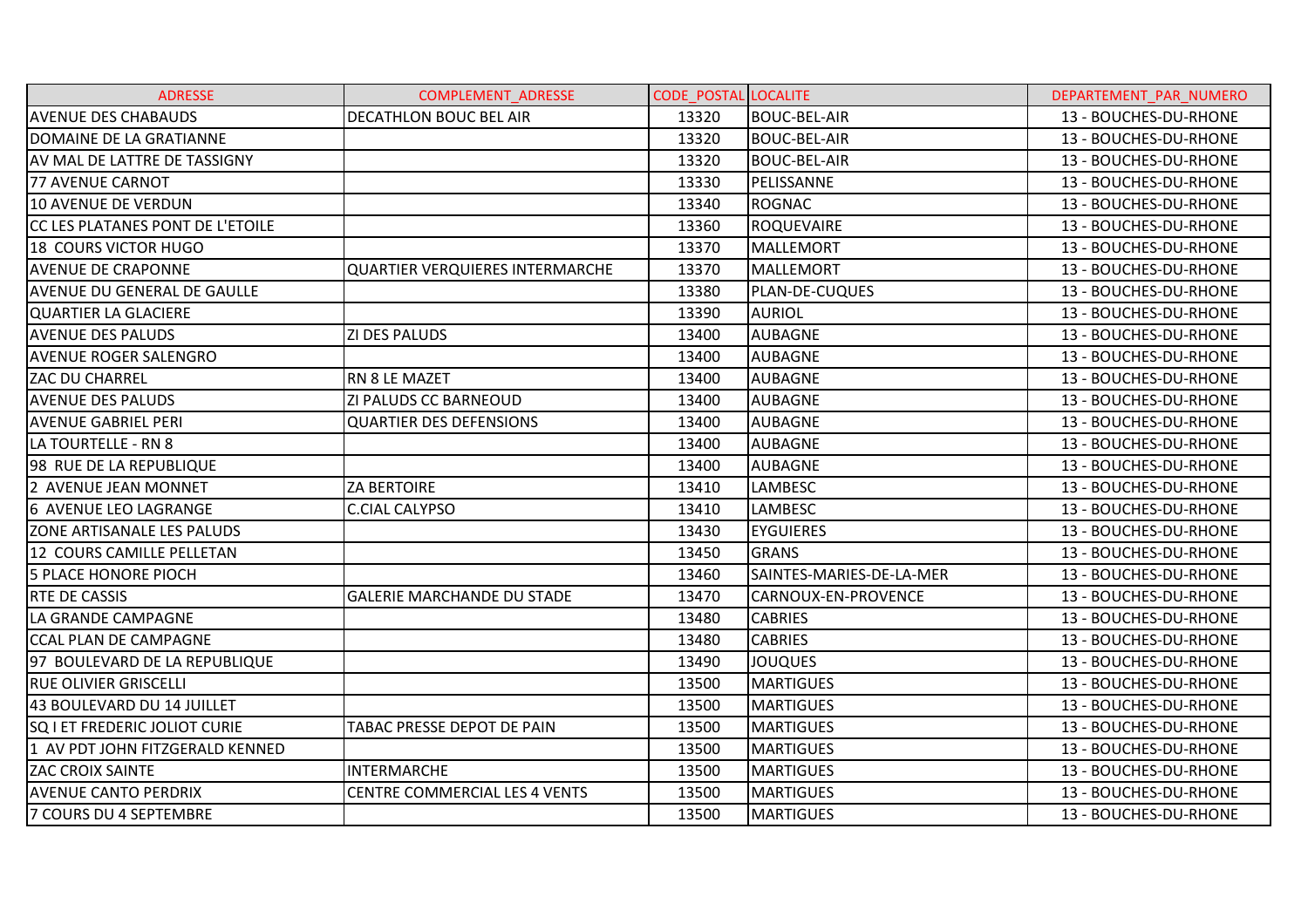| ADRESSE | COMPLEMENT_ADRESSE | CODE_POSTAL | LOCALITE | DEPARTEMENT_PAR_NUMERO |
|---|---|---|---|---|
| AVENUE DES CHABAUDS | DECATHLON BOUC BEL AIR | 13320 | BOUC-BEL-AIR | 13 - BOUCHES-DU-RHONE |
| DOMAINE DE LA GRATIANNE | | 13320 | BOUC-BEL-AIR | 13 - BOUCHES-DU-RHONE |
| AV MAL DE LATTRE DE TASSIGNY | | 13320 | BOUC-BEL-AIR | 13 - BOUCHES-DU-RHONE |
| 77 AVENUE CARNOT | | 13330 | PELISSANNE | 13 - BOUCHES-DU-RHONE |
| 10 AVENUE DE VERDUN | | 13340 | ROGNAC | 13 - BOUCHES-DU-RHONE |
| CC LES PLATANES PONT DE L'ETOILE | | 13360 | ROQUEVAIRE | 13 - BOUCHES-DU-RHONE |
| 18 COURS VICTOR HUGO | | 13370 | MALLEMORT | 13 - BOUCHES-DU-RHONE |
| AVENUE DE CRAPONNE | QUARTIER VERQUIERES INTERMARCHE | 13370 | MALLEMORT | 13 - BOUCHES-DU-RHONE |
| AVENUE DU GENERAL DE GAULLE | | 13380 | PLAN-DE-CUQUES | 13 - BOUCHES-DU-RHONE |
| QUARTIER LA GLACIERE | | 13390 | AURIOL | 13 - BOUCHES-DU-RHONE |
| AVENUE DES PALUDS | ZI DES PALUDS | 13400 | AUBAGNE | 13 - BOUCHES-DU-RHONE |
| AVENUE ROGER SALENGRO | | 13400 | AUBAGNE | 13 - BOUCHES-DU-RHONE |
| ZAC DU CHARREL | RN 8 LE MAZET | 13400 | AUBAGNE | 13 - BOUCHES-DU-RHONE |
| AVENUE DES PALUDS | ZI PALUDS CC BARNEOUD | 13400 | AUBAGNE | 13 - BOUCHES-DU-RHONE |
| AVENUE GABRIEL PERI | QUARTIER DES DEFENSIONS | 13400 | AUBAGNE | 13 - BOUCHES-DU-RHONE |
| LA TOURTELLE - RN 8 | | 13400 | AUBAGNE | 13 - BOUCHES-DU-RHONE |
| 98 RUE DE LA REPUBLIQUE | | 13400 | AUBAGNE | 13 - BOUCHES-DU-RHONE |
| 2 AVENUE JEAN MONNET | ZA BERTOIRE | 13410 | LAMBESC | 13 - BOUCHES-DU-RHONE |
| 6 AVENUE LEO LAGRANGE | C.CIAL CALYPSO | 13410 | LAMBESC | 13 - BOUCHES-DU-RHONE |
| ZONE ARTISANALE LES PALUDS | | 13430 | EYGUIERES | 13 - BOUCHES-DU-RHONE |
| 12 COURS CAMILLE PELLETAN | | 13450 | GRANS | 13 - BOUCHES-DU-RHONE |
| 5 PLACE HONORE PIOCH | | 13460 | SAINTES-MARIES-DE-LA-MER | 13 - BOUCHES-DU-RHONE |
| RTE DE CASSIS | GALERIE MARCHANDE DU STADE | 13470 | CARNOUX-EN-PROVENCE | 13 - BOUCHES-DU-RHONE |
| LA GRANDE CAMPAGNE | | 13480 | CABRIES | 13 - BOUCHES-DU-RHONE |
| CCAL PLAN DE CAMPAGNE | | 13480 | CABRIES | 13 - BOUCHES-DU-RHONE |
| 97 BOULEVARD DE LA REPUBLIQUE | | 13490 | JOUQUES | 13 - BOUCHES-DU-RHONE |
| RUE OLIVIER GRISCELLI | | 13500 | MARTIGUES | 13 - BOUCHES-DU-RHONE |
| 43 BOULEVARD DU 14 JUILLET | | 13500 | MARTIGUES | 13 - BOUCHES-DU-RHONE |
| SQ I ET FREDERIC JOLIOT CURIE | TABAC PRESSE DEPOT DE PAIN | 13500 | MARTIGUES | 13 - BOUCHES-DU-RHONE |
| 1 AV PDT JOHN FITZGERALD KENNED | | 13500 | MARTIGUES | 13 - BOUCHES-DU-RHONE |
| ZAC CROIX SAINTE | INTERMARCHE | 13500 | MARTIGUES | 13 - BOUCHES-DU-RHONE |
| AVENUE CANTO PERDRIX | CENTRE COMMERCIAL LES 4 VENTS | 13500 | MARTIGUES | 13 - BOUCHES-DU-RHONE |
| 7 COURS DU 4 SEPTEMBRE | | 13500 | MARTIGUES | 13 - BOUCHES-DU-RHONE |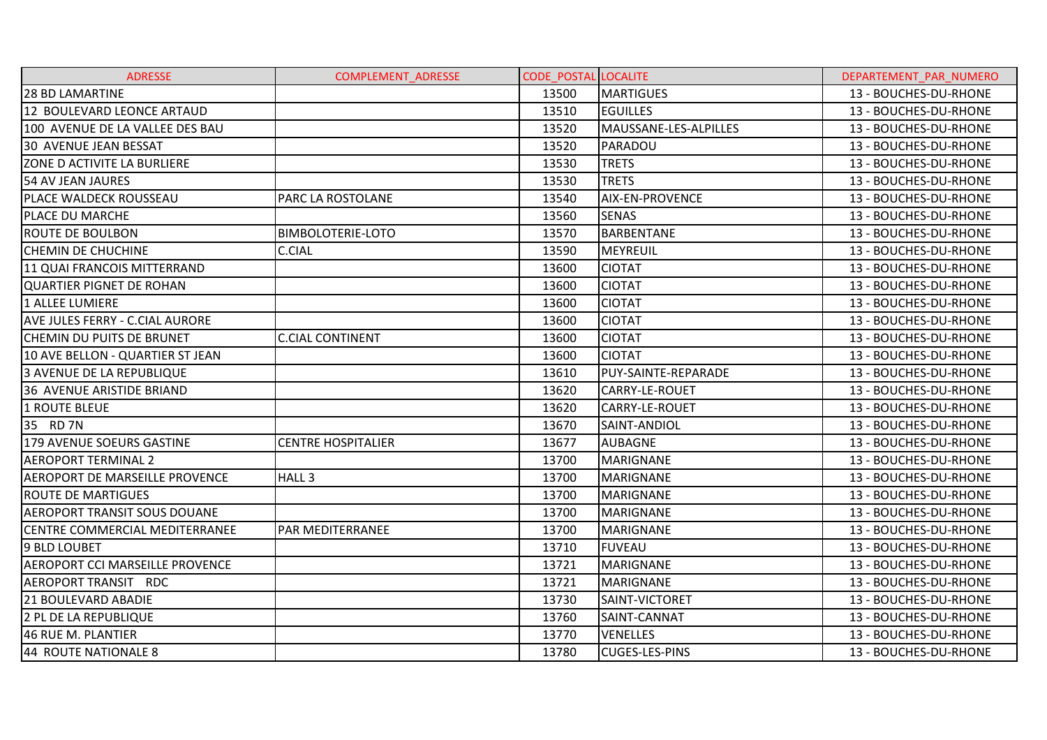| ADRESSE | COMPLEMENT_ADRESSE | CODE_POSTAL | LOCALITE | DEPARTEMENT_PAR_NUMERO |
|---|---|---|---|---|
| 28 BD LAMARTINE | | 13500 | MARTIGUES | 13 - BOUCHES-DU-RHONE |
| 12 BOULEVARD LEONCE ARTAUD | | 13510 | EGUILLES | 13 - BOUCHES-DU-RHONE |
| 100 AVENUE DE LA VALLEE DES BAU | | 13520 | MAUSSANE-LES-ALPILLES | 13 - BOUCHES-DU-RHONE |
| 30 AVENUE JEAN BESSAT | | 13520 | PARADOU | 13 - BOUCHES-DU-RHONE |
| ZONE D ACTIVITE LA BURLIERE | | 13530 | TRETS | 13 - BOUCHES-DU-RHONE |
| 54 AV JEAN JAURES | | 13530 | TRETS | 13 - BOUCHES-DU-RHONE |
| PLACE WALDECK ROUSSEAU | PARC LA ROSTOLANE | 13540 | AIX-EN-PROVENCE | 13 - BOUCHES-DU-RHONE |
| PLACE DU MARCHE | | 13560 | SENAS | 13 - BOUCHES-DU-RHONE |
| ROUTE DE BOULBON | BIMBOLOTERIE-LOTO | 13570 | BARBENTANE | 13 - BOUCHES-DU-RHONE |
| CHEMIN DE CHUCHINE | C.CIAL | 13590 | MEYREUIL | 13 - BOUCHES-DU-RHONE |
| 11 QUAI FRANCOIS MITTERRAND | | 13600 | CIOTAT | 13 - BOUCHES-DU-RHONE |
| QUARTIER PIGNET DE ROHAN | | 13600 | CIOTAT | 13 - BOUCHES-DU-RHONE |
| 1 ALLEE LUMIERE | | 13600 | CIOTAT | 13 - BOUCHES-DU-RHONE |
| AVE JULES FERRY - C.CIAL AURORE | | 13600 | CIOTAT | 13 - BOUCHES-DU-RHONE |
| CHEMIN DU PUITS DE BRUNET | C.CIAL CONTINENT | 13600 | CIOTAT | 13 - BOUCHES-DU-RHONE |
| 10 AVE BELLON - QUARTIER ST JEAN | | 13600 | CIOTAT | 13 - BOUCHES-DU-RHONE |
| 3 AVENUE DE LA REPUBLIQUE | | 13610 | PUY-SAINTE-REPARADE | 13 - BOUCHES-DU-RHONE |
| 36 AVENUE ARISTIDE BRIAND | | 13620 | CARRY-LE-ROUET | 13 - BOUCHES-DU-RHONE |
| 1 ROUTE BLEUE | | 13620 | CARRY-LE-ROUET | 13 - BOUCHES-DU-RHONE |
| 35 RD 7N | | 13670 | SAINT-ANDIOL | 13 - BOUCHES-DU-RHONE |
| 179 AVENUE SOEURS GASTINE | CENTRE HOSPITALIER | 13677 | AUBAGNE | 13 - BOUCHES-DU-RHONE |
| AEROPORT TERMINAL 2 | | 13700 | MARIGNANE | 13 - BOUCHES-DU-RHONE |
| AEROPORT DE MARSEILLE PROVENCE | HALL 3 | 13700 | MARIGNANE | 13 - BOUCHES-DU-RHONE |
| ROUTE DE MARTIGUES | | 13700 | MARIGNANE | 13 - BOUCHES-DU-RHONE |
| AEROPORT TRANSIT SOUS DOUANE | | 13700 | MARIGNANE | 13 - BOUCHES-DU-RHONE |
| CENTRE COMMERCIAL MEDITERRANEE | PAR MEDITERRANEE | 13700 | MARIGNANE | 13 - BOUCHES-DU-RHONE |
| 9 BLD LOUBET | | 13710 | FUVEAU | 13 - BOUCHES-DU-RHONE |
| AEROPORT CCI MARSEILLE PROVENCE | | 13721 | MARIGNANE | 13 - BOUCHES-DU-RHONE |
| AEROPORT TRANSIT RDC | | 13721 | MARIGNANE | 13 - BOUCHES-DU-RHONE |
| 21 BOULEVARD ABADIE | | 13730 | SAINT-VICTORET | 13 - BOUCHES-DU-RHONE |
| 2 PL DE LA REPUBLIQUE | | 13760 | SAINT-CANNAT | 13 - BOUCHES-DU-RHONE |
| 46 RUE M. PLANTIER | | 13770 | VENELLES | 13 - BOUCHES-DU-RHONE |
| 44 ROUTE NATIONALE 8 | | 13780 | CUGES-LES-PINS | 13 - BOUCHES-DU-RHONE |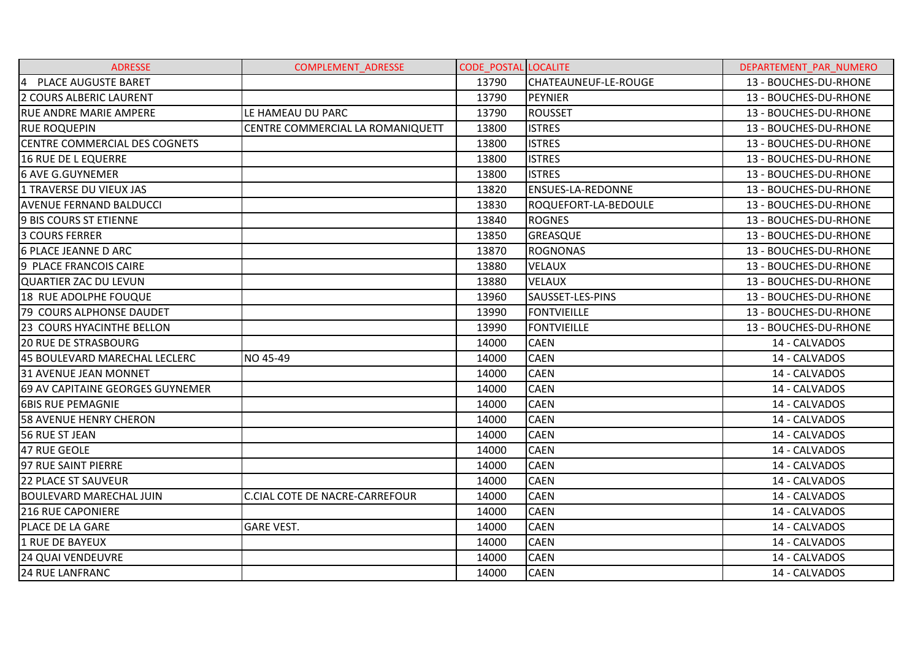| ADRESSE | COMPLEMENT_ADRESSE | CODE_POSTAL | LOCALITE | DEPARTEMENT_PAR_NUMERO |
|---|---|---|---|---|
| 4  PLACE AUGUSTE BARET | | 13790 | CHATEAUNEUF-LE-ROUGE | 13 - BOUCHES-DU-RHONE |
| 2 COURS ALBERIC LAURENT | | 13790 | PEYNIER | 13 - BOUCHES-DU-RHONE |
| RUE ANDRE MARIE AMPERE | LE HAMEAU DU PARC | 13790 | ROUSSET | 13 - BOUCHES-DU-RHONE |
| RUE ROQUEPIN | CENTRE COMMERCIAL LA ROMANIQUETT | 13800 | ISTRES | 13 - BOUCHES-DU-RHONE |
| CENTRE COMMERCIAL DES COGNETS | | 13800 | ISTRES | 13 - BOUCHES-DU-RHONE |
| 16 RUE DE L EQUERRE | | 13800 | ISTRES | 13 - BOUCHES-DU-RHONE |
| 6 AVE G.GUYNEMER | | 13800 | ISTRES | 13 - BOUCHES-DU-RHONE |
| 1 TRAVERSE DU VIEUX JAS | | 13820 | ENSUES-LA-REDONNE | 13 - BOUCHES-DU-RHONE |
| AVENUE FERNAND BALDUCCI | | 13830 | ROQUEFORT-LA-BEDOULE | 13 - BOUCHES-DU-RHONE |
| 9 BIS COURS ST ETIENNE | | 13840 | ROGNES | 13 - BOUCHES-DU-RHONE |
| 3 COURS FERRER | | 13850 | GREASQUE | 13 - BOUCHES-DU-RHONE |
| 6 PLACE JEANNE D ARC | | 13870 | ROGNONAS | 13 - BOUCHES-DU-RHONE |
| 9  PLACE FRANCOIS CAIRE | | 13880 | VELAUX | 13 - BOUCHES-DU-RHONE |
| QUARTIER ZAC DU LEVUN | | 13880 | VELAUX | 13 - BOUCHES-DU-RHONE |
| 18  RUE ADOLPHE FOUQUE | | 13960 | SAUSSET-LES-PINS | 13 - BOUCHES-DU-RHONE |
| 79  COURS ALPHONSE DAUDET | | 13990 | FONTVIEILLE | 13 - BOUCHES-DU-RHONE |
| 23  COURS HYACINTHE BELLON | | 13990 | FONTVIEILLE | 13 - BOUCHES-DU-RHONE |
| 20 RUE DE STRASBOURG | | 14000 | CAEN | 14 - CALVADOS |
| 45 BOULEVARD MARECHAL LECLERC | NO 45-49 | 14000 | CAEN | 14 - CALVADOS |
| 31 AVENUE JEAN MONNET | | 14000 | CAEN | 14 - CALVADOS |
| 69 AV CAPITAINE GEORGES GUYNEMER | | 14000 | CAEN | 14 - CALVADOS |
| 6BIS RUE PEMAGNIE | | 14000 | CAEN | 14 - CALVADOS |
| 58 AVENUE HENRY CHERON | | 14000 | CAEN | 14 - CALVADOS |
| 56 RUE ST JEAN | | 14000 | CAEN | 14 - CALVADOS |
| 47 RUE GEOLE | | 14000 | CAEN | 14 - CALVADOS |
| 97 RUE SAINT PIERRE | | 14000 | CAEN | 14 - CALVADOS |
| 22 PLACE ST SAUVEUR | | 14000 | CAEN | 14 - CALVADOS |
| BOULEVARD MARECHAL JUIN | C.CIAL COTE DE NACRE-CARREFOUR | 14000 | CAEN | 14 - CALVADOS |
| 216 RUE CAPONIERE | | 14000 | CAEN | 14 - CALVADOS |
| PLACE DE LA GARE | GARE VEST. | 14000 | CAEN | 14 - CALVADOS |
| 1 RUE DE BAYEUX | | 14000 | CAEN | 14 - CALVADOS |
| 24 QUAI VENDEUVRE | | 14000 | CAEN | 14 - CALVADOS |
| 24 RUE LANFRANC | | 14000 | CAEN | 14 - CALVADOS |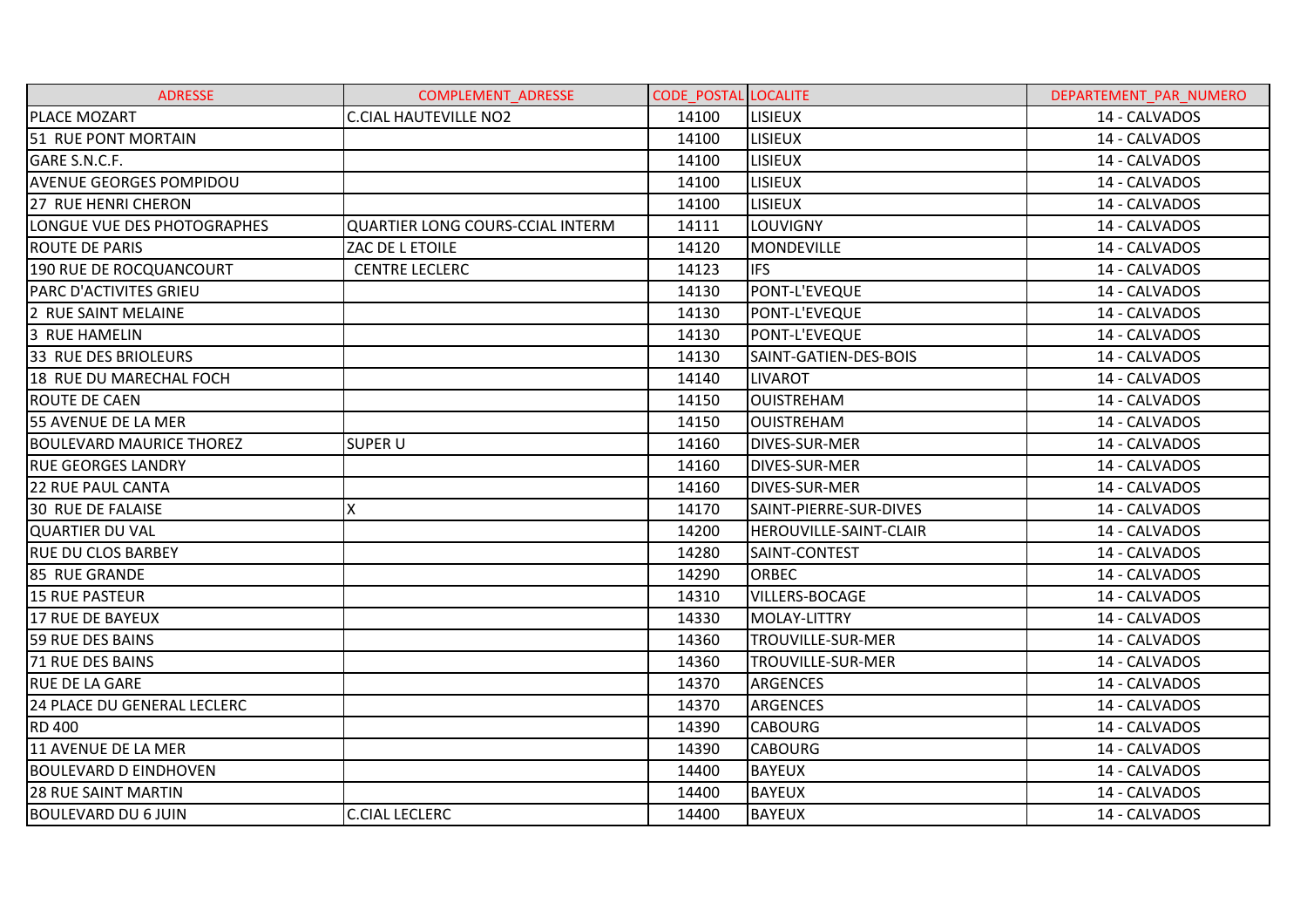| ADRESSE | COMPLEMENT_ADRESSE | CODE_POSTAL | LOCALITE | DEPARTEMENT_PAR_NUMERO |
|---|---|---|---|---|
| PLACE MOZART | C.CIAL HAUTEVILLE NO2 | 14100 | LISIEUX | 14 - CALVADOS |
| 51 RUE PONT MORTAIN | | 14100 | LISIEUX | 14 - CALVADOS |
| GARE S.N.C.F. | | 14100 | LISIEUX | 14 - CALVADOS |
| AVENUE GEORGES POMPIDOU | | 14100 | LISIEUX | 14 - CALVADOS |
| 27 RUE HENRI CHERON | | 14100 | LISIEUX | 14 - CALVADOS |
| LONGUE VUE DES PHOTOGRAPHES | QUARTIER LONG COURS-CCIAL INTERM | 14111 | LOUVIGNY | 14 - CALVADOS |
| ROUTE DE PARIS | ZAC DE L ETOILE | 14120 | MONDEVILLE | 14 - CALVADOS |
| 190 RUE DE ROCQUANCOURT | CENTRE LECLERC | 14123 | IFS | 14 - CALVADOS |
| PARC D'ACTIVITES GRIEU | | 14130 | PONT-L'EVEQUE | 14 - CALVADOS |
| 2 RUE SAINT MELAINE | | 14130 | PONT-L'EVEQUE | 14 - CALVADOS |
| 3 RUE HAMELIN | | 14130 | PONT-L'EVEQUE | 14 - CALVADOS |
| 33 RUE DES BRIOLEURS | | 14130 | SAINT-GATIEN-DES-BOIS | 14 - CALVADOS |
| 18 RUE DU MARECHAL FOCH | | 14140 | LIVAROT | 14 - CALVADOS |
| ROUTE DE CAEN | | 14150 | OUISTREHAM | 14 - CALVADOS |
| 55 AVENUE DE LA MER | | 14150 | OUISTREHAM | 14 - CALVADOS |
| BOULEVARD MAURICE THOREZ | SUPER U | 14160 | DIVES-SUR-MER | 14 - CALVADOS |
| RUE GEORGES LANDRY | | 14160 | DIVES-SUR-MER | 14 - CALVADOS |
| 22 RUE PAUL CANTA | | 14160 | DIVES-SUR-MER | 14 - CALVADOS |
| 30 RUE DE FALAISE | X | 14170 | SAINT-PIERRE-SUR-DIVES | 14 - CALVADOS |
| QUARTIER DU VAL | | 14200 | HEROUVILLE-SAINT-CLAIR | 14 - CALVADOS |
| RUE DU CLOS BARBEY | | 14280 | SAINT-CONTEST | 14 - CALVADOS |
| 85 RUE GRANDE | | 14290 | ORBEC | 14 - CALVADOS |
| 15 RUE PASTEUR | | 14310 | VILLERS-BOCAGE | 14 - CALVADOS |
| 17 RUE DE BAYEUX | | 14330 | MOLAY-LITTRY | 14 - CALVADOS |
| 59 RUE DES BAINS | | 14360 | TROUVILLE-SUR-MER | 14 - CALVADOS |
| 71 RUE DES BAINS | | 14360 | TROUVILLE-SUR-MER | 14 - CALVADOS |
| RUE DE LA GARE | | 14370 | ARGENCES | 14 - CALVADOS |
| 24 PLACE DU GENERAL LECLERC | | 14370 | ARGENCES | 14 - CALVADOS |
| RD 400 | | 14390 | CABOURG | 14 - CALVADOS |
| 11 AVENUE DE LA MER | | 14390 | CABOURG | 14 - CALVADOS |
| BOULEVARD D EINDHOVEN | | 14400 | BAYEUX | 14 - CALVADOS |
| 28 RUE SAINT MARTIN | | 14400 | BAYEUX | 14 - CALVADOS |
| BOULEVARD DU 6 JUIN | C.CIAL LECLERC | 14400 | BAYEUX | 14 - CALVADOS |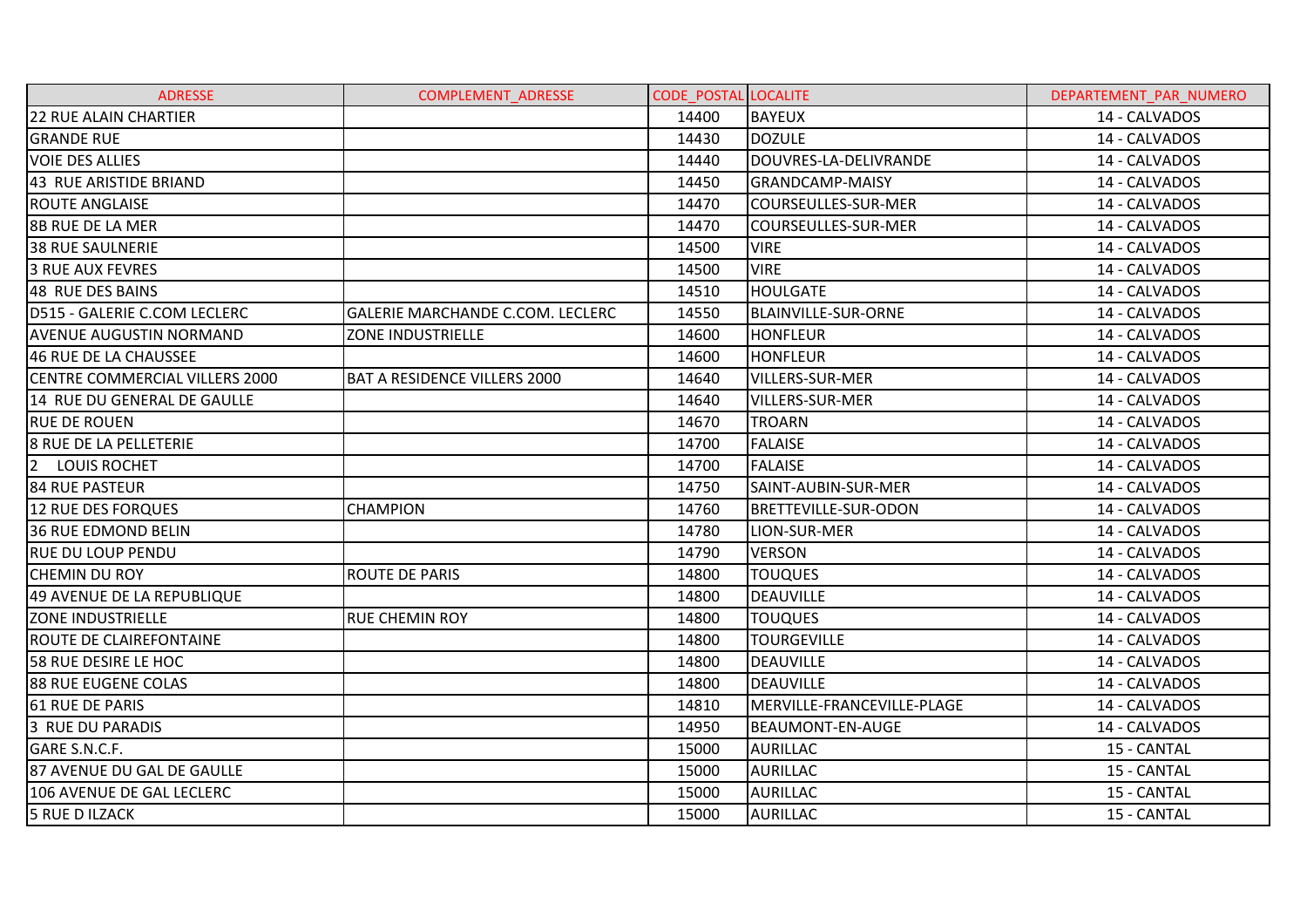| ADRESSE | COMPLEMENT_ADRESSE | CODE_POSTAL | LOCALITE | DEPARTEMENT_PAR_NUMERO |
|---|---|---|---|---|
| 22 RUE ALAIN CHARTIER | | 14400 | BAYEUX | 14 - CALVADOS |
| GRANDE RUE | | 14430 | DOZULE | 14 - CALVADOS |
| VOIE DES ALLIES | | 14440 | DOUVRES-LA-DELIVRANDE | 14 - CALVADOS |
| 43 RUE ARISTIDE BRIAND | | 14450 | GRANDCAMP-MAISY | 14 - CALVADOS |
| ROUTE ANGLAISE | | 14470 | COURSEULLES-SUR-MER | 14 - CALVADOS |
| 8B RUE DE LA MER | | 14470 | COURSEULLES-SUR-MER | 14 - CALVADOS |
| 38 RUE SAULNERIE | | 14500 | VIRE | 14 - CALVADOS |
| 3 RUE AUX FEVRES | | 14500 | VIRE | 14 - CALVADOS |
| 48 RUE DES BAINS | | 14510 | HOULGATE | 14 - CALVADOS |
| D515 - GALERIE C.COM LECLERC | GALERIE MARCHANDE C.COM. LECLERC | 14550 | BLAINVILLE-SUR-ORNE | 14 - CALVADOS |
| AVENUE AUGUSTIN NORMAND | ZONE INDUSTRIELLE | 14600 | HONFLEUR | 14 - CALVADOS |
| 46 RUE DE LA CHAUSSEE | | 14600 | HONFLEUR | 14 - CALVADOS |
| CENTRE COMMERCIAL VILLERS 2000 | BAT A RESIDENCE VILLERS 2000 | 14640 | VILLERS-SUR-MER | 14 - CALVADOS |
| 14 RUE DU GENERAL DE GAULLE | | 14640 | VILLERS-SUR-MER | 14 - CALVADOS |
| RUE DE ROUEN | | 14670 | TROARN | 14 - CALVADOS |
| 8 RUE DE LA PELLETERIE | | 14700 | FALAISE | 14 - CALVADOS |
| 2 LOUIS ROCHET | | 14700 | FALAISE | 14 - CALVADOS |
| 84 RUE PASTEUR | | 14750 | SAINT-AUBIN-SUR-MER | 14 - CALVADOS |
| 12 RUE DES FORQUES | CHAMPION | 14760 | BRETTEVILLE-SUR-ODON | 14 - CALVADOS |
| 36 RUE EDMOND BELIN | | 14780 | LION-SUR-MER | 14 - CALVADOS |
| RUE DU LOUP PENDU | | 14790 | VERSON | 14 - CALVADOS |
| CHEMIN DU ROY | ROUTE DE PARIS | 14800 | TOUQUES | 14 - CALVADOS |
| 49 AVENUE DE LA REPUBLIQUE | | 14800 | DEAUVILLE | 14 - CALVADOS |
| ZONE INDUSTRIELLE | RUE CHEMIN ROY | 14800 | TOUQUES | 14 - CALVADOS |
| ROUTE DE CLAIREFONTAINE | | 14800 | TOURGEVILLE | 14 - CALVADOS |
| 58 RUE DESIRE LE HOC | | 14800 | DEAUVILLE | 14 - CALVADOS |
| 88 RUE EUGENE COLAS | | 14800 | DEAUVILLE | 14 - CALVADOS |
| 61 RUE DE PARIS | | 14810 | MERVILLE-FRANCEVILLE-PLAGE | 14 - CALVADOS |
| 3 RUE DU PARADIS | | 14950 | BEAUMONT-EN-AUGE | 14 - CALVADOS |
| GARE S.N.C.F. | | 15000 | AURILLAC | 15 - CANTAL |
| 87 AVENUE DU GAL DE GAULLE | | 15000 | AURILLAC | 15 - CANTAL |
| 106 AVENUE DE GAL LECLERC | | 15000 | AURILLAC | 15 - CANTAL |
| 5 RUE D ILZACK | | 15000 | AURILLAC | 15 - CANTAL |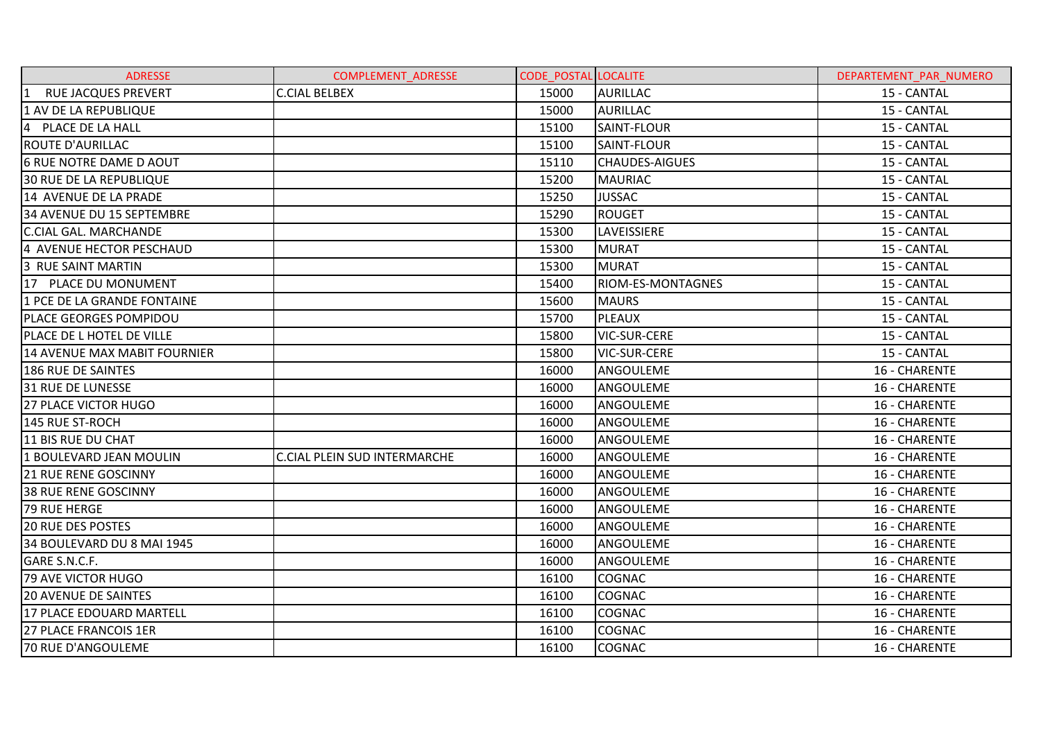| ADRESSE | COMPLEMENT_ADRESSE | CODE_POSTAL | LOCALITE | DEPARTEMENT_PAR_NUMERO |
|---|---|---|---|---|
| 1 RUE JACQUES PREVERT | C.CIAL BELBEX | 15000 | AURILLAC | 15 - CANTAL |
| 1 AV DE LA REPUBLIQUE | | 15000 | AURILLAC | 15 - CANTAL |
| 4 PLACE DE LA HALL | | 15100 | SAINT-FLOUR | 15 - CANTAL |
| ROUTE D'AURILLAC | | 15100 | SAINT-FLOUR | 15 - CANTAL |
| 6 RUE NOTRE DAME D AOUT | | 15110 | CHAUDES-AIGUES | 15 - CANTAL |
| 30 RUE DE LA REPUBLIQUE | | 15200 | MAURIAC | 15 - CANTAL |
| 14 AVENUE DE LA PRADE | | 15250 | JUSSAC | 15 - CANTAL |
| 34 AVENUE DU 15 SEPTEMBRE | | 15290 | ROUGET | 15 - CANTAL |
| C.CIAL GAL. MARCHANDE | | 15300 | LAVEISSIERE | 15 - CANTAL |
| 4 AVENUE HECTOR PESCHAUD | | 15300 | MURAT | 15 - CANTAL |
| 3 RUE SAINT MARTIN | | 15300 | MURAT | 15 - CANTAL |
| 17 PLACE DU MONUMENT | | 15400 | RIOM-ES-MONTAGNES | 15 - CANTAL |
| 1 PCE DE LA GRANDE FONTAINE | | 15600 | MAURS | 15 - CANTAL |
| PLACE GEORGES POMPIDOU | | 15700 | PLEAUX | 15 - CANTAL |
| PLACE DE L HOTEL DE VILLE | | 15800 | VIC-SUR-CERE | 15 - CANTAL |
| 14 AVENUE MAX MABIT FOURNIER | | 15800 | VIC-SUR-CERE | 15 - CANTAL |
| 186 RUE DE SAINTES | | 16000 | ANGOULEME | 16 - CHARENTE |
| 31 RUE DE LUNESSE | | 16000 | ANGOULEME | 16 - CHARENTE |
| 27 PLACE VICTOR HUGO | | 16000 | ANGOULEME | 16 - CHARENTE |
| 145 RUE ST-ROCH | | 16000 | ANGOULEME | 16 - CHARENTE |
| 11 BIS RUE DU CHAT | | 16000 | ANGOULEME | 16 - CHARENTE |
| 1 BOULEVARD JEAN MOULIN | C.CIAL PLEIN SUD INTERMARCHE | 16000 | ANGOULEME | 16 - CHARENTE |
| 21 RUE RENE GOSCINNY | | 16000 | ANGOULEME | 16 - CHARENTE |
| 38 RUE RENE GOSCINNY | | 16000 | ANGOULEME | 16 - CHARENTE |
| 79 RUE HERGE | | 16000 | ANGOULEME | 16 - CHARENTE |
| 20 RUE DES POSTES | | 16000 | ANGOULEME | 16 - CHARENTE |
| 34 BOULEVARD DU 8 MAI 1945 | | 16000 | ANGOULEME | 16 - CHARENTE |
| GARE S.N.C.F. | | 16000 | ANGOULEME | 16 - CHARENTE |
| 79 AVE VICTOR HUGO | | 16100 | COGNAC | 16 - CHARENTE |
| 20 AVENUE DE SAINTES | | 16100 | COGNAC | 16 - CHARENTE |
| 17 PLACE EDOUARD MARTELL | | 16100 | COGNAC | 16 - CHARENTE |
| 27 PLACE FRANCOIS 1ER | | 16100 | COGNAC | 16 - CHARENTE |
| 70 RUE D'ANGOULEME | | 16100 | COGNAC | 16 - CHARENTE |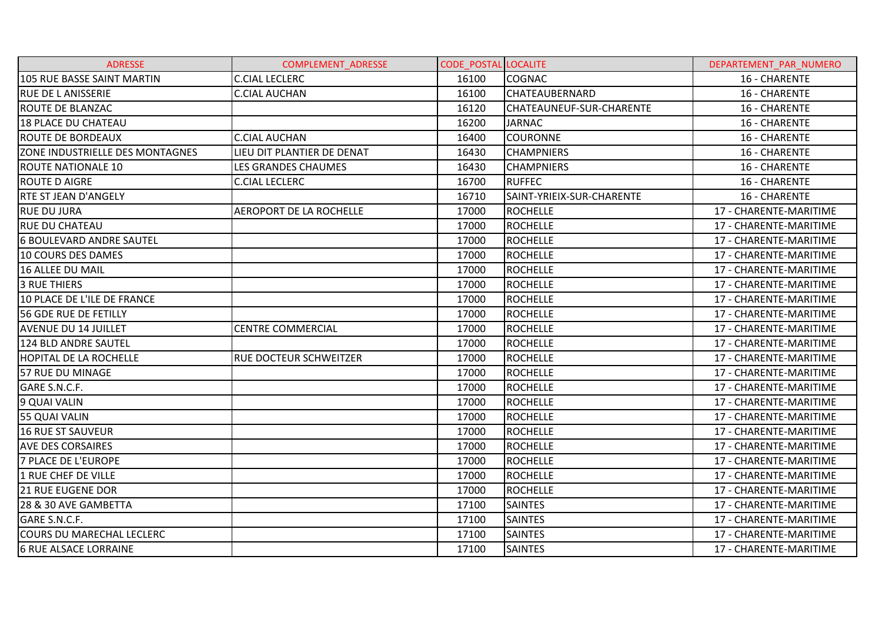| ADRESSE | COMPLEMENT_ADRESSE | CODE_POSTAL | LOCALITE | DEPARTEMENT_PAR_NUMERO |
|---|---|---|---|---|
| 105 RUE BASSE SAINT MARTIN | C.CIAL LECLERC | 16100 | COGNAC | 16 - CHARENTE |
| RUE DE L ANISSERIE | C.CIAL AUCHAN | 16100 | CHATEAUBERNARD | 16 - CHARENTE |
| ROUTE DE BLANZAC | | 16120 | CHATEAUNEUF-SUR-CHARENTE | 16 - CHARENTE |
| 18 PLACE DU CHATEAU | | 16200 | JARNAC | 16 - CHARENTE |
| ROUTE DE BORDEAUX | C.CIAL AUCHAN | 16400 | COURONNE | 16 - CHARENTE |
| ZONE INDUSTRIELLE DES MONTAGNES | LIEU DIT PLANTIER DE DENAT | 16430 | CHAMPNIERS | 16 - CHARENTE |
| ROUTE NATIONALE 10 | LES GRANDES CHAUMES | 16430 | CHAMPNIERS | 16 - CHARENTE |
| ROUTE D AIGRE | C.CIAL LECLERC | 16700 | RUFFEC | 16 - CHARENTE |
| RTE ST JEAN D'ANGELY | | 16710 | SAINT-YRIEIX-SUR-CHARENTE | 16 - CHARENTE |
| RUE DU JURA | AEROPORT DE LA ROCHELLE | 17000 | ROCHELLE | 17 - CHARENTE-MARITIME |
| RUE DU CHATEAU | | 17000 | ROCHELLE | 17 - CHARENTE-MARITIME |
| 6 BOULEVARD ANDRE SAUTEL | | 17000 | ROCHELLE | 17 - CHARENTE-MARITIME |
| 10 COURS DES DAMES | | 17000 | ROCHELLE | 17 - CHARENTE-MARITIME |
| 16 ALLEE DU MAIL | | 17000 | ROCHELLE | 17 - CHARENTE-MARITIME |
| 3 RUE THIERS | | 17000 | ROCHELLE | 17 - CHARENTE-MARITIME |
| 10 PLACE DE L'ILE DE FRANCE | | 17000 | ROCHELLE | 17 - CHARENTE-MARITIME |
| 56 GDE RUE DE FETILLY | | 17000 | ROCHELLE | 17 - CHARENTE-MARITIME |
| AVENUE DU 14 JUILLET | CENTRE COMMERCIAL | 17000 | ROCHELLE | 17 - CHARENTE-MARITIME |
| 124 BLD ANDRE SAUTEL | | 17000 | ROCHELLE | 17 - CHARENTE-MARITIME |
| HOPITAL DE LA ROCHELLE | RUE DOCTEUR SCHWEITZER | 17000 | ROCHELLE | 17 - CHARENTE-MARITIME |
| 57 RUE DU MINAGE | | 17000 | ROCHELLE | 17 - CHARENTE-MARITIME |
| GARE S.N.C.F. | | 17000 | ROCHELLE | 17 - CHARENTE-MARITIME |
| 9 QUAI VALIN | | 17000 | ROCHELLE | 17 - CHARENTE-MARITIME |
| 55 QUAI VALIN | | 17000 | ROCHELLE | 17 - CHARENTE-MARITIME |
| 16 RUE ST SAUVEUR | | 17000 | ROCHELLE | 17 - CHARENTE-MARITIME |
| AVE DES CORSAIRES | | 17000 | ROCHELLE | 17 - CHARENTE-MARITIME |
| 7 PLACE DE L'EUROPE | | 17000 | ROCHELLE | 17 - CHARENTE-MARITIME |
| 1 RUE CHEF DE VILLE | | 17000 | ROCHELLE | 17 - CHARENTE-MARITIME |
| 21 RUE EUGENE DOR | | 17000 | ROCHELLE | 17 - CHARENTE-MARITIME |
| 28 & 30 AVE GAMBETTA | | 17100 | SAINTES | 17 - CHARENTE-MARITIME |
| GARE S.N.C.F. | | 17100 | SAINTES | 17 - CHARENTE-MARITIME |
| COURS DU MARECHAL LECLERC | | 17100 | SAINTES | 17 - CHARENTE-MARITIME |
| 6 RUE ALSACE LORRAINE | | 17100 | SAINTES | 17 - CHARENTE-MARITIME |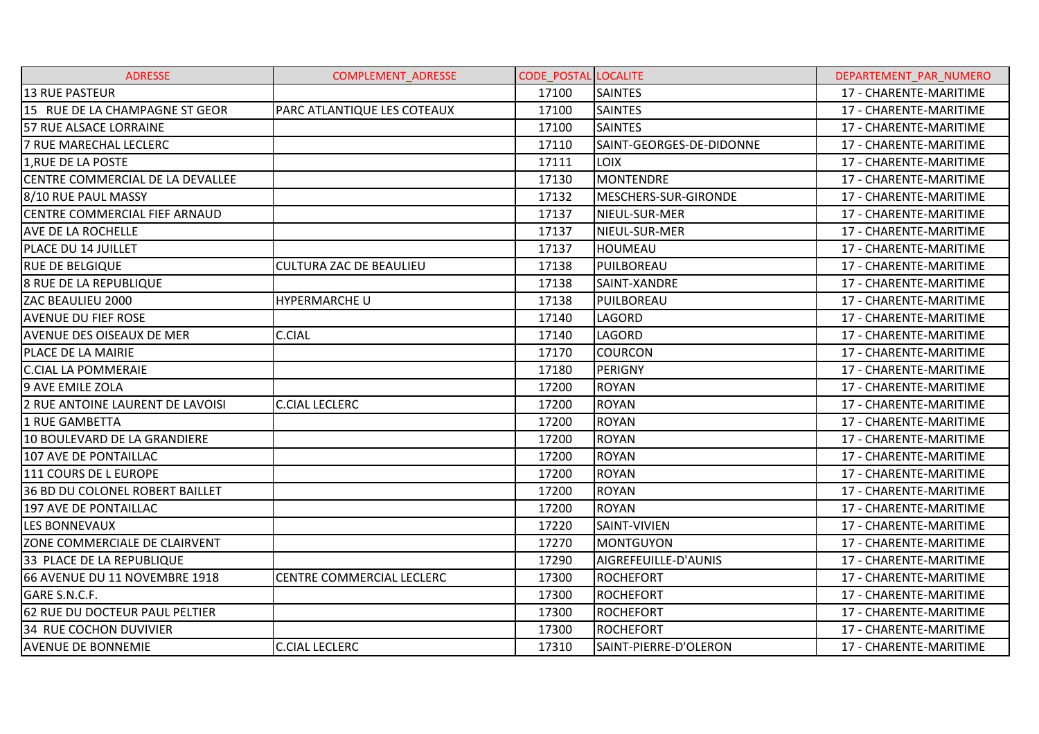| ADRESSE | COMPLEMENT_ADRESSE | CODE_POSTAL | LOCALITE | DEPARTEMENT_PAR_NUMERO |
|---|---|---|---|---|
| 13 RUE PASTEUR | | 17100 | SAINTES | 17 - CHARENTE-MARITIME |
| 15  RUE DE LA CHAMPAGNE ST GEOR | PARC ATLANTIQUE LES COTEAUX | 17100 | SAINTES | 17 - CHARENTE-MARITIME |
| 57 RUE ALSACE LORRAINE | | 17100 | SAINTES | 17 - CHARENTE-MARITIME |
| 7 RUE MARECHAL LECLERC | | 17110 | SAINT-GEORGES-DE-DIDONNE | 17 - CHARENTE-MARITIME |
| 1,RUE DE LA POSTE | | 17111 | LOIX | 17 - CHARENTE-MARITIME |
| CENTRE COMMERCIAL DE LA DEVALLEE | | 17130 | MONTENDRE | 17 - CHARENTE-MARITIME |
| 8/10 RUE PAUL MASSY | | 17132 | MESCHERS-SUR-GIRONDE | 17 - CHARENTE-MARITIME |
| CENTRE COMMERCIAL FIEF ARNAUD | | 17137 | NIEUL-SUR-MER | 17 - CHARENTE-MARITIME |
| AVE DE LA ROCHELLE | | 17137 | NIEUL-SUR-MER | 17 - CHARENTE-MARITIME |
| PLACE DU 14 JUILLET | | 17137 | HOUMEAU | 17 - CHARENTE-MARITIME |
| RUE DE BELGIQUE | CULTURA ZAC DE BEAULIEU | 17138 | PUILBOREAU | 17 - CHARENTE-MARITIME |
| 8 RUE DE LA REPUBLIQUE | | 17138 | SAINT-XANDRE | 17 - CHARENTE-MARITIME |
| ZAC BEAULIEU 2000 | HYPERMARCHE U | 17138 | PUILBOREAU | 17 - CHARENTE-MARITIME |
| AVENUE DU FIEF ROSE | | 17140 | LAGORD | 17 - CHARENTE-MARITIME |
| AVENUE DES OISEAUX DE MER | C.CIAL | 17140 | LAGORD | 17 - CHARENTE-MARITIME |
| PLACE DE LA MAIRIE | | 17170 | COURCON | 17 - CHARENTE-MARITIME |
| C.CIAL LA POMMERAIE | | 17180 | PERIGNY | 17 - CHARENTE-MARITIME |
| 9 AVE EMILE ZOLA | | 17200 | ROYAN | 17 - CHARENTE-MARITIME |
| 2 RUE ANTOINE LAURENT DE LAVOISI | C.CIAL LECLERC | 17200 | ROYAN | 17 - CHARENTE-MARITIME |
| 1 RUE GAMBETTA | | 17200 | ROYAN | 17 - CHARENTE-MARITIME |
| 10 BOULEVARD DE LA GRANDIERE | | 17200 | ROYAN | 17 - CHARENTE-MARITIME |
| 107 AVE DE PONTAILLAC | | 17200 | ROYAN | 17 - CHARENTE-MARITIME |
| 111 COURS DE L EUROPE | | 17200 | ROYAN | 17 - CHARENTE-MARITIME |
| 36 BD DU COLONEL ROBERT BAILLET | | 17200 | ROYAN | 17 - CHARENTE-MARITIME |
| 197 AVE DE PONTAILLAC | | 17200 | ROYAN | 17 - CHARENTE-MARITIME |
| LES BONNEVAUX | | 17220 | SAINT-VIVIEN | 17 - CHARENTE-MARITIME |
| ZONE COMMERCIALE DE CLAIRVENT | | 17270 | MONTGUYON | 17 - CHARENTE-MARITIME |
| 33  PLACE DE LA REPUBLIQUE | | 17290 | AIGREFEUILLE-D'AUNIS | 17 - CHARENTE-MARITIME |
| 66 AVENUE DU 11 NOVEMBRE 1918 | CENTRE COMMERCIAL LECLERC | 17300 | ROCHEFORT | 17 - CHARENTE-MARITIME |
| GARE S.N.C.F. | | 17300 | ROCHEFORT | 17 - CHARENTE-MARITIME |
| 62 RUE DU DOCTEUR PAUL PELTIER | | 17300 | ROCHEFORT | 17 - CHARENTE-MARITIME |
| 34  RUE COCHON DUVIVIER | | 17300 | ROCHEFORT | 17 - CHARENTE-MARITIME |
| AVENUE DE BONNEMIE | C.CIAL LECLERC | 17310 | SAINT-PIERRE-D'OLERON | 17 - CHARENTE-MARITIME |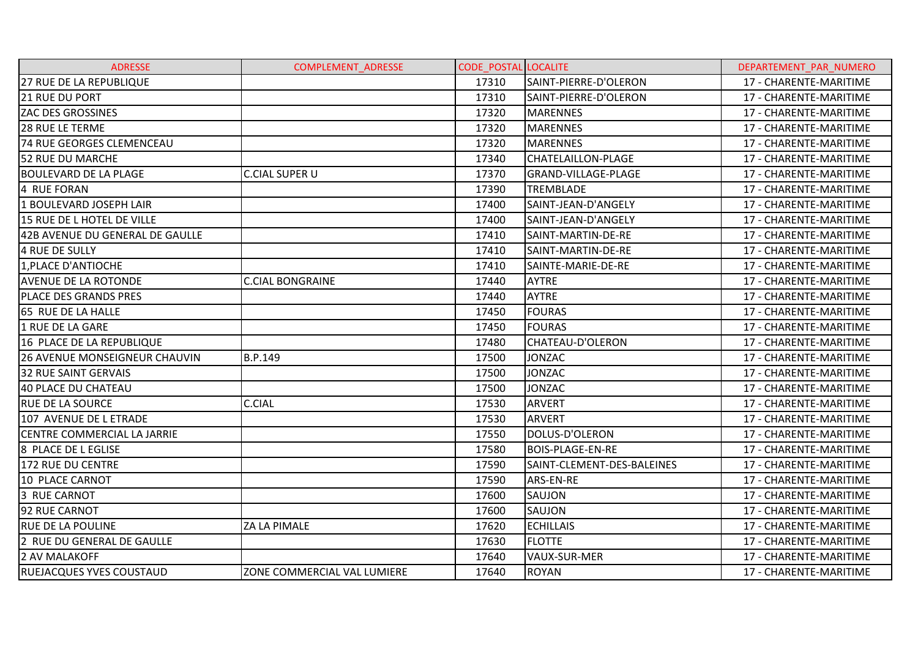| ADRESSE | COMPLEMENT_ADRESSE | CODE_POSTAL | LOCALITE | DEPARTEMENT_PAR_NUMERO |
| --- | --- | --- | --- | --- |
| 27 RUE DE LA REPUBLIQUE | | 17310 | SAINT-PIERRE-D'OLERON | 17 - CHARENTE-MARITIME |
| 21 RUE DU PORT | | 17310 | SAINT-PIERRE-D'OLERON | 17 - CHARENTE-MARITIME |
| ZAC DES GROSSINES | | 17320 | MARENNES | 17 - CHARENTE-MARITIME |
| 28 RUE LE TERME | | 17320 | MARENNES | 17 - CHARENTE-MARITIME |
| 74 RUE GEORGES CLEMENCEAU | | 17320 | MARENNES | 17 - CHARENTE-MARITIME |
| 52 RUE DU MARCHE | | 17340 | CHATELAILLON-PLAGE | 17 - CHARENTE-MARITIME |
| BOULEVARD DE LA PLAGE | C.CIAL SUPER U | 17370 | GRAND-VILLAGE-PLAGE | 17 - CHARENTE-MARITIME |
| 4 RUE FORAN | | 17390 | TREMBLADE | 17 - CHARENTE-MARITIME |
| 1 BOULEVARD JOSEPH LAIR | | 17400 | SAINT-JEAN-D'ANGELY | 17 - CHARENTE-MARITIME |
| 15 RUE DE L HOTEL DE VILLE | | 17400 | SAINT-JEAN-D'ANGELY | 17 - CHARENTE-MARITIME |
| 42B AVENUE DU GENERAL DE GAULLE | | 17410 | SAINT-MARTIN-DE-RE | 17 - CHARENTE-MARITIME |
| 4 RUE DE SULLY | | 17410 | SAINT-MARTIN-DE-RE | 17 - CHARENTE-MARITIME |
| 1,PLACE D'ANTIOCHE | | 17410 | SAINTE-MARIE-DE-RE | 17 - CHARENTE-MARITIME |
| AVENUE DE LA ROTONDE | C.CIAL BONGRAINE | 17440 | AYTRE | 17 - CHARENTE-MARITIME |
| PLACE DES GRANDS PRES | | 17440 | AYTRE | 17 - CHARENTE-MARITIME |
| 65 RUE DE LA HALLE | | 17450 | FOURAS | 17 - CHARENTE-MARITIME |
| 1 RUE DE LA GARE | | 17450 | FOURAS | 17 - CHARENTE-MARITIME |
| 16 PLACE DE LA REPUBLIQUE | | 17480 | CHATEAU-D'OLERON | 17 - CHARENTE-MARITIME |
| 26 AVENUE MONSEIGNEUR CHAUVIN | B.P.149 | 17500 | JONZAC | 17 - CHARENTE-MARITIME |
| 32 RUE SAINT GERVAIS | | 17500 | JONZAC | 17 - CHARENTE-MARITIME |
| 40 PLACE DU CHATEAU | | 17500 | JONZAC | 17 - CHARENTE-MARITIME |
| RUE DE LA SOURCE | C.CIAL | 17530 | ARVERT | 17 - CHARENTE-MARITIME |
| 107 AVENUE DE L ETRADE | | 17530 | ARVERT | 17 - CHARENTE-MARITIME |
| CENTRE COMMERCIAL LA JARRIE | | 17550 | DOLUS-D'OLERON | 17 - CHARENTE-MARITIME |
| 8 PLACE DE L EGLISE | | 17580 | BOIS-PLAGE-EN-RE | 17 - CHARENTE-MARITIME |
| 172 RUE DU CENTRE | | 17590 | SAINT-CLEMENT-DES-BALEINES | 17 - CHARENTE-MARITIME |
| 10 PLACE CARNOT | | 17590 | ARS-EN-RE | 17 - CHARENTE-MARITIME |
| 3 RUE CARNOT | | 17600 | SAUJON | 17 - CHARENTE-MARITIME |
| 92 RUE CARNOT | | 17600 | SAUJON | 17 - CHARENTE-MARITIME |
| RUE DE LA POULINE | ZA LA PIMALE | 17620 | ECHILLAIS | 17 - CHARENTE-MARITIME |
| 2 RUE DU GENERAL DE GAULLE | | 17630 | FLOTTE | 17 - CHARENTE-MARITIME |
| 2 AV MALAKOFF | | 17640 | VAUX-SUR-MER | 17 - CHARENTE-MARITIME |
| RUEJACQUES YVES COUSTAUD | ZONE COMMERCIAL VAL LUMIERE | 17640 | ROYAN | 17 - CHARENTE-MARITIME |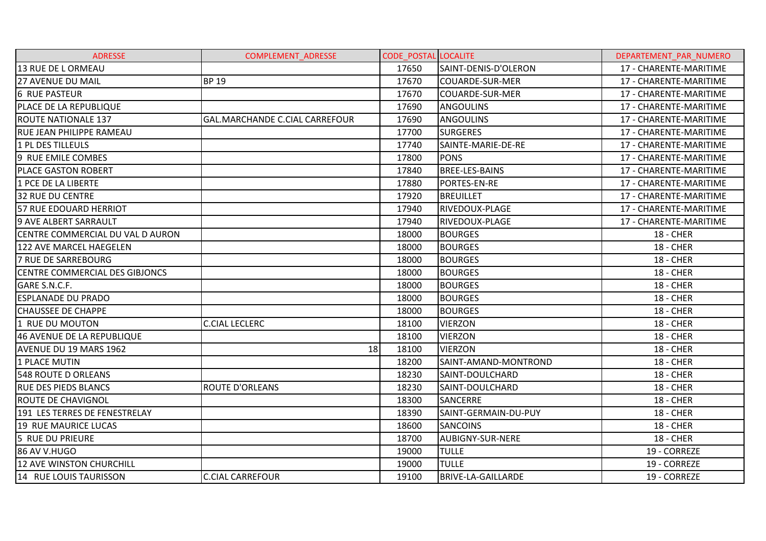| ADRESSE | COMPLEMENT_ADRESSE | CODE_POSTAL | LOCALITE | DEPARTEMENT_PAR_NUMERO |
|---|---|---|---|---|
| 13 RUE DE L ORMEAU | | 17650 | SAINT-DENIS-D'OLERON | 17 - CHARENTE-MARITIME |
| 27 AVENUE DU MAIL | BP 19 | 17670 | COUARDE-SUR-MER | 17 - CHARENTE-MARITIME |
| 6 RUE PASTEUR | | 17670 | COUARDE-SUR-MER | 17 - CHARENTE-MARITIME |
| PLACE DE LA REPUBLIQUE | | 17690 | ANGOULINS | 17 - CHARENTE-MARITIME |
| ROUTE NATIONALE 137 | GAL.MARCHANDE C.CIAL CARREFOUR | 17690 | ANGOULINS | 17 - CHARENTE-MARITIME |
| RUE JEAN PHILIPPE RAMEAU | | 17700 | SURGERES | 17 - CHARENTE-MARITIME |
| 1 PL DES TILLEULS | | 17740 | SAINTE-MARIE-DE-RE | 17 - CHARENTE-MARITIME |
| 9 RUE EMILE COMBES | | 17800 | PONS | 17 - CHARENTE-MARITIME |
| PLACE GASTON ROBERT | | 17840 | BREE-LES-BAINS | 17 - CHARENTE-MARITIME |
| 1 PCE DE LA LIBERTE | | 17880 | PORTES-EN-RE | 17 - CHARENTE-MARITIME |
| 32 RUE DU CENTRE | | 17920 | BREUILLET | 17 - CHARENTE-MARITIME |
| 57 RUE EDOUARD HERRIOT | | 17940 | RIVEDOUX-PLAGE | 17 - CHARENTE-MARITIME |
| 9 AVE ALBERT SARRAULT | | 17940 | RIVEDOUX-PLAGE | 17 - CHARENTE-MARITIME |
| CENTRE COMMERCIAL DU VAL D AURON | | 18000 | BOURGES | 18 - CHER |
| 122 AVE MARCEL HAEGELEN | | 18000 | BOURGES | 18 - CHER |
| 7 RUE DE SARREBOURG | | 18000 | BOURGES | 18 - CHER |
| CENTRE COMMERCIAL DES GIBJONCS | | 18000 | BOURGES | 18 - CHER |
| GARE S.N.C.F. | | 18000 | BOURGES | 18 - CHER |
| ESPLANADE DU PRADO | | 18000 | BOURGES | 18 - CHER |
| CHAUSSEE DE CHAPPE | | 18000 | BOURGES | 18 - CHER |
| 1 RUE DU MOUTON | C.CIAL LECLERC | 18100 | VIERZON | 18 - CHER |
| 46 AVENUE DE LA REPUBLIQUE | | 18100 | VIERZON | 18 - CHER |
| AVENUE DU 19 MARS 1962 | 18 | 18100 | VIERZON | 18 - CHER |
| 1 PLACE MUTIN | | 18200 | SAINT-AMAND-MONTROND | 18 - CHER |
| 548 ROUTE D ORLEANS | | 18230 | SAINT-DOULCHARD | 18 - CHER |
| RUE DES PIEDS BLANCS | ROUTE D'ORLEANS | 18230 | SAINT-DOULCHARD | 18 - CHER |
| ROUTE DE CHAVIGNOL | | 18300 | SANCERRE | 18 - CHER |
| 191 LES TERRES DE FENESTRELAY | | 18390 | SAINT-GERMAIN-DU-PUY | 18 - CHER |
| 19 RUE MAURICE LUCAS | | 18600 | SANCOINS | 18 - CHER |
| 5 RUE DU PRIEURE | | 18700 | AUBIGNY-SUR-NERE | 18 - CHER |
| 86 AV V.HUGO | | 19000 | TULLE | 19 - CORREZE |
| 12 AVE WINSTON CHURCHILL | | 19000 | TULLE | 19 - CORREZE |
| 14 RUE LOUIS TAURISSON | C.CIAL CARREFOUR | 19100 | BRIVE-LA-GAILLARDE | 19 - CORREZE |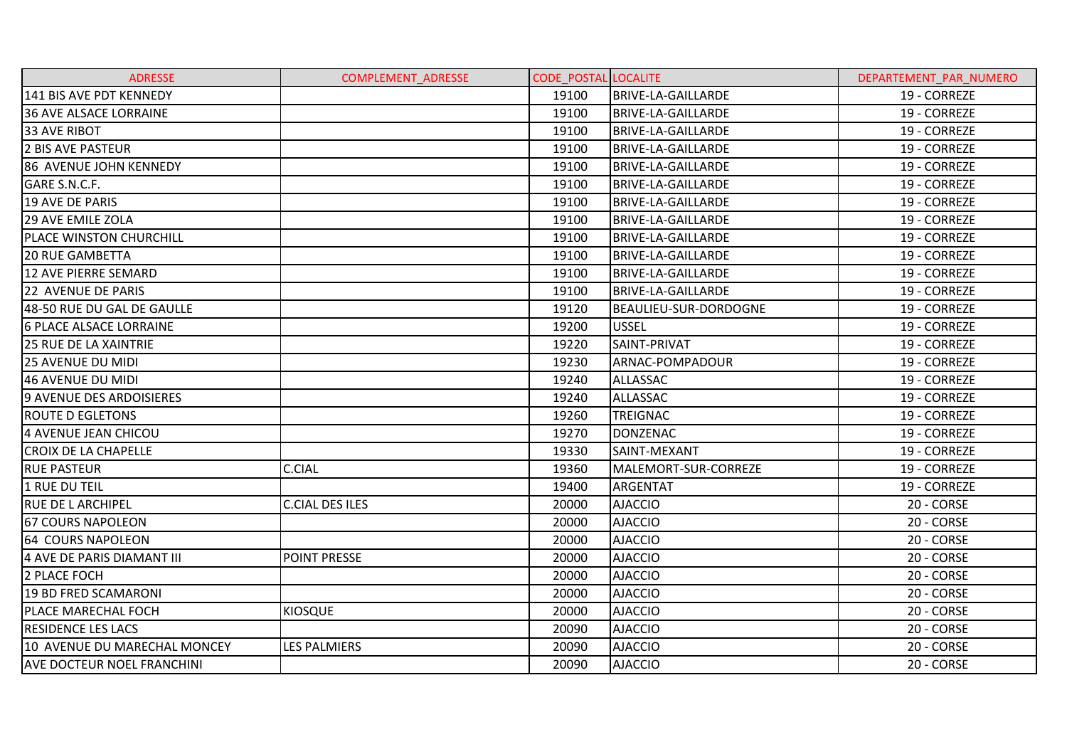| ADRESSE | COMPLEMENT_ADRESSE | CODE_POSTAL | LOCALITE | DEPARTEMENT_PAR_NUMERO |
|---|---|---|---|---|
| 141 BIS AVE PDT KENNEDY | | 19100 | BRIVE-LA-GAILLARDE | 19 - CORREZE |
| 36 AVE ALSACE LORRAINE | | 19100 | BRIVE-LA-GAILLARDE | 19 - CORREZE |
| 33 AVE RIBOT | | 19100 | BRIVE-LA-GAILLARDE | 19 - CORREZE |
| 2 BIS AVE PASTEUR | | 19100 | BRIVE-LA-GAILLARDE | 19 - CORREZE |
| 86 AVENUE JOHN KENNEDY | | 19100 | BRIVE-LA-GAILLARDE | 19 - CORREZE |
| GARE S.N.C.F. | | 19100 | BRIVE-LA-GAILLARDE | 19 - CORREZE |
| 19 AVE DE PARIS | | 19100 | BRIVE-LA-GAILLARDE | 19 - CORREZE |
| 29 AVE EMILE ZOLA | | 19100 | BRIVE-LA-GAILLARDE | 19 - CORREZE |
| PLACE WINSTON CHURCHILL | | 19100 | BRIVE-LA-GAILLARDE | 19 - CORREZE |
| 20 RUE GAMBETTA | | 19100 | BRIVE-LA-GAILLARDE | 19 - CORREZE |
| 12 AVE PIERRE SEMARD | | 19100 | BRIVE-LA-GAILLARDE | 19 - CORREZE |
| 22 AVENUE DE PARIS | | 19100 | BRIVE-LA-GAILLARDE | 19 - CORREZE |
| 48-50 RUE DU GAL DE GAULLE | | 19120 | BEAULIEU-SUR-DORDOGNE | 19 - CORREZE |
| 6 PLACE ALSACE LORRAINE | | 19200 | USSEL | 19 - CORREZE |
| 25 RUE DE LA XAINTRIE | | 19220 | SAINT-PRIVAT | 19 - CORREZE |
| 25 AVENUE DU MIDI | | 19230 | ARNAC-POMPADOUR | 19 - CORREZE |
| 46 AVENUE DU MIDI | | 19240 | ALLASSAC | 19 - CORREZE |
| 9 AVENUE DES ARDOISIERES | | 19240 | ALLASSAC | 19 - CORREZE |
| ROUTE D EGLETONS | | 19260 | TREIGNAC | 19 - CORREZE |
| 4 AVENUE JEAN CHICOU | | 19270 | DONZENAC | 19 - CORREZE |
| CROIX DE LA CHAPELLE | | 19330 | SAINT-MEXANT | 19 - CORREZE |
| RUE PASTEUR | C.CIAL | 19360 | MALEMORT-SUR-CORREZE | 19 - CORREZE |
| 1 RUE DU TEIL | | 19400 | ARGENTAT | 19 - CORREZE |
| RUE DE L ARCHIPEL | C.CIAL DES ILES | 20000 | AJACCIO | 20 - CORSE |
| 67 COURS NAPOLEON | | 20000 | AJACCIO | 20 - CORSE |
| 64 COURS NAPOLEON | | 20000 | AJACCIO | 20 - CORSE |
| 4 AVE DE PARIS DIAMANT III | POINT PRESSE | 20000 | AJACCIO | 20 - CORSE |
| 2 PLACE FOCH | | 20000 | AJACCIO | 20 - CORSE |
| 19 BD FRED SCAMARONI | | 20000 | AJACCIO | 20 - CORSE |
| PLACE MARECHAL FOCH | KIOSQUE | 20000 | AJACCIO | 20 - CORSE |
| RESIDENCE LES LACS | | 20090 | AJACCIO | 20 - CORSE |
| 10 AVENUE DU MARECHAL MONCEY | LES PALMIERS | 20090 | AJACCIO | 20 - CORSE |
| AVE DOCTEUR NOEL FRANCHINI | | 20090 | AJACCIO | 20 - CORSE |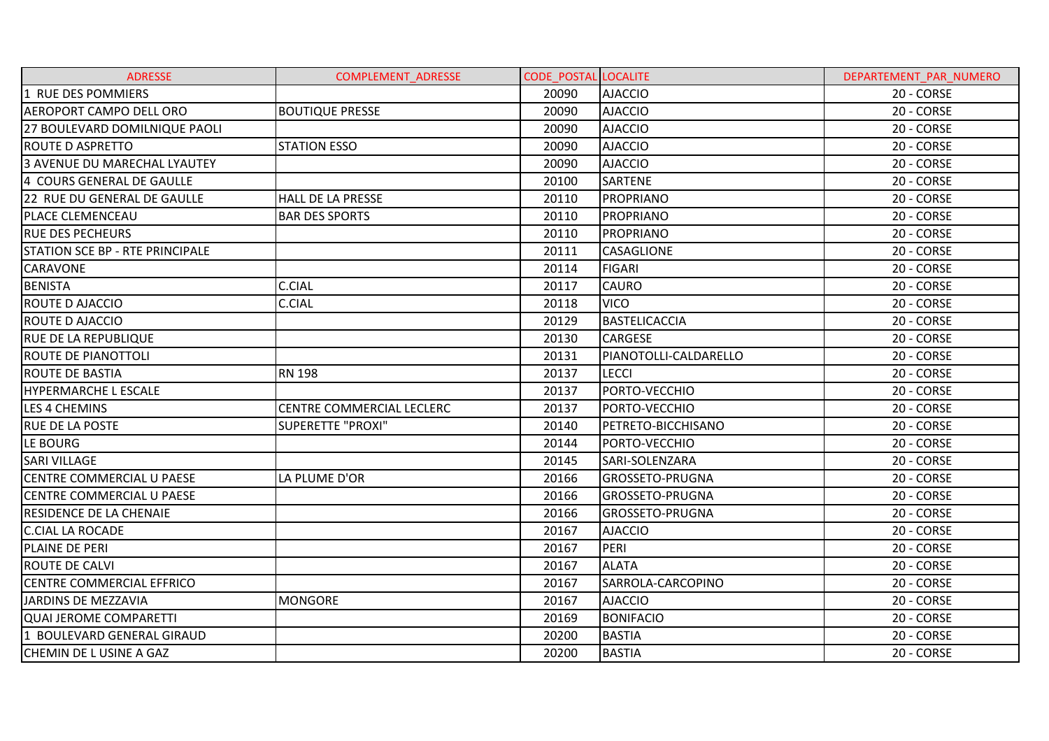| ADRESSE | COMPLEMENT_ADRESSE | CODE_POSTAL | LOCALITE | DEPARTEMENT_PAR_NUMERO |
|---|---|---|---|---|
| 1 RUE DES POMMIERS | | 20090 | AJACCIO | 20 - CORSE |
| AEROPORT CAMPO DELL ORO | BOUTIQUE PRESSE | 20090 | AJACCIO | 20 - CORSE |
| 27 BOULEVARD DOMILNIQUE PAOLI | | 20090 | AJACCIO | 20 - CORSE |
| ROUTE D ASPRETTO | STATION ESSO | 20090 | AJACCIO | 20 - CORSE |
| 3 AVENUE DU MARECHAL LYAUTEY | | 20090 | AJACCIO | 20 - CORSE |
| 4 COURS GENERAL DE GAULLE | | 20100 | SARTENE | 20 - CORSE |
| 22 RUE DU GENERAL DE GAULLE | HALL DE LA PRESSE | 20110 | PROPRIANO | 20 - CORSE |
| PLACE CLEMENCEAU | BAR DES SPORTS | 20110 | PROPRIANO | 20 - CORSE |
| RUE DES PECHEURS | | 20110 | PROPRIANO | 20 - CORSE |
| STATION SCE BP - RTE PRINCIPALE | | 20111 | CASAGLIONE | 20 - CORSE |
| CARAVONE | | 20114 | FIGARI | 20 - CORSE |
| BENISTA | C.CIAL | 20117 | CAURO | 20 - CORSE |
| ROUTE D AJACCIO | C.CIAL | 20118 | VICO | 20 - CORSE |
| ROUTE D AJACCIO | | 20129 | BASTELICACCIA | 20 - CORSE |
| RUE DE LA REPUBLIQUE | | 20130 | CARGESE | 20 - CORSE |
| ROUTE DE PIANOTTOLI | | 20131 | PIANOTOLLI-CALDARELLO | 20 - CORSE |
| ROUTE DE BASTIA | RN 198 | 20137 | LECCI | 20 - CORSE |
| HYPERMARCHE L ESCALE | | 20137 | PORTO-VECCHIO | 20 - CORSE |
| LES 4 CHEMINS | CENTRE COMMERCIAL LECLERC | 20137 | PORTO-VECCHIO | 20 - CORSE |
| RUE DE LA POSTE | SUPERETTE "PROXI" | 20140 | PETRETO-BICCHISANO | 20 - CORSE |
| LE BOURG | | 20144 | PORTO-VECCHIO | 20 - CORSE |
| SARI VILLAGE | | 20145 | SARI-SOLENZARA | 20 - CORSE |
| CENTRE COMMERCIAL U PAESE | LA PLUME D'OR | 20166 | GROSSETO-PRUGNA | 20 - CORSE |
| CENTRE COMMERCIAL U PAESE | | 20166 | GROSSETO-PRUGNA | 20 - CORSE |
| RESIDENCE DE LA CHENAIE | | 20166 | GROSSETO-PRUGNA | 20 - CORSE |
| C.CIAL LA ROCADE | | 20167 | AJACCIO | 20 - CORSE |
| PLAINE DE PERI | | 20167 | PERI | 20 - CORSE |
| ROUTE DE CALVI | | 20167 | ALATA | 20 - CORSE |
| CENTRE COMMERCIAL EFFRICO | | 20167 | SARROLA-CARCOPINO | 20 - CORSE |
| JARDINS DE MEZZAVIA | MONGORE | 20167 | AJACCIO | 20 - CORSE |
| QUAI JEROME COMPARETTI | | 20169 | BONIFACIO | 20 - CORSE |
| 1 BOULEVARD GENERAL GIRAUD | | 20200 | BASTIA | 20 - CORSE |
| CHEMIN DE L USINE A GAZ | | 20200 | BASTIA | 20 - CORSE |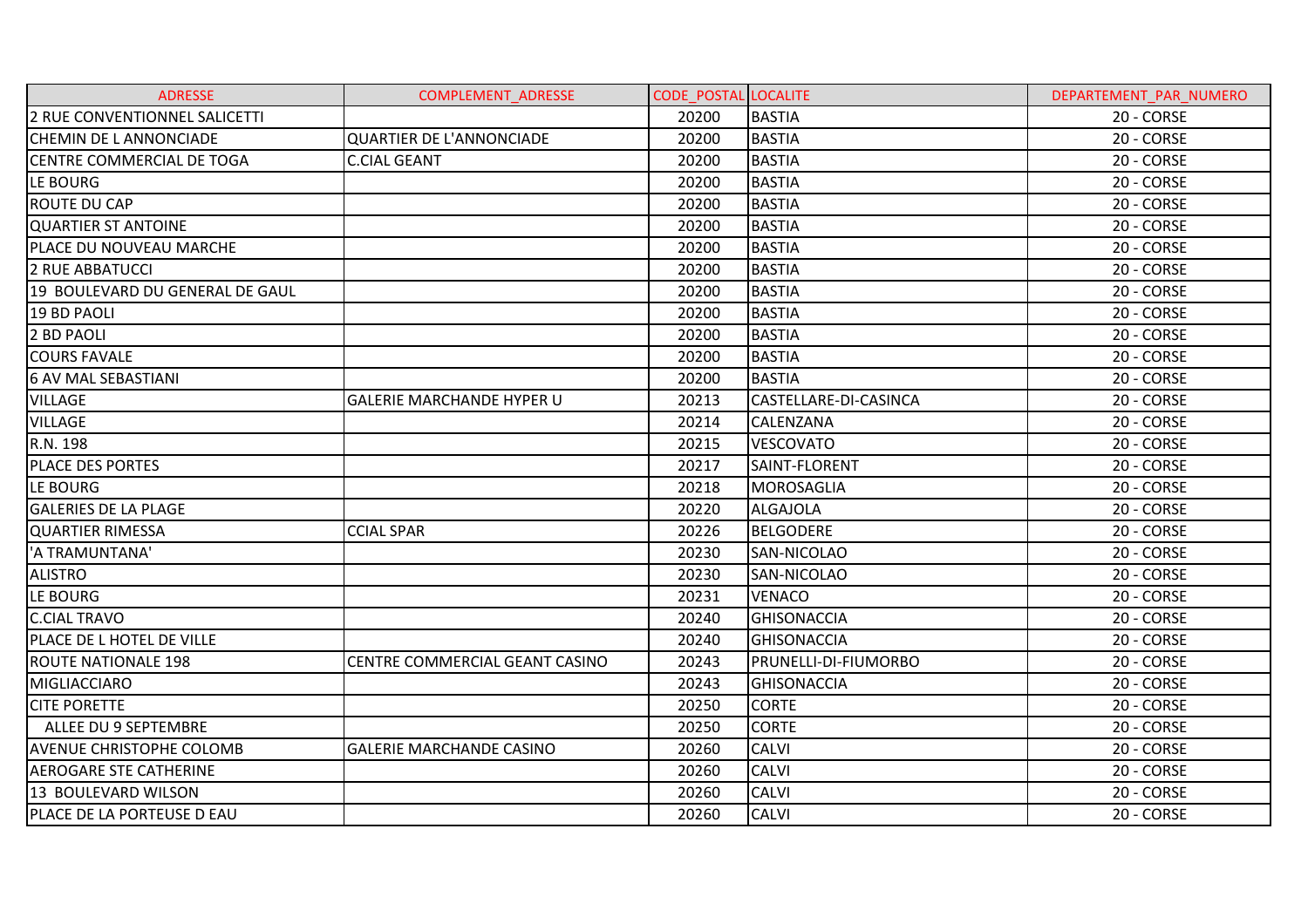| ADRESSE | COMPLEMENT_ADRESSE | CODE_POSTAL | LOCALITE | DEPARTEMENT_PAR_NUMERO |
|---|---|---|---|---|
| 2 RUE CONVENTIONNEL SALICETTI | | 20200 | BASTIA | 20 - CORSE |
| CHEMIN DE L ANNONCIADE | QUARTIER DE L'ANNONCIADE | 20200 | BASTIA | 20 - CORSE |
| CENTRE COMMERCIAL DE TOGA | C.CIAL GEANT | 20200 | BASTIA | 20 - CORSE |
| LE BOURG | | 20200 | BASTIA | 20 - CORSE |
| ROUTE DU CAP | | 20200 | BASTIA | 20 - CORSE |
| QUARTIER ST ANTOINE | | 20200 | BASTIA | 20 - CORSE |
| PLACE DU NOUVEAU MARCHE | | 20200 | BASTIA | 20 - CORSE |
| 2 RUE ABBATUCCI | | 20200 | BASTIA | 20 - CORSE |
| 19 BOULEVARD DU GENERAL DE GAUL | | 20200 | BASTIA | 20 - CORSE |
| 19 BD PAOLI | | 20200 | BASTIA | 20 - CORSE |
| 2 BD PAOLI | | 20200 | BASTIA | 20 - CORSE |
| COURS FAVALE | | 20200 | BASTIA | 20 - CORSE |
| 6 AV MAL SEBASTIANI | | 20200 | BASTIA | 20 - CORSE |
| VILLAGE | GALERIE MARCHANDE HYPER U | 20213 | CASTELLARE-DI-CASINCA | 20 - CORSE |
| VILLAGE | | 20214 | CALENZANA | 20 - CORSE |
| R.N. 198 | | 20215 | VESCOVATO | 20 - CORSE |
| PLACE DES PORTES | | 20217 | SAINT-FLORENT | 20 - CORSE |
| LE BOURG | | 20218 | MOROSAGLIA | 20 - CORSE |
| GALERIES DE LA PLAGE | | 20220 | ALGAJOLA | 20 - CORSE |
| QUARTIER RIMESSA | CCIAL SPAR | 20226 | BELGODERE | 20 - CORSE |
| 'A TRAMUNTANA' | | 20230 | SAN-NICOLAO | 20 - CORSE |
| ALISTRO | | 20230 | SAN-NICOLAO | 20 - CORSE |
| LE BOURG | | 20231 | VENACO | 20 - CORSE |
| C.CIAL TRAVO | | 20240 | GHISONACCIA | 20 - CORSE |
| PLACE DE L HOTEL DE VILLE | | 20240 | GHISONACCIA | 20 - CORSE |
| ROUTE NATIONALE 198 | CENTRE COMMERCIAL GEANT CASINO | 20243 | PRUNELLI-DI-FIUMORBO | 20 - CORSE |
| MIGLIACCIARO | | 20243 | GHISONACCIA | 20 - CORSE |
| CITE PORETTE | | 20250 | CORTE | 20 - CORSE |
| ALLEE DU 9 SEPTEMBRE | | 20250 | CORTE | 20 - CORSE |
| AVENUE CHRISTOPHE COLOMB | GALERIE MARCHANDE CASINO | 20260 | CALVI | 20 - CORSE |
| AEROGARE STE CATHERINE | | 20260 | CALVI | 20 - CORSE |
| 13 BOULEVARD WILSON | | 20260 | CALVI | 20 - CORSE |
| PLACE DE LA PORTEUSE D EAU | | 20260 | CALVI | 20 - CORSE |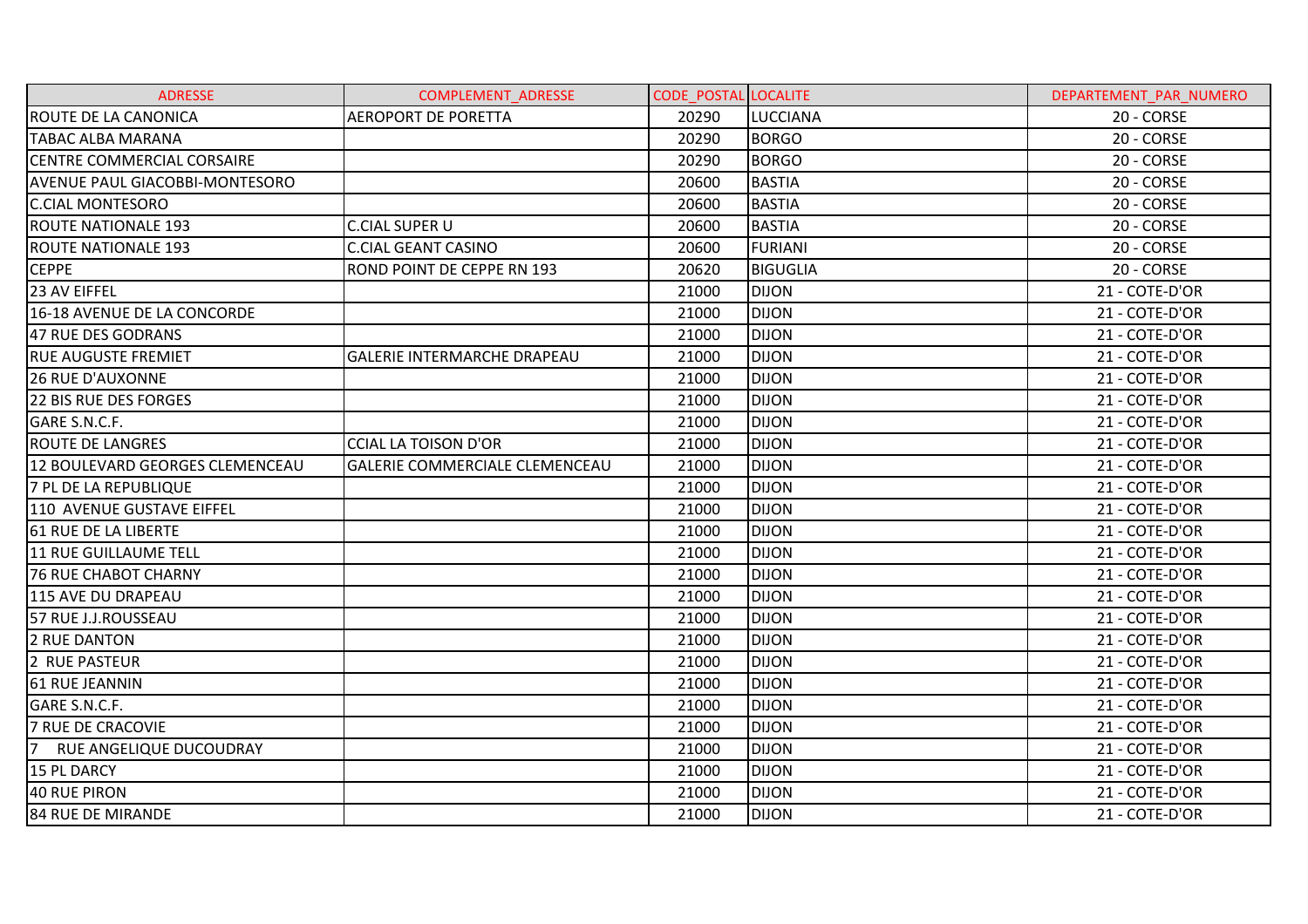| ADRESSE | COMPLEMENT_ADRESSE | CODE_POSTAL | LOCALITE | DEPARTEMENT_PAR_NUMERO |
|---|---|---|---|---|
| ROUTE DE LA CANONICA | AEROPORT DE PORETTA | 20290 | LUCCIANA | 20 - CORSE |
| TABAC ALBA MARANA | | 20290 | BORGO | 20 - CORSE |
| CENTRE COMMERCIAL CORSAIRE | | 20290 | BORGO | 20 - CORSE |
| AVENUE PAUL GIACOBBI-MONTESORO | | 20600 | BASTIA | 20 - CORSE |
| C.CIAL MONTESORO | | 20600 | BASTIA | 20 - CORSE |
| ROUTE NATIONALE 193 | C.CIAL SUPER U | 20600 | BASTIA | 20 - CORSE |
| ROUTE NATIONALE 193 | C.CIAL GEANT CASINO | 20600 | FURIANI | 20 - CORSE |
| CEPPE | ROND POINT DE CEPPE RN 193 | 20620 | BIGUGLIA | 20 - CORSE |
| 23 AV EIFFEL | | 21000 | DIJON | 21 - COTE-D'OR |
| 16-18 AVENUE DE LA CONCORDE | | 21000 | DIJON | 21 - COTE-D'OR |
| 47 RUE DES GODRANS | | 21000 | DIJON | 21 - COTE-D'OR |
| RUE AUGUSTE FREMIET | GALERIE INTERMARCHE DRAPEAU | 21000 | DIJON | 21 - COTE-D'OR |
| 26 RUE D'AUXONNE | | 21000 | DIJON | 21 - COTE-D'OR |
| 22 BIS RUE DES FORGES | | 21000 | DIJON | 21 - COTE-D'OR |
| GARE S.N.C.F. | | 21000 | DIJON | 21 - COTE-D'OR |
| ROUTE DE LANGRES | CCIAL LA TOISON D'OR | 21000 | DIJON | 21 - COTE-D'OR |
| 12 BOULEVARD GEORGES CLEMENCEAU | GALERIE COMMERCIALE CLEMENCEAU | 21000 | DIJON | 21 - COTE-D'OR |
| 7 PL DE LA REPUBLIQUE | | 21000 | DIJON | 21 - COTE-D'OR |
| 110 AVENUE GUSTAVE EIFFEL | | 21000 | DIJON | 21 - COTE-D'OR |
| 61 RUE DE LA LIBERTE | | 21000 | DIJON | 21 - COTE-D'OR |
| 11 RUE GUILLAUME TELL | | 21000 | DIJON | 21 - COTE-D'OR |
| 76 RUE CHABOT CHARNY | | 21000 | DIJON | 21 - COTE-D'OR |
| 115 AVE DU DRAPEAU | | 21000 | DIJON | 21 - COTE-D'OR |
| 57 RUE J.J.ROUSSEAU | | 21000 | DIJON | 21 - COTE-D'OR |
| 2 RUE DANTON | | 21000 | DIJON | 21 - COTE-D'OR |
| 2 RUE PASTEUR | | 21000 | DIJON | 21 - COTE-D'OR |
| 61 RUE JEANNIN | | 21000 | DIJON | 21 - COTE-D'OR |
| GARE S.N.C.F. | | 21000 | DIJON | 21 - COTE-D'OR |
| 7 RUE DE CRACOVIE | | 21000 | DIJON | 21 - COTE-D'OR |
| 7 RUE ANGELIQUE DUCOUDRAY | | 21000 | DIJON | 21 - COTE-D'OR |
| 15 PL DARCY | | 21000 | DIJON | 21 - COTE-D'OR |
| 40 RUE PIRON | | 21000 | DIJON | 21 - COTE-D'OR |
| 84 RUE DE MIRANDE | | 21000 | DIJON | 21 - COTE-D'OR |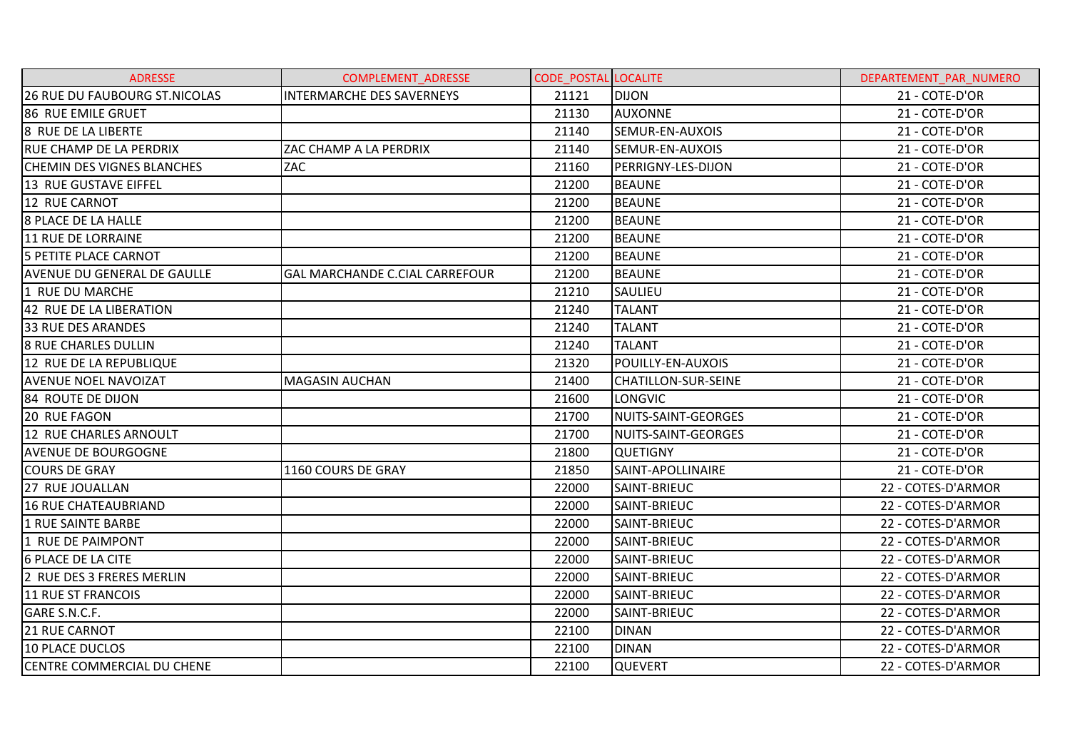| ADRESSE | COMPLEMENT_ADRESSE | CODE_POSTAL | LOCALITE | DEPARTEMENT_PAR_NUMERO |
|---|---|---|---|---|
| 26 RUE DU FAUBOURG ST.NICOLAS | INTERMARCHE DES SAVERNEYS | 21121 | DIJON | 21 - COTE-D'OR |
| 86 RUE EMILE GRUET | | 21130 | AUXONNE | 21 - COTE-D'OR |
| 8 RUE DE LA LIBERTE | | 21140 | SEMUR-EN-AUXOIS | 21 - COTE-D'OR |
| RUE CHAMP DE LA PERDRIX | ZAC CHAMP A LA PERDRIX | 21140 | SEMUR-EN-AUXOIS | 21 - COTE-D'OR |
| CHEMIN DES VIGNES BLANCHES | ZAC | 21160 | PERRIGNY-LES-DIJON | 21 - COTE-D'OR |
| 13 RUE GUSTAVE EIFFEL | | 21200 | BEAUNE | 21 - COTE-D'OR |
| 12 RUE CARNOT | | 21200 | BEAUNE | 21 - COTE-D'OR |
| 8 PLACE DE LA HALLE | | 21200 | BEAUNE | 21 - COTE-D'OR |
| 11 RUE DE LORRAINE | | 21200 | BEAUNE | 21 - COTE-D'OR |
| 5 PETITE PLACE CARNOT | | 21200 | BEAUNE | 21 - COTE-D'OR |
| AVENUE DU GENERAL DE GAULLE | GAL MARCHANDE C.CIAL CARREFOUR | 21200 | BEAUNE | 21 - COTE-D'OR |
| 1 RUE DU MARCHE | | 21210 | SAULIEU | 21 - COTE-D'OR |
| 42 RUE DE LA LIBERATION | | 21240 | TALANT | 21 - COTE-D'OR |
| 33 RUE DES ARANDES | | 21240 | TALANT | 21 - COTE-D'OR |
| 8 RUE CHARLES DULLIN | | 21240 | TALANT | 21 - COTE-D'OR |
| 12 RUE DE LA REPUBLIQUE | | 21320 | POUILLY-EN-AUXOIS | 21 - COTE-D'OR |
| AVENUE NOEL NAVOIZAT | MAGASIN AUCHAN | 21400 | CHATILLON-SUR-SEINE | 21 - COTE-D'OR |
| 84 ROUTE DE DIJON | | 21600 | LONGVIC | 21 - COTE-D'OR |
| 20 RUE FAGON | | 21700 | NUITS-SAINT-GEORGES | 21 - COTE-D'OR |
| 12 RUE CHARLES ARNOULT | | 21700 | NUITS-SAINT-GEORGES | 21 - COTE-D'OR |
| AVENUE DE BOURGOGNE | | 21800 | QUETIGNY | 21 - COTE-D'OR |
| COURS DE GRAY | 1160 COURS DE GRAY | 21850 | SAINT-APOLLINAIRE | 21 - COTE-D'OR |
| 27 RUE JOUALLAN | | 22000 | SAINT-BRIEUC | 22 - COTES-D'ARMOR |
| 16 RUE CHATEAUBRIAND | | 22000 | SAINT-BRIEUC | 22 - COTES-D'ARMOR |
| 1 RUE SAINTE BARBE | | 22000 | SAINT-BRIEUC | 22 - COTES-D'ARMOR |
| 1 RUE DE PAIMPONT | | 22000 | SAINT-BRIEUC | 22 - COTES-D'ARMOR |
| 6 PLACE DE LA CITE | | 22000 | SAINT-BRIEUC | 22 - COTES-D'ARMOR |
| 2 RUE DES 3 FRERES MERLIN | | 22000 | SAINT-BRIEUC | 22 - COTES-D'ARMOR |
| 11 RUE ST FRANCOIS | | 22000 | SAINT-BRIEUC | 22 - COTES-D'ARMOR |
| GARE S.N.C.F. | | 22000 | SAINT-BRIEUC | 22 - COTES-D'ARMOR |
| 21 RUE CARNOT | | 22100 | DINAN | 22 - COTES-D'ARMOR |
| 10 PLACE DUCLOS | | 22100 | DINAN | 22 - COTES-D'ARMOR |
| CENTRE COMMERCIAL DU CHENE | | 22100 | QUEVERT | 22 - COTES-D'ARMOR |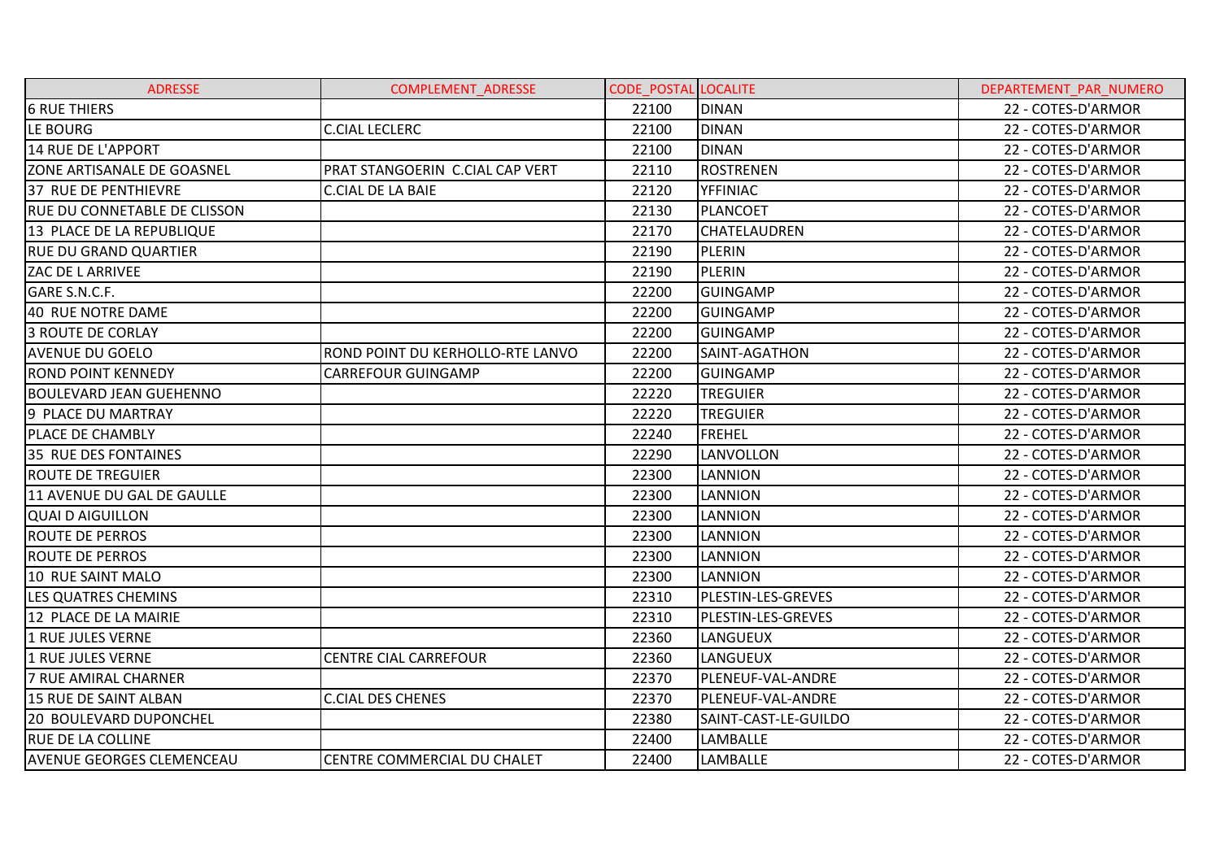| ADRESSE | COMPLEMENT_ADRESSE | CODE_POSTAL | LOCALITE | DEPARTEMENT_PAR_NUMERO |
| --- | --- | --- | --- | --- |
| 6 RUE THIERS | | 22100 | DINAN | 22 - COTES-D'ARMOR |
| LE BOURG | C.CIAL LECLERC | 22100 | DINAN | 22 - COTES-D'ARMOR |
| 14 RUE DE L'APPORT | | 22100 | DINAN | 22 - COTES-D'ARMOR |
| ZONE ARTISANALE DE GOASNEL | PRAT STANGOERIN C.CIAL CAP VERT | 22110 | ROSTRENEN | 22 - COTES-D'ARMOR |
| 37 RUE DE PENTHIEVRE | C.CIAL DE LA BAIE | 22120 | YFFINIAC | 22 - COTES-D'ARMOR |
| RUE DU CONNETABLE DE CLISSON | | 22130 | PLANCOET | 22 - COTES-D'ARMOR |
| 13 PLACE DE LA REPUBLIQUE | | 22170 | CHATELAUDREN | 22 - COTES-D'ARMOR |
| RUE DU GRAND QUARTIER | | 22190 | PLERIN | 22 - COTES-D'ARMOR |
| ZAC DE L ARRIVEE | | 22190 | PLERIN | 22 - COTES-D'ARMOR |
| GARE S.N.C.F. | | 22200 | GUINGAMP | 22 - COTES-D'ARMOR |
| 40 RUE NOTRE DAME | | 22200 | GUINGAMP | 22 - COTES-D'ARMOR |
| 3 ROUTE DE CORLAY | | 22200 | GUINGAMP | 22 - COTES-D'ARMOR |
| AVENUE DU GOELO | ROND POINT DU KERHOLLO-RTE LANVO | 22200 | SAINT-AGATHON | 22 - COTES-D'ARMOR |
| ROND POINT KENNEDY | CARREFOUR GUINGAMP | 22200 | GUINGAMP | 22 - COTES-D'ARMOR |
| BOULEVARD JEAN GUEHENNO | | 22220 | TREGUIER | 22 - COTES-D'ARMOR |
| 9 PLACE DU MARTRAY | | 22220 | TREGUIER | 22 - COTES-D'ARMOR |
| PLACE DE CHAMBLY | | 22240 | FREHEL | 22 - COTES-D'ARMOR |
| 35 RUE DES FONTAINES | | 22290 | LANVOLLON | 22 - COTES-D'ARMOR |
| ROUTE DE TREGUIER | | 22300 | LANNION | 22 - COTES-D'ARMOR |
| 11 AVENUE DU GAL DE GAULLE | | 22300 | LANNION | 22 - COTES-D'ARMOR |
| QUAI D AIGUILLON | | 22300 | LANNION | 22 - COTES-D'ARMOR |
| ROUTE DE PERROS | | 22300 | LANNION | 22 - COTES-D'ARMOR |
| ROUTE DE PERROS | | 22300 | LANNION | 22 - COTES-D'ARMOR |
| 10 RUE SAINT MALO | | 22300 | LANNION | 22 - COTES-D'ARMOR |
| LES QUATRES CHEMINS | | 22310 | PLESTIN-LES-GREVES | 22 - COTES-D'ARMOR |
| 12 PLACE DE LA MAIRIE | | 22310 | PLESTIN-LES-GREVES | 22 - COTES-D'ARMOR |
| 1 RUE JULES VERNE | | 22360 | LANGUEUX | 22 - COTES-D'ARMOR |
| 1 RUE JULES VERNE | CENTRE CIAL CARREFOUR | 22360 | LANGUEUX | 22 - COTES-D'ARMOR |
| 7 RUE AMIRAL CHARNER | | 22370 | PLENEUF-VAL-ANDRE | 22 - COTES-D'ARMOR |
| 15 RUE DE SAINT ALBAN | C.CIAL DES CHENES | 22370 | PLENEUF-VAL-ANDRE | 22 - COTES-D'ARMOR |
| 20 BOULEVARD DUPONCHEL | | 22380 | SAINT-CAST-LE-GUILDO | 22 - COTES-D'ARMOR |
| RUE DE LA COLLINE | | 22400 | LAMBALLE | 22 - COTES-D'ARMOR |
| AVENUE GEORGES CLEMENCEAU | CENTRE COMMERCIAL DU CHALET | 22400 | LAMBALLE | 22 - COTES-D'ARMOR |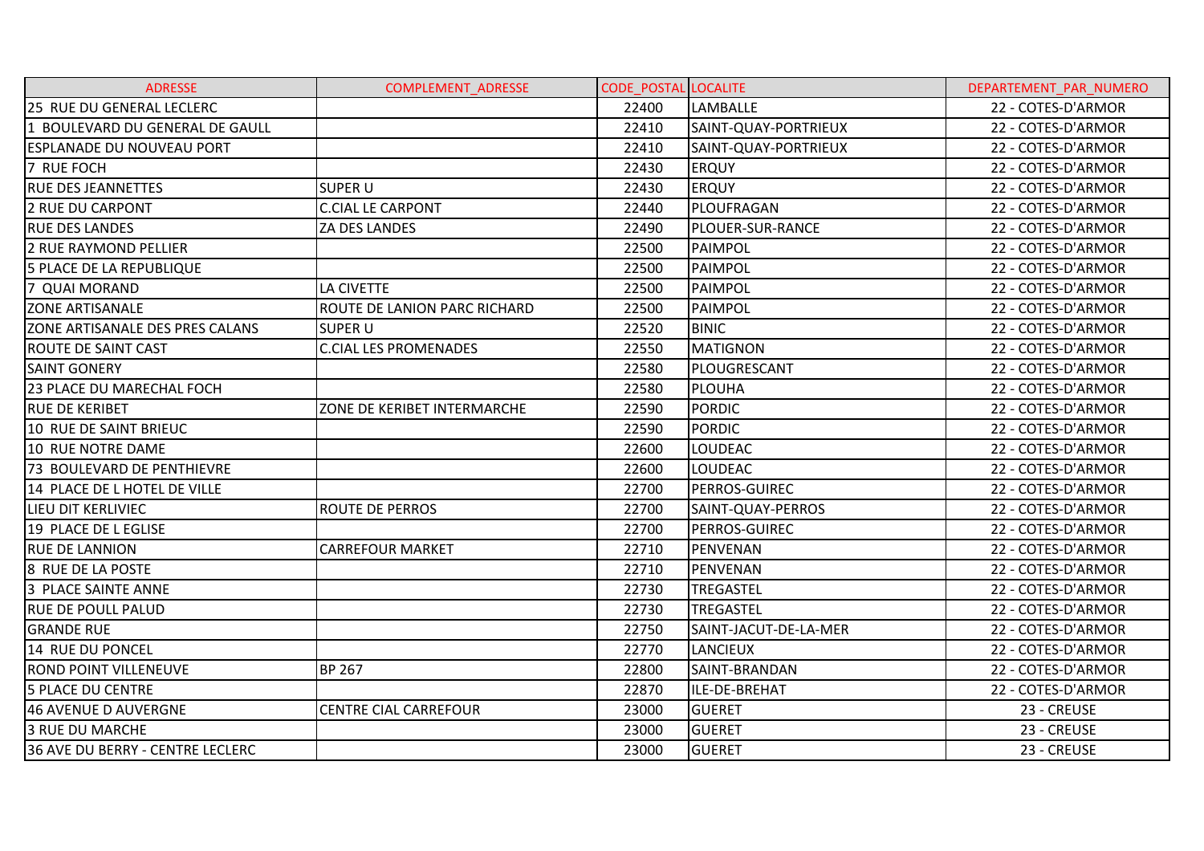| ADRESSE | COMPLEMENT_ADRESSE | CODE_POSTAL | LOCALITE | DEPARTEMENT_PAR_NUMERO |
|---|---|---|---|---|
| 25 RUE DU GENERAL LECLERC | | 22400 | LAMBALLE | 22 - COTES-D'ARMOR |
| 1 BOULEVARD DU GENERAL DE GAULL | | 22410 | SAINT-QUAY-PORTRIEUX | 22 - COTES-D'ARMOR |
| ESPLANADE DU NOUVEAU PORT | | 22410 | SAINT-QUAY-PORTRIEUX | 22 - COTES-D'ARMOR |
| 7 RUE FOCH | | 22430 | ERQUY | 22 - COTES-D'ARMOR |
| RUE DES JEANNETTES | SUPER U | 22430 | ERQUY | 22 - COTES-D'ARMOR |
| 2 RUE DU CARPONT | C.CIAL LE CARPONT | 22440 | PLOUFRAGAN | 22 - COTES-D'ARMOR |
| RUE DES LANDES | ZA DES LANDES | 22490 | PLOUER-SUR-RANCE | 22 - COTES-D'ARMOR |
| 2 RUE RAYMOND PELLIER | | 22500 | PAIMPOL | 22 - COTES-D'ARMOR |
| 5 PLACE DE LA REPUBLIQUE | | 22500 | PAIMPOL | 22 - COTES-D'ARMOR |
| 7 QUAI MORAND | LA CIVETTE | 22500 | PAIMPOL | 22 - COTES-D'ARMOR |
| ZONE ARTISANALE | ROUTE DE LANION PARC RICHARD | 22500 | PAIMPOL | 22 - COTES-D'ARMOR |
| ZONE ARTISANALE DES PRES CALANS | SUPER U | 22520 | BINIC | 22 - COTES-D'ARMOR |
| ROUTE DE SAINT CAST | C.CIAL LES PROMENADES | 22550 | MATIGNON | 22 - COTES-D'ARMOR |
| SAINT GONERY | | 22580 | PLOUGRESCANT | 22 - COTES-D'ARMOR |
| 23 PLACE DU MARECHAL FOCH | | 22580 | PLOUHA | 22 - COTES-D'ARMOR |
| RUE DE KERIBET | ZONE DE KERIBET INTERMARCHE | 22590 | PORDIC | 22 - COTES-D'ARMOR |
| 10 RUE DE SAINT BRIEUC | | 22590 | PORDIC | 22 - COTES-D'ARMOR |
| 10 RUE NOTRE DAME | | 22600 | LOUDEAC | 22 - COTES-D'ARMOR |
| 73 BOULEVARD DE PENTHIEVRE | | 22600 | LOUDEAC | 22 - COTES-D'ARMOR |
| 14 PLACE DE L HOTEL DE VILLE | | 22700 | PERROS-GUIREC | 22 - COTES-D'ARMOR |
| LIEU DIT KERLIVIEC | ROUTE DE PERROS | 22700 | SAINT-QUAY-PERROS | 22 - COTES-D'ARMOR |
| 19 PLACE DE L EGLISE | | 22700 | PERROS-GUIREC | 22 - COTES-D'ARMOR |
| RUE DE LANNION | CARREFOUR MARKET | 22710 | PENVENAN | 22 - COTES-D'ARMOR |
| 8 RUE DE LA POSTE | | 22710 | PENVENAN | 22 - COTES-D'ARMOR |
| 3 PLACE SAINTE ANNE | | 22730 | TREGASTEL | 22 - COTES-D'ARMOR |
| RUE DE POULL PALUD | | 22730 | TREGASTEL | 22 - COTES-D'ARMOR |
| GRANDE RUE | | 22750 | SAINT-JACUT-DE-LA-MER | 22 - COTES-D'ARMOR |
| 14 RUE DU PONCEL | | 22770 | LANCIEUX | 22 - COTES-D'ARMOR |
| ROND POINT VILLENEUVE | BP 267 | 22800 | SAINT-BRANDAN | 22 - COTES-D'ARMOR |
| 5 PLACE DU CENTRE | | 22870 | ILE-DE-BREHAT | 22 - COTES-D'ARMOR |
| 46 AVENUE D AUVERGNE | CENTRE CIAL CARREFOUR | 23000 | GUERET | 23 - CREUSE |
| 3 RUE DU MARCHE | | 23000 | GUERET | 23 - CREUSE |
| 36 AVE DU BERRY - CENTRE LECLERC | | 23000 | GUERET | 23 - CREUSE |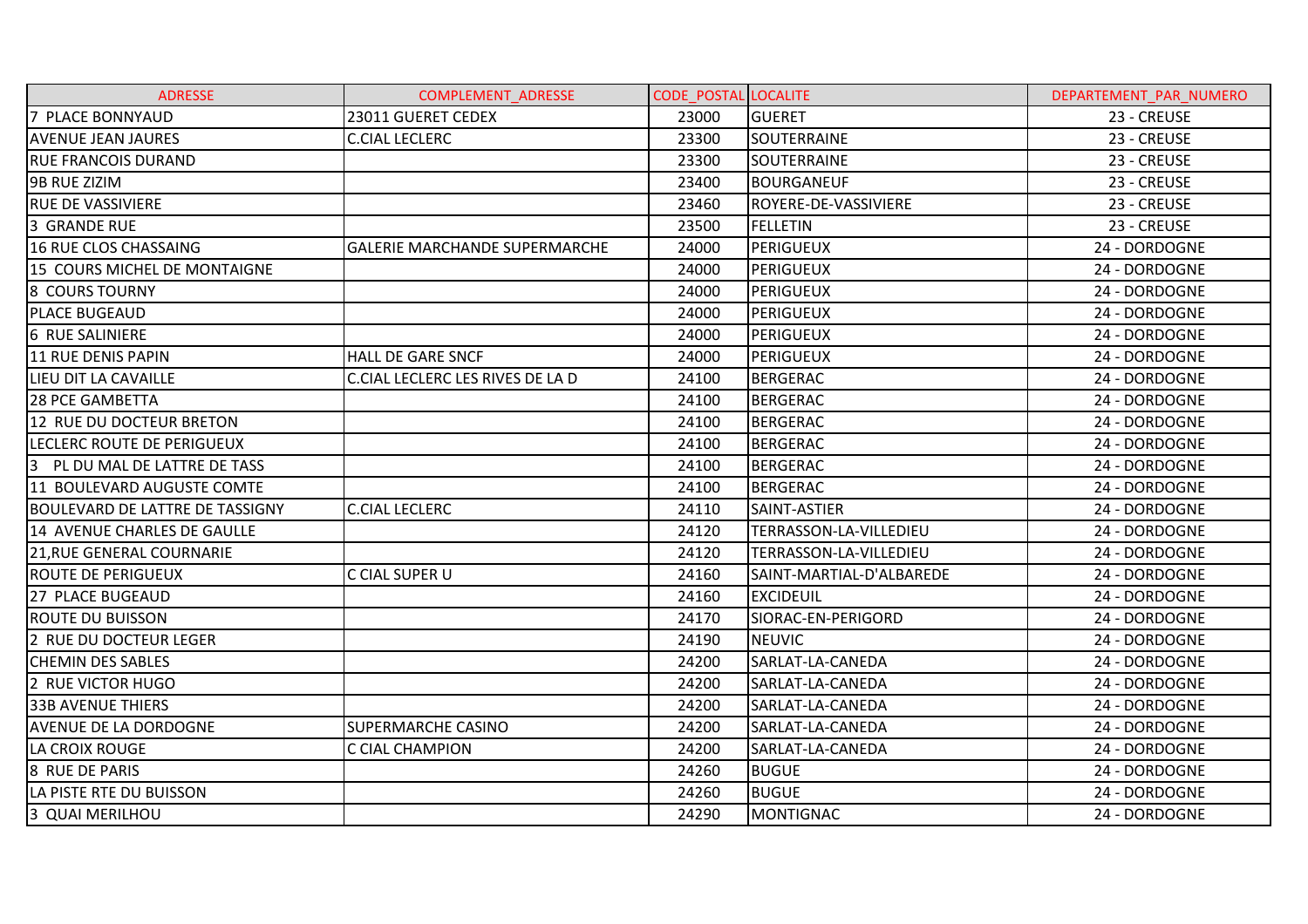| ADRESSE | COMPLEMENT_ADRESSE | CODE_POSTAL | LOCALITE | DEPARTEMENT_PAR_NUMERO |
|---|---|---|---|---|
| 7 PLACE BONNYAUD | 23011 GUERET CEDEX | 23000 | GUERET | 23 - CREUSE |
| AVENUE JEAN JAURES | C.CIAL LECLERC | 23300 | SOUTERRAINE | 23 - CREUSE |
| RUE FRANCOIS DURAND | | 23300 | SOUTERRAINE | 23 - CREUSE |
| 9B RUE ZIZIM | | 23400 | BOURGANEUF | 23 - CREUSE |
| RUE DE VASSIVIERE | | 23460 | ROYERE-DE-VASSIVIERE | 23 - CREUSE |
| 3 GRANDE RUE | | 23500 | FELLETIN | 23 - CREUSE |
| 16 RUE CLOS CHASSAING | GALERIE MARCHANDE SUPERMARCHE | 24000 | PERIGUEUX | 24 - DORDOGNE |
| 15 COURS MICHEL DE MONTAIGNE | | 24000 | PERIGUEUX | 24 - DORDOGNE |
| 8 COURS TOURNY | | 24000 | PERIGUEUX | 24 - DORDOGNE |
| PLACE BUGEAUD | | 24000 | PERIGUEUX | 24 - DORDOGNE |
| 6 RUE SALINIERE | | 24000 | PERIGUEUX | 24 - DORDOGNE |
| 11 RUE DENIS PAPIN | HALL DE GARE SNCF | 24000 | PERIGUEUX | 24 - DORDOGNE |
| LIEU DIT LA CAVAILLE | C.CIAL LECLERC LES RIVES DE LA D | 24100 | BERGERAC | 24 - DORDOGNE |
| 28 PCE GAMBETTA | | 24100 | BERGERAC | 24 - DORDOGNE |
| 12 RUE DU DOCTEUR BRETON | | 24100 | BERGERAC | 24 - DORDOGNE |
| LECLERC ROUTE DE PERIGUEUX | | 24100 | BERGERAC | 24 - DORDOGNE |
| 3 PL DU MAL DE LATTRE DE TASS | | 24100 | BERGERAC | 24 - DORDOGNE |
| 11 BOULEVARD AUGUSTE COMTE | | 24100 | BERGERAC | 24 - DORDOGNE |
| BOULEVARD DE LATTRE DE TASSIGNY | C.CIAL LECLERC | 24110 | SAINT-ASTIER | 24 - DORDOGNE |
| 14 AVENUE CHARLES DE GAULLE | | 24120 | TERRASSON-LA-VILLEDIEU | 24 - DORDOGNE |
| 21,RUE GENERAL COURNARIE | | 24120 | TERRASSON-LA-VILLEDIEU | 24 - DORDOGNE |
| ROUTE DE PERIGUEUX | C CIAL SUPER U | 24160 | SAINT-MARTIAL-D'ALBAREDE | 24 - DORDOGNE |
| 27 PLACE BUGEAUD | | 24160 | EXCIDEUIL | 24 - DORDOGNE |
| ROUTE DU BUISSON | | 24170 | SIORAC-EN-PERIGORD | 24 - DORDOGNE |
| 2 RUE DU DOCTEUR LEGER | | 24190 | NEUVIC | 24 - DORDOGNE |
| CHEMIN DES SABLES | | 24200 | SARLAT-LA-CANEDA | 24 - DORDOGNE |
| 2 RUE VICTOR HUGO | | 24200 | SARLAT-LA-CANEDA | 24 - DORDOGNE |
| 33B AVENUE THIERS | | 24200 | SARLAT-LA-CANEDA | 24 - DORDOGNE |
| AVENUE DE LA DORDOGNE | SUPERMARCHE CASINO | 24200 | SARLAT-LA-CANEDA | 24 - DORDOGNE |
| LA CROIX ROUGE | C CIAL CHAMPION | 24200 | SARLAT-LA-CANEDA | 24 - DORDOGNE |
| 8 RUE DE PARIS | | 24260 | BUGUE | 24 - DORDOGNE |
| LA PISTE RTE DU BUISSON | | 24260 | BUGUE | 24 - DORDOGNE |
| 3 QUAI MERILHOU | | 24290 | MONTIGNAC | 24 - DORDOGNE |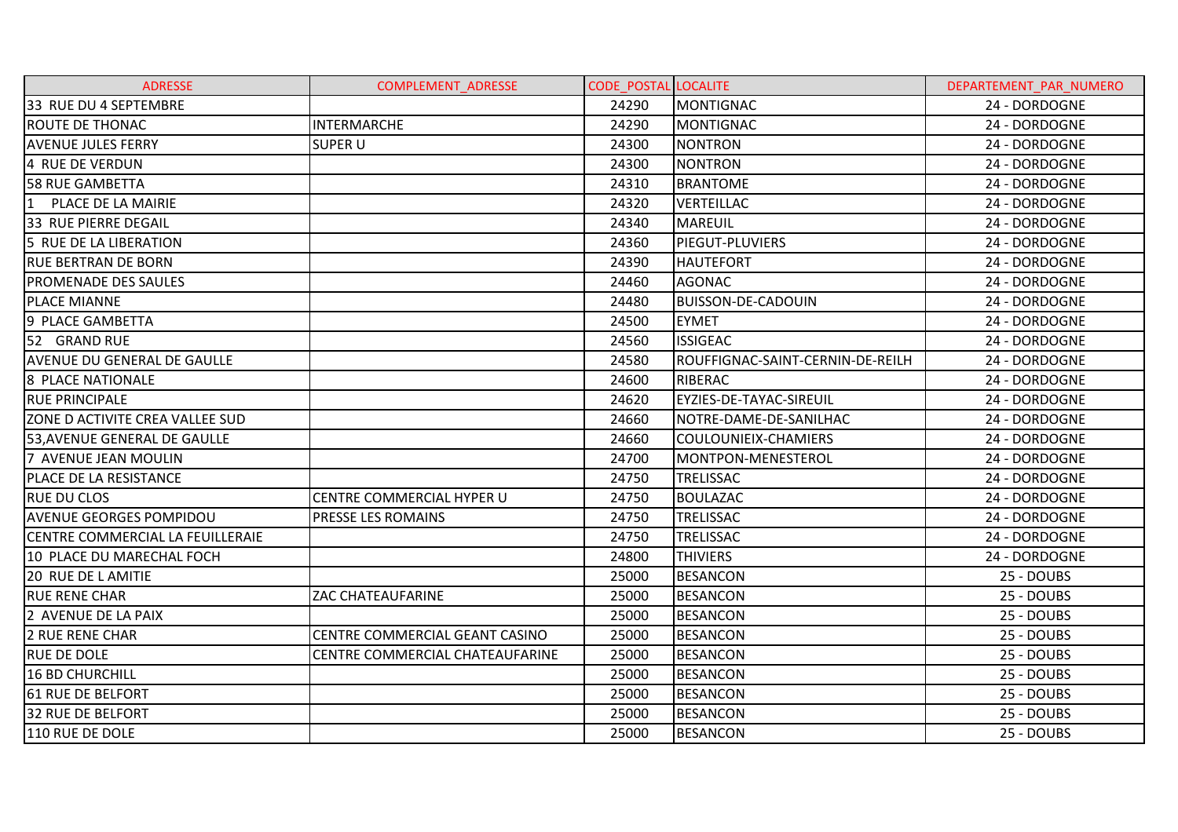| ADRESSE | COMPLEMENT_ADRESSE | CODE_POSTAL | LOCALITE | DEPARTEMENT_PAR_NUMERO |
|---|---|---|---|---|
| 33 RUE DU 4 SEPTEMBRE | | 24290 | MONTIGNAC | 24 - DORDOGNE |
| ROUTE DE THONAC | INTERMARCHE | 24290 | MONTIGNAC | 24 - DORDOGNE |
| AVENUE JULES FERRY | SUPER U | 24300 | NONTRON | 24 - DORDOGNE |
| 4 RUE DE VERDUN | | 24300 | NONTRON | 24 - DORDOGNE |
| 58 RUE GAMBETTA | | 24310 | BRANTOME | 24 - DORDOGNE |
| 1 PLACE DE LA MAIRIE | | 24320 | VERTEILLAC | 24 - DORDOGNE |
| 33 RUE PIERRE DEGAIL | | 24340 | MAREUIL | 24 - DORDOGNE |
| 5 RUE DE LA LIBERATION | | 24360 | PIEGUT-PLUVIERS | 24 - DORDOGNE |
| RUE BERTRAN DE BORN | | 24390 | HAUTEFORT | 24 - DORDOGNE |
| PROMENADE DES SAULES | | 24460 | AGONAC | 24 - DORDOGNE |
| PLACE MIANNE | | 24480 | BUISSON-DE-CADOUIN | 24 - DORDOGNE |
| 9 PLACE GAMBETTA | | 24500 | EYMET | 24 - DORDOGNE |
| 52 GRAND RUE | | 24560 | ISSIGEAC | 24 - DORDOGNE |
| AVENUE DU GENERAL DE GAULLE | | 24580 | ROUFFIGNAC-SAINT-CERNIN-DE-REILH | 24 - DORDOGNE |
| 8 PLACE NATIONALE | | 24600 | RIBERAC | 24 - DORDOGNE |
| RUE PRINCIPALE | | 24620 | EYZIES-DE-TAYAC-SIREUIL | 24 - DORDOGNE |
| ZONE D ACTIVITE CREA VALLEE SUD | | 24660 | NOTRE-DAME-DE-SANILHAC | 24 - DORDOGNE |
| 53,AVENUE GENERAL DE GAULLE | | 24660 | COULOUNIEIX-CHAMIERS | 24 - DORDOGNE |
| 7 AVENUE JEAN MOULIN | | 24700 | MONTPON-MENESTEROL | 24 - DORDOGNE |
| PLACE DE LA RESISTANCE | | 24750 | TRELISSAC | 24 - DORDOGNE |
| RUE DU CLOS | CENTRE COMMERCIAL HYPER U | 24750 | BOULAZAC | 24 - DORDOGNE |
| AVENUE GEORGES POMPIDOU | PRESSE LES ROMAINS | 24750 | TRELISSAC | 24 - DORDOGNE |
| CENTRE COMMERCIAL LA FEUILLERAIE | | 24750 | TRELISSAC | 24 - DORDOGNE |
| 10 PLACE DU MARECHAL FOCH | | 24800 | THIVIERS | 24 - DORDOGNE |
| 20 RUE DE L AMITIE | | 25000 | BESANCON | 25 - DOUBS |
| RUE RENE CHAR | ZAC CHATEAUFARINE | 25000 | BESANCON | 25 - DOUBS |
| 2 AVENUE DE LA PAIX | | 25000 | BESANCON | 25 - DOUBS |
| 2 RUE RENE CHAR | CENTRE COMMERCIAL GEANT CASINO | 25000 | BESANCON | 25 - DOUBS |
| RUE DE DOLE | CENTRE COMMERCIAL CHATEAUFARINE | 25000 | BESANCON | 25 - DOUBS |
| 16 BD CHURCHILL | | 25000 | BESANCON | 25 - DOUBS |
| 61 RUE DE BELFORT | | 25000 | BESANCON | 25 - DOUBS |
| 32 RUE DE BELFORT | | 25000 | BESANCON | 25 - DOUBS |
| 110 RUE DE DOLE | | 25000 | BESANCON | 25 - DOUBS |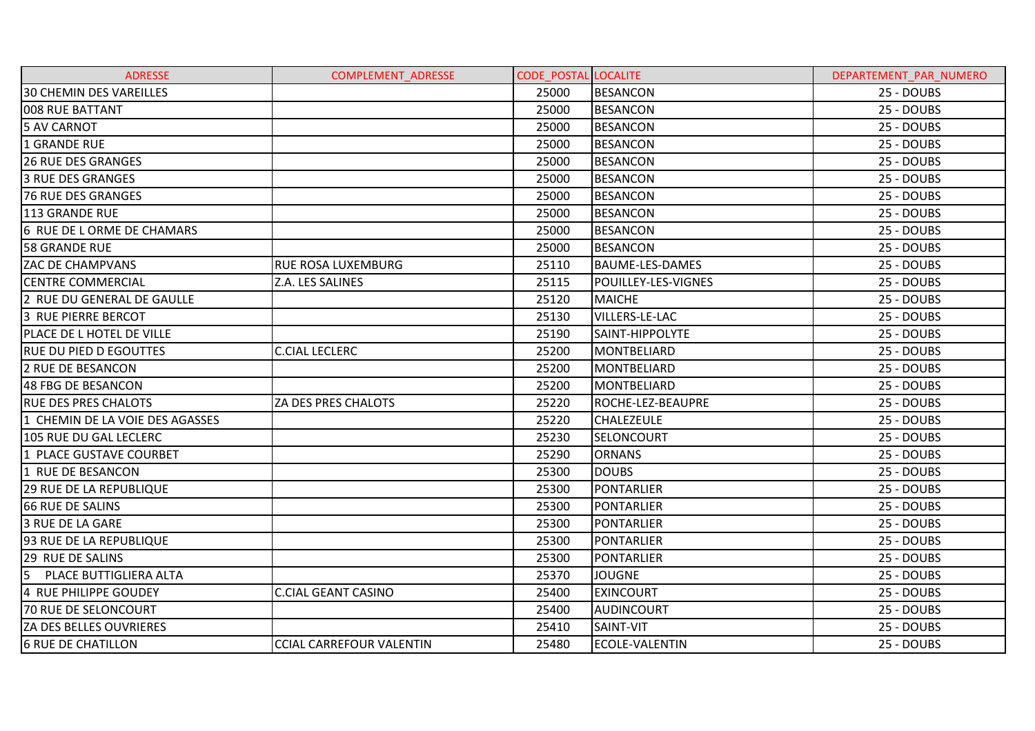| ADRESSE | COMPLEMENT_ADRESSE | CODE_POSTAL | LOCALITE | DEPARTEMENT_PAR_NUMERO |
|---|---|---|---|---|
| 30 CHEMIN DES VAREILLES | | 25000 | BESANCON | 25 - DOUBS |
| 008 RUE BATTANT | | 25000 | BESANCON | 25 - DOUBS |
| 5 AV CARNOT | | 25000 | BESANCON | 25 - DOUBS |
| 1 GRANDE RUE | | 25000 | BESANCON | 25 - DOUBS |
| 26 RUE DES GRANGES | | 25000 | BESANCON | 25 - DOUBS |
| 3 RUE DES GRANGES | | 25000 | BESANCON | 25 - DOUBS |
| 76 RUE DES GRANGES | | 25000 | BESANCON | 25 - DOUBS |
| 113 GRANDE RUE | | 25000 | BESANCON | 25 - DOUBS |
| 6 RUE DE L ORME DE CHAMARS | | 25000 | BESANCON | 25 - DOUBS |
| 58 GRANDE RUE | | 25000 | BESANCON | 25 - DOUBS |
| ZAC DE CHAMPVANS | RUE ROSA LUXEMBURG | 25110 | BAUME-LES-DAMES | 25 - DOUBS |
| CENTRE COMMERCIAL | Z.A. LES SALINES | 25115 | POUILLEY-LES-VIGNES | 25 - DOUBS |
| 2 RUE DU GENERAL DE GAULLE | | 25120 | MAICHE | 25 - DOUBS |
| 3 RUE PIERRE BERCOT | | 25130 | VILLERS-LE-LAC | 25 - DOUBS |
| PLACE DE L HOTEL DE VILLE | | 25190 | SAINT-HIPPOLYTE | 25 - DOUBS |
| RUE DU PIED D EGOUTTES | C.CIAL LECLERC | 25200 | MONTBELIARD | 25 - DOUBS |
| 2 RUE DE BESANCON | | 25200 | MONTBELIARD | 25 - DOUBS |
| 48 FBG DE BESANCON | | 25200 | MONTBELIARD | 25 - DOUBS |
| RUE DES PRES CHALOTS | ZA DES PRES CHALOTS | 25220 | ROCHE-LEZ-BEAUPRE | 25 - DOUBS |
| 1 CHEMIN DE LA VOIE DES AGASSES | | 25220 | CHALEZEULE | 25 - DOUBS |
| 105 RUE DU GAL LECLERC | | 25230 | SELONCOURT | 25 - DOUBS |
| 1 PLACE GUSTAVE COURBET | | 25290 | ORNANS | 25 - DOUBS |
| 1 RUE DE BESANCON | | 25300 | DOUBS | 25 - DOUBS |
| 29 RUE DE LA REPUBLIQUE | | 25300 | PONTARLIER | 25 - DOUBS |
| 66 RUE DE SALINS | | 25300 | PONTARLIER | 25 - DOUBS |
| 3 RUE DE LA GARE | | 25300 | PONTARLIER | 25 - DOUBS |
| 93 RUE DE LA REPUBLIQUE | | 25300 | PONTARLIER | 25 - DOUBS |
| 29 RUE DE SALINS | | 25300 | PONTARLIER | 25 - DOUBS |
| 5 PLACE BUTTIGLIERA ALTA | | 25370 | JOUGNE | 25 - DOUBS |
| 4 RUE PHILIPPE GOUDEY | C.CIAL GEANT CASINO | 25400 | EXINCOURT | 25 - DOUBS |
| 70 RUE DE SELONCOURT | | 25400 | AUDINCOURT | 25 - DOUBS |
| ZA DES BELLES OUVRIERES | | 25410 | SAINT-VIT | 25 - DOUBS |
| 6 RUE DE CHATILLON | CCIAL CARREFOUR VALENTIN | 25480 | ECOLE-VALENTIN | 25 - DOUBS |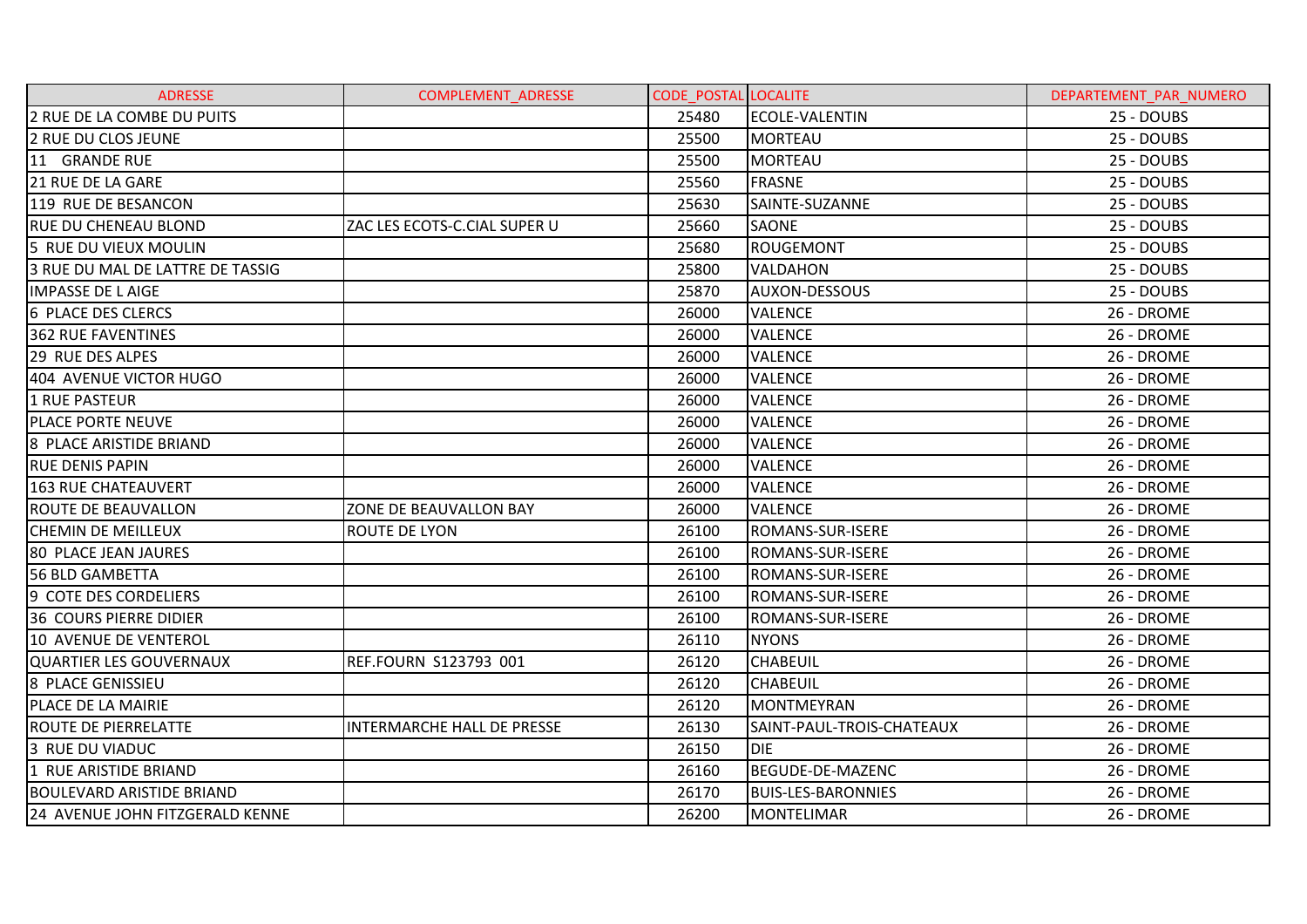| ADRESSE | COMPLEMENT_ADRESSE | CODE_POSTAL | LOCALITE | DEPARTEMENT_PAR_NUMERO |
|---|---|---|---|---|
| 2 RUE DE LA COMBE DU PUITS | | 25480 | ECOLE-VALENTIN | 25 - DOUBS |
| 2 RUE DU CLOS JEUNE | | 25500 | MORTEAU | 25 - DOUBS |
| 11 GRANDE RUE | | 25500 | MORTEAU | 25 - DOUBS |
| 21 RUE DE LA GARE | | 25560 | FRASNE | 25 - DOUBS |
| 119 RUE DE BESANCON | | 25630 | SAINTE-SUZANNE | 25 - DOUBS |
| RUE DU CHENEAU BLOND | ZAC LES ECOTS-C.CIAL SUPER U | 25660 | SAONE | 25 - DOUBS |
| 5 RUE DU VIEUX MOULIN | | 25680 | ROUGEMONT | 25 - DOUBS |
| 3 RUE DU MAL DE LATTRE DE TASSIG | | 25800 | VALDAHON | 25 - DOUBS |
| IMPASSE DE L AIGE | | 25870 | AUXON-DESSOUS | 25 - DOUBS |
| 6 PLACE DES CLERCS | | 26000 | VALENCE | 26 - DROME |
| 362 RUE FAVENTINES | | 26000 | VALENCE | 26 - DROME |
| 29 RUE DES ALPES | | 26000 | VALENCE | 26 - DROME |
| 404 AVENUE VICTOR HUGO | | 26000 | VALENCE | 26 - DROME |
| 1 RUE PASTEUR | | 26000 | VALENCE | 26 - DROME |
| PLACE PORTE NEUVE | | 26000 | VALENCE | 26 - DROME |
| 8 PLACE ARISTIDE BRIAND | | 26000 | VALENCE | 26 - DROME |
| RUE DENIS PAPIN | | 26000 | VALENCE | 26 - DROME |
| 163 RUE CHATEAUVERT | | 26000 | VALENCE | 26 - DROME |
| ROUTE DE BEAUVALLON | ZONE DE BEAUVALLON BAY | 26000 | VALENCE | 26 - DROME |
| CHEMIN DE MEILLEUX | ROUTE DE LYON | 26100 | ROMANS-SUR-ISERE | 26 - DROME |
| 80 PLACE JEAN JAURES | | 26100 | ROMANS-SUR-ISERE | 26 - DROME |
| 56 BLD GAMBETTA | | 26100 | ROMANS-SUR-ISERE | 26 - DROME |
| 9 COTE DES CORDELIERS | | 26100 | ROMANS-SUR-ISERE | 26 - DROME |
| 36 COURS PIERRE DIDIER | | 26100 | ROMANS-SUR-ISERE | 26 - DROME |
| 10 AVENUE DE VENTEROL | | 26110 | NYONS | 26 - DROME |
| QUARTIER LES GOUVERNAUX | REF.FOURN S123793 001 | 26120 | CHABEUIL | 26 - DROME |
| 8 PLACE GENISSIEU | | 26120 | CHABEUIL | 26 - DROME |
| PLACE DE LA MAIRIE | | 26120 | MONTMEYRAN | 26 - DROME |
| ROUTE DE PIERRELATTE | INTERMARCHE HALL DE PRESSE | 26130 | SAINT-PAUL-TROIS-CHATEAUX | 26 - DROME |
| 3 RUE DU VIADUC | | 26150 | DIE | 26 - DROME |
| 1 RUE ARISTIDE BRIAND | | 26160 | BEGUDE-DE-MAZENC | 26 - DROME |
| BOULEVARD ARISTIDE BRIAND | | 26170 | BUIS-LES-BARONNIES | 26 - DROME |
| 24 AVENUE JOHN FITZGERALD KENNE | | 26200 | MONTELIMAR | 26 - DROME |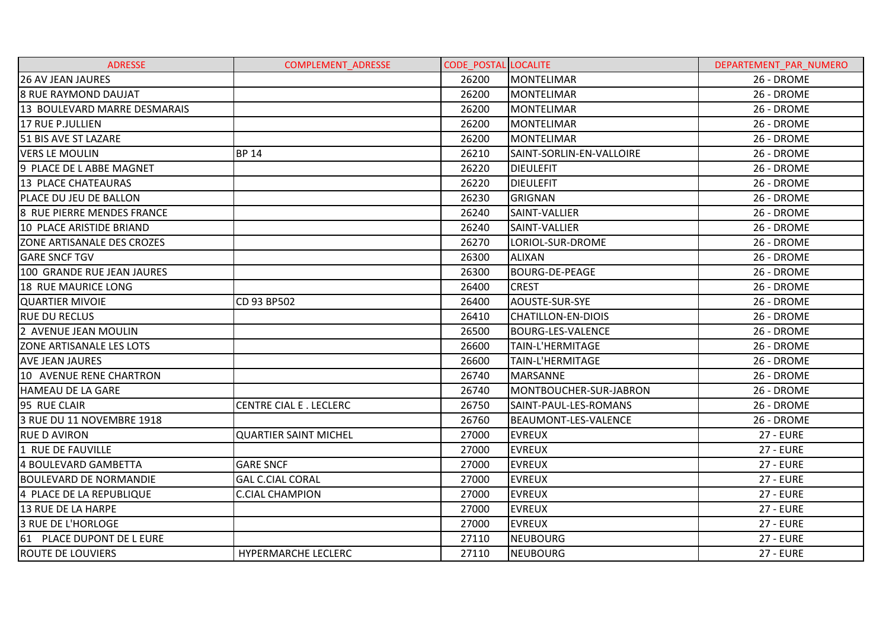| ADRESSE | COMPLEMENT_ADRESSE | CODE_POSTAL | LOCALITE | DEPARTEMENT_PAR_NUMERO |
|---|---|---|---|---|
| 26 AV JEAN JAURES | | 26200 | MONTELIMAR | 26 - DROME |
| 8 RUE RAYMOND DAUJAT | | 26200 | MONTELIMAR | 26 - DROME |
| 13 BOULEVARD MARRE DESMARAIS | | 26200 | MONTELIMAR | 26 - DROME |
| 17 RUE P.JULLIEN | | 26200 | MONTELIMAR | 26 - DROME |
| 51 BIS AVE ST LAZARE | | 26200 | MONTELIMAR | 26 - DROME |
| VERS LE MOULIN | BP 14 | 26210 | SAINT-SORLIN-EN-VALLOIRE | 26 - DROME |
| 9 PLACE DE L ABBE MAGNET | | 26220 | DIEULEFIT | 26 - DROME |
| 13 PLACE CHATEAURAS | | 26220 | DIEULEFIT | 26 - DROME |
| PLACE DU JEU DE BALLON | | 26230 | GRIGNAN | 26 - DROME |
| 8 RUE PIERRE MENDES FRANCE | | 26240 | SAINT-VALLIER | 26 - DROME |
| 10 PLACE ARISTIDE BRIAND | | 26240 | SAINT-VALLIER | 26 - DROME |
| ZONE ARTISANALE DES CROZES | | 26270 | LORIOL-SUR-DROME | 26 - DROME |
| GARE SNCF TGV | | 26300 | ALIXAN | 26 - DROME |
| 100 GRANDE RUE JEAN JAURES | | 26300 | BOURG-DE-PEAGE | 26 - DROME |
| 18 RUE MAURICE LONG | | 26400 | CREST | 26 - DROME |
| QUARTIER MIVOIE | CD 93 BP502 | 26400 | AOUSTE-SUR-SYE | 26 - DROME |
| RUE DU RECLUS | | 26410 | CHATILLON-EN-DIOIS | 26 - DROME |
| 2 AVENUE JEAN MOULIN | | 26500 | BOURG-LES-VALENCE | 26 - DROME |
| ZONE ARTISANALE LES LOTS | | 26600 | TAIN-L'HERMITAGE | 26 - DROME |
| AVE JEAN JAURES | | 26600 | TAIN-L'HERMITAGE | 26 - DROME |
| 10 AVENUE RENE CHARTRON | | 26740 | MARSANNE | 26 - DROME |
| HAMEAU DE LA GARE | | 26740 | MONTBOUCHER-SUR-JABRON | 26 - DROME |
| 95 RUE CLAIR | CENTRE CIAL E . LECLERC | 26750 | SAINT-PAUL-LES-ROMANS | 26 - DROME |
| 3 RUE DU 11 NOVEMBRE 1918 | | 26760 | BEAUMONT-LES-VALENCE | 26 - DROME |
| RUE D AVIRON | QUARTIER SAINT MICHEL | 27000 | EVREUX | 27 - EURE |
| 1 RUE DE FAUVILLE | | 27000 | EVREUX | 27 - EURE |
| 4 BOULEVARD GAMBETTA | GARE SNCF | 27000 | EVREUX | 27 - EURE |
| BOULEVARD DE NORMANDIE | GAL C.CIAL CORAL | 27000 | EVREUX | 27 - EURE |
| 4 PLACE DE LA REPUBLIQUE | C.CIAL CHAMPION | 27000 | EVREUX | 27 - EURE |
| 13 RUE DE LA HARPE | | 27000 | EVREUX | 27 - EURE |
| 3 RUE DE L'HORLOGE | | 27000 | EVREUX | 27 - EURE |
| 61 PLACE DUPONT DE L EURE | | 27110 | NEUBOURG | 27 - EURE |
| ROUTE DE LOUVIERS | HYPERMARCHE LECLERC | 27110 | NEUBOURG | 27 - EURE |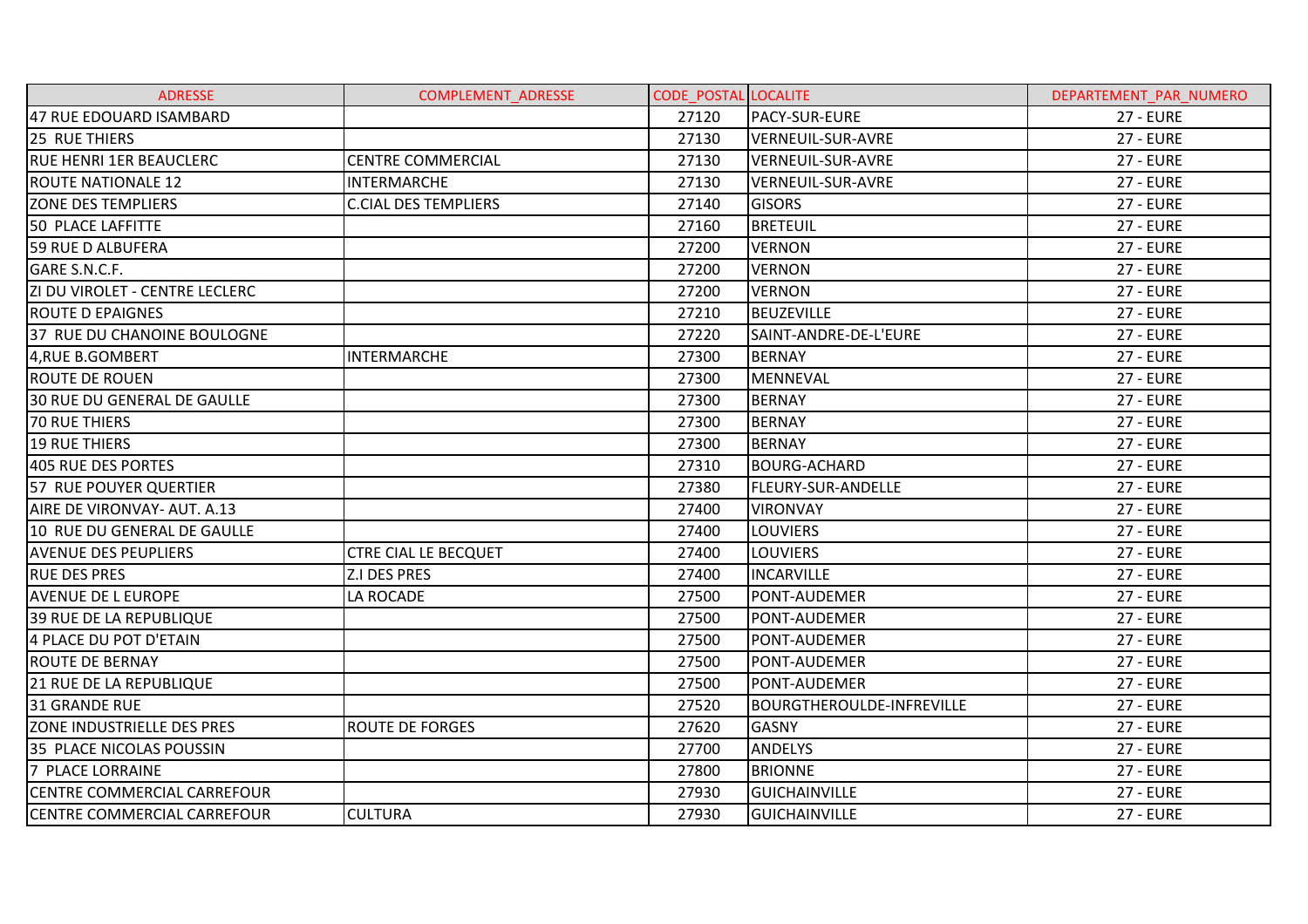| ADRESSE | COMPLEMENT_ADRESSE | CODE_POSTAL | LOCALITE | DEPARTEMENT_PAR_NUMERO |
| --- | --- | --- | --- | --- |
| 47 RUE EDOUARD ISAMBARD | | 27120 | PACY-SUR-EURE | 27 - EURE |
| 25 RUE THIERS | | 27130 | VERNEUIL-SUR-AVRE | 27 - EURE |
| RUE HENRI 1ER BEAUCLERC | CENTRE COMMERCIAL | 27130 | VERNEUIL-SUR-AVRE | 27 - EURE |
| ROUTE NATIONALE 12 | INTERMARCHE | 27130 | VERNEUIL-SUR-AVRE | 27 - EURE |
| ZONE DES TEMPLIERS | C.CIAL DES TEMPLIERS | 27140 | GISORS | 27 - EURE |
| 50 PLACE LAFFITTE | | 27160 | BRETEUIL | 27 - EURE |
| 59 RUE D ALBUFERA | | 27200 | VERNON | 27 - EURE |
| GARE S.N.C.F. | | 27200 | VERNON | 27 - EURE |
| ZI DU VIROLET - CENTRE LECLERC | | 27200 | VERNON | 27 - EURE |
| ROUTE D EPAIGNES | | 27210 | BEUZEVILLE | 27 - EURE |
| 37 RUE DU CHANOINE BOULOGNE | | 27220 | SAINT-ANDRE-DE-L'EURE | 27 - EURE |
| 4,RUE B.GOMBERT | INTERMARCHE | 27300 | BERNAY | 27 - EURE |
| ROUTE DE ROUEN | | 27300 | MENNEVAL | 27 - EURE |
| 30 RUE DU GENERAL DE GAULLE | | 27300 | BERNAY | 27 - EURE |
| 70 RUE THIERS | | 27300 | BERNAY | 27 - EURE |
| 19 RUE THIERS | | 27300 | BERNAY | 27 - EURE |
| 405 RUE DES PORTES | | 27310 | BOURG-ACHARD | 27 - EURE |
| 57 RUE POUYER QUERTIER | | 27380 | FLEURY-SUR-ANDELLE | 27 - EURE |
| AIRE DE VIRONVAY- AUT. A.13 | | 27400 | VIRONVAY | 27 - EURE |
| 10 RUE DU GENERAL DE GAULLE | | 27400 | LOUVIERS | 27 - EURE |
| AVENUE DES PEUPLIERS | CTRE CIAL LE BECQUET | 27400 | LOUVIERS | 27 - EURE |
| RUE DES PRES | Z.I DES PRES | 27400 | INCARVILLE | 27 - EURE |
| AVENUE DE L EUROPE | LA ROCADE | 27500 | PONT-AUDEMER | 27 - EURE |
| 39 RUE DE LA REPUBLIQUE | | 27500 | PONT-AUDEMER | 27 - EURE |
| 4 PLACE DU POT D'ETAIN | | 27500 | PONT-AUDEMER | 27 - EURE |
| ROUTE DE BERNAY | | 27500 | PONT-AUDEMER | 27 - EURE |
| 21 RUE DE LA REPUBLIQUE | | 27500 | PONT-AUDEMER | 27 - EURE |
| 31 GRANDE RUE | | 27520 | BOURGTHEROULDE-INFREVILLE | 27 - EURE |
| ZONE INDUSTRIELLE DES PRES | ROUTE DE FORGES | 27620 | GASNY | 27 - EURE |
| 35 PLACE NICOLAS POUSSIN | | 27700 | ANDELYS | 27 - EURE |
| 7 PLACE LORRAINE | | 27800 | BRIONNE | 27 - EURE |
| CENTRE COMMERCIAL CARREFOUR | | 27930 | GUICHAINVILLE | 27 - EURE |
| CENTRE COMMERCIAL CARREFOUR | CULTURA | 27930 | GUICHAINVILLE | 27 - EURE |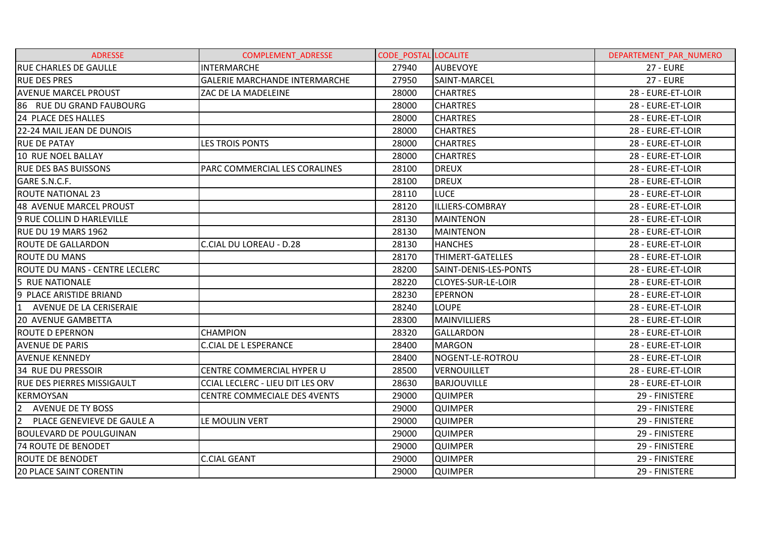| ADRESSE | COMPLEMENT_ADRESSE | CODE_POSTAL | LOCALITE | DEPARTEMENT_PAR_NUMERO |
|---|---|---|---|---|
| RUE CHARLES DE GAULLE | INTERMARCHE | 27940 | AUBEVOYE | 27 - EURE |
| RUE DES PRES | GALERIE MARCHANDE INTERMARCHE | 27950 | SAINT-MARCEL | 27 - EURE |
| AVENUE MARCEL PROUST | ZAC DE LA MADELEINE | 28000 | CHARTRES | 28 - EURE-ET-LOIR |
| 86 RUE DU GRAND FAUBOURG | | 28000 | CHARTRES | 28 - EURE-ET-LOIR |
| 24 PLACE DES HALLES | | 28000 | CHARTRES | 28 - EURE-ET-LOIR |
| 22-24 MAIL JEAN DE DUNOIS | | 28000 | CHARTRES | 28 - EURE-ET-LOIR |
| RUE DE PATAY | LES TROIS PONTS | 28000 | CHARTRES | 28 - EURE-ET-LOIR |
| 10 RUE NOEL BALLAY | | 28000 | CHARTRES | 28 - EURE-ET-LOIR |
| RUE DES BAS BUISSONS | PARC COMMERCIAL LES CORALINES | 28100 | DREUX | 28 - EURE-ET-LOIR |
| GARE S.N.C.F. | | 28100 | DREUX | 28 - EURE-ET-LOIR |
| ROUTE NATIONAL 23 | | 28110 | LUCE | 28 - EURE-ET-LOIR |
| 48 AVENUE MARCEL PROUST | | 28120 | ILLIERS-COMBRAY | 28 - EURE-ET-LOIR |
| 9 RUE COLLIN D HARLEVILLE | | 28130 | MAINTENON | 28 - EURE-ET-LOIR |
| RUE DU 19 MARS 1962 | | 28130 | MAINTENON | 28 - EURE-ET-LOIR |
| ROUTE DE GALLARDON | C.CIAL DU LOREAU - D.28 | 28130 | HANCHES | 28 - EURE-ET-LOIR |
| ROUTE DU MANS | | 28170 | THIMERT-GATELLES | 28 - EURE-ET-LOIR |
| ROUTE DU MANS - CENTRE LECLERC | | 28200 | SAINT-DENIS-LES-PONTS | 28 - EURE-ET-LOIR |
| 5 RUE NATIONALE | | 28220 | CLOYES-SUR-LE-LOIR | 28 - EURE-ET-LOIR |
| 9 PLACE ARISTIDE BRIAND | | 28230 | EPERNON | 28 - EURE-ET-LOIR |
| 1 AVENUE DE LA CERISERAIE | | 28240 | LOUPE | 28 - EURE-ET-LOIR |
| 20 AVENUE GAMBETTA | | 28300 | MAINVILLIERS | 28 - EURE-ET-LOIR |
| ROUTE D EPERNON | CHAMPION | 28320 | GALLARDON | 28 - EURE-ET-LOIR |
| AVENUE DE PARIS | C.CIAL DE L ESPERANCE | 28400 | MARGON | 28 - EURE-ET-LOIR |
| AVENUE KENNEDY | | 28400 | NOGENT-LE-ROTROU | 28 - EURE-ET-LOIR |
| 34 RUE DU PRESSOIR | CENTRE COMMERCIAL HYPER U | 28500 | VERNOUILLET | 28 - EURE-ET-LOIR |
| RUE DES PIERRES MISSIGAULT | CCIAL LECLERC - LIEU DIT LES ORV | 28630 | BARJOUVILLE | 28 - EURE-ET-LOIR |
| KERMOYSAN | CENTRE COMMECIALE DES 4VENTS | 29000 | QUIMPER | 29 - FINISTERE |
| 2 AVENUE DE TY BOSS | | 29000 | QUIMPER | 29 - FINISTERE |
| 2 PLACE GENEVIEVE DE GAULE A | LE MOULIN VERT | 29000 | QUIMPER | 29 - FINISTERE |
| BOULEVARD DE POULGUINAN | | 29000 | QUIMPER | 29 - FINISTERE |
| 74 ROUTE DE BENODET | | 29000 | QUIMPER | 29 - FINISTERE |
| ROUTE DE BENODET | C.CIAL GEANT | 29000 | QUIMPER | 29 - FINISTERE |
| 20 PLACE SAINT CORENTIN | | 29000 | QUIMPER | 29 - FINISTERE |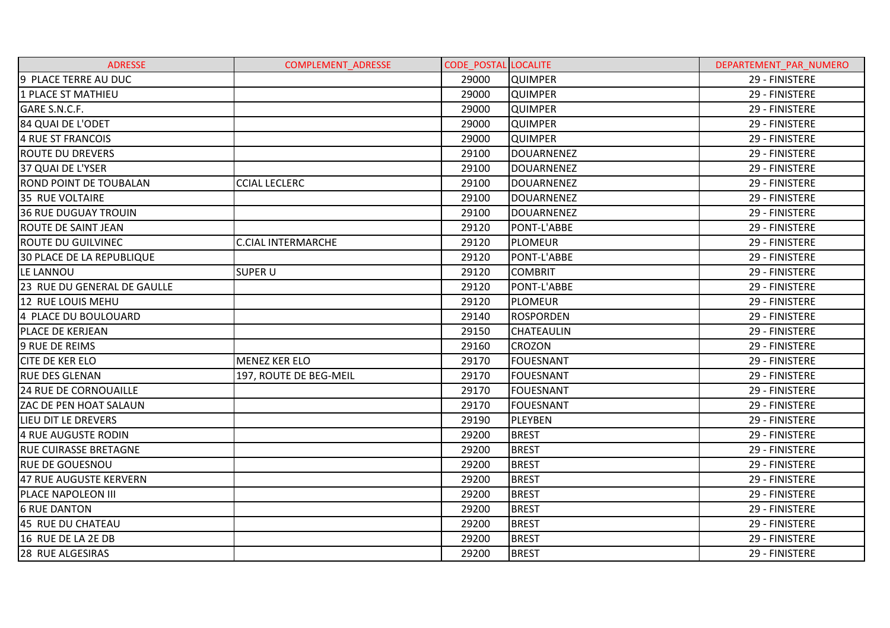| ADRESSE | COMPLEMENT_ADRESSE | CODE_POSTAL | LOCALITE | DEPARTEMENT_PAR_NUMERO |
|---|---|---|---|---|
| 9 PLACE TERRE AU DUC | | 29000 | QUIMPER | 29 - FINISTERE |
| 1 PLACE ST MATHIEU | | 29000 | QUIMPER | 29 - FINISTERE |
| GARE S.N.C.F. | | 29000 | QUIMPER | 29 - FINISTERE |
| 84 QUAI DE L'ODET | | 29000 | QUIMPER | 29 - FINISTERE |
| 4 RUE ST FRANCOIS | | 29000 | QUIMPER | 29 - FINISTERE |
| ROUTE DU DREVERS | | 29100 | DOUARNENEZ | 29 - FINISTERE |
| 37 QUAI DE L'YSER | | 29100 | DOUARNENEZ | 29 - FINISTERE |
| ROND POINT DE TOUBALAN | CCIAL LECLERC | 29100 | DOUARNENEZ | 29 - FINISTERE |
| 35 RUE VOLTAIRE | | 29100 | DOUARNENEZ | 29 - FINISTERE |
| 36 RUE DUGUAY TROUIN | | 29100 | DOUARNENEZ | 29 - FINISTERE |
| ROUTE DE SAINT JEAN | | 29120 | PONT-L'ABBE | 29 - FINISTERE |
| ROUTE DU GUILVINEC | C.CIAL INTERMARCHE | 29120 | PLOMEUR | 29 - FINISTERE |
| 30 PLACE DE LA REPUBLIQUE | | 29120 | PONT-L'ABBE | 29 - FINISTERE |
| LE LANNOU | SUPER U | 29120 | COMBRIT | 29 - FINISTERE |
| 23 RUE DU GENERAL DE GAULLE | | 29120 | PONT-L'ABBE | 29 - FINISTERE |
| 12 RUE LOUIS MEHU | | 29120 | PLOMEUR | 29 - FINISTERE |
| 4 PLACE DU BOULOUARD | | 29140 | ROSPORDEN | 29 - FINISTERE |
| PLACE DE KERJEAN | | 29150 | CHATEAULIN | 29 - FINISTERE |
| 9 RUE DE REIMS | | 29160 | CROZON | 29 - FINISTERE |
| CITE DE KER ELO | MENEZ KER ELO | 29170 | FOUESNANT | 29 - FINISTERE |
| RUE DES GLENAN | 197, ROUTE DE BEG-MEIL | 29170 | FOUESNANT | 29 - FINISTERE |
| 24 RUE DE CORNOUAILLE | | 29170 | FOUESNANT | 29 - FINISTERE |
| ZAC DE PEN HOAT SALAUN | | 29170 | FOUESNANT | 29 - FINISTERE |
| LIEU DIT LE DREVERS | | 29190 | PLEYBEN | 29 - FINISTERE |
| 4 RUE AUGUSTE RODIN | | 29200 | BREST | 29 - FINISTERE |
| RUE CUIRASSE BRETAGNE | | 29200 | BREST | 29 - FINISTERE |
| RUE DE GOUESNOU | | 29200 | BREST | 29 - FINISTERE |
| 47 RUE AUGUSTE KERVERN | | 29200 | BREST | 29 - FINISTERE |
| PLACE NAPOLEON III | | 29200 | BREST | 29 - FINISTERE |
| 6 RUE DANTON | | 29200 | BREST | 29 - FINISTERE |
| 45 RUE DU CHATEAU | | 29200 | BREST | 29 - FINISTERE |
| 16 RUE DE LA 2E DB | | 29200 | BREST | 29 - FINISTERE |
| 28 RUE ALGESIRAS | | 29200 | BREST | 29 - FINISTERE |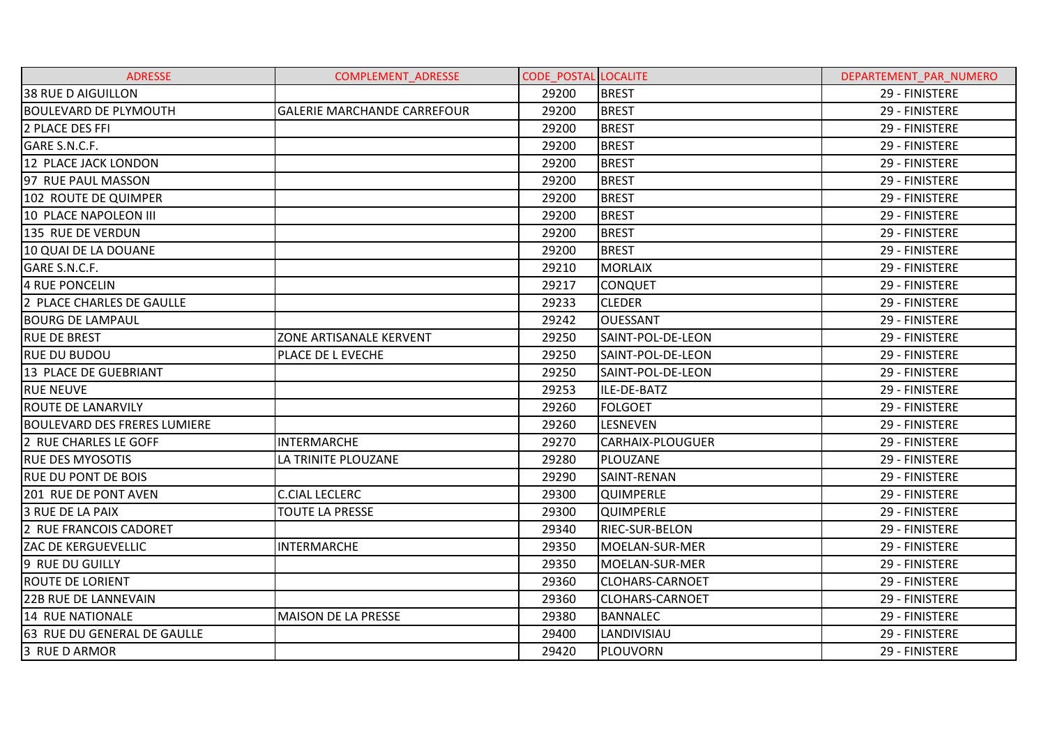| ADRESSE | COMPLEMENT_ADRESSE | CODE_POSTAL | LOCALITE | DEPARTEMENT_PAR_NUMERO |
|---|---|---|---|---|
| 38 RUE D AIGUILLON | | 29200 | BREST | 29 - FINISTERE |
| BOULEVARD DE PLYMOUTH | GALERIE MARCHANDE CARREFOUR | 29200 | BREST | 29 - FINISTERE |
| 2 PLACE DES FFI | | 29200 | BREST | 29 - FINISTERE |
| GARE S.N.C.F. | | 29200 | BREST | 29 - FINISTERE |
| 12 PLACE JACK LONDON | | 29200 | BREST | 29 - FINISTERE |
| 97 RUE PAUL MASSON | | 29200 | BREST | 29 - FINISTERE |
| 102 ROUTE DE QUIMPER | | 29200 | BREST | 29 - FINISTERE |
| 10 PLACE NAPOLEON III | | 29200 | BREST | 29 - FINISTERE |
| 135 RUE DE VERDUN | | 29200 | BREST | 29 - FINISTERE |
| 10 QUAI DE LA DOUANE | | 29200 | BREST | 29 - FINISTERE |
| GARE S.N.C.F. | | 29210 | MORLAIX | 29 - FINISTERE |
| 4 RUE PONCELIN | | 29217 | CONQUET | 29 - FINISTERE |
| 2 PLACE CHARLES DE GAULLE | | 29233 | CLEDER | 29 - FINISTERE |
| BOURG DE LAMPAUL | | 29242 | OUESSANT | 29 - FINISTERE |
| RUE DE BREST | ZONE ARTISANALE KERVENT | 29250 | SAINT-POL-DE-LEON | 29 - FINISTERE |
| RUE DU BUDOU | PLACE DE L EVECHE | 29250 | SAINT-POL-DE-LEON | 29 - FINISTERE |
| 13 PLACE DE GUEBRIANT | | 29250 | SAINT-POL-DE-LEON | 29 - FINISTERE |
| RUE NEUVE | | 29253 | ILE-DE-BATZ | 29 - FINISTERE |
| ROUTE DE LANARVILY | | 29260 | FOLGOET | 29 - FINISTERE |
| BOULEVARD DES FRERES LUMIERE | | 29260 | LESNEVEN | 29 - FINISTERE |
| 2 RUE CHARLES LE GOFF | INTERMARCHE | 29270 | CARHAIX-PLOUGUER | 29 - FINISTERE |
| RUE DES MYOSOTIS | LA TRINITE PLOUZANE | 29280 | PLOUZANE | 29 - FINISTERE |
| RUE DU PONT DE BOIS | | 29290 | SAINT-RENAN | 29 - FINISTERE |
| 201 RUE DE PONT AVEN | C.CIAL LECLERC | 29300 | QUIMPERLE | 29 - FINISTERE |
| 3 RUE DE LA PAIX | TOUTE LA PRESSE | 29300 | QUIMPERLE | 29 - FINISTERE |
| 2 RUE FRANCOIS CADORET | | 29340 | RIEC-SUR-BELON | 29 - FINISTERE |
| ZAC DE KERGUEVELLIC | INTERMARCHE | 29350 | MOELAN-SUR-MER | 29 - FINISTERE |
| 9 RUE DU GUILLY | | 29350 | MOELAN-SUR-MER | 29 - FINISTERE |
| ROUTE DE LORIENT | | 29360 | CLOHARS-CARNOET | 29 - FINISTERE |
| 22B RUE DE LANNEVAIN | | 29360 | CLOHARS-CARNOET | 29 - FINISTERE |
| 14 RUE NATIONALE | MAISON DE LA PRESSE | 29380 | BANNALEC | 29 - FINISTERE |
| 63 RUE DU GENERAL DE GAULLE | | 29400 | LANDIVISIAU | 29 - FINISTERE |
| 3 RUE D ARMOR | | 29420 | PLOUVORN | 29 - FINISTERE |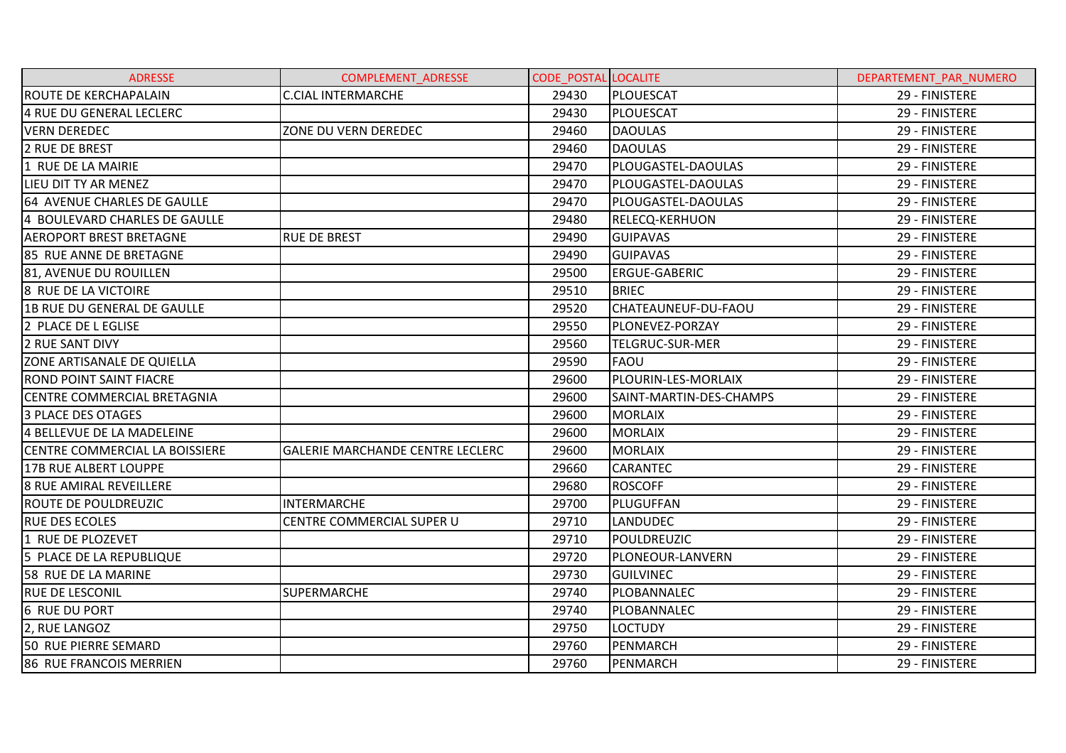| ADRESSE | COMPLEMENT_ADRESSE | CODE_POSTAL | LOCALITE | DEPARTEMENT_PAR_NUMERO |
| --- | --- | --- | --- | --- |
| ROUTE DE KERCHAPALAIN | C.CIAL INTERMARCHE | 29430 | PLOUESCAT | 29 - FINISTERE |
| 4 RUE DU GENERAL LECLERC | | 29430 | PLOUESCAT | 29 - FINISTERE |
| VERN DEREDEC | ZONE DU VERN DEREDEC | 29460 | DAOULAS | 29 - FINISTERE |
| 2 RUE DE BREST | | 29460 | DAOULAS | 29 - FINISTERE |
| 1 RUE DE LA MAIRIE | | 29470 | PLOUGASTEL-DAOULAS | 29 - FINISTERE |
| LIEU DIT TY AR MENEZ | | 29470 | PLOUGASTEL-DAOULAS | 29 - FINISTERE |
| 64 AVENUE CHARLES DE GAULLE | | 29470 | PLOUGASTEL-DAOULAS | 29 - FINISTERE |
| 4 BOULEVARD CHARLES DE GAULLE | | 29480 | RELECQ-KERHUON | 29 - FINISTERE |
| AEROPORT BREST BRETAGNE | RUE DE BREST | 29490 | GUIPAVAS | 29 - FINISTERE |
| 85 RUE ANNE DE BRETAGNE | | 29490 | GUIPAVAS | 29 - FINISTERE |
| 81, AVENUE DU ROUILLEN | | 29500 | ERGUE-GABERIC | 29 - FINISTERE |
| 8 RUE DE LA VICTOIRE | | 29510 | BRIEC | 29 - FINISTERE |
| 1B RUE DU GENERAL DE GAULLE | | 29520 | CHATEAUNEUF-DU-FAOU | 29 - FINISTERE |
| 2 PLACE DE L EGLISE | | 29550 | PLONEVEZ-PORZAY | 29 - FINISTERE |
| 2 RUE SANT DIVY | | 29560 | TELGRUC-SUR-MER | 29 - FINISTERE |
| ZONE ARTISANALE DE QUIELLA | | 29590 | FAOU | 29 - FINISTERE |
| ROND POINT SAINT FIACRE | | 29600 | PLOURIN-LES-MORLAIX | 29 - FINISTERE |
| CENTRE COMMERCIAL BRETAGNIA | | 29600 | SAINT-MARTIN-DES-CHAMPS | 29 - FINISTERE |
| 3 PLACE DES OTAGES | | 29600 | MORLAIX | 29 - FINISTERE |
| 4 BELLEVUE DE LA MADELEINE | | 29600 | MORLAIX | 29 - FINISTERE |
| CENTRE COMMERCIAL LA BOISSIERE | GALERIE MARCHANDE CENTRE LECLERC | 29600 | MORLAIX | 29 - FINISTERE |
| 17B RUE ALBERT LOUPPE | | 29660 | CARANTEC | 29 - FINISTERE |
| 8 RUE AMIRAL REVEILLERE | | 29680 | ROSCOFF | 29 - FINISTERE |
| ROUTE DE POULDREUZIC | INTERMARCHE | 29700 | PLUGUFFAN | 29 - FINISTERE |
| RUE DES ECOLES | CENTRE COMMERCIAL SUPER U | 29710 | LANDUDEC | 29 - FINISTERE |
| 1 RUE DE PLOZEVET | | 29710 | POULDREUZIC | 29 - FINISTERE |
| 5 PLACE DE LA REPUBLIQUE | | 29720 | PLONEOUR-LANVERN | 29 - FINISTERE |
| 58 RUE DE LA MARINE | | 29730 | GUILVINEC | 29 - FINISTERE |
| RUE DE LESCONIL | SUPERMARCHE | 29740 | PLOBANNALEC | 29 - FINISTERE |
| 6 RUE DU PORT | | 29740 | PLOBANNALEC | 29 - FINISTERE |
| 2, RUE LANGOZ | | 29750 | LOCTUDY | 29 - FINISTERE |
| 50 RUE PIERRE SEMARD | | 29760 | PENMARCH | 29 - FINISTERE |
| 86 RUE FRANCOIS MERRIEN | | 29760 | PENMARCH | 29 - FINISTERE |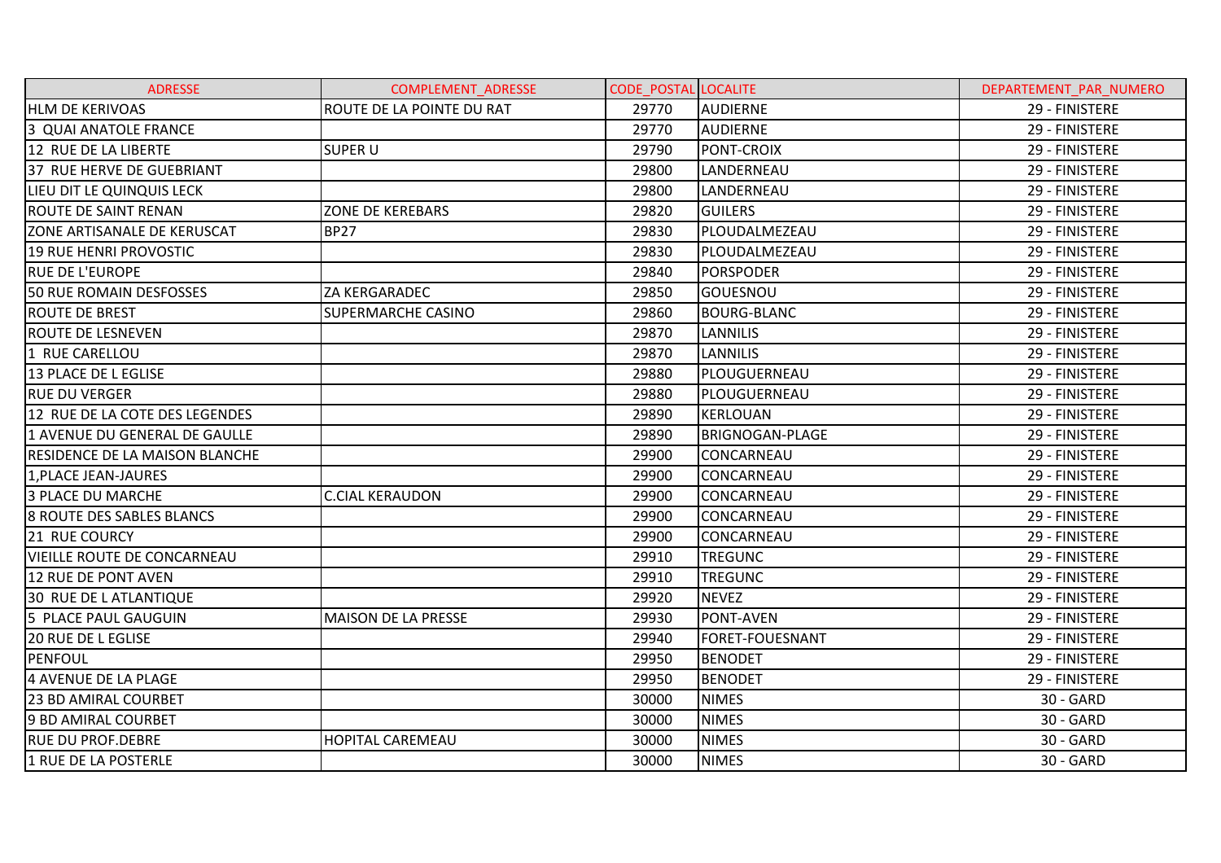| ADRESSE | COMPLEMENT_ADRESSE | CODE_POSTAL | LOCALITE | DEPARTEMENT_PAR_NUMERO |
|---|---|---|---|---|
| HLM DE KERIVOAS | ROUTE DE LA POINTE DU RAT | 29770 | AUDIERNE | 29 - FINISTERE |
| 3 QUAI ANATOLE FRANCE | | 29770 | AUDIERNE | 29 - FINISTERE |
| 12 RUE DE LA LIBERTE | SUPER U | 29790 | PONT-CROIX | 29 - FINISTERE |
| 37 RUE HERVE DE GUEBRIANT | | 29800 | LANDERNEAU | 29 - FINISTERE |
| LIEU DIT LE QUINQUIS LECK | | 29800 | LANDERNEAU | 29 - FINISTERE |
| ROUTE DE SAINT RENAN | ZONE DE KEREBARS | 29820 | GUILERS | 29 - FINISTERE |
| ZONE ARTISANALE DE KERUSCAT | BP27 | 29830 | PLOUDALMEZEAU | 29 - FINISTERE |
| 19 RUE HENRI PROVOSTIC | | 29830 | PLOUDALMEZEAU | 29 - FINISTERE |
| RUE DE L'EUROPE | | 29840 | PORSPODER | 29 - FINISTERE |
| 50 RUE ROMAIN DESFOSSES | ZA KERGARADEC | 29850 | GOUESNOU | 29 - FINISTERE |
| ROUTE DE BREST | SUPERMARCHE CASINO | 29860 | BOURG-BLANC | 29 - FINISTERE |
| ROUTE DE LESNEVEN | | 29870 | LANNILIS | 29 - FINISTERE |
| 1 RUE CARELLOU | | 29870 | LANNILIS | 29 - FINISTERE |
| 13 PLACE DE L EGLISE | | 29880 | PLOUGUERNEAU | 29 - FINISTERE |
| RUE DU VERGER | | 29880 | PLOUGUERNEAU | 29 - FINISTERE |
| 12 RUE DE LA COTE DES LEGENDES | | 29890 | KERLOUAN | 29 - FINISTERE |
| 1 AVENUE DU GENERAL DE GAULLE | | 29890 | BRIGNOGAN-PLAGE | 29 - FINISTERE |
| RESIDENCE DE LA MAISON BLANCHE | | 29900 | CONCARNEAU | 29 - FINISTERE |
| 1,PLACE JEAN-JAURES | | 29900 | CONCARNEAU | 29 - FINISTERE |
| 3 PLACE DU MARCHE | C.CIAL KERAUDON | 29900 | CONCARNEAU | 29 - FINISTERE |
| 8 ROUTE DES SABLES BLANCS | | 29900 | CONCARNEAU | 29 - FINISTERE |
| 21 RUE COURCY | | 29900 | CONCARNEAU | 29 - FINISTERE |
| VIEILLE ROUTE DE CONCARNEAU | | 29910 | TREGUNC | 29 - FINISTERE |
| 12 RUE DE PONT AVEN | | 29910 | TREGUNC | 29 - FINISTERE |
| 30 RUE DE L ATLANTIQUE | | 29920 | NEVEZ | 29 - FINISTERE |
| 5 PLACE PAUL GAUGUIN | MAISON DE LA PRESSE | 29930 | PONT-AVEN | 29 - FINISTERE |
| 20 RUE DE L EGLISE | | 29940 | FORET-FOUESNANT | 29 - FINISTERE |
| PENFOUL | | 29950 | BENODET | 29 - FINISTERE |
| 4 AVENUE DE LA PLAGE | | 29950 | BENODET | 29 - FINISTERE |
| 23 BD AMIRAL COURBET | | 30000 | NIMES | 30 - GARD |
| 9 BD AMIRAL COURBET | | 30000 | NIMES | 30 - GARD |
| RUE DU PROF.DEBRE | HOPITAL CAREMEAU | 30000 | NIMES | 30 - GARD |
| 1 RUE DE LA POSTERLE | | 30000 | NIMES | 30 - GARD |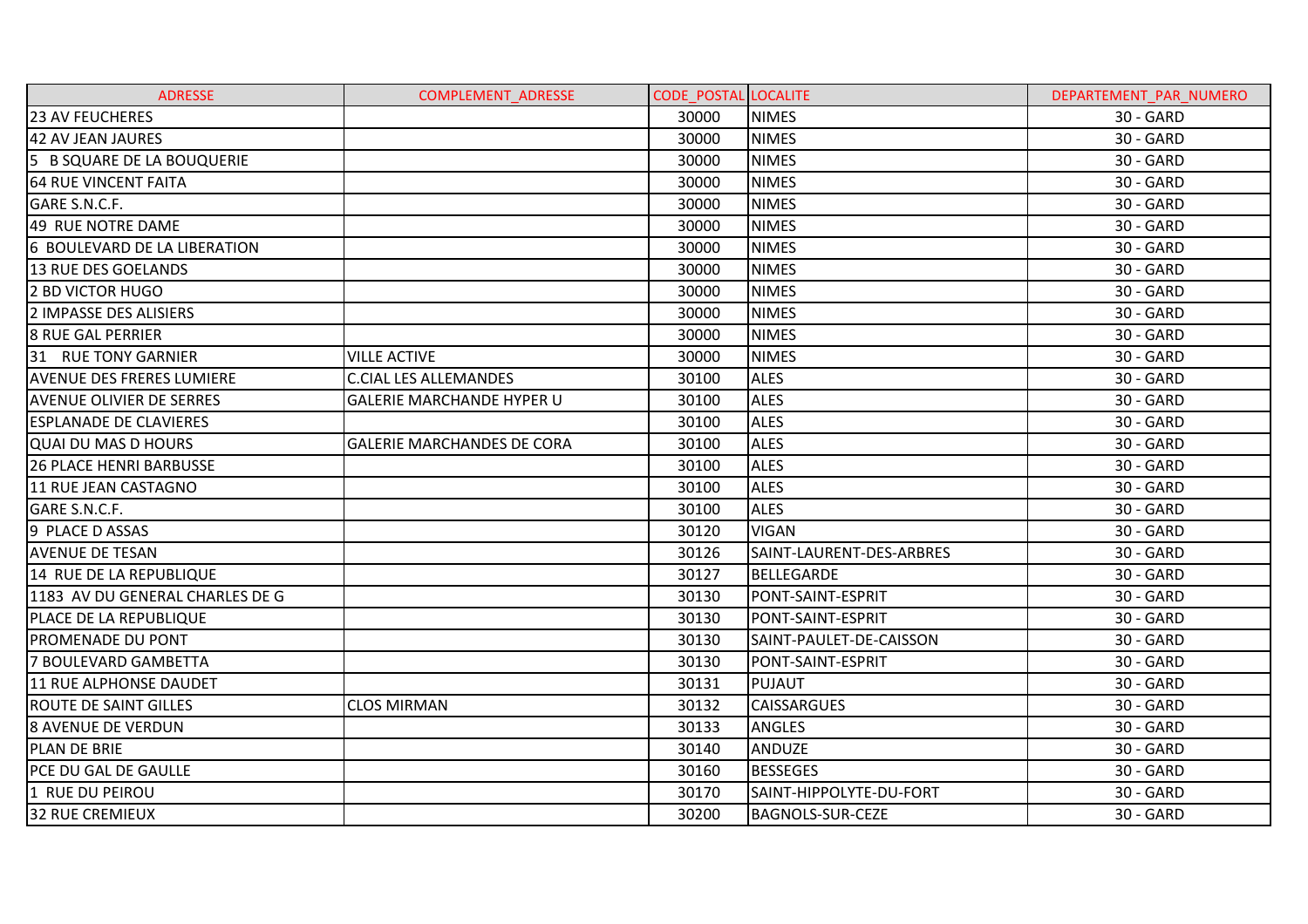| ADRESSE | COMPLEMENT_ADRESSE | CODE_POSTAL | LOCALITE | DEPARTEMENT_PAR_NUMERO |
|---|---|---|---|---|
| 23 AV FEUCHERES | | 30000 | NIMES | 30 - GARD |
| 42 AV JEAN JAURES | | 30000 | NIMES | 30 - GARD |
| 5  B SQUARE DE LA BOUQUERIE | | 30000 | NIMES | 30 - GARD |
| 64 RUE VINCENT FAITA | | 30000 | NIMES | 30 - GARD |
| GARE S.N.C.F. | | 30000 | NIMES | 30 - GARD |
| 49  RUE NOTRE DAME | | 30000 | NIMES | 30 - GARD |
| 6  BOULEVARD DE LA LIBERATION | | 30000 | NIMES | 30 - GARD |
| 13 RUE DES GOELANDS | | 30000 | NIMES | 30 - GARD |
| 2 BD VICTOR HUGO | | 30000 | NIMES | 30 - GARD |
| 2 IMPASSE DES ALISIERS | | 30000 | NIMES | 30 - GARD |
| 8 RUE GAL PERRIER | | 30000 | NIMES | 30 - GARD |
| 31   RUE TONY GARNIER | VILLE ACTIVE | 30000 | NIMES | 30 - GARD |
| AVENUE DES FRERES LUMIERE | C.CIAL LES ALLEMANDES | 30100 | ALES | 30 - GARD |
| AVENUE OLIVIER DE SERRES | GALERIE MARCHANDE HYPER U | 30100 | ALES | 30 - GARD |
| ESPLANADE DE CLAVIERES | | 30100 | ALES | 30 - GARD |
| QUAI DU MAS D HOURS | GALERIE MARCHANDES DE CORA | 30100 | ALES | 30 - GARD |
| 26 PLACE HENRI BARBUSSE | | 30100 | ALES | 30 - GARD |
| 11 RUE JEAN CASTAGNO | | 30100 | ALES | 30 - GARD |
| GARE S.N.C.F. | | 30100 | ALES | 30 - GARD |
| 9  PLACE D ASSAS | | 30120 | VIGAN | 30 - GARD |
| AVENUE DE TESAN | | 30126 | SAINT-LAURENT-DES-ARBRES | 30 - GARD |
| 14  RUE DE LA REPUBLIQUE | | 30127 | BELLEGARDE | 30 - GARD |
| 1183  AV DU GENERAL CHARLES DE G | | 30130 | PONT-SAINT-ESPRIT | 30 - GARD |
| PLACE DE LA REPUBLIQUE | | 30130 | PONT-SAINT-ESPRIT | 30 - GARD |
| PROMENADE DU PONT | | 30130 | SAINT-PAULET-DE-CAISSON | 30 - GARD |
| 7 BOULEVARD GAMBETTA | | 30130 | PONT-SAINT-ESPRIT | 30 - GARD |
| 11 RUE ALPHONSE DAUDET | | 30131 | PUJAUT | 30 - GARD |
| ROUTE DE SAINT GILLES | CLOS MIRMAN | 30132 | CAISSARGUES | 30 - GARD |
| 8 AVENUE DE VERDUN | | 30133 | ANGLES | 30 - GARD |
| PLAN DE BRIE | | 30140 | ANDUZE | 30 - GARD |
| PCE DU GAL DE GAULLE | | 30160 | BESSEGES | 30 - GARD |
| 1  RUE DU PEIROU | | 30170 | SAINT-HIPPOLYTE-DU-FORT | 30 - GARD |
| 32 RUE CREMIEUX | | 30200 | BAGNOLS-SUR-CEZE | 30 - GARD |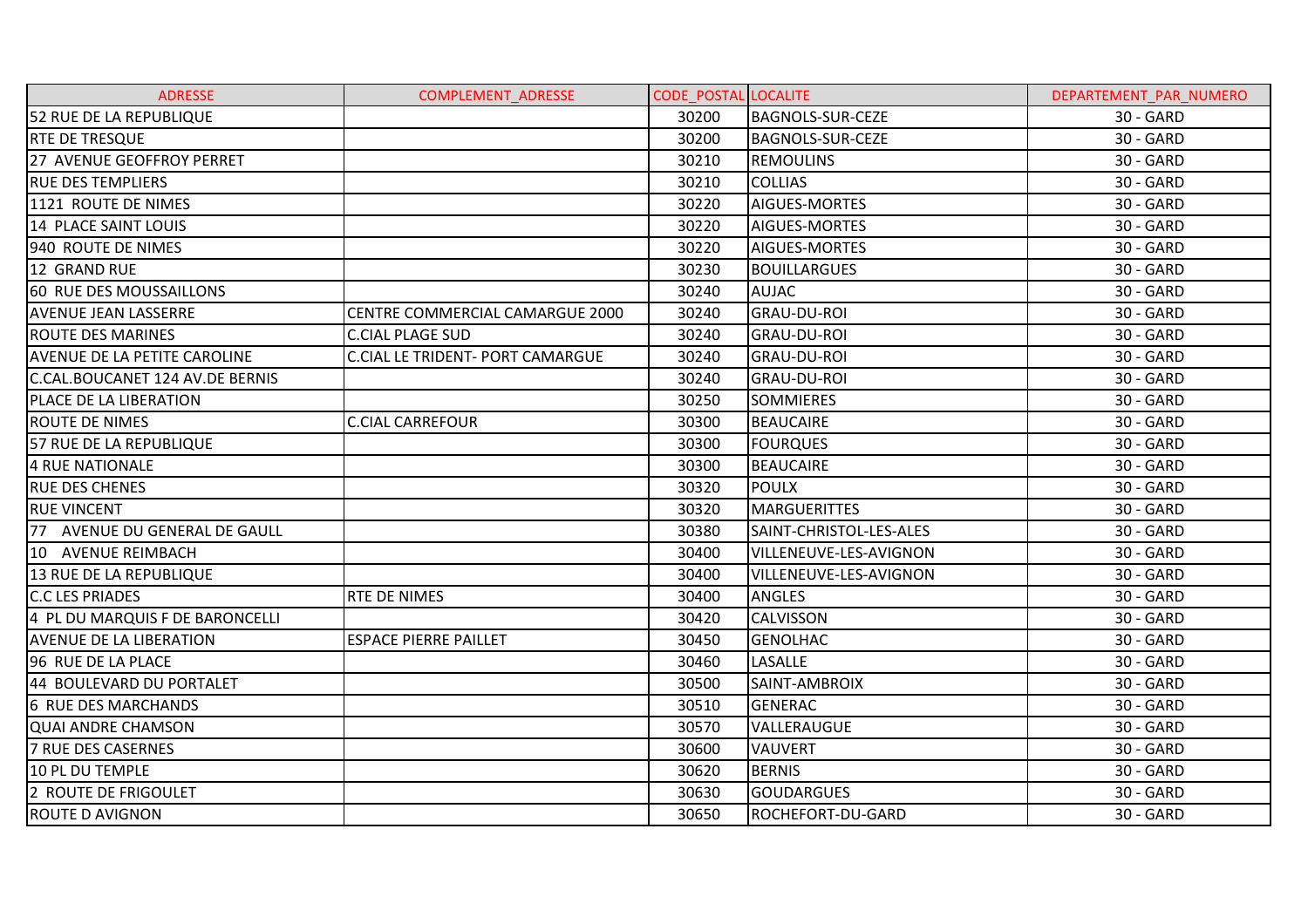| ADRESSE | COMPLEMENT_ADRESSE | CODE_POSTAL | LOCALITE | DEPARTEMENT_PAR_NUMERO |
|---|---|---|---|---|
| 52 RUE DE LA REPUBLIQUE | | 30200 | BAGNOLS-SUR-CEZE | 30 - GARD |
| RTE DE TRESQUE | | 30200 | BAGNOLS-SUR-CEZE | 30 - GARD |
| 27 AVENUE GEOFFROY PERRET | | 30210 | REMOULINS | 30 - GARD |
| RUE DES TEMPLIERS | | 30210 | COLLIAS | 30 - GARD |
| 1121 ROUTE DE NIMES | | 30220 | AIGUES-MORTES | 30 - GARD |
| 14 PLACE SAINT LOUIS | | 30220 | AIGUES-MORTES | 30 - GARD |
| 940 ROUTE DE NIMES | | 30220 | AIGUES-MORTES | 30 - GARD |
| 12 GRAND RUE | | 30230 | BOUILLARGUES | 30 - GARD |
| 60 RUE DES MOUSSAILLONS | | 30240 | AUJAC | 30 - GARD |
| AVENUE JEAN LASSERRE | CENTRE COMMERCIAL CAMARGUE 2000 | 30240 | GRAU-DU-ROI | 30 - GARD |
| ROUTE DES MARINES | C.CIAL PLAGE SUD | 30240 | GRAU-DU-ROI | 30 - GARD |
| AVENUE DE LA PETITE CAROLINE | C.CIAL LE TRIDENT- PORT CAMARGUE | 30240 | GRAU-DU-ROI | 30 - GARD |
| C.CAL.BOUCANET 124 AV.DE BERNIS | | 30240 | GRAU-DU-ROI | 30 - GARD |
| PLACE DE LA LIBERATION | | 30250 | SOMMIERES | 30 - GARD |
| ROUTE DE NIMES | C.CIAL CARREFOUR | 30300 | BEAUCAIRE | 30 - GARD |
| 57 RUE DE LA REPUBLIQUE | | 30300 | FOURQUES | 30 - GARD |
| 4 RUE NATIONALE | | 30300 | BEAUCAIRE | 30 - GARD |
| RUE DES CHENES | | 30320 | POULX | 30 - GARD |
| RUE VINCENT | | 30320 | MARGUERITTES | 30 - GARD |
| 77 AVENUE DU GENERAL DE GAULL | | 30380 | SAINT-CHRISTOL-LES-ALES | 30 - GARD |
| 10 AVENUE REIMBACH | | 30400 | VILLENEUVE-LES-AVIGNON | 30 - GARD |
| 13 RUE DE LA REPUBLIQUE | | 30400 | VILLENEUVE-LES-AVIGNON | 30 - GARD |
| C.C LES PRIADES | RTE DE NIMES | 30400 | ANGLES | 30 - GARD |
| 4 PL DU MARQUIS F DE BARONCELLI | | 30420 | CALVISSON | 30 - GARD |
| AVENUE DE LA LIBERATION | ESPACE PIERRE PAILLET | 30450 | GENOLHAC | 30 - GARD |
| 96 RUE DE LA PLACE | | 30460 | LASALLE | 30 - GARD |
| 44 BOULEVARD DU PORTALET | | 30500 | SAINT-AMBROIX | 30 - GARD |
| 6 RUE DES MARCHANDS | | 30510 | GENERAC | 30 - GARD |
| QUAI ANDRE CHAMSON | | 30570 | VALLERAUGUE | 30 - GARD |
| 7 RUE DES CASERNES | | 30600 | VAUVERT | 30 - GARD |
| 10 PL DU TEMPLE | | 30620 | BERNIS | 30 - GARD |
| 2 ROUTE DE FRIGOULET | | 30630 | GOUDARGUES | 30 - GARD |
| ROUTE D AVIGNON | | 30650 | ROCHEFORT-DU-GARD | 30 - GARD |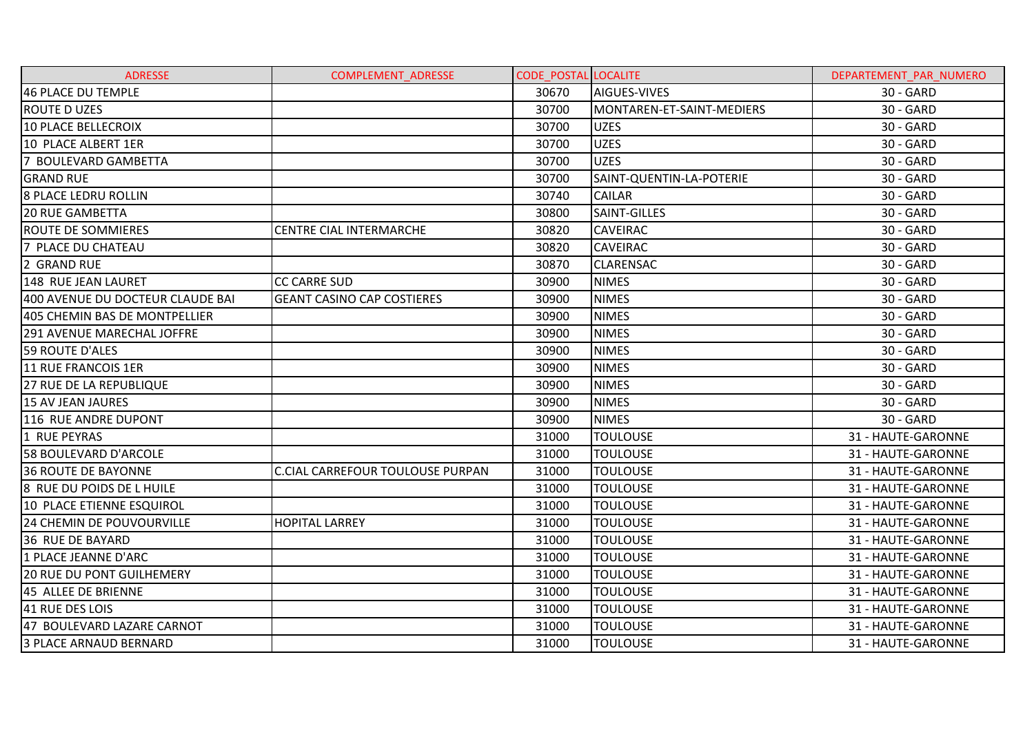| ADRESSE | COMPLEMENT_ADRESSE | CODE_POSTAL | LOCALITE | DEPARTEMENT_PAR_NUMERO |
|---|---|---|---|---|
| 46 PLACE DU TEMPLE | | 30670 | AIGUES-VIVES | 30 - GARD |
| ROUTE D UZES | | 30700 | MONTAREN-ET-SAINT-MEDIERS | 30 - GARD |
| 10 PLACE BELLECROIX | | 30700 | UZES | 30 - GARD |
| 10 PLACE ALBERT 1ER | | 30700 | UZES | 30 - GARD |
| 7 BOULEVARD GAMBETTA | | 30700 | UZES | 30 - GARD |
| GRAND RUE | | 30700 | SAINT-QUENTIN-LA-POTERIE | 30 - GARD |
| 8 PLACE LEDRU ROLLIN | | 30740 | CAILAR | 30 - GARD |
| 20 RUE GAMBETTA | | 30800 | SAINT-GILLES | 30 - GARD |
| ROUTE DE SOMMIERES | CENTRE CIAL INTERMARCHE | 30820 | CAVEIRAC | 30 - GARD |
| 7 PLACE DU CHATEAU | | 30820 | CAVEIRAC | 30 - GARD |
| 2 GRAND RUE | | 30870 | CLARENSAC | 30 - GARD |
| 148 RUE JEAN LAURET | CC CARRE SUD | 30900 | NIMES | 30 - GARD |
| 400 AVENUE DU DOCTEUR CLAUDE BAI | GEANT CASINO CAP COSTIERES | 30900 | NIMES | 30 - GARD |
| 405 CHEMIN BAS DE MONTPELLIER | | 30900 | NIMES | 30 - GARD |
| 291 AVENUE MARECHAL JOFFRE | | 30900 | NIMES | 30 - GARD |
| 59 ROUTE D'ALES | | 30900 | NIMES | 30 - GARD |
| 11 RUE FRANCOIS 1ER | | 30900 | NIMES | 30 - GARD |
| 27 RUE DE LA REPUBLIQUE | | 30900 | NIMES | 30 - GARD |
| 15 AV JEAN JAURES | | 30900 | NIMES | 30 - GARD |
| 116 RUE ANDRE DUPONT | | 30900 | NIMES | 30 - GARD |
| 1 RUE PEYRAS | | 31000 | TOULOUSE | 31 - HAUTE-GARONNE |
| 58 BOULEVARD D'ARCOLE | | 31000 | TOULOUSE | 31 - HAUTE-GARONNE |
| 36 ROUTE DE BAYONNE | C.CIAL CARREFOUR TOULOUSE PURPAN | 31000 | TOULOUSE | 31 - HAUTE-GARONNE |
| 8 RUE DU POIDS DE L HUILE | | 31000 | TOULOUSE | 31 - HAUTE-GARONNE |
| 10 PLACE ETIENNE ESQUIROL | | 31000 | TOULOUSE | 31 - HAUTE-GARONNE |
| 24 CHEMIN DE POUVOURVILLE | HOPITAL LARREY | 31000 | TOULOUSE | 31 - HAUTE-GARONNE |
| 36 RUE DE BAYARD | | 31000 | TOULOUSE | 31 - HAUTE-GARONNE |
| 1 PLACE JEANNE D'ARC | | 31000 | TOULOUSE | 31 - HAUTE-GARONNE |
| 20 RUE DU PONT GUILHEMERY | | 31000 | TOULOUSE | 31 - HAUTE-GARONNE |
| 45 ALLEE DE BRIENNE | | 31000 | TOULOUSE | 31 - HAUTE-GARONNE |
| 41 RUE DES LOIS | | 31000 | TOULOUSE | 31 - HAUTE-GARONNE |
| 47 BOULEVARD LAZARE CARNOT | | 31000 | TOULOUSE | 31 - HAUTE-GARONNE |
| 3 PLACE ARNAUD BERNARD | | 31000 | TOULOUSE | 31 - HAUTE-GARONNE |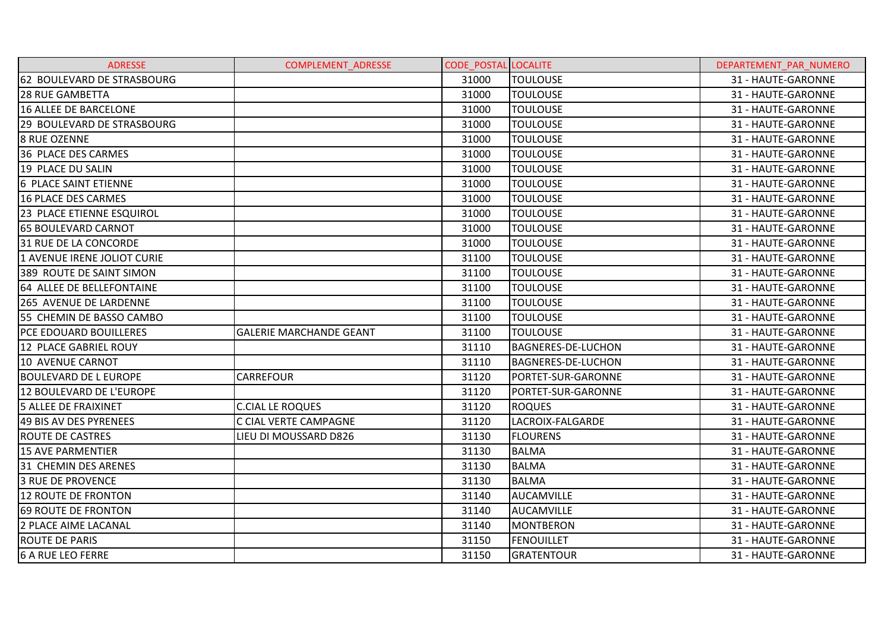| ADRESSE | COMPLEMENT_ADRESSE | CODE_POSTAL | LOCALITE | DEPARTEMENT_PAR_NUMERO |
|---|---|---|---|---|
| 62 BOULEVARD DE STRASBOURG | | 31000 | TOULOUSE | 31 - HAUTE-GARONNE |
| 28 RUE GAMBETTA | | 31000 | TOULOUSE | 31 - HAUTE-GARONNE |
| 16 ALLEE DE BARCELONE | | 31000 | TOULOUSE | 31 - HAUTE-GARONNE |
| 29 BOULEVARD DE STRASBOURG | | 31000 | TOULOUSE | 31 - HAUTE-GARONNE |
| 8 RUE OZENNE | | 31000 | TOULOUSE | 31 - HAUTE-GARONNE |
| 36 PLACE DES CARMES | | 31000 | TOULOUSE | 31 - HAUTE-GARONNE |
| 19 PLACE DU SALIN | | 31000 | TOULOUSE | 31 - HAUTE-GARONNE |
| 6 PLACE SAINT ETIENNE | | 31000 | TOULOUSE | 31 - HAUTE-GARONNE |
| 16 PLACE DES CARMES | | 31000 | TOULOUSE | 31 - HAUTE-GARONNE |
| 23 PLACE ETIENNE ESQUIROL | | 31000 | TOULOUSE | 31 - HAUTE-GARONNE |
| 65 BOULEVARD CARNOT | | 31000 | TOULOUSE | 31 - HAUTE-GARONNE |
| 31 RUE DE LA CONCORDE | | 31000 | TOULOUSE | 31 - HAUTE-GARONNE |
| 1 AVENUE IRENE JOLIOT CURIE | | 31100 | TOULOUSE | 31 - HAUTE-GARONNE |
| 389 ROUTE DE SAINT SIMON | | 31100 | TOULOUSE | 31 - HAUTE-GARONNE |
| 64 ALLEE DE BELLEFONTAINE | | 31100 | TOULOUSE | 31 - HAUTE-GARONNE |
| 265 AVENUE DE LARDENNE | | 31100 | TOULOUSE | 31 - HAUTE-GARONNE |
| 55 CHEMIN DE BASSO CAMBO | | 31100 | TOULOUSE | 31 - HAUTE-GARONNE |
| PCE EDOUARD BOUILLERES | GALERIE MARCHANDE GEANT | 31100 | TOULOUSE | 31 - HAUTE-GARONNE |
| 12 PLACE GABRIEL ROUY | | 31110 | BAGNERES-DE-LUCHON | 31 - HAUTE-GARONNE |
| 10 AVENUE CARNOT | | 31110 | BAGNERES-DE-LUCHON | 31 - HAUTE-GARONNE |
| BOULEVARD DE L EUROPE | CARREFOUR | 31120 | PORTET-SUR-GARONNE | 31 - HAUTE-GARONNE |
| 12 BOULEVARD DE L'EUROPE | | 31120 | PORTET-SUR-GARONNE | 31 - HAUTE-GARONNE |
| 5 ALLEE DE FRAIXINET | C.CIAL LE ROQUES | 31120 | ROQUES | 31 - HAUTE-GARONNE |
| 49 BIS AV DES PYRENEES | C CIAL VERTE CAMPAGNE | 31120 | LACROIX-FALGARDE | 31 - HAUTE-GARONNE |
| ROUTE DE CASTRES | LIEU DI MOUSSARD D826 | 31130 | FLOURENS | 31 - HAUTE-GARONNE |
| 15 AVE PARMENTIER | | 31130 | BALMA | 31 - HAUTE-GARONNE |
| 31 CHEMIN DES ARENES | | 31130 | BALMA | 31 - HAUTE-GARONNE |
| 3 RUE DE PROVENCE | | 31130 | BALMA | 31 - HAUTE-GARONNE |
| 12 ROUTE DE FRONTON | | 31140 | AUCAMVILLE | 31 - HAUTE-GARONNE |
| 69 ROUTE DE FRONTON | | 31140 | AUCAMVILLE | 31 - HAUTE-GARONNE |
| 2 PLACE AIME LACANAL | | 31140 | MONTBERON | 31 - HAUTE-GARONNE |
| ROUTE DE PARIS | | 31150 | FENOUILLET | 31 - HAUTE-GARONNE |
| 6 A RUE LEO FERRE | | 31150 | GRATENTOUR | 31 - HAUTE-GARONNE |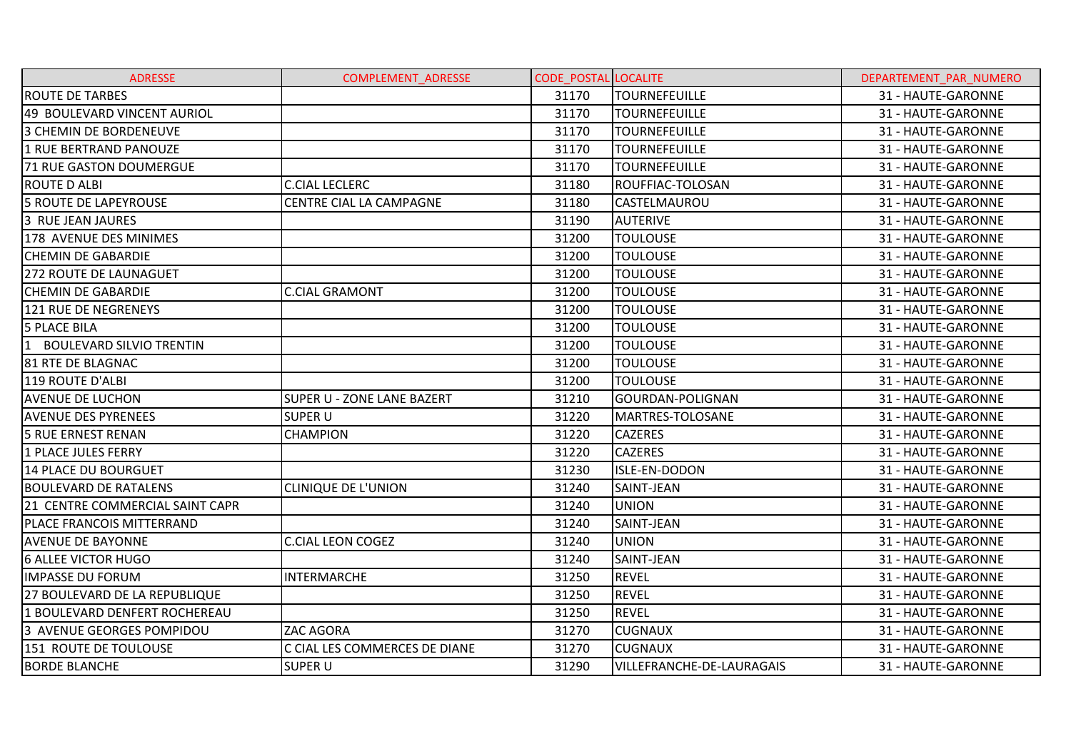| ADRESSE | COMPLEMENT_ADRESSE | CODE_POSTAL | LOCALITE | DEPARTEMENT_PAR_NUMERO |
|---|---|---|---|---|
| ROUTE DE TARBES | | 31170 | TOURNEFEUILLE | 31 - HAUTE-GARONNE |
| 49 BOULEVARD VINCENT AURIOL | | 31170 | TOURNEFEUILLE | 31 - HAUTE-GARONNE |
| 3 CHEMIN DE BORDENEUVE | | 31170 | TOURNEFEUILLE | 31 - HAUTE-GARONNE |
| 1 RUE BERTRAND PANOUZE | | 31170 | TOURNEFEUILLE | 31 - HAUTE-GARONNE |
| 71 RUE GASTON DOUMERGUE | | 31170 | TOURNEFEUILLE | 31 - HAUTE-GARONNE |
| ROUTE D ALBI | C.CIAL LECLERC | 31180 | ROUFFIAC-TOLOSAN | 31 - HAUTE-GARONNE |
| 5 ROUTE DE LAPEYROUSE | CENTRE CIAL LA CAMPAGNE | 31180 | CASTELMAUROU | 31 - HAUTE-GARONNE |
| 3 RUE JEAN JAURES | | 31190 | AUTERIVE | 31 - HAUTE-GARONNE |
| 178 AVENUE DES MINIMES | | 31200 | TOULOUSE | 31 - HAUTE-GARONNE |
| CHEMIN DE GABARDIE | | 31200 | TOULOUSE | 31 - HAUTE-GARONNE |
| 272 ROUTE DE LAUNAGUET | | 31200 | TOULOUSE | 31 - HAUTE-GARONNE |
| CHEMIN DE GABARDIE | C.CIAL GRAMONT | 31200 | TOULOUSE | 31 - HAUTE-GARONNE |
| 121 RUE DE NEGRENEYS | | 31200 | TOULOUSE | 31 - HAUTE-GARONNE |
| 5 PLACE BILA | | 31200 | TOULOUSE | 31 - HAUTE-GARONNE |
| 1 BOULEVARD SILVIO TRENTIN | | 31200 | TOULOUSE | 31 - HAUTE-GARONNE |
| 81 RTE DE BLAGNAC | | 31200 | TOULOUSE | 31 - HAUTE-GARONNE |
| 119 ROUTE D'ALBI | | 31200 | TOULOUSE | 31 - HAUTE-GARONNE |
| AVENUE DE LUCHON | SUPER U - ZONE LANE BAZERT | 31210 | GOURDAN-POLIGNAN | 31 - HAUTE-GARONNE |
| AVENUE DES PYRENEES | SUPER U | 31220 | MARTRES-TOLOSANE | 31 - HAUTE-GARONNE |
| 5 RUE ERNEST RENAN | CHAMPION | 31220 | CAZERES | 31 - HAUTE-GARONNE |
| 1 PLACE JULES FERRY | | 31220 | CAZERES | 31 - HAUTE-GARONNE |
| 14 PLACE DU BOURGUET | | 31230 | ISLE-EN-DODON | 31 - HAUTE-GARONNE |
| BOULEVARD DE RATALENS | CLINIQUE DE L'UNION | 31240 | SAINT-JEAN | 31 - HAUTE-GARONNE |
| 21 CENTRE COMMERCIAL SAINT CAPR | | 31240 | UNION | 31 - HAUTE-GARONNE |
| PLACE FRANCOIS MITTERRAND | | 31240 | SAINT-JEAN | 31 - HAUTE-GARONNE |
| AVENUE DE BAYONNE | C.CIAL LEON COGEZ | 31240 | UNION | 31 - HAUTE-GARONNE |
| 6 ALLEE VICTOR HUGO | | 31240 | SAINT-JEAN | 31 - HAUTE-GARONNE |
| IMPASSE DU FORUM | INTERMARCHE | 31250 | REVEL | 31 - HAUTE-GARONNE |
| 27 BOULEVARD DE LA REPUBLIQUE | | 31250 | REVEL | 31 - HAUTE-GARONNE |
| 1 BOULEVARD DENFERT ROCHEREAU | | 31250 | REVEL | 31 - HAUTE-GARONNE |
| 3 AVENUE GEORGES POMPIDOU | ZAC AGORA | 31270 | CUGNAUX | 31 - HAUTE-GARONNE |
| 151 ROUTE DE TOULOUSE | C CIAL LES COMMERCES DE DIANE | 31270 | CUGNAUX | 31 - HAUTE-GARONNE |
| BORDE BLANCHE | SUPER U | 31290 | VILLEFRANCHE-DE-LAURAGAIS | 31 - HAUTE-GARONNE |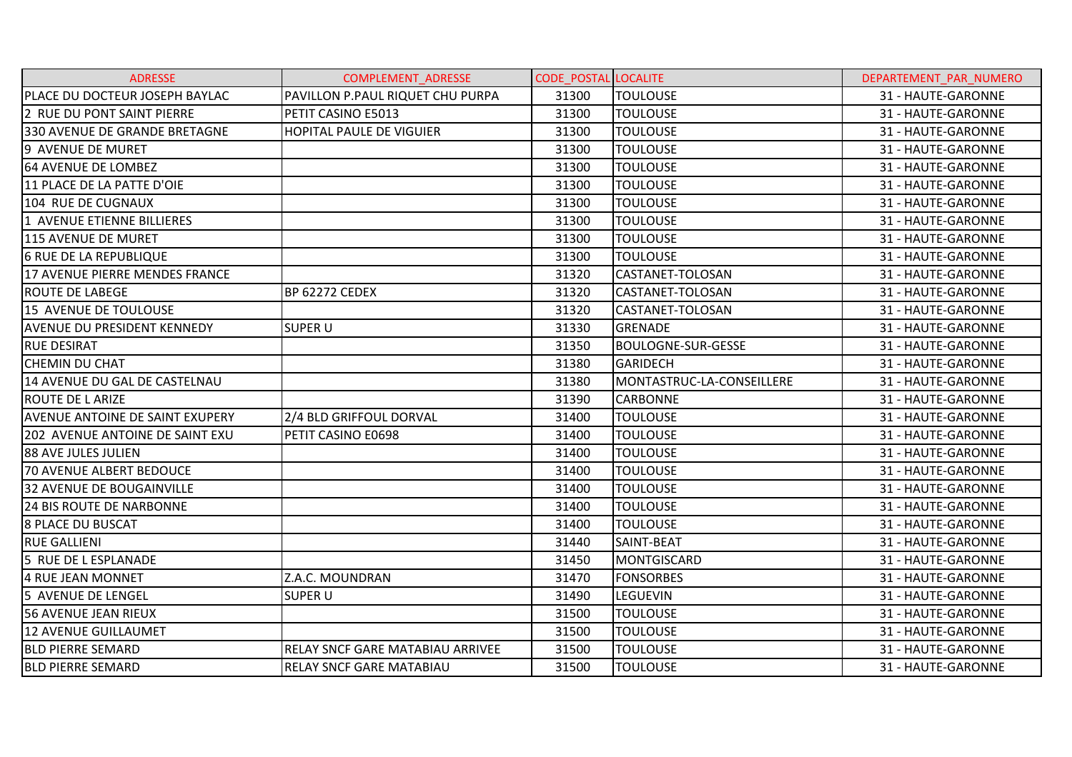| ADRESSE | COMPLEMENT_ADRESSE | CODE_POSTAL | LOCALITE | DEPARTEMENT_PAR_NUMERO |
|---|---|---|---|---|
| PLACE DU DOCTEUR JOSEPH BAYLAC | PAVILLON P.PAUL RIQUET CHU PURPA | 31300 | TOULOUSE | 31 - HAUTE-GARONNE |
| 2 RUE DU PONT SAINT PIERRE | PETIT CASINO E5013 | 31300 | TOULOUSE | 31 - HAUTE-GARONNE |
| 330 AVENUE DE GRANDE BRETAGNE | HOPITAL PAULE DE VIGUIER | 31300 | TOULOUSE | 31 - HAUTE-GARONNE |
| 9 AVENUE DE MURET | | 31300 | TOULOUSE | 31 - HAUTE-GARONNE |
| 64 AVENUE DE LOMBEZ | | 31300 | TOULOUSE | 31 - HAUTE-GARONNE |
| 11 PLACE DE LA PATTE D'OIE | | 31300 | TOULOUSE | 31 - HAUTE-GARONNE |
| 104 RUE DE CUGNAUX | | 31300 | TOULOUSE | 31 - HAUTE-GARONNE |
| 1 AVENUE ETIENNE BILLIERES | | 31300 | TOULOUSE | 31 - HAUTE-GARONNE |
| 115 AVENUE DE MURET | | 31300 | TOULOUSE | 31 - HAUTE-GARONNE |
| 6 RUE DE LA REPUBLIQUE | | 31300 | TOULOUSE | 31 - HAUTE-GARONNE |
| 17 AVENUE PIERRE MENDES FRANCE | | 31320 | CASTANET-TOLOSAN | 31 - HAUTE-GARONNE |
| ROUTE DE LABEGE | BP 62272 CEDEX | 31320 | CASTANET-TOLOSAN | 31 - HAUTE-GARONNE |
| 15 AVENUE DE TOULOUSE | | 31320 | CASTANET-TOLOSAN | 31 - HAUTE-GARONNE |
| AVENUE DU PRESIDENT KENNEDY | SUPER U | 31330 | GRENADE | 31 - HAUTE-GARONNE |
| RUE DESIRAT | | 31350 | BOULOGNE-SUR-GESSE | 31 - HAUTE-GARONNE |
| CHEMIN DU CHAT | | 31380 | GARIDECH | 31 - HAUTE-GARONNE |
| 14 AVENUE DU GAL DE CASTELNAU | | 31380 | MONTASTRUC-LA-CONSEILLERE | 31 - HAUTE-GARONNE |
| ROUTE DE L ARIZE | | 31390 | CARBONNE | 31 - HAUTE-GARONNE |
| AVENUE ANTOINE DE SAINT EXUPERY | 2/4 BLD GRIFFOUL DORVAL | 31400 | TOULOUSE | 31 - HAUTE-GARONNE |
| 202 AVENUE ANTOINE DE SAINT EXU | PETIT CASINO E0698 | 31400 | TOULOUSE | 31 - HAUTE-GARONNE |
| 88 AVE JULES JULIEN | | 31400 | TOULOUSE | 31 - HAUTE-GARONNE |
| 70 AVENUE ALBERT BEDOUCE | | 31400 | TOULOUSE | 31 - HAUTE-GARONNE |
| 32 AVENUE DE BOUGAINVILLE | | 31400 | TOULOUSE | 31 - HAUTE-GARONNE |
| 24 BIS ROUTE DE NARBONNE | | 31400 | TOULOUSE | 31 - HAUTE-GARONNE |
| 8 PLACE DU BUSCAT | | 31400 | TOULOUSE | 31 - HAUTE-GARONNE |
| RUE GALLIENI | | 31440 | SAINT-BEAT | 31 - HAUTE-GARONNE |
| 5 RUE DE L ESPLANADE | | 31450 | MONTGISCARD | 31 - HAUTE-GARONNE |
| 4 RUE JEAN MONNET | Z.A.C. MOUNDRAN | 31470 | FONSORBES | 31 - HAUTE-GARONNE |
| 5 AVENUE DE LENGEL | SUPER U | 31490 | LEGUEVIN | 31 - HAUTE-GARONNE |
| 56 AVENUE JEAN RIEUX | | 31500 | TOULOUSE | 31 - HAUTE-GARONNE |
| 12 AVENUE GUILLAUMET | | 31500 | TOULOUSE | 31 - HAUTE-GARONNE |
| BLD PIERRE SEMARD | RELAY SNCF GARE MATABIAU ARRIVEE | 31500 | TOULOUSE | 31 - HAUTE-GARONNE |
| BLD PIERRE SEMARD | RELAY SNCF GARE MATABIAU | 31500 | TOULOUSE | 31 - HAUTE-GARONNE |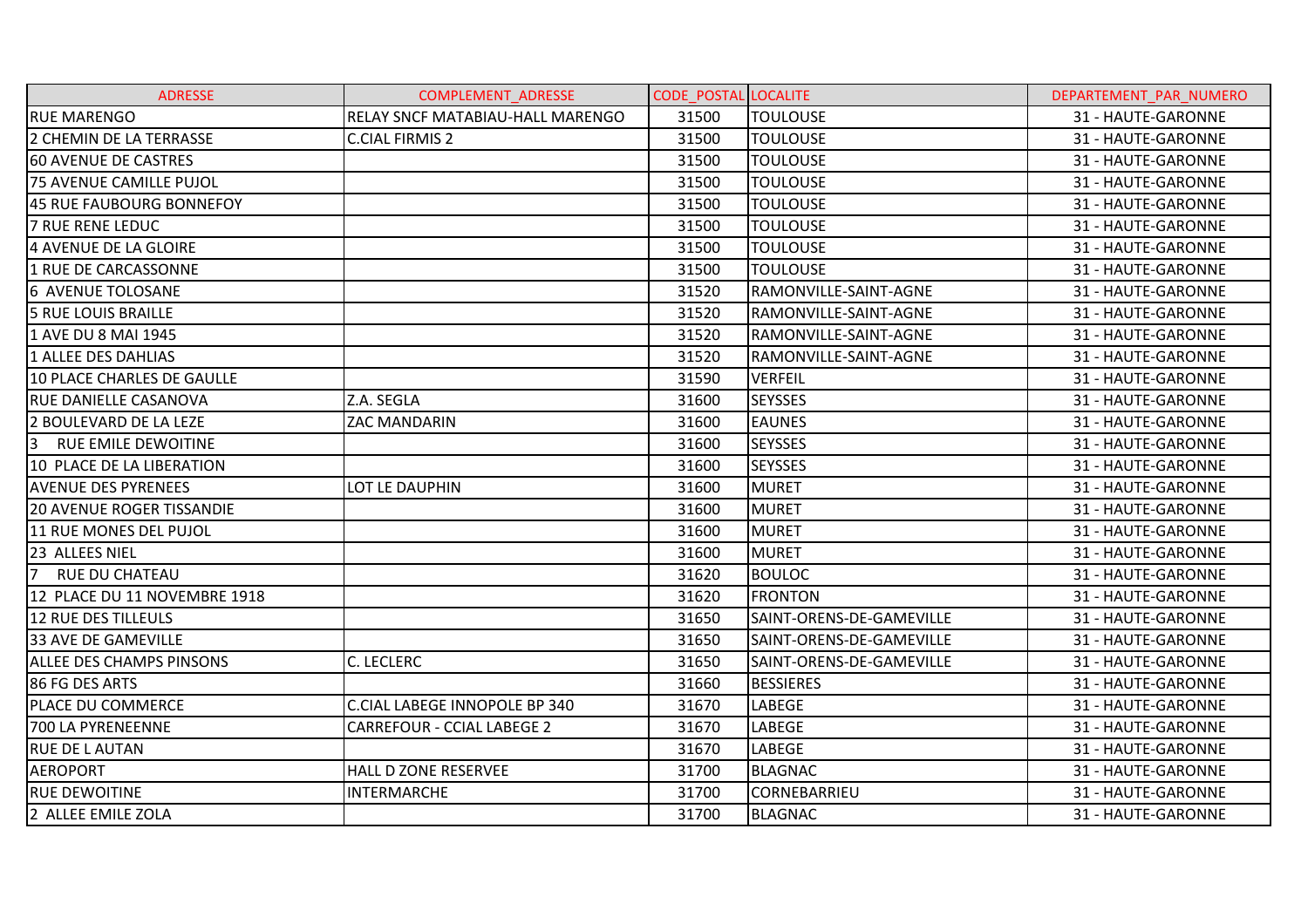| ADRESSE | COMPLEMENT_ADRESSE | CODE_POSTAL | LOCALITE | DEPARTEMENT_PAR_NUMERO |
|---|---|---|---|---|
| RUE MARENGO | RELAY SNCF MATABIAU-HALL MARENGO | 31500 | TOULOUSE | 31 - HAUTE-GARONNE |
| 2 CHEMIN DE LA TERRASSE | C.CIAL FIRMIS 2 | 31500 | TOULOUSE | 31 - HAUTE-GARONNE |
| 60 AVENUE DE CASTRES | | 31500 | TOULOUSE | 31 - HAUTE-GARONNE |
| 75 AVENUE CAMILLE PUJOL | | 31500 | TOULOUSE | 31 - HAUTE-GARONNE |
| 45 RUE FAUBOURG BONNEFOY | | 31500 | TOULOUSE | 31 - HAUTE-GARONNE |
| 7 RUE RENE LEDUC | | 31500 | TOULOUSE | 31 - HAUTE-GARONNE |
| 4 AVENUE DE LA GLOIRE | | 31500 | TOULOUSE | 31 - HAUTE-GARONNE |
| 1 RUE DE CARCASSONNE | | 31500 | TOULOUSE | 31 - HAUTE-GARONNE |
| 6 AVENUE TOLOSANE | | 31520 | RAMONVILLE-SAINT-AGNE | 31 - HAUTE-GARONNE |
| 5 RUE LOUIS BRAILLE | | 31520 | RAMONVILLE-SAINT-AGNE | 31 - HAUTE-GARONNE |
| 1 AVE DU 8 MAI 1945 | | 31520 | RAMONVILLE-SAINT-AGNE | 31 - HAUTE-GARONNE |
| 1 ALLEE DES DAHLIAS | | 31520 | RAMONVILLE-SAINT-AGNE | 31 - HAUTE-GARONNE |
| 10 PLACE CHARLES DE GAULLE | | 31590 | VERFEIL | 31 - HAUTE-GARONNE |
| RUE DANIELLE CASANOVA | Z.A. SEGLA | 31600 | SEYSSES | 31 - HAUTE-GARONNE |
| 2 BOULEVARD DE LA LEZE | ZAC MANDARIN | 31600 | EAUNES | 31 - HAUTE-GARONNE |
| 3 RUE EMILE DEWOITINE | | 31600 | SEYSSES | 31 - HAUTE-GARONNE |
| 10 PLACE DE LA LIBERATION | | 31600 | SEYSSES | 31 - HAUTE-GARONNE |
| AVENUE DES PYRENEES | LOT LE DAUPHIN | 31600 | MURET | 31 - HAUTE-GARONNE |
| 20 AVENUE ROGER TISSANDIE | | 31600 | MURET | 31 - HAUTE-GARONNE |
| 11 RUE MONES DEL PUJOL | | 31600 | MURET | 31 - HAUTE-GARONNE |
| 23 ALLEES NIEL | | 31600 | MURET | 31 - HAUTE-GARONNE |
| 7 RUE DU CHATEAU | | 31620 | BOULOC | 31 - HAUTE-GARONNE |
| 12 PLACE DU 11 NOVEMBRE 1918 | | 31620 | FRONTON | 31 - HAUTE-GARONNE |
| 12 RUE DES TILLEULS | | 31650 | SAINT-ORENS-DE-GAMEVILLE | 31 - HAUTE-GARONNE |
| 33 AVE DE GAMEVILLE | | 31650 | SAINT-ORENS-DE-GAMEVILLE | 31 - HAUTE-GARONNE |
| ALLEE DES CHAMPS PINSONS | C. LECLERC | 31650 | SAINT-ORENS-DE-GAMEVILLE | 31 - HAUTE-GARONNE |
| 86 FG DES ARTS | | 31660 | BESSIERES | 31 - HAUTE-GARONNE |
| PLACE DU COMMERCE | C.CIAL LABEGE INNOPOLE BP 340 | 31670 | LABEGE | 31 - HAUTE-GARONNE |
| 700 LA PYRENEENNE | CARREFOUR - CCIAL LABEGE 2 | 31670 | LABEGE | 31 - HAUTE-GARONNE |
| RUE DE L AUTAN | | 31670 | LABEGE | 31 - HAUTE-GARONNE |
| AEROPORT | HALL D ZONE RESERVEE | 31700 | BLAGNAC | 31 - HAUTE-GARONNE |
| RUE DEWOITINE | INTERMARCHE | 31700 | CORNEBARRIEU | 31 - HAUTE-GARONNE |
| 2 ALLEE EMILE ZOLA | | 31700 | BLAGNAC | 31 - HAUTE-GARONNE |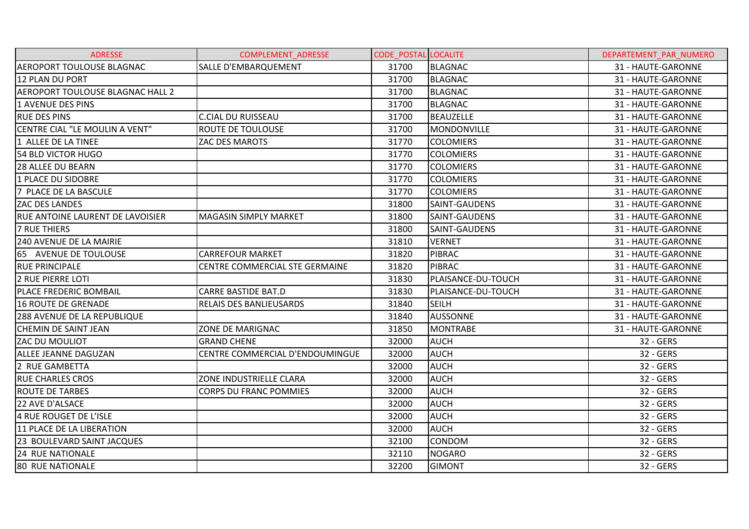| ADRESSE | COMPLEMENT_ADRESSE | CODE_POSTAL | LOCALITE | DEPARTEMENT_PAR_NUMERO |
|---|---|---|---|---|
| AEROPORT TOULOUSE BLAGNAC | SALLE D'EMBARQUEMENT | 31700 | BLAGNAC | 31 - HAUTE-GARONNE |
| 12 PLAN DU PORT | | 31700 | BLAGNAC | 31 - HAUTE-GARONNE |
| AEROPORT TOULOUSE BLAGNAC HALL 2 | | 31700 | BLAGNAC | 31 - HAUTE-GARONNE |
| 1 AVENUE DES PINS | | 31700 | BLAGNAC | 31 - HAUTE-GARONNE |
| RUE DES PINS | C.CIAL DU RUISSEAU | 31700 | BEAUZELLE | 31 - HAUTE-GARONNE |
| CENTRE CIAL "LE MOULIN A VENT" | ROUTE DE TOULOUSE | 31700 | MONDONVILLE | 31 - HAUTE-GARONNE |
| 1 ALLEE DE LA TINEE | ZAC DES MAROTS | 31770 | COLOMIERS | 31 - HAUTE-GARONNE |
| 54 BLD VICTOR HUGO | | 31770 | COLOMIERS | 31 - HAUTE-GARONNE |
| 28 ALLEE DU BEARN | | 31770 | COLOMIERS | 31 - HAUTE-GARONNE |
| 1 PLACE DU SIDOBRE | | 31770 | COLOMIERS | 31 - HAUTE-GARONNE |
| 7 PLACE DE LA BASCULE | | 31770 | COLOMIERS | 31 - HAUTE-GARONNE |
| ZAC DES LANDES | | 31800 | SAINT-GAUDENS | 31 - HAUTE-GARONNE |
| RUE ANTOINE LAURENT DE LAVOISIER | MAGASIN SIMPLY MARKET | 31800 | SAINT-GAUDENS | 31 - HAUTE-GARONNE |
| 7 RUE THIERS | | 31800 | SAINT-GAUDENS | 31 - HAUTE-GARONNE |
| 240 AVENUE DE LA MAIRIE | | 31810 | VERNET | 31 - HAUTE-GARONNE |
| 65 AVENUE DE TOULOUSE | CARREFOUR MARKET | 31820 | PIBRAC | 31 - HAUTE-GARONNE |
| RUE PRINCIPALE | CENTRE COMMERCIAL STE GERMAINE | 31820 | PIBRAC | 31 - HAUTE-GARONNE |
| 2 RUE PIERRE LOTI | | 31830 | PLAISANCE-DU-TOUCH | 31 - HAUTE-GARONNE |
| PLACE FREDERIC BOMBAIL | CARRE BASTIDE BAT.D | 31830 | PLAISANCE-DU-TOUCH | 31 - HAUTE-GARONNE |
| 16 ROUTE DE GRENADE | RELAIS DES BANLIEUSARDS | 31840 | SEILH | 31 - HAUTE-GARONNE |
| 288 AVENUE DE LA REPUBLIQUE | | 31840 | AUSSONNE | 31 - HAUTE-GARONNE |
| CHEMIN DE SAINT JEAN | ZONE DE MARIGNAC | 31850 | MONTRABE | 31 - HAUTE-GARONNE |
| ZAC DU MOULIOT | GRAND CHENE | 32000 | AUCH | 32 - GERS |
| ALLEE JEANNE DAGUZAN | CENTRE COMMERCIAL D'ENDOUMINGUE | 32000 | AUCH | 32 - GERS |
| 2 RUE GAMBETTA | | 32000 | AUCH | 32 - GERS |
| RUE CHARLES CROS | ZONE INDUSTRIELLE CLARA | 32000 | AUCH | 32 - GERS |
| ROUTE DE TARBES | CORPS DU FRANC POMMIES | 32000 | AUCH | 32 - GERS |
| 22 AVE D'ALSACE | | 32000 | AUCH | 32 - GERS |
| 4 RUE ROUGET DE L'ISLE | | 32000 | AUCH | 32 - GERS |
| 11 PLACE DE LA LIBERATION | | 32000 | AUCH | 32 - GERS |
| 23 BOULEVARD SAINT JACQUES | | 32100 | CONDOM | 32 - GERS |
| 24 RUE NATIONALE | | 32110 | NOGARO | 32 - GERS |
| 80 RUE NATIONALE | | 32200 | GIMONT | 32 - GERS |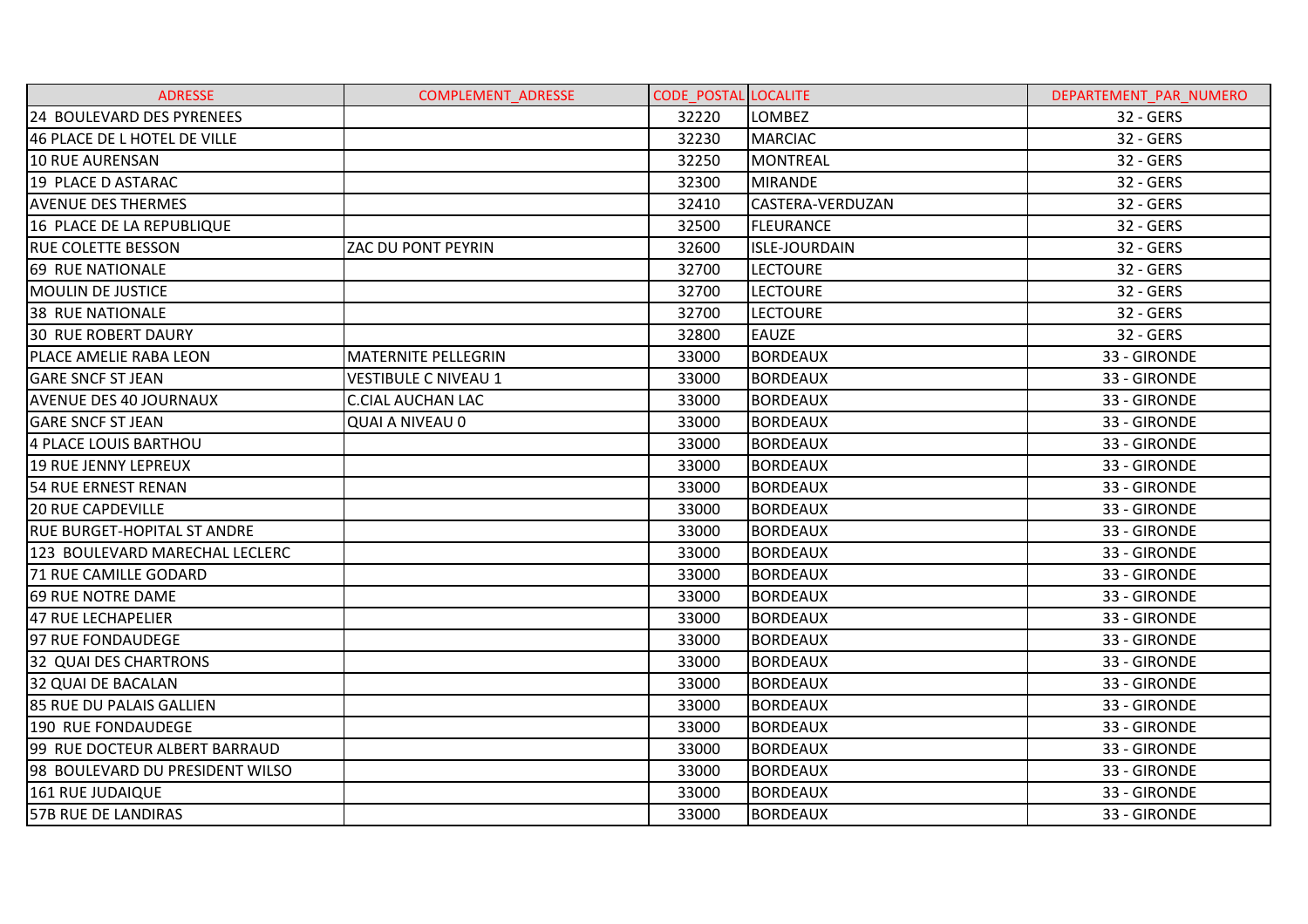| ADRESSE | COMPLEMENT_ADRESSE | CODE_POSTAL | LOCALITE | DEPARTEMENT_PAR_NUMERO |
|---|---|---|---|---|
| 24 BOULEVARD DES PYRENEES | | 32220 | LOMBEZ | 32 - GERS |
| 46 PLACE DE L HOTEL DE VILLE | | 32230 | MARCIAC | 32 - GERS |
| 10 RUE AURENSAN | | 32250 | MONTREAL | 32 - GERS |
| 19 PLACE D ASTARAC | | 32300 | MIRANDE | 32 - GERS |
| AVENUE DES THERMES | | 32410 | CASTERA-VERDUZAN | 32 - GERS |
| 16 PLACE DE LA REPUBLIQUE | | 32500 | FLEURANCE | 32 - GERS |
| RUE COLETTE BESSON | ZAC DU PONT PEYRIN | 32600 | ISLE-JOURDAIN | 32 - GERS |
| 69 RUE NATIONALE | | 32700 | LECTOURE | 32 - GERS |
| MOULIN DE JUSTICE | | 32700 | LECTOURE | 32 - GERS |
| 38 RUE NATIONALE | | 32700 | LECTOURE | 32 - GERS |
| 30 RUE ROBERT DAURY | | 32800 | EAUZE | 32 - GERS |
| PLACE AMELIE RABA LEON | MATERNITE PELLEGRIN | 33000 | BORDEAUX | 33 - GIRONDE |
| GARE SNCF ST JEAN | VESTIBULE C NIVEAU 1 | 33000 | BORDEAUX | 33 - GIRONDE |
| AVENUE DES 40 JOURNAUX | C.CIAL AUCHAN LAC | 33000 | BORDEAUX | 33 - GIRONDE |
| GARE SNCF ST JEAN | QUAI A NIVEAU 0 | 33000 | BORDEAUX | 33 - GIRONDE |
| 4 PLACE LOUIS BARTHOU | | 33000 | BORDEAUX | 33 - GIRONDE |
| 19 RUE JENNY LEPREUX | | 33000 | BORDEAUX | 33 - GIRONDE |
| 54 RUE ERNEST RENAN | | 33000 | BORDEAUX | 33 - GIRONDE |
| 20 RUE CAPDEVILLE | | 33000 | BORDEAUX | 33 - GIRONDE |
| RUE BURGET-HOPITAL ST ANDRE | | 33000 | BORDEAUX | 33 - GIRONDE |
| 123 BOULEVARD MARECHAL LECLERC | | 33000 | BORDEAUX | 33 - GIRONDE |
| 71 RUE CAMILLE GODARD | | 33000 | BORDEAUX | 33 - GIRONDE |
| 69 RUE NOTRE DAME | | 33000 | BORDEAUX | 33 - GIRONDE |
| 47 RUE LECHAPELIER | | 33000 | BORDEAUX | 33 - GIRONDE |
| 97 RUE FONDAUDEGE | | 33000 | BORDEAUX | 33 - GIRONDE |
| 32 QUAI DES CHARTRONS | | 33000 | BORDEAUX | 33 - GIRONDE |
| 32 QUAI DE BACALAN | | 33000 | BORDEAUX | 33 - GIRONDE |
| 85 RUE DU PALAIS GALLIEN | | 33000 | BORDEAUX | 33 - GIRONDE |
| 190 RUE FONDAUDEGE | | 33000 | BORDEAUX | 33 - GIRONDE |
| 99 RUE DOCTEUR ALBERT BARRAUD | | 33000 | BORDEAUX | 33 - GIRONDE |
| 98 BOULEVARD DU PRESIDENT WILSO | | 33000 | BORDEAUX | 33 - GIRONDE |
| 161 RUE JUDAIQUE | | 33000 | BORDEAUX | 33 - GIRONDE |
| 57B RUE DE LANDIRAS | | 33000 | BORDEAUX | 33 - GIRONDE |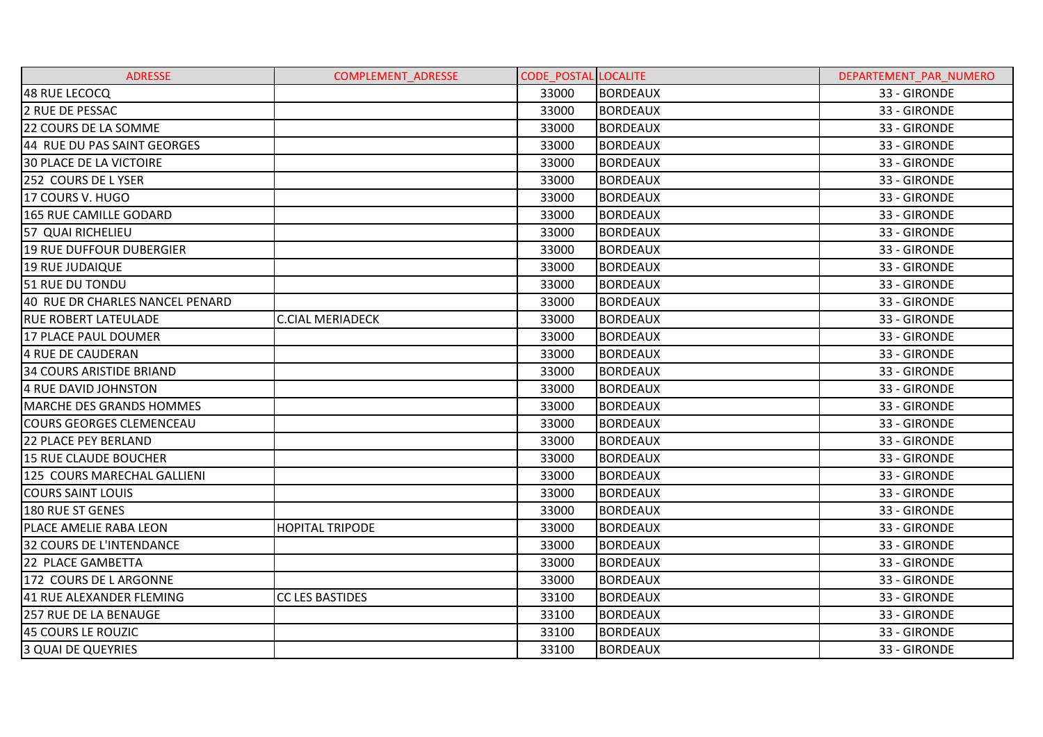| ADRESSE | COMPLEMENT_ADRESSE | CODE_POSTAL | LOCALITE | DEPARTEMENT_PAR_NUMERO |
|---|---|---|---|---|
| 48 RUE LECOCQ | | 33000 | BORDEAUX | 33 - GIRONDE |
| 2 RUE DE PESSAC | | 33000 | BORDEAUX | 33 - GIRONDE |
| 22 COURS DE LA SOMME | | 33000 | BORDEAUX | 33 - GIRONDE |
| 44 RUE DU PAS SAINT GEORGES | | 33000 | BORDEAUX | 33 - GIRONDE |
| 30 PLACE DE LA VICTOIRE | | 33000 | BORDEAUX | 33 - GIRONDE |
| 252 COURS DE L YSER | | 33000 | BORDEAUX | 33 - GIRONDE |
| 17 COURS V. HUGO | | 33000 | BORDEAUX | 33 - GIRONDE |
| 165 RUE CAMILLE GODARD | | 33000 | BORDEAUX | 33 - GIRONDE |
| 57 QUAI RICHELIEU | | 33000 | BORDEAUX | 33 - GIRONDE |
| 19 RUE DUFFOUR DUBERGIER | | 33000 | BORDEAUX | 33 - GIRONDE |
| 19 RUE JUDAIQUE | | 33000 | BORDEAUX | 33 - GIRONDE |
| 51 RUE DU TONDU | | 33000 | BORDEAUX | 33 - GIRONDE |
| 40 RUE DR CHARLES NANCEL PENARD | | 33000 | BORDEAUX | 33 - GIRONDE |
| RUE ROBERT LATEULADE | C.CIAL MERIADECK | 33000 | BORDEAUX | 33 - GIRONDE |
| 17 PLACE PAUL DOUMER | | 33000 | BORDEAUX | 33 - GIRONDE |
| 4 RUE DE CAUDERAN | | 33000 | BORDEAUX | 33 - GIRONDE |
| 34 COURS ARISTIDE BRIAND | | 33000 | BORDEAUX | 33 - GIRONDE |
| 4 RUE DAVID JOHNSTON | | 33000 | BORDEAUX | 33 - GIRONDE |
| MARCHE DES GRANDS HOMMES | | 33000 | BORDEAUX | 33 - GIRONDE |
| COURS GEORGES CLEMENCEAU | | 33000 | BORDEAUX | 33 - GIRONDE |
| 22 PLACE PEY BERLAND | | 33000 | BORDEAUX | 33 - GIRONDE |
| 15 RUE CLAUDE BOUCHER | | 33000 | BORDEAUX | 33 - GIRONDE |
| 125 COURS MARECHAL GALLIENI | | 33000 | BORDEAUX | 33 - GIRONDE |
| COURS SAINT LOUIS | | 33000 | BORDEAUX | 33 - GIRONDE |
| 180 RUE ST GENES | | 33000 | BORDEAUX | 33 - GIRONDE |
| PLACE AMELIE RABA LEON | HOPITAL TRIPODE | 33000 | BORDEAUX | 33 - GIRONDE |
| 32 COURS DE L'INTENDANCE | | 33000 | BORDEAUX | 33 - GIRONDE |
| 22 PLACE GAMBETTA | | 33000 | BORDEAUX | 33 - GIRONDE |
| 172 COURS DE L ARGONNE | | 33000 | BORDEAUX | 33 - GIRONDE |
| 41 RUE ALEXANDER FLEMING | CC LES BASTIDES | 33100 | BORDEAUX | 33 - GIRONDE |
| 257 RUE DE LA BENAUGE | | 33100 | BORDEAUX | 33 - GIRONDE |
| 45 COURS LE ROUZIC | | 33100 | BORDEAUX | 33 - GIRONDE |
| 3 QUAI DE QUEYRIES | | 33100 | BORDEAUX | 33 - GIRONDE |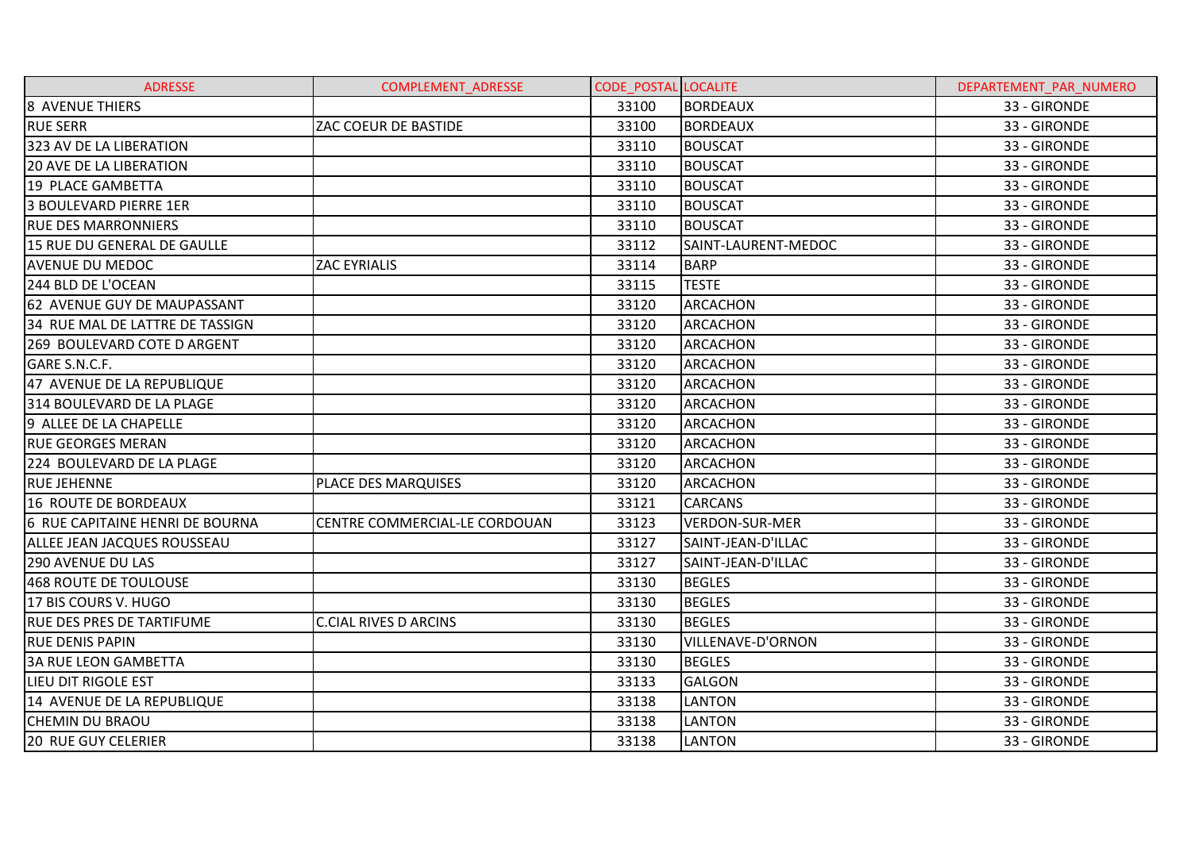| ADRESSE | COMPLEMENT_ADRESSE | CODE_POSTAL | LOCALITE | DEPARTEMENT_PAR_NUMERO |
|---|---|---|---|---|
| 8 AVENUE THIERS | | 33100 | BORDEAUX | 33 - GIRONDE |
| RUE SERR | ZAC COEUR DE BASTIDE | 33100 | BORDEAUX | 33 - GIRONDE |
| 323 AV DE LA LIBERATION | | 33110 | BOUSCAT | 33 - GIRONDE |
| 20 AVE DE LA LIBERATION | | 33110 | BOUSCAT | 33 - GIRONDE |
| 19 PLACE GAMBETTA | | 33110 | BOUSCAT | 33 - GIRONDE |
| 3 BOULEVARD PIERRE 1ER | | 33110 | BOUSCAT | 33 - GIRONDE |
| RUE DES MARRONNIERS | | 33110 | BOUSCAT | 33 - GIRONDE |
| 15 RUE DU GENERAL DE GAULLE | | 33112 | SAINT-LAURENT-MEDOC | 33 - GIRONDE |
| AVENUE DU MEDOC | ZAC EYRIALIS | 33114 | BARP | 33 - GIRONDE |
| 244 BLD DE L'OCEAN | | 33115 | TESTE | 33 - GIRONDE |
| 62 AVENUE GUY DE MAUPASSANT | | 33120 | ARCACHON | 33 - GIRONDE |
| 34 RUE MAL DE LATTRE DE TASSIGN | | 33120 | ARCACHON | 33 - GIRONDE |
| 269 BOULEVARD COTE D ARGENT | | 33120 | ARCACHON | 33 - GIRONDE |
| GARE S.N.C.F. | | 33120 | ARCACHON | 33 - GIRONDE |
| 47 AVENUE DE LA REPUBLIQUE | | 33120 | ARCACHON | 33 - GIRONDE |
| 314 BOULEVARD DE LA PLAGE | | 33120 | ARCACHON | 33 - GIRONDE |
| 9 ALLEE DE LA CHAPELLE | | 33120 | ARCACHON | 33 - GIRONDE |
| RUE GEORGES MERAN | | 33120 | ARCACHON | 33 - GIRONDE |
| 224 BOULEVARD DE LA PLAGE | | 33120 | ARCACHON | 33 - GIRONDE |
| RUE JEHENNE | PLACE DES MARQUISES | 33120 | ARCACHON | 33 - GIRONDE |
| 16 ROUTE DE BORDEAUX | | 33121 | CARCANS | 33 - GIRONDE |
| 6 RUE CAPITAINE HENRI DE BOURNA | CENTRE COMMERCIAL-LE CORDOUAN | 33123 | VERDON-SUR-MER | 33 - GIRONDE |
| ALLEE JEAN JACQUES ROUSSEAU | | 33127 | SAINT-JEAN-D'ILLAC | 33 - GIRONDE |
| 290 AVENUE DU LAS | | 33127 | SAINT-JEAN-D'ILLAC | 33 - GIRONDE |
| 468 ROUTE DE TOULOUSE | | 33130 | BEGLES | 33 - GIRONDE |
| 17 BIS COURS V. HUGO | | 33130 | BEGLES | 33 - GIRONDE |
| RUE DES PRES DE TARTIFUME | C.CIAL RIVES D ARCINS | 33130 | BEGLES | 33 - GIRONDE |
| RUE DENIS PAPIN | | 33130 | VILLENAVE-D'ORNON | 33 - GIRONDE |
| 3A RUE LEON GAMBETTA | | 33130 | BEGLES | 33 - GIRONDE |
| LIEU DIT RIGOLE EST | | 33133 | GALGON | 33 - GIRONDE |
| 14 AVENUE DE LA REPUBLIQUE | | 33138 | LANTON | 33 - GIRONDE |
| CHEMIN DU BRAOU | | 33138 | LANTON | 33 - GIRONDE |
| 20 RUE GUY CELERIER | | 33138 | LANTON | 33 - GIRONDE |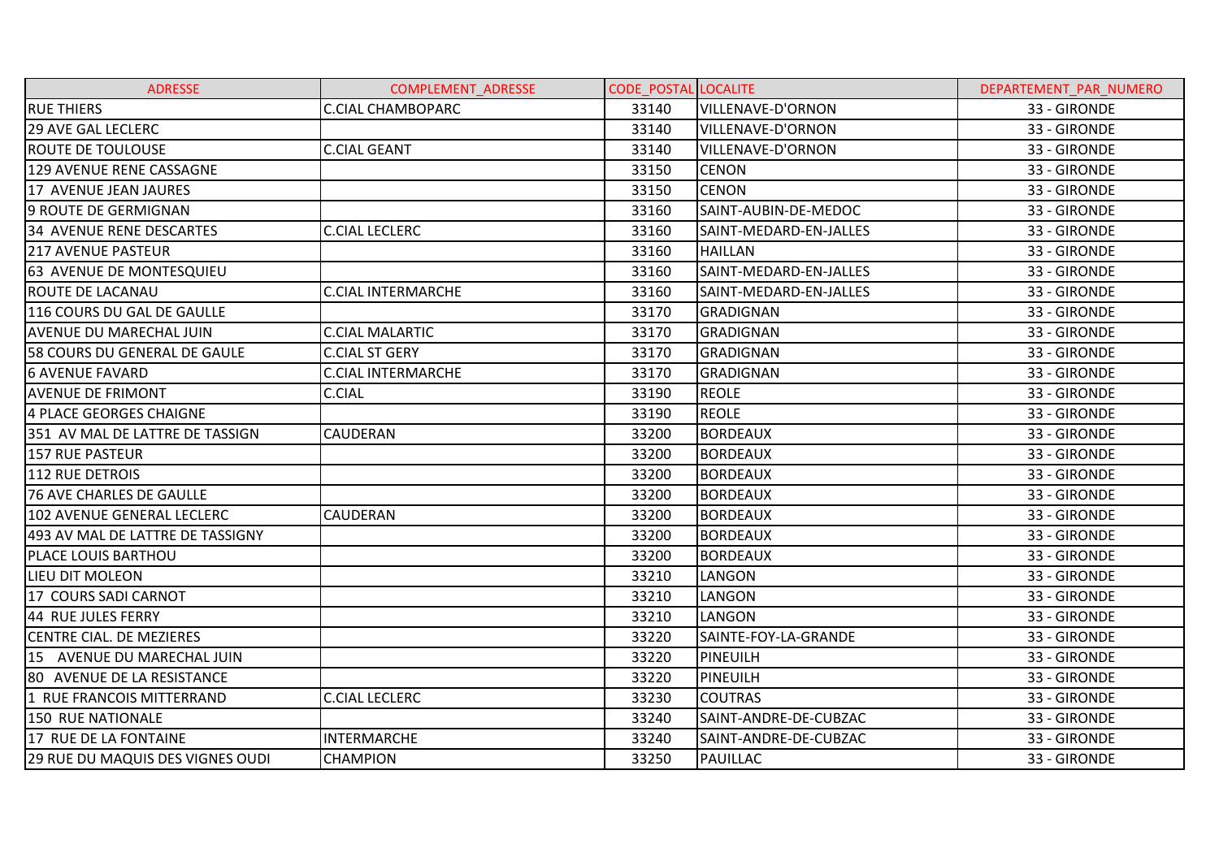| ADRESSE | COMPLEMENT_ADRESSE | CODE_POSTAL | LOCALITE | DEPARTEMENT_PAR_NUMERO |
|---|---|---|---|---|
| RUE THIERS | C.CIAL CHAMBOPARC | 33140 | VILLENAVE-D'ORNON | 33 - GIRONDE |
| 29 AVE GAL LECLERC | | 33140 | VILLENAVE-D'ORNON | 33 - GIRONDE |
| ROUTE DE TOULOUSE | C.CIAL GEANT | 33140 | VILLENAVE-D'ORNON | 33 - GIRONDE |
| 129 AVENUE RENE CASSAGNE | | 33150 | CENON | 33 - GIRONDE |
| 17 AVENUE JEAN JAURES | | 33150 | CENON | 33 - GIRONDE |
| 9 ROUTE DE GERMIGNAN | | 33160 | SAINT-AUBIN-DE-MEDOC | 33 - GIRONDE |
| 34 AVENUE RENE DESCARTES | C.CIAL LECLERC | 33160 | SAINT-MEDARD-EN-JALLES | 33 - GIRONDE |
| 217 AVENUE PASTEUR | | 33160 | HAILLAN | 33 - GIRONDE |
| 63 AVENUE DE MONTESQUIEU | | 33160 | SAINT-MEDARD-EN-JALLES | 33 - GIRONDE |
| ROUTE DE LACANAU | C.CIAL INTERMARCHE | 33160 | SAINT-MEDARD-EN-JALLES | 33 - GIRONDE |
| 116 COURS DU GAL DE GAULLE | | 33170 | GRADIGNAN | 33 - GIRONDE |
| AVENUE DU MARECHAL JUIN | C.CIAL MALARTIC | 33170 | GRADIGNAN | 33 - GIRONDE |
| 58 COURS DU GENERAL DE GAULE | C.CIAL ST GERY | 33170 | GRADIGNAN | 33 - GIRONDE |
| 6 AVENUE FAVARD | C.CIAL INTERMARCHE | 33170 | GRADIGNAN | 33 - GIRONDE |
| AVENUE DE FRIMONT | C.CIAL | 33190 | REOLE | 33 - GIRONDE |
| 4 PLACE GEORGES CHAIGNE | | 33190 | REOLE | 33 - GIRONDE |
| 351 AV MAL DE LATTRE DE TASSIGN | CAUDERAN | 33200 | BORDEAUX | 33 - GIRONDE |
| 157 RUE PASTEUR | | 33200 | BORDEAUX | 33 - GIRONDE |
| 112 RUE DETROIS | | 33200 | BORDEAUX | 33 - GIRONDE |
| 76 AVE CHARLES DE GAULLE | | 33200 | BORDEAUX | 33 - GIRONDE |
| 102 AVENUE GENERAL LECLERC | CAUDERAN | 33200 | BORDEAUX | 33 - GIRONDE |
| 493 AV MAL DE LATTRE DE TASSIGNY | | 33200 | BORDEAUX | 33 - GIRONDE |
| PLACE LOUIS BARTHOU | | 33200 | BORDEAUX | 33 - GIRONDE |
| LIEU DIT MOLEON | | 33210 | LANGON | 33 - GIRONDE |
| 17 COURS SADI CARNOT | | 33210 | LANGON | 33 - GIRONDE |
| 44 RUE JULES FERRY | | 33210 | LANGON | 33 - GIRONDE |
| CENTRE CIAL. DE MEZIERES | | 33220 | SAINTE-FOY-LA-GRANDE | 33 - GIRONDE |
| 15 AVENUE DU MARECHAL JUIN | | 33220 | PINEUILH | 33 - GIRONDE |
| 80 AVENUE DE LA RESISTANCE | | 33220 | PINEUILH | 33 - GIRONDE |
| 1 RUE FRANCOIS MITTERRAND | C.CIAL LECLERC | 33230 | COUTRAS | 33 - GIRONDE |
| 150 RUE NATIONALE | | 33240 | SAINT-ANDRE-DE-CUBZAC | 33 - GIRONDE |
| 17 RUE DE LA FONTAINE | INTERMARCHE | 33240 | SAINT-ANDRE-DE-CUBZAC | 33 - GIRONDE |
| 29 RUE DU MAQUIS DES VIGNES OUDI | CHAMPION | 33250 | PAUILLAC | 33 - GIRONDE |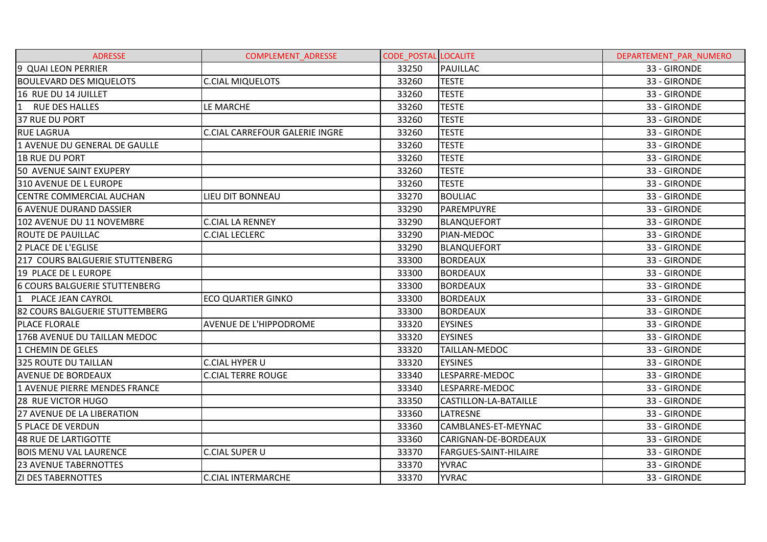| ADRESSE | COMPLEMENT_ADRESSE | CODE_POSTAL | LOCALITE | DEPARTEMENT_PAR_NUMERO |
|---|---|---|---|---|
| 9 QUAI LEON PERRIER | | 33250 | PAUILLAC | 33 - GIRONDE |
| BOULEVARD DES MIQUELOTS | C.CIAL MIQUELOTS | 33260 | TESTE | 33 - GIRONDE |
| 16 RUE DU 14 JUILLET | | 33260 | TESTE | 33 - GIRONDE |
| 1 RUE DES HALLES | LE MARCHE | 33260 | TESTE | 33 - GIRONDE |
| 37 RUE DU PORT | | 33260 | TESTE | 33 - GIRONDE |
| RUE LAGRUA | C.CIAL CARREFOUR GALERIE INGRE | 33260 | TESTE | 33 - GIRONDE |
| 1 AVENUE DU GENERAL DE GAULLE | | 33260 | TESTE | 33 - GIRONDE |
| 1B RUE DU PORT | | 33260 | TESTE | 33 - GIRONDE |
| 50 AVENUE SAINT EXUPERY | | 33260 | TESTE | 33 - GIRONDE |
| 310 AVENUE DE L EUROPE | | 33260 | TESTE | 33 - GIRONDE |
| CENTRE COMMERCIAL AUCHAN | LIEU DIT BONNEAU | 33270 | BOULIAC | 33 - GIRONDE |
| 6 AVENUE DURAND DASSIER | | 33290 | PAREMPUYRE | 33 - GIRONDE |
| 102 AVENUE DU 11 NOVEMBRE | C.CIAL LA RENNEY | 33290 | BLANQUEFORT | 33 - GIRONDE |
| ROUTE DE PAUILLAC | C.CIAL LECLERC | 33290 | PIAN-MEDOC | 33 - GIRONDE |
| 2 PLACE DE L'EGLISE | | 33290 | BLANQUEFORT | 33 - GIRONDE |
| 217 COURS BALGUERIE STUTTENBERG | | 33300 | BORDEAUX | 33 - GIRONDE |
| 19 PLACE DE L EUROPE | | 33300 | BORDEAUX | 33 - GIRONDE |
| 6 COURS BALGUERIE STUTTENBERG | | 33300 | BORDEAUX | 33 - GIRONDE |
| 1 PLACE JEAN CAYROL | ECO QUARTIER GINKO | 33300 | BORDEAUX | 33 - GIRONDE |
| 82 COURS BALGUERIE STUTTEMBERG | | 33300 | BORDEAUX | 33 - GIRONDE |
| PLACE FLORALE | AVENUE DE L'HIPPODROME | 33320 | EYSINES | 33 - GIRONDE |
| 176B AVENUE DU TAILLAN MEDOC | | 33320 | EYSINES | 33 - GIRONDE |
| 1 CHEMIN DE GELES | | 33320 | TAILLAN-MEDOC | 33 - GIRONDE |
| 325 ROUTE DU TAILLAN | C.CIAL HYPER U | 33320 | EYSINES | 33 - GIRONDE |
| AVENUE DE BORDEAUX | C.CIAL TERRE ROUGE | 33340 | LESPARRE-MEDOC | 33 - GIRONDE |
| 1 AVENUE PIERRE MENDES FRANCE | | 33340 | LESPARRE-MEDOC | 33 - GIRONDE |
| 28 RUE VICTOR HUGO | | 33350 | CASTILLON-LA-BATAILLE | 33 - GIRONDE |
| 27 AVENUE DE LA LIBERATION | | 33360 | LATRESNE | 33 - GIRONDE |
| 5 PLACE DE VERDUN | | 33360 | CAMBLANES-ET-MEYNAC | 33 - GIRONDE |
| 48 RUE DE LARTIGOTTE | | 33360 | CARIGNAN-DE-BORDEAUX | 33 - GIRONDE |
| BOIS MENU VAL LAURENCE | C.CIAL SUPER U | 33370 | FARGUES-SAINT-HILAIRE | 33 - GIRONDE |
| 23 AVENUE TABERNOTTES | | 33370 | YVRAC | 33 - GIRONDE |
| ZI DES TABERNOTTES | C.CIAL INTERMARCHE | 33370 | YVRAC | 33 - GIRONDE |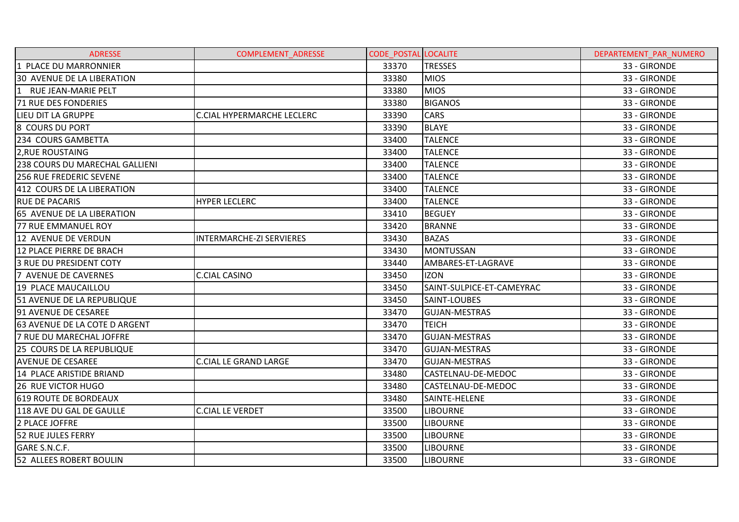| ADRESSE | COMPLEMENT_ADRESSE | CODE_POSTAL | LOCALITE | DEPARTEMENT_PAR_NUMERO |
|---|---|---|---|---|
| 1 PLACE DU MARRONNIER | | 33370 | TRESSES | 33 - GIRONDE |
| 30 AVENUE DE LA LIBERATION | | 33380 | MIOS | 33 - GIRONDE |
| 1 RUE JEAN-MARIE PELT | | 33380 | MIOS | 33 - GIRONDE |
| 71 RUE DES FONDERIES | | 33380 | BIGANOS | 33 - GIRONDE |
| LIEU DIT LA GRUPPE | C.CIAL HYPERMARCHE LECLERC | 33390 | CARS | 33 - GIRONDE |
| 8 COURS DU PORT | | 33390 | BLAYE | 33 - GIRONDE |
| 234 COURS GAMBETTA | | 33400 | TALENCE | 33 - GIRONDE |
| 2,RUE ROUSTAING | | 33400 | TALENCE | 33 - GIRONDE |
| 238 COURS DU MARECHAL GALLIENI | | 33400 | TALENCE | 33 - GIRONDE |
| 256 RUE FREDERIC SEVENE | | 33400 | TALENCE | 33 - GIRONDE |
| 412 COURS DE LA LIBERATION | | 33400 | TALENCE | 33 - GIRONDE |
| RUE DE PACARIS | HYPER LECLERC | 33400 | TALENCE | 33 - GIRONDE |
| 65 AVENUE DE LA LIBERATION | | 33410 | BEGUEY | 33 - GIRONDE |
| 77 RUE EMMANUEL ROY | | 33420 | BRANNE | 33 - GIRONDE |
| 12 AVENUE DE VERDUN | INTERMARCHE-ZI SERVIERES | 33430 | BAZAS | 33 - GIRONDE |
| 12 PLACE PIERRE DE BRACH | | 33430 | MONTUSSAN | 33 - GIRONDE |
| 3 RUE DU PRESIDENT COTY | | 33440 | AMBARES-ET-LAGRAVE | 33 - GIRONDE |
| 7 AVENUE DE CAVERNES | C.CIAL CASINO | 33450 | IZON | 33 - GIRONDE |
| 19 PLACE MAUCAILLOU | | 33450 | SAINT-SULPICE-ET-CAMEYRAC | 33 - GIRONDE |
| 51 AVENUE DE LA REPUBLIQUE | | 33450 | SAINT-LOUBES | 33 - GIRONDE |
| 91 AVENUE DE CESAREE | | 33470 | GUJAN-MESTRAS | 33 - GIRONDE |
| 63 AVENUE DE LA COTE D ARGENT | | 33470 | TEICH | 33 - GIRONDE |
| 7 RUE DU MARECHAL JOFFRE | | 33470 | GUJAN-MESTRAS | 33 - GIRONDE |
| 25 COURS DE LA REPUBLIQUE | | 33470 | GUJAN-MESTRAS | 33 - GIRONDE |
| AVENUE DE CESAREE | C.CIAL LE GRAND LARGE | 33470 | GUJAN-MESTRAS | 33 - GIRONDE |
| 14 PLACE ARISTIDE BRIAND | | 33480 | CASTELNAU-DE-MEDOC | 33 - GIRONDE |
| 26 RUE VICTOR HUGO | | 33480 | CASTELNAU-DE-MEDOC | 33 - GIRONDE |
| 619 ROUTE DE BORDEAUX | | 33480 | SAINTE-HELENE | 33 - GIRONDE |
| 118 AVE DU GAL DE GAULLE | C.CIAL LE VERDET | 33500 | LIBOURNE | 33 - GIRONDE |
| 2 PLACE JOFFRE | | 33500 | LIBOURNE | 33 - GIRONDE |
| 52 RUE JULES FERRY | | 33500 | LIBOURNE | 33 - GIRONDE |
| GARE S.N.C.F. | | 33500 | LIBOURNE | 33 - GIRONDE |
| 52 ALLEES ROBERT BOULIN | | 33500 | LIBOURNE | 33 - GIRONDE |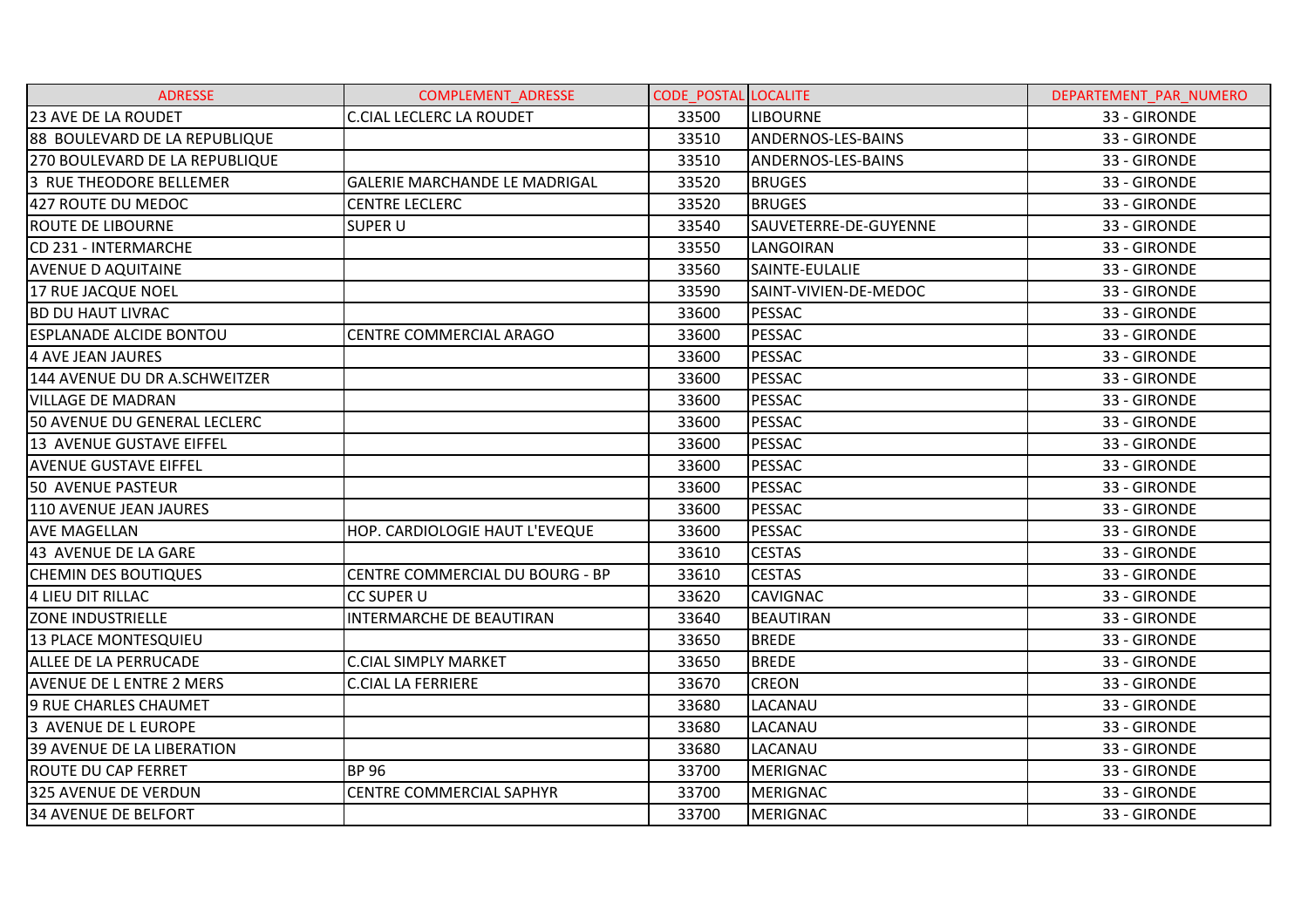| ADRESSE | COMPLEMENT_ADRESSE | CODE_POSTAL | LOCALITE | DEPARTEMENT_PAR_NUMERO |
|---|---|---|---|---|
| 23 AVE DE LA ROUDET | C.CIAL LECLERC LA ROUDET | 33500 | LIBOURNE | 33 - GIRONDE |
| 88 BOULEVARD DE LA REPUBLIQUE | | 33510 | ANDERNOS-LES-BAINS | 33 - GIRONDE |
| 270 BOULEVARD DE LA REPUBLIQUE | | 33510 | ANDERNOS-LES-BAINS | 33 - GIRONDE |
| 3 RUE THEODORE BELLEMER | GALERIE MARCHANDE LE MADRIGAL | 33520 | BRUGES | 33 - GIRONDE |
| 427 ROUTE DU MEDOC | CENTRE LECLERC | 33520 | BRUGES | 33 - GIRONDE |
| ROUTE DE LIBOURNE | SUPER U | 33540 | SAUVETERRE-DE-GUYENNE | 33 - GIRONDE |
| CD 231 - INTERMARCHE | | 33550 | LANGOIRAN | 33 - GIRONDE |
| AVENUE D AQUITAINE | | 33560 | SAINTE-EULALIE | 33 - GIRONDE |
| 17 RUE JACQUE NOEL | | 33590 | SAINT-VIVIEN-DE-MEDOC | 33 - GIRONDE |
| BD DU HAUT LIVRAC | | 33600 | PESSAC | 33 - GIRONDE |
| ESPLANADE ALCIDE BONTOU | CENTRE COMMERCIAL ARAGO | 33600 | PESSAC | 33 - GIRONDE |
| 4 AVE JEAN JAURES | | 33600 | PESSAC | 33 - GIRONDE |
| 144 AVENUE DU DR A.SCHWEITZER | | 33600 | PESSAC | 33 - GIRONDE |
| VILLAGE DE MADRAN | | 33600 | PESSAC | 33 - GIRONDE |
| 50 AVENUE DU GENERAL LECLERC | | 33600 | PESSAC | 33 - GIRONDE |
| 13 AVENUE GUSTAVE EIFFEL | | 33600 | PESSAC | 33 - GIRONDE |
| AVENUE GUSTAVE EIFFEL | | 33600 | PESSAC | 33 - GIRONDE |
| 50 AVENUE PASTEUR | | 33600 | PESSAC | 33 - GIRONDE |
| 110 AVENUE JEAN JAURES | | 33600 | PESSAC | 33 - GIRONDE |
| AVE MAGELLAN | HOP. CARDIOLOGIE HAUT L'EVEQUE | 33600 | PESSAC | 33 - GIRONDE |
| 43 AVENUE DE LA GARE | | 33610 | CESTAS | 33 - GIRONDE |
| CHEMIN DES BOUTIQUES | CENTRE COMMERCIAL DU BOURG - BP | 33610 | CESTAS | 33 - GIRONDE |
| 4 LIEU DIT RILLAC | CC SUPER U | 33620 | CAVIGNAC | 33 - GIRONDE |
| ZONE INDUSTRIELLE | INTERMARCHE DE BEAUTIRAN | 33640 | BEAUTIRAN | 33 - GIRONDE |
| 13 PLACE MONTESQUIEU | | 33650 | BREDE | 33 - GIRONDE |
| ALLEE DE LA PERRUCADE | C.CIAL SIMPLY MARKET | 33650 | BREDE | 33 - GIRONDE |
| AVENUE DE L ENTRE 2 MERS | C.CIAL LA FERRIERE | 33670 | CREON | 33 - GIRONDE |
| 9 RUE CHARLES CHAUMET | | 33680 | LACANAU | 33 - GIRONDE |
| 3 AVENUE DE L EUROPE | | 33680 | LACANAU | 33 - GIRONDE |
| 39 AVENUE DE LA LIBERATION | | 33680 | LACANAU | 33 - GIRONDE |
| ROUTE DU CAP FERRET | BP 96 | 33700 | MERIGNAC | 33 - GIRONDE |
| 325 AVENUE DE VERDUN | CENTRE COMMERCIAL SAPHYR | 33700 | MERIGNAC | 33 - GIRONDE |
| 34 AVENUE DE BELFORT | | 33700 | MERIGNAC | 33 - GIRONDE |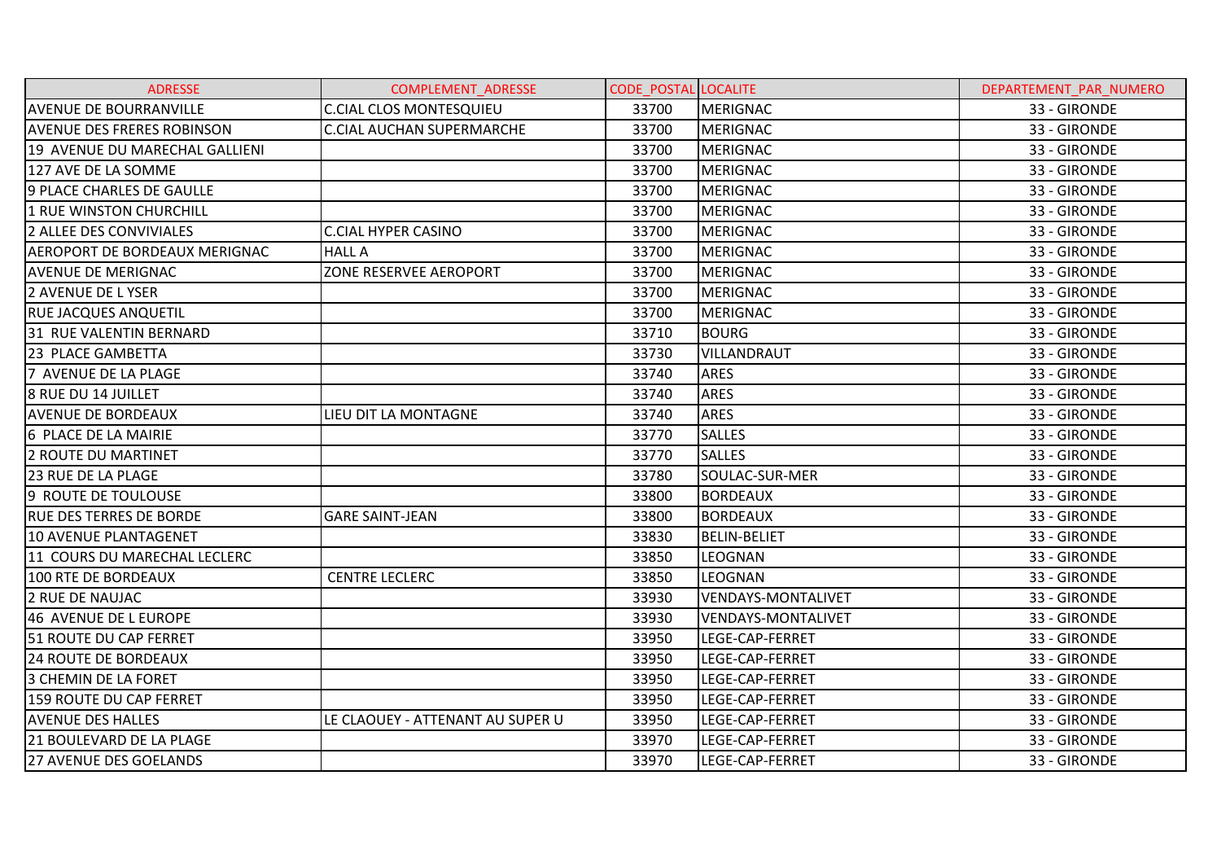| ADRESSE | COMPLEMENT_ADRESSE | CODE_POSTAL | LOCALITE | DEPARTEMENT_PAR_NUMERO |
|---|---|---|---|---|
| AVENUE DE BOURRANVILLE | C.CIAL CLOS MONTESQUIEU | 33700 | MERIGNAC | 33 - GIRONDE |
| AVENUE DES FRERES ROBINSON | C.CIAL AUCHAN SUPERMARCHE | 33700 | MERIGNAC | 33 - GIRONDE |
| 19 AVENUE DU MARECHAL GALLIENI | | 33700 | MERIGNAC | 33 - GIRONDE |
| 127 AVE DE LA SOMME | | 33700 | MERIGNAC | 33 - GIRONDE |
| 9 PLACE CHARLES DE GAULLE | | 33700 | MERIGNAC | 33 - GIRONDE |
| 1 RUE WINSTON CHURCHILL | | 33700 | MERIGNAC | 33 - GIRONDE |
| 2 ALLEE DES CONVIVIALES | C.CIAL HYPER CASINO | 33700 | MERIGNAC | 33 - GIRONDE |
| AEROPORT DE BORDEAUX MERIGNAC | HALL A | 33700 | MERIGNAC | 33 - GIRONDE |
| AVENUE DE MERIGNAC | ZONE RESERVEE AEROPORT | 33700 | MERIGNAC | 33 - GIRONDE |
| 2 AVENUE DE L YSER | | 33700 | MERIGNAC | 33 - GIRONDE |
| RUE JACQUES ANQUETIL | | 33700 | MERIGNAC | 33 - GIRONDE |
| 31 RUE VALENTIN BERNARD | | 33710 | BOURG | 33 - GIRONDE |
| 23 PLACE GAMBETTA | | 33730 | VILLANDRAUT | 33 - GIRONDE |
| 7 AVENUE DE LA PLAGE | | 33740 | ARES | 33 - GIRONDE |
| 8 RUE DU 14 JUILLET | | 33740 | ARES | 33 - GIRONDE |
| AVENUE DE BORDEAUX | LIEU DIT LA MONTAGNE | 33740 | ARES | 33 - GIRONDE |
| 6 PLACE DE LA MAIRIE | | 33770 | SALLES | 33 - GIRONDE |
| 2 ROUTE DU MARTINET | | 33770 | SALLES | 33 - GIRONDE |
| 23 RUE DE LA PLAGE | | 33780 | SOULAC-SUR-MER | 33 - GIRONDE |
| 9 ROUTE DE TOULOUSE | | 33800 | BORDEAUX | 33 - GIRONDE |
| RUE DES TERRES DE BORDE | GARE SAINT-JEAN | 33800 | BORDEAUX | 33 - GIRONDE |
| 10 AVENUE PLANTAGENET | | 33830 | BELIN-BELIET | 33 - GIRONDE |
| 11 COURS DU MARECHAL LECLERC | | 33850 | LEOGNAN | 33 - GIRONDE |
| 100 RTE DE BORDEAUX | CENTRE LECLERC | 33850 | LEOGNAN | 33 - GIRONDE |
| 2 RUE DE NAUJAC | | 33930 | VENDAYS-MONTALIVET | 33 - GIRONDE |
| 46 AVENUE DE L EUROPE | | 33930 | VENDAYS-MONTALIVET | 33 - GIRONDE |
| 51 ROUTE DU CAP FERRET | | 33950 | LEGE-CAP-FERRET | 33 - GIRONDE |
| 24 ROUTE DE BORDEAUX | | 33950 | LEGE-CAP-FERRET | 33 - GIRONDE |
| 3 CHEMIN DE LA FORET | | 33950 | LEGE-CAP-FERRET | 33 - GIRONDE |
| 159 ROUTE DU CAP FERRET | | 33950 | LEGE-CAP-FERRET | 33 - GIRONDE |
| AVENUE DES HALLES | LE CLAOUEY - ATTENANT AU SUPER U | 33950 | LEGE-CAP-FERRET | 33 - GIRONDE |
| 21 BOULEVARD DE LA PLAGE | | 33970 | LEGE-CAP-FERRET | 33 - GIRONDE |
| 27 AVENUE DES GOELANDS | | 33970 | LEGE-CAP-FERRET | 33 - GIRONDE |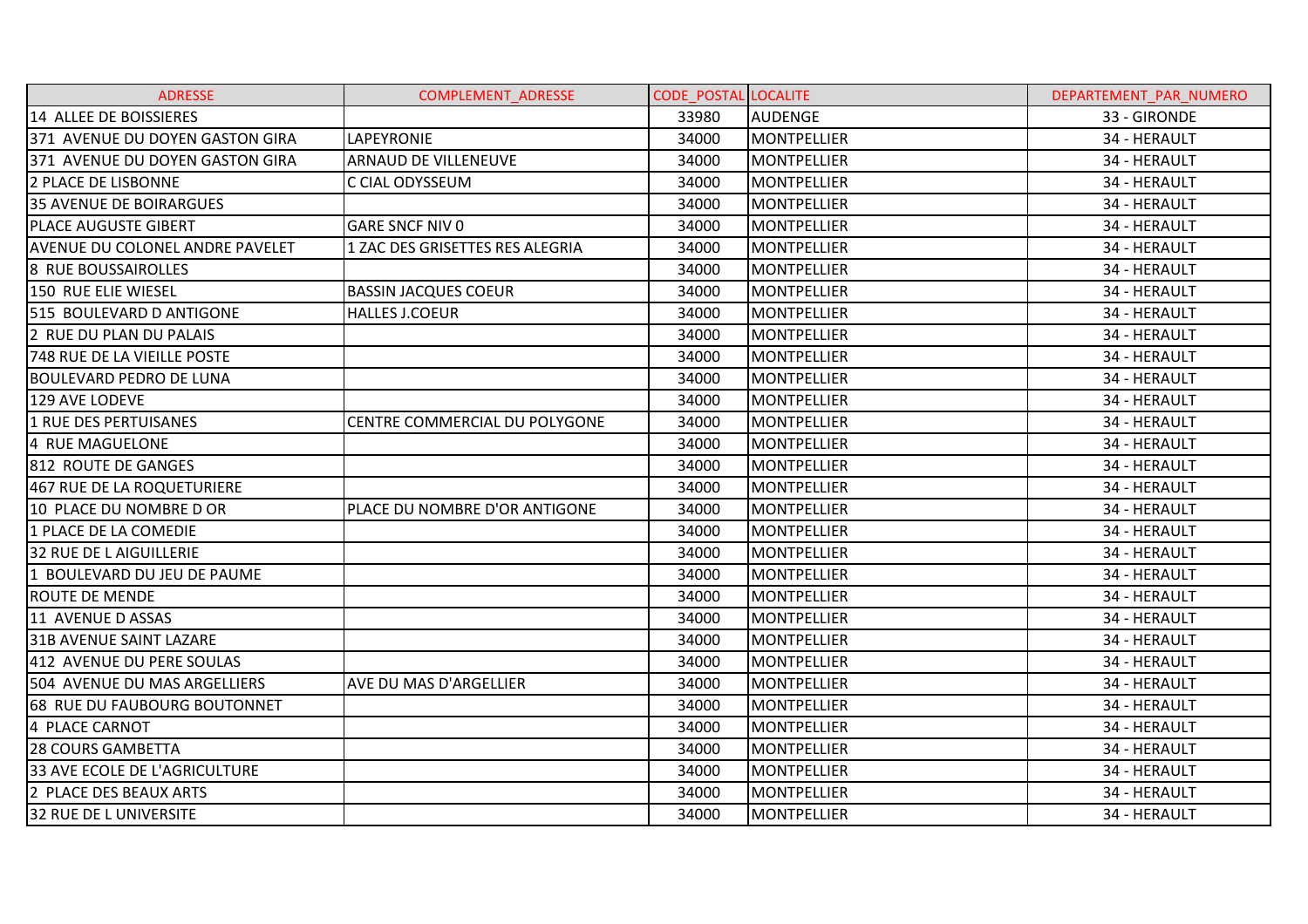| ADRESSE | COMPLEMENT_ADRESSE | CODE_POSTAL | LOCALITE | DEPARTEMENT_PAR_NUMERO |
|---|---|---|---|---|
| 14 ALLEE DE BOISSIERES | | 33980 | AUDENGE | 33 - GIRONDE |
| 371 AVENUE DU DOYEN GASTON GIRA | LAPEYRONIE | 34000 | MONTPELLIER | 34 - HERAULT |
| 371 AVENUE DU DOYEN GASTON GIRA | ARNAUD DE VILLENEUVE | 34000 | MONTPELLIER | 34 - HERAULT |
| 2 PLACE DE LISBONNE | C CIAL ODYSSEUM | 34000 | MONTPELLIER | 34 - HERAULT |
| 35 AVENUE DE BOIRARGUES | | 34000 | MONTPELLIER | 34 - HERAULT |
| PLACE AUGUSTE GIBERT | GARE SNCF NIV 0 | 34000 | MONTPELLIER | 34 - HERAULT |
| AVENUE DU COLONEL ANDRE PAVELET | 1 ZAC DES GRISETTES RES ALEGRIA | 34000 | MONTPELLIER | 34 - HERAULT |
| 8 RUE BOUSSAIROLLES | | 34000 | MONTPELLIER | 34 - HERAULT |
| 150 RUE ELIE WIESEL | BASSIN JACQUES COEUR | 34000 | MONTPELLIER | 34 - HERAULT |
| 515 BOULEVARD D ANTIGONE | HALLES J.COEUR | 34000 | MONTPELLIER | 34 - HERAULT |
| 2 RUE DU PLAN DU PALAIS | | 34000 | MONTPELLIER | 34 - HERAULT |
| 748 RUE DE LA VIEILLE POSTE | | 34000 | MONTPELLIER | 34 - HERAULT |
| BOULEVARD PEDRO DE LUNA | | 34000 | MONTPELLIER | 34 - HERAULT |
| 129 AVE LODEVE | | 34000 | MONTPELLIER | 34 - HERAULT |
| 1 RUE DES PERTUISANES | CENTRE COMMERCIAL DU POLYGONE | 34000 | MONTPELLIER | 34 - HERAULT |
| 4 RUE MAGUELONE | | 34000 | MONTPELLIER | 34 - HERAULT |
| 812 ROUTE DE GANGES | | 34000 | MONTPELLIER | 34 - HERAULT |
| 467 RUE DE LA ROQUETURIERE | | 34000 | MONTPELLIER | 34 - HERAULT |
| 10 PLACE DU NOMBRE D OR | PLACE DU NOMBRE D'OR ANTIGONE | 34000 | MONTPELLIER | 34 - HERAULT |
| 1 PLACE DE LA COMEDIE | | 34000 | MONTPELLIER | 34 - HERAULT |
| 32 RUE DE L AIGUILLERIE | | 34000 | MONTPELLIER | 34 - HERAULT |
| 1 BOULEVARD DU JEU DE PAUME | | 34000 | MONTPELLIER | 34 - HERAULT |
| ROUTE DE MENDE | | 34000 | MONTPELLIER | 34 - HERAULT |
| 11 AVENUE D ASSAS | | 34000 | MONTPELLIER | 34 - HERAULT |
| 31B AVENUE SAINT LAZARE | | 34000 | MONTPELLIER | 34 - HERAULT |
| 412 AVENUE DU PERE SOULAS | | 34000 | MONTPELLIER | 34 - HERAULT |
| 504 AVENUE DU MAS ARGELLIERS | AVE DU MAS D'ARGELLIER | 34000 | MONTPELLIER | 34 - HERAULT |
| 68 RUE DU FAUBOURG BOUTONNET | | 34000 | MONTPELLIER | 34 - HERAULT |
| 4 PLACE CARNOT | | 34000 | MONTPELLIER | 34 - HERAULT |
| 28 COURS GAMBETTA | | 34000 | MONTPELLIER | 34 - HERAULT |
| 33 AVE ECOLE DE L'AGRICULTURE | | 34000 | MONTPELLIER | 34 - HERAULT |
| 2 PLACE DES BEAUX ARTS | | 34000 | MONTPELLIER | 34 - HERAULT |
| 32 RUE DE L UNIVERSITE | | 34000 | MONTPELLIER | 34 - HERAULT |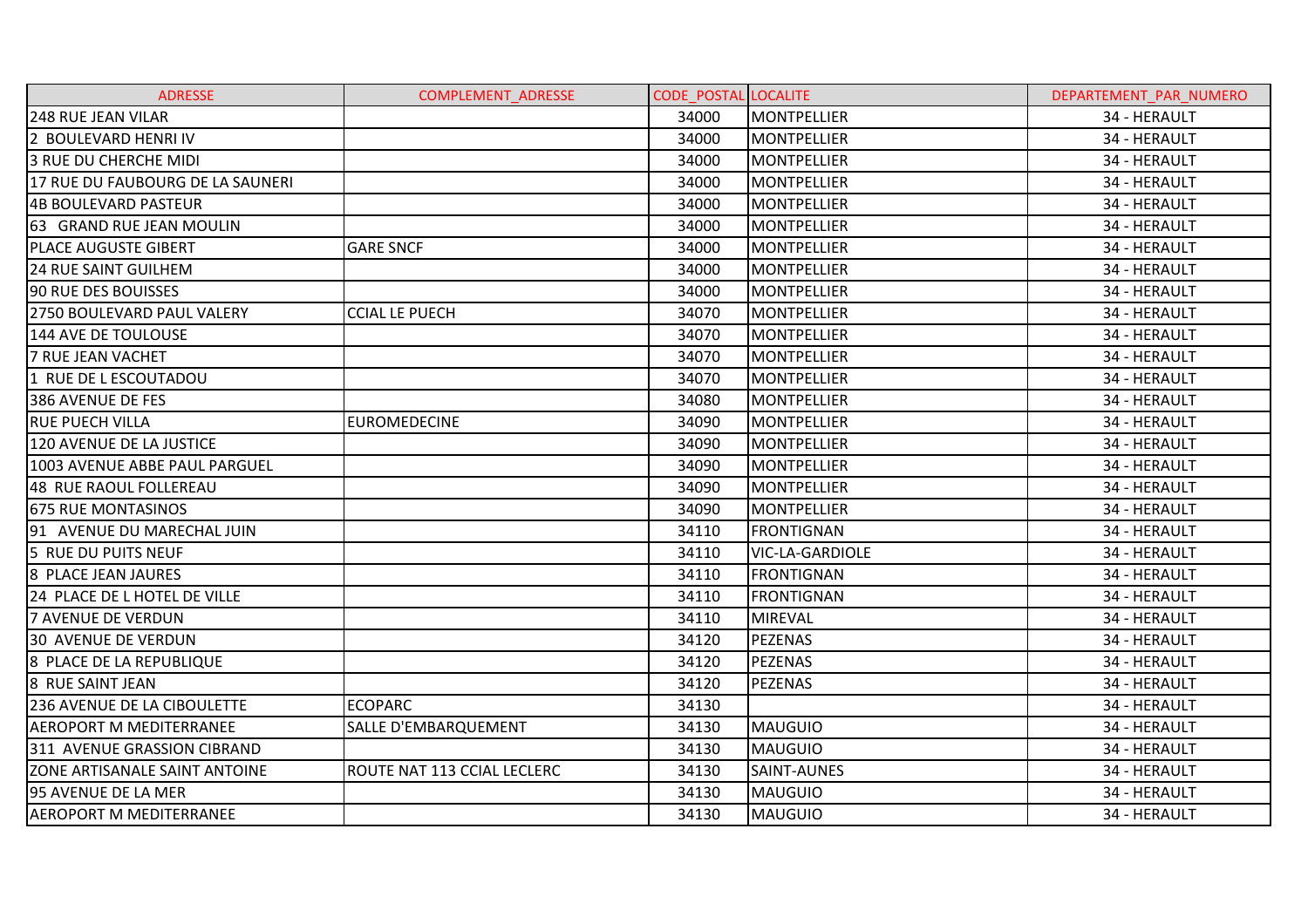| ADRESSE | COMPLEMENT_ADRESSE | CODE_POSTAL | LOCALITE | DEPARTEMENT_PAR_NUMERO |
|---|---|---|---|---|
| 248 RUE JEAN VILAR | | 34000 | MONTPELLIER | 34 - HERAULT |
| 2 BOULEVARD HENRI IV | | 34000 | MONTPELLIER | 34 - HERAULT |
| 3 RUE DU CHERCHE MIDI | | 34000 | MONTPELLIER | 34 - HERAULT |
| 17 RUE DU FAUBOURG DE LA SAUNERI | | 34000 | MONTPELLIER | 34 - HERAULT |
| 4B BOULEVARD PASTEUR | | 34000 | MONTPELLIER | 34 - HERAULT |
| 63 GRAND RUE JEAN MOULIN | | 34000 | MONTPELLIER | 34 - HERAULT |
| PLACE AUGUSTE GIBERT | GARE SNCF | 34000 | MONTPELLIER | 34 - HERAULT |
| 24 RUE SAINT GUILHEM | | 34000 | MONTPELLIER | 34 - HERAULT |
| 90 RUE DES BOUISSES | | 34000 | MONTPELLIER | 34 - HERAULT |
| 2750 BOULEVARD PAUL VALERY | CCIAL LE PUECH | 34070 | MONTPELLIER | 34 - HERAULT |
| 144 AVE DE TOULOUSE | | 34070 | MONTPELLIER | 34 - HERAULT |
| 7 RUE JEAN VACHET | | 34070 | MONTPELLIER | 34 - HERAULT |
| 1 RUE DE L ESCOUTADOU | | 34070 | MONTPELLIER | 34 - HERAULT |
| 386 AVENUE DE FES | | 34080 | MONTPELLIER | 34 - HERAULT |
| RUE PUECH VILLA | EUROMEDECINE | 34090 | MONTPELLIER | 34 - HERAULT |
| 120 AVENUE DE LA JUSTICE | | 34090 | MONTPELLIER | 34 - HERAULT |
| 1003 AVENUE ABBE PAUL PARGUEL | | 34090 | MONTPELLIER | 34 - HERAULT |
| 48 RUE RAOUL FOLLEREAU | | 34090 | MONTPELLIER | 34 - HERAULT |
| 675 RUE MONTASINOS | | 34090 | MONTPELLIER | 34 - HERAULT |
| 91 AVENUE DU MARECHAL JUIN | | 34110 | FRONTIGNAN | 34 - HERAULT |
| 5 RUE DU PUITS NEUF | | 34110 | VIC-LA-GARDIOLE | 34 - HERAULT |
| 8 PLACE JEAN JAURES | | 34110 | FRONTIGNAN | 34 - HERAULT |
| 24 PLACE DE L HOTEL DE VILLE | | 34110 | FRONTIGNAN | 34 - HERAULT |
| 7 AVENUE DE VERDUN | | 34110 | MIREVAL | 34 - HERAULT |
| 30 AVENUE DE VERDUN | | 34120 | PEZENAS | 34 - HERAULT |
| 8 PLACE DE LA REPUBLIQUE | | 34120 | PEZENAS | 34 - HERAULT |
| 8 RUE SAINT JEAN | | 34120 | PEZENAS | 34 - HERAULT |
| 236 AVENUE DE LA CIBOULETTE | ECOPARC | 34130 | | 34 - HERAULT |
| AEROPORT M MEDITERRANEE | SALLE D'EMBARQUEMENT | 34130 | MAUGUIO | 34 - HERAULT |
| 311 AVENUE GRASSION CIBRAND | | 34130 | MAUGUIO | 34 - HERAULT |
| ZONE ARTISANALE SAINT ANTOINE | ROUTE NAT 113 CCIAL LECLERC | 34130 | SAINT-AUNES | 34 - HERAULT |
| 95 AVENUE DE LA MER | | 34130 | MAUGUIO | 34 - HERAULT |
| AEROPORT M MEDITERRANEE | | 34130 | MAUGUIO | 34 - HERAULT |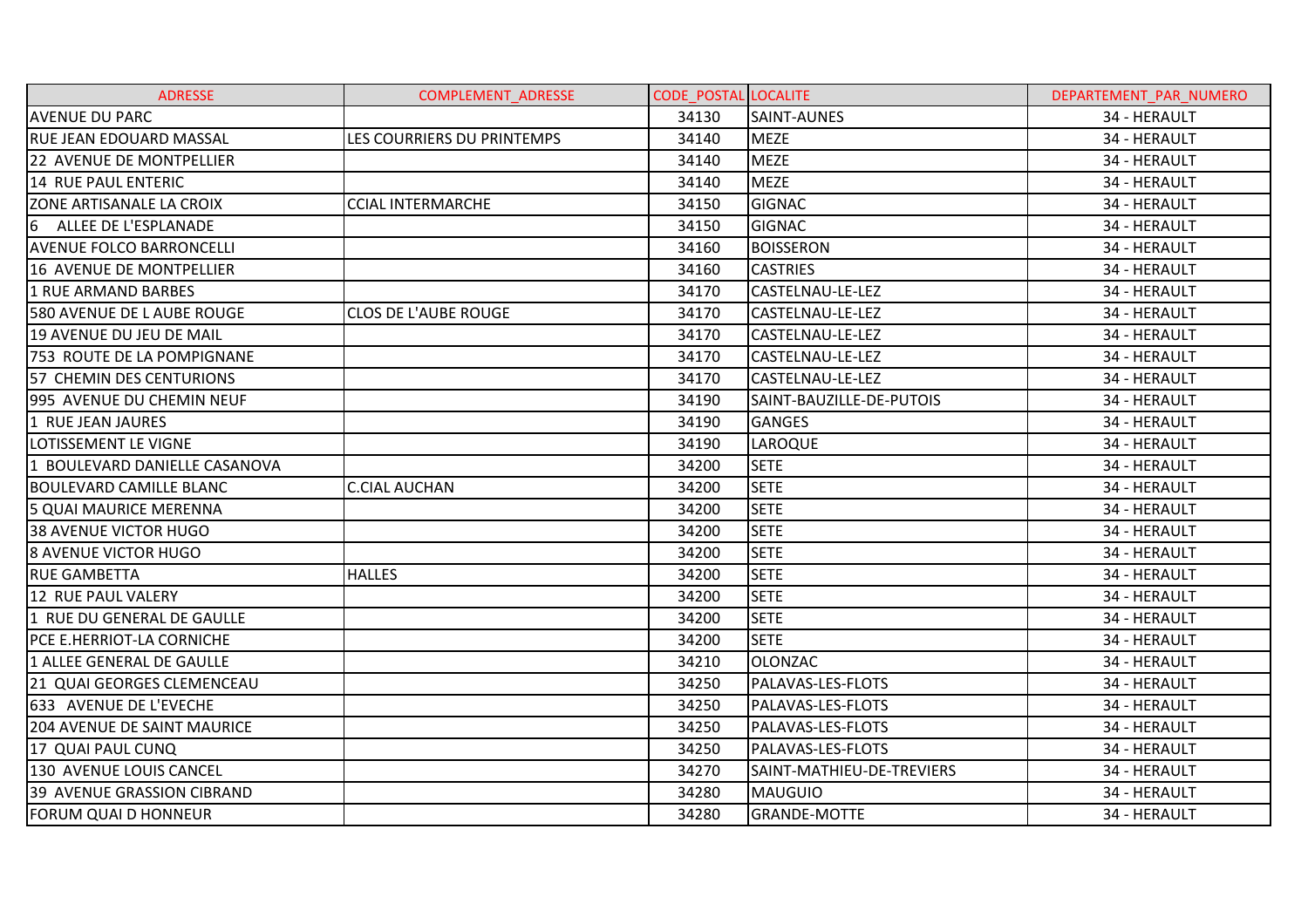| ADRESSE | COMPLEMENT_ADRESSE | CODE_POSTAL | LOCALITE | DEPARTEMENT_PAR_NUMERO |
|---|---|---|---|---|
| AVENUE DU PARC | | 34130 | SAINT-AUNES | 34 - HERAULT |
| RUE JEAN EDOUARD MASSAL | LES COURRIERS DU PRINTEMPS | 34140 | MEZE | 34 - HERAULT |
| 22 AVENUE DE MONTPELLIER | | 34140 | MEZE | 34 - HERAULT |
| 14 RUE PAUL ENTERIC | | 34140 | MEZE | 34 - HERAULT |
| ZONE ARTISANALE LA CROIX | CCIAL INTERMARCHE | 34150 | GIGNAC | 34 - HERAULT |
| 6 ALLEE DE L'ESPLANADE | | 34150 | GIGNAC | 34 - HERAULT |
| AVENUE FOLCO BARRONCELLI | | 34160 | BOISSERON | 34 - HERAULT |
| 16 AVENUE DE MONTPELLIER | | 34160 | CASTRIES | 34 - HERAULT |
| 1 RUE ARMAND BARBES | | 34170 | CASTELNAU-LE-LEZ | 34 - HERAULT |
| 580 AVENUE DE L AUBE ROUGE | CLOS DE L'AUBE ROUGE | 34170 | CASTELNAU-LE-LEZ | 34 - HERAULT |
| 19 AVENUE DU JEU DE MAIL | | 34170 | CASTELNAU-LE-LEZ | 34 - HERAULT |
| 753 ROUTE DE LA POMPIGNANE | | 34170 | CASTELNAU-LE-LEZ | 34 - HERAULT |
| 57 CHEMIN DES CENTURIONS | | 34170 | CASTELNAU-LE-LEZ | 34 - HERAULT |
| 995 AVENUE DU CHEMIN NEUF | | 34190 | SAINT-BAUZILLE-DE-PUTOIS | 34 - HERAULT |
| 1 RUE JEAN JAURES | | 34190 | GANGES | 34 - HERAULT |
| LOTISSEMENT LE VIGNE | | 34190 | LAROQUE | 34 - HERAULT |
| 1 BOULEVARD DANIELLE CASANOVA | | 34200 | SETE | 34 - HERAULT |
| BOULEVARD CAMILLE BLANC | C.CIAL AUCHAN | 34200 | SETE | 34 - HERAULT |
| 5 QUAI MAURICE MERENNA | | 34200 | SETE | 34 - HERAULT |
| 38 AVENUE VICTOR HUGO | | 34200 | SETE | 34 - HERAULT |
| 8 AVENUE VICTOR HUGO | | 34200 | SETE | 34 - HERAULT |
| RUE GAMBETTA | HALLES | 34200 | SETE | 34 - HERAULT |
| 12 RUE PAUL VALERY | | 34200 | SETE | 34 - HERAULT |
| 1 RUE DU GENERAL DE GAULLE | | 34200 | SETE | 34 - HERAULT |
| PCE E.HERRIOT-LA CORNICHE | | 34200 | SETE | 34 - HERAULT |
| 1 ALLEE GENERAL DE GAULLE | | 34210 | OLONZAC | 34 - HERAULT |
| 21 QUAI GEORGES CLEMENCEAU | | 34250 | PALAVAS-LES-FLOTS | 34 - HERAULT |
| 633 AVENUE DE L'EVECHE | | 34250 | PALAVAS-LES-FLOTS | 34 - HERAULT |
| 204 AVENUE DE SAINT MAURICE | | 34250 | PALAVAS-LES-FLOTS | 34 - HERAULT |
| 17 QUAI PAUL CUNQ | | 34250 | PALAVAS-LES-FLOTS | 34 - HERAULT |
| 130 AVENUE LOUIS CANCEL | | 34270 | SAINT-MATHIEU-DE-TREVIERS | 34 - HERAULT |
| 39 AVENUE GRASSION CIBRAND | | 34280 | MAUGUIO | 34 - HERAULT |
| FORUM QUAI D HONNEUR | | 34280 | GRANDE-MOTTE | 34 - HERAULT |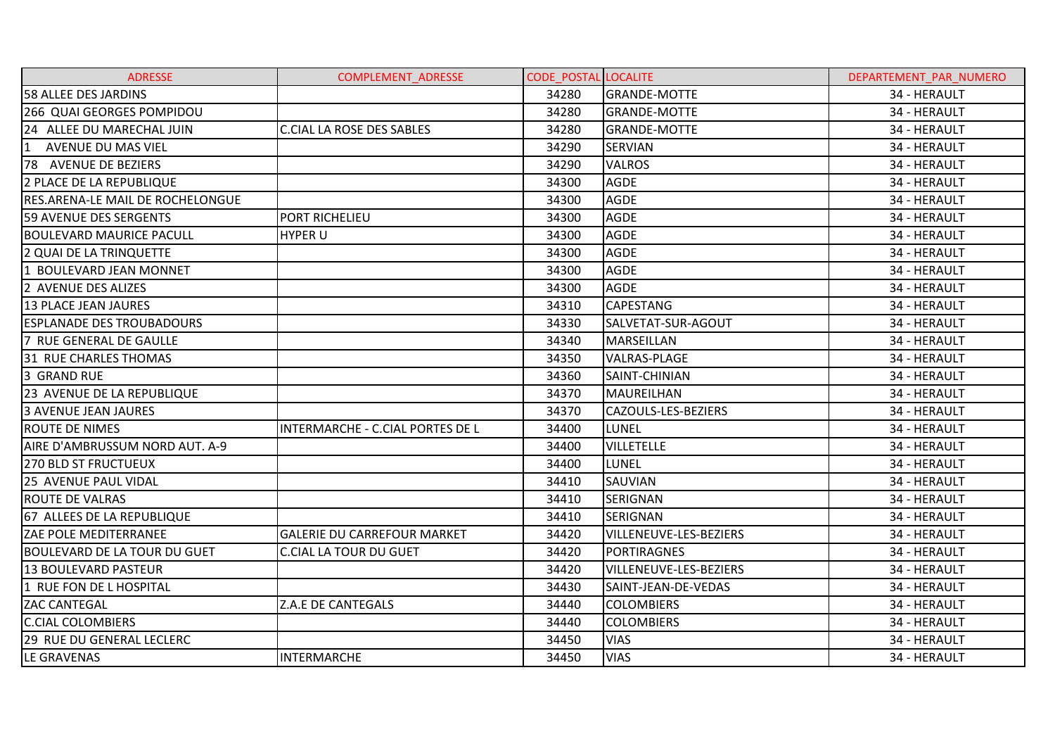| ADRESSE | COMPLEMENT_ADRESSE | CODE_POSTAL | LOCALITE | DEPARTEMENT_PAR_NUMERO |
|---|---|---|---|---|
| 58 ALLEE DES JARDINS | | 34280 | GRANDE-MOTTE | 34 - HERAULT |
| 266 QUAI GEORGES POMPIDOU | | 34280 | GRANDE-MOTTE | 34 - HERAULT |
| 24 ALLEE DU MARECHAL JUIN | C.CIAL LA ROSE DES SABLES | 34280 | GRANDE-MOTTE | 34 - HERAULT |
| 1 AVENUE DU MAS VIEL | | 34290 | SERVIAN | 34 - HERAULT |
| 78 AVENUE DE BEZIERS | | 34290 | VALROS | 34 - HERAULT |
| 2 PLACE DE LA REPUBLIQUE | | 34300 | AGDE | 34 - HERAULT |
| RES.ARENA-LE MAIL DE ROCHELONGUE | | 34300 | AGDE | 34 - HERAULT |
| 59 AVENUE DES SERGENTS | PORT RICHELIEU | 34300 | AGDE | 34 - HERAULT |
| BOULEVARD MAURICE PACULL | HYPER U | 34300 | AGDE | 34 - HERAULT |
| 2 QUAI DE LA TRINQUETTE | | 34300 | AGDE | 34 - HERAULT |
| 1 BOULEVARD JEAN MONNET | | 34300 | AGDE | 34 - HERAULT |
| 2 AVENUE DES ALIZES | | 34300 | AGDE | 34 - HERAULT |
| 13 PLACE JEAN JAURES | | 34310 | CAPESTANG | 34 - HERAULT |
| ESPLANADE DES TROUBADOURS | | 34330 | SALVETAT-SUR-AGOUT | 34 - HERAULT |
| 7 RUE GENERAL DE GAULLE | | 34340 | MARSEILLAN | 34 - HERAULT |
| 31 RUE CHARLES THOMAS | | 34350 | VALRAS-PLAGE | 34 - HERAULT |
| 3 GRAND RUE | | 34360 | SAINT-CHINIAN | 34 - HERAULT |
| 23 AVENUE DE LA REPUBLIQUE | | 34370 | MAUREILHAN | 34 - HERAULT |
| 3 AVENUE JEAN JAURES | | 34370 | CAZOULS-LES-BEZIERS | 34 - HERAULT |
| ROUTE DE NIMES | INTERMARCHE - C.CIAL PORTES DE L | 34400 | LUNEL | 34 - HERAULT |
| AIRE D'AMBRUSSUM NORD AUT. A-9 | | 34400 | VILLETELLE | 34 - HERAULT |
| 270 BLD ST FRUCTUEUX | | 34400 | LUNEL | 34 - HERAULT |
| 25 AVENUE PAUL VIDAL | | 34410 | SAUVIAN | 34 - HERAULT |
| ROUTE DE VALRAS | | 34410 | SERIGNAN | 34 - HERAULT |
| 67 ALLEES DE LA REPUBLIQUE | | 34410 | SERIGNAN | 34 - HERAULT |
| ZAE POLE MEDITERRANEE | GALERIE DU CARREFOUR MARKET | 34420 | VILLENEUVE-LES-BEZIERS | 34 - HERAULT |
| BOULEVARD DE LA TOUR DU GUET | C.CIAL LA TOUR DU GUET | 34420 | PORTIRAGNES | 34 - HERAULT |
| 13 BOULEVARD PASTEUR | | 34420 | VILLENEUVE-LES-BEZIERS | 34 - HERAULT |
| 1 RUE FON DE L HOSPITAL | | 34430 | SAINT-JEAN-DE-VEDAS | 34 - HERAULT |
| ZAC CANTEGAL | Z.A.E DE CANTEGALS | 34440 | COLOMBIERS | 34 - HERAULT |
| C.CIAL COLOMBIERS | | 34440 | COLOMBIERS | 34 - HERAULT |
| 29 RUE DU GENERAL LECLERC | | 34450 | VIAS | 34 - HERAULT |
| LE GRAVENAS | INTERMARCHE | 34450 | VIAS | 34 - HERAULT |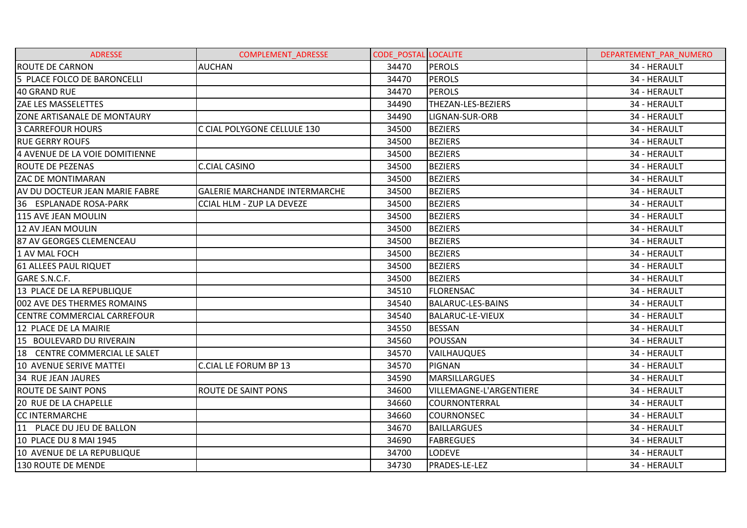| ADRESSE | COMPLEMENT_ADRESSE | CODE_POSTAL | LOCALITE | DEPARTEMENT_PAR_NUMERO |
|---|---|---|---|---|
| ROUTE DE CARNON | AUCHAN | 34470 | PEROLS | 34 - HERAULT |
| 5 PLACE FOLCO DE BARONCELLI | | 34470 | PEROLS | 34 - HERAULT |
| 40 GRAND RUE | | 34470 | PEROLS | 34 - HERAULT |
| ZAE LES MASSELETTES | | 34490 | THEZAN-LES-BEZIERS | 34 - HERAULT |
| ZONE ARTISANALE DE MONTAURY | | 34490 | LIGNAN-SUR-ORB | 34 - HERAULT |
| 3 CARREFOUR HOURS | C CIAL POLYGONE CELLULE 130 | 34500 | BEZIERS | 34 - HERAULT |
| RUE GERRY ROUFS | | 34500 | BEZIERS | 34 - HERAULT |
| 4 AVENUE DE LA VOIE DOMITIENNE | | 34500 | BEZIERS | 34 - HERAULT |
| ROUTE DE PEZENAS | C.CIAL CASINO | 34500 | BEZIERS | 34 - HERAULT |
| ZAC DE MONTIMARAN | | 34500 | BEZIERS | 34 - HERAULT |
| AV DU DOCTEUR JEAN MARIE FABRE | GALERIE MARCHANDE INTERMARCHE | 34500 | BEZIERS | 34 - HERAULT |
| 36 ESPLANADE ROSA-PARK | CCIAL HLM - ZUP LA DEVEZE | 34500 | BEZIERS | 34 - HERAULT |
| 115 AVE JEAN MOULIN | | 34500 | BEZIERS | 34 - HERAULT |
| 12 AV JEAN MOULIN | | 34500 | BEZIERS | 34 - HERAULT |
| 87 AV GEORGES CLEMENCEAU | | 34500 | BEZIERS | 34 - HERAULT |
| 1 AV MAL FOCH | | 34500 | BEZIERS | 34 - HERAULT |
| 61 ALLEES PAUL RIQUET | | 34500 | BEZIERS | 34 - HERAULT |
| GARE S.N.C.F. | | 34500 | BEZIERS | 34 - HERAULT |
| 13 PLACE DE LA REPUBLIQUE | | 34510 | FLORENSAC | 34 - HERAULT |
| 002 AVE DES THERMES ROMAINS | | 34540 | BALARUC-LES-BAINS | 34 - HERAULT |
| CENTRE COMMERCIAL CARREFOUR | | 34540 | BALARUC-LE-VIEUX | 34 - HERAULT |
| 12 PLACE DE LA MAIRIE | | 34550 | BESSAN | 34 - HERAULT |
| 15 BOULEVARD DU RIVERAIN | | 34560 | POUSSAN | 34 - HERAULT |
| 18 CENTRE COMMERCIAL LE SALET | | 34570 | VAILHAUQUES | 34 - HERAULT |
| 10 AVENUE SERIVE MATTEI | C.CIAL LE FORUM BP 13 | 34570 | PIGNAN | 34 - HERAULT |
| 34 RUE JEAN JAURES | | 34590 | MARSILLARGUES | 34 - HERAULT |
| ROUTE DE SAINT PONS | ROUTE DE SAINT PONS | 34600 | VILLEMAGNE-L'ARGENTIERE | 34 - HERAULT |
| 20 RUE DE LA CHAPELLE | | 34660 | COURNONTERRAL | 34 - HERAULT |
| CC INTERMARCHE | | 34660 | COURNONSEC | 34 - HERAULT |
| 11 PLACE DU JEU DE BALLON | | 34670 | BAILLARGUES | 34 - HERAULT |
| 10 PLACE DU 8 MAI 1945 | | 34690 | FABREGUES | 34 - HERAULT |
| 10 AVENUE DE LA REPUBLIQUE | | 34700 | LODEVE | 34 - HERAULT |
| 130 ROUTE DE MENDE | | 34730 | PRADES-LE-LEZ | 34 - HERAULT |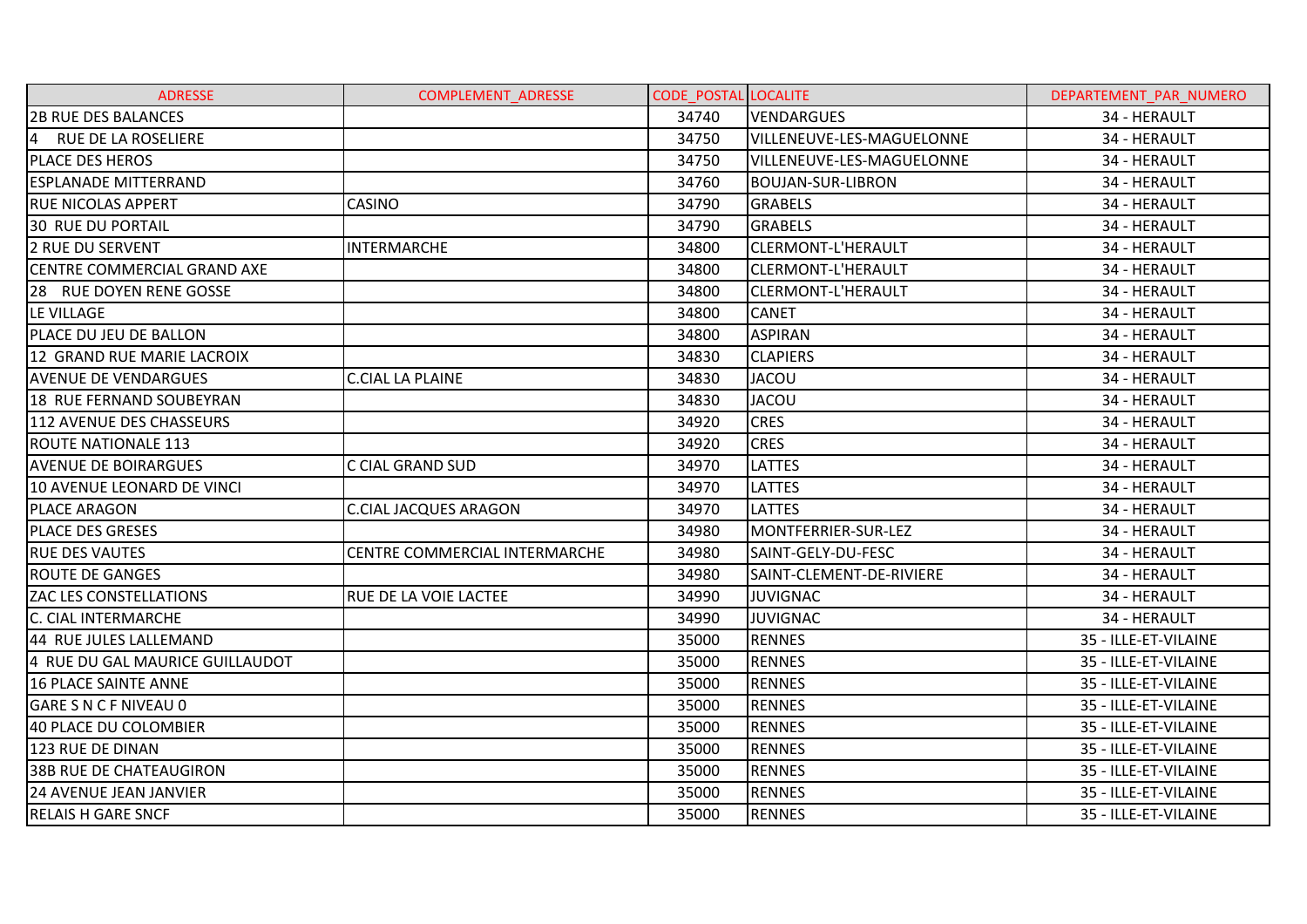| ADRESSE | COMPLEMENT_ADRESSE | CODE_POSTAL | LOCALITE | DEPARTEMENT_PAR_NUMERO |
|---|---|---|---|---|
| 2B RUE DES BALANCES | | 34740 | VENDARGUES | 34 - HERAULT |
| 4  RUE DE LA ROSELIERE | | 34750 | VILLENEUVE-LES-MAGUELONNE | 34 - HERAULT |
| PLACE DES HEROS | | 34750 | VILLENEUVE-LES-MAGUELONNE | 34 - HERAULT |
| ESPLANADE MITTERRAND | | 34760 | BOUJAN-SUR-LIBRON | 34 - HERAULT |
| RUE NICOLAS APPERT | CASINO | 34790 | GRABELS | 34 - HERAULT |
| 30  RUE DU PORTAIL | | 34790 | GRABELS | 34 - HERAULT |
| 2 RUE DU SERVENT | INTERMARCHE | 34800 | CLERMONT-L'HERAULT | 34 - HERAULT |
| CENTRE COMMERCIAL GRAND AXE | | 34800 | CLERMONT-L'HERAULT | 34 - HERAULT |
| 28  RUE DOYEN RENE GOSSE | | 34800 | CLERMONT-L'HERAULT | 34 - HERAULT |
| LE VILLAGE | | 34800 | CANET | 34 - HERAULT |
| PLACE DU JEU DE BALLON | | 34800 | ASPIRAN | 34 - HERAULT |
| 12  GRAND RUE MARIE LACROIX | | 34830 | CLAPIERS | 34 - HERAULT |
| AVENUE DE VENDARGUES | C.CIAL LA PLAINE | 34830 | JACOU | 34 - HERAULT |
| 18  RUE FERNAND SOUBEYRAN | | 34830 | JACOU | 34 - HERAULT |
| 112 AVENUE DES CHASSEURS | | 34920 | CRES | 34 - HERAULT |
| ROUTE NATIONALE 113 | | 34920 | CRES | 34 - HERAULT |
| AVENUE DE BOIRARGUES | C CIAL GRAND SUD | 34970 | LATTES | 34 - HERAULT |
| 10 AVENUE LEONARD DE VINCI | | 34970 | LATTES | 34 - HERAULT |
| PLACE ARAGON | C.CIAL JACQUES ARAGON | 34970 | LATTES | 34 - HERAULT |
| PLACE DES GRESES | | 34980 | MONTFERRIER-SUR-LEZ | 34 - HERAULT |
| RUE DES VAUTES | CENTRE COMMERCIAL INTERMARCHE | 34980 | SAINT-GELY-DU-FESC | 34 - HERAULT |
| ROUTE DE GANGES | | 34980 | SAINT-CLEMENT-DE-RIVIERE | 34 - HERAULT |
| ZAC LES CONSTELLATIONS | RUE DE LA VOIE LACTEE | 34990 | JUVIGNAC | 34 - HERAULT |
| C. CIAL INTERMARCHE | | 34990 | JUVIGNAC | 34 - HERAULT |
| 44  RUE JULES LALLEMAND | | 35000 | RENNES | 35 - ILLE-ET-VILAINE |
| 4  RUE DU GAL MAURICE GUILLAUDOT | | 35000 | RENNES | 35 - ILLE-ET-VILAINE |
| 16 PLACE SAINTE ANNE | | 35000 | RENNES | 35 - ILLE-ET-VILAINE |
| GARE S N C F NIVEAU 0 | | 35000 | RENNES | 35 - ILLE-ET-VILAINE |
| 40 PLACE DU COLOMBIER | | 35000 | RENNES | 35 - ILLE-ET-VILAINE |
| 123 RUE DE DINAN | | 35000 | RENNES | 35 - ILLE-ET-VILAINE |
| 38B RUE DE CHATEAUGIRON | | 35000 | RENNES | 35 - ILLE-ET-VILAINE |
| 24 AVENUE JEAN JANVIER | | 35000 | RENNES | 35 - ILLE-ET-VILAINE |
| RELAIS H GARE SNCF | | 35000 | RENNES | 35 - ILLE-ET-VILAINE |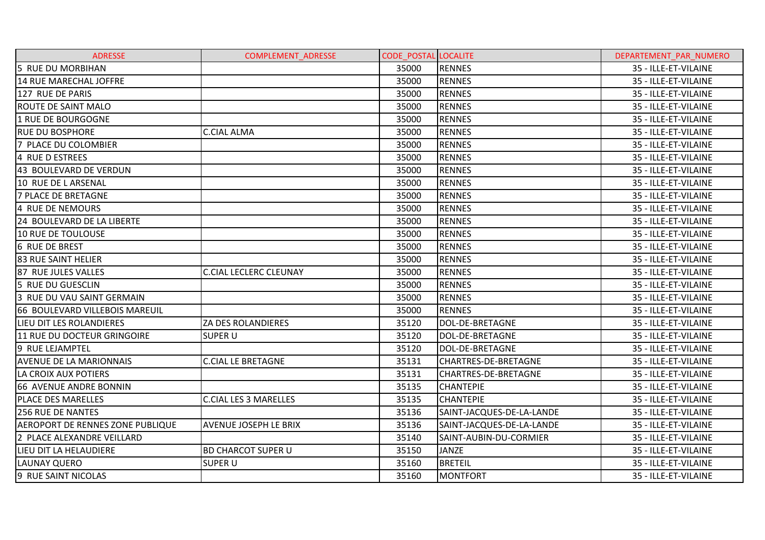| ADRESSE | COMPLEMENT_ADRESSE | CODE_POSTAL | LOCALITE | DEPARTEMENT_PAR_NUMERO |
|---|---|---|---|---|
| 5 RUE DU MORBIHAN | | 35000 | RENNES | 35 - ILLE-ET-VILAINE |
| 14 RUE MARECHAL JOFFRE | | 35000 | RENNES | 35 - ILLE-ET-VILAINE |
| 127 RUE DE PARIS | | 35000 | RENNES | 35 - ILLE-ET-VILAINE |
| ROUTE DE SAINT MALO | | 35000 | RENNES | 35 - ILLE-ET-VILAINE |
| 1 RUE DE BOURGOGNE | | 35000 | RENNES | 35 - ILLE-ET-VILAINE |
| RUE DU BOSPHORE | C.CIAL ALMA | 35000 | RENNES | 35 - ILLE-ET-VILAINE |
| 7 PLACE DU COLOMBIER | | 35000 | RENNES | 35 - ILLE-ET-VILAINE |
| 4 RUE D ESTREES | | 35000 | RENNES | 35 - ILLE-ET-VILAINE |
| 43 BOULEVARD DE VERDUN | | 35000 | RENNES | 35 - ILLE-ET-VILAINE |
| 10 RUE DE L ARSENAL | | 35000 | RENNES | 35 - ILLE-ET-VILAINE |
| 7 PLACE DE BRETAGNE | | 35000 | RENNES | 35 - ILLE-ET-VILAINE |
| 4 RUE DE NEMOURS | | 35000 | RENNES | 35 - ILLE-ET-VILAINE |
| 24 BOULEVARD DE LA LIBERTE | | 35000 | RENNES | 35 - ILLE-ET-VILAINE |
| 10 RUE DE TOULOUSE | | 35000 | RENNES | 35 - ILLE-ET-VILAINE |
| 6 RUE DE BREST | | 35000 | RENNES | 35 - ILLE-ET-VILAINE |
| 83 RUE SAINT HELIER | | 35000 | RENNES | 35 - ILLE-ET-VILAINE |
| 87 RUE JULES VALLES | C.CIAL LECLERC CLEUNAY | 35000 | RENNES | 35 - ILLE-ET-VILAINE |
| 5 RUE DU GUESCLIN | | 35000 | RENNES | 35 - ILLE-ET-VILAINE |
| 3 RUE DU VAU SAINT GERMAIN | | 35000 | RENNES | 35 - ILLE-ET-VILAINE |
| 66 BOULEVARD VILLEBOIS MAREUIL | | 35000 | RENNES | 35 - ILLE-ET-VILAINE |
| LIEU DIT LES ROLANDIERES | ZA DES ROLANDIERES | 35120 | DOL-DE-BRETAGNE | 35 - ILLE-ET-VILAINE |
| 11 RUE DU DOCTEUR GRINGOIRE | SUPER U | 35120 | DOL-DE-BRETAGNE | 35 - ILLE-ET-VILAINE |
| 9 RUE LEJAMPTEL | | 35120 | DOL-DE-BRETAGNE | 35 - ILLE-ET-VILAINE |
| AVENUE DE LA MARIONNAIS | C.CIAL LE BRETAGNE | 35131 | CHARTRES-DE-BRETAGNE | 35 - ILLE-ET-VILAINE |
| LA CROIX AUX POTIERS | | 35131 | CHARTRES-DE-BRETAGNE | 35 - ILLE-ET-VILAINE |
| 66 AVENUE ANDRE BONNIN | | 35135 | CHANTEPIE | 35 - ILLE-ET-VILAINE |
| PLACE DES MARELLES | C.CIAL LES 3 MARELLES | 35135 | CHANTEPIE | 35 - ILLE-ET-VILAINE |
| 256 RUE DE NANTES | | 35136 | SAINT-JACQUES-DE-LA-LANDE | 35 - ILLE-ET-VILAINE |
| AEROPORT DE RENNES ZONE PUBLIQUE | AVENUE JOSEPH LE BRIX | 35136 | SAINT-JACQUES-DE-LA-LANDE | 35 - ILLE-ET-VILAINE |
| 2 PLACE ALEXANDRE VEILLARD | | 35140 | SAINT-AUBIN-DU-CORMIER | 35 - ILLE-ET-VILAINE |
| LIEU DIT LA HELAUDIERE | BD CHARCOT SUPER U | 35150 | JANZE | 35 - ILLE-ET-VILAINE |
| LAUNAY QUERO | SUPER U | 35160 | BRETEIL | 35 - ILLE-ET-VILAINE |
| 9 RUE SAINT NICOLAS | | 35160 | MONTFORT | 35 - ILLE-ET-VILAINE |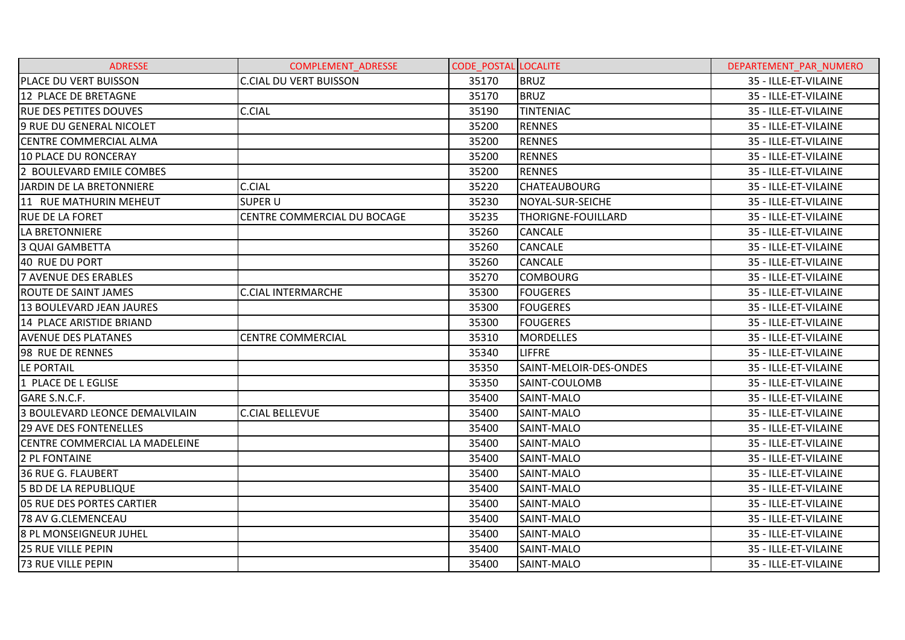| ADRESSE | COMPLEMENT_ADRESSE | CODE_POSTAL | LOCALITE | DEPARTEMENT_PAR_NUMERO |
|---|---|---|---|---|
| PLACE DU VERT BUISSON | C.CIAL DU VERT BUISSON | 35170 | BRUZ | 35 - ILLE-ET-VILAINE |
| 12 PLACE DE BRETAGNE | | 35170 | BRUZ | 35 - ILLE-ET-VILAINE |
| RUE DES PETITES DOUVES | C.CIAL | 35190 | TINTENIAC | 35 - ILLE-ET-VILAINE |
| 9 RUE DU GENERAL NICOLET | | 35200 | RENNES | 35 - ILLE-ET-VILAINE |
| CENTRE COMMERCIAL ALMA | | 35200 | RENNES | 35 - ILLE-ET-VILAINE |
| 10 PLACE DU RONCERAY | | 35200 | RENNES | 35 - ILLE-ET-VILAINE |
| 2 BOULEVARD EMILE COMBES | | 35200 | RENNES | 35 - ILLE-ET-VILAINE |
| JARDIN DE LA BRETONNIERE | C.CIAL | 35220 | CHATEAUBOURG | 35 - ILLE-ET-VILAINE |
| 11 RUE MATHURIN MEHEUT | SUPER U | 35230 | NOYAL-SUR-SEICHE | 35 - ILLE-ET-VILAINE |
| RUE DE LA FORET | CENTRE COMMERCIAL DU BOCAGE | 35235 | THORIGNE-FOUILLARD | 35 - ILLE-ET-VILAINE |
| LA BRETONNIERE | | 35260 | CANCALE | 35 - ILLE-ET-VILAINE |
| 3 QUAI GAMBETTA | | 35260 | CANCALE | 35 - ILLE-ET-VILAINE |
| 40 RUE DU PORT | | 35260 | CANCALE | 35 - ILLE-ET-VILAINE |
| 7 AVENUE DES ERABLES | | 35270 | COMBOURG | 35 - ILLE-ET-VILAINE |
| ROUTE DE SAINT JAMES | C.CIAL INTERMARCHE | 35300 | FOUGERES | 35 - ILLE-ET-VILAINE |
| 13 BOULEVARD JEAN JAURES | | 35300 | FOUGERES | 35 - ILLE-ET-VILAINE |
| 14 PLACE ARISTIDE BRIAND | | 35300 | FOUGERES | 35 - ILLE-ET-VILAINE |
| AVENUE DES PLATANES | CENTRE COMMERCIAL | 35310 | MORDELLES | 35 - ILLE-ET-VILAINE |
| 98 RUE DE RENNES | | 35340 | LIFFRE | 35 - ILLE-ET-VILAINE |
| LE PORTAIL | | 35350 | SAINT-MELOIR-DES-ONDES | 35 - ILLE-ET-VILAINE |
| 1 PLACE DE L EGLISE | | 35350 | SAINT-COULOMB | 35 - ILLE-ET-VILAINE |
| GARE S.N.C.F. | | 35400 | SAINT-MALO | 35 - ILLE-ET-VILAINE |
| 3 BOULEVARD LEONCE DEMALVILAIN | C.CIAL BELLEVUE | 35400 | SAINT-MALO | 35 - ILLE-ET-VILAINE |
| 29 AVE DES FONTENELLES | | 35400 | SAINT-MALO | 35 - ILLE-ET-VILAINE |
| CENTRE COMMERCIAL LA MADELEINE | | 35400 | SAINT-MALO | 35 - ILLE-ET-VILAINE |
| 2 PL FONTAINE | | 35400 | SAINT-MALO | 35 - ILLE-ET-VILAINE |
| 36 RUE G. FLAUBERT | | 35400 | SAINT-MALO | 35 - ILLE-ET-VILAINE |
| 5 BD DE LA REPUBLIQUE | | 35400 | SAINT-MALO | 35 - ILLE-ET-VILAINE |
| 05 RUE DES PORTES CARTIER | | 35400 | SAINT-MALO | 35 - ILLE-ET-VILAINE |
| 78 AV G.CLEMENCEAU | | 35400 | SAINT-MALO | 35 - ILLE-ET-VILAINE |
| 8 PL MONSEIGNEUR JUHEL | | 35400 | SAINT-MALO | 35 - ILLE-ET-VILAINE |
| 25 RUE VILLE PEPIN | | 35400 | SAINT-MALO | 35 - ILLE-ET-VILAINE |
| 73 RUE VILLE PEPIN | | 35400 | SAINT-MALO | 35 - ILLE-ET-VILAINE |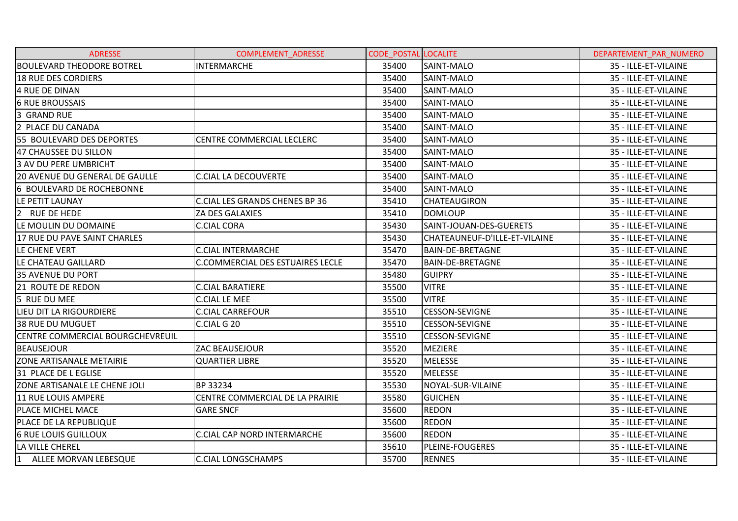| ADRESSE | COMPLEMENT_ADRESSE | CODE_POSTAL | LOCALITE | DEPARTEMENT_PAR_NUMERO |
|---|---|---|---|---|
| BOULEVARD THEODORE BOTREL | INTERMARCHE | 35400 | SAINT-MALO | 35 - ILLE-ET-VILAINE |
| 18 RUE DES CORDIERS | | 35400 | SAINT-MALO | 35 - ILLE-ET-VILAINE |
| 4 RUE DE DINAN | | 35400 | SAINT-MALO | 35 - ILLE-ET-VILAINE |
| 6 RUE BROUSSAIS | | 35400 | SAINT-MALO | 35 - ILLE-ET-VILAINE |
| 3 GRAND RUE | | 35400 | SAINT-MALO | 35 - ILLE-ET-VILAINE |
| 2 PLACE DU CANADA | | 35400 | SAINT-MALO | 35 - ILLE-ET-VILAINE |
| 55 BOULEVARD DES DEPORTES | CENTRE COMMERCIAL LECLERC | 35400 | SAINT-MALO | 35 - ILLE-ET-VILAINE |
| 47 CHAUSSEE DU SILLON | | 35400 | SAINT-MALO | 35 - ILLE-ET-VILAINE |
| 3 AV DU PERE UMBRICHT | | 35400 | SAINT-MALO | 35 - ILLE-ET-VILAINE |
| 20 AVENUE DU GENERAL DE GAULLE | C.CIAL LA DECOUVERTE | 35400 | SAINT-MALO | 35 - ILLE-ET-VILAINE |
| 6 BOULEVARD DE ROCHEBONNE | | 35400 | SAINT-MALO | 35 - ILLE-ET-VILAINE |
| LE PETIT LAUNAY | C.CIAL LES GRANDS CHENES BP 36 | 35410 | CHATEAUGIRON | 35 - ILLE-ET-VILAINE |
| 2 RUE DE HEDE | ZA DES GALAXIES | 35410 | DOMLOUP | 35 - ILLE-ET-VILAINE |
| LE MOULIN DU DOMAINE | C.CIAL CORA | 35430 | SAINT-JOUAN-DES-GUERETS | 35 - ILLE-ET-VILAINE |
| 17 RUE DU PAVE SAINT CHARLES | | 35430 | CHATEAUNEUF-D'ILLE-ET-VILAINE | 35 - ILLE-ET-VILAINE |
| LE CHENE VERT | C.CIAL INTERMARCHE | 35470 | BAIN-DE-BRETAGNE | 35 - ILLE-ET-VILAINE |
| LE CHATEAU GAILLARD | C.COMMERCIAL DES ESTUAIRES LECLE | 35470 | BAIN-DE-BRETAGNE | 35 - ILLE-ET-VILAINE |
| 35 AVENUE DU PORT | | 35480 | GUIPRY | 35 - ILLE-ET-VILAINE |
| 21 ROUTE DE REDON | C.CIAL BARATIERE | 35500 | VITRE | 35 - ILLE-ET-VILAINE |
| 5 RUE DU MEE | C.CIAL LE MEE | 35500 | VITRE | 35 - ILLE-ET-VILAINE |
| LIEU DIT LA RIGOURDIERE | C.CIAL CARREFOUR | 35510 | CESSON-SEVIGNE | 35 - ILLE-ET-VILAINE |
| 38 RUE DU MUGUET | C.CIAL G 20 | 35510 | CESSON-SEVIGNE | 35 - ILLE-ET-VILAINE |
| CENTRE COMMERCIAL BOURGCHEVREUIL | | 35510 | CESSON-SEVIGNE | 35 - ILLE-ET-VILAINE |
| BEAUSEJOUR | ZAC BEAUSEJOUR | 35520 | MEZIERE | 35 - ILLE-ET-VILAINE |
| ZONE ARTISANALE METAIRIE | QUARTIER LIBRE | 35520 | MELESSE | 35 - ILLE-ET-VILAINE |
| 31 PLACE DE L EGLISE | | 35520 | MELESSE | 35 - ILLE-ET-VILAINE |
| ZONE ARTISANALE LE CHENE JOLI | BP 33234 | 35530 | NOYAL-SUR-VILAINE | 35 - ILLE-ET-VILAINE |
| 11 RUE LOUIS AMPERE | CENTRE COMMERCIAL DE LA PRAIRIE | 35580 | GUICHEN | 35 - ILLE-ET-VILAINE |
| PLACE MICHEL MACE | GARE SNCF | 35600 | REDON | 35 - ILLE-ET-VILAINE |
| PLACE DE LA REPUBLIQUE | | 35600 | REDON | 35 - ILLE-ET-VILAINE |
| 6 RUE LOUIS GUILLOUX | C.CIAL CAP NORD INTERMARCHE | 35600 | REDON | 35 - ILLE-ET-VILAINE |
| LA VILLE CHEREL | | 35610 | PLEINE-FOUGERES | 35 - ILLE-ET-VILAINE |
| 1 ALLEE MORVAN LEBESQUE | C.CIAL LONGSCHAMPS | 35700 | RENNES | 35 - ILLE-ET-VILAINE |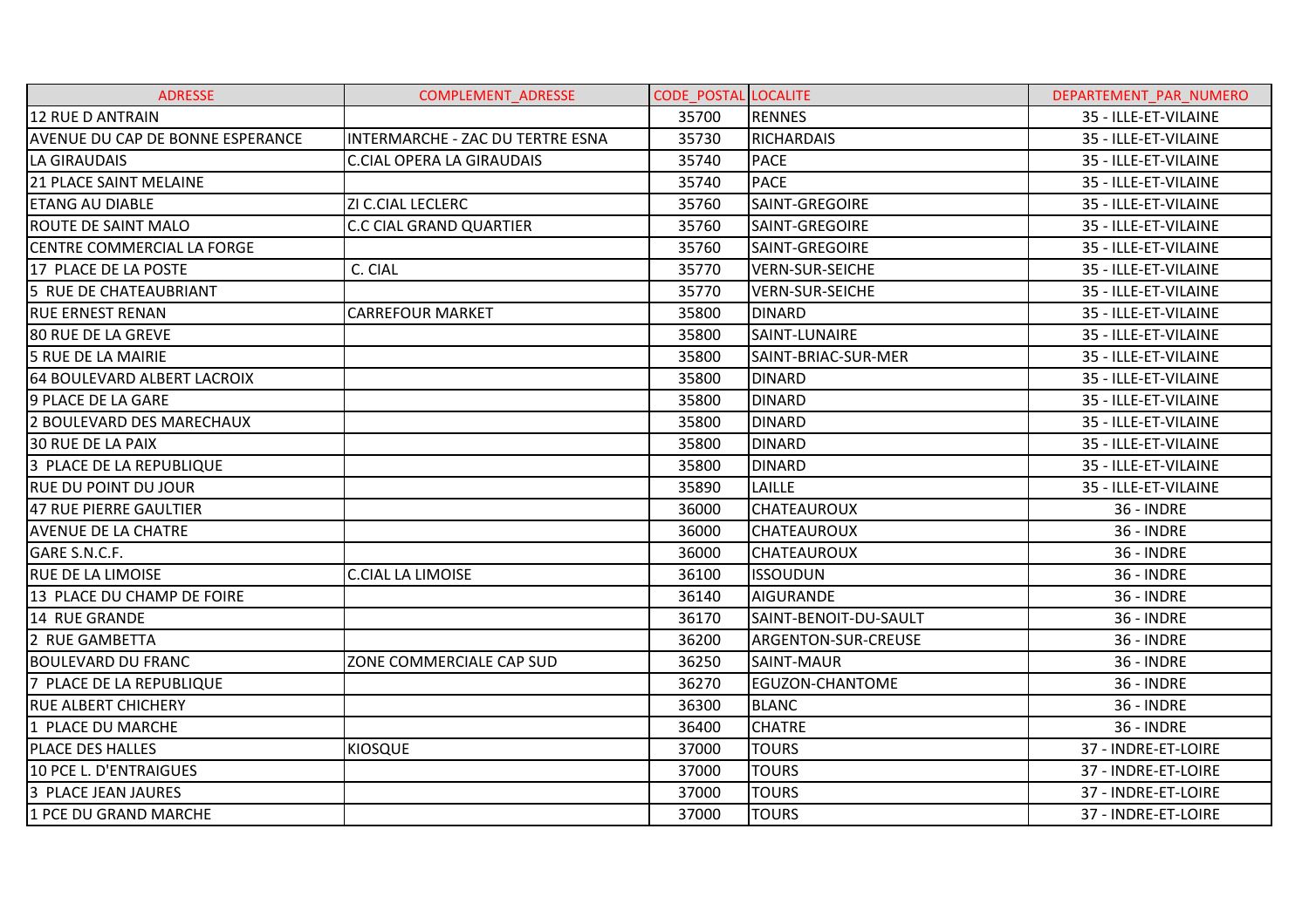| ADRESSE | COMPLEMENT_ADRESSE | CODE_POSTAL | LOCALITE | DEPARTEMENT_PAR_NUMERO |
|---|---|---|---|---|
| 12 RUE D ANTRAIN | | 35700 | RENNES | 35 - ILLE-ET-VILAINE |
| AVENUE DU CAP DE BONNE ESPERANCE | INTERMARCHE - ZAC DU TERTRE ESNA | 35730 | RICHARDAIS | 35 - ILLE-ET-VILAINE |
| LA GIRAUDAIS | C.CIAL OPERA LA GIRAUDAIS | 35740 | PACE | 35 - ILLE-ET-VILAINE |
| 21 PLACE SAINT MELAINE | | 35740 | PACE | 35 - ILLE-ET-VILAINE |
| ETANG AU DIABLE | ZI C.CIAL LECLERC | 35760 | SAINT-GREGOIRE | 35 - ILLE-ET-VILAINE |
| ROUTE DE SAINT MALO | C.C CIAL GRAND QUARTIER | 35760 | SAINT-GREGOIRE | 35 - ILLE-ET-VILAINE |
| CENTRE COMMERCIAL LA FORGE | | 35760 | SAINT-GREGOIRE | 35 - ILLE-ET-VILAINE |
| 17 PLACE DE LA POSTE | C. CIAL | 35770 | VERN-SUR-SEICHE | 35 - ILLE-ET-VILAINE |
| 5 RUE DE CHATEAUBRIANT | | 35770 | VERN-SUR-SEICHE | 35 - ILLE-ET-VILAINE |
| RUE ERNEST RENAN | CARREFOUR MARKET | 35800 | DINARD | 35 - ILLE-ET-VILAINE |
| 80 RUE DE LA GREVE | | 35800 | SAINT-LUNAIRE | 35 - ILLE-ET-VILAINE |
| 5 RUE DE LA MAIRIE | | 35800 | SAINT-BRIAC-SUR-MER | 35 - ILLE-ET-VILAINE |
| 64 BOULEVARD ALBERT LACROIX | | 35800 | DINARD | 35 - ILLE-ET-VILAINE |
| 9 PLACE DE LA GARE | | 35800 | DINARD | 35 - ILLE-ET-VILAINE |
| 2 BOULEVARD DES MARECHAUX | | 35800 | DINARD | 35 - ILLE-ET-VILAINE |
| 30 RUE DE LA PAIX | | 35800 | DINARD | 35 - ILLE-ET-VILAINE |
| 3 PLACE DE LA REPUBLIQUE | | 35800 | DINARD | 35 - ILLE-ET-VILAINE |
| RUE DU POINT DU JOUR | | 35890 | LAILLE | 35 - ILLE-ET-VILAINE |
| 47 RUE PIERRE GAULTIER | | 36000 | CHATEAUROUX | 36 - INDRE |
| AVENUE DE LA CHATRE | | 36000 | CHATEAUROUX | 36 - INDRE |
| GARE S.N.C.F. | | 36000 | CHATEAUROUX | 36 - INDRE |
| RUE DE LA LIMOISE | C.CIAL LA LIMOISE | 36100 | ISSOUDUN | 36 - INDRE |
| 13 PLACE DU CHAMP DE FOIRE | | 36140 | AIGURANDE | 36 - INDRE |
| 14 RUE GRANDE | | 36170 | SAINT-BENOIT-DU-SAULT | 36 - INDRE |
| 2 RUE GAMBETTA | | 36200 | ARGENTON-SUR-CREUSE | 36 - INDRE |
| BOULEVARD DU FRANC | ZONE COMMERCIALE CAP SUD | 36250 | SAINT-MAUR | 36 - INDRE |
| 7 PLACE DE LA REPUBLIQUE | | 36270 | EGUZON-CHANTOME | 36 - INDRE |
| RUE ALBERT CHICHERY | | 36300 | BLANC | 36 - INDRE |
| 1 PLACE DU MARCHE | | 36400 | CHATRE | 36 - INDRE |
| PLACE DES HALLES | KIOSQUE | 37000 | TOURS | 37 - INDRE-ET-LOIRE |
| 10 PCE L. D'ENTRAIGUES | | 37000 | TOURS | 37 - INDRE-ET-LOIRE |
| 3 PLACE JEAN JAURES | | 37000 | TOURS | 37 - INDRE-ET-LOIRE |
| 1 PCE DU GRAND MARCHE | | 37000 | TOURS | 37 - INDRE-ET-LOIRE |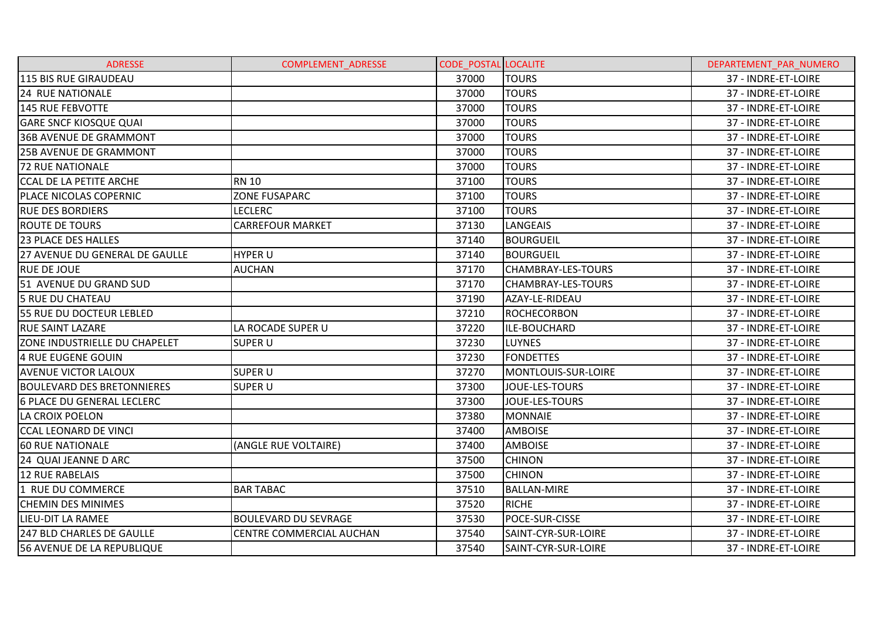| ADRESSE | COMPLEMENT_ADRESSE | CODE_POSTAL | LOCALITE | DEPARTEMENT_PAR_NUMERO |
| --- | --- | --- | --- | --- |
| 115 BIS RUE GIRAUDEAU | | 37000 | TOURS | 37 - INDRE-ET-LOIRE |
| 24 RUE NATIONALE | | 37000 | TOURS | 37 - INDRE-ET-LOIRE |
| 145 RUE FEBVOTTE | | 37000 | TOURS | 37 - INDRE-ET-LOIRE |
| GARE SNCF KIOSQUE QUAI | | 37000 | TOURS | 37 - INDRE-ET-LOIRE |
| 36B AVENUE DE GRAMMONT | | 37000 | TOURS | 37 - INDRE-ET-LOIRE |
| 25B AVENUE DE GRAMMONT | | 37000 | TOURS | 37 - INDRE-ET-LOIRE |
| 72 RUE NATIONALE | | 37000 | TOURS | 37 - INDRE-ET-LOIRE |
| CCAL DE LA PETITE ARCHE | RN 10 | 37100 | TOURS | 37 - INDRE-ET-LOIRE |
| PLACE NICOLAS COPERNIC | ZONE FUSAPARC | 37100 | TOURS | 37 - INDRE-ET-LOIRE |
| RUE DES BORDIERS | LECLERC | 37100 | TOURS | 37 - INDRE-ET-LOIRE |
| ROUTE DE TOURS | CARREFOUR MARKET | 37130 | LANGEAIS | 37 - INDRE-ET-LOIRE |
| 23 PLACE DES HALLES | | 37140 | BOURGUEIL | 37 - INDRE-ET-LOIRE |
| 27 AVENUE DU GENERAL DE GAULLE | HYPER U | 37140 | BOURGUEIL | 37 - INDRE-ET-LOIRE |
| RUE DE JOUE | AUCHAN | 37170 | CHAMBRAY-LES-TOURS | 37 - INDRE-ET-LOIRE |
| 51 AVENUE DU GRAND SUD | | 37170 | CHAMBRAY-LES-TOURS | 37 - INDRE-ET-LOIRE |
| 5 RUE DU CHATEAU | | 37190 | AZAY-LE-RIDEAU | 37 - INDRE-ET-LOIRE |
| 55 RUE DU DOCTEUR LEBLED | | 37210 | ROCHECORBON | 37 - INDRE-ET-LOIRE |
| RUE SAINT LAZARE | LA ROCADE SUPER U | 37220 | ILE-BOUCHARD | 37 - INDRE-ET-LOIRE |
| ZONE INDUSTRIELLE DU CHAPELET | SUPER U | 37230 | LUYNES | 37 - INDRE-ET-LOIRE |
| 4 RUE EUGENE GOUIN | | 37230 | FONDETTES | 37 - INDRE-ET-LOIRE |
| AVENUE VICTOR LALOUX | SUPER U | 37270 | MONTLOUIS-SUR-LOIRE | 37 - INDRE-ET-LOIRE |
| BOULEVARD DES BRETONNIERES | SUPER U | 37300 | JOUE-LES-TOURS | 37 - INDRE-ET-LOIRE |
| 6 PLACE DU GENERAL LECLERC | | 37300 | JOUE-LES-TOURS | 37 - INDRE-ET-LOIRE |
| LA CROIX POELON | | 37380 | MONNAIE | 37 - INDRE-ET-LOIRE |
| CCAL LEONARD DE VINCI | | 37400 | AMBOISE | 37 - INDRE-ET-LOIRE |
| 60 RUE NATIONALE | (ANGLE RUE VOLTAIRE) | 37400 | AMBOISE | 37 - INDRE-ET-LOIRE |
| 24 QUAI JEANNE D ARC | | 37500 | CHINON | 37 - INDRE-ET-LOIRE |
| 12 RUE RABELAIS | | 37500 | CHINON | 37 - INDRE-ET-LOIRE |
| 1 RUE DU COMMERCE | BAR TABAC | 37510 | BALLAN-MIRE | 37 - INDRE-ET-LOIRE |
| CHEMIN DES MINIMES | | 37520 | RICHE | 37 - INDRE-ET-LOIRE |
| LIEU-DIT LA RAMEE | BOULEVARD DU SEVRAGE | 37530 | POCE-SUR-CISSE | 37 - INDRE-ET-LOIRE |
| 247 BLD CHARLES DE GAULLE | CENTRE COMMERCIAL AUCHAN | 37540 | SAINT-CYR-SUR-LOIRE | 37 - INDRE-ET-LOIRE |
| 56 AVENUE DE LA REPUBLIQUE | | 37540 | SAINT-CYR-SUR-LOIRE | 37 - INDRE-ET-LOIRE |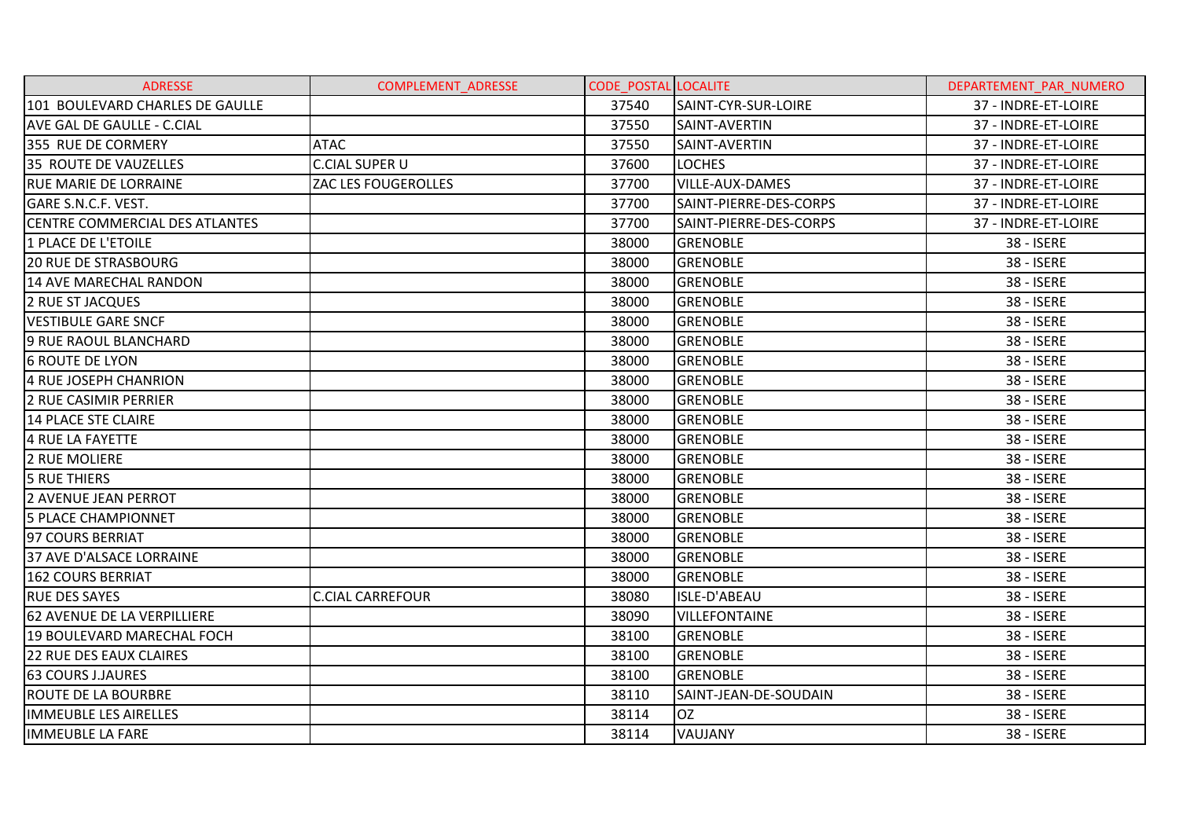| ADRESSE | COMPLEMENT_ADRESSE | CODE_POSTAL | LOCALITE | DEPARTEMENT_PAR_NUMERO |
|---|---|---|---|---|
| 101 BOULEVARD CHARLES DE GAULLE | | 37540 | SAINT-CYR-SUR-LOIRE | 37 - INDRE-ET-LOIRE |
| AVE GAL DE GAULLE - C.CIAL | | 37550 | SAINT-AVERTIN | 37 - INDRE-ET-LOIRE |
| 355 RUE DE CORMERY | ATAC | 37550 | SAINT-AVERTIN | 37 - INDRE-ET-LOIRE |
| 35 ROUTE DE VAUZELLES | C.CIAL SUPER U | 37600 | LOCHES | 37 - INDRE-ET-LOIRE |
| RUE MARIE DE LORRAINE | ZAC LES FOUGEROLLES | 37700 | VILLE-AUX-DAMES | 37 - INDRE-ET-LOIRE |
| GARE S.N.C.F. VEST. | | 37700 | SAINT-PIERRE-DES-CORPS | 37 - INDRE-ET-LOIRE |
| CENTRE COMMERCIAL DES ATLANTES | | 37700 | SAINT-PIERRE-DES-CORPS | 37 - INDRE-ET-LOIRE |
| 1 PLACE DE L'ETOILE | | 38000 | GRENOBLE | 38 - ISERE |
| 20 RUE DE STRASBOURG | | 38000 | GRENOBLE | 38 - ISERE |
| 14 AVE MARECHAL RANDON | | 38000 | GRENOBLE | 38 - ISERE |
| 2 RUE ST JACQUES | | 38000 | GRENOBLE | 38 - ISERE |
| VESTIBULE GARE SNCF | | 38000 | GRENOBLE | 38 - ISERE |
| 9 RUE RAOUL BLANCHARD | | 38000 | GRENOBLE | 38 - ISERE |
| 6 ROUTE DE LYON | | 38000 | GRENOBLE | 38 - ISERE |
| 4 RUE JOSEPH CHANRION | | 38000 | GRENOBLE | 38 - ISERE |
| 2 RUE CASIMIR PERRIER | | 38000 | GRENOBLE | 38 - ISERE |
| 14 PLACE STE CLAIRE | | 38000 | GRENOBLE | 38 - ISERE |
| 4 RUE LA FAYETTE | | 38000 | GRENOBLE | 38 - ISERE |
| 2 RUE MOLIERE | | 38000 | GRENOBLE | 38 - ISERE |
| 5 RUE THIERS | | 38000 | GRENOBLE | 38 - ISERE |
| 2 AVENUE JEAN PERROT | | 38000 | GRENOBLE | 38 - ISERE |
| 5 PLACE CHAMPIONNET | | 38000 | GRENOBLE | 38 - ISERE |
| 97 COURS BERRIAT | | 38000 | GRENOBLE | 38 - ISERE |
| 37 AVE D'ALSACE LORRAINE | | 38000 | GRENOBLE | 38 - ISERE |
| 162 COURS BERRIAT | | 38000 | GRENOBLE | 38 - ISERE |
| RUE DES SAYES | C.CIAL CARREFOUR | 38080 | ISLE-D'ABEAU | 38 - ISERE |
| 62 AVENUE DE LA VERPILLIERE | | 38090 | VILLEFONTAINE | 38 - ISERE |
| 19 BOULEVARD MARECHAL FOCH | | 38100 | GRENOBLE | 38 - ISERE |
| 22 RUE DES EAUX CLAIRES | | 38100 | GRENOBLE | 38 - ISERE |
| 63 COURS J.JAURES | | 38100 | GRENOBLE | 38 - ISERE |
| ROUTE DE LA BOURBRE | | 38110 | SAINT-JEAN-DE-SOUDAIN | 38 - ISERE |
| IMMEUBLE LES AIRELLES | | 38114 | OZ | 38 - ISERE |
| IMMEUBLE LA FARE | | 38114 | VAUJANY | 38 - ISERE |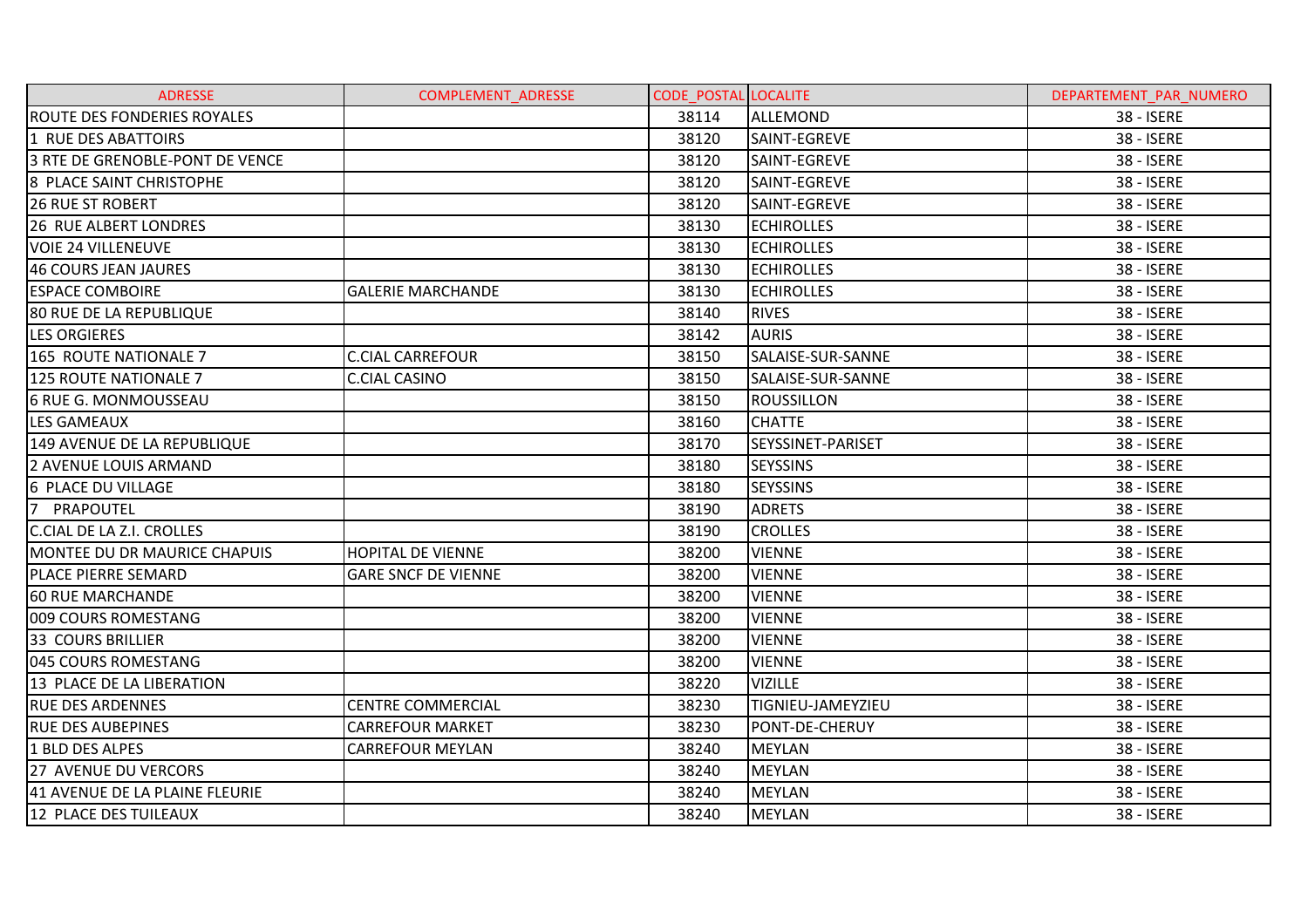| ADRESSE | COMPLEMENT_ADRESSE | CODE_POSTAL | LOCALITE | DEPARTEMENT_PAR_NUMERO |
|---|---|---|---|---|
| ROUTE DES FONDERIES ROYALES | | 38114 | ALLEMOND | 38 - ISERE |
| 1 RUE DES ABATTOIRS | | 38120 | SAINT-EGREVE | 38 - ISERE |
| 3 RTE DE GRENOBLE-PONT DE VENCE | | 38120 | SAINT-EGREVE | 38 - ISERE |
| 8 PLACE SAINT CHRISTOPHE | | 38120 | SAINT-EGREVE | 38 - ISERE |
| 26 RUE ST ROBERT | | 38120 | SAINT-EGREVE | 38 - ISERE |
| 26 RUE ALBERT LONDRES | | 38130 | ECHIROLLES | 38 - ISERE |
| VOIE 24 VILLENEUVE | | 38130 | ECHIROLLES | 38 - ISERE |
| 46 COURS JEAN JAURES | | 38130 | ECHIROLLES | 38 - ISERE |
| ESPACE COMBOIRE | GALERIE MARCHANDE | 38130 | ECHIROLLES | 38 - ISERE |
| 80 RUE DE LA REPUBLIQUE | | 38140 | RIVES | 38 - ISERE |
| LES ORGIERES | | 38142 | AURIS | 38 - ISERE |
| 165 ROUTE NATIONALE 7 | C.CIAL CARREFOUR | 38150 | SALAISE-SUR-SANNE | 38 - ISERE |
| 125 ROUTE NATIONALE 7 | C.CIAL CASINO | 38150 | SALAISE-SUR-SANNE | 38 - ISERE |
| 6 RUE G. MONMOUSSEAU | | 38150 | ROUSSILLON | 38 - ISERE |
| LES GAMEAUX | | 38160 | CHATTE | 38 - ISERE |
| 149 AVENUE DE LA REPUBLIQUE | | 38170 | SEYSSINET-PARISET | 38 - ISERE |
| 2 AVENUE LOUIS ARMAND | | 38180 | SEYSSINS | 38 - ISERE |
| 6 PLACE DU VILLAGE | | 38180 | SEYSSINS | 38 - ISERE |
| 7 PRAPOUTEL | | 38190 | ADRETS | 38 - ISERE |
| C.CIAL DE LA Z.I. CROLLES | | 38190 | CROLLES | 38 - ISERE |
| MONTEE DU DR MAURICE CHAPUIS | HOPITAL DE VIENNE | 38200 | VIENNE | 38 - ISERE |
| PLACE PIERRE SEMARD | GARE SNCF DE VIENNE | 38200 | VIENNE | 38 - ISERE |
| 60 RUE MARCHANDE | | 38200 | VIENNE | 38 - ISERE |
| 009 COURS ROMESTANG | | 38200 | VIENNE | 38 - ISERE |
| 33 COURS BRILLIER | | 38200 | VIENNE | 38 - ISERE |
| 045 COURS ROMESTANG | | 38200 | VIENNE | 38 - ISERE |
| 13 PLACE DE LA LIBERATION | | 38220 | VIZILLE | 38 - ISERE |
| RUE DES ARDENNES | CENTRE COMMERCIAL | 38230 | TIGNIEU-JAMEYZIEU | 38 - ISERE |
| RUE DES AUBEPINES | CARREFOUR MARKET | 38230 | PONT-DE-CHERUY | 38 - ISERE |
| 1 BLD DES ALPES | CARREFOUR MEYLAN | 38240 | MEYLAN | 38 - ISERE |
| 27 AVENUE DU VERCORS | | 38240 | MEYLAN | 38 - ISERE |
| 41 AVENUE DE LA PLAINE FLEURIE | | 38240 | MEYLAN | 38 - ISERE |
| 12 PLACE DES TUILEAUX | | 38240 | MEYLAN | 38 - ISERE |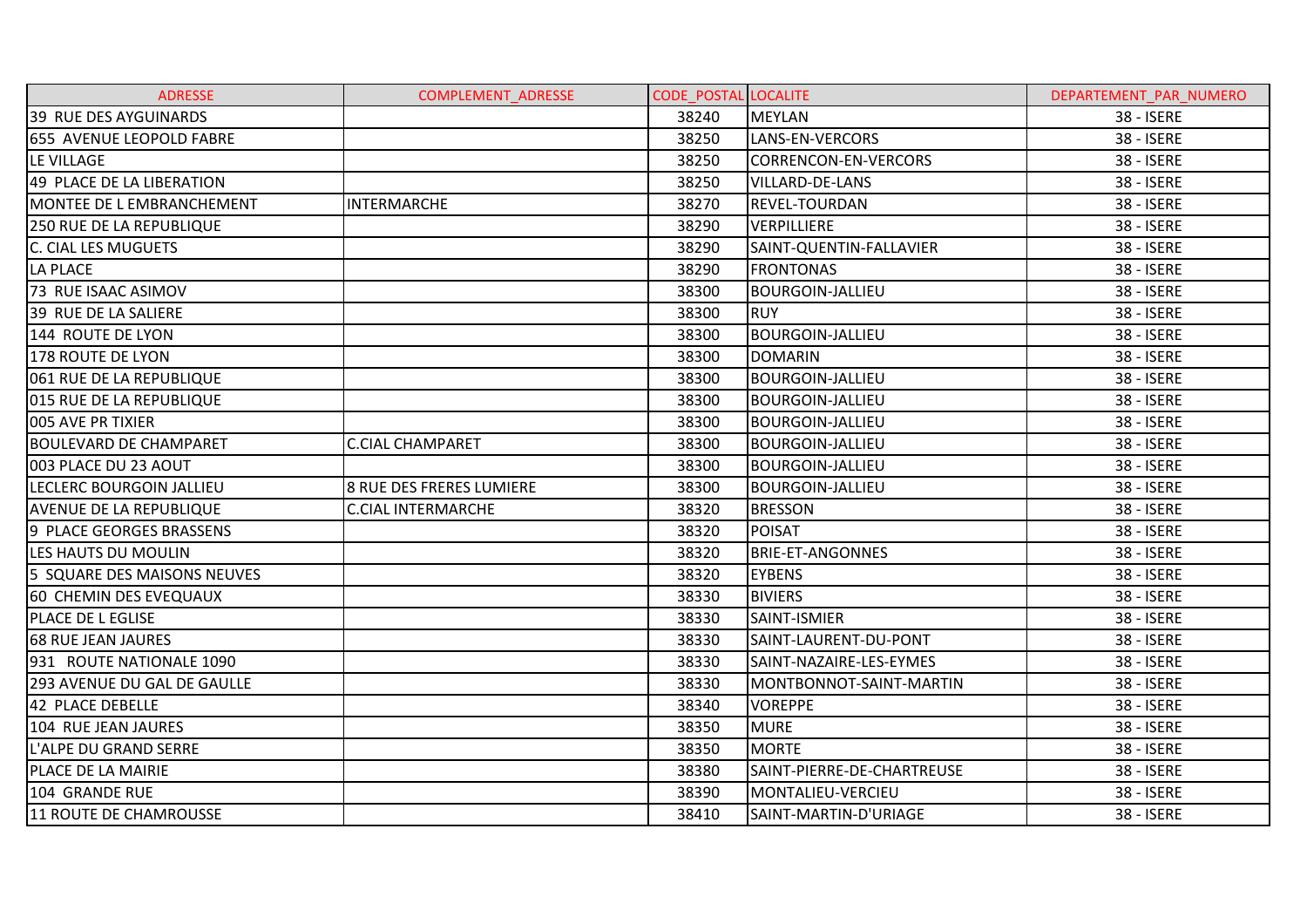| ADRESSE | COMPLEMENT_ADRESSE | CODE_POSTAL | LOCALITE | DEPARTEMENT_PAR_NUMERO |
| --- | --- | --- | --- | --- |
| 39 RUE DES AYGUINARDS | | 38240 | MEYLAN | 38 - ISERE |
| 655 AVENUE LEOPOLD FABRE | | 38250 | LANS-EN-VERCORS | 38 - ISERE |
| LE VILLAGE | | 38250 | CORRENCON-EN-VERCORS | 38 - ISERE |
| 49 PLACE DE LA LIBERATION | | 38250 | VILLARD-DE-LANS | 38 - ISERE |
| MONTEE DE L EMBRANCHEMENT | INTERMARCHE | 38270 | REVEL-TOURDAN | 38 - ISERE |
| 250 RUE DE LA REPUBLIQUE | | 38290 | VERPILLIERE | 38 - ISERE |
| C. CIAL LES MUGUETS | | 38290 | SAINT-QUENTIN-FALLAVIER | 38 - ISERE |
| LA PLACE | | 38290 | FRONTONAS | 38 - ISERE |
| 73 RUE ISAAC ASIMOV | | 38300 | BOURGOIN-JALLIEU | 38 - ISERE |
| 39 RUE DE LA SALIERE | | 38300 | RUY | 38 - ISERE |
| 144 ROUTE DE LYON | | 38300 | BOURGOIN-JALLIEU | 38 - ISERE |
| 178 ROUTE DE LYON | | 38300 | DOMARIN | 38 - ISERE |
| 061 RUE DE LA REPUBLIQUE | | 38300 | BOURGOIN-JALLIEU | 38 - ISERE |
| 015 RUE DE LA REPUBLIQUE | | 38300 | BOURGOIN-JALLIEU | 38 - ISERE |
| 005 AVE PR TIXIER | | 38300 | BOURGOIN-JALLIEU | 38 - ISERE |
| BOULEVARD DE CHAMPARET | C.CIAL CHAMPARET | 38300 | BOURGOIN-JALLIEU | 38 - ISERE |
| 003 PLACE DU 23 AOUT | | 38300 | BOURGOIN-JALLIEU | 38 - ISERE |
| LECLERC BOURGOIN JALLIEU | 8 RUE DES FRERES LUMIERE | 38300 | BOURGOIN-JALLIEU | 38 - ISERE |
| AVENUE DE LA REPUBLIQUE | C.CIAL INTERMARCHE | 38320 | BRESSON | 38 - ISERE |
| 9 PLACE GEORGES BRASSENS | | 38320 | POISAT | 38 - ISERE |
| LES HAUTS DU MOULIN | | 38320 | BRIE-ET-ANGONNES | 38 - ISERE |
| 5 SQUARE DES MAISONS NEUVES | | 38320 | EYBENS | 38 - ISERE |
| 60 CHEMIN DES EVEQUAUX | | 38330 | BIVIERS | 38 - ISERE |
| PLACE DE L EGLISE | | 38330 | SAINT-ISMIER | 38 - ISERE |
| 68 RUE JEAN JAURES | | 38330 | SAINT-LAURENT-DU-PONT | 38 - ISERE |
| 931 ROUTE NATIONALE 1090 | | 38330 | SAINT-NAZAIRE-LES-EYMES | 38 - ISERE |
| 293 AVENUE DU GAL DE GAULLE | | 38330 | MONTBONNOT-SAINT-MARTIN | 38 - ISERE |
| 42 PLACE DEBELLE | | 38340 | VOREPPE | 38 - ISERE |
| 104 RUE JEAN JAURES | | 38350 | MURE | 38 - ISERE |
| L'ALPE DU GRAND SERRE | | 38350 | MORTE | 38 - ISERE |
| PLACE DE LA MAIRIE | | 38380 | SAINT-PIERRE-DE-CHARTREUSE | 38 - ISERE |
| 104 GRANDE RUE | | 38390 | MONTALIEU-VERCIEU | 38 - ISERE |
| 11 ROUTE DE CHAMROUSSE | | 38410 | SAINT-MARTIN-D'URIAGE | 38 - ISERE |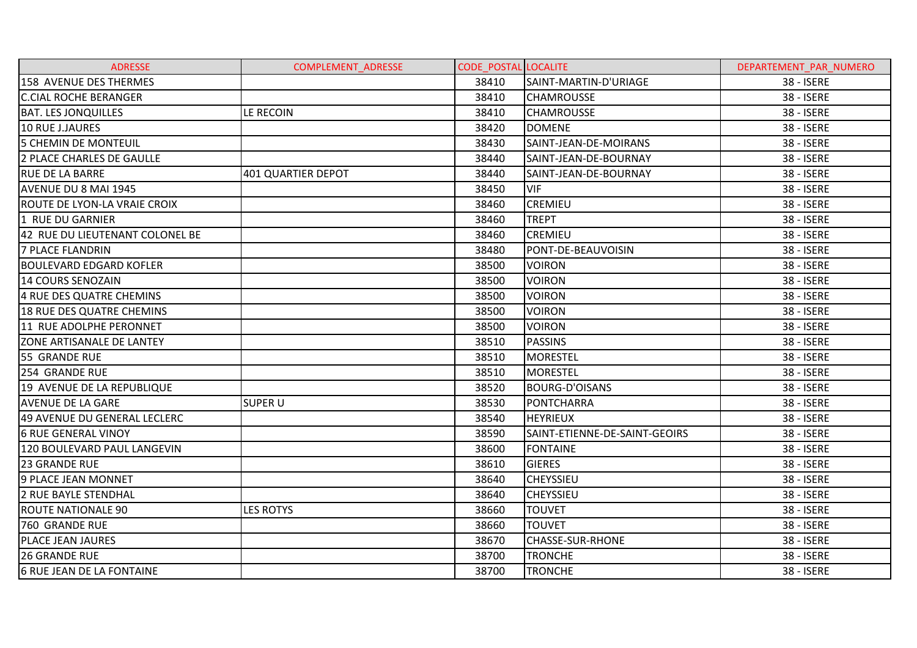| ADRESSE | COMPLEMENT_ADRESSE | CODE_POSTAL | LOCALITE | DEPARTEMENT_PAR_NUMERO |
|---|---|---|---|---|
| 158 AVENUE DES THERMES | | 38410 | SAINT-MARTIN-D'URIAGE | 38 - ISERE |
| C.CIAL ROCHE BERANGER | | 38410 | CHAMROUSSE | 38 - ISERE |
| BAT. LES JONQUILLES | LE RECOIN | 38410 | CHAMROUSSE | 38 - ISERE |
| 10 RUE J.JAURES | | 38420 | DOMENE | 38 - ISERE |
| 5 CHEMIN DE MONTEUIL | | 38430 | SAINT-JEAN-DE-MOIRANS | 38 - ISERE |
| 2 PLACE CHARLES DE GAULLE | | 38440 | SAINT-JEAN-DE-BOURNAY | 38 - ISERE |
| RUE DE LA BARRE | 401 QUARTIER DEPOT | 38440 | SAINT-JEAN-DE-BOURNAY | 38 - ISERE |
| AVENUE DU 8 MAI 1945 | | 38450 | VIF | 38 - ISERE |
| ROUTE DE LYON-LA VRAIE CROIX | | 38460 | CREMIEU | 38 - ISERE |
| 1 RUE DU GARNIER | | 38460 | TREPT | 38 - ISERE |
| 42 RUE DU LIEUTENANT COLONEL BE | | 38460 | CREMIEU | 38 - ISERE |
| 7 PLACE FLANDRIN | | 38480 | PONT-DE-BEAUVOISIN | 38 - ISERE |
| BOULEVARD EDGARD KOFLER | | 38500 | VOIRON | 38 - ISERE |
| 14 COURS SENOZAIN | | 38500 | VOIRON | 38 - ISERE |
| 4 RUE DES QUATRE CHEMINS | | 38500 | VOIRON | 38 - ISERE |
| 18 RUE DES QUATRE CHEMINS | | 38500 | VOIRON | 38 - ISERE |
| 11 RUE ADOLPHE PERONNET | | 38500 | VOIRON | 38 - ISERE |
| ZONE ARTISANALE DE LANTEY | | 38510 | PASSINS | 38 - ISERE |
| 55 GRANDE RUE | | 38510 | MORESTEL | 38 - ISERE |
| 254 GRANDE RUE | | 38510 | MORESTEL | 38 - ISERE |
| 19 AVENUE DE LA REPUBLIQUE | | 38520 | BOURG-D'OISANS | 38 - ISERE |
| AVENUE DE LA GARE | SUPER U | 38530 | PONTCHARRA | 38 - ISERE |
| 49 AVENUE DU GENERAL LECLERC | | 38540 | HEYRIEUX | 38 - ISERE |
| 6 RUE GENERAL VINOY | | 38590 | SAINT-ETIENNE-DE-SAINT-GEOIRS | 38 - ISERE |
| 120 BOULEVARD PAUL LANGEVIN | | 38600 | FONTAINE | 38 - ISERE |
| 23 GRANDE RUE | | 38610 | GIERES | 38 - ISERE |
| 9 PLACE JEAN MONNET | | 38640 | CHEYSSIEU | 38 - ISERE |
| 2 RUE BAYLE STENDHAL | | 38640 | CHEYSSIEU | 38 - ISERE |
| ROUTE NATIONALE 90 | LES ROTYS | 38660 | TOUVET | 38 - ISERE |
| 760 GRANDE RUE | | 38660 | TOUVET | 38 - ISERE |
| PLACE JEAN JAURES | | 38670 | CHASSE-SUR-RHONE | 38 - ISERE |
| 26 GRANDE RUE | | 38700 | TRONCHE | 38 - ISERE |
| 6 RUE JEAN DE LA FONTAINE | | 38700 | TRONCHE | 38 - ISERE |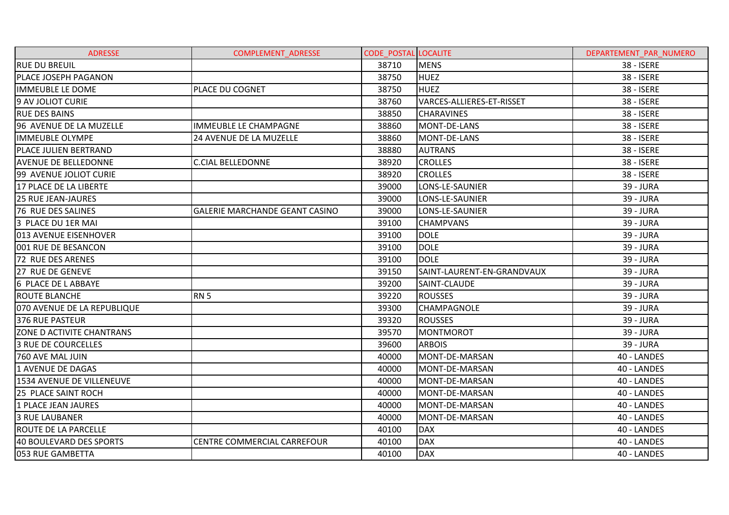| ADRESSE | COMPLEMENT_ADRESSE | CODE_POSTAL | LOCALITE | DEPARTEMENT_PAR_NUMERO |
|---|---|---|---|---|
| RUE DU BREUIL | | 38710 | MENS | 38 - ISERE |
| PLACE JOSEPH PAGANON | | 38750 | HUEZ | 38 - ISERE |
| IMMEUBLE LE DOME | PLACE DU COGNET | 38750 | HUEZ | 38 - ISERE |
| 9 AV JOLIOT CURIE | | 38760 | VARCES-ALLIERES-ET-RISSET | 38 - ISERE |
| RUE DES BAINS | | 38850 | CHARAVINES | 38 - ISERE |
| 96 AVENUE DE LA MUZELLE | IMMEUBLE LE CHAMPAGNE | 38860 | MONT-DE-LANS | 38 - ISERE |
| IMMEUBLE OLYMPE | 24 AVENUE DE LA MUZELLE | 38860 | MONT-DE-LANS | 38 - ISERE |
| PLACE JULIEN BERTRAND | | 38880 | AUTRANS | 38 - ISERE |
| AVENUE DE BELLEDONNE | C.CIAL BELLEDONNE | 38920 | CROLLES | 38 - ISERE |
| 99 AVENUE JOLIOT CURIE | | 38920 | CROLLES | 38 - ISERE |
| 17 PLACE DE LA LIBERTE | | 39000 | LONS-LE-SAUNIER | 39 - JURA |
| 25 RUE JEAN-JAURES | | 39000 | LONS-LE-SAUNIER | 39 - JURA |
| 76 RUE DES SALINES | GALERIE MARCHANDE GEANT CASINO | 39000 | LONS-LE-SAUNIER | 39 - JURA |
| 3 PLACE DU 1ER MAI | | 39100 | CHAMPVANS | 39 - JURA |
| 013 AVENUE EISENHOVER | | 39100 | DOLE | 39 - JURA |
| 001 RUE DE BESANCON | | 39100 | DOLE | 39 - JURA |
| 72 RUE DES ARENES | | 39100 | DOLE | 39 - JURA |
| 27 RUE DE GENEVE | | 39150 | SAINT-LAURENT-EN-GRANDVAUX | 39 - JURA |
| 6 PLACE DE L ABBAYE | | 39200 | SAINT-CLAUDE | 39 - JURA |
| ROUTE BLANCHE | RN 5 | 39220 | ROUSSES | 39 - JURA |
| 070 AVENUE DE LA REPUBLIQUE | | 39300 | CHAMPAGNOLE | 39 - JURA |
| 376 RUE PASTEUR | | 39320 | ROUSSES | 39 - JURA |
| ZONE D ACTIVITE CHANTRANS | | 39570 | MONTMOROT | 39 - JURA |
| 3 RUE DE COURCELLES | | 39600 | ARBOIS | 39 - JURA |
| 760 AVE MAL JUIN | | 40000 | MONT-DE-MARSAN | 40 - LANDES |
| 1 AVENUE DE DAGAS | | 40000 | MONT-DE-MARSAN | 40 - LANDES |
| 1534 AVENUE DE VILLENEUVE | | 40000 | MONT-DE-MARSAN | 40 - LANDES |
| 25 PLACE SAINT ROCH | | 40000 | MONT-DE-MARSAN | 40 - LANDES |
| 1 PLACE JEAN JAURES | | 40000 | MONT-DE-MARSAN | 40 - LANDES |
| 3 RUE LAUBANER | | 40000 | MONT-DE-MARSAN | 40 - LANDES |
| ROUTE DE LA PARCELLE | | 40100 | DAX | 40 - LANDES |
| 40 BOULEVARD DES SPORTS | CENTRE COMMERCIAL CARREFOUR | 40100 | DAX | 40 - LANDES |
| 053 RUE GAMBETTA | | 40100 | DAX | 40 - LANDES |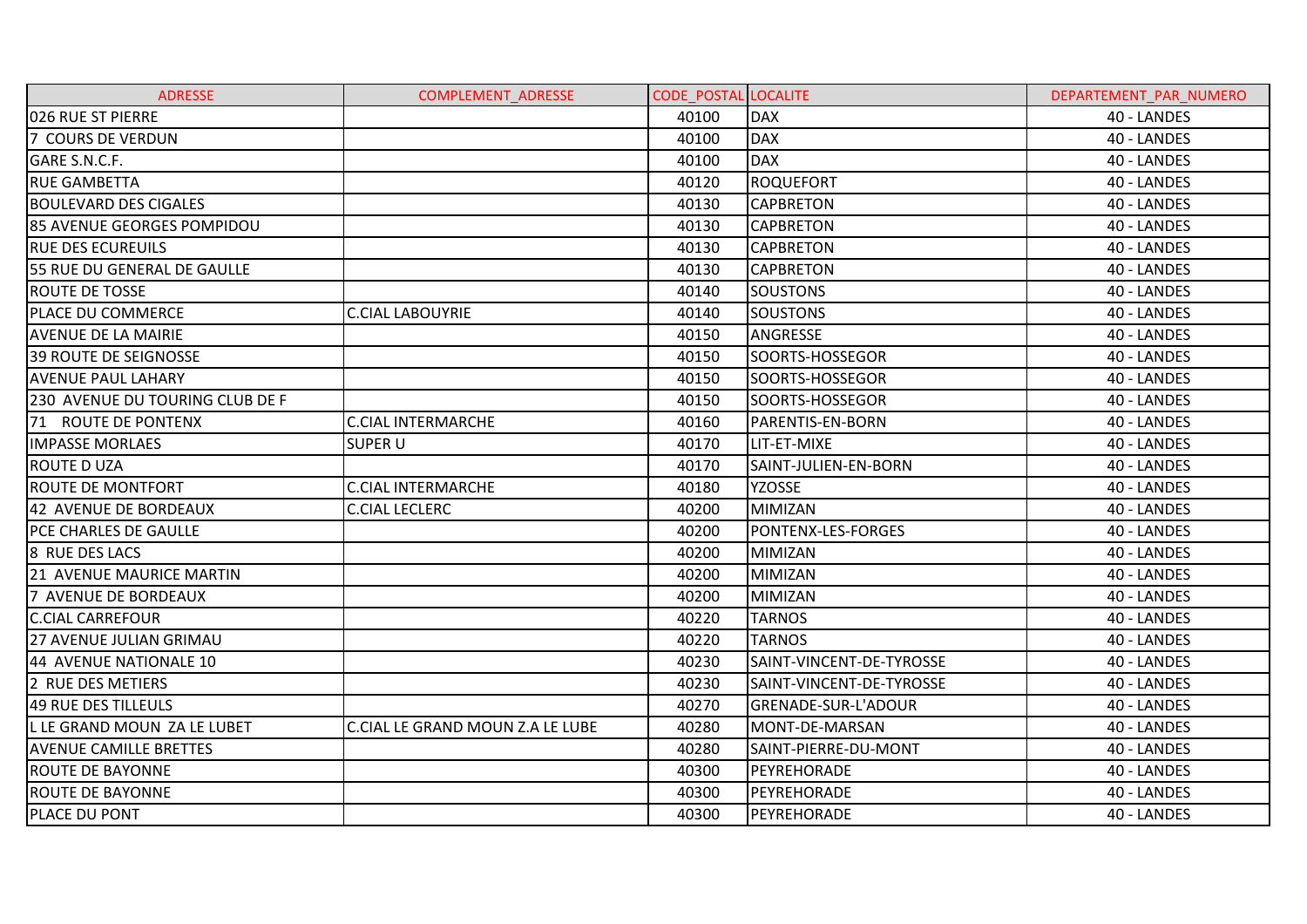| ADRESSE | COMPLEMENT_ADRESSE | CODE_POSTAL | LOCALITE | DEPARTEMENT_PAR_NUMERO |
|---|---|---|---|---|
| 026 RUE ST PIERRE | | 40100 | DAX | 40 - LANDES |
| 7 COURS DE VERDUN | | 40100 | DAX | 40 - LANDES |
| GARE S.N.C.F. | | 40100 | DAX | 40 - LANDES |
| RUE GAMBETTA | | 40120 | ROQUEFORT | 40 - LANDES |
| BOULEVARD DES CIGALES | | 40130 | CAPBRETON | 40 - LANDES |
| 85 AVENUE GEORGES POMPIDOU | | 40130 | CAPBRETON | 40 - LANDES |
| RUE DES ECUREUILS | | 40130 | CAPBRETON | 40 - LANDES |
| 55 RUE DU GENERAL DE GAULLE | | 40130 | CAPBRETON | 40 - LANDES |
| ROUTE DE TOSSE | | 40140 | SOUSTONS | 40 - LANDES |
| PLACE DU COMMERCE | C.CIAL LABOUYRIE | 40140 | SOUSTONS | 40 - LANDES |
| AVENUE DE LA MAIRIE | | 40150 | ANGRESSE | 40 - LANDES |
| 39 ROUTE DE SEIGNOSSE | | 40150 | SOORTS-HOSSEGOR | 40 - LANDES |
| AVENUE PAUL LAHARY | | 40150 | SOORTS-HOSSEGOR | 40 - LANDES |
| 230 AVENUE DU TOURING CLUB DE F | | 40150 | SOORTS-HOSSEGOR | 40 - LANDES |
| 71 ROUTE DE PONTENX | C.CIAL INTERMARCHE | 40160 | PARENTIS-EN-BORN | 40 - LANDES |
| IMPASSE MORLAES | SUPER U | 40170 | LIT-ET-MIXE | 40 - LANDES |
| ROUTE D UZA | | 40170 | SAINT-JULIEN-EN-BORN | 40 - LANDES |
| ROUTE DE MONTFORT | C.CIAL INTERMARCHE | 40180 | YZOSSE | 40 - LANDES |
| 42 AVENUE DE BORDEAUX | C.CIAL LECLERC | 40200 | MIMIZAN | 40 - LANDES |
| PCE CHARLES DE GAULLE | | 40200 | PONTENX-LES-FORGES | 40 - LANDES |
| 8 RUE DES LACS | | 40200 | MIMIZAN | 40 - LANDES |
| 21 AVENUE MAURICE MARTIN | | 40200 | MIMIZAN | 40 - LANDES |
| 7 AVENUE DE BORDEAUX | | 40200 | MIMIZAN | 40 - LANDES |
| C.CIAL CARREFOUR | | 40220 | TARNOS | 40 - LANDES |
| 27 AVENUE JULIAN GRIMAU | | 40220 | TARNOS | 40 - LANDES |
| 44 AVENUE NATIONALE 10 | | 40230 | SAINT-VINCENT-DE-TYROSSE | 40 - LANDES |
| 2 RUE DES METIERS | | 40230 | SAINT-VINCENT-DE-TYROSSE | 40 - LANDES |
| 49 RUE DES TILLEULS | | 40270 | GRENADE-SUR-L'ADOUR | 40 - LANDES |
| L LE GRAND MOUN ZA LE LUBET | C.CIAL LE GRAND MOUN Z.A LE LUBE | 40280 | MONT-DE-MARSAN | 40 - LANDES |
| AVENUE CAMILLE BRETTES | | 40280 | SAINT-PIERRE-DU-MONT | 40 - LANDES |
| ROUTE DE BAYONNE | | 40300 | PEYREHORADE | 40 - LANDES |
| ROUTE DE BAYONNE | | 40300 | PEYREHORADE | 40 - LANDES |
| PLACE DU PONT | | 40300 | PEYREHORADE | 40 - LANDES |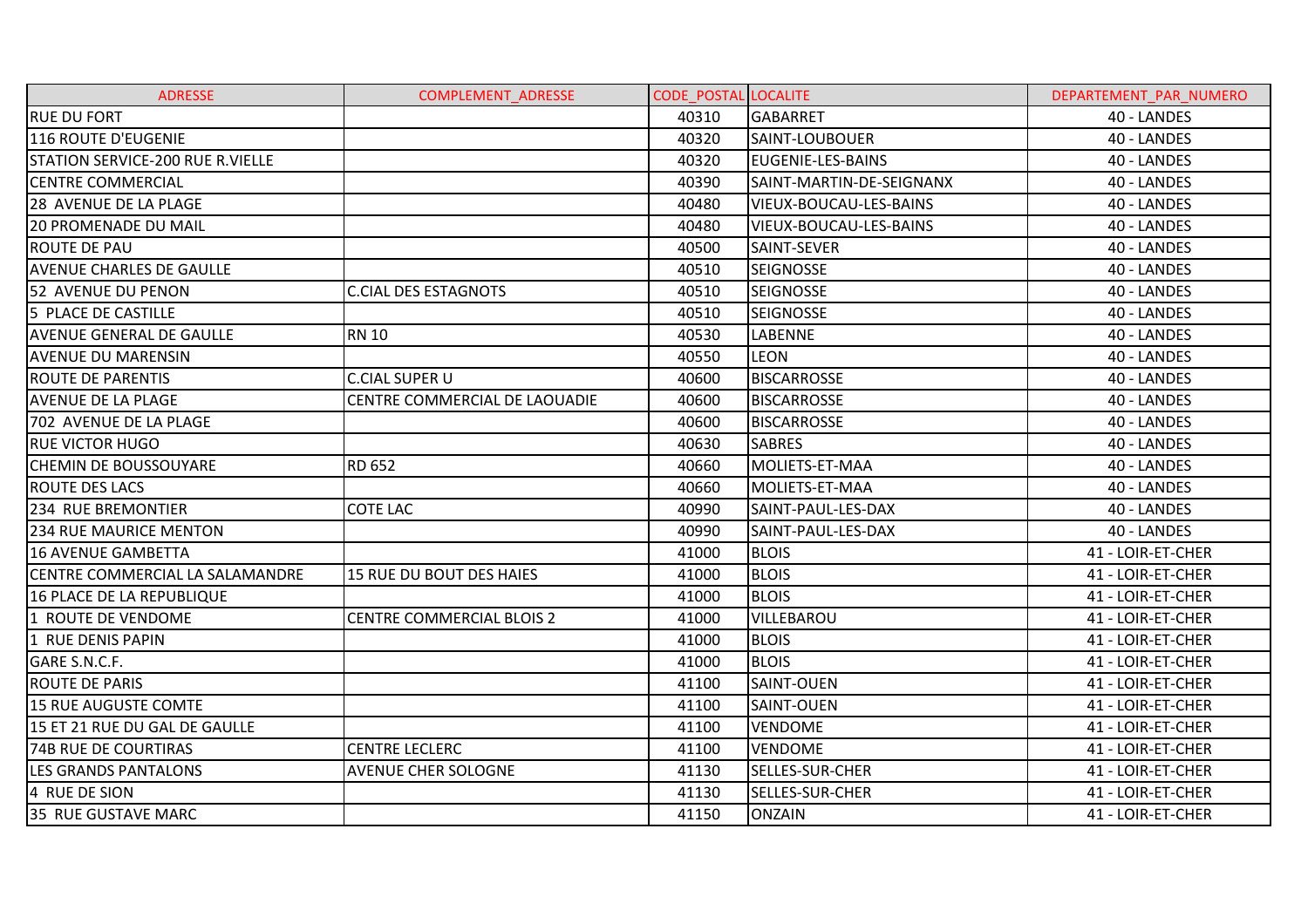| ADRESSE | COMPLEMENT_ADRESSE | CODE_POSTAL | LOCALITE | DEPARTEMENT_PAR_NUMERO |
|---|---|---|---|---|
| RUE DU FORT | | 40310 | GABARRET | 40 - LANDES |
| 116 ROUTE D'EUGENIE | | 40320 | SAINT-LOUBOUER | 40 - LANDES |
| STATION SERVICE-200 RUE R.VIELLE | | 40320 | EUGENIE-LES-BAINS | 40 - LANDES |
| CENTRE COMMERCIAL | | 40390 | SAINT-MARTIN-DE-SEIGNANX | 40 - LANDES |
| 28 AVENUE DE LA PLAGE | | 40480 | VIEUX-BOUCAU-LES-BAINS | 40 - LANDES |
| 20 PROMENADE DU MAIL | | 40480 | VIEUX-BOUCAU-LES-BAINS | 40 - LANDES |
| ROUTE DE PAU | | 40500 | SAINT-SEVER | 40 - LANDES |
| AVENUE CHARLES DE GAULLE | | 40510 | SEIGNOSSE | 40 - LANDES |
| 52 AVENUE DU PENON | C.CIAL DES ESTAGNOTS | 40510 | SEIGNOSSE | 40 - LANDES |
| 5 PLACE DE CASTILLE | | 40510 | SEIGNOSSE | 40 - LANDES |
| AVENUE GENERAL DE GAULLE | RN 10 | 40530 | LABENNE | 40 - LANDES |
| AVENUE DU MARENSIN | | 40550 | LEON | 40 - LANDES |
| ROUTE DE PARENTIS | C.CIAL SUPER U | 40600 | BISCARROSSE | 40 - LANDES |
| AVENUE DE LA PLAGE | CENTRE COMMERCIAL DE LAOUADIE | 40600 | BISCARROSSE | 40 - LANDES |
| 702 AVENUE DE LA PLAGE | | 40600 | BISCARROSSE | 40 - LANDES |
| RUE VICTOR HUGO | | 40630 | SABRES | 40 - LANDES |
| CHEMIN DE BOUSSOUYARE | RD 652 | 40660 | MOLIETS-ET-MAA | 40 - LANDES |
| ROUTE DES LACS | | 40660 | MOLIETS-ET-MAA | 40 - LANDES |
| 234 RUE BREMONTIER | COTE LAC | 40990 | SAINT-PAUL-LES-DAX | 40 - LANDES |
| 234 RUE MAURICE MENTON | | 40990 | SAINT-PAUL-LES-DAX | 40 - LANDES |
| 16 AVENUE GAMBETTA | | 41000 | BLOIS | 41 - LOIR-ET-CHER |
| CENTRE COMMERCIAL LA SALAMANDRE | 15 RUE DU BOUT DES HAIES | 41000 | BLOIS | 41 - LOIR-ET-CHER |
| 16 PLACE DE LA REPUBLIQUE | | 41000 | BLOIS | 41 - LOIR-ET-CHER |
| 1 ROUTE DE VENDOME | CENTRE COMMERCIAL BLOIS 2 | 41000 | VILLEBAROU | 41 - LOIR-ET-CHER |
| 1 RUE DENIS PAPIN | | 41000 | BLOIS | 41 - LOIR-ET-CHER |
| GARE S.N.C.F. | | 41000 | BLOIS | 41 - LOIR-ET-CHER |
| ROUTE DE PARIS | | 41100 | SAINT-OUEN | 41 - LOIR-ET-CHER |
| 15 RUE AUGUSTE COMTE | | 41100 | SAINT-OUEN | 41 - LOIR-ET-CHER |
| 15 ET 21 RUE DU GAL DE GAULLE | | 41100 | VENDOME | 41 - LOIR-ET-CHER |
| 74B RUE DE COURTIRAS | CENTRE LECLERC | 41100 | VENDOME | 41 - LOIR-ET-CHER |
| LES GRANDS PANTALONS | AVENUE CHER SOLOGNE | 41130 | SELLES-SUR-CHER | 41 - LOIR-ET-CHER |
| 4 RUE DE SION | | 41130 | SELLES-SUR-CHER | 41 - LOIR-ET-CHER |
| 35 RUE GUSTAVE MARC | | 41150 | ONZAIN | 41 - LOIR-ET-CHER |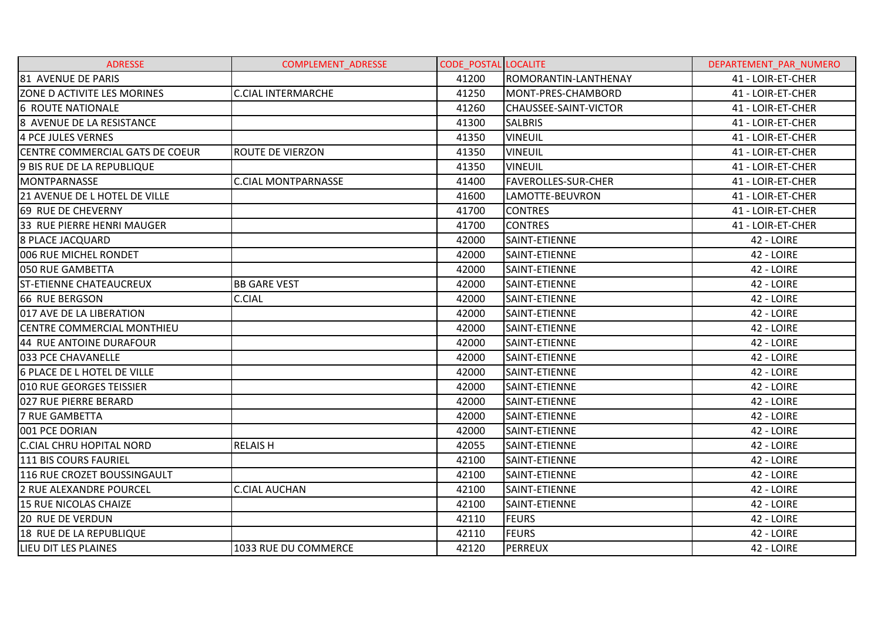| ADRESSE | COMPLEMENT_ADRESSE | CODE_POSTAL | LOCALITE | DEPARTEMENT_PAR_NUMERO |
| --- | --- | --- | --- | --- |
| 81 AVENUE DE PARIS | | 41200 | ROMORANTIN-LANTHENAY | 41 - LOIR-ET-CHER |
| ZONE D ACTIVITE LES MORINES | C.CIAL INTERMARCHE | 41250 | MONT-PRES-CHAMBORD | 41 - LOIR-ET-CHER |
| 6 ROUTE NATIONALE | | 41260 | CHAUSSEE-SAINT-VICTOR | 41 - LOIR-ET-CHER |
| 8 AVENUE DE LA RESISTANCE | | 41300 | SALBRIS | 41 - LOIR-ET-CHER |
| 4 PCE JULES VERNES | | 41350 | VINEUIL | 41 - LOIR-ET-CHER |
| CENTRE COMMERCIAL GATS DE COEUR | ROUTE DE VIERZON | 41350 | VINEUIL | 41 - LOIR-ET-CHER |
| 9 BIS RUE DE LA REPUBLIQUE | | 41350 | VINEUIL | 41 - LOIR-ET-CHER |
| MONTPARNASSE | C.CIAL MONTPARNASSE | 41400 | FAVEROLLES-SUR-CHER | 41 - LOIR-ET-CHER |
| 21 AVENUE DE L HOTEL DE VILLE | | 41600 | LAMOTTE-BEUVRON | 41 - LOIR-ET-CHER |
| 69 RUE DE CHEVERNY | | 41700 | CONTRES | 41 - LOIR-ET-CHER |
| 33 RUE PIERRE HENRI MAUGER | | 41700 | CONTRES | 41 - LOIR-ET-CHER |
| 8 PLACE JACQUARD | | 42000 | SAINT-ETIENNE | 42 - LOIRE |
| 006 RUE MICHEL RONDET | | 42000 | SAINT-ETIENNE | 42 - LOIRE |
| 050 RUE GAMBETTA | | 42000 | SAINT-ETIENNE | 42 - LOIRE |
| ST-ETIENNE CHATEAUCREUX | BB GARE VEST | 42000 | SAINT-ETIENNE | 42 - LOIRE |
| 66 RUE BERGSON | C.CIAL | 42000 | SAINT-ETIENNE | 42 - LOIRE |
| 017 AVE DE LA LIBERATION | | 42000 | SAINT-ETIENNE | 42 - LOIRE |
| CENTRE COMMERCIAL MONTHIEU | | 42000 | SAINT-ETIENNE | 42 - LOIRE |
| 44 RUE ANTOINE DURAFOUR | | 42000 | SAINT-ETIENNE | 42 - LOIRE |
| 033 PCE CHAVANELLE | | 42000 | SAINT-ETIENNE | 42 - LOIRE |
| 6 PLACE DE L HOTEL DE VILLE | | 42000 | SAINT-ETIENNE | 42 - LOIRE |
| 010 RUE GEORGES TEISSIER | | 42000 | SAINT-ETIENNE | 42 - LOIRE |
| 027 RUE PIERRE BERARD | | 42000 | SAINT-ETIENNE | 42 - LOIRE |
| 7 RUE GAMBETTA | | 42000 | SAINT-ETIENNE | 42 - LOIRE |
| 001 PCE DORIAN | | 42000 | SAINT-ETIENNE | 42 - LOIRE |
| C.CIAL CHRU HOPITAL NORD | RELAIS H | 42055 | SAINT-ETIENNE | 42 - LOIRE |
| 111 BIS COURS FAURIEL | | 42100 | SAINT-ETIENNE | 42 - LOIRE |
| 116 RUE CROZET BOUSSINGAULT | | 42100 | SAINT-ETIENNE | 42 - LOIRE |
| 2 RUE ALEXANDRE POURCEL | C.CIAL AUCHAN | 42100 | SAINT-ETIENNE | 42 - LOIRE |
| 15 RUE NICOLAS CHAIZE | | 42100 | SAINT-ETIENNE | 42 - LOIRE |
| 20 RUE DE VERDUN | | 42110 | FEURS | 42 - LOIRE |
| 18 RUE DE LA REPUBLIQUE | | 42110 | FEURS | 42 - LOIRE |
| LIEU DIT LES PLAINES | 1033 RUE DU COMMERCE | 42120 | PERREUX | 42 - LOIRE |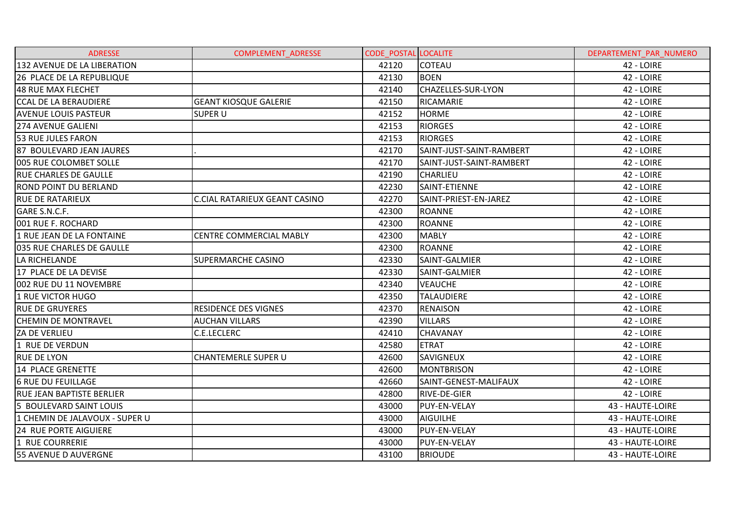| ADRESSE | COMPLEMENT_ADRESSE | CODE_POSTAL | LOCALITE | DEPARTEMENT_PAR_NUMERO |
|---|---|---|---|---|
| 132 AVENUE DE LA LIBERATION | | 42120 | COTEAU | 42 - LOIRE |
| 26 PLACE DE LA REPUBLIQUE | | 42130 | BOEN | 42 - LOIRE |
| 48 RUE MAX FLECHET | | 42140 | CHAZELLES-SUR-LYON | 42 - LOIRE |
| CCAL DE LA BERAUDIERE | GEANT KIOSQUE GALERIE | 42150 | RICAMARIE | 42 - LOIRE |
| AVENUE LOUIS PASTEUR | SUPER U | 42152 | HORME | 42 - LOIRE |
| 274 AVENUE GALIENI | | 42153 | RIORGES | 42 - LOIRE |
| 53 RUE JULES FARON | | 42153 | RIORGES | 42 - LOIRE |
| 87 BOULEVARD JEAN JAURES | . | 42170 | SAINT-JUST-SAINT-RAMBERT | 42 - LOIRE |
| 005 RUE COLOMBET SOLLE | | 42170 | SAINT-JUST-SAINT-RAMBERT | 42 - LOIRE |
| RUE CHARLES DE GAULLE | | 42190 | CHARLIEU | 42 - LOIRE |
| ROND POINT DU BERLAND | | 42230 | SAINT-ETIENNE | 42 - LOIRE |
| RUE DE RATARIEUX | C.CIAL RATARIEUX GEANT CASINO | 42270 | SAINT-PRIEST-EN-JAREZ | 42 - LOIRE |
| GARE S.N.C.F. | | 42300 | ROANNE | 42 - LOIRE |
| 001 RUE F. ROCHARD | | 42300 | ROANNE | 42 - LOIRE |
| 1 RUE JEAN DE LA FONTAINE | CENTRE COMMERCIAL MABLY | 42300 | MABLY | 42 - LOIRE |
| 035 RUE CHARLES DE GAULLE | | 42300 | ROANNE | 42 - LOIRE |
| LA RICHELANDE | SUPERMARCHE CASINO | 42330 | SAINT-GALMIER | 42 - LOIRE |
| 17 PLACE DE LA DEVISE | | 42330 | SAINT-GALMIER | 42 - LOIRE |
| 002 RUE DU 11 NOVEMBRE | | 42340 | VEAUCHE | 42 - LOIRE |
| 1 RUE VICTOR HUGO | | 42350 | TALAUDIERE | 42 - LOIRE |
| RUE DE GRUYERES | RESIDENCE DES VIGNES | 42370 | RENAISON | 42 - LOIRE |
| CHEMIN DE MONTRAVEL | AUCHAN VILLARS | 42390 | VILLARS | 42 - LOIRE |
| ZA DE VERLIEU | C.E.LECLERC | 42410 | CHAVANAY | 42 - LOIRE |
| 1 RUE DE VERDUN | | 42580 | ETRAT | 42 - LOIRE |
| RUE DE LYON | CHANTEMERLE SUPER U | 42600 | SAVIGNEUX | 42 - LOIRE |
| 14 PLACE GRENETTE | | 42600 | MONTBRISON | 42 - LOIRE |
| 6 RUE DU FEUILLAGE | | 42660 | SAINT-GENEST-MALIFAUX | 42 - LOIRE |
| RUE JEAN BAPTISTE BERLIER | | 42800 | RIVE-DE-GIER | 42 - LOIRE |
| 5 BOULEVARD SAINT LOUIS | | 43000 | PUY-EN-VELAY | 43 - HAUTE-LOIRE |
| 1 CHEMIN DE JALAVOUX - SUPER U | | 43000 | AIGUILHE | 43 - HAUTE-LOIRE |
| 24 RUE PORTE AIGUIERE | | 43000 | PUY-EN-VELAY | 43 - HAUTE-LOIRE |
| 1 RUE COURRERIE | | 43000 | PUY-EN-VELAY | 43 - HAUTE-LOIRE |
| 55 AVENUE D AUVERGNE | | 43100 | BRIOUDE | 43 - HAUTE-LOIRE |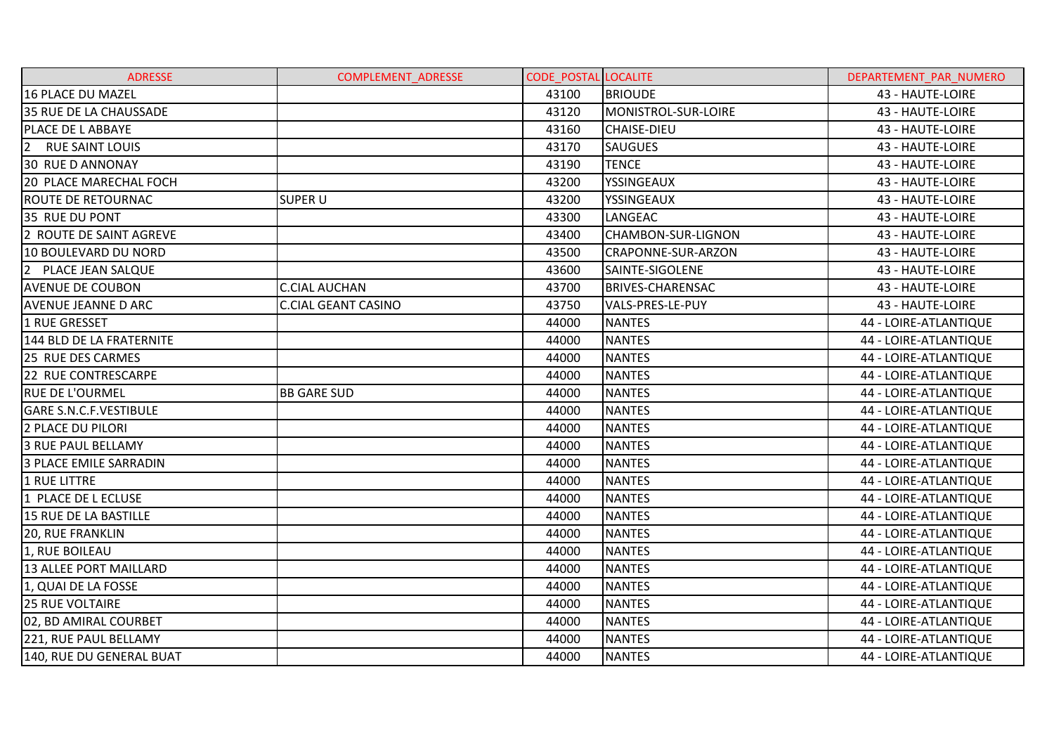| ADRESSE | COMPLEMENT_ADRESSE | CODE_POSTAL | LOCALITE | DEPARTEMENT_PAR_NUMERO |
|---|---|---|---|---|
| 16 PLACE DU MAZEL | | 43100 | BRIOUDE | 43 - HAUTE-LOIRE |
| 35 RUE DE LA CHAUSSADE | | 43120 | MONISTROL-SUR-LOIRE | 43 - HAUTE-LOIRE |
| PLACE DE L ABBAYE | | 43160 | CHAISE-DIEU | 43 - HAUTE-LOIRE |
| 2 RUE SAINT LOUIS | | 43170 | SAUGUES | 43 - HAUTE-LOIRE |
| 30 RUE D ANNONAY | | 43190 | TENCE | 43 - HAUTE-LOIRE |
| 20 PLACE MARECHAL FOCH | | 43200 | YSSINGEAUX | 43 - HAUTE-LOIRE |
| ROUTE DE RETOURNAC | SUPER U | 43200 | YSSINGEAUX | 43 - HAUTE-LOIRE |
| 35 RUE DU PONT | | 43300 | LANGEAC | 43 - HAUTE-LOIRE |
| 2 ROUTE DE SAINT AGREVE | | 43400 | CHAMBON-SUR-LIGNON | 43 - HAUTE-LOIRE |
| 10 BOULEVARD DU NORD | | 43500 | CRAPONNE-SUR-ARZON | 43 - HAUTE-LOIRE |
| 2 PLACE JEAN SALQUE | | 43600 | SAINTE-SIGOLENE | 43 - HAUTE-LOIRE |
| AVENUE DE COUBON | C.CIAL AUCHAN | 43700 | BRIVES-CHARENSAC | 43 - HAUTE-LOIRE |
| AVENUE JEANNE D ARC | C.CIAL GEANT CASINO | 43750 | VALS-PRES-LE-PUY | 43 - HAUTE-LOIRE |
| 1 RUE GRESSET | | 44000 | NANTES | 44 - LOIRE-ATLANTIQUE |
| 144 BLD DE LA FRATERNITE | | 44000 | NANTES | 44 - LOIRE-ATLANTIQUE |
| 25 RUE DES CARMES | | 44000 | NANTES | 44 - LOIRE-ATLANTIQUE |
| 22 RUE CONTRESCARPE | | 44000 | NANTES | 44 - LOIRE-ATLANTIQUE |
| RUE DE L'OURMEL | BB GARE SUD | 44000 | NANTES | 44 - LOIRE-ATLANTIQUE |
| GARE S.N.C.F.VESTIBULE | | 44000 | NANTES | 44 - LOIRE-ATLANTIQUE |
| 2 PLACE DU PILORI | | 44000 | NANTES | 44 - LOIRE-ATLANTIQUE |
| 3 RUE PAUL BELLAMY | | 44000 | NANTES | 44 - LOIRE-ATLANTIQUE |
| 3 PLACE EMILE SARRADIN | | 44000 | NANTES | 44 - LOIRE-ATLANTIQUE |
| 1 RUE LITTRE | | 44000 | NANTES | 44 - LOIRE-ATLANTIQUE |
| 1 PLACE DE L ECLUSE | | 44000 | NANTES | 44 - LOIRE-ATLANTIQUE |
| 15 RUE DE LA BASTILLE | | 44000 | NANTES | 44 - LOIRE-ATLANTIQUE |
| 20, RUE FRANKLIN | | 44000 | NANTES | 44 - LOIRE-ATLANTIQUE |
| 1, RUE BOILEAU | | 44000 | NANTES | 44 - LOIRE-ATLANTIQUE |
| 13 ALLEE PORT MAILLARD | | 44000 | NANTES | 44 - LOIRE-ATLANTIQUE |
| 1, QUAI DE LA FOSSE | | 44000 | NANTES | 44 - LOIRE-ATLANTIQUE |
| 25 RUE VOLTAIRE | | 44000 | NANTES | 44 - LOIRE-ATLANTIQUE |
| 02, BD AMIRAL COURBET | | 44000 | NANTES | 44 - LOIRE-ATLANTIQUE |
| 221, RUE PAUL BELLAMY | | 44000 | NANTES | 44 - LOIRE-ATLANTIQUE |
| 140, RUE DU GENERAL BUAT | | 44000 | NANTES | 44 - LOIRE-ATLANTIQUE |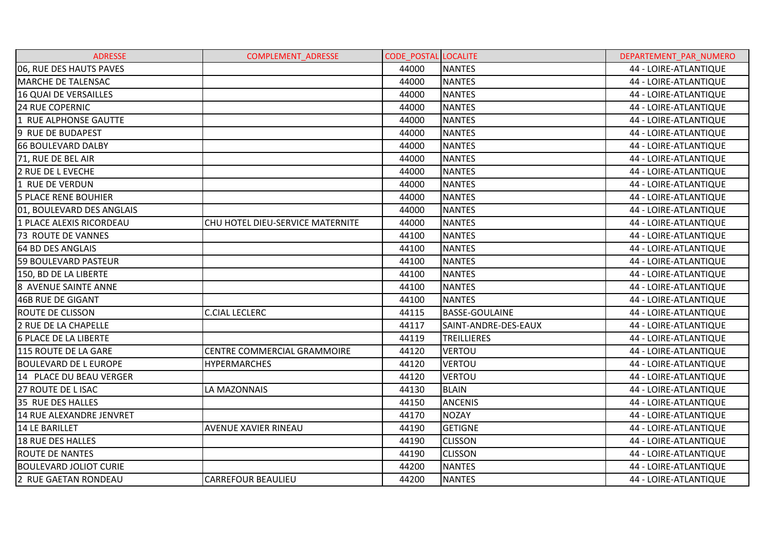| ADRESSE | COMPLEMENT_ADRESSE | CODE_POSTAL | LOCALITE | DEPARTEMENT_PAR_NUMERO |
|---|---|---|---|---|
| 06, RUE DES HAUTS PAVES | | 44000 | NANTES | 44 - LOIRE-ATLANTIQUE |
| MARCHE DE TALENSAC | | 44000 | NANTES | 44 - LOIRE-ATLANTIQUE |
| 16 QUAI DE VERSAILLES | | 44000 | NANTES | 44 - LOIRE-ATLANTIQUE |
| 24 RUE COPERNIC | | 44000 | NANTES | 44 - LOIRE-ATLANTIQUE |
| 1 RUE ALPHONSE GAUTTE | | 44000 | NANTES | 44 - LOIRE-ATLANTIQUE |
| 9 RUE DE BUDAPEST | | 44000 | NANTES | 44 - LOIRE-ATLANTIQUE |
| 66 BOULEVARD DALBY | | 44000 | NANTES | 44 - LOIRE-ATLANTIQUE |
| 71, RUE DE BEL AIR | | 44000 | NANTES | 44 - LOIRE-ATLANTIQUE |
| 2 RUE DE L EVECHE | | 44000 | NANTES | 44 - LOIRE-ATLANTIQUE |
| 1 RUE DE VERDUN | | 44000 | NANTES | 44 - LOIRE-ATLANTIQUE |
| 5 PLACE RENE BOUHIER | | 44000 | NANTES | 44 - LOIRE-ATLANTIQUE |
| 01, BOULEVARD DES ANGLAIS | | 44000 | NANTES | 44 - LOIRE-ATLANTIQUE |
| 1 PLACE ALEXIS RICORDEAU | CHU HOTEL DIEU-SERVICE MATERNITE | 44000 | NANTES | 44 - LOIRE-ATLANTIQUE |
| 73 ROUTE DE VANNES | | 44100 | NANTES | 44 - LOIRE-ATLANTIQUE |
| 64 BD DES ANGLAIS | | 44100 | NANTES | 44 - LOIRE-ATLANTIQUE |
| 59 BOULEVARD PASTEUR | | 44100 | NANTES | 44 - LOIRE-ATLANTIQUE |
| 150, BD DE LA LIBERTE | | 44100 | NANTES | 44 - LOIRE-ATLANTIQUE |
| 8 AVENUE SAINTE ANNE | | 44100 | NANTES | 44 - LOIRE-ATLANTIQUE |
| 46B RUE DE GIGANT | | 44100 | NANTES | 44 - LOIRE-ATLANTIQUE |
| ROUTE DE CLISSON | C.CIAL LECLERC | 44115 | BASSE-GOULAINE | 44 - LOIRE-ATLANTIQUE |
| 2 RUE DE LA CHAPELLE | | 44117 | SAINT-ANDRE-DES-EAUX | 44 - LOIRE-ATLANTIQUE |
| 6 PLACE DE LA LIBERTE | | 44119 | TREILLIERES | 44 - LOIRE-ATLANTIQUE |
| 115 ROUTE DE LA GARE | CENTRE COMMERCIAL GRAMMOIRE | 44120 | VERTOU | 44 - LOIRE-ATLANTIQUE |
| BOULEVARD DE L EUROPE | HYPERMARCHES | 44120 | VERTOU | 44 - LOIRE-ATLANTIQUE |
| 14 PLACE DU BEAU VERGER | | 44120 | VERTOU | 44 - LOIRE-ATLANTIQUE |
| 27 ROUTE DE L ISAC | LA MAZONNAIS | 44130 | BLAIN | 44 - LOIRE-ATLANTIQUE |
| 35 RUE DES HALLES | | 44150 | ANCENIS | 44 - LOIRE-ATLANTIQUE |
| 14 RUE ALEXANDRE JENVRET | | 44170 | NOZAY | 44 - LOIRE-ATLANTIQUE |
| 14 LE BARILLET | AVENUE XAVIER RINEAU | 44190 | GETIGNE | 44 - LOIRE-ATLANTIQUE |
| 18 RUE DES HALLES | | 44190 | CLISSON | 44 - LOIRE-ATLANTIQUE |
| ROUTE DE NANTES | | 44190 | CLISSON | 44 - LOIRE-ATLANTIQUE |
| BOULEVARD JOLIOT CURIE | | 44200 | NANTES | 44 - LOIRE-ATLANTIQUE |
| 2 RUE GAETAN RONDEAU | CARREFOUR BEAULIEU | 44200 | NANTES | 44 - LOIRE-ATLANTIQUE |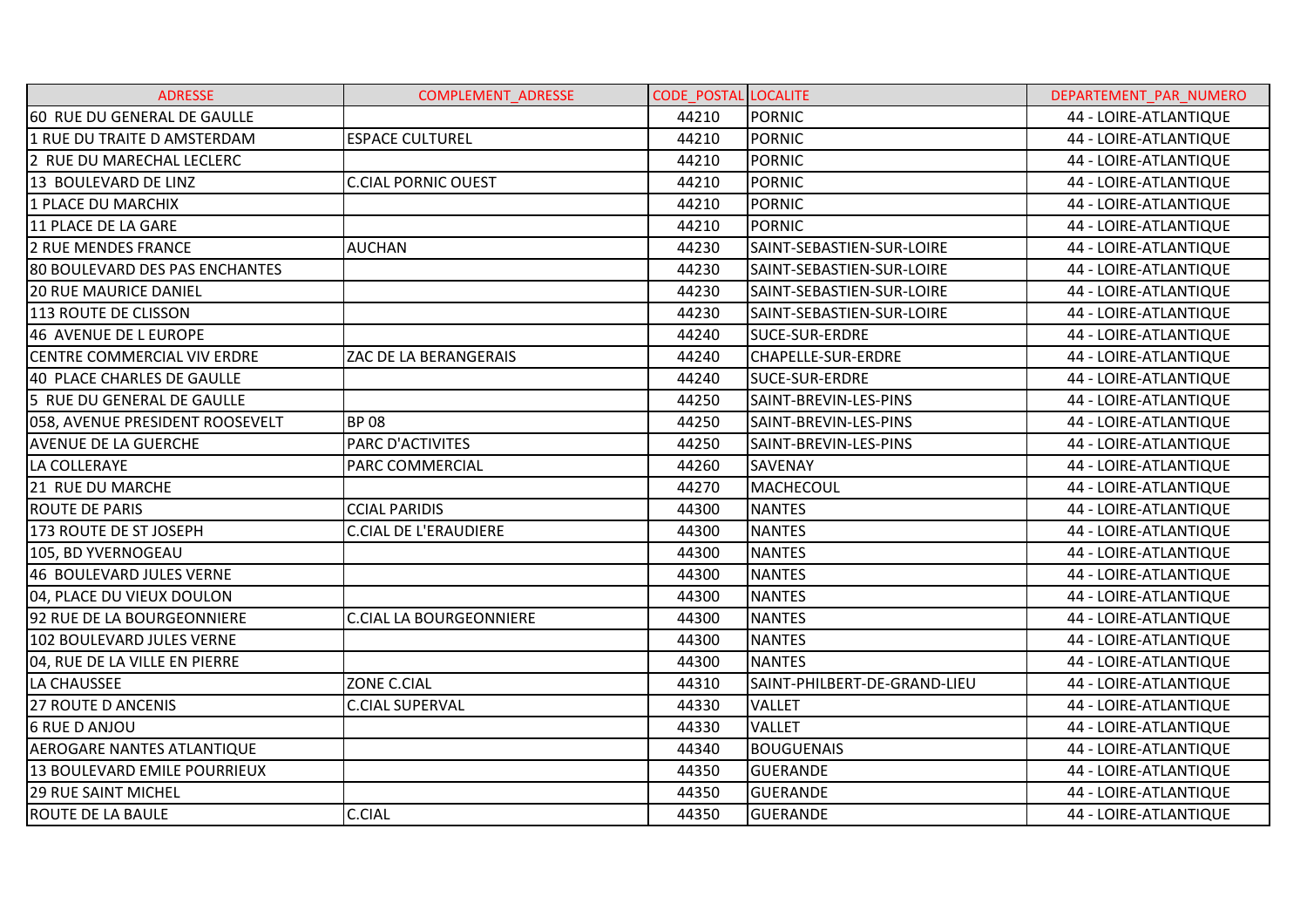| ADRESSE | COMPLEMENT_ADRESSE | CODE_POSTAL | LOCALITE | DEPARTEMENT_PAR_NUMERO |
|---|---|---|---|---|
| 60 RUE DU GENERAL DE GAULLE | | 44210 | PORNIC | 44 - LOIRE-ATLANTIQUE |
| 1 RUE DU TRAITE D AMSTERDAM | ESPACE CULTUREL | 44210 | PORNIC | 44 - LOIRE-ATLANTIQUE |
| 2 RUE DU MARECHAL LECLERC | | 44210 | PORNIC | 44 - LOIRE-ATLANTIQUE |
| 13 BOULEVARD DE LINZ | C.CIAL PORNIC OUEST | 44210 | PORNIC | 44 - LOIRE-ATLANTIQUE |
| 1 PLACE DU MARCHIX | | 44210 | PORNIC | 44 - LOIRE-ATLANTIQUE |
| 11 PLACE DE LA GARE | | 44210 | PORNIC | 44 - LOIRE-ATLANTIQUE |
| 2 RUE MENDES FRANCE | AUCHAN | 44230 | SAINT-SEBASTIEN-SUR-LOIRE | 44 - LOIRE-ATLANTIQUE |
| 80 BOULEVARD DES PAS ENCHANTES | | 44230 | SAINT-SEBASTIEN-SUR-LOIRE | 44 - LOIRE-ATLANTIQUE |
| 20 RUE MAURICE DANIEL | | 44230 | SAINT-SEBASTIEN-SUR-LOIRE | 44 - LOIRE-ATLANTIQUE |
| 113 ROUTE DE CLISSON | | 44230 | SAINT-SEBASTIEN-SUR-LOIRE | 44 - LOIRE-ATLANTIQUE |
| 46 AVENUE DE L EUROPE | | 44240 | SUCE-SUR-ERDRE | 44 - LOIRE-ATLANTIQUE |
| CENTRE COMMERCIAL VIV ERDRE | ZAC DE LA BERANGERAIS | 44240 | CHAPELLE-SUR-ERDRE | 44 - LOIRE-ATLANTIQUE |
| 40 PLACE CHARLES DE GAULLE | | 44240 | SUCE-SUR-ERDRE | 44 - LOIRE-ATLANTIQUE |
| 5 RUE DU GENERAL DE GAULLE | | 44250 | SAINT-BREVIN-LES-PINS | 44 - LOIRE-ATLANTIQUE |
| 058, AVENUE PRESIDENT ROOSEVELT | BP 08 | 44250 | SAINT-BREVIN-LES-PINS | 44 - LOIRE-ATLANTIQUE |
| AVENUE DE LA GUERCHE | PARC D'ACTIVITES | 44250 | SAINT-BREVIN-LES-PINS | 44 - LOIRE-ATLANTIQUE |
| LA COLLERAYE | PARC COMMERCIAL | 44260 | SAVENAY | 44 - LOIRE-ATLANTIQUE |
| 21 RUE DU MARCHE | | 44270 | MACHECOUL | 44 - LOIRE-ATLANTIQUE |
| ROUTE DE PARIS | CCIAL PARIDIS | 44300 | NANTES | 44 - LOIRE-ATLANTIQUE |
| 173 ROUTE DE ST JOSEPH | C.CIAL DE L'ERAUDIERE | 44300 | NANTES | 44 - LOIRE-ATLANTIQUE |
| 105, BD YVERNOGEAU | | 44300 | NANTES | 44 - LOIRE-ATLANTIQUE |
| 46 BOULEVARD JULES VERNE | | 44300 | NANTES | 44 - LOIRE-ATLANTIQUE |
| 04, PLACE DU VIEUX DOULON | | 44300 | NANTES | 44 - LOIRE-ATLANTIQUE |
| 92 RUE DE LA BOURGEONNIERE | C.CIAL LA BOURGEONNIERE | 44300 | NANTES | 44 - LOIRE-ATLANTIQUE |
| 102 BOULEVARD JULES VERNE | | 44300 | NANTES | 44 - LOIRE-ATLANTIQUE |
| 04, RUE DE LA VILLE EN PIERRE | | 44300 | NANTES | 44 - LOIRE-ATLANTIQUE |
| LA CHAUSSEE | ZONE C.CIAL | 44310 | SAINT-PHILBERT-DE-GRAND-LIEU | 44 - LOIRE-ATLANTIQUE |
| 27 ROUTE D ANCENIS | C.CIAL SUPERVAL | 44330 | VALLET | 44 - LOIRE-ATLANTIQUE |
| 6 RUE D ANJOU | | 44330 | VALLET | 44 - LOIRE-ATLANTIQUE |
| AEROGARE NANTES ATLANTIQUE | | 44340 | BOUGUENAIS | 44 - LOIRE-ATLANTIQUE |
| 13 BOULEVARD EMILE POURRIEUX | | 44350 | GUERANDE | 44 - LOIRE-ATLANTIQUE |
| 29 RUE SAINT MICHEL | | 44350 | GUERANDE | 44 - LOIRE-ATLANTIQUE |
| ROUTE DE LA BAULE | C.CIAL | 44350 | GUERANDE | 44 - LOIRE-ATLANTIQUE |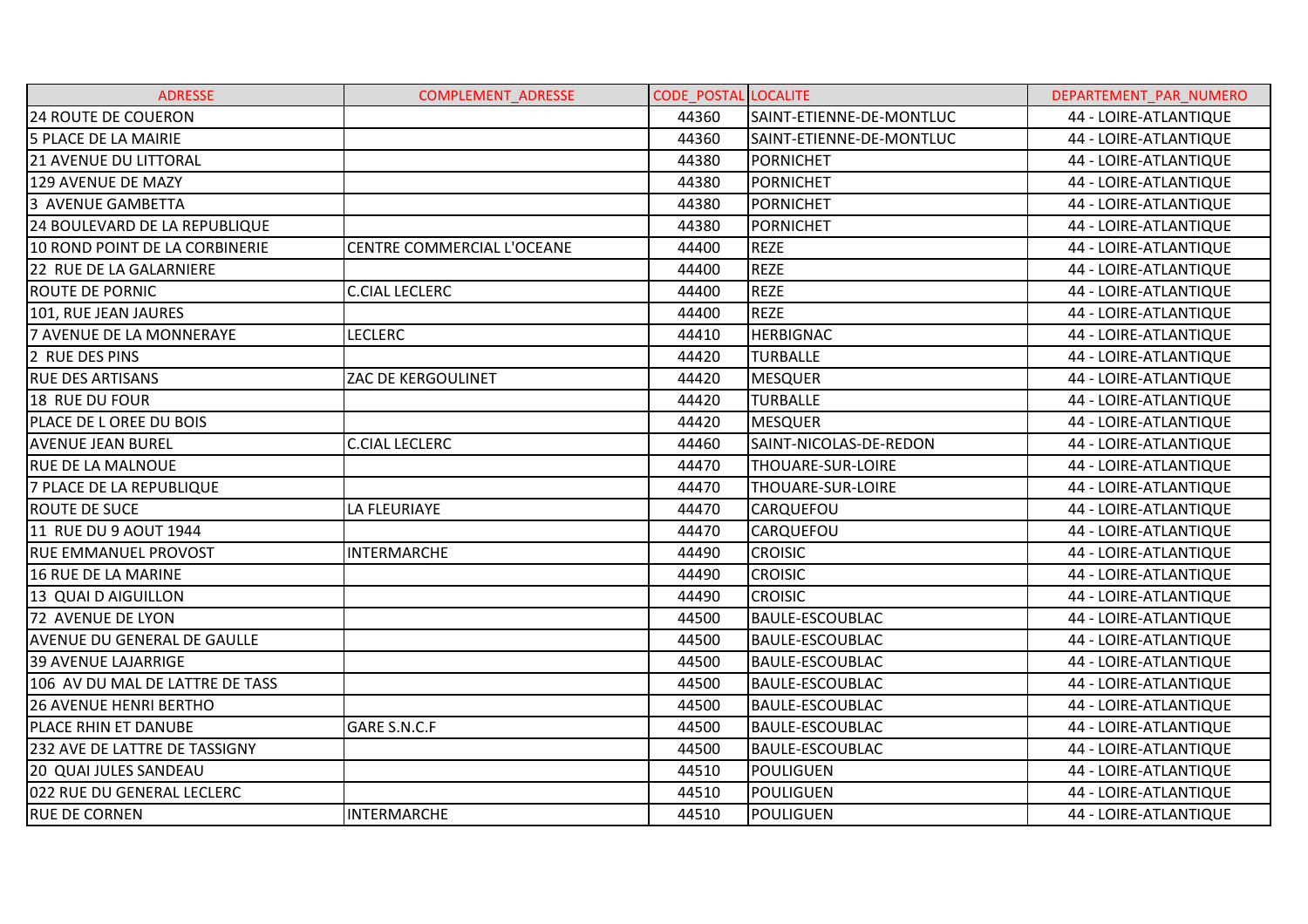| ADRESSE | COMPLEMENT_ADRESSE | CODE_POSTAL | LOCALITE | DEPARTEMENT_PAR_NUMERO |
|---|---|---|---|---|
| 24 ROUTE DE COUERON | | 44360 | SAINT-ETIENNE-DE-MONTLUC | 44 - LOIRE-ATLANTIQUE |
| 5 PLACE DE LA MAIRIE | | 44360 | SAINT-ETIENNE-DE-MONTLUC | 44 - LOIRE-ATLANTIQUE |
| 21 AVENUE DU LITTORAL | | 44380 | PORNICHET | 44 - LOIRE-ATLANTIQUE |
| 129 AVENUE DE MAZY | | 44380 | PORNICHET | 44 - LOIRE-ATLANTIQUE |
| 3 AVENUE GAMBETTA | | 44380 | PORNICHET | 44 - LOIRE-ATLANTIQUE |
| 24 BOULEVARD DE LA REPUBLIQUE | | 44380 | PORNICHET | 44 - LOIRE-ATLANTIQUE |
| 10 ROND POINT DE LA CORBINERIE | CENTRE COMMERCIAL L'OCEANE | 44400 | REZE | 44 - LOIRE-ATLANTIQUE |
| 22 RUE DE LA GALARNIERE | | 44400 | REZE | 44 - LOIRE-ATLANTIQUE |
| ROUTE DE PORNIC | C.CIAL LECLERC | 44400 | REZE | 44 - LOIRE-ATLANTIQUE |
| 101, RUE JEAN JAURES | | 44400 | REZE | 44 - LOIRE-ATLANTIQUE |
| 7 AVENUE DE LA MONNERAYE | LECLERC | 44410 | HERBIGNAC | 44 - LOIRE-ATLANTIQUE |
| 2 RUE DES PINS | | 44420 | TURBALLE | 44 - LOIRE-ATLANTIQUE |
| RUE DES ARTISANS | ZAC DE KERGOULINET | 44420 | MESQUER | 44 - LOIRE-ATLANTIQUE |
| 18 RUE DU FOUR | | 44420 | TURBALLE | 44 - LOIRE-ATLANTIQUE |
| PLACE DE L OREE DU BOIS | | 44420 | MESQUER | 44 - LOIRE-ATLANTIQUE |
| AVENUE JEAN BUREL | C.CIAL LECLERC | 44460 | SAINT-NICOLAS-DE-REDON | 44 - LOIRE-ATLANTIQUE |
| RUE DE LA MALNOUE | | 44470 | THOUARE-SUR-LOIRE | 44 - LOIRE-ATLANTIQUE |
| 7 PLACE DE LA REPUBLIQUE | | 44470 | THOUARE-SUR-LOIRE | 44 - LOIRE-ATLANTIQUE |
| ROUTE DE SUCE | LA FLEURIAYE | 44470 | CARQUEFOU | 44 - LOIRE-ATLANTIQUE |
| 11 RUE DU 9 AOUT 1944 | | 44470 | CARQUEFOU | 44 - LOIRE-ATLANTIQUE |
| RUE EMMANUEL PROVOST | INTERMARCHE | 44490 | CROISIC | 44 - LOIRE-ATLANTIQUE |
| 16 RUE DE LA MARINE | | 44490 | CROISIC | 44 - LOIRE-ATLANTIQUE |
| 13 QUAI D AIGUILLON | | 44490 | CROISIC | 44 - LOIRE-ATLANTIQUE |
| 72 AVENUE DE LYON | | 44500 | BAULE-ESCOUBLAC | 44 - LOIRE-ATLANTIQUE |
| AVENUE DU GENERAL DE GAULLE | | 44500 | BAULE-ESCOUBLAC | 44 - LOIRE-ATLANTIQUE |
| 39 AVENUE LAJARRIGE | | 44500 | BAULE-ESCOUBLAC | 44 - LOIRE-ATLANTIQUE |
| 106 AV DU MAL DE LATTRE DE TASS | | 44500 | BAULE-ESCOUBLAC | 44 - LOIRE-ATLANTIQUE |
| 26 AVENUE HENRI BERTHO | | 44500 | BAULE-ESCOUBLAC | 44 - LOIRE-ATLANTIQUE |
| PLACE RHIN ET DANUBE | GARE S.N.C.F | 44500 | BAULE-ESCOUBLAC | 44 - LOIRE-ATLANTIQUE |
| 232 AVE DE LATTRE DE TASSIGNY | | 44500 | BAULE-ESCOUBLAC | 44 - LOIRE-ATLANTIQUE |
| 20 QUAI JULES SANDEAU | | 44510 | POULIGUEN | 44 - LOIRE-ATLANTIQUE |
| 022 RUE DU GENERAL LECLERC | | 44510 | POULIGUEN | 44 - LOIRE-ATLANTIQUE |
| RUE DE CORNEN | INTERMARCHE | 44510 | POULIGUEN | 44 - LOIRE-ATLANTIQUE |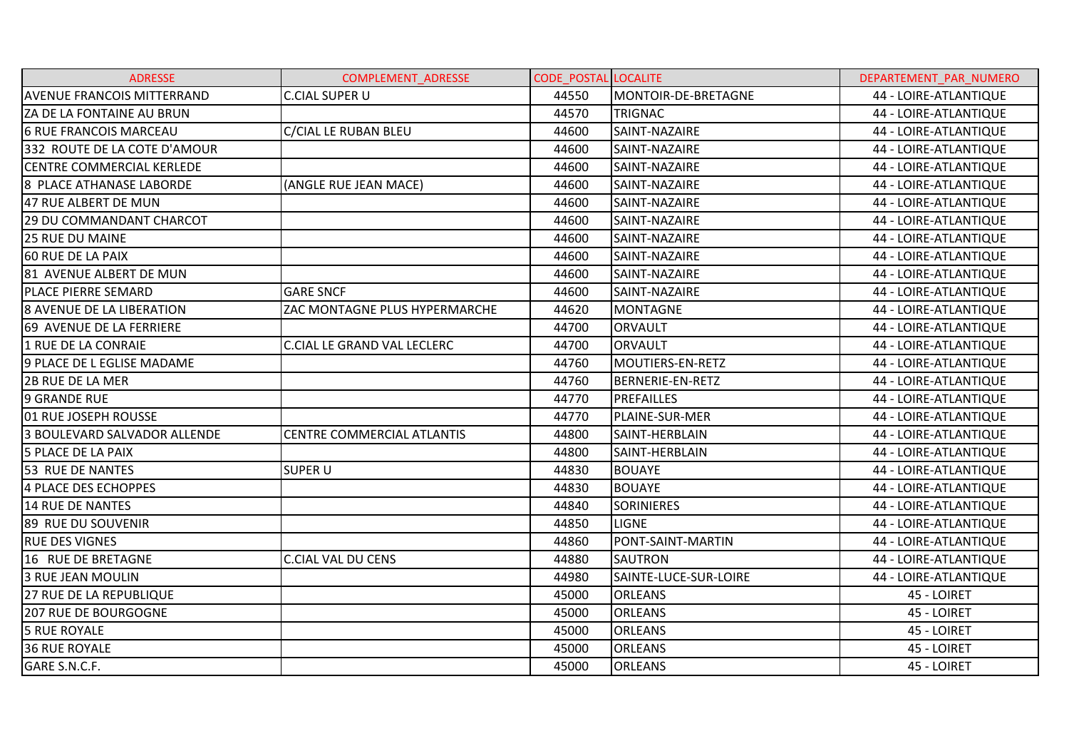| ADRESSE | COMPLEMENT_ADRESSE | CODE_POSTAL | LOCALITE | DEPARTEMENT_PAR_NUMERO |
|---|---|---|---|---|
| AVENUE FRANCOIS MITTERRAND | C.CIAL SUPER U | 44550 | MONTOIR-DE-BRETAGNE | 44 - LOIRE-ATLANTIQUE |
| ZA DE LA FONTAINE AU BRUN | | 44570 | TRIGNAC | 44 - LOIRE-ATLANTIQUE |
| 6 RUE FRANCOIS MARCEAU | C/CIAL LE RUBAN BLEU | 44600 | SAINT-NAZAIRE | 44 - LOIRE-ATLANTIQUE |
| 332 ROUTE DE LA COTE D'AMOUR | | 44600 | SAINT-NAZAIRE | 44 - LOIRE-ATLANTIQUE |
| CENTRE COMMERCIAL KERLEDE | | 44600 | SAINT-NAZAIRE | 44 - LOIRE-ATLANTIQUE |
| 8 PLACE ATHANASE LABORDE | (ANGLE RUE JEAN MACE) | 44600 | SAINT-NAZAIRE | 44 - LOIRE-ATLANTIQUE |
| 47 RUE ALBERT DE MUN | | 44600 | SAINT-NAZAIRE | 44 - LOIRE-ATLANTIQUE |
| 29 DU COMMANDANT CHARCOT | | 44600 | SAINT-NAZAIRE | 44 - LOIRE-ATLANTIQUE |
| 25 RUE DU MAINE | | 44600 | SAINT-NAZAIRE | 44 - LOIRE-ATLANTIQUE |
| 60 RUE DE LA PAIX | | 44600 | SAINT-NAZAIRE | 44 - LOIRE-ATLANTIQUE |
| 81 AVENUE ALBERT DE MUN | | 44600 | SAINT-NAZAIRE | 44 - LOIRE-ATLANTIQUE |
| PLACE PIERRE SEMARD | GARE SNCF | 44600 | SAINT-NAZAIRE | 44 - LOIRE-ATLANTIQUE |
| 8 AVENUE DE LA LIBERATION | ZAC MONTAGNE PLUS HYPERMARCHE | 44620 | MONTAGNE | 44 - LOIRE-ATLANTIQUE |
| 69 AVENUE DE LA FERRIERE | | 44700 | ORVAULT | 44 - LOIRE-ATLANTIQUE |
| 1 RUE DE LA CONRAIE | C.CIAL LE GRAND VAL LECLERC | 44700 | ORVAULT | 44 - LOIRE-ATLANTIQUE |
| 9 PLACE DE L EGLISE MADAME | | 44760 | MOUTIERS-EN-RETZ | 44 - LOIRE-ATLANTIQUE |
| 2B RUE DE LA MER | | 44760 | BERNERIE-EN-RETZ | 44 - LOIRE-ATLANTIQUE |
| 9 GRANDE RUE | | 44770 | PREFAILLES | 44 - LOIRE-ATLANTIQUE |
| 01 RUE JOSEPH ROUSSE | | 44770 | PLAINE-SUR-MER | 44 - LOIRE-ATLANTIQUE |
| 3 BOULEVARD SALVADOR ALLENDE | CENTRE COMMERCIAL ATLANTIS | 44800 | SAINT-HERBLAIN | 44 - LOIRE-ATLANTIQUE |
| 5 PLACE DE LA PAIX | | 44800 | SAINT-HERBLAIN | 44 - LOIRE-ATLANTIQUE |
| 53 RUE DE NANTES | SUPER U | 44830 | BOUAYE | 44 - LOIRE-ATLANTIQUE |
| 4 PLACE DES ECHOPPES | | 44830 | BOUAYE | 44 - LOIRE-ATLANTIQUE |
| 14 RUE DE NANTES | | 44840 | SORINIERES | 44 - LOIRE-ATLANTIQUE |
| 89 RUE DU SOUVENIR | | 44850 | LIGNE | 44 - LOIRE-ATLANTIQUE |
| RUE DES VIGNES | | 44860 | PONT-SAINT-MARTIN | 44 - LOIRE-ATLANTIQUE |
| 16 RUE DE BRETAGNE | C.CIAL VAL DU CENS | 44880 | SAUTRON | 44 - LOIRE-ATLANTIQUE |
| 3 RUE JEAN MOULIN | | 44980 | SAINTE-LUCE-SUR-LOIRE | 44 - LOIRE-ATLANTIQUE |
| 27 RUE DE LA REPUBLIQUE | | 45000 | ORLEANS | 45 - LOIRET |
| 207 RUE DE BOURGOGNE | | 45000 | ORLEANS | 45 - LOIRET |
| 5 RUE ROYALE | | 45000 | ORLEANS | 45 - LOIRET |
| 36 RUE ROYALE | | 45000 | ORLEANS | 45 - LOIRET |
| GARE S.N.C.F. | | 45000 | ORLEANS | 45 - LOIRET |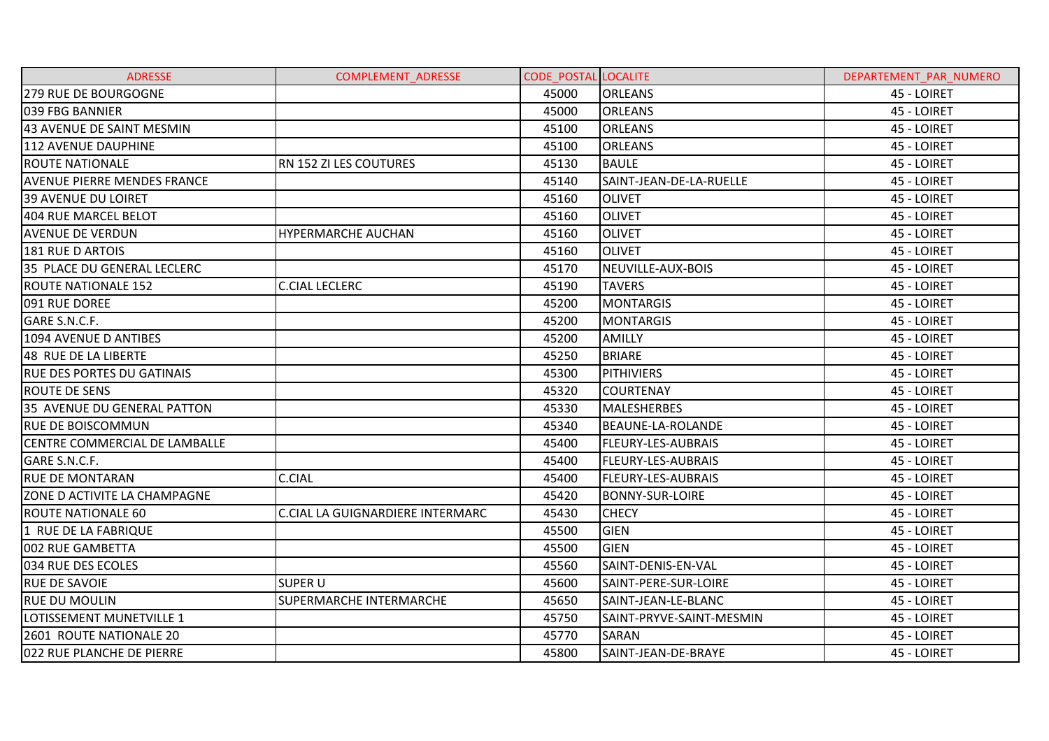| ADRESSE | COMPLEMENT_ADRESSE | CODE_POSTAL | LOCALITE | DEPARTEMENT_PAR_NUMERO |
|---|---|---|---|---|
| 279 RUE DE BOURGOGNE | | 45000 | ORLEANS | 45 - LOIRET |
| 039 FBG BANNIER | | 45000 | ORLEANS | 45 - LOIRET |
| 43 AVENUE DE SAINT MESMIN | | 45100 | ORLEANS | 45 - LOIRET |
| 112 AVENUE DAUPHINE | | 45100 | ORLEANS | 45 - LOIRET |
| ROUTE NATIONALE | RN 152 ZI LES COUTURES | 45130 | BAULE | 45 - LOIRET |
| AVENUE PIERRE MENDES FRANCE | | 45140 | SAINT-JEAN-DE-LA-RUELLE | 45 - LOIRET |
| 39 AVENUE DU LOIRET | | 45160 | OLIVET | 45 - LOIRET |
| 404 RUE MARCEL BELOT | | 45160 | OLIVET | 45 - LOIRET |
| AVENUE DE VERDUN | HYPERMARCHE AUCHAN | 45160 | OLIVET | 45 - LOIRET |
| 181 RUE D ARTOIS | | 45160 | OLIVET | 45 - LOIRET |
| 35 PLACE DU GENERAL LECLERC | | 45170 | NEUVILLE-AUX-BOIS | 45 - LOIRET |
| ROUTE NATIONALE 152 | C.CIAL LECLERC | 45190 | TAVERS | 45 - LOIRET |
| 091 RUE DOREE | | 45200 | MONTARGIS | 45 - LOIRET |
| GARE S.N.C.F. | | 45200 | MONTARGIS | 45 - LOIRET |
| 1094 AVENUE D ANTIBES | | 45200 | AMILLY | 45 - LOIRET |
| 48 RUE DE LA LIBERTE | | 45250 | BRIARE | 45 - LOIRET |
| RUE DES PORTES DU GATINAIS | | 45300 | PITHIVIERS | 45 - LOIRET |
| ROUTE DE SENS | | 45320 | COURTENAY | 45 - LOIRET |
| 35 AVENUE DU GENERAL PATTON | | 45330 | MALESHERBES | 45 - LOIRET |
| RUE DE BOISCOMMUN | | 45340 | BEAUNE-LA-ROLANDE | 45 - LOIRET |
| CENTRE COMMERCIAL DE LAMBALLE | | 45400 | FLEURY-LES-AUBRAIS | 45 - LOIRET |
| GARE S.N.C.F. | | 45400 | FLEURY-LES-AUBRAIS | 45 - LOIRET |
| RUE DE MONTARAN | C.CIAL | 45400 | FLEURY-LES-AUBRAIS | 45 - LOIRET |
| ZONE D ACTIVITE LA CHAMPAGNE | | 45420 | BONNY-SUR-LOIRE | 45 - LOIRET |
| ROUTE NATIONALE 60 | C.CIAL LA GUIGNARDIERE INTERMARC | 45430 | CHECY | 45 - LOIRET |
| 1 RUE DE LA FABRIQUE | | 45500 | GIEN | 45 - LOIRET |
| 002 RUE GAMBETTA | | 45500 | GIEN | 45 - LOIRET |
| 034 RUE DES ECOLES | | 45560 | SAINT-DENIS-EN-VAL | 45 - LOIRET |
| RUE DE SAVOIE | SUPER U | 45600 | SAINT-PERE-SUR-LOIRE | 45 - LOIRET |
| RUE DU MOULIN | SUPERMARCHE INTERMARCHE | 45650 | SAINT-JEAN-LE-BLANC | 45 - LOIRET |
| LOTISSEMENT MUNETVILLE 1 | | 45750 | SAINT-PRYVE-SAINT-MESMIN | 45 - LOIRET |
| 2601 ROUTE NATIONALE 20 | | 45770 | SARAN | 45 - LOIRET |
| 022 RUE PLANCHE DE PIERRE | | 45800 | SAINT-JEAN-DE-BRAYE | 45 - LOIRET |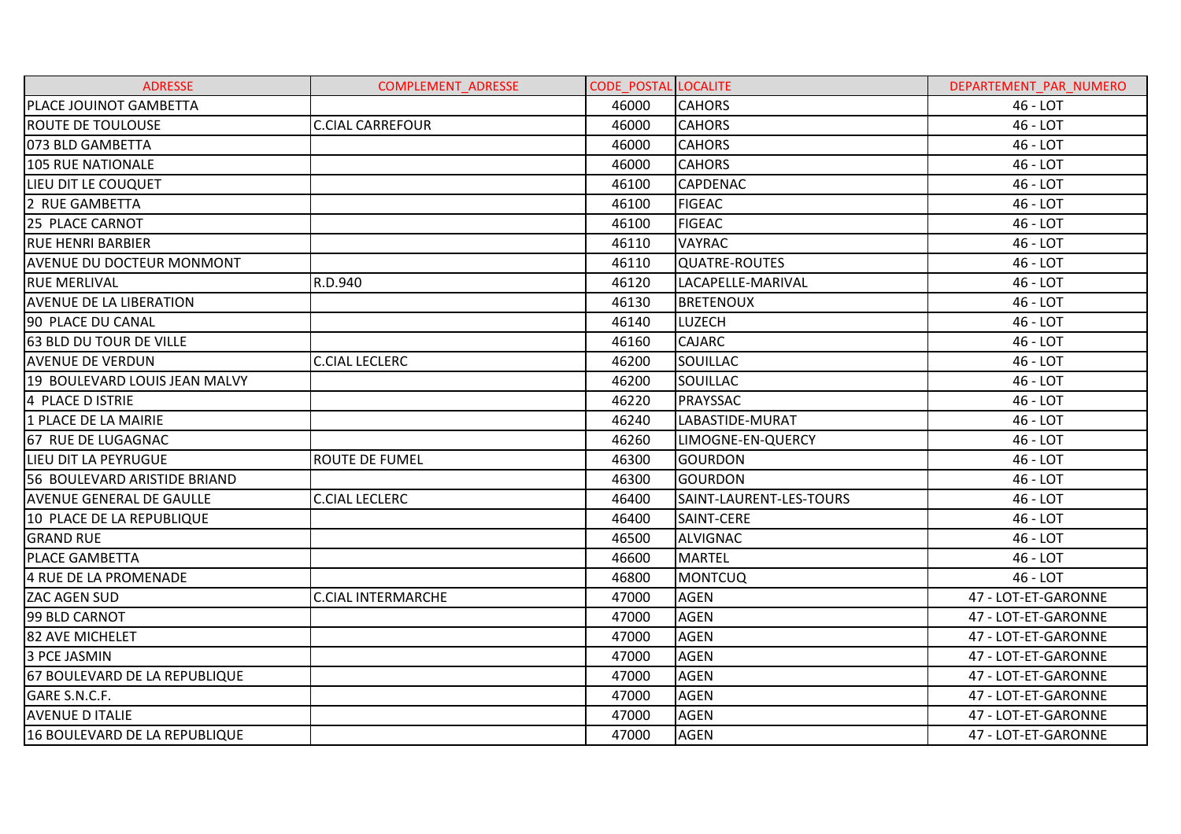| ADRESSE | COMPLEMENT_ADRESSE | CODE_POSTAL | LOCALITE | DEPARTEMENT_PAR_NUMERO |
|---|---|---|---|---|
| PLACE JOUINOT GAMBETTA | | 46000 | CAHORS | 46 - LOT |
| ROUTE DE TOULOUSE | C.CIAL CARREFOUR | 46000 | CAHORS | 46 - LOT |
| 073 BLD GAMBETTA | | 46000 | CAHORS | 46 - LOT |
| 105 RUE NATIONALE | | 46000 | CAHORS | 46 - LOT |
| LIEU DIT LE COUQUET | | 46100 | CAPDENAC | 46 - LOT |
| 2 RUE GAMBETTA | | 46100 | FIGEAC | 46 - LOT |
| 25 PLACE CARNOT | | 46100 | FIGEAC | 46 - LOT |
| RUE HENRI BARBIER | | 46110 | VAYRAC | 46 - LOT |
| AVENUE DU DOCTEUR MONMONT | | 46110 | QUATRE-ROUTES | 46 - LOT |
| RUE MERLIVAL | R.D.940 | 46120 | LACAPELLE-MARIVAL | 46 - LOT |
| AVENUE DE LA LIBERATION | | 46130 | BRETENOUX | 46 - LOT |
| 90 PLACE DU CANAL | | 46140 | LUZECH | 46 - LOT |
| 63 BLD DU TOUR DE VILLE | | 46160 | CAJARC | 46 - LOT |
| AVENUE DE VERDUN | C.CIAL LECLERC | 46200 | SOUILLAC | 46 - LOT |
| 19 BOULEVARD LOUIS JEAN MALVY | | 46200 | SOUILLAC | 46 - LOT |
| 4 PLACE D ISTRIE | | 46220 | PRAYSSAC | 46 - LOT |
| 1 PLACE DE LA MAIRIE | | 46240 | LABASTIDE-MURAT | 46 - LOT |
| 67 RUE DE LUGAGNAC | | 46260 | LIMOGNE-EN-QUERCY | 46 - LOT |
| LIEU DIT LA PEYRUGUE | ROUTE DE FUMEL | 46300 | GOURDON | 46 - LOT |
| 56 BOULEVARD ARISTIDE BRIAND | | 46300 | GOURDON | 46 - LOT |
| AVENUE GENERAL DE GAULLE | C.CIAL LECLERC | 46400 | SAINT-LAURENT-LES-TOURS | 46 - LOT |
| 10 PLACE DE LA REPUBLIQUE | | 46400 | SAINT-CERE | 46 - LOT |
| GRAND RUE | | 46500 | ALVIGNAC | 46 - LOT |
| PLACE GAMBETTA | | 46600 | MARTEL | 46 - LOT |
| 4 RUE DE LA PROMENADE | | 46800 | MONTCUQ | 46 - LOT |
| ZAC AGEN SUD | C.CIAL INTERMARCHE | 47000 | AGEN | 47 - LOT-ET-GARONNE |
| 99 BLD CARNOT | | 47000 | AGEN | 47 - LOT-ET-GARONNE |
| 82 AVE MICHELET | | 47000 | AGEN | 47 - LOT-ET-GARONNE |
| 3 PCE JASMIN | | 47000 | AGEN | 47 - LOT-ET-GARONNE |
| 67 BOULEVARD DE LA REPUBLIQUE | | 47000 | AGEN | 47 - LOT-ET-GARONNE |
| GARE S.N.C.F. | | 47000 | AGEN | 47 - LOT-ET-GARONNE |
| AVENUE D ITALIE | | 47000 | AGEN | 47 - LOT-ET-GARONNE |
| 16 BOULEVARD DE LA REPUBLIQUE | | 47000 | AGEN | 47 - LOT-ET-GARONNE |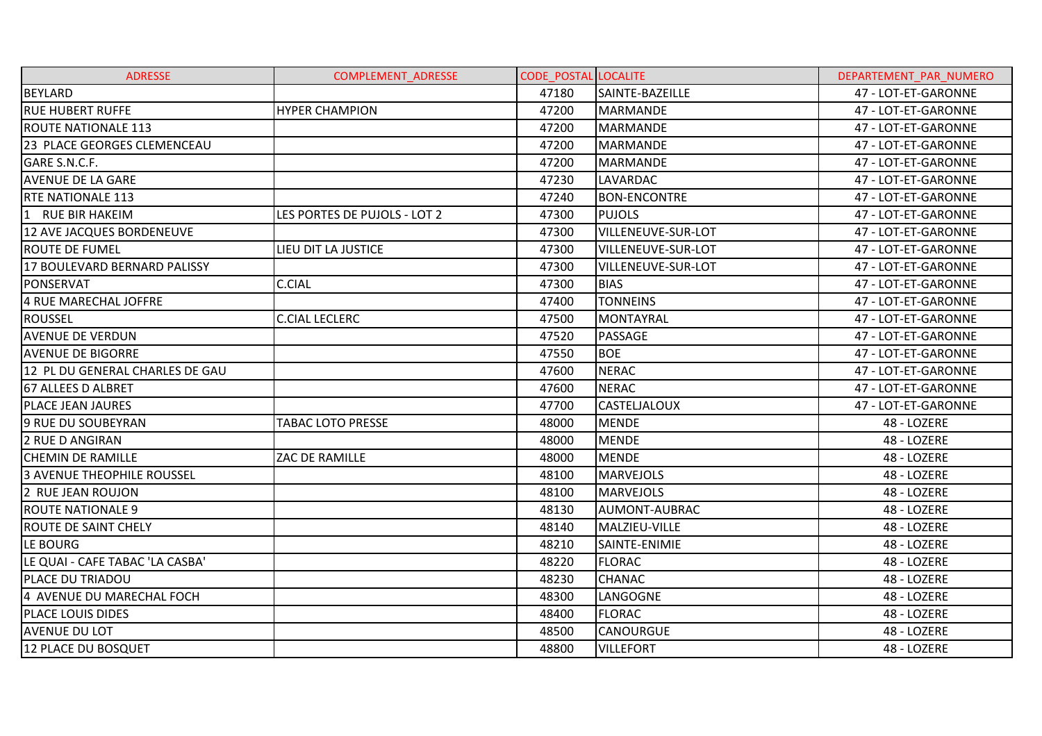| ADRESSE | COMPLEMENT_ADRESSE | CODE_POSTAL | LOCALITE | DEPARTEMENT_PAR_NUMERO |
|---|---|---|---|---|
| BEYLARD | | 47180 | SAINTE-BAZEILLE | 47 - LOT-ET-GARONNE |
| RUE HUBERT RUFFE | HYPER CHAMPION | 47200 | MARMANDE | 47 - LOT-ET-GARONNE |
| ROUTE NATIONALE 113 | | 47200 | MARMANDE | 47 - LOT-ET-GARONNE |
| 23 PLACE GEORGES CLEMENCEAU | | 47200 | MARMANDE | 47 - LOT-ET-GARONNE |
| GARE S.N.C.F. | | 47200 | MARMANDE | 47 - LOT-ET-GARONNE |
| AVENUE DE LA GARE | | 47230 | LAVARDAC | 47 - LOT-ET-GARONNE |
| RTE NATIONALE 113 | | 47240 | BON-ENCONTRE | 47 - LOT-ET-GARONNE |
| 1 RUE BIR HAKEIM | LES PORTES DE PUJOLS - LOT 2 | 47300 | PUJOLS | 47 - LOT-ET-GARONNE |
| 12 AVE JACQUES BORDENEUVE | | 47300 | VILLENEUVE-SUR-LOT | 47 - LOT-ET-GARONNE |
| ROUTE DE FUMEL | LIEU DIT LA JUSTICE | 47300 | VILLENEUVE-SUR-LOT | 47 - LOT-ET-GARONNE |
| 17 BOULEVARD BERNARD PALISSY | | 47300 | VILLENEUVE-SUR-LOT | 47 - LOT-ET-GARONNE |
| PONSERVAT | C.CIAL | 47300 | BIAS | 47 - LOT-ET-GARONNE |
| 4 RUE MARECHAL JOFFRE | | 47400 | TONNEINS | 47 - LOT-ET-GARONNE |
| ROUSSEL | C.CIAL LECLERC | 47500 | MONTAYRAL | 47 - LOT-ET-GARONNE |
| AVENUE DE VERDUN | | 47520 | PASSAGE | 47 - LOT-ET-GARONNE |
| AVENUE DE BIGORRE | | 47550 | BOE | 47 - LOT-ET-GARONNE |
| 12 PL DU GENERAL CHARLES DE GAU | | 47600 | NERAC | 47 - LOT-ET-GARONNE |
| 67 ALLEES D ALBRET | | 47600 | NERAC | 47 - LOT-ET-GARONNE |
| PLACE JEAN JAURES | | 47700 | CASTELJALOUX | 47 - LOT-ET-GARONNE |
| 9 RUE DU SOUBEYRAN | TABAC LOTO PRESSE | 48000 | MENDE | 48 - LOZERE |
| 2 RUE D ANGIRAN | | 48000 | MENDE | 48 - LOZERE |
| CHEMIN DE RAMILLE | ZAC DE RAMILLE | 48000 | MENDE | 48 - LOZERE |
| 3 AVENUE THEOPHILE ROUSSEL | | 48100 | MARVEJOLS | 48 - LOZERE |
| 2 RUE JEAN ROUJON | | 48100 | MARVEJOLS | 48 - LOZERE |
| ROUTE NATIONALE 9 | | 48130 | AUMONT-AUBRAC | 48 - LOZERE |
| ROUTE DE SAINT CHELY | | 48140 | MALZIEU-VILLE | 48 - LOZERE |
| LE BOURG | | 48210 | SAINTE-ENIMIE | 48 - LOZERE |
| LE QUAI - CAFE TABAC 'LA CASBA' | | 48220 | FLORAC | 48 - LOZERE |
| PLACE DU TRIADOU | | 48230 | CHANAC | 48 - LOZERE |
| 4 AVENUE DU MARECHAL FOCH | | 48300 | LANGOGNE | 48 - LOZERE |
| PLACE LOUIS DIDES | | 48400 | FLORAC | 48 - LOZERE |
| AVENUE DU LOT | | 48500 | CANOURGUE | 48 - LOZERE |
| 12 PLACE DU BOSQUET | | 48800 | VILLEFORT | 48 - LOZERE |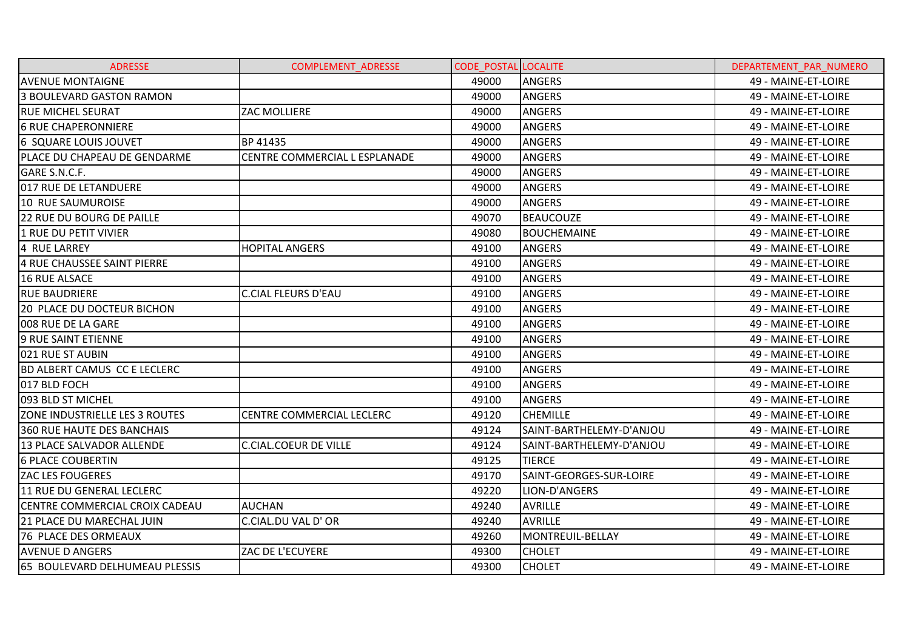| ADRESSE | COMPLEMENT_ADRESSE | CODE_POSTAL | LOCALITE | DEPARTEMENT_PAR_NUMERO |
|---|---|---|---|---|
| AVENUE MONTAIGNE | | 49000 | ANGERS | 49 - MAINE-ET-LOIRE |
| 3 BOULEVARD GASTON RAMON | | 49000 | ANGERS | 49 - MAINE-ET-LOIRE |
| RUE MICHEL SEURAT | ZAC MOLLIERE | 49000 | ANGERS | 49 - MAINE-ET-LOIRE |
| 6 RUE CHAPERONNIERE | | 49000 | ANGERS | 49 - MAINE-ET-LOIRE |
| 6 SQUARE LOUIS JOUVET | BP 41435 | 49000 | ANGERS | 49 - MAINE-ET-LOIRE |
| PLACE DU CHAPEAU DE GENDARME | CENTRE COMMERCIAL L ESPLANADE | 49000 | ANGERS | 49 - MAINE-ET-LOIRE |
| GARE S.N.C.F. | | 49000 | ANGERS | 49 - MAINE-ET-LOIRE |
| 017 RUE DE LETANDUERE | | 49000 | ANGERS | 49 - MAINE-ET-LOIRE |
| 10 RUE SAUMUROISE | | 49000 | ANGERS | 49 - MAINE-ET-LOIRE |
| 22 RUE DU BOURG DE PAILLE | | 49070 | BEAUCOUZE | 49 - MAINE-ET-LOIRE |
| 1 RUE DU PETIT VIVIER | | 49080 | BOUCHEMAINE | 49 - MAINE-ET-LOIRE |
| 4 RUE LARREY | HOPITAL ANGERS | 49100 | ANGERS | 49 - MAINE-ET-LOIRE |
| 4 RUE CHAUSSEE SAINT PIERRE | | 49100 | ANGERS | 49 - MAINE-ET-LOIRE |
| 16 RUE ALSACE | | 49100 | ANGERS | 49 - MAINE-ET-LOIRE |
| RUE BAUDRIERE | C.CIAL FLEURS D'EAU | 49100 | ANGERS | 49 - MAINE-ET-LOIRE |
| 20 PLACE DU DOCTEUR BICHON | | 49100 | ANGERS | 49 - MAINE-ET-LOIRE |
| 008 RUE DE LA GARE | | 49100 | ANGERS | 49 - MAINE-ET-LOIRE |
| 9 RUE SAINT ETIENNE | | 49100 | ANGERS | 49 - MAINE-ET-LOIRE |
| 021 RUE ST AUBIN | | 49100 | ANGERS | 49 - MAINE-ET-LOIRE |
| BD ALBERT CAMUS CC E LECLERC | | 49100 | ANGERS | 49 - MAINE-ET-LOIRE |
| 017 BLD FOCH | | 49100 | ANGERS | 49 - MAINE-ET-LOIRE |
| 093 BLD ST MICHEL | | 49100 | ANGERS | 49 - MAINE-ET-LOIRE |
| ZONE INDUSTRIELLE LES 3 ROUTES | CENTRE COMMERCIAL LECLERC | 49120 | CHEMILLE | 49 - MAINE-ET-LOIRE |
| 360 RUE HAUTE DES BANCHAIS | | 49124 | SAINT-BARTHELEMY-D'ANJOU | 49 - MAINE-ET-LOIRE |
| 13 PLACE SALVADOR ALLENDE | C.CIAL.COEUR DE VILLE | 49124 | SAINT-BARTHELEMY-D'ANJOU | 49 - MAINE-ET-LOIRE |
| 6 PLACE COUBERTIN | | 49125 | TIERCE | 49 - MAINE-ET-LOIRE |
| ZAC LES FOUGERES | | 49170 | SAINT-GEORGES-SUR-LOIRE | 49 - MAINE-ET-LOIRE |
| 11 RUE DU GENERAL LECLERC | | 49220 | LION-D'ANGERS | 49 - MAINE-ET-LOIRE |
| CENTRE COMMERCIAL CROIX CADEAU | AUCHAN | 49240 | AVRILLE | 49 - MAINE-ET-LOIRE |
| 21 PLACE DU MARECHAL JUIN | C.CIAL.DU VAL D' OR | 49240 | AVRILLE | 49 - MAINE-ET-LOIRE |
| 76 PLACE DES ORMEAUX | | 49260 | MONTREUIL-BELLAY | 49 - MAINE-ET-LOIRE |
| AVENUE D ANGERS | ZAC DE L'ECUYERE | 49300 | CHOLET | 49 - MAINE-ET-LOIRE |
| 65 BOULEVARD DELHUMEAU PLESSIS | | 49300 | CHOLET | 49 - MAINE-ET-LOIRE |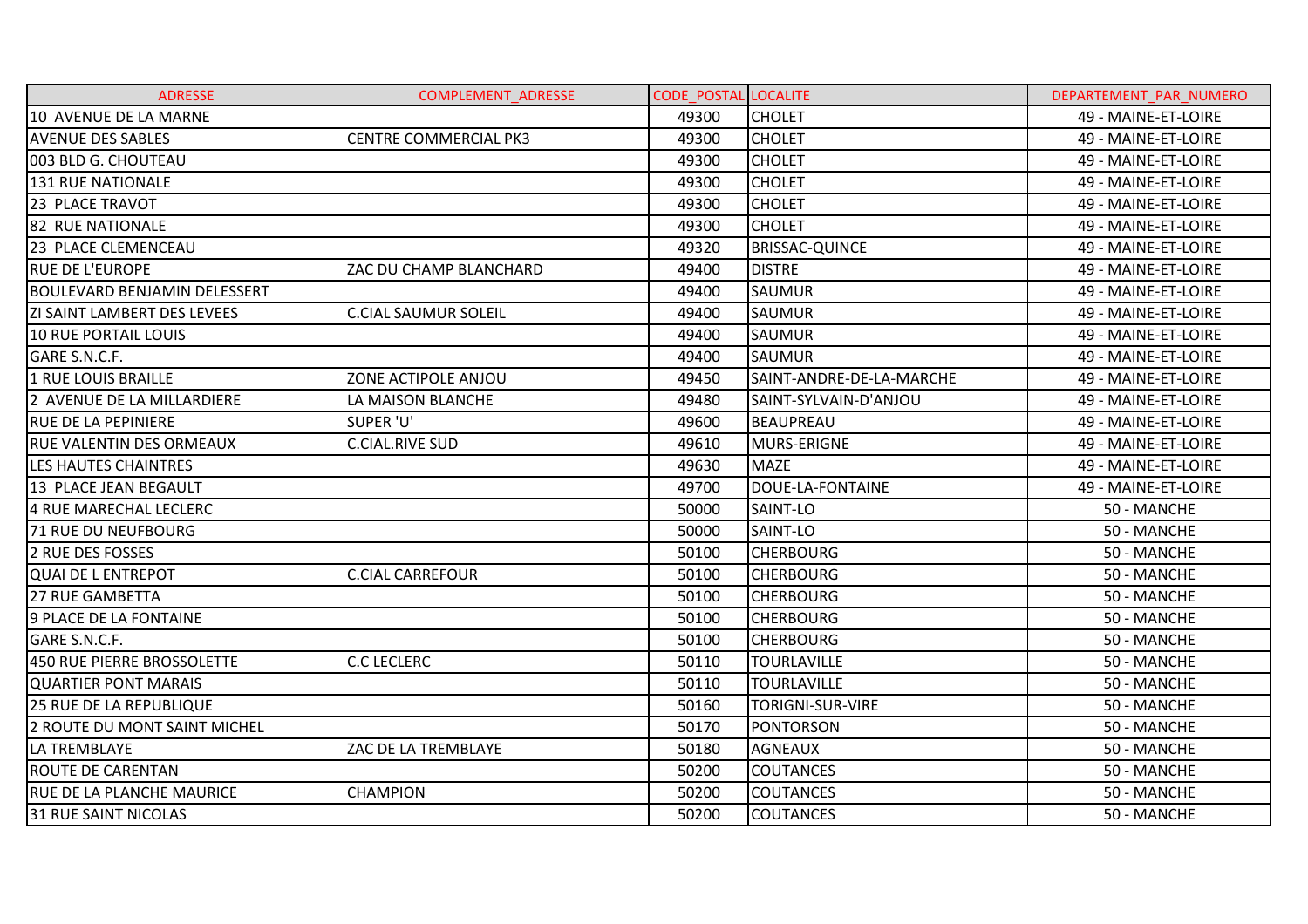| ADRESSE | COMPLEMENT_ADRESSE | CODE_POSTAL | LOCALITE | DEPARTEMENT_PAR_NUMERO |
|---|---|---|---|---|
| 10 AVENUE DE LA MARNE | | 49300 | CHOLET | 49 - MAINE-ET-LOIRE |
| AVENUE DES SABLES | CENTRE COMMERCIAL PK3 | 49300 | CHOLET | 49 - MAINE-ET-LOIRE |
| 003 BLD G. CHOUTEAU | | 49300 | CHOLET | 49 - MAINE-ET-LOIRE |
| 131 RUE NATIONALE | | 49300 | CHOLET | 49 - MAINE-ET-LOIRE |
| 23 PLACE TRAVOT | | 49300 | CHOLET | 49 - MAINE-ET-LOIRE |
| 82 RUE NATIONALE | | 49300 | CHOLET | 49 - MAINE-ET-LOIRE |
| 23 PLACE CLEMENCEAU | | 49320 | BRISSAC-QUINCE | 49 - MAINE-ET-LOIRE |
| RUE DE L'EUROPE | ZAC DU CHAMP BLANCHARD | 49400 | DISTRE | 49 - MAINE-ET-LOIRE |
| BOULEVARD BENJAMIN DELESSERT | | 49400 | SAUMUR | 49 - MAINE-ET-LOIRE |
| ZI SAINT LAMBERT DES LEVEES | C.CIAL SAUMUR SOLEIL | 49400 | SAUMUR | 49 - MAINE-ET-LOIRE |
| 10 RUE PORTAIL LOUIS | | 49400 | SAUMUR | 49 - MAINE-ET-LOIRE |
| GARE S.N.C.F. | | 49400 | SAUMUR | 49 - MAINE-ET-LOIRE |
| 1 RUE LOUIS BRAILLE | ZONE ACTIPOLE ANJOU | 49450 | SAINT-ANDRE-DE-LA-MARCHE | 49 - MAINE-ET-LOIRE |
| 2 AVENUE DE LA MILLARDIERE | LA MAISON BLANCHE | 49480 | SAINT-SYLVAIN-D'ANJOU | 49 - MAINE-ET-LOIRE |
| RUE DE LA PEPINIERE | SUPER 'U' | 49600 | BEAUPREAU | 49 - MAINE-ET-LOIRE |
| RUE VALENTIN DES ORMEAUX | C.CIAL.RIVE SUD | 49610 | MURS-ERIGNE | 49 - MAINE-ET-LOIRE |
| LES HAUTES CHAINTRES | | 49630 | MAZE | 49 - MAINE-ET-LOIRE |
| 13 PLACE JEAN BEGAULT | | 49700 | DOUE-LA-FONTAINE | 49 - MAINE-ET-LOIRE |
| 4 RUE MARECHAL LECLERC | | 50000 | SAINT-LO | 50 - MANCHE |
| 71 RUE DU NEUFBOURG | | 50000 | SAINT-LO | 50 - MANCHE |
| 2 RUE DES FOSSES | | 50100 | CHERBOURG | 50 - MANCHE |
| QUAI DE L ENTREPOT | C.CIAL CARREFOUR | 50100 | CHERBOURG | 50 - MANCHE |
| 27 RUE GAMBETTA | | 50100 | CHERBOURG | 50 - MANCHE |
| 9 PLACE DE LA FONTAINE | | 50100 | CHERBOURG | 50 - MANCHE |
| GARE S.N.C.F. | | 50100 | CHERBOURG | 50 - MANCHE |
| 450 RUE PIERRE BROSSOLETTE | C.C LECLERC | 50110 | TOURLAVILLE | 50 - MANCHE |
| QUARTIER PONT MARAIS | | 50110 | TOURLAVILLE | 50 - MANCHE |
| 25 RUE DE LA REPUBLIQUE | | 50160 | TORIGNI-SUR-VIRE | 50 - MANCHE |
| 2 ROUTE DU MONT SAINT MICHEL | | 50170 | PONTORSON | 50 - MANCHE |
| LA TREMBLAYE | ZAC DE LA TREMBLAYE | 50180 | AGNEAUX | 50 - MANCHE |
| ROUTE DE CARENTAN | | 50200 | COUTANCES | 50 - MANCHE |
| RUE DE LA PLANCHE MAURICE | CHAMPION | 50200 | COUTANCES | 50 - MANCHE |
| 31 RUE SAINT NICOLAS | | 50200 | COUTANCES | 50 - MANCHE |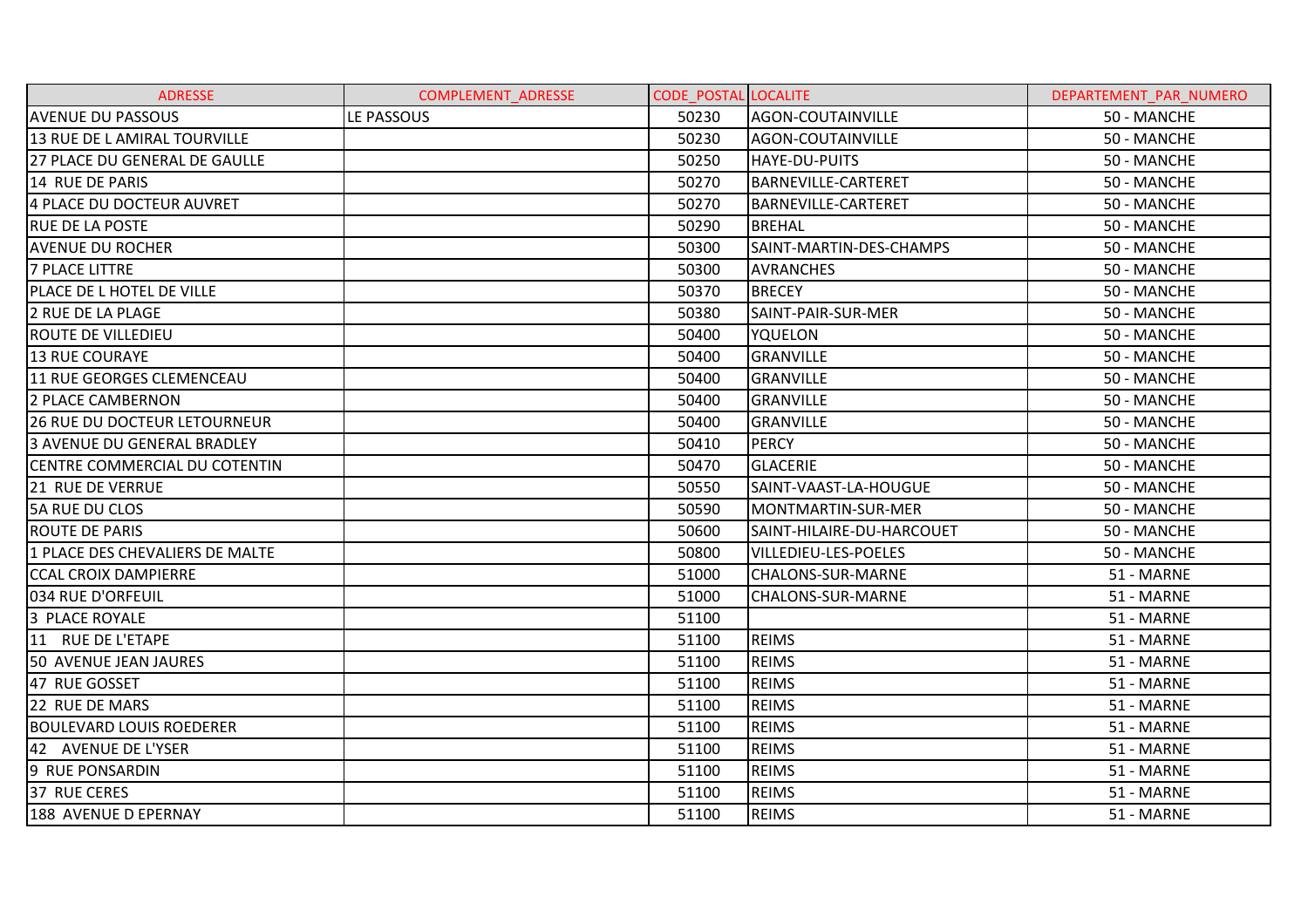| ADRESSE | COMPLEMENT_ADRESSE | CODE_POSTAL | LOCALITE | DEPARTEMENT_PAR_NUMERO |
|---|---|---|---|---|
| AVENUE DU PASSOUS | LE PASSOUS | 50230 | AGON-COUTAINVILLE | 50 - MANCHE |
| 13 RUE DE L AMIRAL TOURVILLE | | 50230 | AGON-COUTAINVILLE | 50 - MANCHE |
| 27 PLACE DU GENERAL DE GAULLE | | 50250 | HAYE-DU-PUITS | 50 - MANCHE |
| 14 RUE DE PARIS | | 50270 | BARNEVILLE-CARTERET | 50 - MANCHE |
| 4 PLACE DU DOCTEUR AUVRET | | 50270 | BARNEVILLE-CARTERET | 50 - MANCHE |
| RUE DE LA POSTE | | 50290 | BREHAL | 50 - MANCHE |
| AVENUE DU ROCHER | | 50300 | SAINT-MARTIN-DES-CHAMPS | 50 - MANCHE |
| 7 PLACE LITTRE | | 50300 | AVRANCHES | 50 - MANCHE |
| PLACE DE L HOTEL DE VILLE | | 50370 | BRECEY | 50 - MANCHE |
| 2 RUE DE LA PLAGE | | 50380 | SAINT-PAIR-SUR-MER | 50 - MANCHE |
| ROUTE DE VILLEDIEU | | 50400 | YQUELON | 50 - MANCHE |
| 13 RUE COURAYE | | 50400 | GRANVILLE | 50 - MANCHE |
| 11 RUE GEORGES CLEMENCEAU | | 50400 | GRANVILLE | 50 - MANCHE |
| 2 PLACE CAMBERNON | | 50400 | GRANVILLE | 50 - MANCHE |
| 26 RUE DU DOCTEUR LETOURNEUR | | 50400 | GRANVILLE | 50 - MANCHE |
| 3 AVENUE DU GENERAL BRADLEY | | 50410 | PERCY | 50 - MANCHE |
| CENTRE COMMERCIAL DU COTENTIN | | 50470 | GLACERIE | 50 - MANCHE |
| 21 RUE DE VERRUE | | 50550 | SAINT-VAAST-LA-HOUGUE | 50 - MANCHE |
| 5A RUE DU CLOS | | 50590 | MONTMARTIN-SUR-MER | 50 - MANCHE |
| ROUTE DE PARIS | | 50600 | SAINT-HILAIRE-DU-HARCOUET | 50 - MANCHE |
| 1 PLACE DES CHEVALIERS DE MALTE | | 50800 | VILLEDIEU-LES-POELES | 50 - MANCHE |
| CCAL CROIX DAMPIERRE | | 51000 | CHALONS-SUR-MARNE | 51 - MARNE |
| 034 RUE D'ORFEUIL | | 51000 | CHALONS-SUR-MARNE | 51 - MARNE |
| 3 PLACE ROYALE | | 51100 | | 51 - MARNE |
| 11 RUE DE L'ETAPE | | 51100 | REIMS | 51 - MARNE |
| 50 AVENUE JEAN JAURES | | 51100 | REIMS | 51 - MARNE |
| 47 RUE GOSSET | | 51100 | REIMS | 51 - MARNE |
| 22 RUE DE MARS | | 51100 | REIMS | 51 - MARNE |
| BOULEVARD LOUIS ROEDERER | | 51100 | REIMS | 51 - MARNE |
| 42 AVENUE DE L'YSER | | 51100 | REIMS | 51 - MARNE |
| 9 RUE PONSARDIN | | 51100 | REIMS | 51 - MARNE |
| 37 RUE CERES | | 51100 | REIMS | 51 - MARNE |
| 188 AVENUE D EPERNAY | | 51100 | REIMS | 51 - MARNE |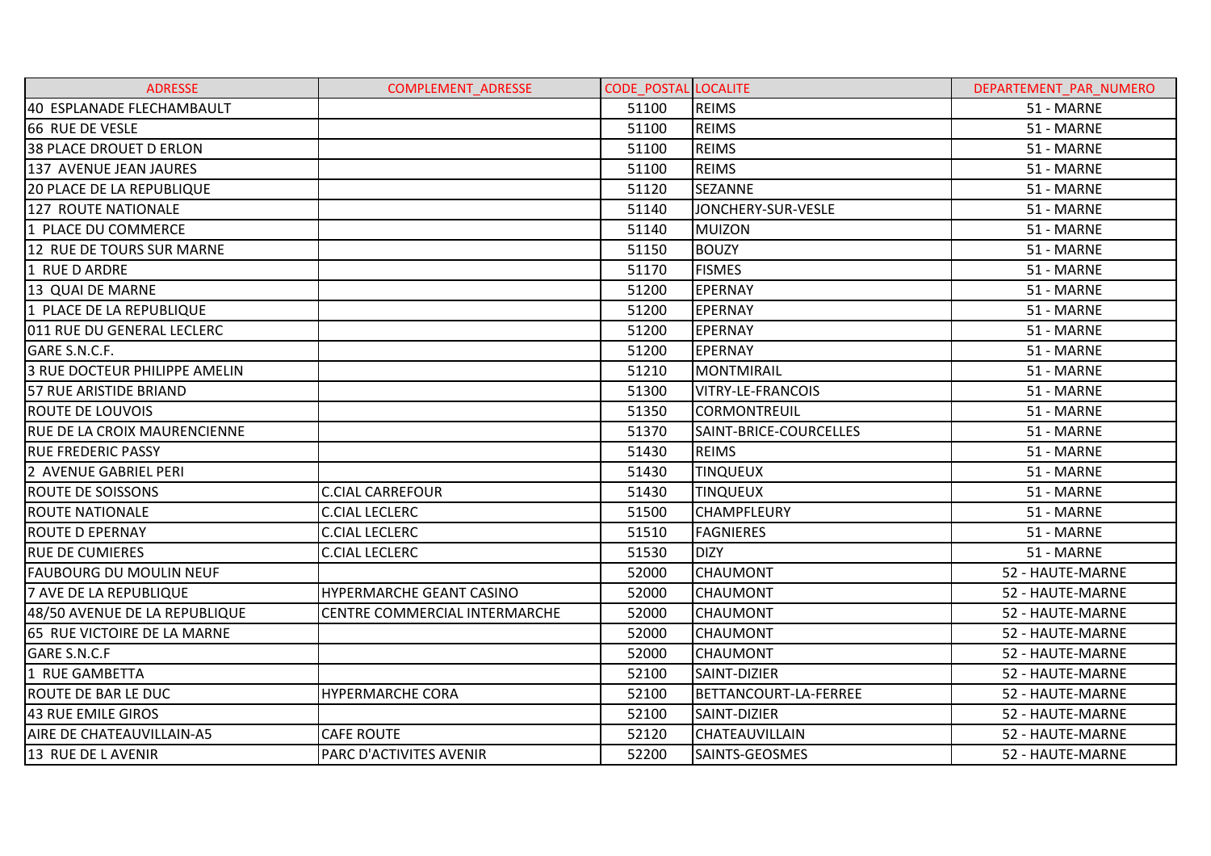| ADRESSE | COMPLEMENT_ADRESSE | CODE_POSTAL | LOCALITE | DEPARTEMENT_PAR_NUMERO |
|---|---|---|---|---|
| 40 ESPLANADE FLECHAMBAULT | | 51100 | REIMS | 51 - MARNE |
| 66 RUE DE VESLE | | 51100 | REIMS | 51 - MARNE |
| 38 PLACE DROUET D ERLON | | 51100 | REIMS | 51 - MARNE |
| 137 AVENUE JEAN JAURES | | 51100 | REIMS | 51 - MARNE |
| 20 PLACE DE LA REPUBLIQUE | | 51120 | SEZANNE | 51 - MARNE |
| 127 ROUTE NATIONALE | | 51140 | JONCHERY-SUR-VESLE | 51 - MARNE |
| 1 PLACE DU COMMERCE | | 51140 | MUIZON | 51 - MARNE |
| 12 RUE DE TOURS SUR MARNE | | 51150 | BOUZY | 51 - MARNE |
| 1 RUE D ARDRE | | 51170 | FISMES | 51 - MARNE |
| 13 QUAI DE MARNE | | 51200 | EPERNAY | 51 - MARNE |
| 1 PLACE DE LA REPUBLIQUE | | 51200 | EPERNAY | 51 - MARNE |
| 011 RUE DU GENERAL LECLERC | | 51200 | EPERNAY | 51 - MARNE |
| GARE S.N.C.F. | | 51200 | EPERNAY | 51 - MARNE |
| 3 RUE DOCTEUR PHILIPPE AMELIN | | 51210 | MONTMIRAIL | 51 - MARNE |
| 57 RUE ARISTIDE BRIAND | | 51300 | VITRY-LE-FRANCOIS | 51 - MARNE |
| ROUTE DE LOUVOIS | | 51350 | CORMONTREUIL | 51 - MARNE |
| RUE DE LA CROIX MAURENCIENNE | | 51370 | SAINT-BRICE-COURCELLES | 51 - MARNE |
| RUE FREDERIC PASSY | | 51430 | REIMS | 51 - MARNE |
| 2 AVENUE GABRIEL PERI | | 51430 | TINQUEUX | 51 - MARNE |
| ROUTE DE SOISSONS | C.CIAL CARREFOUR | 51430 | TINQUEUX | 51 - MARNE |
| ROUTE NATIONALE | C.CIAL LECLERC | 51500 | CHAMPFLEURY | 51 - MARNE |
| ROUTE D EPERNAY | C.CIAL LECLERC | 51510 | FAGNIERES | 51 - MARNE |
| RUE DE CUMIERES | C.CIAL LECLERC | 51530 | DIZY | 51 - MARNE |
| FAUBOURG DU MOULIN NEUF | | 52000 | CHAUMONT | 52 - HAUTE-MARNE |
| 7 AVE DE LA REPUBLIQUE | HYPERMARCHE GEANT CASINO | 52000 | CHAUMONT | 52 - HAUTE-MARNE |
| 48/50 AVENUE DE LA REPUBLIQUE | CENTRE COMMERCIAL INTERMARCHE | 52000 | CHAUMONT | 52 - HAUTE-MARNE |
| 65 RUE VICTOIRE DE LA MARNE | | 52000 | CHAUMONT | 52 - HAUTE-MARNE |
| GARE S.N.C.F | | 52000 | CHAUMONT | 52 - HAUTE-MARNE |
| 1 RUE GAMBETTA | | 52100 | SAINT-DIZIER | 52 - HAUTE-MARNE |
| ROUTE DE BAR LE DUC | HYPERMARCHE CORA | 52100 | BETTANCOURT-LA-FERREE | 52 - HAUTE-MARNE |
| 43 RUE EMILE GIROS | | 52100 | SAINT-DIZIER | 52 - HAUTE-MARNE |
| AIRE DE CHATEAUVILLAIN-A5 | CAFE ROUTE | 52120 | CHATEAUVILLAIN | 52 - HAUTE-MARNE |
| 13 RUE DE L AVENIR | PARC D'ACTIVITES AVENIR | 52200 | SAINTS-GEOSMES | 52 - HAUTE-MARNE |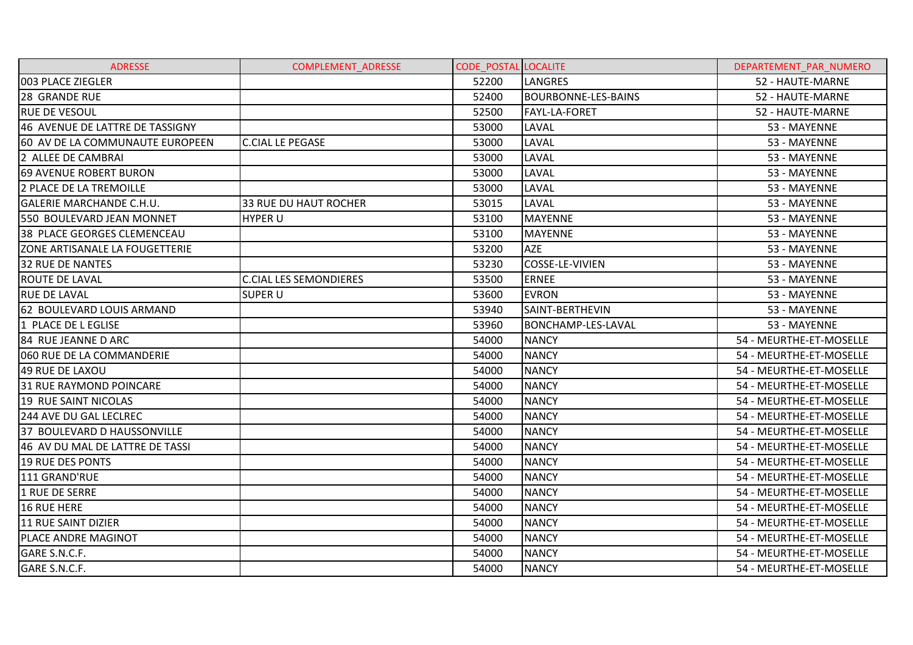| ADRESSE | COMPLEMENT_ADRESSE | CODE_POSTAL | LOCALITE | DEPARTEMENT_PAR_NUMERO |
|---|---|---|---|---|
| 003 PLACE ZIEGLER | | 52200 | LANGRES | 52 - HAUTE-MARNE |
| 28 GRANDE RUE | | 52400 | BOURBONNE-LES-BAINS | 52 - HAUTE-MARNE |
| RUE DE VESOUL | | 52500 | FAYL-LA-FORET | 52 - HAUTE-MARNE |
| 46 AVENUE DE LATTRE DE TASSIGNY | | 53000 | LAVAL | 53 - MAYENNE |
| 60 AV DE LA COMMUNAUTE EUROPEEN | C.CIAL LE PEGASE | 53000 | LAVAL | 53 - MAYENNE |
| 2 ALLEE DE CAMBRAI | | 53000 | LAVAL | 53 - MAYENNE |
| 69 AVENUE ROBERT BURON | | 53000 | LAVAL | 53 - MAYENNE |
| 2 PLACE DE LA TREMOILLE | | 53000 | LAVAL | 53 - MAYENNE |
| GALERIE MARCHANDE C.H.U. | 33 RUE DU HAUT ROCHER | 53015 | LAVAL | 53 - MAYENNE |
| 550 BOULEVARD JEAN MONNET | HYPER U | 53100 | MAYENNE | 53 - MAYENNE |
| 38 PLACE GEORGES CLEMENCEAU | | 53100 | MAYENNE | 53 - MAYENNE |
| ZONE ARTISANALE LA FOUGETTERIE | | 53200 | AZE | 53 - MAYENNE |
| 32 RUE DE NANTES | | 53230 | COSSE-LE-VIVIEN | 53 - MAYENNE |
| ROUTE DE LAVAL | C.CIAL LES SEMONDIERES | 53500 | ERNEE | 53 - MAYENNE |
| RUE DE LAVAL | SUPER U | 53600 | EVRON | 53 - MAYENNE |
| 62 BOULEVARD LOUIS ARMAND | | 53940 | SAINT-BERTHEVIN | 53 - MAYENNE |
| 1 PLACE DE L EGLISE | | 53960 | BONCHAMP-LES-LAVAL | 53 - MAYENNE |
| 84 RUE JEANNE D ARC | | 54000 | NANCY | 54 - MEURTHE-ET-MOSELLE |
| 060 RUE DE LA COMMANDERIE | | 54000 | NANCY | 54 - MEURTHE-ET-MOSELLE |
| 49 RUE DE LAXOU | | 54000 | NANCY | 54 - MEURTHE-ET-MOSELLE |
| 31 RUE RAYMOND POINCARE | | 54000 | NANCY | 54 - MEURTHE-ET-MOSELLE |
| 19 RUE SAINT NICOLAS | | 54000 | NANCY | 54 - MEURTHE-ET-MOSELLE |
| 244 AVE DU GAL LECLREC | | 54000 | NANCY | 54 - MEURTHE-ET-MOSELLE |
| 37 BOULEVARD D HAUSSONVILLE | | 54000 | NANCY | 54 - MEURTHE-ET-MOSELLE |
| 46 AV DU MAL DE LATTRE DE TASSI | | 54000 | NANCY | 54 - MEURTHE-ET-MOSELLE |
| 19 RUE DES PONTS | | 54000 | NANCY | 54 - MEURTHE-ET-MOSELLE |
| 111 GRAND'RUE | | 54000 | NANCY | 54 - MEURTHE-ET-MOSELLE |
| 1 RUE DE SERRE | | 54000 | NANCY | 54 - MEURTHE-ET-MOSELLE |
| 16 RUE HERE | | 54000 | NANCY | 54 - MEURTHE-ET-MOSELLE |
| 11 RUE SAINT DIZIER | | 54000 | NANCY | 54 - MEURTHE-ET-MOSELLE |
| PLACE ANDRE MAGINOT | | 54000 | NANCY | 54 - MEURTHE-ET-MOSELLE |
| GARE S.N.C.F. | | 54000 | NANCY | 54 - MEURTHE-ET-MOSELLE |
| GARE S.N.C.F. | | 54000 | NANCY | 54 - MEURTHE-ET-MOSELLE |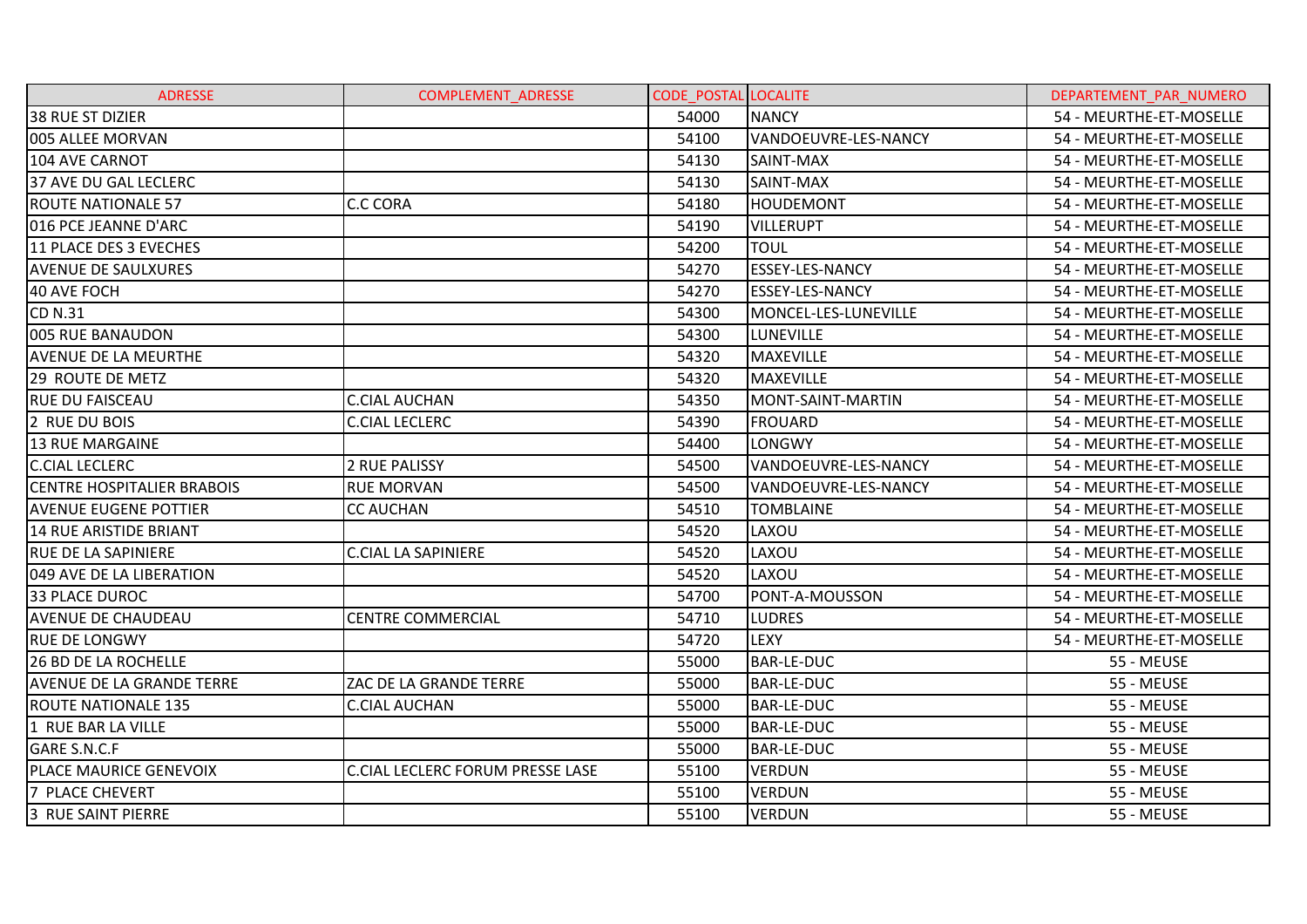| ADRESSE | COMPLEMENT_ADRESSE | CODE_POSTAL | LOCALITE | DEPARTEMENT_PAR_NUMERO |
|---|---|---|---|---|
| 38 RUE ST DIZIER | | 54000 | NANCY | 54 - MEURTHE-ET-MOSELLE |
| 005 ALLEE MORVAN | | 54100 | VANDOEUVRE-LES-NANCY | 54 - MEURTHE-ET-MOSELLE |
| 104 AVE CARNOT | | 54130 | SAINT-MAX | 54 - MEURTHE-ET-MOSELLE |
| 37 AVE DU GAL LECLERC | | 54130 | SAINT-MAX | 54 - MEURTHE-ET-MOSELLE |
| ROUTE NATIONALE 57 | C.C CORA | 54180 | HOUDEMONT | 54 - MEURTHE-ET-MOSELLE |
| 016 PCE JEANNE D'ARC | | 54190 | VILLERUPT | 54 - MEURTHE-ET-MOSELLE |
| 11 PLACE DES 3 EVECHES | | 54200 | TOUL | 54 - MEURTHE-ET-MOSELLE |
| AVENUE DE SAULXURES | | 54270 | ESSEY-LES-NANCY | 54 - MEURTHE-ET-MOSELLE |
| 40 AVE FOCH | | 54270 | ESSEY-LES-NANCY | 54 - MEURTHE-ET-MOSELLE |
| CD N.31 | | 54300 | MONCEL-LES-LUNEVILLE | 54 - MEURTHE-ET-MOSELLE |
| 005 RUE BANAUDON | | 54300 | LUNEVILLE | 54 - MEURTHE-ET-MOSELLE |
| AVENUE DE LA MEURTHE | | 54320 | MAXEVILLE | 54 - MEURTHE-ET-MOSELLE |
| 29 ROUTE DE METZ | | 54320 | MAXEVILLE | 54 - MEURTHE-ET-MOSELLE |
| RUE DU FAISCEAU | C.CIAL AUCHAN | 54350 | MONT-SAINT-MARTIN | 54 - MEURTHE-ET-MOSELLE |
| 2 RUE DU BOIS | C.CIAL LECLERC | 54390 | FROUARD | 54 - MEURTHE-ET-MOSELLE |
| 13 RUE MARGAINE | | 54400 | LONGWY | 54 - MEURTHE-ET-MOSELLE |
| C.CIAL LECLERC | 2 RUE PALISSY | 54500 | VANDOEUVRE-LES-NANCY | 54 - MEURTHE-ET-MOSELLE |
| CENTRE HOSPITALIER BRABOIS | RUE MORVAN | 54500 | VANDOEUVRE-LES-NANCY | 54 - MEURTHE-ET-MOSELLE |
| AVENUE EUGENE POTTIER | CC AUCHAN | 54510 | TOMBLAINE | 54 - MEURTHE-ET-MOSELLE |
| 14 RUE ARISTIDE BRIANT | | 54520 | LAXOU | 54 - MEURTHE-ET-MOSELLE |
| RUE DE LA SAPINIERE | C.CIAL LA SAPINIERE | 54520 | LAXOU | 54 - MEURTHE-ET-MOSELLE |
| 049 AVE DE LA LIBERATION | | 54520 | LAXOU | 54 - MEURTHE-ET-MOSELLE |
| 33 PLACE DUROC | | 54700 | PONT-A-MOUSSON | 54 - MEURTHE-ET-MOSELLE |
| AVENUE DE CHAUDEAU | CENTRE COMMERCIAL | 54710 | LUDRES | 54 - MEURTHE-ET-MOSELLE |
| RUE DE LONGWY | | 54720 | LEXY | 54 - MEURTHE-ET-MOSELLE |
| 26 BD DE LA ROCHELLE | | 55000 | BAR-LE-DUC | 55 - MEUSE |
| AVENUE DE LA GRANDE TERRE | ZAC DE LA GRANDE TERRE | 55000 | BAR-LE-DUC | 55 - MEUSE |
| ROUTE NATIONALE 135 | C.CIAL AUCHAN | 55000 | BAR-LE-DUC | 55 - MEUSE |
| 1 RUE BAR LA VILLE | | 55000 | BAR-LE-DUC | 55 - MEUSE |
| GARE S.N.C.F | | 55000 | BAR-LE-DUC | 55 - MEUSE |
| PLACE MAURICE GENEVOIX | C.CIAL LECLERC FORUM PRESSE LASE | 55100 | VERDUN | 55 - MEUSE |
| 7 PLACE CHEVERT | | 55100 | VERDUN | 55 - MEUSE |
| 3 RUE SAINT PIERRE | | 55100 | VERDUN | 55 - MEUSE |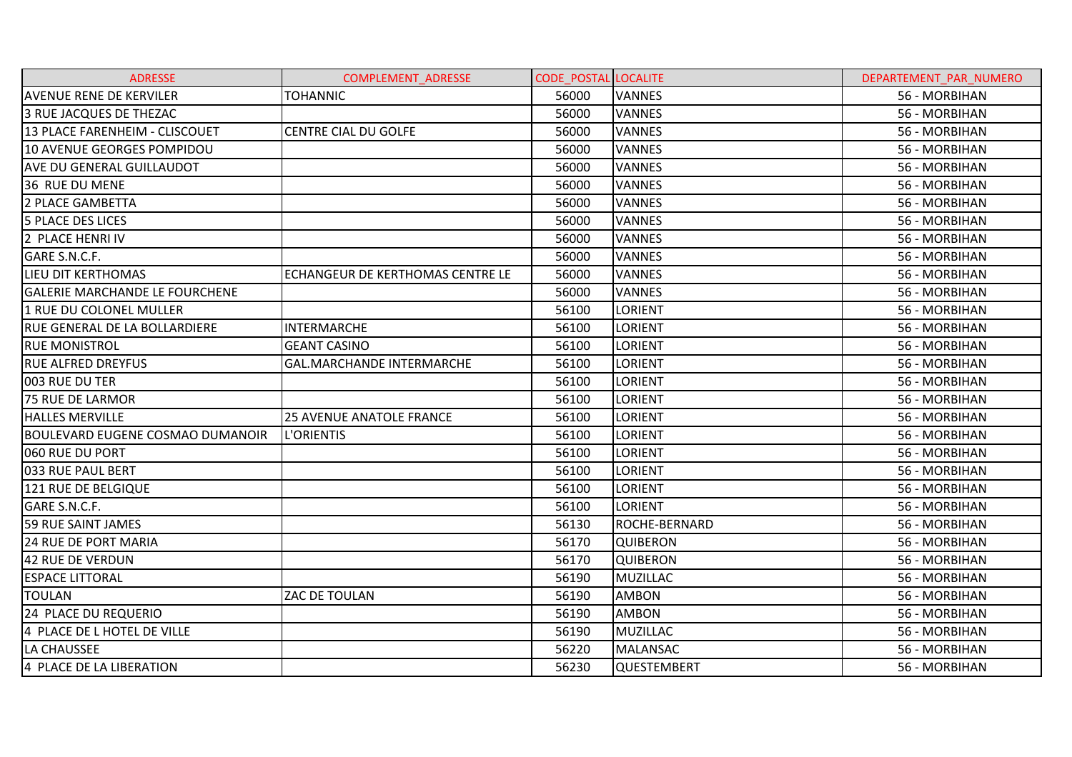| ADRESSE | COMPLEMENT_ADRESSE | CODE_POSTAL | LOCALITE | DEPARTEMENT_PAR_NUMERO |
|---|---|---|---|---|
| AVENUE RENE DE KERVILER | TOHANNIC | 56000 | VANNES | 56 - MORBIHAN |
| 3 RUE JACQUES DE THEZAC | | 56000 | VANNES | 56 - MORBIHAN |
| 13 PLACE FARENHEIM - CLISCOUET | CENTRE CIAL DU GOLFE | 56000 | VANNES | 56 - MORBIHAN |
| 10 AVENUE GEORGES POMPIDOU | | 56000 | VANNES | 56 - MORBIHAN |
| AVE DU GENERAL GUILLAUDOT | | 56000 | VANNES | 56 - MORBIHAN |
| 36 RUE DU MENE | | 56000 | VANNES | 56 - MORBIHAN |
| 2 PLACE GAMBETTA | | 56000 | VANNES | 56 - MORBIHAN |
| 5 PLACE DES LICES | | 56000 | VANNES | 56 - MORBIHAN |
| 2 PLACE HENRI IV | | 56000 | VANNES | 56 - MORBIHAN |
| GARE S.N.C.F. | | 56000 | VANNES | 56 - MORBIHAN |
| LIEU DIT KERTHOMAS | ECHANGEUR DE KERTHOMAS CENTRE LE | 56000 | VANNES | 56 - MORBIHAN |
| GALERIE MARCHANDE LE FOURCHENE | | 56000 | VANNES | 56 - MORBIHAN |
| 1 RUE DU COLONEL MULLER | | 56100 | LORIENT | 56 - MORBIHAN |
| RUE GENERAL DE LA BOLLARDIERE | INTERMARCHE | 56100 | LORIENT | 56 - MORBIHAN |
| RUE MONISTROL | GEANT CASINO | 56100 | LORIENT | 56 - MORBIHAN |
| RUE ALFRED DREYFUS | GAL.MARCHANDE INTERMARCHE | 56100 | LORIENT | 56 - MORBIHAN |
| 003 RUE DU TER | | 56100 | LORIENT | 56 - MORBIHAN |
| 75 RUE DE LARMOR | | 56100 | LORIENT | 56 - MORBIHAN |
| HALLES MERVILLE | 25 AVENUE ANATOLE FRANCE | 56100 | LORIENT | 56 - MORBIHAN |
| BOULEVARD EUGENE COSMAO DUMANOIR | L'ORIENTIS | 56100 | LORIENT | 56 - MORBIHAN |
| 060 RUE DU PORT | | 56100 | LORIENT | 56 - MORBIHAN |
| 033 RUE PAUL BERT | | 56100 | LORIENT | 56 - MORBIHAN |
| 121 RUE DE BELGIQUE | | 56100 | LORIENT | 56 - MORBIHAN |
| GARE S.N.C.F. | | 56100 | LORIENT | 56 - MORBIHAN |
| 59 RUE SAINT JAMES | | 56130 | ROCHE-BERNARD | 56 - MORBIHAN |
| 24 RUE DE PORT MARIA | | 56170 | QUIBERON | 56 - MORBIHAN |
| 42 RUE DE VERDUN | | 56170 | QUIBERON | 56 - MORBIHAN |
| ESPACE LITTORAL | | 56190 | MUZILLAC | 56 - MORBIHAN |
| TOULAN | ZAC DE TOULAN | 56190 | AMBON | 56 - MORBIHAN |
| 24 PLACE DU REQUERIO | | 56190 | AMBON | 56 - MORBIHAN |
| 4 PLACE DE L HOTEL DE VILLE | | 56190 | MUZILLAC | 56 - MORBIHAN |
| LA CHAUSSEE | | 56220 | MALANSAC | 56 - MORBIHAN |
| 4 PLACE DE LA LIBERATION | | 56230 | QUESTEMBERT | 56 - MORBIHAN |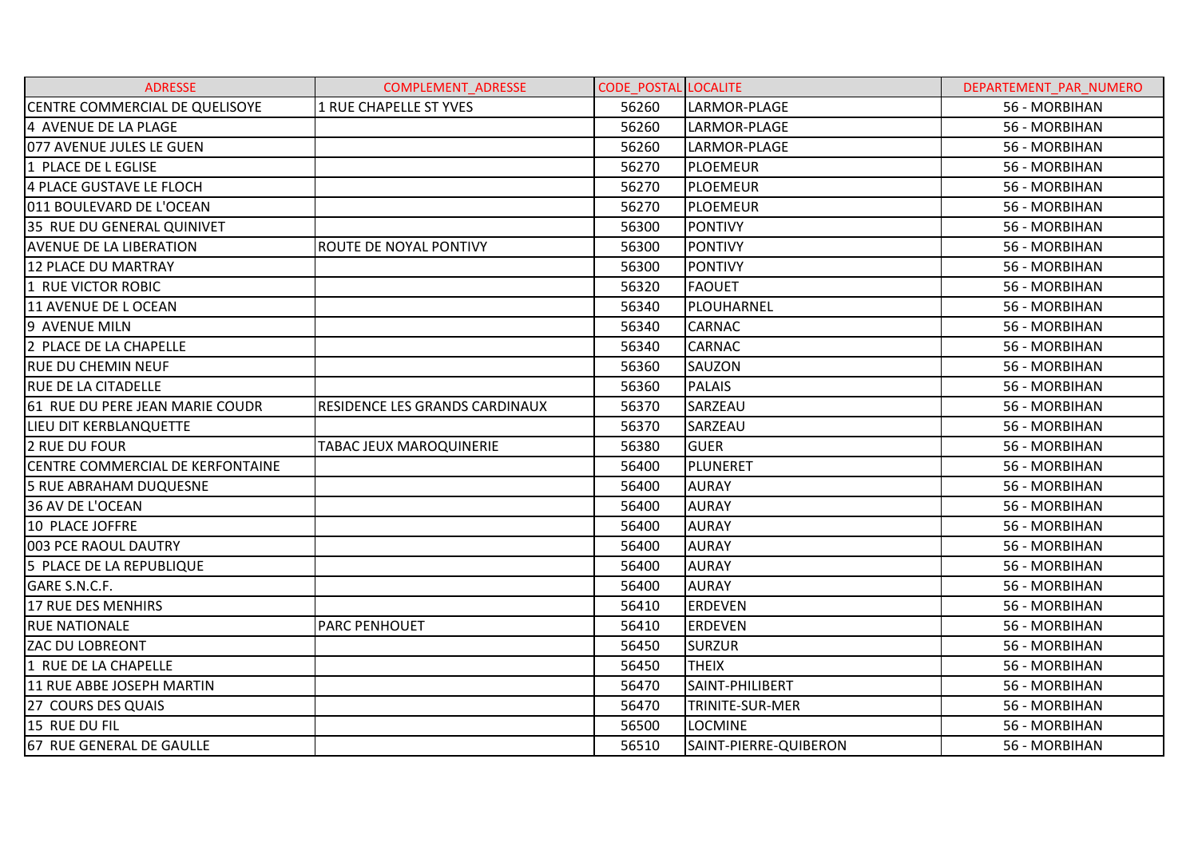| ADRESSE | COMPLEMENT_ADRESSE | CODE_POSTAL | LOCALITE | DEPARTEMENT_PAR_NUMERO |
|---|---|---|---|---|
| CENTRE COMMERCIAL DE QUELISOYE | 1 RUE CHAPELLE ST YVES | 56260 | LARMOR-PLAGE | 56 - MORBIHAN |
| 4 AVENUE DE LA PLAGE | | 56260 | LARMOR-PLAGE | 56 - MORBIHAN |
| 077 AVENUE JULES LE GUEN | | 56260 | LARMOR-PLAGE | 56 - MORBIHAN |
| 1 PLACE DE L EGLISE | | 56270 | PLOEMEUR | 56 - MORBIHAN |
| 4 PLACE GUSTAVE LE FLOCH | | 56270 | PLOEMEUR | 56 - MORBIHAN |
| 011 BOULEVARD DE L'OCEAN | | 56270 | PLOEMEUR | 56 - MORBIHAN |
| 35 RUE DU GENERAL QUINIVET | | 56300 | PONTIVY | 56 - MORBIHAN |
| AVENUE DE LA LIBERATION | ROUTE DE NOYAL PONTIVY | 56300 | PONTIVY | 56 - MORBIHAN |
| 12 PLACE DU MARTRAY | | 56300 | PONTIVY | 56 - MORBIHAN |
| 1 RUE VICTOR ROBIC | | 56320 | FAOUET | 56 - MORBIHAN |
| 11 AVENUE DE L OCEAN | | 56340 | PLOUHARNEL | 56 - MORBIHAN |
| 9 AVENUE MILN | | 56340 | CARNAC | 56 - MORBIHAN |
| 2 PLACE DE LA CHAPELLE | | 56340 | CARNAC | 56 - MORBIHAN |
| RUE DU CHEMIN NEUF | | 56360 | SAUZON | 56 - MORBIHAN |
| RUE DE LA CITADELLE | | 56360 | PALAIS | 56 - MORBIHAN |
| 61 RUE DU PERE JEAN MARIE COUDR | RESIDENCE LES GRANDS CARDINAUX | 56370 | SARZEAU | 56 - MORBIHAN |
| LIEU DIT KERBLANQUETTE | | 56370 | SARZEAU | 56 - MORBIHAN |
| 2 RUE DU FOUR | TABAC JEUX MAROQUINERIE | 56380 | GUER | 56 - MORBIHAN |
| CENTRE COMMERCIAL DE KERFONTAINE | | 56400 | PLUNERET | 56 - MORBIHAN |
| 5 RUE ABRAHAM DUQUESNE | | 56400 | AURAY | 56 - MORBIHAN |
| 36 AV DE L'OCEAN | | 56400 | AURAY | 56 - MORBIHAN |
| 10 PLACE JOFFRE | | 56400 | AURAY | 56 - MORBIHAN |
| 003 PCE RAOUL DAUTRY | | 56400 | AURAY | 56 - MORBIHAN |
| 5 PLACE DE LA REPUBLIQUE | | 56400 | AURAY | 56 - MORBIHAN |
| GARE S.N.C.F. | | 56400 | AURAY | 56 - MORBIHAN |
| 17 RUE DES MENHIRS | | 56410 | ERDEVEN | 56 - MORBIHAN |
| RUE NATIONALE | PARC PENHOUET | 56410 | ERDEVEN | 56 - MORBIHAN |
| ZAC DU LOBREONT | | 56450 | SURZUR | 56 - MORBIHAN |
| 1 RUE DE LA CHAPELLE | | 56450 | THEIX | 56 - MORBIHAN |
| 11 RUE ABBE JOSEPH MARTIN | | 56470 | SAINT-PHILIBERT | 56 - MORBIHAN |
| 27 COURS DES QUAIS | | 56470 | TRINITE-SUR-MER | 56 - MORBIHAN |
| 15 RUE DU FIL | | 56500 | LOCMINE | 56 - MORBIHAN |
| 67 RUE GENERAL DE GAULLE | | 56510 | SAINT-PIERRE-QUIBERON | 56 - MORBIHAN |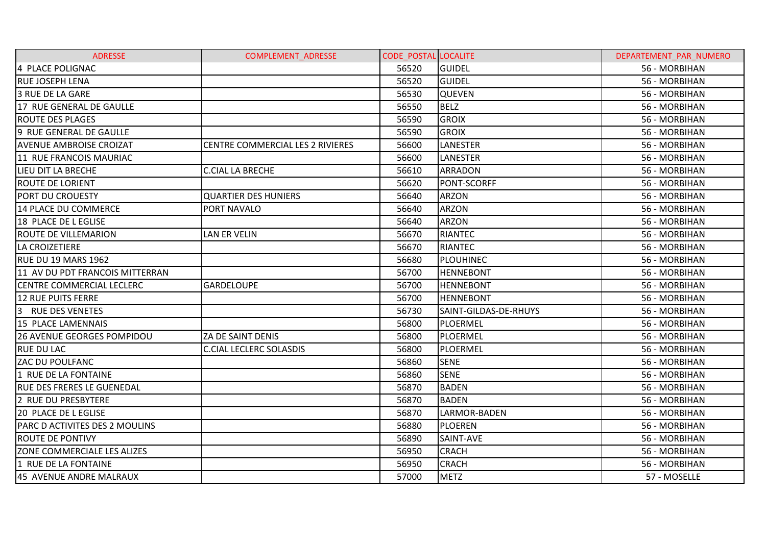| ADRESSE | COMPLEMENT_ADRESSE | CODE_POSTAL | LOCALITE | DEPARTEMENT_PAR_NUMERO |
|---|---|---|---|---|
| 4 PLACE POLIGNAC | | 56520 | GUIDEL | 56 - MORBIHAN |
| RUE JOSEPH LENA | | 56520 | GUIDEL | 56 - MORBIHAN |
| 3 RUE DE LA GARE | | 56530 | QUEVEN | 56 - MORBIHAN |
| 17 RUE GENERAL DE GAULLE | | 56550 | BELZ | 56 - MORBIHAN |
| ROUTE DES PLAGES | | 56590 | GROIX | 56 - MORBIHAN |
| 9 RUE GENERAL DE GAULLE | | 56590 | GROIX | 56 - MORBIHAN |
| AVENUE AMBROISE CROIZAT | CENTRE COMMERCIAL LES 2 RIVIERES | 56600 | LANESTER | 56 - MORBIHAN |
| 11 RUE FRANCOIS MAURIAC | | 56600 | LANESTER | 56 - MORBIHAN |
| LIEU DIT LA BRECHE | C.CIAL LA BRECHE | 56610 | ARRADON | 56 - MORBIHAN |
| ROUTE DE LORIENT | | 56620 | PONT-SCORFF | 56 - MORBIHAN |
| PORT DU CROUESTY | QUARTIER DES HUNIERS | 56640 | ARZON | 56 - MORBIHAN |
| 14 PLACE DU COMMERCE | PORT NAVALO | 56640 | ARZON | 56 - MORBIHAN |
| 18 PLACE DE L EGLISE | | 56640 | ARZON | 56 - MORBIHAN |
| ROUTE DE VILLEMARION | LAN ER VELIN | 56670 | RIANTEC | 56 - MORBIHAN |
| LA CROIZETIERE | | 56670 | RIANTEC | 56 - MORBIHAN |
| RUE DU 19 MARS 1962 | | 56680 | PLOUHINEC | 56 - MORBIHAN |
| 11 AV DU PDT FRANCOIS MITTERRAN | | 56700 | HENNEBONT | 56 - MORBIHAN |
| CENTRE COMMERCIAL LECLERC | GARDELOUPE | 56700 | HENNEBONT | 56 - MORBIHAN |
| 12 RUE PUITS FERRE | | 56700 | HENNEBONT | 56 - MORBIHAN |
| 3 RUE DES VENETES | | 56730 | SAINT-GILDAS-DE-RHUYS | 56 - MORBIHAN |
| 15 PLACE LAMENNAIS | | 56800 | PLOERMEL | 56 - MORBIHAN |
| 26 AVENUE GEORGES POMPIDOU | ZA DE SAINT DENIS | 56800 | PLOERMEL | 56 - MORBIHAN |
| RUE DU LAC | C.CIAL LECLERC SOLASDIS | 56800 | PLOERMEL | 56 - MORBIHAN |
| ZAC DU POULFANC | | 56860 | SENE | 56 - MORBIHAN |
| 1 RUE DE LA FONTAINE | | 56860 | SENE | 56 - MORBIHAN |
| RUE DES FRERES LE GUENEDAL | | 56870 | BADEN | 56 - MORBIHAN |
| 2 RUE DU PRESBYTERE | | 56870 | BADEN | 56 - MORBIHAN |
| 20 PLACE DE L EGLISE | | 56870 | LARMOR-BADEN | 56 - MORBIHAN |
| PARC D ACTIVITES DES 2 MOULINS | | 56880 | PLOEREN | 56 - MORBIHAN |
| ROUTE DE PONTIVY | | 56890 | SAINT-AVE | 56 - MORBIHAN |
| ZONE COMMERCIALE LES ALIZES | | 56950 | CRACH | 56 - MORBIHAN |
| 1 RUE DE LA FONTAINE | | 56950 | CRACH | 56 - MORBIHAN |
| 45 AVENUE ANDRE MALRAUX | | 57000 | METZ | 57 - MOSELLE |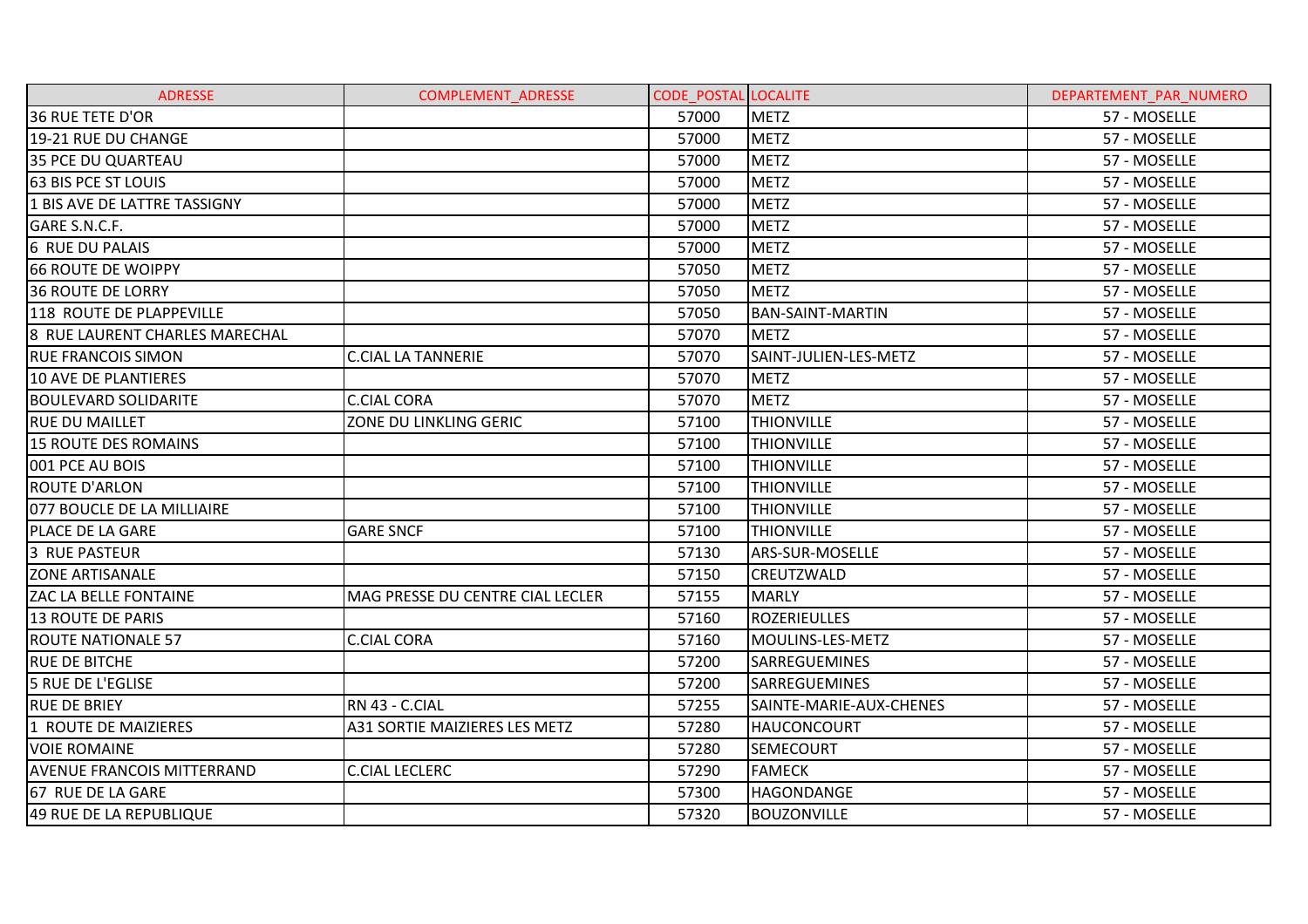| ADRESSE | COMPLEMENT_ADRESSE | CODE_POSTAL | LOCALITE | DEPARTEMENT_PAR_NUMERO |
|---|---|---|---|---|
| 36 RUE TETE D'OR | | 57000 | METZ | 57 - MOSELLE |
| 19-21 RUE DU CHANGE | | 57000 | METZ | 57 - MOSELLE |
| 35 PCE DU QUARTEAU | | 57000 | METZ | 57 - MOSELLE |
| 63 BIS PCE ST LOUIS | | 57000 | METZ | 57 - MOSELLE |
| 1 BIS AVE DE LATTRE TASSIGNY | | 57000 | METZ | 57 - MOSELLE |
| GARE S.N.C.F. | | 57000 | METZ | 57 - MOSELLE |
| 6 RUE DU PALAIS | | 57000 | METZ | 57 - MOSELLE |
| 66 ROUTE DE WOIPPY | | 57050 | METZ | 57 - MOSELLE |
| 36 ROUTE DE LORRY | | 57050 | METZ | 57 - MOSELLE |
| 118 ROUTE DE PLAPPEVILLE | | 57050 | BAN-SAINT-MARTIN | 57 - MOSELLE |
| 8 RUE LAURENT CHARLES MARECHAL | | 57070 | METZ | 57 - MOSELLE |
| RUE FRANCOIS SIMON | C.CIAL LA TANNERIE | 57070 | SAINT-JULIEN-LES-METZ | 57 - MOSELLE |
| 10 AVE DE PLANTIERES | | 57070 | METZ | 57 - MOSELLE |
| BOULEVARD SOLIDARITE | C.CIAL CORA | 57070 | METZ | 57 - MOSELLE |
| RUE DU MAILLET | ZONE DU LINKLING GERIC | 57100 | THIONVILLE | 57 - MOSELLE |
| 15 ROUTE DES ROMAINS | | 57100 | THIONVILLE | 57 - MOSELLE |
| 001 PCE AU BOIS | | 57100 | THIONVILLE | 57 - MOSELLE |
| ROUTE D'ARLON | | 57100 | THIONVILLE | 57 - MOSELLE |
| 077 BOUCLE DE LA MILLIAIRE | | 57100 | THIONVILLE | 57 - MOSELLE |
| PLACE DE LA GARE | GARE SNCF | 57100 | THIONVILLE | 57 - MOSELLE |
| 3 RUE PASTEUR | | 57130 | ARS-SUR-MOSELLE | 57 - MOSELLE |
| ZONE ARTISANALE | | 57150 | CREUTZWALD | 57 - MOSELLE |
| ZAC LA BELLE FONTAINE | MAG PRESSE DU CENTRE CIAL LECLER | 57155 | MARLY | 57 - MOSELLE |
| 13 ROUTE DE PARIS | | 57160 | ROZERIEULLES | 57 - MOSELLE |
| ROUTE NATIONALE 57 | C.CIAL CORA | 57160 | MOULINS-LES-METZ | 57 - MOSELLE |
| RUE DE BITCHE | | 57200 | SARREGUEMINES | 57 - MOSELLE |
| 5 RUE DE L'EGLISE | | 57200 | SARREGUEMINES | 57 - MOSELLE |
| RUE DE BRIEY | RN 43 - C.CIAL | 57255 | SAINTE-MARIE-AUX-CHENES | 57 - MOSELLE |
| 1 ROUTE DE MAIZIERES | A31 SORTIE MAIZIERES LES METZ | 57280 | HAUCONCOURT | 57 - MOSELLE |
| VOIE ROMAINE | | 57280 | SEMECOURT | 57 - MOSELLE |
| AVENUE FRANCOIS MITTERRAND | C.CIAL LECLERC | 57290 | FAMECK | 57 - MOSELLE |
| 67 RUE DE LA GARE | | 57300 | HAGONDANGE | 57 - MOSELLE |
| 49 RUE DE LA REPUBLIQUE | | 57320 | BOUZONVILLE | 57 - MOSELLE |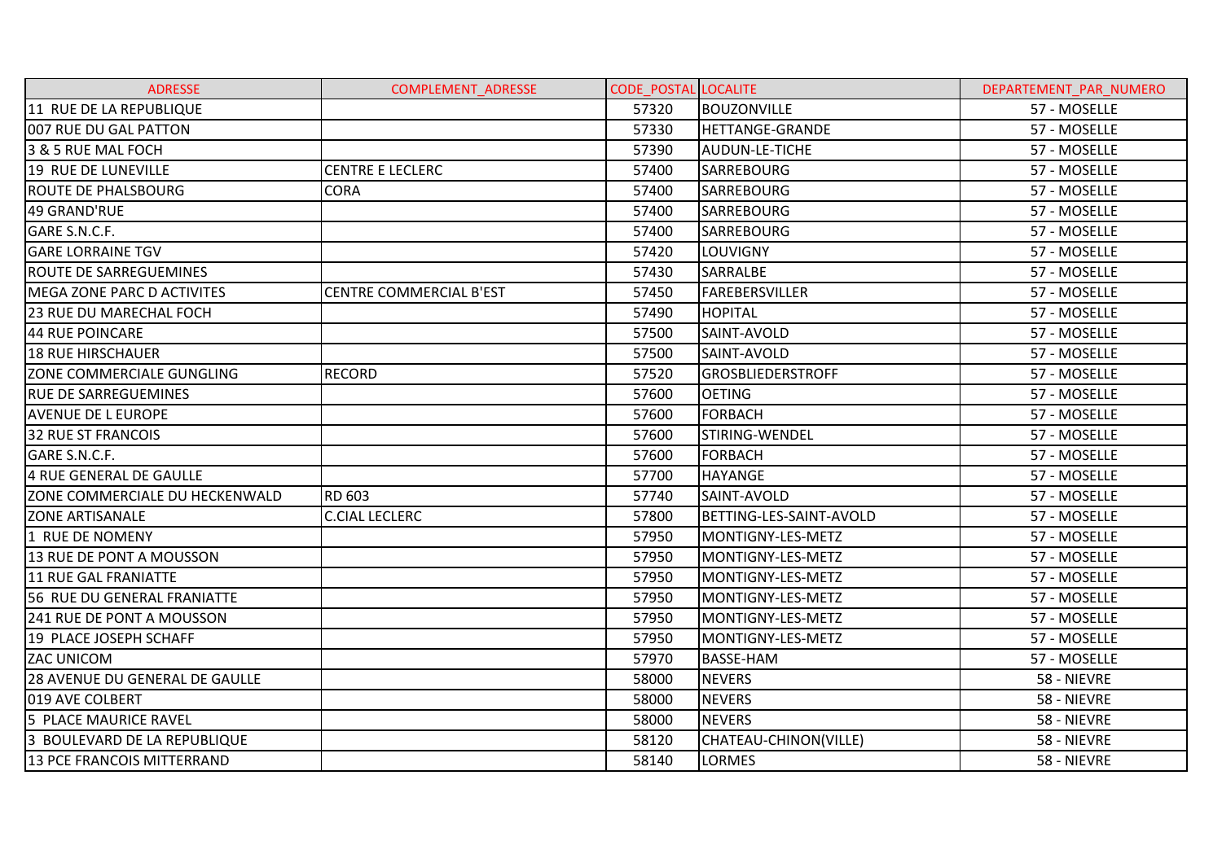| ADRESSE | COMPLEMENT_ADRESSE | CODE_POSTAL | LOCALITE | DEPARTEMENT_PAR_NUMERO |
|---|---|---|---|---|
| 11 RUE DE LA REPUBLIQUE | | 57320 | BOUZONVILLE | 57 - MOSELLE |
| 007 RUE DU GAL PATTON | | 57330 | HETTANGE-GRANDE | 57 - MOSELLE |
| 3 & 5 RUE MAL FOCH | | 57390 | AUDUN-LE-TICHE | 57 - MOSELLE |
| 19 RUE DE LUNEVILLE | CENTRE E LECLERC | 57400 | SARREBOURG | 57 - MOSELLE |
| ROUTE DE PHALSBOURG | CORA | 57400 | SARREBOURG | 57 - MOSELLE |
| 49 GRAND'RUE | | 57400 | SARREBOURG | 57 - MOSELLE |
| GARE S.N.C.F. | | 57400 | SARREBOURG | 57 - MOSELLE |
| GARE LORRAINE TGV | | 57420 | LOUVIGNY | 57 - MOSELLE |
| ROUTE DE SARREGUEMINES | | 57430 | SARRALBE | 57 - MOSELLE |
| MEGA ZONE PARC D ACTIVITES | CENTRE COMMERCIAL B'EST | 57450 | FAREBERSVILLER | 57 - MOSELLE |
| 23 RUE DU MARECHAL FOCH | | 57490 | HOPITAL | 57 - MOSELLE |
| 44 RUE POINCARE | | 57500 | SAINT-AVOLD | 57 - MOSELLE |
| 18 RUE HIRSCHAUER | | 57500 | SAINT-AVOLD | 57 - MOSELLE |
| ZONE COMMERCIALE GUNGLING | RECORD | 57520 | GROSBLIEDERSTROFF | 57 - MOSELLE |
| RUE DE SARREGUEMINES | | 57600 | OETING | 57 - MOSELLE |
| AVENUE DE L EUROPE | | 57600 | FORBACH | 57 - MOSELLE |
| 32 RUE ST FRANCOIS | | 57600 | STIRING-WENDEL | 57 - MOSELLE |
| GARE S.N.C.F. | | 57600 | FORBACH | 57 - MOSELLE |
| 4 RUE GENERAL DE GAULLE | | 57700 | HAYANGE | 57 - MOSELLE |
| ZONE COMMERCIALE DU HECKENWALD | RD 603 | 57740 | SAINT-AVOLD | 57 - MOSELLE |
| ZONE ARTISANALE | C.CIAL LECLERC | 57800 | BETTING-LES-SAINT-AVOLD | 57 - MOSELLE |
| 1 RUE DE NOMENY | | 57950 | MONTIGNY-LES-METZ | 57 - MOSELLE |
| 13 RUE DE PONT A MOUSSON | | 57950 | MONTIGNY-LES-METZ | 57 - MOSELLE |
| 11 RUE GAL FRANIATTE | | 57950 | MONTIGNY-LES-METZ | 57 - MOSELLE |
| 56 RUE DU GENERAL FRANIATTE | | 57950 | MONTIGNY-LES-METZ | 57 - MOSELLE |
| 241 RUE DE PONT A MOUSSON | | 57950 | MONTIGNY-LES-METZ | 57 - MOSELLE |
| 19 PLACE JOSEPH SCHAFF | | 57950 | MONTIGNY-LES-METZ | 57 - MOSELLE |
| ZAC UNICOM | | 57970 | BASSE-HAM | 57 - MOSELLE |
| 28 AVENUE DU GENERAL DE GAULLE | | 58000 | NEVERS | 58 - NIEVRE |
| 019 AVE COLBERT | | 58000 | NEVERS | 58 - NIEVRE |
| 5 PLACE MAURICE RAVEL | | 58000 | NEVERS | 58 - NIEVRE |
| 3 BOULEVARD DE LA REPUBLIQUE | | 58120 | CHATEAU-CHINON(VILLE) | 58 - NIEVRE |
| 13 PCE FRANCOIS MITTERRAND | | 58140 | LORMES | 58 - NIEVRE |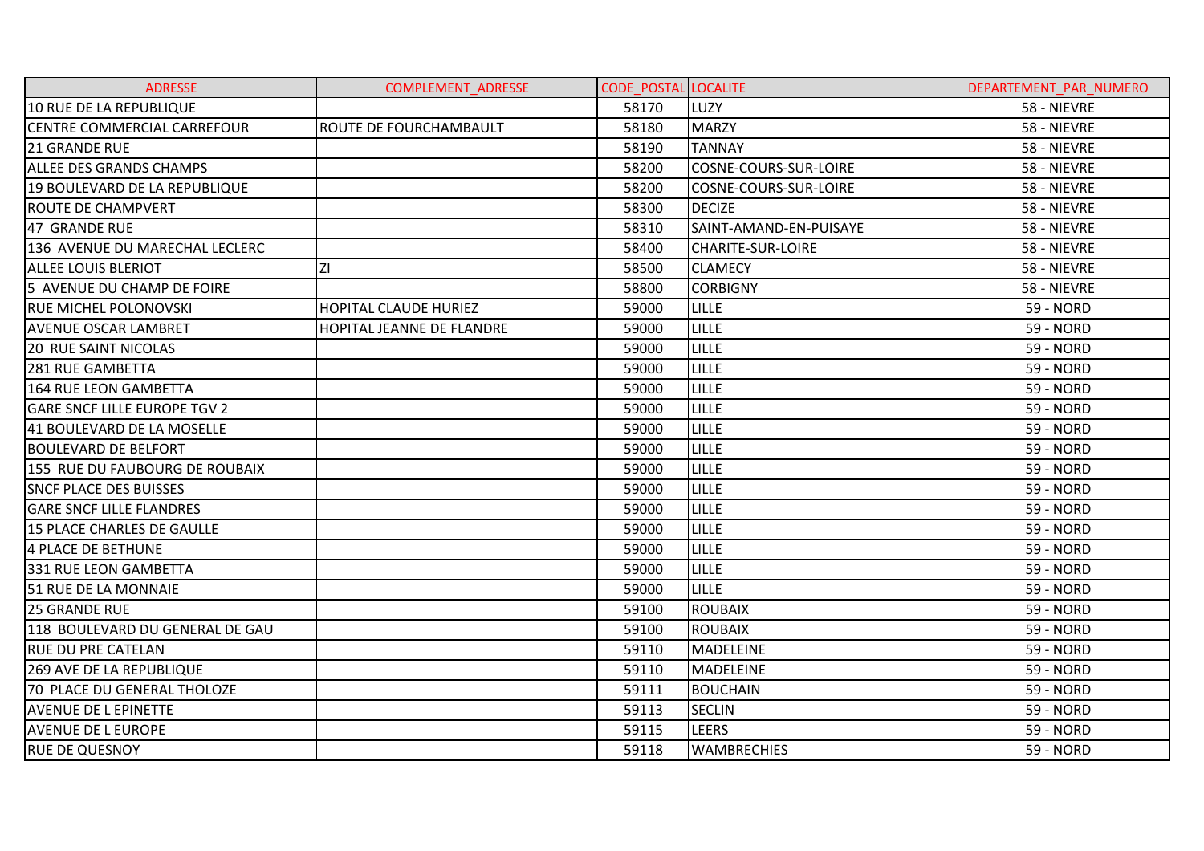| ADRESSE | COMPLEMENT_ADRESSE | CODE_POSTAL | LOCALITE | DEPARTEMENT_PAR_NUMERO |
|---|---|---|---|---|
| 10 RUE DE LA REPUBLIQUE | | 58170 | LUZY | 58 - NIEVRE |
| CENTRE COMMERCIAL CARREFOUR | ROUTE DE FOURCHAMBAULT | 58180 | MARZY | 58 - NIEVRE |
| 21 GRANDE RUE | | 58190 | TANNAY | 58 - NIEVRE |
| ALLEE DES GRANDS CHAMPS | | 58200 | COSNE-COURS-SUR-LOIRE | 58 - NIEVRE |
| 19 BOULEVARD DE LA REPUBLIQUE | | 58200 | COSNE-COURS-SUR-LOIRE | 58 - NIEVRE |
| ROUTE DE CHAMPVERT | | 58300 | DECIZE | 58 - NIEVRE |
| 47 GRANDE RUE | | 58310 | SAINT-AMAND-EN-PUISAYE | 58 - NIEVRE |
| 136 AVENUE DU MARECHAL LECLERC | | 58400 | CHARITE-SUR-LOIRE | 58 - NIEVRE |
| ALLEE LOUIS BLERIOT | ZI | 58500 | CLAMECY | 58 - NIEVRE |
| 5 AVENUE DU CHAMP DE FOIRE | | 58800 | CORBIGNY | 58 - NIEVRE |
| RUE MICHEL POLONOVSKI | HOPITAL CLAUDE HURIEZ | 59000 | LILLE | 59 - NORD |
| AVENUE OSCAR LAMBRET | HOPITAL JEANNE DE FLANDRE | 59000 | LILLE | 59 - NORD |
| 20 RUE SAINT NICOLAS | | 59000 | LILLE | 59 - NORD |
| 281 RUE GAMBETTA | | 59000 | LILLE | 59 - NORD |
| 164 RUE LEON GAMBETTA | | 59000 | LILLE | 59 - NORD |
| GARE SNCF LILLE EUROPE TGV 2 | | 59000 | LILLE | 59 - NORD |
| 41 BOULEVARD DE LA MOSELLE | | 59000 | LILLE | 59 - NORD |
| BOULEVARD DE BELFORT | | 59000 | LILLE | 59 - NORD |
| 155 RUE DU FAUBOURG DE ROUBAIX | | 59000 | LILLE | 59 - NORD |
| SNCF PLACE DES BUISSES | | 59000 | LILLE | 59 - NORD |
| GARE SNCF LILLE FLANDRES | | 59000 | LILLE | 59 - NORD |
| 15 PLACE CHARLES DE GAULLE | | 59000 | LILLE | 59 - NORD |
| 4 PLACE DE BETHUNE | | 59000 | LILLE | 59 - NORD |
| 331 RUE LEON GAMBETTA | | 59000 | LILLE | 59 - NORD |
| 51 RUE DE LA MONNAIE | | 59000 | LILLE | 59 - NORD |
| 25 GRANDE RUE | | 59100 | ROUBAIX | 59 - NORD |
| 118 BOULEVARD DU GENERAL DE GAU | | 59100 | ROUBAIX | 59 - NORD |
| RUE DU PRE CATELAN | | 59110 | MADELEINE | 59 - NORD |
| 269 AVE DE LA REPUBLIQUE | | 59110 | MADELEINE | 59 - NORD |
| 70 PLACE DU GENERAL THOLOZE | | 59111 | BOUCHAIN | 59 - NORD |
| AVENUE DE L EPINETTE | | 59113 | SECLIN | 59 - NORD |
| AVENUE DE L EUROPE | | 59115 | LEERS | 59 - NORD |
| RUE DE QUESNOY | | 59118 | WAMBRECHIES | 59 - NORD |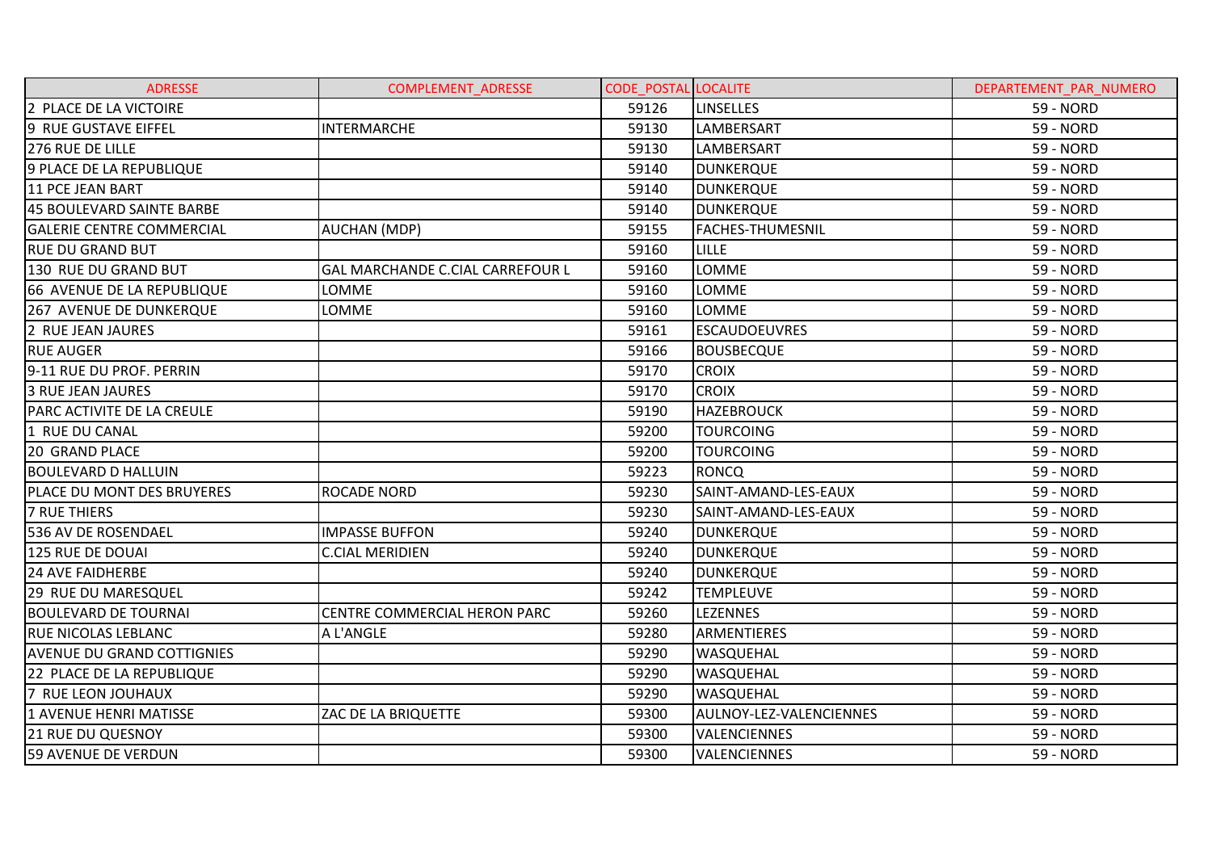| ADRESSE | COMPLEMENT_ADRESSE | CODE_POSTAL | LOCALITE | DEPARTEMENT_PAR_NUMERO |
|---|---|---|---|---|
| 2 PLACE DE LA VICTOIRE | | 59126 | LINSELLES | 59 - NORD |
| 9 RUE GUSTAVE EIFFEL | INTERMARCHE | 59130 | LAMBERSART | 59 - NORD |
| 276 RUE DE LILLE | | 59130 | LAMBERSART | 59 - NORD |
| 9 PLACE DE LA REPUBLIQUE | | 59140 | DUNKERQUE | 59 - NORD |
| 11 PCE JEAN BART | | 59140 | DUNKERQUE | 59 - NORD |
| 45 BOULEVARD SAINTE BARBE | | 59140 | DUNKERQUE | 59 - NORD |
| GALERIE CENTRE COMMERCIAL | AUCHAN (MDP) | 59155 | FACHES-THUMESNIL | 59 - NORD |
| RUE DU GRAND BUT | | 59160 | LILLE | 59 - NORD |
| 130 RUE DU GRAND BUT | GAL MARCHANDE C.CIAL CARREFOUR L | 59160 | LOMME | 59 - NORD |
| 66 AVENUE DE LA REPUBLIQUE | LOMME | 59160 | LOMME | 59 - NORD |
| 267 AVENUE DE DUNKERQUE | LOMME | 59160 | LOMME | 59 - NORD |
| 2 RUE JEAN JAURES | | 59161 | ESCAUDOEUVRES | 59 - NORD |
| RUE AUGER | | 59166 | BOUSBECQUE | 59 - NORD |
| 9-11 RUE DU PROF. PERRIN | | 59170 | CROIX | 59 - NORD |
| 3 RUE JEAN JAURES | | 59170 | CROIX | 59 - NORD |
| PARC ACTIVITE DE LA CREULE | | 59190 | HAZEBROUCK | 59 - NORD |
| 1 RUE DU CANAL | | 59200 | TOURCOING | 59 - NORD |
| 20 GRAND PLACE | | 59200 | TOURCOING | 59 - NORD |
| BOULEVARD D HALLUIN | | 59223 | RONCQ | 59 - NORD |
| PLACE DU MONT DES BRUYERES | ROCADE NORD | 59230 | SAINT-AMAND-LES-EAUX | 59 - NORD |
| 7 RUE THIERS | | 59230 | SAINT-AMAND-LES-EAUX | 59 - NORD |
| 536 AV DE ROSENDAEL | IMPASSE BUFFON | 59240 | DUNKERQUE | 59 - NORD |
| 125 RUE DE DOUAI | C.CIAL MERIDIEN | 59240 | DUNKERQUE | 59 - NORD |
| 24 AVE FAIDHERBE | | 59240 | DUNKERQUE | 59 - NORD |
| 29 RUE DU MARESQUEL | | 59242 | TEMPLEUVE | 59 - NORD |
| BOULEVARD DE TOURNAI | CENTRE COMMERCIAL HERON PARC | 59260 | LEZENNES | 59 - NORD |
| RUE NICOLAS LEBLANC | A L'ANGLE | 59280 | ARMENTIERES | 59 - NORD |
| AVENUE DU GRAND COTTIGNIES | | 59290 | WASQUEHAL | 59 - NORD |
| 22 PLACE DE LA REPUBLIQUE | | 59290 | WASQUEHAL | 59 - NORD |
| 7 RUE LEON JOUHAUX | | 59290 | WASQUEHAL | 59 - NORD |
| 1 AVENUE HENRI MATISSE | ZAC DE LA BRIQUETTE | 59300 | AULNOY-LEZ-VALENCIENNES | 59 - NORD |
| 21 RUE DU QUESNOY | | 59300 | VALENCIENNES | 59 - NORD |
| 59 AVENUE DE VERDUN | | 59300 | VALENCIENNES | 59 - NORD |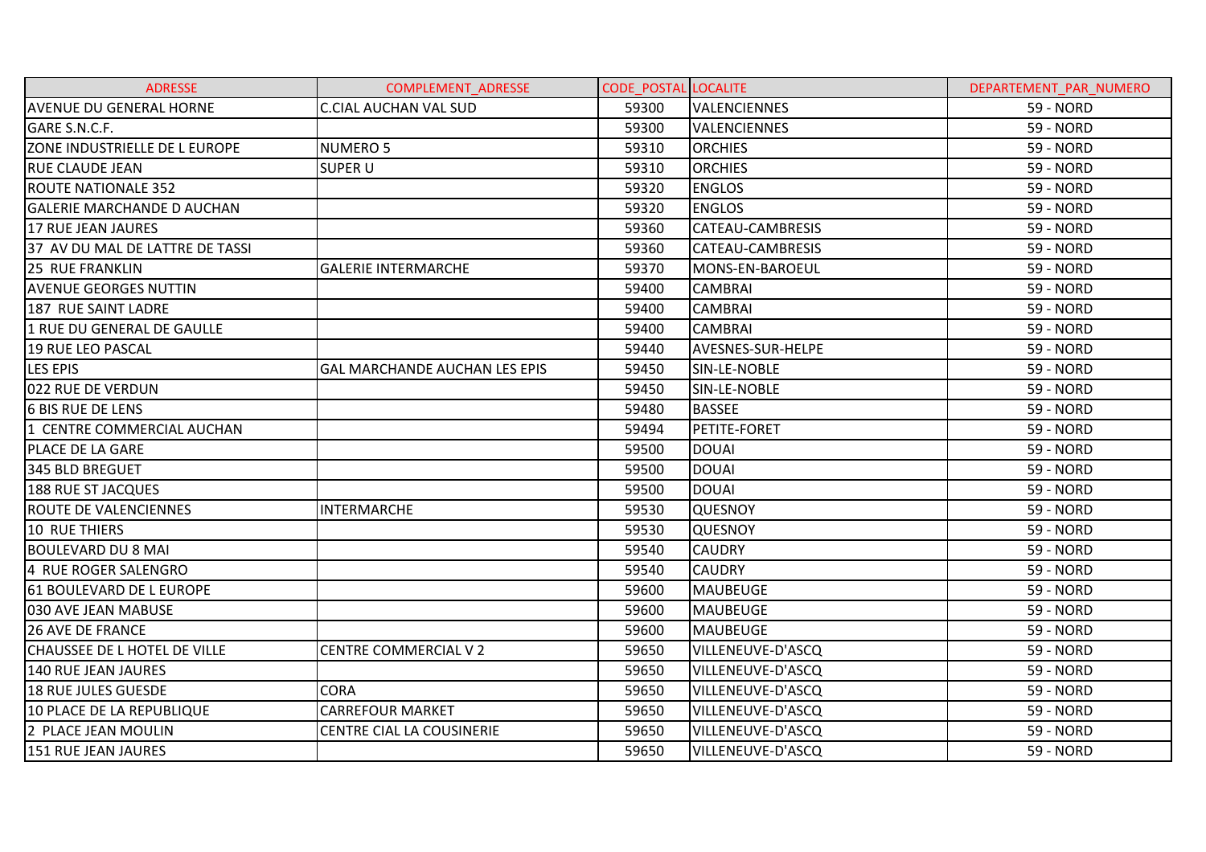| ADRESSE | COMPLEMENT_ADRESSE | CODE_POSTAL | LOCALITE | DEPARTEMENT_PAR_NUMERO |
|---|---|---|---|---|
| AVENUE DU GENERAL HORNE | C.CIAL AUCHAN VAL SUD | 59300 | VALENCIENNES | 59 - NORD |
| GARE S.N.C.F. | | 59300 | VALENCIENNES | 59 - NORD |
| ZONE INDUSTRIELLE DE L EUROPE | NUMERO 5 | 59310 | ORCHIES | 59 - NORD |
| RUE CLAUDE JEAN | SUPER U | 59310 | ORCHIES | 59 - NORD |
| ROUTE NATIONALE 352 | | 59320 | ENGLOS | 59 - NORD |
| GALERIE MARCHANDE D AUCHAN | | 59320 | ENGLOS | 59 - NORD |
| 17 RUE JEAN JAURES | | 59360 | CATEAU-CAMBRESIS | 59 - NORD |
| 37 AV DU MAL DE LATTRE DE TASSI | | 59360 | CATEAU-CAMBRESIS | 59 - NORD |
| 25 RUE FRANKLIN | GALERIE INTERMARCHE | 59370 | MONS-EN-BAROEUL | 59 - NORD |
| AVENUE GEORGES NUTTIN | | 59400 | CAMBRAI | 59 - NORD |
| 187 RUE SAINT LADRE | | 59400 | CAMBRAI | 59 - NORD |
| 1 RUE DU GENERAL DE GAULLE | | 59400 | CAMBRAI | 59 - NORD |
| 19 RUE LEO PASCAL | | 59440 | AVESNES-SUR-HELPE | 59 - NORD |
| LES EPIS | GAL MARCHANDE AUCHAN LES EPIS | 59450 | SIN-LE-NOBLE | 59 - NORD |
| 022 RUE DE VERDUN | | 59450 | SIN-LE-NOBLE | 59 - NORD |
| 6 BIS RUE DE LENS | | 59480 | BASSEE | 59 - NORD |
| 1 CENTRE COMMERCIAL AUCHAN | | 59494 | PETITE-FORET | 59 - NORD |
| PLACE DE LA GARE | | 59500 | DOUAI | 59 - NORD |
| 345 BLD BREGUET | | 59500 | DOUAI | 59 - NORD |
| 188 RUE ST JACQUES | | 59500 | DOUAI | 59 - NORD |
| ROUTE DE VALENCIENNES | INTERMARCHE | 59530 | QUESNOY | 59 - NORD |
| 10 RUE THIERS | | 59530 | QUESNOY | 59 - NORD |
| BOULEVARD DU 8 MAI | | 59540 | CAUDRY | 59 - NORD |
| 4 RUE ROGER SALENGRO | | 59540 | CAUDRY | 59 - NORD |
| 61 BOULEVARD DE L EUROPE | | 59600 | MAUBEUGE | 59 - NORD |
| 030 AVE JEAN MABUSE | | 59600 | MAUBEUGE | 59 - NORD |
| 26 AVE DE FRANCE | | 59600 | MAUBEUGE | 59 - NORD |
| CHAUSSEE DE L HOTEL DE VILLE | CENTRE COMMERCIAL V 2 | 59650 | VILLENEUVE-D'ASCQ | 59 - NORD |
| 140 RUE JEAN JAURES | | 59650 | VILLENEUVE-D'ASCQ | 59 - NORD |
| 18 RUE JULES GUESDE | CORA | 59650 | VILLENEUVE-D'ASCQ | 59 - NORD |
| 10 PLACE DE LA REPUBLIQUE | CARREFOUR MARKET | 59650 | VILLENEUVE-D'ASCQ | 59 - NORD |
| 2 PLACE JEAN MOULIN | CENTRE CIAL LA COUSINERIE | 59650 | VILLENEUVE-D'ASCQ | 59 - NORD |
| 151 RUE JEAN JAURES | | 59650 | VILLENEUVE-D'ASCQ | 59 - NORD |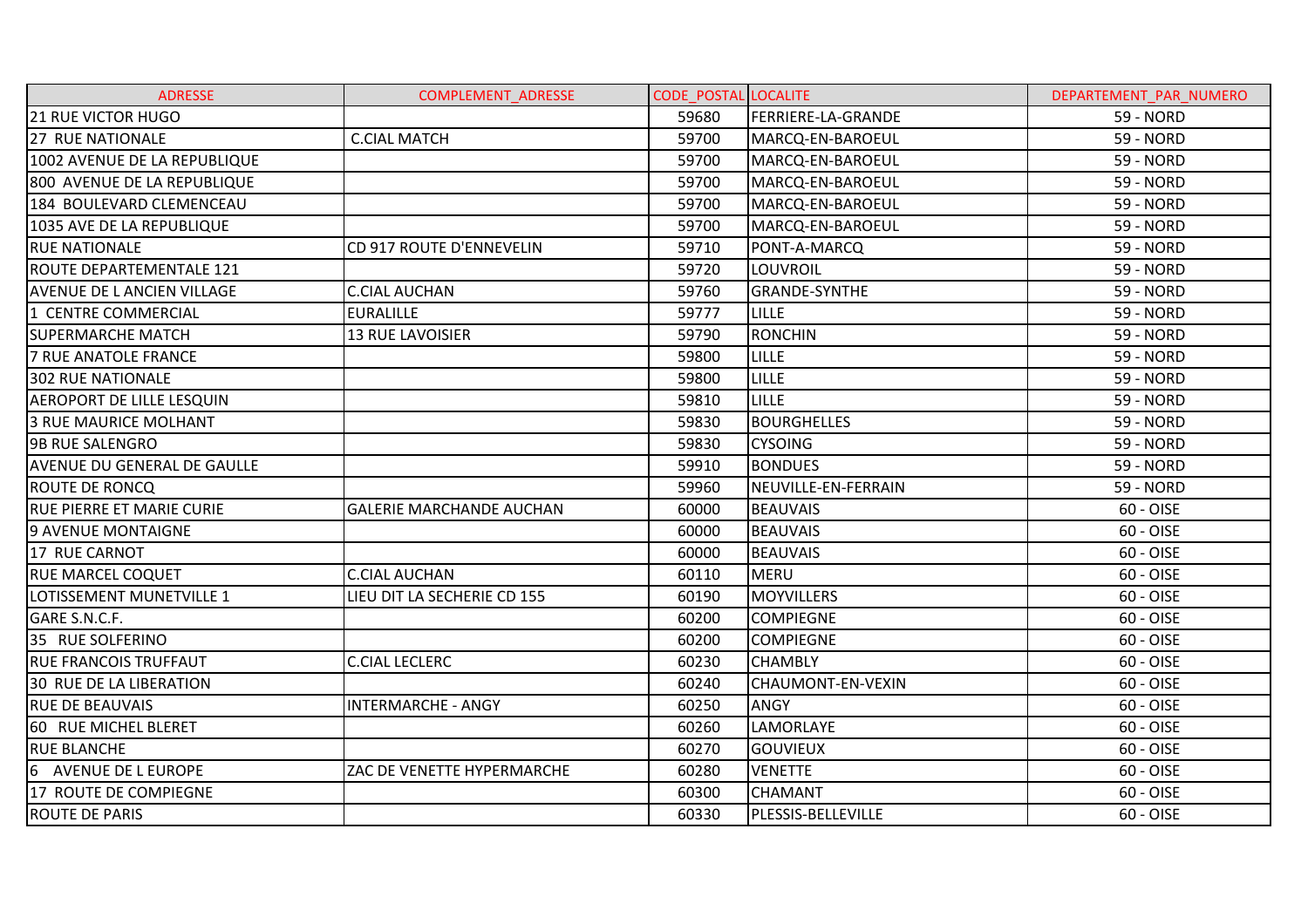| ADRESSE | COMPLEMENT_ADRESSE | CODE_POSTAL | LOCALITE | DEPARTEMENT_PAR_NUMERO |
|---|---|---|---|---|
| 21 RUE VICTOR HUGO | | 59680 | FERRIERE-LA-GRANDE | 59 - NORD |
| 27 RUE NATIONALE | C.CIAL MATCH | 59700 | MARCQ-EN-BAROEUL | 59 - NORD |
| 1002 AVENUE DE LA REPUBLIQUE | | 59700 | MARCQ-EN-BAROEUL | 59 - NORD |
| 800 AVENUE DE LA REPUBLIQUE | | 59700 | MARCQ-EN-BAROEUL | 59 - NORD |
| 184 BOULEVARD CLEMENCEAU | | 59700 | MARCQ-EN-BAROEUL | 59 - NORD |
| 1035 AVE DE LA REPUBLIQUE | | 59700 | MARCQ-EN-BAROEUL | 59 - NORD |
| RUE NATIONALE | CD 917 ROUTE D'ENNEVELIN | 59710 | PONT-A-MARCQ | 59 - NORD |
| ROUTE DEPARTEMENTALE 121 | | 59720 | LOUVROIL | 59 - NORD |
| AVENUE DE L ANCIEN VILLAGE | C.CIAL AUCHAN | 59760 | GRANDE-SYNTHE | 59 - NORD |
| 1 CENTRE COMMERCIAL | EURALILLE | 59777 | LILLE | 59 - NORD |
| SUPERMARCHE MATCH | 13 RUE LAVOISIER | 59790 | RONCHIN | 59 - NORD |
| 7 RUE ANATOLE FRANCE | | 59800 | LILLE | 59 - NORD |
| 302 RUE NATIONALE | | 59800 | LILLE | 59 - NORD |
| AEROPORT DE LILLE LESQUIN | | 59810 | LILLE | 59 - NORD |
| 3 RUE MAURICE MOLHANT | | 59830 | BOURGHELLES | 59 - NORD |
| 9B RUE SALENGRO | | 59830 | CYSOING | 59 - NORD |
| AVENUE DU GENERAL DE GAULLE | | 59910 | BONDUES | 59 - NORD |
| ROUTE DE RONCQ | | 59960 | NEUVILLE-EN-FERRAIN | 59 - NORD |
| RUE PIERRE ET MARIE CURIE | GALERIE MARCHANDE AUCHAN | 60000 | BEAUVAIS | 60 - OISE |
| 9 AVENUE MONTAIGNE | | 60000 | BEAUVAIS | 60 - OISE |
| 17 RUE CARNOT | | 60000 | BEAUVAIS | 60 - OISE |
| RUE MARCEL COQUET | C.CIAL AUCHAN | 60110 | MERU | 60 - OISE |
| LOTISSEMENT MUNETVILLE 1 | LIEU DIT LA SECHERIE CD 155 | 60190 | MOYVILLERS | 60 - OISE |
| GARE S.N.C.F. | | 60200 | COMPIEGNE | 60 - OISE |
| 35 RUE SOLFERINO | | 60200 | COMPIEGNE | 60 - OISE |
| RUE FRANCOIS TRUFFAUT | C.CIAL LECLERC | 60230 | CHAMBLY | 60 - OISE |
| 30 RUE DE LA LIBERATION | | 60240 | CHAUMONT-EN-VEXIN | 60 - OISE |
| RUE DE BEAUVAIS | INTERMARCHE - ANGY | 60250 | ANGY | 60 - OISE |
| 60 RUE MICHEL BLERET | | 60260 | LAMORLAYE | 60 - OISE |
| RUE BLANCHE | | 60270 | GOUVIEUX | 60 - OISE |
| 6 AVENUE DE L EUROPE | ZAC DE VENETTE HYPERMARCHE | 60280 | VENETTE | 60 - OISE |
| 17 ROUTE DE COMPIEGNE | | 60300 | CHAMANT | 60 - OISE |
| ROUTE DE PARIS | | 60330 | PLESSIS-BELLEVILLE | 60 - OISE |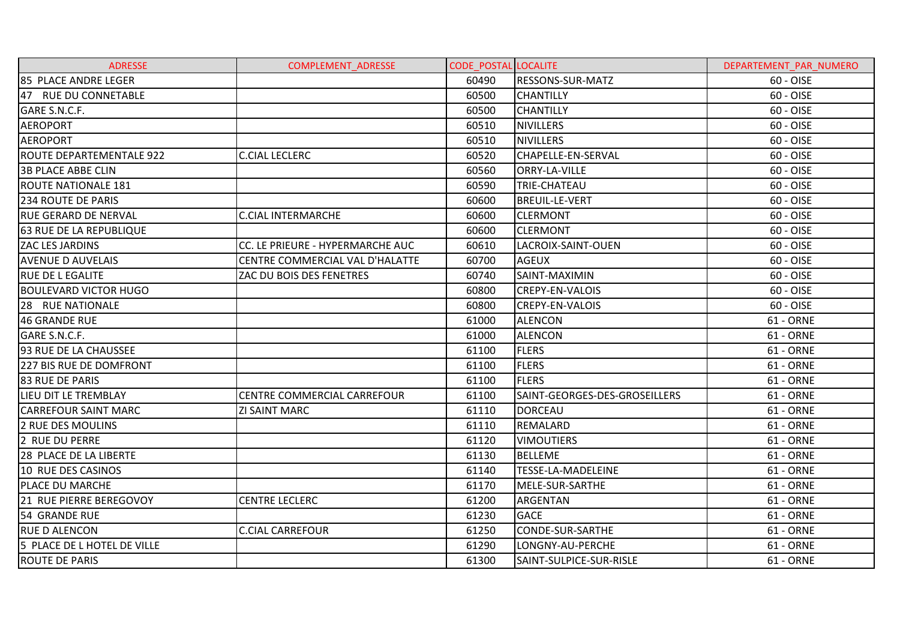| ADRESSE | COMPLEMENT_ADRESSE | CODE_POSTAL | LOCALITE | DEPARTEMENT_PAR_NUMERO |
|---|---|---|---|---|
| 85 PLACE ANDRE LEGER | | 60490 | RESSONS-SUR-MATZ | 60 - OISE |
| 47 RUE DU CONNETABLE | | 60500 | CHANTILLY | 60 - OISE |
| GARE S.N.C.F. | | 60500 | CHANTILLY | 60 - OISE |
| AEROPORT | | 60510 | NIVILLERS | 60 - OISE |
| AEROPORT | | 60510 | NIVILLERS | 60 - OISE |
| ROUTE DEPARTEMENTALE 922 | C.CIAL LECLERC | 60520 | CHAPELLE-EN-SERVAL | 60 - OISE |
| 3B PLACE ABBE CLIN | | 60560 | ORRY-LA-VILLE | 60 - OISE |
| ROUTE NATIONALE 181 | | 60590 | TRIE-CHATEAU | 60 - OISE |
| 234 ROUTE DE PARIS | | 60600 | BREUIL-LE-VERT | 60 - OISE |
| RUE GERARD DE NERVAL | C.CIAL INTERMARCHE | 60600 | CLERMONT | 60 - OISE |
| 63 RUE DE LA REPUBLIQUE | | 60600 | CLERMONT | 60 - OISE |
| ZAC LES JARDINS | CC. LE PRIEURE - HYPERMARCHE AUC | 60610 | LACROIX-SAINT-OUEN | 60 - OISE |
| AVENUE D AUVELAIS | CENTRE COMMERCIAL VAL D'HALATTE | 60700 | AGEUX | 60 - OISE |
| RUE DE L EGALITE | ZAC DU BOIS DES FENETRES | 60740 | SAINT-MAXIMIN | 60 - OISE |
| BOULEVARD VICTOR HUGO | | 60800 | CREPY-EN-VALOIS | 60 - OISE |
| 28 RUE NATIONALE | | 60800 | CREPY-EN-VALOIS | 60 - OISE |
| 46 GRANDE RUE | | 61000 | ALENCON | 61 - ORNE |
| GARE S.N.C.F. | | 61000 | ALENCON | 61 - ORNE |
| 93 RUE DE LA CHAUSSEE | | 61100 | FLERS | 61 - ORNE |
| 227 BIS RUE DE DOMFRONT | | 61100 | FLERS | 61 - ORNE |
| 83 RUE DE PARIS | | 61100 | FLERS | 61 - ORNE |
| LIEU DIT LE TREMBLAY | CENTRE COMMERCIAL CARREFOUR | 61100 | SAINT-GEORGES-DES-GROSEILLERS | 61 - ORNE |
| CARREFOUR SAINT MARC | ZI SAINT MARC | 61110 | DORCEAU | 61 - ORNE |
| 2 RUE DES MOULINS | | 61110 | REMALARD | 61 - ORNE |
| 2 RUE DU PERRE | | 61120 | VIMOUTIERS | 61 - ORNE |
| 28 PLACE DE LA LIBERTE | | 61130 | BELLEME | 61 - ORNE |
| 10 RUE DES CASINOS | | 61140 | TESSE-LA-MADELEINE | 61 - ORNE |
| PLACE DU MARCHE | | 61170 | MELE-SUR-SARTHE | 61 - ORNE |
| 21 RUE PIERRE BEREGOVOY | CENTRE LECLERC | 61200 | ARGENTAN | 61 - ORNE |
| 54 GRANDE RUE | | 61230 | GACE | 61 - ORNE |
| RUE D ALENCON | C.CIAL CARREFOUR | 61250 | CONDE-SUR-SARTHE | 61 - ORNE |
| 5 PLACE DE L HOTEL DE VILLE | | 61290 | LONGNY-AU-PERCHE | 61 - ORNE |
| ROUTE DE PARIS | | 61300 | SAINT-SULPICE-SUR-RISLE | 61 - ORNE |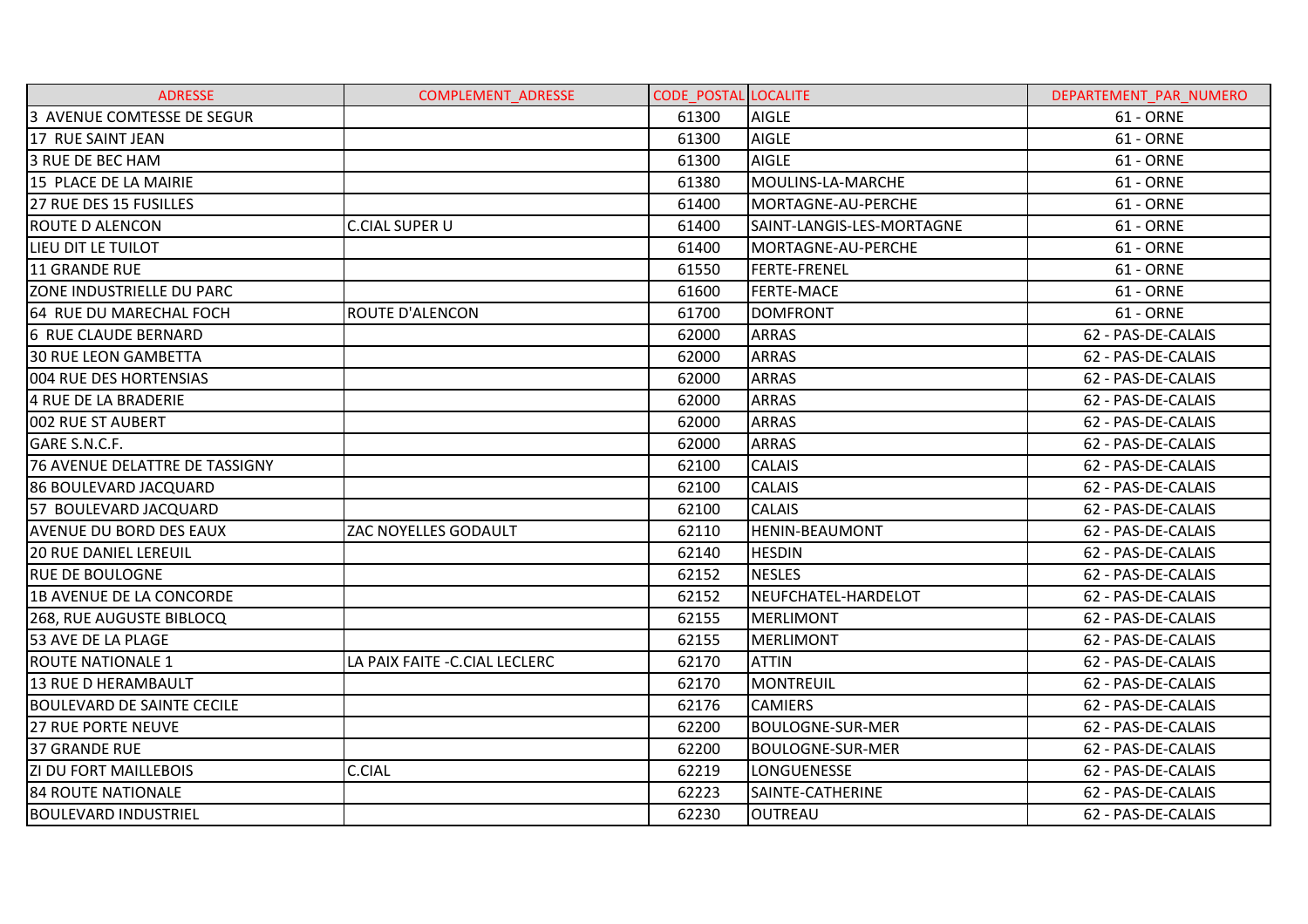| ADRESSE | COMPLEMENT_ADRESSE | CODE_POSTAL | LOCALITE | DEPARTEMENT_PAR_NUMERO |
|---|---|---|---|---|
| 3 AVENUE COMTESSE DE SEGUR | | 61300 | AIGLE | 61 - ORNE |
| 17 RUE SAINT JEAN | | 61300 | AIGLE | 61 - ORNE |
| 3 RUE DE BEC HAM | | 61300 | AIGLE | 61 - ORNE |
| 15 PLACE DE LA MAIRIE | | 61380 | MOULINS-LA-MARCHE | 61 - ORNE |
| 27 RUE DES 15 FUSILLES | | 61400 | MORTAGNE-AU-PERCHE | 61 - ORNE |
| ROUTE D ALENCON | C.CIAL SUPER U | 61400 | SAINT-LANGIS-LES-MORTAGNE | 61 - ORNE |
| LIEU DIT LE TUILOT | | 61400 | MORTAGNE-AU-PERCHE | 61 - ORNE |
| 11 GRANDE RUE | | 61550 | FERTE-FRENEL | 61 - ORNE |
| ZONE INDUSTRIELLE DU PARC | | 61600 | FERTE-MACE | 61 - ORNE |
| 64 RUE DU MARECHAL FOCH | ROUTE D'ALENCON | 61700 | DOMFRONT | 61 - ORNE |
| 6 RUE CLAUDE BERNARD | | 62000 | ARRAS | 62 - PAS-DE-CALAIS |
| 30 RUE LEON GAMBETTA | | 62000 | ARRAS | 62 - PAS-DE-CALAIS |
| 004 RUE DES HORTENSIAS | | 62000 | ARRAS | 62 - PAS-DE-CALAIS |
| 4 RUE DE LA BRADERIE | | 62000 | ARRAS | 62 - PAS-DE-CALAIS |
| 002 RUE ST AUBERT | | 62000 | ARRAS | 62 - PAS-DE-CALAIS |
| GARE S.N.C.F. | | 62000 | ARRAS | 62 - PAS-DE-CALAIS |
| 76 AVENUE DELATTRE DE TASSIGNY | | 62100 | CALAIS | 62 - PAS-DE-CALAIS |
| 86 BOULEVARD JACQUARD | | 62100 | CALAIS | 62 - PAS-DE-CALAIS |
| 57 BOULEVARD JACQUARD | | 62100 | CALAIS | 62 - PAS-DE-CALAIS |
| AVENUE DU BORD DES EAUX | ZAC NOYELLES GODAULT | 62110 | HENIN-BEAUMONT | 62 - PAS-DE-CALAIS |
| 20 RUE DANIEL LEREUIL | | 62140 | HESDIN | 62 - PAS-DE-CALAIS |
| RUE DE BOULOGNE | | 62152 | NESLES | 62 - PAS-DE-CALAIS |
| 1B AVENUE DE LA CONCORDE | | 62152 | NEUFCHATEL-HARDELOT | 62 - PAS-DE-CALAIS |
| 268, RUE AUGUSTE BIBLOCQ | | 62155 | MERLIMONT | 62 - PAS-DE-CALAIS |
| 53 AVE DE LA PLAGE | | 62155 | MERLIMONT | 62 - PAS-DE-CALAIS |
| ROUTE NATIONALE 1 | LA PAIX FAITE -C.CIAL LECLERC | 62170 | ATTIN | 62 - PAS-DE-CALAIS |
| 13 RUE D HERAMBAULT | | 62170 | MONTREUIL | 62 - PAS-DE-CALAIS |
| BOULEVARD DE SAINTE CECILE | | 62176 | CAMIERS | 62 - PAS-DE-CALAIS |
| 27 RUE PORTE NEUVE | | 62200 | BOULOGNE-SUR-MER | 62 - PAS-DE-CALAIS |
| 37 GRANDE RUE | | 62200 | BOULOGNE-SUR-MER | 62 - PAS-DE-CALAIS |
| ZI DU FORT MAILLEBOIS | C.CIAL | 62219 | LONGUENESSE | 62 - PAS-DE-CALAIS |
| 84 ROUTE NATIONALE | | 62223 | SAINTE-CATHERINE | 62 - PAS-DE-CALAIS |
| BOULEVARD INDUSTRIEL | | 62230 | OUTREAU | 62 - PAS-DE-CALAIS |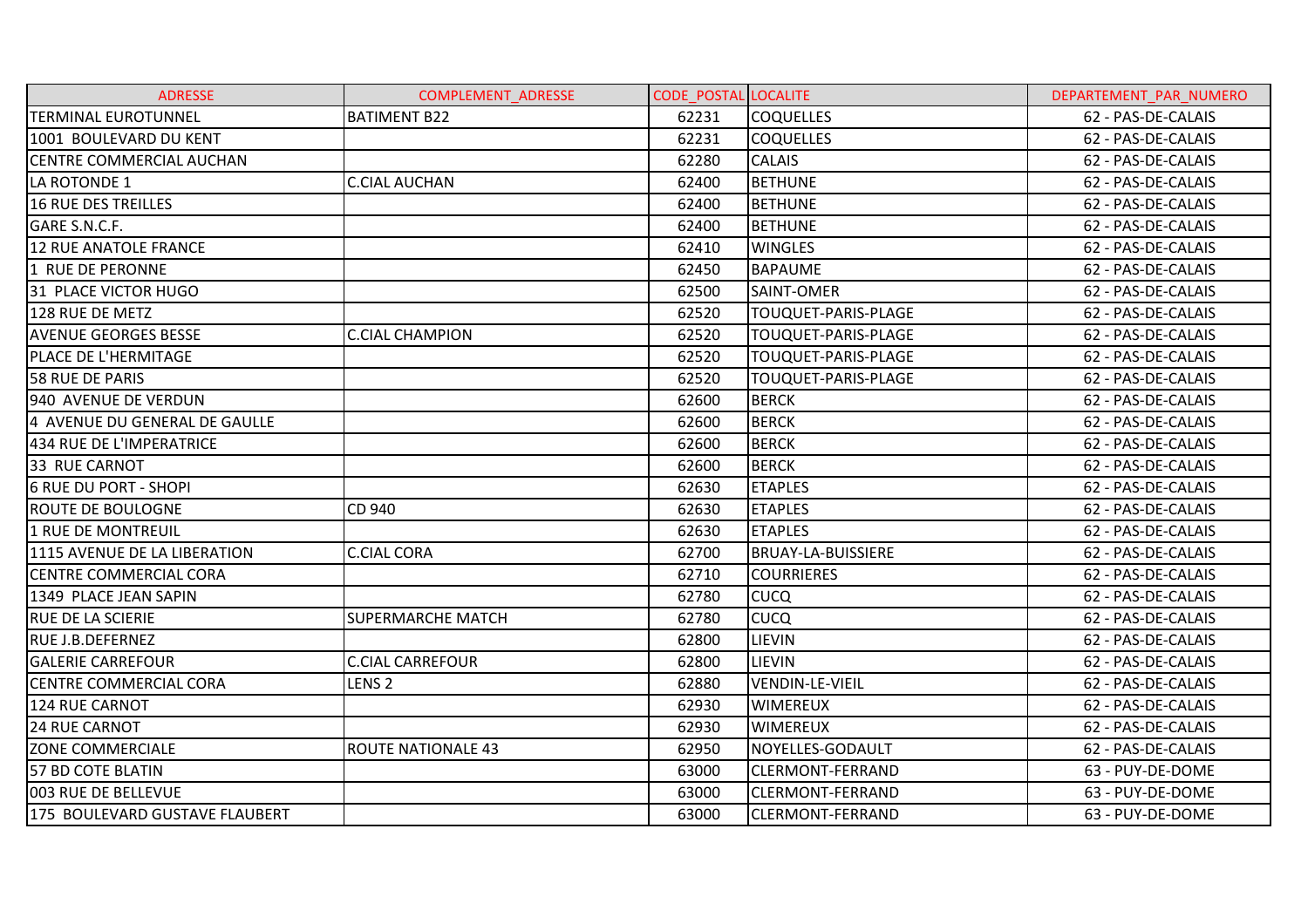| ADRESSE | COMPLEMENT_ADRESSE | CODE_POSTAL | LOCALITE | DEPARTEMENT_PAR_NUMERO |
|---|---|---|---|---|
| TERMINAL EUROTUNNEL | BATIMENT B22 | 62231 | COQUELLES | 62 - PAS-DE-CALAIS |
| 1001 BOULEVARD DU KENT | | 62231 | COQUELLES | 62 - PAS-DE-CALAIS |
| CENTRE COMMERCIAL AUCHAN | | 62280 | CALAIS | 62 - PAS-DE-CALAIS |
| LA ROTONDE 1 | C.CIAL AUCHAN | 62400 | BETHUNE | 62 - PAS-DE-CALAIS |
| 16 RUE DES TREILLES | | 62400 | BETHUNE | 62 - PAS-DE-CALAIS |
| GARE S.N.C.F. | | 62400 | BETHUNE | 62 - PAS-DE-CALAIS |
| 12 RUE ANATOLE FRANCE | | 62410 | WINGLES | 62 - PAS-DE-CALAIS |
| 1 RUE DE PERONNE | | 62450 | BAPAUME | 62 - PAS-DE-CALAIS |
| 31 PLACE VICTOR HUGO | | 62500 | SAINT-OMER | 62 - PAS-DE-CALAIS |
| 128 RUE DE METZ | | 62520 | TOUQUET-PARIS-PLAGE | 62 - PAS-DE-CALAIS |
| AVENUE GEORGES BESSE | C.CIAL CHAMPION | 62520 | TOUQUET-PARIS-PLAGE | 62 - PAS-DE-CALAIS |
| PLACE DE L'HERMITAGE | | 62520 | TOUQUET-PARIS-PLAGE | 62 - PAS-DE-CALAIS |
| 58 RUE DE PARIS | | 62520 | TOUQUET-PARIS-PLAGE | 62 - PAS-DE-CALAIS |
| 940 AVENUE DE VERDUN | | 62600 | BERCK | 62 - PAS-DE-CALAIS |
| 4 AVENUE DU GENERAL DE GAULLE | | 62600 | BERCK | 62 - PAS-DE-CALAIS |
| 434 RUE DE L'IMPERATRICE | | 62600 | BERCK | 62 - PAS-DE-CALAIS |
| 33 RUE CARNOT | | 62600 | BERCK | 62 - PAS-DE-CALAIS |
| 6 RUE DU PORT - SHOPI | | 62630 | ETAPLES | 62 - PAS-DE-CALAIS |
| ROUTE DE BOULOGNE | CD 940 | 62630 | ETAPLES | 62 - PAS-DE-CALAIS |
| 1 RUE DE MONTREUIL | | 62630 | ETAPLES | 62 - PAS-DE-CALAIS |
| 1115 AVENUE DE LA LIBERATION | C.CIAL CORA | 62700 | BRUAY-LA-BUISSIERE | 62 - PAS-DE-CALAIS |
| CENTRE COMMERCIAL CORA | | 62710 | COURRIERES | 62 - PAS-DE-CALAIS |
| 1349 PLACE JEAN SAPIN | | 62780 | CUCQ | 62 - PAS-DE-CALAIS |
| RUE DE LA SCIERIE | SUPERMARCHE MATCH | 62780 | CUCQ | 62 - PAS-DE-CALAIS |
| RUE J.B.DEFERNEZ | | 62800 | LIEVIN | 62 - PAS-DE-CALAIS |
| GALERIE CARREFOUR | C.CIAL CARREFOUR | 62800 | LIEVIN | 62 - PAS-DE-CALAIS |
| CENTRE COMMERCIAL CORA | LENS 2 | 62880 | VENDIN-LE-VIEIL | 62 - PAS-DE-CALAIS |
| 124 RUE CARNOT | | 62930 | WIMEREUX | 62 - PAS-DE-CALAIS |
| 24 RUE CARNOT | | 62930 | WIMEREUX | 62 - PAS-DE-CALAIS |
| ZONE COMMERCIALE | ROUTE NATIONALE 43 | 62950 | NOYELLES-GODAULT | 62 - PAS-DE-CALAIS |
| 57 BD COTE BLATIN | | 63000 | CLERMONT-FERRAND | 63 - PUY-DE-DOME |
| 003 RUE DE BELLEVUE | | 63000 | CLERMONT-FERRAND | 63 - PUY-DE-DOME |
| 175 BOULEVARD GUSTAVE FLAUBERT | | 63000 | CLERMONT-FERRAND | 63 - PUY-DE-DOME |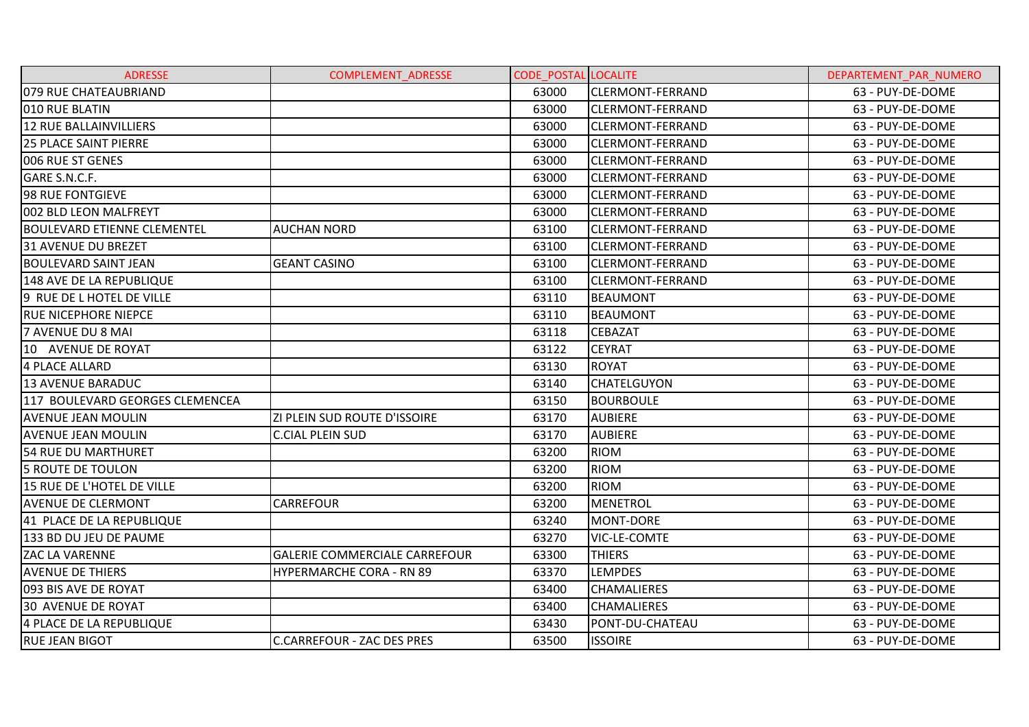| ADRESSE | COMPLEMENT_ADRESSE | CODE_POSTAL | LOCALITE | DEPARTEMENT_PAR_NUMERO |
|---|---|---|---|---|
| 079 RUE CHATEAUBRIAND | | 63000 | CLERMONT-FERRAND | 63 - PUY-DE-DOME |
| 010 RUE BLATIN | | 63000 | CLERMONT-FERRAND | 63 - PUY-DE-DOME |
| 12 RUE BALLAINVILLIERS | | 63000 | CLERMONT-FERRAND | 63 - PUY-DE-DOME |
| 25 PLACE SAINT PIERRE | | 63000 | CLERMONT-FERRAND | 63 - PUY-DE-DOME |
| 006 RUE ST GENES | | 63000 | CLERMONT-FERRAND | 63 - PUY-DE-DOME |
| GARE S.N.C.F. | | 63000 | CLERMONT-FERRAND | 63 - PUY-DE-DOME |
| 98 RUE FONTGIEVE | | 63000 | CLERMONT-FERRAND | 63 - PUY-DE-DOME |
| 002 BLD LEON MALFREYT | | 63000 | CLERMONT-FERRAND | 63 - PUY-DE-DOME |
| BOULEVARD ETIENNE CLEMENTEL | AUCHAN NORD | 63100 | CLERMONT-FERRAND | 63 - PUY-DE-DOME |
| 31 AVENUE DU BREZET | | 63100 | CLERMONT-FERRAND | 63 - PUY-DE-DOME |
| BOULEVARD SAINT JEAN | GEANT CASINO | 63100 | CLERMONT-FERRAND | 63 - PUY-DE-DOME |
| 148 AVE DE LA REPUBLIQUE | | 63100 | CLERMONT-FERRAND | 63 - PUY-DE-DOME |
| 9 RUE DE L HOTEL DE VILLE | | 63110 | BEAUMONT | 63 - PUY-DE-DOME |
| RUE NICEPHORE NIEPCE | | 63110 | BEAUMONT | 63 - PUY-DE-DOME |
| 7 AVENUE DU 8 MAI | | 63118 | CEBAZAT | 63 - PUY-DE-DOME |
| 10 AVENUE DE ROYAT | | 63122 | CEYRAT | 63 - PUY-DE-DOME |
| 4 PLACE ALLARD | | 63130 | ROYAT | 63 - PUY-DE-DOME |
| 13 AVENUE BARADUC | | 63140 | CHATELGUYON | 63 - PUY-DE-DOME |
| 117 BOULEVARD GEORGES CLEMENCEA | | 63150 | BOURBOULE | 63 - PUY-DE-DOME |
| AVENUE JEAN MOULIN | ZI PLEIN SUD ROUTE D'ISSOIRE | 63170 | AUBIERE | 63 - PUY-DE-DOME |
| AVENUE JEAN MOULIN | C.CIAL PLEIN SUD | 63170 | AUBIERE | 63 - PUY-DE-DOME |
| 54 RUE DU MARTHURET | | 63200 | RIOM | 63 - PUY-DE-DOME |
| 5 ROUTE DE TOULON | | 63200 | RIOM | 63 - PUY-DE-DOME |
| 15 RUE DE L'HOTEL DE VILLE | | 63200 | RIOM | 63 - PUY-DE-DOME |
| AVENUE DE CLERMONT | CARREFOUR | 63200 | MENETROL | 63 - PUY-DE-DOME |
| 41 PLACE DE LA REPUBLIQUE | | 63240 | MONT-DORE | 63 - PUY-DE-DOME |
| 133 BD DU JEU DE PAUME | | 63270 | VIC-LE-COMTE | 63 - PUY-DE-DOME |
| ZAC LA VARENNE | GALERIE COMMERCIALE CARREFOUR | 63300 | THIERS | 63 - PUY-DE-DOME |
| AVENUE DE THIERS | HYPERMARCHE CORA - RN 89 | 63370 | LEMPDES | 63 - PUY-DE-DOME |
| 093 BIS AVE DE ROYAT | | 63400 | CHAMALIERES | 63 - PUY-DE-DOME |
| 30 AVENUE DE ROYAT | | 63400 | CHAMALIERES | 63 - PUY-DE-DOME |
| 4 PLACE DE LA REPUBLIQUE | | 63430 | PONT-DU-CHATEAU | 63 - PUY-DE-DOME |
| RUE JEAN BIGOT | C.CARREFOUR - ZAC DES PRES | 63500 | ISSOIRE | 63 - PUY-DE-DOME |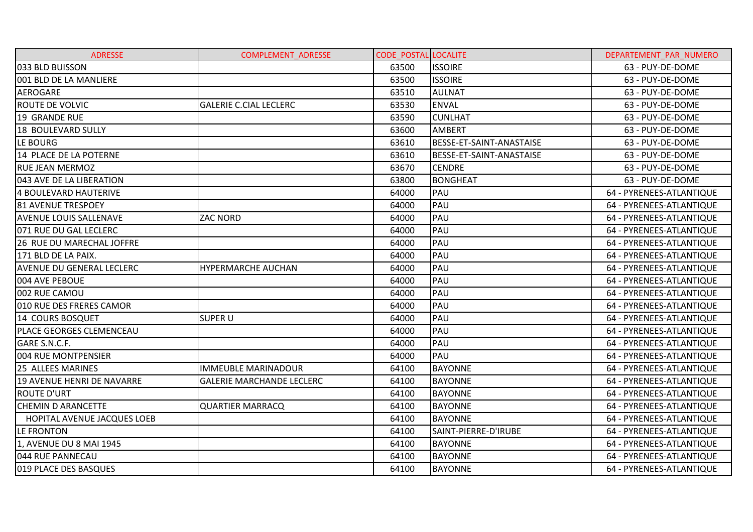| ADRESSE | COMPLEMENT_ADRESSE | CODE_POSTAL | LOCALITE | DEPARTEMENT_PAR_NUMERO |
|---|---|---|---|---|
| 033 BLD BUISSON | | 63500 | ISSOIRE | 63 - PUY-DE-DOME |
| 001 BLD DE LA MANLIERE | | 63500 | ISSOIRE | 63 - PUY-DE-DOME |
| AEROGARE | | 63510 | AULNAT | 63 - PUY-DE-DOME |
| ROUTE DE VOLVIC | GALERIE C.CIAL LECLERC | 63530 | ENVAL | 63 - PUY-DE-DOME |
| 19 GRANDE RUE | | 63590 | CUNLHAT | 63 - PUY-DE-DOME |
| 18 BOULEVARD SULLY | | 63600 | AMBERT | 63 - PUY-DE-DOME |
| LE BOURG | | 63610 | BESSE-ET-SAINT-ANASTAISE | 63 - PUY-DE-DOME |
| 14 PLACE DE LA POTERNE | | 63610 | BESSE-ET-SAINT-ANASTAISE | 63 - PUY-DE-DOME |
| RUE JEAN MERMOZ | | 63670 | CENDRE | 63 - PUY-DE-DOME |
| 043 AVE DE LA LIBERATION | | 63800 | BONGHEAT | 63 - PUY-DE-DOME |
| 4 BOULEVARD HAUTERIVE | | 64000 | PAU | 64 - PYRENEES-ATLANTIQUE |
| 81 AVENUE TRESPOEY | | 64000 | PAU | 64 - PYRENEES-ATLANTIQUE |
| AVENUE LOUIS SALLENAVE | ZAC NORD | 64000 | PAU | 64 - PYRENEES-ATLANTIQUE |
| 071 RUE DU GAL LECLERC | | 64000 | PAU | 64 - PYRENEES-ATLANTIQUE |
| 26 RUE DU MARECHAL JOFFRE | | 64000 | PAU | 64 - PYRENEES-ATLANTIQUE |
| 171 BLD DE LA PAIX. | | 64000 | PAU | 64 - PYRENEES-ATLANTIQUE |
| AVENUE DU GENERAL LECLERC | HYPERMARCHE AUCHAN | 64000 | PAU | 64 - PYRENEES-ATLANTIQUE |
| 004 AVE PEBOUE | | 64000 | PAU | 64 - PYRENEES-ATLANTIQUE |
| 002 RUE CAMOU | | 64000 | PAU | 64 - PYRENEES-ATLANTIQUE |
| 010 RUE DES FRERES CAMOR | | 64000 | PAU | 64 - PYRENEES-ATLANTIQUE |
| 14 COURS BOSQUET | SUPER U | 64000 | PAU | 64 - PYRENEES-ATLANTIQUE |
| PLACE GEORGES CLEMENCEAU | | 64000 | PAU | 64 - PYRENEES-ATLANTIQUE |
| GARE S.N.C.F. | | 64000 | PAU | 64 - PYRENEES-ATLANTIQUE |
| 004 RUE MONTPENSIER | | 64000 | PAU | 64 - PYRENEES-ATLANTIQUE |
| 25 ALLEES MARINES | IMMEUBLE MARINADOUR | 64100 | BAYONNE | 64 - PYRENEES-ATLANTIQUE |
| 19 AVENUE HENRI DE NAVARRE | GALERIE MARCHANDE LECLERC | 64100 | BAYONNE | 64 - PYRENEES-ATLANTIQUE |
| ROUTE D'URT | | 64100 | BAYONNE | 64 - PYRENEES-ATLANTIQUE |
| CHEMIN D ARANCETTE | QUARTIER MARRACQ | 64100 | BAYONNE | 64 - PYRENEES-ATLANTIQUE |
| HOPITAL AVENUE JACQUES LOEB | | 64100 | BAYONNE | 64 - PYRENEES-ATLANTIQUE |
| LE FRONTON | | 64100 | SAINT-PIERRE-D'IRUBE | 64 - PYRENEES-ATLANTIQUE |
| 1, AVENUE DU 8 MAI 1945 | | 64100 | BAYONNE | 64 - PYRENEES-ATLANTIQUE |
| 044 RUE PANNECAU | | 64100 | BAYONNE | 64 - PYRENEES-ATLANTIQUE |
| 019 PLACE DES BASQUES | | 64100 | BAYONNE | 64 - PYRENEES-ATLANTIQUE |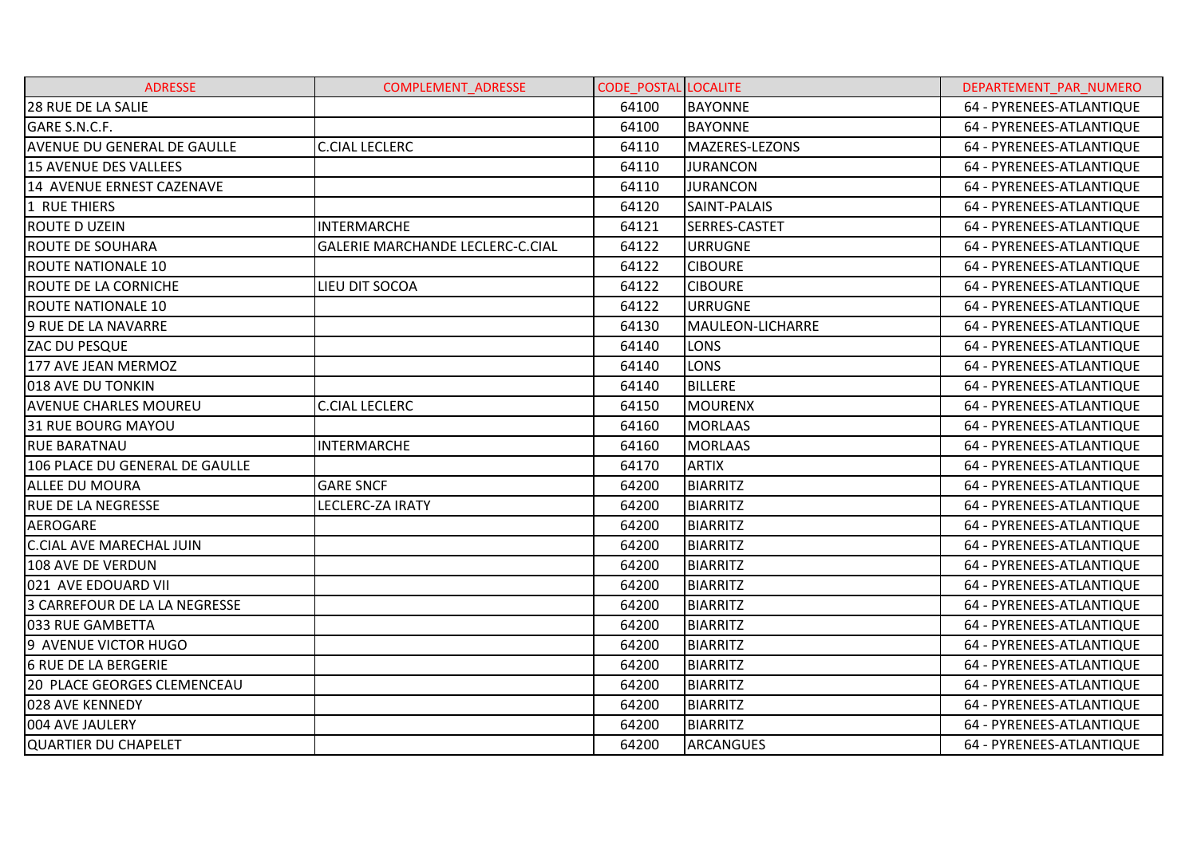| ADRESSE | COMPLEMENT_ADRESSE | CODE_POSTAL | LOCALITE | DEPARTEMENT_PAR_NUMERO |
|---|---|---|---|---|
| 28 RUE DE LA SALIE | | 64100 | BAYONNE | 64 - PYRENEES-ATLANTIQUE |
| GARE S.N.C.F. | | 64100 | BAYONNE | 64 - PYRENEES-ATLANTIQUE |
| AVENUE DU GENERAL DE GAULLE | C.CIAL LECLERC | 64110 | MAZERES-LEZONS | 64 - PYRENEES-ATLANTIQUE |
| 15 AVENUE DES VALLEES | | 64110 | JURANCON | 64 - PYRENEES-ATLANTIQUE |
| 14 AVENUE ERNEST CAZENAVE | | 64110 | JURANCON | 64 - PYRENEES-ATLANTIQUE |
| 1 RUE THIERS | | 64120 | SAINT-PALAIS | 64 - PYRENEES-ATLANTIQUE |
| ROUTE D UZEIN | INTERMARCHE | 64121 | SERRES-CASTET | 64 - PYRENEES-ATLANTIQUE |
| ROUTE DE SOUHARA | GALERIE MARCHANDE LECLERC-C.CIAL | 64122 | URRUGNE | 64 - PYRENEES-ATLANTIQUE |
| ROUTE NATIONALE 10 | | 64122 | CIBOURE | 64 - PYRENEES-ATLANTIQUE |
| ROUTE DE LA CORNICHE | LIEU DIT SOCOA | 64122 | CIBOURE | 64 - PYRENEES-ATLANTIQUE |
| ROUTE NATIONALE 10 | | 64122 | URRUGNE | 64 - PYRENEES-ATLANTIQUE |
| 9 RUE DE LA NAVARRE | | 64130 | MAULEON-LICHARRE | 64 - PYRENEES-ATLANTIQUE |
| ZAC DU PESQUE | | 64140 | LONS | 64 - PYRENEES-ATLANTIQUE |
| 177 AVE JEAN MERMOZ | | 64140 | LONS | 64 - PYRENEES-ATLANTIQUE |
| 018 AVE DU TONKIN | | 64140 | BILLERE | 64 - PYRENEES-ATLANTIQUE |
| AVENUE CHARLES MOUREU | C.CIAL LECLERC | 64150 | MOURENX | 64 - PYRENEES-ATLANTIQUE |
| 31 RUE BOURG MAYOU | | 64160 | MORLAAS | 64 - PYRENEES-ATLANTIQUE |
| RUE BARATNAU | INTERMARCHE | 64160 | MORLAAS | 64 - PYRENEES-ATLANTIQUE |
| 106 PLACE DU GENERAL DE GAULLE | | 64170 | ARTIX | 64 - PYRENEES-ATLANTIQUE |
| ALLEE DU MOURA | GARE SNCF | 64200 | BIARRITZ | 64 - PYRENEES-ATLANTIQUE |
| RUE DE LA NEGRESSE | LECLERC-ZA IRATY | 64200 | BIARRITZ | 64 - PYRENEES-ATLANTIQUE |
| AEROGARE | | 64200 | BIARRITZ | 64 - PYRENEES-ATLANTIQUE |
| C.CIAL AVE MARECHAL JUIN | | 64200 | BIARRITZ | 64 - PYRENEES-ATLANTIQUE |
| 108 AVE DE VERDUN | | 64200 | BIARRITZ | 64 - PYRENEES-ATLANTIQUE |
| 021 AVE EDOUARD VII | | 64200 | BIARRITZ | 64 - PYRENEES-ATLANTIQUE |
| 3 CARREFOUR DE LA LA NEGRESSE | | 64200 | BIARRITZ | 64 - PYRENEES-ATLANTIQUE |
| 033 RUE GAMBETTA | | 64200 | BIARRITZ | 64 - PYRENEES-ATLANTIQUE |
| 9 AVENUE VICTOR HUGO | | 64200 | BIARRITZ | 64 - PYRENEES-ATLANTIQUE |
| 6 RUE DE LA BERGERIE | | 64200 | BIARRITZ | 64 - PYRENEES-ATLANTIQUE |
| 20 PLACE GEORGES CLEMENCEAU | | 64200 | BIARRITZ | 64 - PYRENEES-ATLANTIQUE |
| 028 AVE KENNEDY | | 64200 | BIARRITZ | 64 - PYRENEES-ATLANTIQUE |
| 004 AVE JAULERY | | 64200 | BIARRITZ | 64 - PYRENEES-ATLANTIQUE |
| QUARTIER DU CHAPELET | | 64200 | ARCANGUES | 64 - PYRENEES-ATLANTIQUE |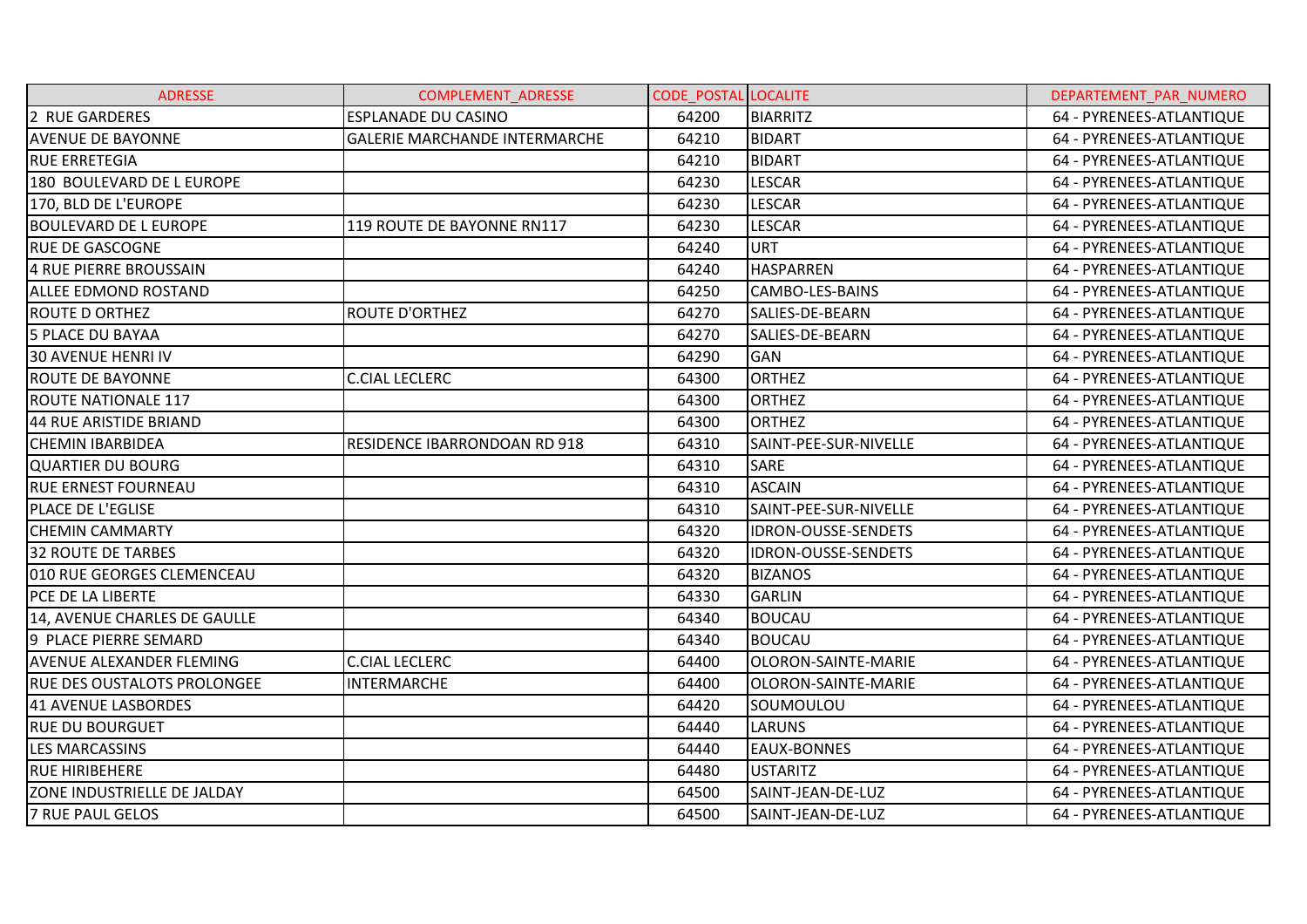| ADRESSE | COMPLEMENT_ADRESSE | CODE_POSTAL | LOCALITE | DEPARTEMENT_PAR_NUMERO |
|---|---|---|---|---|
| 2 RUE GARDERES | ESPLANADE DU CASINO | 64200 | BIARRITZ | 64 - PYRENEES-ATLANTIQUE |
| AVENUE DE BAYONNE | GALERIE MARCHANDE INTERMARCHE | 64210 | BIDART | 64 - PYRENEES-ATLANTIQUE |
| RUE ERRETEGIA | | 64210 | BIDART | 64 - PYRENEES-ATLANTIQUE |
| 180 BOULEVARD DE L EUROPE | | 64230 | LESCAR | 64 - PYRENEES-ATLANTIQUE |
| 170, BLD DE L'EUROPE | | 64230 | LESCAR | 64 - PYRENEES-ATLANTIQUE |
| BOULEVARD DE L EUROPE | 119 ROUTE DE BAYONNE RN117 | 64230 | LESCAR | 64 - PYRENEES-ATLANTIQUE |
| RUE DE GASCOGNE | | 64240 | URT | 64 - PYRENEES-ATLANTIQUE |
| 4 RUE PIERRE BROUSSAIN | | 64240 | HASPARREN | 64 - PYRENEES-ATLANTIQUE |
| ALLEE EDMOND ROSTAND | | 64250 | CAMBO-LES-BAINS | 64 - PYRENEES-ATLANTIQUE |
| ROUTE D ORTHEZ | ROUTE D'ORTHEZ | 64270 | SALIES-DE-BEARN | 64 - PYRENEES-ATLANTIQUE |
| 5 PLACE DU BAYAA | | 64270 | SALIES-DE-BEARN | 64 - PYRENEES-ATLANTIQUE |
| 30 AVENUE HENRI IV | | 64290 | GAN | 64 - PYRENEES-ATLANTIQUE |
| ROUTE DE BAYONNE | C.CIAL LECLERC | 64300 | ORTHEZ | 64 - PYRENEES-ATLANTIQUE |
| ROUTE NATIONALE 117 | | 64300 | ORTHEZ | 64 - PYRENEES-ATLANTIQUE |
| 44 RUE ARISTIDE BRIAND | | 64300 | ORTHEZ | 64 - PYRENEES-ATLANTIQUE |
| CHEMIN IBARBIDEA | RESIDENCE IBARRONDOAN RD 918 | 64310 | SAINT-PEE-SUR-NIVELLE | 64 - PYRENEES-ATLANTIQUE |
| QUARTIER DU BOURG | | 64310 | SARE | 64 - PYRENEES-ATLANTIQUE |
| RUE ERNEST FOURNEAU | | 64310 | ASCAIN | 64 - PYRENEES-ATLANTIQUE |
| PLACE DE L'EGLISE | | 64310 | SAINT-PEE-SUR-NIVELLE | 64 - PYRENEES-ATLANTIQUE |
| CHEMIN CAMMARTY | | 64320 | IDRON-OUSSE-SENDETS | 64 - PYRENEES-ATLANTIQUE |
| 32 ROUTE DE TARBES | | 64320 | IDRON-OUSSE-SENDETS | 64 - PYRENEES-ATLANTIQUE |
| 010 RUE GEORGES CLEMENCEAU | | 64320 | BIZANOS | 64 - PYRENEES-ATLANTIQUE |
| PCE DE LA LIBERTE | | 64330 | GARLIN | 64 - PYRENEES-ATLANTIQUE |
| 14, AVENUE CHARLES DE GAULLE | | 64340 | BOUCAU | 64 - PYRENEES-ATLANTIQUE |
| 9 PLACE PIERRE SEMARD | | 64340 | BOUCAU | 64 - PYRENEES-ATLANTIQUE |
| AVENUE ALEXANDER FLEMING | C.CIAL LECLERC | 64400 | OLORON-SAINTE-MARIE | 64 - PYRENEES-ATLANTIQUE |
| RUE DES OUSTALOTS PROLONGEE | INTERMARCHE | 64400 | OLORON-SAINTE-MARIE | 64 - PYRENEES-ATLANTIQUE |
| 41 AVENUE LASBORDES | | 64420 | SOUMOULOU | 64 - PYRENEES-ATLANTIQUE |
| RUE DU BOURGUET | | 64440 | LARUNS | 64 - PYRENEES-ATLANTIQUE |
| LES MARCASSINS | | 64440 | EAUX-BONNES | 64 - PYRENEES-ATLANTIQUE |
| RUE HIRIBEHERE | | 64480 | USTARITZ | 64 - PYRENEES-ATLANTIQUE |
| ZONE INDUSTRIELLE DE JALDAY | | 64500 | SAINT-JEAN-DE-LUZ | 64 - PYRENEES-ATLANTIQUE |
| 7 RUE PAUL GELOS | | 64500 | SAINT-JEAN-DE-LUZ | 64 - PYRENEES-ATLANTIQUE |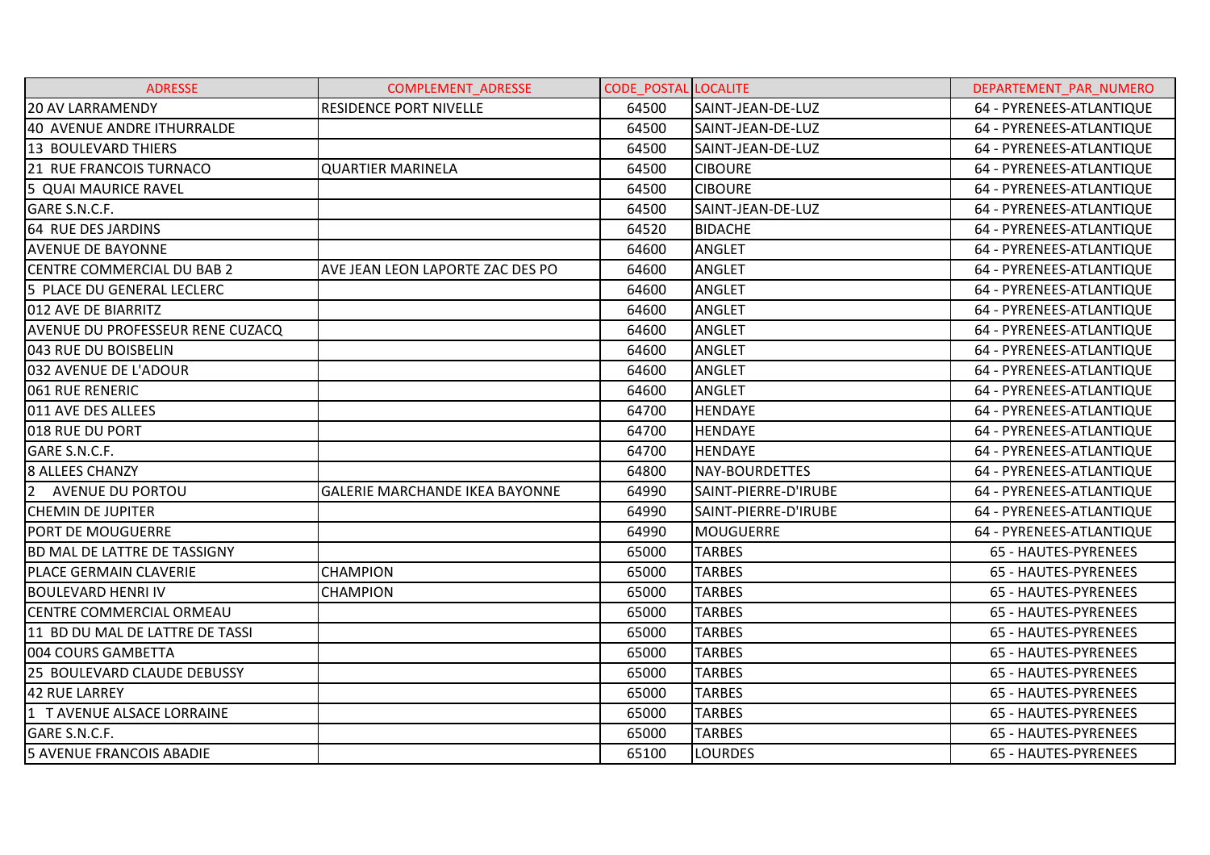| ADRESSE | COMPLEMENT_ADRESSE | CODE_POSTAL | LOCALITE | DEPARTEMENT_PAR_NUMERO |
|---|---|---|---|---|
| 20 AV LARRAMENDY | RESIDENCE PORT NIVELLE | 64500 | SAINT-JEAN-DE-LUZ | 64 - PYRENEES-ATLANTIQUE |
| 40 AVENUE ANDRE ITHURRALDE | | 64500 | SAINT-JEAN-DE-LUZ | 64 - PYRENEES-ATLANTIQUE |
| 13 BOULEVARD THIERS | | 64500 | SAINT-JEAN-DE-LUZ | 64 - PYRENEES-ATLANTIQUE |
| 21 RUE FRANCOIS TURNACO | QUARTIER MARINELA | 64500 | CIBOURE | 64 - PYRENEES-ATLANTIQUE |
| 5 QUAI MAURICE RAVEL | | 64500 | CIBOURE | 64 - PYRENEES-ATLANTIQUE |
| GARE S.N.C.F. | | 64500 | SAINT-JEAN-DE-LUZ | 64 - PYRENEES-ATLANTIQUE |
| 64 RUE DES JARDINS | | 64520 | BIDACHE | 64 - PYRENEES-ATLANTIQUE |
| AVENUE DE BAYONNE | | 64600 | ANGLET | 64 - PYRENEES-ATLANTIQUE |
| CENTRE COMMERCIAL DU BAB 2 | AVE JEAN LEON LAPORTE ZAC DES PO | 64600 | ANGLET | 64 - PYRENEES-ATLANTIQUE |
| 5 PLACE DU GENERAL LECLERC | | 64600 | ANGLET | 64 - PYRENEES-ATLANTIQUE |
| 012 AVE DE BIARRITZ | | 64600 | ANGLET | 64 - PYRENEES-ATLANTIQUE |
| AVENUE DU PROFESSEUR RENE CUZACQ | | 64600 | ANGLET | 64 - PYRENEES-ATLANTIQUE |
| 043 RUE DU BOISBELIN | | 64600 | ANGLET | 64 - PYRENEES-ATLANTIQUE |
| 032 AVENUE DE L'ADOUR | | 64600 | ANGLET | 64 - PYRENEES-ATLANTIQUE |
| 061 RUE RENERIC | | 64600 | ANGLET | 64 - PYRENEES-ATLANTIQUE |
| 011 AVE DES ALLEES | | 64700 | HENDAYE | 64 - PYRENEES-ATLANTIQUE |
| 018 RUE DU PORT | | 64700 | HENDAYE | 64 - PYRENEES-ATLANTIQUE |
| GARE S.N.C.F. | | 64700 | HENDAYE | 64 - PYRENEES-ATLANTIQUE |
| 8 ALLEES CHANZY | | 64800 | NAY-BOURDETTES | 64 - PYRENEES-ATLANTIQUE |
| 2 AVENUE DU PORTOU | GALERIE MARCHANDE IKEA BAYONNE | 64990 | SAINT-PIERRE-D'IRUBE | 64 - PYRENEES-ATLANTIQUE |
| CHEMIN DE JUPITER | | 64990 | SAINT-PIERRE-D'IRUBE | 64 - PYRENEES-ATLANTIQUE |
| PORT DE MOUGUERRE | | 64990 | MOUGUERRE | 64 - PYRENEES-ATLANTIQUE |
| BD MAL DE LATTRE DE TASSIGNY | | 65000 | TARBES | 65 - HAUTES-PYRENEES |
| PLACE GERMAIN CLAVERIE | CHAMPION | 65000 | TARBES | 65 - HAUTES-PYRENEES |
| BOULEVARD HENRI IV | CHAMPION | 65000 | TARBES | 65 - HAUTES-PYRENEES |
| CENTRE COMMERCIAL ORMEAU | | 65000 | TARBES | 65 - HAUTES-PYRENEES |
| 11 BD DU MAL DE LATTRE DE TASSI | | 65000 | TARBES | 65 - HAUTES-PYRENEES |
| 004 COURS GAMBETTA | | 65000 | TARBES | 65 - HAUTES-PYRENEES |
| 25 BOULEVARD CLAUDE DEBUSSY | | 65000 | TARBES | 65 - HAUTES-PYRENEES |
| 42 RUE LARREY | | 65000 | TARBES | 65 - HAUTES-PYRENEES |
| 1 T AVENUE ALSACE LORRAINE | | 65000 | TARBES | 65 - HAUTES-PYRENEES |
| GARE S.N.C.F. | | 65000 | TARBES | 65 - HAUTES-PYRENEES |
| 5 AVENUE FRANCOIS ABADIE | | 65100 | LOURDES | 65 - HAUTES-PYRENEES |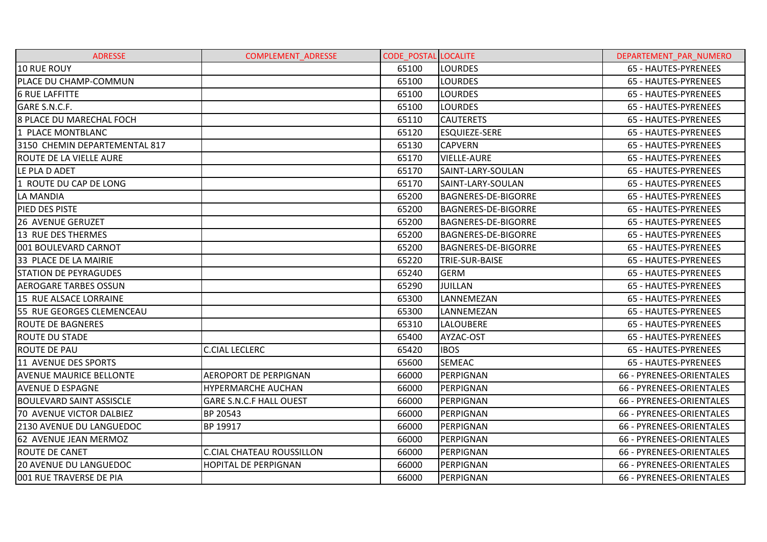| ADRESSE | COMPLEMENT_ADRESSE | CODE_POSTAL | LOCALITE | DEPARTEMENT_PAR_NUMERO |
|---|---|---|---|---|
| 10 RUE ROUY | | 65100 | LOURDES | 65 - HAUTES-PYRENEES |
| PLACE DU CHAMP-COMMUN | | 65100 | LOURDES | 65 - HAUTES-PYRENEES |
| 6 RUE LAFFITTE | | 65100 | LOURDES | 65 - HAUTES-PYRENEES |
| GARE S.N.C.F. | | 65100 | LOURDES | 65 - HAUTES-PYRENEES |
| 8 PLACE DU MARECHAL FOCH | | 65110 | CAUTERETS | 65 - HAUTES-PYRENEES |
| 1 PLACE MONTBLANC | | 65120 | ESQUIEZE-SERE | 65 - HAUTES-PYRENEES |
| 3150 CHEMIN DEPARTEMENTAL 817 | | 65130 | CAPVERN | 65 - HAUTES-PYRENEES |
| ROUTE DE LA VIELLE AURE | | 65170 | VIELLE-AURE | 65 - HAUTES-PYRENEES |
| LE PLA D ADET | | 65170 | SAINT-LARY-SOULAN | 65 - HAUTES-PYRENEES |
| 1 ROUTE DU CAP DE LONG | | 65170 | SAINT-LARY-SOULAN | 65 - HAUTES-PYRENEES |
| LA MANDIA | | 65200 | BAGNERES-DE-BIGORRE | 65 - HAUTES-PYRENEES |
| PIED DES PISTE | | 65200 | BAGNERES-DE-BIGORRE | 65 - HAUTES-PYRENEES |
| 26 AVENUE GERUZET | | 65200 | BAGNERES-DE-BIGORRE | 65 - HAUTES-PYRENEES |
| 13 RUE DES THERMES | | 65200 | BAGNERES-DE-BIGORRE | 65 - HAUTES-PYRENEES |
| 001 BOULEVARD CARNOT | | 65200 | BAGNERES-DE-BIGORRE | 65 - HAUTES-PYRENEES |
| 33 PLACE DE LA MAIRIE | | 65220 | TRIE-SUR-BAISE | 65 - HAUTES-PYRENEES |
| STATION DE PEYRAGUDES | | 65240 | GERM | 65 - HAUTES-PYRENEES |
| AEROGARE TARBES OSSUN | | 65290 | JUILLAN | 65 - HAUTES-PYRENEES |
| 15 RUE ALSACE LORRAINE | | 65300 | LANNEMEZAN | 65 - HAUTES-PYRENEES |
| 55 RUE GEORGES CLEMENCEAU | | 65300 | LANNEMEZAN | 65 - HAUTES-PYRENEES |
| ROUTE DE BAGNERES | | 65310 | LALOUBERE | 65 - HAUTES-PYRENEES |
| ROUTE DU STADE | | 65400 | AYZAC-OST | 65 - HAUTES-PYRENEES |
| ROUTE DE PAU | C.CIAL LECLERC | 65420 | IBOS | 65 - HAUTES-PYRENEES |
| 11 AVENUE DES SPORTS | | 65600 | SEMEAC | 65 - HAUTES-PYRENEES |
| AVENUE MAURICE BELLONTE | AEROPORT DE PERPIGNAN | 66000 | PERPIGNAN | 66 - PYRENEES-ORIENTALES |
| AVENUE D ESPAGNE | HYPERMARCHE AUCHAN | 66000 | PERPIGNAN | 66 - PYRENEES-ORIENTALES |
| BOULEVARD SAINT ASSISCLE | GARE S.N.C.F HALL OUEST | 66000 | PERPIGNAN | 66 - PYRENEES-ORIENTALES |
| 70 AVENUE VICTOR DALBIEZ | BP 20543 | 66000 | PERPIGNAN | 66 - PYRENEES-ORIENTALES |
| 2130 AVENUE DU LANGUEDOC | BP 19917 | 66000 | PERPIGNAN | 66 - PYRENEES-ORIENTALES |
| 62 AVENUE JEAN MERMOZ | | 66000 | PERPIGNAN | 66 - PYRENEES-ORIENTALES |
| ROUTE DE CANET | C.CIAL CHATEAU ROUSSILLON | 66000 | PERPIGNAN | 66 - PYRENEES-ORIENTALES |
| 20 AVENUE DU LANGUEDOC | HOPITAL DE PERPIGNAN | 66000 | PERPIGNAN | 66 - PYRENEES-ORIENTALES |
| 001 RUE TRAVERSE DE PIA | | 66000 | PERPIGNAN | 66 - PYRENEES-ORIENTALES |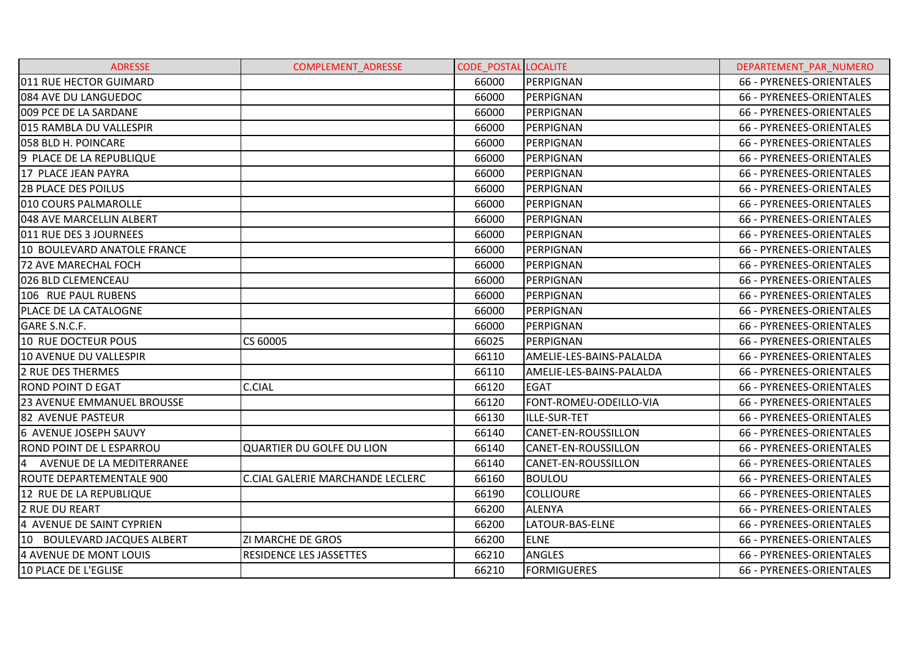| ADRESSE | COMPLEMENT_ADRESSE | CODE_POSTAL | LOCALITE | DEPARTEMENT_PAR_NUMERO |
|---|---|---|---|---|
| 011 RUE HECTOR GUIMARD | | 66000 | PERPIGNAN | 66 - PYRENEES-ORIENTALES |
| 084 AVE DU LANGUEDOC | | 66000 | PERPIGNAN | 66 - PYRENEES-ORIENTALES |
| 009 PCE DE LA SARDANE | | 66000 | PERPIGNAN | 66 - PYRENEES-ORIENTALES |
| 015 RAMBLA DU VALLESPIR | | 66000 | PERPIGNAN | 66 - PYRENEES-ORIENTALES |
| 058 BLD H. POINCARE | | 66000 | PERPIGNAN | 66 - PYRENEES-ORIENTALES |
| 9 PLACE DE LA REPUBLIQUE | | 66000 | PERPIGNAN | 66 - PYRENEES-ORIENTALES |
| 17 PLACE JEAN PAYRA | | 66000 | PERPIGNAN | 66 - PYRENEES-ORIENTALES |
| 2B PLACE DES POILUS | | 66000 | PERPIGNAN | 66 - PYRENEES-ORIENTALES |
| 010 COURS PALMAROLLE | | 66000 | PERPIGNAN | 66 - PYRENEES-ORIENTALES |
| 048 AVE MARCELLIN ALBERT | | 66000 | PERPIGNAN | 66 - PYRENEES-ORIENTALES |
| 011 RUE DES 3 JOURNEES | | 66000 | PERPIGNAN | 66 - PYRENEES-ORIENTALES |
| 10 BOULEVARD ANATOLE FRANCE | | 66000 | PERPIGNAN | 66 - PYRENEES-ORIENTALES |
| 72 AVE MARECHAL FOCH | | 66000 | PERPIGNAN | 66 - PYRENEES-ORIENTALES |
| 026 BLD CLEMENCEAU | | 66000 | PERPIGNAN | 66 - PYRENEES-ORIENTALES |
| 106 RUE PAUL RUBENS | | 66000 | PERPIGNAN | 66 - PYRENEES-ORIENTALES |
| PLACE DE LA CATALOGNE | | 66000 | PERPIGNAN | 66 - PYRENEES-ORIENTALES |
| GARE S.N.C.F. | | 66000 | PERPIGNAN | 66 - PYRENEES-ORIENTALES |
| 10 RUE DOCTEUR POUS | CS 60005 | 66025 | PERPIGNAN | 66 - PYRENEES-ORIENTALES |
| 10 AVENUE DU VALLESPIR | | 66110 | AMELIE-LES-BAINS-PALALDA | 66 - PYRENEES-ORIENTALES |
| 2 RUE DES THERMES | | 66110 | AMELIE-LES-BAINS-PALALDA | 66 - PYRENEES-ORIENTALES |
| ROND POINT D EGAT | C.CIAL | 66120 | EGAT | 66 - PYRENEES-ORIENTALES |
| 23 AVENUE EMMANUEL BROUSSE | | 66120 | FONT-ROMEU-ODEILLO-VIA | 66 - PYRENEES-ORIENTALES |
| 82 AVENUE PASTEUR | | 66130 | ILLE-SUR-TET | 66 - PYRENEES-ORIENTALES |
| 6 AVENUE JOSEPH SAUVY | | 66140 | CANET-EN-ROUSSILLON | 66 - PYRENEES-ORIENTALES |
| ROND POINT DE L ESPARROU | QUARTIER DU GOLFE DU LION | 66140 | CANET-EN-ROUSSILLON | 66 - PYRENEES-ORIENTALES |
| 4 AVENUE DE LA MEDITERRANEE | | 66140 | CANET-EN-ROUSSILLON | 66 - PYRENEES-ORIENTALES |
| ROUTE DEPARTEMENTALE 900 | C.CIAL GALERIE MARCHANDE LECLERC | 66160 | BOULOU | 66 - PYRENEES-ORIENTALES |
| 12 RUE DE LA REPUBLIQUE | | 66190 | COLLIOURE | 66 - PYRENEES-ORIENTALES |
| 2 RUE DU REART | | 66200 | ALENYA | 66 - PYRENEES-ORIENTALES |
| 4 AVENUE DE SAINT CYPRIEN | | 66200 | LATOUR-BAS-ELNE | 66 - PYRENEES-ORIENTALES |
| 10 BOULEVARD JACQUES ALBERT | ZI MARCHE DE GROS | 66200 | ELNE | 66 - PYRENEES-ORIENTALES |
| 4 AVENUE DE MONT LOUIS | RESIDENCE LES JASSETTES | 66210 | ANGLES | 66 - PYRENEES-ORIENTALES |
| 10 PLACE DE L'EGLISE | | 66210 | FORMIGUERES | 66 - PYRENEES-ORIENTALES |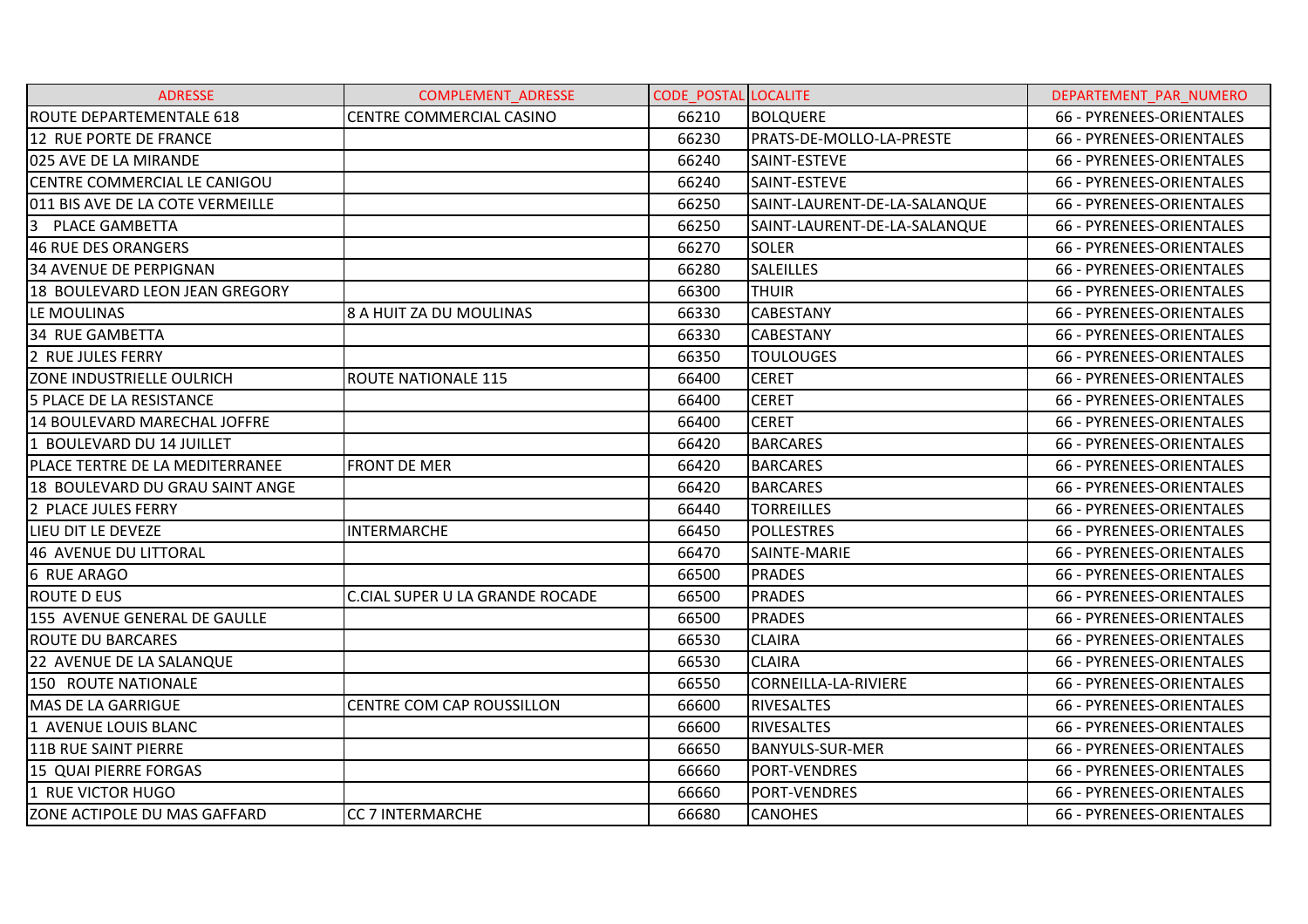| ADRESSE | COMPLEMENT_ADRESSE | CODE_POSTAL | LOCALITE | DEPARTEMENT_PAR_NUMERO |
|---|---|---|---|---|
| ROUTE DEPARTEMENTALE 618 | CENTRE COMMERCIAL CASINO | 66210 | BOLQUERE | 66 - PYRENEES-ORIENTALES |
| 12 RUE PORTE DE FRANCE | | 66230 | PRATS-DE-MOLLO-LA-PRESTE | 66 - PYRENEES-ORIENTALES |
| 025 AVE DE LA MIRANDE | | 66240 | SAINT-ESTEVE | 66 - PYRENEES-ORIENTALES |
| CENTRE COMMERCIAL LE CANIGOU | | 66240 | SAINT-ESTEVE | 66 - PYRENEES-ORIENTALES |
| 011 BIS AVE DE LA COTE VERMEILLE | | 66250 | SAINT-LAURENT-DE-LA-SALANQUE | 66 - PYRENEES-ORIENTALES |
| 3 PLACE GAMBETTA | | 66250 | SAINT-LAURENT-DE-LA-SALANQUE | 66 - PYRENEES-ORIENTALES |
| 46 RUE DES ORANGERS | | 66270 | SOLER | 66 - PYRENEES-ORIENTALES |
| 34 AVENUE DE PERPIGNAN | | 66280 | SALEILLES | 66 - PYRENEES-ORIENTALES |
| 18 BOULEVARD LEON JEAN GREGORY | | 66300 | THUIR | 66 - PYRENEES-ORIENTALES |
| LE MOULINAS | 8 A HUIT ZA DU MOULINAS | 66330 | CABESTANY | 66 - PYRENEES-ORIENTALES |
| 34 RUE GAMBETTA | | 66330 | CABESTANY | 66 - PYRENEES-ORIENTALES |
| 2 RUE JULES FERRY | | 66350 | TOULOUGES | 66 - PYRENEES-ORIENTALES |
| ZONE INDUSTRIELLE OULRICH | ROUTE NATIONALE 115 | 66400 | CERET | 66 - PYRENEES-ORIENTALES |
| 5 PLACE DE LA RESISTANCE | | 66400 | CERET | 66 - PYRENEES-ORIENTALES |
| 14 BOULEVARD MARECHAL JOFFRE | | 66400 | CERET | 66 - PYRENEES-ORIENTALES |
| 1 BOULEVARD DU 14 JUILLET | | 66420 | BARCARES | 66 - PYRENEES-ORIENTALES |
| PLACE TERTRE DE LA MEDITERRANEE | FRONT DE MER | 66420 | BARCARES | 66 - PYRENEES-ORIENTALES |
| 18 BOULEVARD DU GRAU SAINT ANGE | | 66420 | BARCARES | 66 - PYRENEES-ORIENTALES |
| 2 PLACE JULES FERRY | | 66440 | TORREILLES | 66 - PYRENEES-ORIENTALES |
| LIEU DIT LE DEVEZE | INTERMARCHE | 66450 | POLLESTRES | 66 - PYRENEES-ORIENTALES |
| 46 AVENUE DU LITTORAL | | 66470 | SAINTE-MARIE | 66 - PYRENEES-ORIENTALES |
| 6 RUE ARAGO | | 66500 | PRADES | 66 - PYRENEES-ORIENTALES |
| ROUTE D EUS | C.CIAL SUPER U LA GRANDE ROCADE | 66500 | PRADES | 66 - PYRENEES-ORIENTALES |
| 155 AVENUE GENERAL DE GAULLE | | 66500 | PRADES | 66 - PYRENEES-ORIENTALES |
| ROUTE DU BARCARES | | 66530 | CLAIRA | 66 - PYRENEES-ORIENTALES |
| 22 AVENUE DE LA SALANQUE | | 66530 | CLAIRA | 66 - PYRENEES-ORIENTALES |
| 150 ROUTE NATIONALE | | 66550 | CORNEILLA-LA-RIVIERE | 66 - PYRENEES-ORIENTALES |
| MAS DE LA GARRIGUE | CENTRE COM CAP ROUSSILLON | 66600 | RIVESALTES | 66 - PYRENEES-ORIENTALES |
| 1 AVENUE LOUIS BLANC | | 66600 | RIVESALTES | 66 - PYRENEES-ORIENTALES |
| 11B RUE SAINT PIERRE | | 66650 | BANYULS-SUR-MER | 66 - PYRENEES-ORIENTALES |
| 15 QUAI PIERRE FORGAS | | 66660 | PORT-VENDRES | 66 - PYRENEES-ORIENTALES |
| 1 RUE VICTOR HUGO | | 66660 | PORT-VENDRES | 66 - PYRENEES-ORIENTALES |
| ZONE ACTIPOLE DU MAS GAFFARD | CC 7 INTERMARCHE | 66680 | CANOHES | 66 - PYRENEES-ORIENTALES |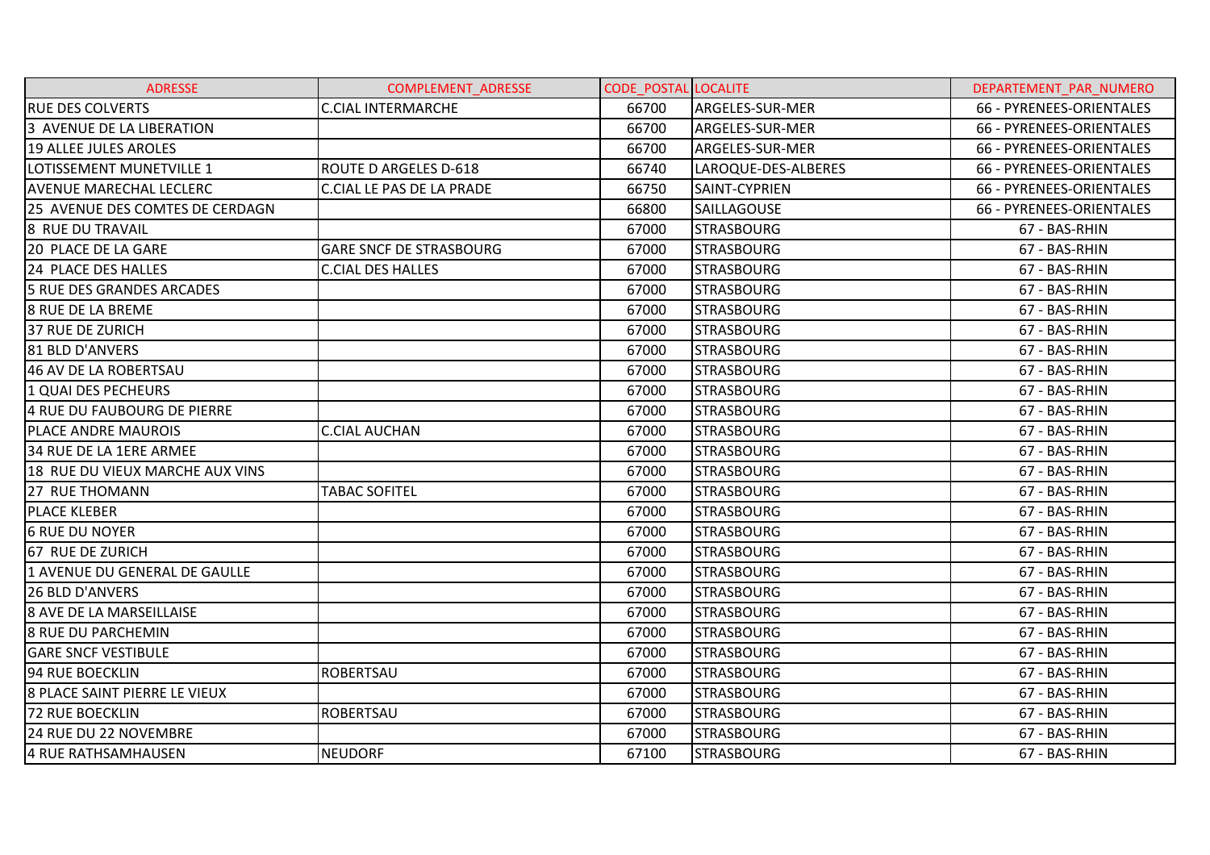| ADRESSE | COMPLEMENT_ADRESSE | CODE_POSTAL | LOCALITE | DEPARTEMENT_PAR_NUMERO |
|---|---|---|---|---|
| RUE DES COLVERTS | C.CIAL INTERMARCHE | 66700 | ARGELES-SUR-MER | 66 - PYRENEES-ORIENTALES |
| 3  AVENUE DE LA LIBERATION | | 66700 | ARGELES-SUR-MER | 66 - PYRENEES-ORIENTALES |
| 19 ALLEE JULES AROLES | | 66700 | ARGELES-SUR-MER | 66 - PYRENEES-ORIENTALES |
| LOTISSEMENT MUNETVILLE 1 | ROUTE D ARGELES D-618 | 66740 | LAROQUE-DES-ALBERES | 66 - PYRENEES-ORIENTALES |
| AVENUE MARECHAL LECLERC | C.CIAL LE PAS DE LA PRADE | 66750 | SAINT-CYPRIEN | 66 - PYRENEES-ORIENTALES |
| 25  AVENUE DES COMTES DE CERDAGN | | 66800 | SAILLAGOUSE | 66 - PYRENEES-ORIENTALES |
| 8  RUE DU TRAVAIL | | 67000 | STRASBOURG | 67 - BAS-RHIN |
| 20  PLACE DE LA GARE | GARE SNCF DE STRASBOURG | 67000 | STRASBOURG | 67 - BAS-RHIN |
| 24  PLACE DES HALLES | C.CIAL DES HALLES | 67000 | STRASBOURG | 67 - BAS-RHIN |
| 5 RUE DES GRANDES ARCADES | | 67000 | STRASBOURG | 67 - BAS-RHIN |
| 8 RUE DE LA BREME | | 67000 | STRASBOURG | 67 - BAS-RHIN |
| 37 RUE DE ZURICH | | 67000 | STRASBOURG | 67 - BAS-RHIN |
| 81 BLD D'ANVERS | | 67000 | STRASBOURG | 67 - BAS-RHIN |
| 46 AV DE LA ROBERTSAU | | 67000 | STRASBOURG | 67 - BAS-RHIN |
| 1 QUAI DES PECHEURS | | 67000 | STRASBOURG | 67 - BAS-RHIN |
| 4 RUE DU FAUBOURG DE PIERRE | | 67000 | STRASBOURG | 67 - BAS-RHIN |
| PLACE ANDRE MAUROIS | C.CIAL AUCHAN | 67000 | STRASBOURG | 67 - BAS-RHIN |
| 34 RUE DE LA 1ERE ARMEE | | 67000 | STRASBOURG | 67 - BAS-RHIN |
| 18  RUE DU VIEUX MARCHE AUX VINS | | 67000 | STRASBOURG | 67 - BAS-RHIN |
| 27  RUE THOMANN | TABAC SOFITEL | 67000 | STRASBOURG | 67 - BAS-RHIN |
| PLACE KLEBER | | 67000 | STRASBOURG | 67 - BAS-RHIN |
| 6 RUE DU NOYER | | 67000 | STRASBOURG | 67 - BAS-RHIN |
| 67  RUE DE ZURICH | | 67000 | STRASBOURG | 67 - BAS-RHIN |
| 1 AVENUE DU GENERAL DE GAULLE | | 67000 | STRASBOURG | 67 - BAS-RHIN |
| 26 BLD D'ANVERS | | 67000 | STRASBOURG | 67 - BAS-RHIN |
| 8 AVE DE LA MARSEILLAISE | | 67000 | STRASBOURG | 67 - BAS-RHIN |
| 8 RUE DU PARCHEMIN | | 67000 | STRASBOURG | 67 - BAS-RHIN |
| GARE SNCF VESTIBULE | | 67000 | STRASBOURG | 67 - BAS-RHIN |
| 94 RUE BOECKLIN | ROBERTSAU | 67000 | STRASBOURG | 67 - BAS-RHIN |
| 8 PLACE SAINT PIERRE LE VIEUX | | 67000 | STRASBOURG | 67 - BAS-RHIN |
| 72 RUE BOECKLIN | ROBERTSAU | 67000 | STRASBOURG | 67 - BAS-RHIN |
| 24 RUE DU 22 NOVEMBRE | | 67000 | STRASBOURG | 67 - BAS-RHIN |
| 4 RUE RATHSAMHAUSEN | NEUDORF | 67100 | STRASBOURG | 67 - BAS-RHIN |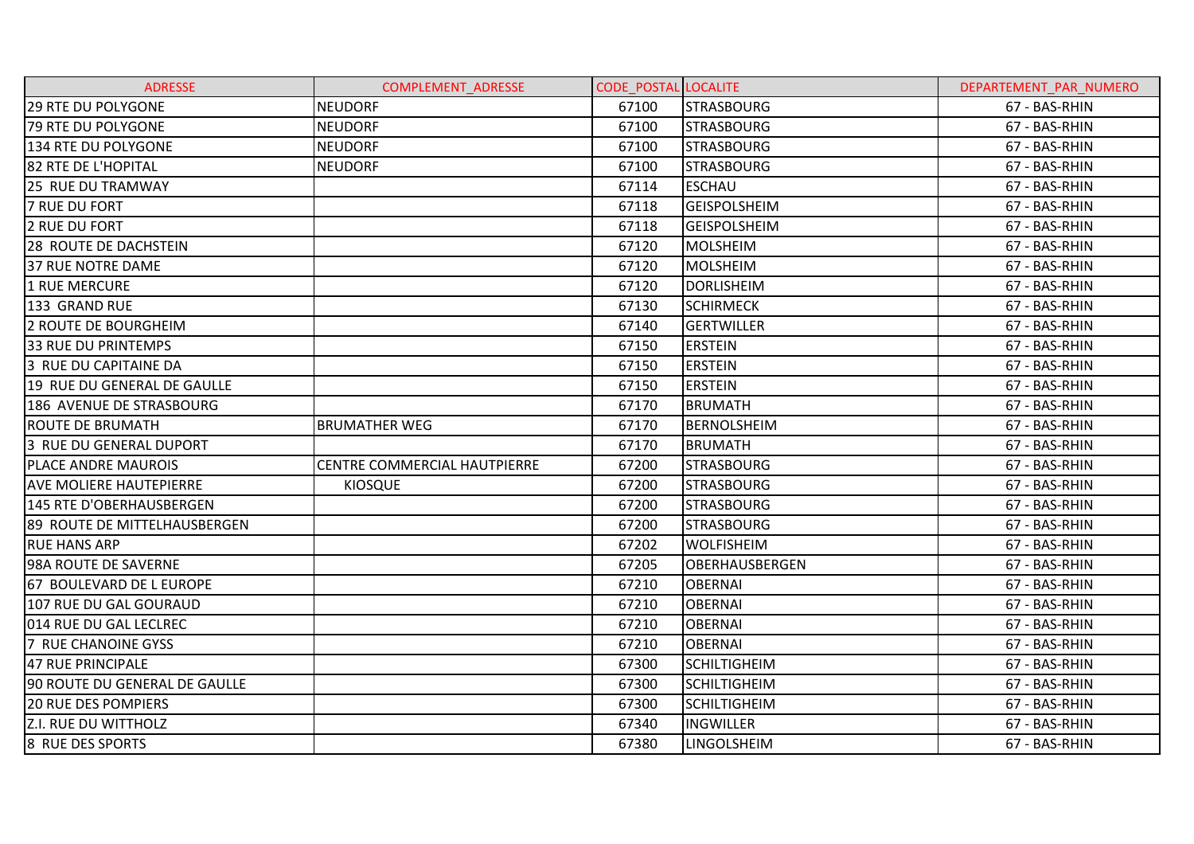| ADRESSE | COMPLEMENT_ADRESSE | CODE_POSTAL | LOCALITE | DEPARTEMENT_PAR_NUMERO |
|---|---|---|---|---|
| 29 RTE DU POLYGONE | NEUDORF | 67100 | STRASBOURG | 67 - BAS-RHIN |
| 79 RTE DU POLYGONE | NEUDORF | 67100 | STRASBOURG | 67 - BAS-RHIN |
| 134 RTE DU POLYGONE | NEUDORF | 67100 | STRASBOURG | 67 - BAS-RHIN |
| 82 RTE DE L'HOPITAL | NEUDORF | 67100 | STRASBOURG | 67 - BAS-RHIN |
| 25 RUE DU TRAMWAY | | 67114 | ESCHAU | 67 - BAS-RHIN |
| 7 RUE DU FORT | | 67118 | GEISPOLSHEIM | 67 - BAS-RHIN |
| 2 RUE DU FORT | | 67118 | GEISPOLSHEIM | 67 - BAS-RHIN |
| 28 ROUTE DE DACHSTEIN | | 67120 | MOLSHEIM | 67 - BAS-RHIN |
| 37 RUE NOTRE DAME | | 67120 | MOLSHEIM | 67 - BAS-RHIN |
| 1 RUE MERCURE | | 67120 | DORLISHEIM | 67 - BAS-RHIN |
| 133 GRAND RUE | | 67130 | SCHIRMECK | 67 - BAS-RHIN |
| 2 ROUTE DE BOURGHEIM | | 67140 | GERTWILLER | 67 - BAS-RHIN |
| 33 RUE DU PRINTEMPS | | 67150 | ERSTEIN | 67 - BAS-RHIN |
| 3 RUE DU CAPITAINE DA | | 67150 | ERSTEIN | 67 - BAS-RHIN |
| 19 RUE DU GENERAL DE GAULLE | | 67150 | ERSTEIN | 67 - BAS-RHIN |
| 186 AVENUE DE STRASBOURG | | 67170 | BRUMATH | 67 - BAS-RHIN |
| ROUTE DE BRUMATH | BRUMATHER WEG | 67170 | BERNOLSHEIM | 67 - BAS-RHIN |
| 3 RUE DU GENERAL DUPORT | | 67170 | BRUMATH | 67 - BAS-RHIN |
| PLACE ANDRE MAUROIS | CENTRE COMMERCIAL HAUTPIERRE | 67200 | STRASBOURG | 67 - BAS-RHIN |
| AVE MOLIERE HAUTEPIERRE | KIOSQUE | 67200 | STRASBOURG | 67 - BAS-RHIN |
| 145 RTE D'OBERHAUSBERGEN | | 67200 | STRASBOURG | 67 - BAS-RHIN |
| 89 ROUTE DE MITTELHAUSBERGEN | | 67200 | STRASBOURG | 67 - BAS-RHIN |
| RUE HANS ARP | | 67202 | WOLFISHEIM | 67 - BAS-RHIN |
| 98A ROUTE DE SAVERNE | | 67205 | OBERHAUSBERGEN | 67 - BAS-RHIN |
| 67 BOULEVARD DE L EUROPE | | 67210 | OBERNAI | 67 - BAS-RHIN |
| 107 RUE DU GAL GOURAUD | | 67210 | OBERNAI | 67 - BAS-RHIN |
| 014 RUE DU GAL LECLREC | | 67210 | OBERNAI | 67 - BAS-RHIN |
| 7 RUE CHANOINE GYSS | | 67210 | OBERNAI | 67 - BAS-RHIN |
| 47 RUE PRINCIPALE | | 67300 | SCHILTIGHEIM | 67 - BAS-RHIN |
| 90 ROUTE DU GENERAL DE GAULLE | | 67300 | SCHILTIGHEIM | 67 - BAS-RHIN |
| 20 RUE DES POMPIERS | | 67300 | SCHILTIGHEIM | 67 - BAS-RHIN |
| Z.I. RUE DU WITTHOLZ | | 67340 | INGWILLER | 67 - BAS-RHIN |
| 8 RUE DES SPORTS | | 67380 | LINGOLSHEIM | 67 - BAS-RHIN |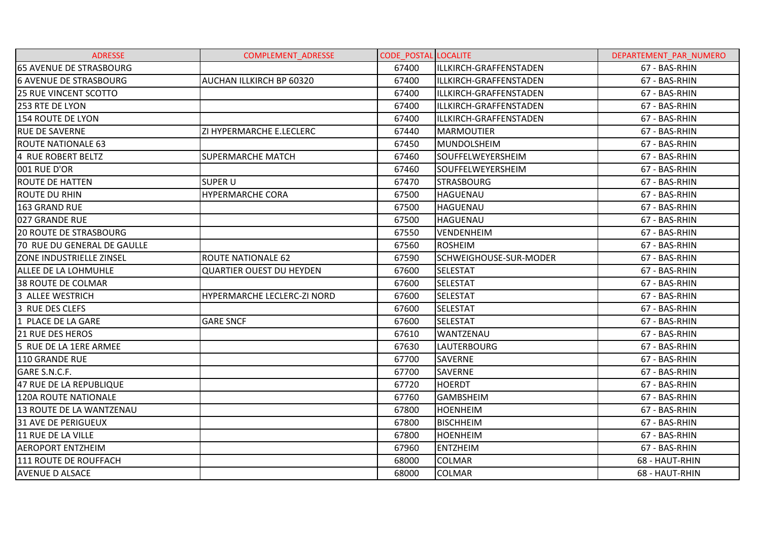| ADRESSE | COMPLEMENT_ADRESSE | CODE_POSTAL | LOCALITE | DEPARTEMENT_PAR_NUMERO |
|---|---|---|---|---|
| 65 AVENUE DE STRASBOURG | | 67400 | ILLKIRCH-GRAFFENSTADEN | 67 - BAS-RHIN |
| 6 AVENUE DE STRASBOURG | AUCHAN ILLKIRCH BP 60320 | 67400 | ILLKIRCH-GRAFFENSTADEN | 67 - BAS-RHIN |
| 25 RUE VINCENT SCOTTO | | 67400 | ILLKIRCH-GRAFFENSTADEN | 67 - BAS-RHIN |
| 253 RTE DE LYON | | 67400 | ILLKIRCH-GRAFFENSTADEN | 67 - BAS-RHIN |
| 154 ROUTE DE LYON | | 67400 | ILLKIRCH-GRAFFENSTADEN | 67 - BAS-RHIN |
| RUE DE SAVERNE | ZI HYPERMARCHE E.LECLERC | 67440 | MARMOUTIER | 67 - BAS-RHIN |
| ROUTE NATIONALE 63 | | 67450 | MUNDOLSHEIM | 67 - BAS-RHIN |
| 4 RUE ROBERT BELTZ | SUPERMARCHE MATCH | 67460 | SOUFFELWEYERSHEIM | 67 - BAS-RHIN |
| 001 RUE D'OR | | 67460 | SOUFFELWEYERSHEIM | 67 - BAS-RHIN |
| ROUTE DE HATTEN | SUPER U | 67470 | STRASBOURG | 67 - BAS-RHIN |
| ROUTE DU RHIN | HYPERMARCHE CORA | 67500 | HAGUENAU | 67 - BAS-RHIN |
| 163 GRAND RUE | | 67500 | HAGUENAU | 67 - BAS-RHIN |
| 027 GRANDE RUE | | 67500 | HAGUENAU | 67 - BAS-RHIN |
| 20 ROUTE DE STRASBOURG | | 67550 | VENDENHEIM | 67 - BAS-RHIN |
| 70 RUE DU GENERAL DE GAULLE | | 67560 | ROSHEIM | 67 - BAS-RHIN |
| ZONE INDUSTRIELLE ZINSEL | ROUTE NATIONALE 62 | 67590 | SCHWEIGHOUSE-SUR-MODER | 67 - BAS-RHIN |
| ALLEE DE LA LOHMUHLE | QUARTIER OUEST DU HEYDEN | 67600 | SELESTAT | 67 - BAS-RHIN |
| 38 ROUTE DE COLMAR | | 67600 | SELESTAT | 67 - BAS-RHIN |
| 3 ALLEE WESTRICH | HYPERMARCHE LECLERC-ZI NORD | 67600 | SELESTAT | 67 - BAS-RHIN |
| 3 RUE DES CLEFS | | 67600 | SELESTAT | 67 - BAS-RHIN |
| 1 PLACE DE LA GARE | GARE SNCF | 67600 | SELESTAT | 67 - BAS-RHIN |
| 21 RUE DES HEROS | | 67610 | WANTZENAU | 67 - BAS-RHIN |
| 5 RUE DE LA 1ERE ARMEE | | 67630 | LAUTERBOURG | 67 - BAS-RHIN |
| 110 GRANDE RUE | | 67700 | SAVERNE | 67 - BAS-RHIN |
| GARE S.N.C.F. | | 67700 | SAVERNE | 67 - BAS-RHIN |
| 47 RUE DE LA REPUBLIQUE | | 67720 | HOERDT | 67 - BAS-RHIN |
| 120A ROUTE NATIONALE | | 67760 | GAMBSHEIM | 67 - BAS-RHIN |
| 13 ROUTE DE LA WANTZENAU | | 67800 | HOENHEIM | 67 - BAS-RHIN |
| 31 AVE DE PERIGUEUX | | 67800 | BISCHHEIM | 67 - BAS-RHIN |
| 11 RUE DE LA VILLE | | 67800 | HOENHEIM | 67 - BAS-RHIN |
| AEROPORT ENTZHEIM | | 67960 | ENTZHEIM | 67 - BAS-RHIN |
| 111 ROUTE DE ROUFFACH | | 68000 | COLMAR | 68 - HAUT-RHIN |
| AVENUE D ALSACE | | 68000 | COLMAR | 68 - HAUT-RHIN |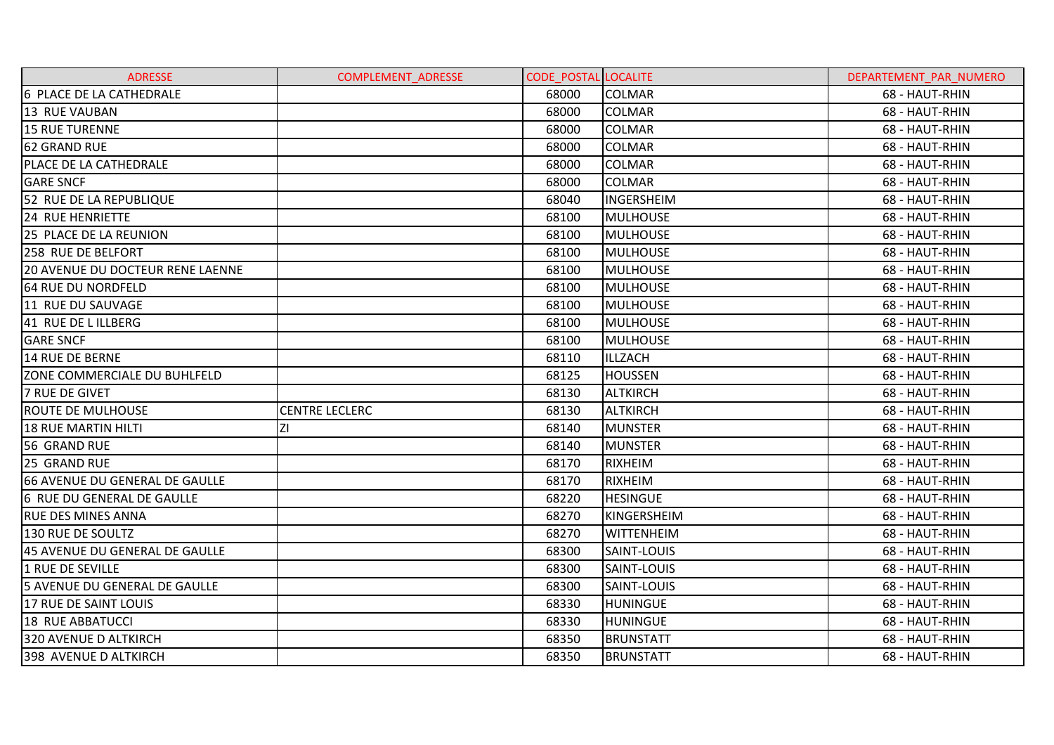| ADRESSE | COMPLEMENT_ADRESSE | CODE_POSTAL | LOCALITE | DEPARTEMENT_PAR_NUMERO |
|---|---|---|---|---|
| 6 PLACE DE LA CATHEDRALE | | 68000 | COLMAR | 68 - HAUT-RHIN |
| 13 RUE VAUBAN | | 68000 | COLMAR | 68 - HAUT-RHIN |
| 15 RUE TURENNE | | 68000 | COLMAR | 68 - HAUT-RHIN |
| 62 GRAND RUE | | 68000 | COLMAR | 68 - HAUT-RHIN |
| PLACE DE LA CATHEDRALE | | 68000 | COLMAR | 68 - HAUT-RHIN |
| GARE SNCF | | 68000 | COLMAR | 68 - HAUT-RHIN |
| 52 RUE DE LA REPUBLIQUE | | 68040 | INGERSHEIM | 68 - HAUT-RHIN |
| 24 RUE HENRIETTE | | 68100 | MULHOUSE | 68 - HAUT-RHIN |
| 25 PLACE DE LA REUNION | | 68100 | MULHOUSE | 68 - HAUT-RHIN |
| 258 RUE DE BELFORT | | 68100 | MULHOUSE | 68 - HAUT-RHIN |
| 20 AVENUE DU DOCTEUR RENE LAENNE | | 68100 | MULHOUSE | 68 - HAUT-RHIN |
| 64 RUE DU NORDFELD | | 68100 | MULHOUSE | 68 - HAUT-RHIN |
| 11 RUE DU SAUVAGE | | 68100 | MULHOUSE | 68 - HAUT-RHIN |
| 41 RUE DE L ILLBERG | | 68100 | MULHOUSE | 68 - HAUT-RHIN |
| GARE SNCF | | 68100 | MULHOUSE | 68 - HAUT-RHIN |
| 14 RUE DE BERNE | | 68110 | ILLZACH | 68 - HAUT-RHIN |
| ZONE COMMERCIALE DU BUHLFELD | | 68125 | HOUSSEN | 68 - HAUT-RHIN |
| 7 RUE DE GIVET | | 68130 | ALTKIRCH | 68 - HAUT-RHIN |
| ROUTE DE MULHOUSE | CENTRE LECLERC | 68130 | ALTKIRCH | 68 - HAUT-RHIN |
| 18 RUE MARTIN HILTI | ZI | 68140 | MUNSTER | 68 - HAUT-RHIN |
| 56 GRAND RUE | | 68140 | MUNSTER | 68 - HAUT-RHIN |
| 25 GRAND RUE | | 68170 | RIXHEIM | 68 - HAUT-RHIN |
| 66 AVENUE DU GENERAL DE GAULLE | | 68170 | RIXHEIM | 68 - HAUT-RHIN |
| 6 RUE DU GENERAL DE GAULLE | | 68220 | HESINGUE | 68 - HAUT-RHIN |
| RUE DES MINES ANNA | | 68270 | KINGERSHEIM | 68 - HAUT-RHIN |
| 130 RUE DE SOULTZ | | 68270 | WITTENHEIM | 68 - HAUT-RHIN |
| 45 AVENUE DU GENERAL DE GAULLE | | 68300 | SAINT-LOUIS | 68 - HAUT-RHIN |
| 1 RUE DE SEVILLE | | 68300 | SAINT-LOUIS | 68 - HAUT-RHIN |
| 5 AVENUE DU GENERAL DE GAULLE | | 68300 | SAINT-LOUIS | 68 - HAUT-RHIN |
| 17 RUE DE SAINT LOUIS | | 68330 | HUNINGUE | 68 - HAUT-RHIN |
| 18 RUE ABBATUCCI | | 68330 | HUNINGUE | 68 - HAUT-RHIN |
| 320 AVENUE D ALTKIRCH | | 68350 | BRUNSTATT | 68 - HAUT-RHIN |
| 398 AVENUE D ALTKIRCH | | 68350 | BRUNSTATT | 68 - HAUT-RHIN |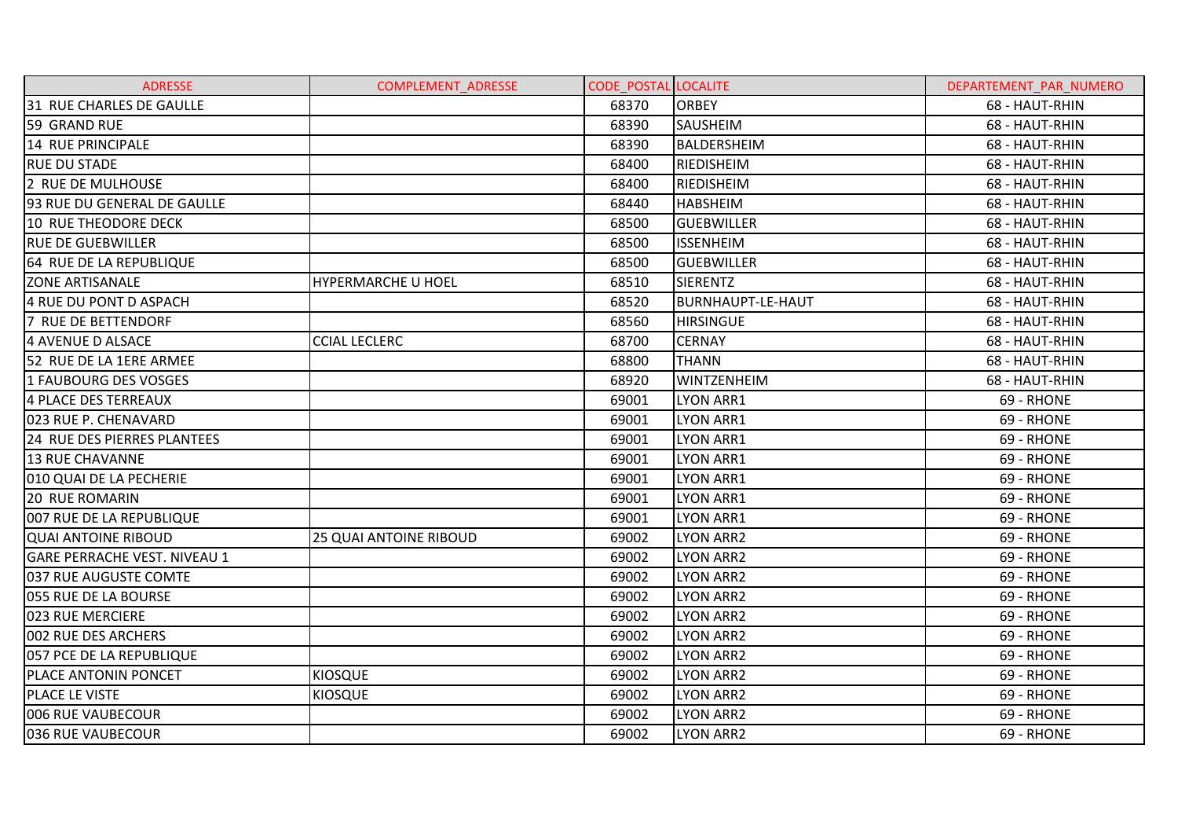| ADRESSE | COMPLEMENT_ADRESSE | CODE_POSTAL | LOCALITE | DEPARTEMENT_PAR_NUMERO |
|---|---|---|---|---|
| 31  RUE CHARLES DE GAULLE | | 68370 | ORBEY | 68 - HAUT-RHIN |
| 59  GRAND RUE | | 68390 | SAUSHEIM | 68 - HAUT-RHIN |
| 14  RUE PRINCIPALE | | 68390 | BALDERSHEIM | 68 - HAUT-RHIN |
| RUE DU STADE | | 68400 | RIEDISHEIM | 68 - HAUT-RHIN |
| 2  RUE DE MULHOUSE | | 68400 | RIEDISHEIM | 68 - HAUT-RHIN |
| 93 RUE DU GENERAL DE GAULLE | | 68440 | HABSHEIM | 68 - HAUT-RHIN |
| 10  RUE THEODORE DECK | | 68500 | GUEBWILLER | 68 - HAUT-RHIN |
| RUE DE GUEBWILLER | | 68500 | ISSENHEIM | 68 - HAUT-RHIN |
| 64  RUE DE LA REPUBLIQUE | | 68500 | GUEBWILLER | 68 - HAUT-RHIN |
| ZONE ARTISANALE | HYPERMARCHE U HOEL | 68510 | SIERENTZ | 68 - HAUT-RHIN |
| 4 RUE DU PONT D ASPACH | | 68520 | BURNHAUPT-LE-HAUT | 68 - HAUT-RHIN |
| 7  RUE DE BETTENDORF | | 68560 | HIRSINGUE | 68 - HAUT-RHIN |
| 4 AVENUE D ALSACE | CCIAL LECLERC | 68700 | CERNAY | 68 - HAUT-RHIN |
| 52  RUE DE LA 1ERE ARMEE | | 68800 | THANN | 68 - HAUT-RHIN |
| 1 FAUBOURG DES VOSGES | | 68920 | WINTZENHEIM | 68 - HAUT-RHIN |
| 4 PLACE DES TERREAUX | | 69001 | LYON ARR1 | 69 - RHONE |
| 023 RUE P. CHENAVARD | | 69001 | LYON ARR1 | 69 - RHONE |
| 24  RUE DES PIERRES PLANTEES | | 69001 | LYON ARR1 | 69 - RHONE |
| 13 RUE CHAVANNE | | 69001 | LYON ARR1 | 69 - RHONE |
| 010 QUAI DE LA PECHERIE | | 69001 | LYON ARR1 | 69 - RHONE |
| 20  RUE ROMARIN | | 69001 | LYON ARR1 | 69 - RHONE |
| 007 RUE DE LA REPUBLIQUE | | 69001 | LYON ARR1 | 69 - RHONE |
| QUAI ANTOINE RIBOUD | 25 QUAI ANTOINE RIBOUD | 69002 | LYON ARR2 | 69 - RHONE |
| GARE PERRACHE VEST. NIVEAU 1 | | 69002 | LYON ARR2 | 69 - RHONE |
| 037 RUE AUGUSTE COMTE | | 69002 | LYON ARR2 | 69 - RHONE |
| 055 RUE DE LA BOURSE | | 69002 | LYON ARR2 | 69 - RHONE |
| 023 RUE MERCIERE | | 69002 | LYON ARR2 | 69 - RHONE |
| 002 RUE DES ARCHERS | | 69002 | LYON ARR2 | 69 - RHONE |
| 057 PCE DE LA REPUBLIQUE | | 69002 | LYON ARR2 | 69 - RHONE |
| PLACE ANTONIN PONCET | KIOSQUE | 69002 | LYON ARR2 | 69 - RHONE |
| PLACE LE VISTE | KIOSQUE | 69002 | LYON ARR2 | 69 - RHONE |
| 006 RUE VAUBECOUR | | 69002 | LYON ARR2 | 69 - RHONE |
| 036 RUE VAUBECOUR | | 69002 | LYON ARR2 | 69 - RHONE |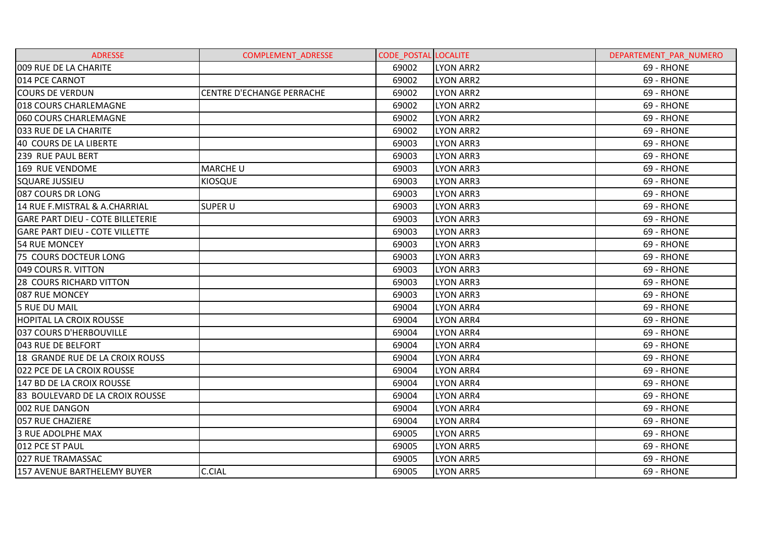| ADRESSE | COMPLEMENT_ADRESSE | CODE_POSTAL | LOCALITE | DEPARTEMENT_PAR_NUMERO |
|---|---|---|---|---|
| 009 RUE DE LA CHARITE | | 69002 | LYON ARR2 | 69 - RHONE |
| 014 PCE CARNOT | | 69002 | LYON ARR2 | 69 - RHONE |
| COURS DE VERDUN | CENTRE D'ECHANGE PERRACHE | 69002 | LYON ARR2 | 69 - RHONE |
| 018 COURS CHARLEMAGNE | | 69002 | LYON ARR2 | 69 - RHONE |
| 060 COURS CHARLEMAGNE | | 69002 | LYON ARR2 | 69 - RHONE |
| 033 RUE DE LA CHARITE | | 69002 | LYON ARR2 | 69 - RHONE |
| 40 COURS DE LA LIBERTE | | 69003 | LYON ARR3 | 69 - RHONE |
| 239 RUE PAUL BERT | | 69003 | LYON ARR3 | 69 - RHONE |
| 169 RUE VENDOME | MARCHE U | 69003 | LYON ARR3 | 69 - RHONE |
| SQUARE JUSSIEU | KIOSQUE | 69003 | LYON ARR3 | 69 - RHONE |
| 087 COURS DR LONG | | 69003 | LYON ARR3 | 69 - RHONE |
| 14 RUE F.MISTRAL & A.CHARRIAL | SUPER U | 69003 | LYON ARR3 | 69 - RHONE |
| GARE PART DIEU - COTE BILLETERIE | | 69003 | LYON ARR3 | 69 - RHONE |
| GARE PART DIEU - COTE VILLETTE | | 69003 | LYON ARR3 | 69 - RHONE |
| 54 RUE MONCEY | | 69003 | LYON ARR3 | 69 - RHONE |
| 75 COURS DOCTEUR LONG | | 69003 | LYON ARR3 | 69 - RHONE |
| 049 COURS R. VITTON | | 69003 | LYON ARR3 | 69 - RHONE |
| 28 COURS RICHARD VITTON | | 69003 | LYON ARR3 | 69 - RHONE |
| 087 RUE MONCEY | | 69003 | LYON ARR3 | 69 - RHONE |
| 5 RUE DU MAIL | | 69004 | LYON ARR4 | 69 - RHONE |
| HOPITAL LA CROIX ROUSSE | | 69004 | LYON ARR4 | 69 - RHONE |
| 037 COURS D'HERBOUVILLE | | 69004 | LYON ARR4 | 69 - RHONE |
| 043 RUE DE BELFORT | | 69004 | LYON ARR4 | 69 - RHONE |
| 18 GRANDE RUE DE LA CROIX ROUSS | | 69004 | LYON ARR4 | 69 - RHONE |
| 022 PCE DE LA CROIX ROUSSE | | 69004 | LYON ARR4 | 69 - RHONE |
| 147 BD DE LA CROIX ROUSSE | | 69004 | LYON ARR4 | 69 - RHONE |
| 83 BOULEVARD DE LA CROIX ROUSSE | | 69004 | LYON ARR4 | 69 - RHONE |
| 002 RUE DANGON | | 69004 | LYON ARR4 | 69 - RHONE |
| 057 RUE CHAZIERE | | 69004 | LYON ARR4 | 69 - RHONE |
| 3 RUE ADOLPHE MAX | | 69005 | LYON ARR5 | 69 - RHONE |
| 012 PCE ST PAUL | | 69005 | LYON ARR5 | 69 - RHONE |
| 027 RUE TRAMASSAC | | 69005 | LYON ARR5 | 69 - RHONE |
| 157 AVENUE BARTHELEMY BUYER | C.CIAL | 69005 | LYON ARR5 | 69 - RHONE |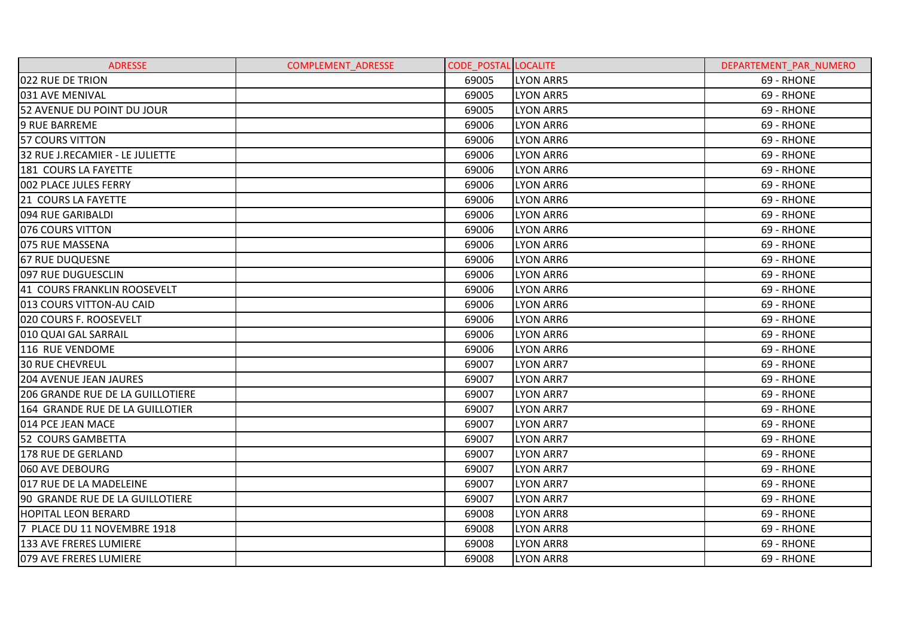| ADRESSE | COMPLEMENT_ADRESSE | CODE_POSTAL | LOCALITE | DEPARTEMENT_PAR_NUMERO |
| --- | --- | --- | --- | --- |
| 022 RUE DE TRION | | 69005 | LYON ARR5 | 69 - RHONE |
| 031 AVE MENIVAL | | 69005 | LYON ARR5 | 69 - RHONE |
| 52 AVENUE DU POINT DU JOUR | | 69005 | LYON ARR5 | 69 - RHONE |
| 9 RUE BARREME | | 69006 | LYON ARR6 | 69 - RHONE |
| 57 COURS VITTON | | 69006 | LYON ARR6 | 69 - RHONE |
| 32 RUE J.RECAMIER - LE JULIETTE | | 69006 | LYON ARR6 | 69 - RHONE |
| 181 COURS LA FAYETTE | | 69006 | LYON ARR6 | 69 - RHONE |
| 002 PLACE JULES FERRY | | 69006 | LYON ARR6 | 69 - RHONE |
| 21 COURS LA FAYETTE | | 69006 | LYON ARR6 | 69 - RHONE |
| 094 RUE GARIBALDI | | 69006 | LYON ARR6 | 69 - RHONE |
| 076 COURS VITTON | | 69006 | LYON ARR6 | 69 - RHONE |
| 075 RUE MASSENA | | 69006 | LYON ARR6 | 69 - RHONE |
| 67 RUE DUQUESNE | | 69006 | LYON ARR6 | 69 - RHONE |
| 097 RUE DUGUESCLIN | | 69006 | LYON ARR6 | 69 - RHONE |
| 41 COURS FRANKLIN ROOSEVELT | | 69006 | LYON ARR6 | 69 - RHONE |
| 013 COURS VITTON-AU CAID | | 69006 | LYON ARR6 | 69 - RHONE |
| 020 COURS F. ROOSEVELT | | 69006 | LYON ARR6 | 69 - RHONE |
| 010 QUAI GAL SARRAIL | | 69006 | LYON ARR6 | 69 - RHONE |
| 116 RUE VENDOME | | 69006 | LYON ARR6 | 69 - RHONE |
| 30 RUE CHEVREUL | | 69007 | LYON ARR7 | 69 - RHONE |
| 204 AVENUE JEAN JAURES | | 69007 | LYON ARR7 | 69 - RHONE |
| 206 GRANDE RUE DE LA GUILLOTIERE | | 69007 | LYON ARR7 | 69 - RHONE |
| 164 GRANDE RUE DE LA GUILLOTIER | | 69007 | LYON ARR7 | 69 - RHONE |
| 014 PCE JEAN MACE | | 69007 | LYON ARR7 | 69 - RHONE |
| 52 COURS GAMBETTA | | 69007 | LYON ARR7 | 69 - RHONE |
| 178 RUE DE GERLAND | | 69007 | LYON ARR7 | 69 - RHONE |
| 060 AVE DEBOURG | | 69007 | LYON ARR7 | 69 - RHONE |
| 017 RUE DE LA MADELEINE | | 69007 | LYON ARR7 | 69 - RHONE |
| 90 GRANDE RUE DE LA GUILLOTIERE | | 69007 | LYON ARR7 | 69 - RHONE |
| HOPITAL LEON BERARD | | 69008 | LYON ARR8 | 69 - RHONE |
| 7 PLACE DU 11 NOVEMBRE 1918 | | 69008 | LYON ARR8 | 69 - RHONE |
| 133 AVE FRERES LUMIERE | | 69008 | LYON ARR8 | 69 - RHONE |
| 079 AVE FRERES LUMIERE | | 69008 | LYON ARR8 | 69 - RHONE |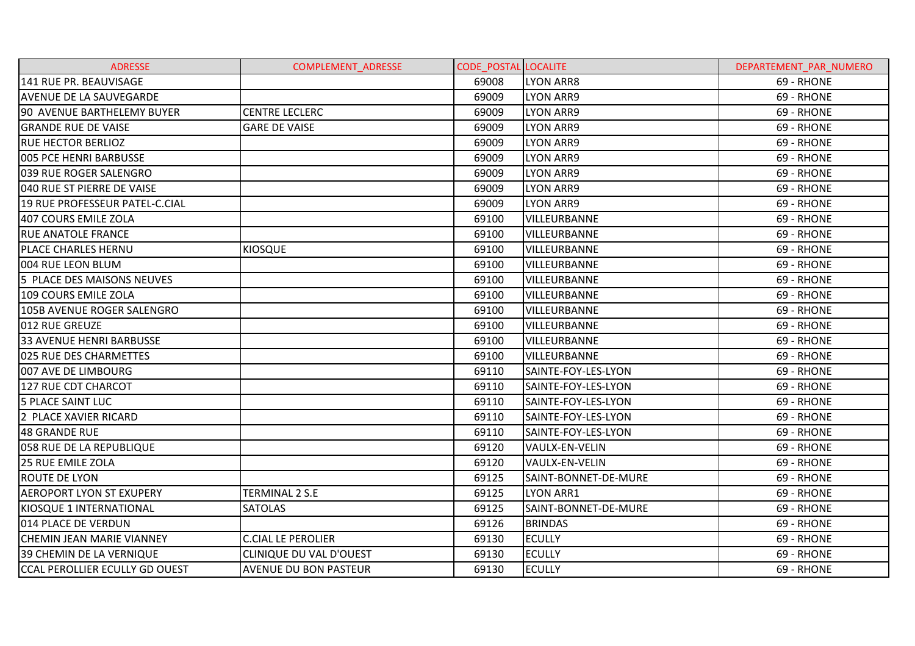| ADRESSE | COMPLEMENT_ADRESSE | CODE_POSTAL | LOCALITE | DEPARTEMENT_PAR_NUMERO |
|---|---|---|---|---|
| 141 RUE PR. BEAUVISAGE | | 69008 | LYON ARR8 | 69 - RHONE |
| AVENUE DE LA SAUVEGARDE | | 69009 | LYON ARR9 | 69 - RHONE |
| 90 AVENUE BARTHELEMY BUYER | CENTRE LECLERC | 69009 | LYON ARR9 | 69 - RHONE |
| GRANDE RUE DE VAISE | GARE DE VAISE | 69009 | LYON ARR9 | 69 - RHONE |
| RUE HECTOR BERLIOZ | | 69009 | LYON ARR9 | 69 - RHONE |
| 005 PCE HENRI BARBUSSE | | 69009 | LYON ARR9 | 69 - RHONE |
| 039 RUE ROGER SALENGRO | | 69009 | LYON ARR9 | 69 - RHONE |
| 040 RUE ST PIERRE DE VAISE | | 69009 | LYON ARR9 | 69 - RHONE |
| 19 RUE PROFESSEUR PATEL-C.CIAL | | 69009 | LYON ARR9 | 69 - RHONE |
| 407 COURS EMILE ZOLA | | 69100 | VILLEURBANNE | 69 - RHONE |
| RUE ANATOLE FRANCE | | 69100 | VILLEURBANNE | 69 - RHONE |
| PLACE CHARLES HERNU | KIOSQUE | 69100 | VILLEURBANNE | 69 - RHONE |
| 004 RUE LEON BLUM | | 69100 | VILLEURBANNE | 69 - RHONE |
| 5 PLACE DES MAISONS NEUVES | | 69100 | VILLEURBANNE | 69 - RHONE |
| 109 COURS EMILE ZOLA | | 69100 | VILLEURBANNE | 69 - RHONE |
| 105B AVENUE ROGER SALENGRO | | 69100 | VILLEURBANNE | 69 - RHONE |
| 012 RUE GREUZE | | 69100 | VILLEURBANNE | 69 - RHONE |
| 33 AVENUE HENRI BARBUSSE | | 69100 | VILLEURBANNE | 69 - RHONE |
| 025 RUE DES CHARMETTES | | 69100 | VILLEURBANNE | 69 - RHONE |
| 007 AVE DE LIMBOURG | | 69110 | SAINTE-FOY-LES-LYON | 69 - RHONE |
| 127 RUE CDT CHARCOT | | 69110 | SAINTE-FOY-LES-LYON | 69 - RHONE |
| 5 PLACE SAINT LUC | | 69110 | SAINTE-FOY-LES-LYON | 69 - RHONE |
| 2 PLACE XAVIER RICARD | | 69110 | SAINTE-FOY-LES-LYON | 69 - RHONE |
| 48 GRANDE RUE | | 69110 | SAINTE-FOY-LES-LYON | 69 - RHONE |
| 058 RUE DE LA REPUBLIQUE | | 69120 | VAULX-EN-VELIN | 69 - RHONE |
| 25 RUE EMILE ZOLA | | 69120 | VAULX-EN-VELIN | 69 - RHONE |
| ROUTE DE LYON | | 69125 | SAINT-BONNET-DE-MURE | 69 - RHONE |
| AEROPORT LYON ST EXUPERY | TERMINAL 2 S.E | 69125 | LYON ARR1 | 69 - RHONE |
| KIOSQUE 1 INTERNATIONAL | SATOLAS | 69125 | SAINT-BONNET-DE-MURE | 69 - RHONE |
| 014 PLACE DE VERDUN | | 69126 | BRINDAS | 69 - RHONE |
| CHEMIN JEAN MARIE VIANNEY | C.CIAL LE PEROLIER | 69130 | ECULLY | 69 - RHONE |
| 39 CHEMIN DE LA VERNIQUE | CLINIQUE DU VAL D'OUEST | 69130 | ECULLY | 69 - RHONE |
| CCAL PEROLLIER ECULLY GD OUEST | AVENUE DU BON PASTEUR | 69130 | ECULLY | 69 - RHONE |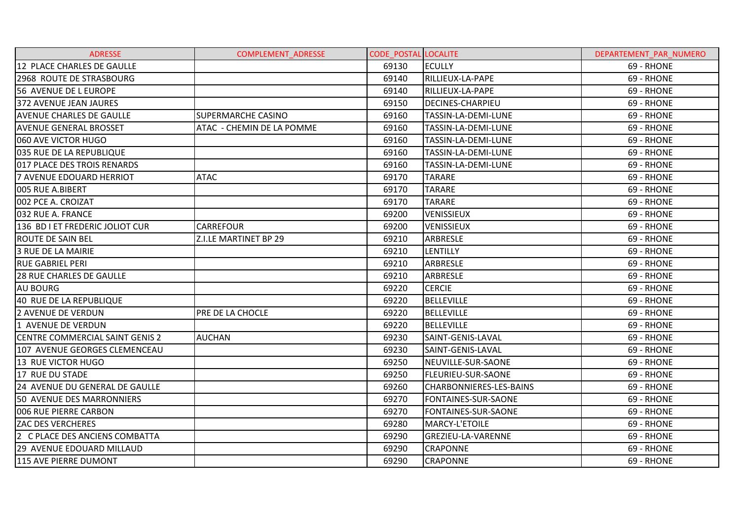| ADRESSE | COMPLEMENT_ADRESSE | CODE_POSTAL | LOCALITE | DEPARTEMENT_PAR_NUMERO |
|---|---|---|---|---|
| 12 PLACE CHARLES DE GAULLE | | 69130 | ECULLY | 69 - RHONE |
| 2968 ROUTE DE STRASBOURG | | 69140 | RILLIEUX-LA-PAPE | 69 - RHONE |
| 56 AVENUE DE L EUROPE | | 69140 | RILLIEUX-LA-PAPE | 69 - RHONE |
| 372 AVENUE JEAN JAURES | | 69150 | DECINES-CHARPIEU | 69 - RHONE |
| AVENUE CHARLES DE GAULLE | SUPERMARCHE CASINO | 69160 | TASSIN-LA-DEMI-LUNE | 69 - RHONE |
| AVENUE GENERAL BROSSET | ATAC - CHEMIN DE LA POMME | 69160 | TASSIN-LA-DEMI-LUNE | 69 - RHONE |
| 060 AVE VICTOR HUGO | | 69160 | TASSIN-LA-DEMI-LUNE | 69 - RHONE |
| 035 RUE DE LA REPUBLIQUE | | 69160 | TASSIN-LA-DEMI-LUNE | 69 - RHONE |
| 017 PLACE DES TROIS RENARDS | | 69160 | TASSIN-LA-DEMI-LUNE | 69 - RHONE |
| 7 AVENUE EDOUARD HERRIOT | ATAC | 69170 | TARARE | 69 - RHONE |
| 005 RUE A.BIBERT | | 69170 | TARARE | 69 - RHONE |
| 002 PCE A. CROIZAT | | 69170 | TARARE | 69 - RHONE |
| 032 RUE A. FRANCE | | 69200 | VENISSIEUX | 69 - RHONE |
| 136 BD I ET FREDERIC JOLIOT CUR | CARREFOUR | 69200 | VENISSIEUX | 69 - RHONE |
| ROUTE DE SAIN BEL | Z.I.LE MARTINET BP 29 | 69210 | ARBRESLE | 69 - RHONE |
| 3 RUE DE LA MAIRIE | | 69210 | LENTILLY | 69 - RHONE |
| RUE GABRIEL PERI | | 69210 | ARBRESLE | 69 - RHONE |
| 28 RUE CHARLES DE GAULLE | | 69210 | ARBRESLE | 69 - RHONE |
| AU BOURG | | 69220 | CERCIE | 69 - RHONE |
| 40 RUE DE LA REPUBLIQUE | | 69220 | BELLEVILLE | 69 - RHONE |
| 2 AVENUE DE VERDUN | PRE DE LA CHOCLE | 69220 | BELLEVILLE | 69 - RHONE |
| 1 AVENUE DE VERDUN | | 69220 | BELLEVILLE | 69 - RHONE |
| CENTRE COMMERCIAL SAINT GENIS 2 | AUCHAN | 69230 | SAINT-GENIS-LAVAL | 69 - RHONE |
| 107 AVENUE GEORGES CLEMENCEAU | | 69230 | SAINT-GENIS-LAVAL | 69 - RHONE |
| 13 RUE VICTOR HUGO | | 69250 | NEUVILLE-SUR-SAONE | 69 - RHONE |
| 17 RUE DU STADE | | 69250 | FLEURIEU-SUR-SAONE | 69 - RHONE |
| 24 AVENUE DU GENERAL DE GAULLE | | 69260 | CHARBONNIERES-LES-BAINS | 69 - RHONE |
| 50 AVENUE DES MARRONNIERS | | 69270 | FONTAINES-SUR-SAONE | 69 - RHONE |
| 006 RUE PIERRE CARBON | | 69270 | FONTAINES-SUR-SAONE | 69 - RHONE |
| ZAC DES VERCHERES | | 69280 | MARCY-L'ETOILE | 69 - RHONE |
| 2 C PLACE DES ANCIENS COMBATTA | | 69290 | GREZIEU-LA-VARENNE | 69 - RHONE |
| 29 AVENUE EDOUARD MILLAUD | | 69290 | CRAPONNE | 69 - RHONE |
| 115 AVE PIERRE DUMONT | | 69290 | CRAPONNE | 69 - RHONE |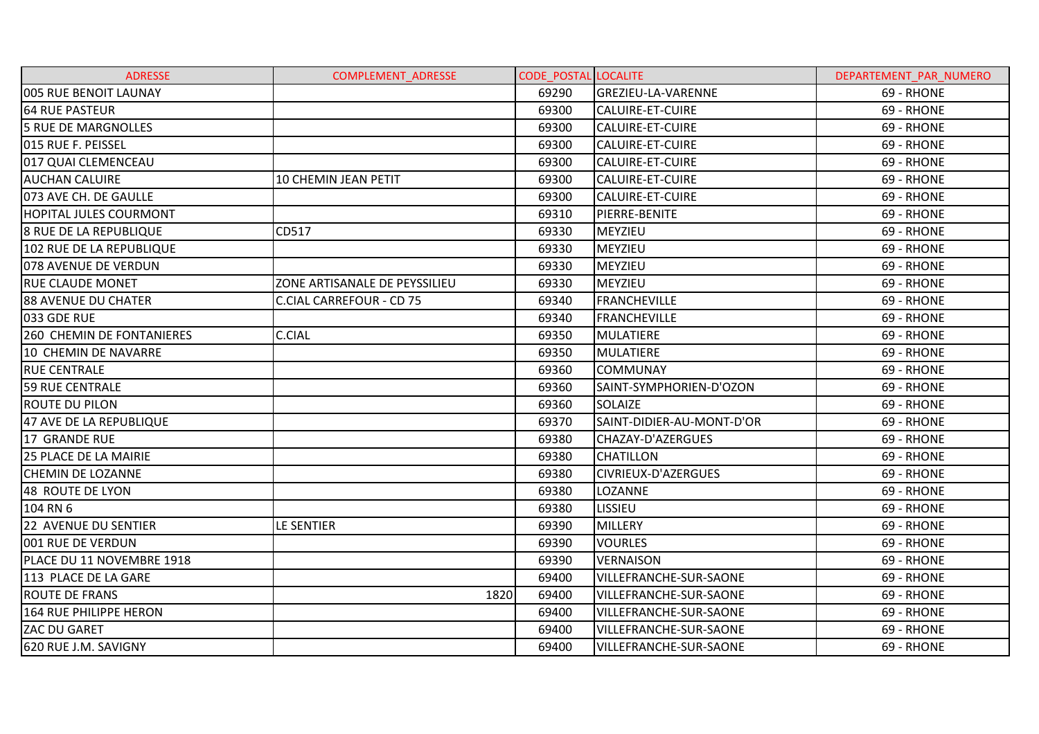| ADRESSE | COMPLEMENT_ADRESSE | CODE_POSTAL | LOCALITE | DEPARTEMENT_PAR_NUMERO |
|---|---|---|---|---|
| 005 RUE BENOIT LAUNAY | | 69290 | GREZIEU-LA-VARENNE | 69 - RHONE |
| 64 RUE PASTEUR | | 69300 | CALUIRE-ET-CUIRE | 69 - RHONE |
| 5 RUE DE MARGNOLLES | | 69300 | CALUIRE-ET-CUIRE | 69 - RHONE |
| 015 RUE F. PEISSEL | | 69300 | CALUIRE-ET-CUIRE | 69 - RHONE |
| 017 QUAI CLEMENCEAU | | 69300 | CALUIRE-ET-CUIRE | 69 - RHONE |
| AUCHAN CALUIRE | 10 CHEMIN JEAN PETIT | 69300 | CALUIRE-ET-CUIRE | 69 - RHONE |
| 073 AVE CH. DE GAULLE | | 69300 | CALUIRE-ET-CUIRE | 69 - RHONE |
| HOPITAL JULES COURMONT | | 69310 | PIERRE-BENITE | 69 - RHONE |
| 8 RUE DE LA REPUBLIQUE | CD517 | 69330 | MEYZIEU | 69 - RHONE |
| 102 RUE DE LA REPUBLIQUE | | 69330 | MEYZIEU | 69 - RHONE |
| 078 AVENUE DE VERDUN | | 69330 | MEYZIEU | 69 - RHONE |
| RUE CLAUDE MONET | ZONE ARTISANALE DE PEYSSILIEU | 69330 | MEYZIEU | 69 - RHONE |
| 88 AVENUE DU CHATER | C.CIAL CARREFOUR - CD 75 | 69340 | FRANCHEVILLE | 69 - RHONE |
| 033 GDE RUE | | 69340 | FRANCHEVILLE | 69 - RHONE |
| 260 CHEMIN DE FONTANIERES | C.CIAL | 69350 | MULATIERE | 69 - RHONE |
| 10 CHEMIN DE NAVARRE | | 69350 | MULATIERE | 69 - RHONE |
| RUE CENTRALE | | 69360 | COMMUNAY | 69 - RHONE |
| 59 RUE CENTRALE | | 69360 | SAINT-SYMPHORIEN-D'OZON | 69 - RHONE |
| ROUTE DU PILON | | 69360 | SOLAIZE | 69 - RHONE |
| 47 AVE DE LA REPUBLIQUE | | 69370 | SAINT-DIDIER-AU-MONT-D'OR | 69 - RHONE |
| 17 GRANDE RUE | | 69380 | CHAZAY-D'AZERGUES | 69 - RHONE |
| 25 PLACE DE LA MAIRIE | | 69380 | CHATILLON | 69 - RHONE |
| CHEMIN DE LOZANNE | | 69380 | CIVRIEUX-D'AZERGUES | 69 - RHONE |
| 48 ROUTE DE LYON | | 69380 | LOZANNE | 69 - RHONE |
| 104 RN 6 | | 69380 | LISSIEU | 69 - RHONE |
| 22 AVENUE DU SENTIER | LE SENTIER | 69390 | MILLERY | 69 - RHONE |
| 001 RUE DE VERDUN | | 69390 | VOURLES | 69 - RHONE |
| PLACE DU 11 NOVEMBRE 1918 | | 69390 | VERNAISON | 69 - RHONE |
| 113 PLACE DE LA GARE | | 69400 | VILLEFRANCHE-SUR-SAONE | 69 - RHONE |
| ROUTE DE FRANS | 1820 | 69400 | VILLEFRANCHE-SUR-SAONE | 69 - RHONE |
| 164 RUE PHILIPPE HERON | | 69400 | VILLEFRANCHE-SUR-SAONE | 69 - RHONE |
| ZAC DU GARET | | 69400 | VILLEFRANCHE-SUR-SAONE | 69 - RHONE |
| 620 RUE J.M. SAVIGNY | | 69400 | VILLEFRANCHE-SUR-SAONE | 69 - RHONE |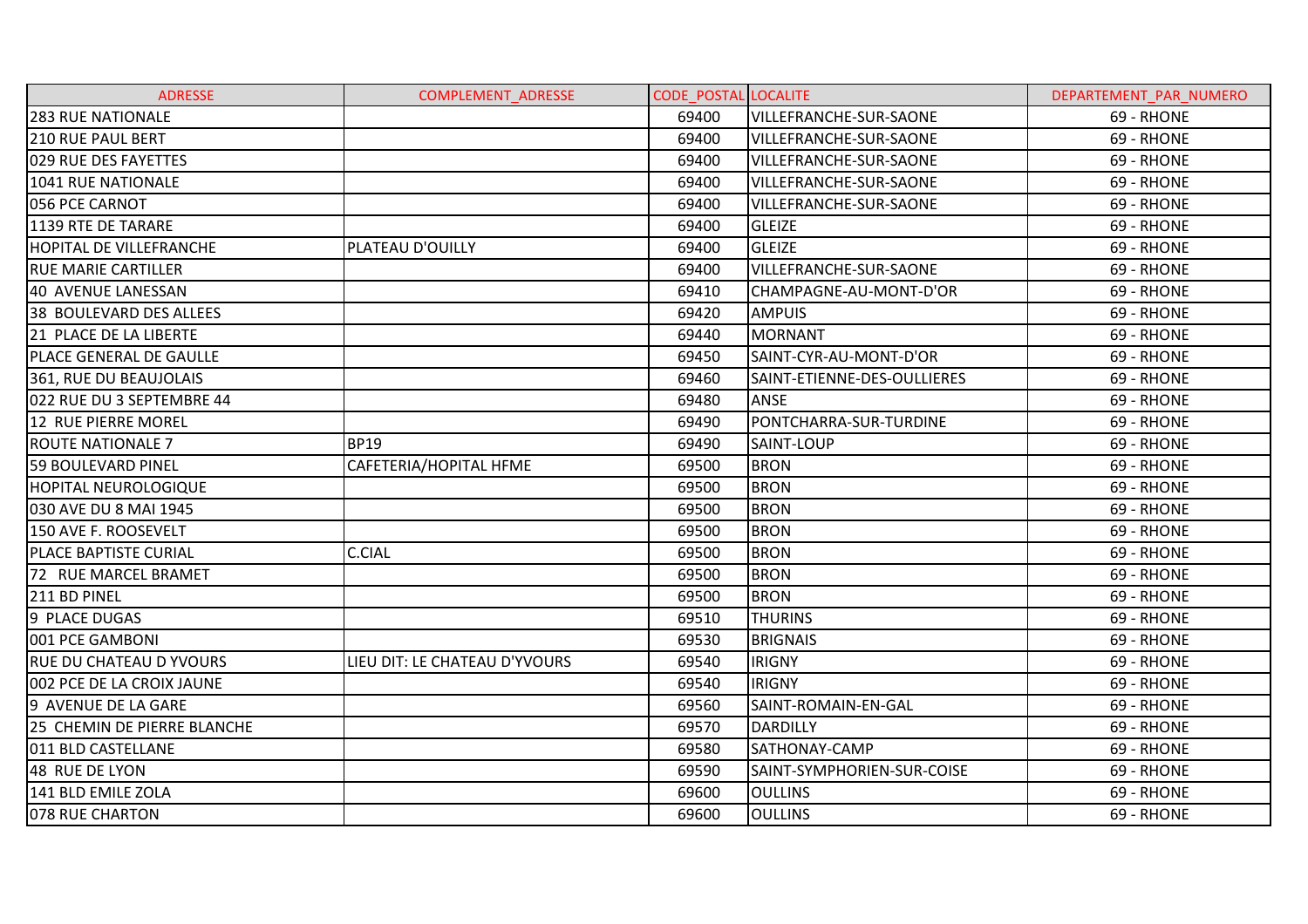| ADRESSE | COMPLEMENT_ADRESSE | CODE_POSTAL | LOCALITE | DEPARTEMENT_PAR_NUMERO |
|---|---|---|---|---|
| 283 RUE NATIONALE | | 69400 | VILLEFRANCHE-SUR-SAONE | 69 - RHONE |
| 210 RUE PAUL BERT | | 69400 | VILLEFRANCHE-SUR-SAONE | 69 - RHONE |
| 029 RUE DES FAYETTES | | 69400 | VILLEFRANCHE-SUR-SAONE | 69 - RHONE |
| 1041 RUE NATIONALE | | 69400 | VILLEFRANCHE-SUR-SAONE | 69 - RHONE |
| 056 PCE CARNOT | | 69400 | VILLEFRANCHE-SUR-SAONE | 69 - RHONE |
| 1139 RTE DE TARARE | | 69400 | GLEIZE | 69 - RHONE |
| HOPITAL DE VILLEFRANCHE | PLATEAU D'OUILLY | 69400 | GLEIZE | 69 - RHONE |
| RUE MARIE CARTILLER | | 69400 | VILLEFRANCHE-SUR-SAONE | 69 - RHONE |
| 40 AVENUE LANESSAN | | 69410 | CHAMPAGNE-AU-MONT-D'OR | 69 - RHONE |
| 38 BOULEVARD DES ALLEES | | 69420 | AMPUIS | 69 - RHONE |
| 21 PLACE DE LA LIBERTE | | 69440 | MORNANT | 69 - RHONE |
| PLACE GENERAL DE GAULLE | | 69450 | SAINT-CYR-AU-MONT-D'OR | 69 - RHONE |
| 361, RUE DU BEAUJOLAIS | | 69460 | SAINT-ETIENNE-DES-OULLIERES | 69 - RHONE |
| 022 RUE DU 3 SEPTEMBRE 44 | | 69480 | ANSE | 69 - RHONE |
| 12 RUE PIERRE MOREL | | 69490 | PONTCHARRA-SUR-TURDINE | 69 - RHONE |
| ROUTE NATIONALE 7 | BP19 | 69490 | SAINT-LOUP | 69 - RHONE |
| 59 BOULEVARD PINEL | CAFETERIA/HOPITAL HFME | 69500 | BRON | 69 - RHONE |
| HOPITAL NEUROLOGIQUE | | 69500 | BRON | 69 - RHONE |
| 030 AVE DU 8 MAI 1945 | | 69500 | BRON | 69 - RHONE |
| 150 AVE F. ROOSEVELT | | 69500 | BRON | 69 - RHONE |
| PLACE BAPTISTE CURIAL | C.CIAL | 69500 | BRON | 69 - RHONE |
| 72 RUE MARCEL BRAMET | | 69500 | BRON | 69 - RHONE |
| 211 BD PINEL | | 69500 | BRON | 69 - RHONE |
| 9 PLACE DUGAS | | 69510 | THURINS | 69 - RHONE |
| 001 PCE GAMBONI | | 69530 | BRIGNAIS | 69 - RHONE |
| RUE DU CHATEAU D YVOURS | LIEU DIT: LE CHATEAU D'YVOURS | 69540 | IRIGNY | 69 - RHONE |
| 002 PCE DE LA CROIX JAUNE | | 69540 | IRIGNY | 69 - RHONE |
| 9 AVENUE DE LA GARE | | 69560 | SAINT-ROMAIN-EN-GAL | 69 - RHONE |
| 25 CHEMIN DE PIERRE BLANCHE | | 69570 | DARDILLY | 69 - RHONE |
| 011 BLD CASTELLANE | | 69580 | SATHONAY-CAMP | 69 - RHONE |
| 48 RUE DE LYON | | 69590 | SAINT-SYMPHORIEN-SUR-COISE | 69 - RHONE |
| 141 BLD EMILE ZOLA | | 69600 | OULLINS | 69 - RHONE |
| 078 RUE CHARTON | | 69600 | OULLINS | 69 - RHONE |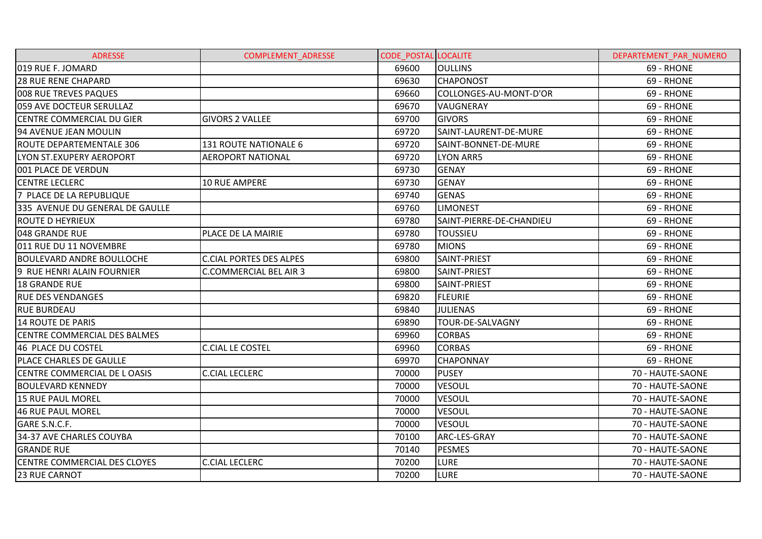| ADRESSE | COMPLEMENT_ADRESSE | CODE_POSTAL | LOCALITE | DEPARTEMENT_PAR_NUMERO |
| --- | --- | --- | --- | --- |
| 019 RUE F. JOMARD | | 69600 | OULLINS | 69 - RHONE |
| 28 RUE RENE CHAPARD | | 69630 | CHAPONOST | 69 - RHONE |
| 008 RUE TREVES PAQUES | | 69660 | COLLONGES-AU-MONT-D'OR | 69 - RHONE |
| 059 AVE DOCTEUR SERULLAZ | | 69670 | VAUGNERAY | 69 - RHONE |
| CENTRE COMMERCIAL DU GIER | GIVORS 2 VALLEE | 69700 | GIVORS | 69 - RHONE |
| 94 AVENUE JEAN MOULIN | | 69720 | SAINT-LAURENT-DE-MURE | 69 - RHONE |
| ROUTE DEPARTEMENTALE 306 | 131 ROUTE NATIONALE 6 | 69720 | SAINT-BONNET-DE-MURE | 69 - RHONE |
| LYON ST.EXUPERY AEROPORT | AEROPORT NATIONAL | 69720 | LYON ARR5 | 69 - RHONE |
| 001 PLACE DE VERDUN | | 69730 | GENAY | 69 - RHONE |
| CENTRE LECLERC | 10 RUE AMPERE | 69730 | GENAY | 69 - RHONE |
| 7 PLACE DE LA REPUBLIQUE | | 69740 | GENAS | 69 - RHONE |
| 335 AVENUE DU GENERAL DE GAULLE | | 69760 | LIMONEST | 69 - RHONE |
| ROUTE D HEYRIEUX | | 69780 | SAINT-PIERRE-DE-CHANDIEU | 69 - RHONE |
| 048 GRANDE RUE | PLACE DE LA MAIRIE | 69780 | TOUSSIEU | 69 - RHONE |
| 011 RUE DU 11 NOVEMBRE | | 69780 | MIONS | 69 - RHONE |
| BOULEVARD ANDRE BOULLOCHE | C.CIAL PORTES DES ALPES | 69800 | SAINT-PRIEST | 69 - RHONE |
| 9 RUE HENRI ALAIN FOURNIER | C.COMMERCIAL BEL AIR 3 | 69800 | SAINT-PRIEST | 69 - RHONE |
| 18 GRANDE RUE | | 69800 | SAINT-PRIEST | 69 - RHONE |
| RUE DES VENDANGES | | 69820 | FLEURIE | 69 - RHONE |
| RUE BURDEAU | | 69840 | JULIENAS | 69 - RHONE |
| 14 ROUTE DE PARIS | | 69890 | TOUR-DE-SALVAGNY | 69 - RHONE |
| CENTRE COMMERCIAL DES BALMES | | 69960 | CORBAS | 69 - RHONE |
| 46 PLACE DU COSTEL | C.CIAL LE COSTEL | 69960 | CORBAS | 69 - RHONE |
| PLACE CHARLES DE GAULLE | | 69970 | CHAPONNAY | 69 - RHONE |
| CENTRE COMMERCIAL DE L OASIS | C.CIAL LECLERC | 70000 | PUSEY | 70 - HAUTE-SAONE |
| BOULEVARD KENNEDY | | 70000 | VESOUL | 70 - HAUTE-SAONE |
| 15 RUE PAUL MOREL | | 70000 | VESOUL | 70 - HAUTE-SAONE |
| 46 RUE PAUL MOREL | | 70000 | VESOUL | 70 - HAUTE-SAONE |
| GARE S.N.C.F. | | 70000 | VESOUL | 70 - HAUTE-SAONE |
| 34-37 AVE CHARLES COUYBA | | 70100 | ARC-LES-GRAY | 70 - HAUTE-SAONE |
| GRANDE RUE | | 70140 | PESMES | 70 - HAUTE-SAONE |
| CENTRE COMMERCIAL DES CLOYES | C.CIAL LECLERC | 70200 | LURE | 70 - HAUTE-SAONE |
| 23 RUE CARNOT | | 70200 | LURE | 70 - HAUTE-SAONE |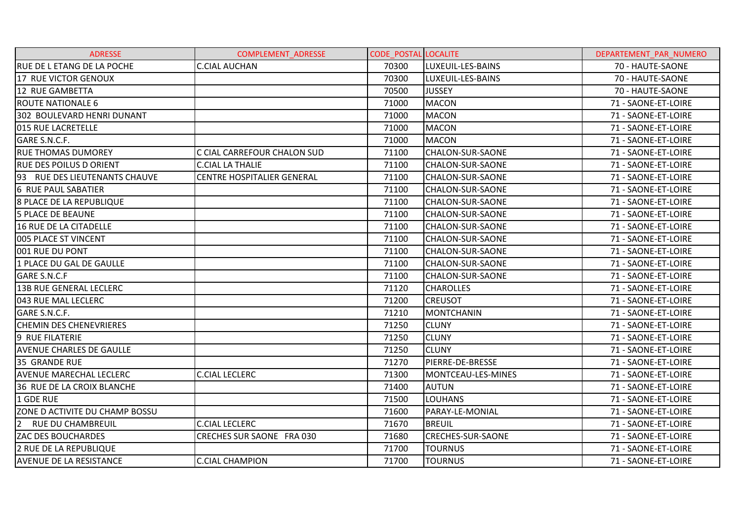| ADRESSE | COMPLEMENT_ADRESSE | CODE_POSTAL | LOCALITE | DEPARTEMENT_PAR_NUMERO |
|---|---|---|---|---|
| RUE DE L ETANG DE LA POCHE | C.CIAL AUCHAN | 70300 | LUXEUIL-LES-BAINS | 70 - HAUTE-SAONE |
| 17 RUE VICTOR GENOUX | | 70300 | LUXEUIL-LES-BAINS | 70 - HAUTE-SAONE |
| 12 RUE GAMBETTA | | 70500 | JUSSEY | 70 - HAUTE-SAONE |
| ROUTE NATIONALE 6 | | 71000 | MACON | 71 - SAONE-ET-LOIRE |
| 302 BOULEVARD HENRI DUNANT | | 71000 | MACON | 71 - SAONE-ET-LOIRE |
| 015 RUE LACRETELLE | | 71000 | MACON | 71 - SAONE-ET-LOIRE |
| GARE S.N.C.F. | | 71000 | MACON | 71 - SAONE-ET-LOIRE |
| RUE THOMAS DUMOREY | C CIAL CARREFOUR CHALON SUD | 71100 | CHALON-SUR-SAONE | 71 - SAONE-ET-LOIRE |
| RUE DES POILUS D ORIENT | C.CIAL LA THALIE | 71100 | CHALON-SUR-SAONE | 71 - SAONE-ET-LOIRE |
| 93 RUE DES LIEUTENANTS CHAUVE | CENTRE HOSPITALIER GENERAL | 71100 | CHALON-SUR-SAONE | 71 - SAONE-ET-LOIRE |
| 6 RUE PAUL SABATIER | | 71100 | CHALON-SUR-SAONE | 71 - SAONE-ET-LOIRE |
| 8 PLACE DE LA REPUBLIQUE | | 71100 | CHALON-SUR-SAONE | 71 - SAONE-ET-LOIRE |
| 5 PLACE DE BEAUNE | | 71100 | CHALON-SUR-SAONE | 71 - SAONE-ET-LOIRE |
| 16 RUE DE LA CITADELLE | | 71100 | CHALON-SUR-SAONE | 71 - SAONE-ET-LOIRE |
| 005 PLACE ST VINCENT | | 71100 | CHALON-SUR-SAONE | 71 - SAONE-ET-LOIRE |
| 001 RUE DU PONT | | 71100 | CHALON-SUR-SAONE | 71 - SAONE-ET-LOIRE |
| 1 PLACE DU GAL DE GAULLE | | 71100 | CHALON-SUR-SAONE | 71 - SAONE-ET-LOIRE |
| GARE S.N.C.F | | 71100 | CHALON-SUR-SAONE | 71 - SAONE-ET-LOIRE |
| 13B RUE GENERAL LECLERC | | 71120 | CHAROLLES | 71 - SAONE-ET-LOIRE |
| 043 RUE MAL LECLERC | | 71200 | CREUSOT | 71 - SAONE-ET-LOIRE |
| GARE S.N.C.F. | | 71210 | MONTCHANIN | 71 - SAONE-ET-LOIRE |
| CHEMIN DES CHENEVRIERES | | 71250 | CLUNY | 71 - SAONE-ET-LOIRE |
| 9 RUE FILATERIE | | 71250 | CLUNY | 71 - SAONE-ET-LOIRE |
| AVENUE CHARLES DE GAULLE | | 71250 | CLUNY | 71 - SAONE-ET-LOIRE |
| 35 GRANDE RUE | | 71270 | PIERRE-DE-BRESSE | 71 - SAONE-ET-LOIRE |
| AVENUE MARECHAL LECLERC | C.CIAL LECLERC | 71300 | MONTCEAU-LES-MINES | 71 - SAONE-ET-LOIRE |
| 36 RUE DE LA CROIX BLANCHE | | 71400 | AUTUN | 71 - SAONE-ET-LOIRE |
| 1 GDE RUE | | 71500 | LOUHANS | 71 - SAONE-ET-LOIRE |
| ZONE D ACTIVITE DU CHAMP BOSSU | | 71600 | PARAY-LE-MONIAL | 71 - SAONE-ET-LOIRE |
| 2 RUE DU CHAMBREUIL | C.CIAL LECLERC | 71670 | BREUIL | 71 - SAONE-ET-LOIRE |
| ZAC DES BOUCHARDES | CRECHES SUR SAONE FRA 030 | 71680 | CRECHES-SUR-SAONE | 71 - SAONE-ET-LOIRE |
| 2 RUE DE LA REPUBLIQUE | | 71700 | TOURNUS | 71 - SAONE-ET-LOIRE |
| AVENUE DE LA RESISTANCE | C.CIAL CHAMPION | 71700 | TOURNUS | 71 - SAONE-ET-LOIRE |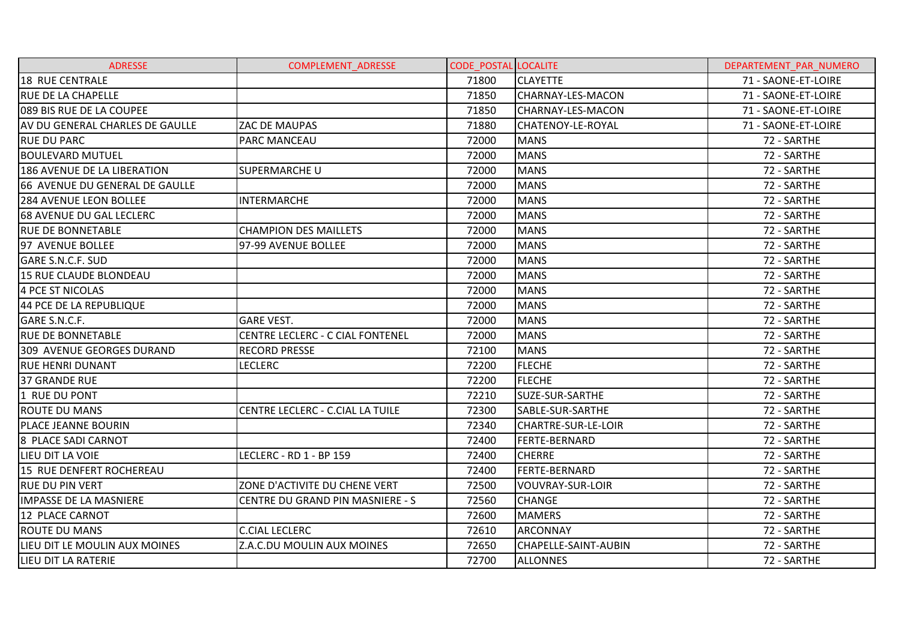| ADRESSE | COMPLEMENT_ADRESSE | CODE_POSTAL | LOCALITE | DEPARTEMENT_PAR_NUMERO |
|---|---|---|---|---|
| 18 RUE CENTRALE | | 71800 | CLAYETTE | 71 - SAONE-ET-LOIRE |
| RUE DE LA CHAPELLE | | 71850 | CHARNAY-LES-MACON | 71 - SAONE-ET-LOIRE |
| 089 BIS RUE DE LA COUPEE | | 71850 | CHARNAY-LES-MACON | 71 - SAONE-ET-LOIRE |
| AV DU GENERAL CHARLES DE GAULLE | ZAC DE MAUPAS | 71880 | CHATENOY-LE-ROYAL | 71 - SAONE-ET-LOIRE |
| RUE DU PARC | PARC MANCEAU | 72000 | MANS | 72 - SARTHE |
| BOULEVARD MUTUEL | | 72000 | MANS | 72 - SARTHE |
| 186 AVENUE DE LA LIBERATION | SUPERMARCHE U | 72000 | MANS | 72 - SARTHE |
| 66 AVENUE DU GENERAL DE GAULLE | | 72000 | MANS | 72 - SARTHE |
| 284 AVENUE LEON BOLLEE | INTERMARCHE | 72000 | MANS | 72 - SARTHE |
| 68 AVENUE DU GAL LECLERC | | 72000 | MANS | 72 - SARTHE |
| RUE DE BONNETABLE | CHAMPION DES MAILLETS | 72000 | MANS | 72 - SARTHE |
| 97 AVENUE BOLLEE | 97-99 AVENUE BOLLEE | 72000 | MANS | 72 - SARTHE |
| GARE S.N.C.F. SUD | | 72000 | MANS | 72 - SARTHE |
| 15 RUE CLAUDE BLONDEAU | | 72000 | MANS | 72 - SARTHE |
| 4 PCE ST NICOLAS | | 72000 | MANS | 72 - SARTHE |
| 44 PCE DE LA REPUBLIQUE | | 72000 | MANS | 72 - SARTHE |
| GARE S.N.C.F. | GARE VEST. | 72000 | MANS | 72 - SARTHE |
| RUE DE BONNETABLE | CENTRE LECLERC - C CIAL FONTENEL | 72000 | MANS | 72 - SARTHE |
| 309 AVENUE GEORGES DURAND | RECORD PRESSE | 72100 | MANS | 72 - SARTHE |
| RUE HENRI DUNANT | LECLERC | 72200 | FLECHE | 72 - SARTHE |
| 37 GRANDE RUE | | 72200 | FLECHE | 72 - SARTHE |
| 1 RUE DU PONT | | 72210 | SUZE-SUR-SARTHE | 72 - SARTHE |
| ROUTE DU MANS | CENTRE LECLERC - C.CIAL LA TUILE | 72300 | SABLE-SUR-SARTHE | 72 - SARTHE |
| PLACE JEANNE BOURIN | | 72340 | CHARTRE-SUR-LE-LOIR | 72 - SARTHE |
| 8 PLACE SADI CARNOT | | 72400 | FERTE-BERNARD | 72 - SARTHE |
| LIEU DIT LA VOIE | LECLERC - RD 1 - BP 159 | 72400 | CHERRE | 72 - SARTHE |
| 15 RUE DENFERT ROCHEREAU | | 72400 | FERTE-BERNARD | 72 - SARTHE |
| RUE DU PIN VERT | ZONE D'ACTIVITE DU CHENE VERT | 72500 | VOUVRAY-SUR-LOIR | 72 - SARTHE |
| IMPASSE DE LA MASNIERE | CENTRE DU GRAND PIN MASNIERE - S | 72560 | CHANGE | 72 - SARTHE |
| 12 PLACE CARNOT | | 72600 | MAMERS | 72 - SARTHE |
| ROUTE DU MANS | C.CIAL LECLERC | 72610 | ARCONNAY | 72 - SARTHE |
| LIEU DIT LE MOULIN AUX MOINES | Z.A.C.DU MOULIN AUX MOINES | 72650 | CHAPELLE-SAINT-AUBIN | 72 - SARTHE |
| LIEU DIT LA RATERIE | | 72700 | ALLONNES | 72 - SARTHE |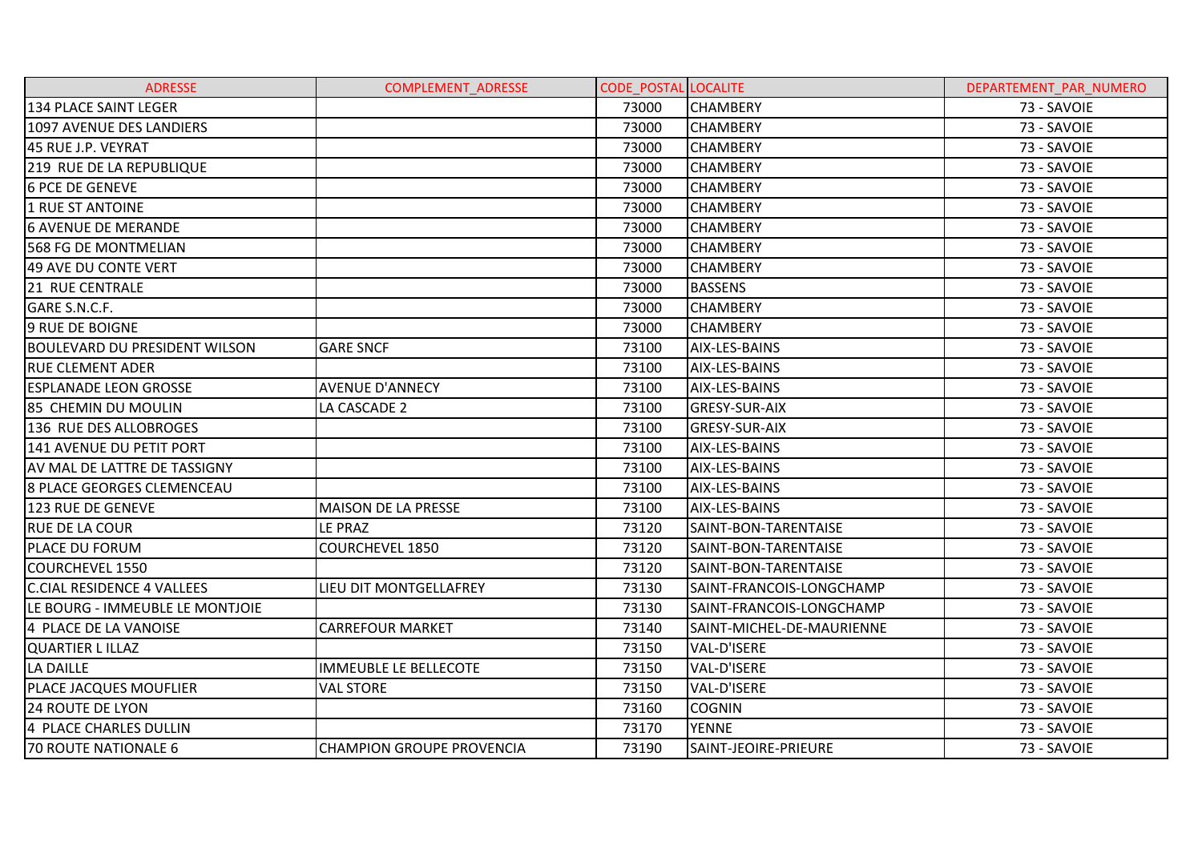| ADRESSE | COMPLEMENT_ADRESSE | CODE_POSTAL | LOCALITE | DEPARTEMENT_PAR_NUMERO |
|---|---|---|---|---|
| 134 PLACE SAINT LEGER | | 73000 | CHAMBERY | 73 - SAVOIE |
| 1097 AVENUE DES LANDIERS | | 73000 | CHAMBERY | 73 - SAVOIE |
| 45 RUE J.P. VEYRAT | | 73000 | CHAMBERY | 73 - SAVOIE |
| 219 RUE DE LA REPUBLIQUE | | 73000 | CHAMBERY | 73 - SAVOIE |
| 6 PCE DE GENEVE | | 73000 | CHAMBERY | 73 - SAVOIE |
| 1 RUE ST ANTOINE | | 73000 | CHAMBERY | 73 - SAVOIE |
| 6 AVENUE DE MERANDE | | 73000 | CHAMBERY | 73 - SAVOIE |
| 568 FG DE MONTMELIAN | | 73000 | CHAMBERY | 73 - SAVOIE |
| 49 AVE DU CONTE VERT | | 73000 | CHAMBERY | 73 - SAVOIE |
| 21 RUE CENTRALE | | 73000 | BASSENS | 73 - SAVOIE |
| GARE S.N.C.F. | | 73000 | CHAMBERY | 73 - SAVOIE |
| 9 RUE DE BOIGNE | | 73000 | CHAMBERY | 73 - SAVOIE |
| BOULEVARD DU PRESIDENT WILSON | GARE SNCF | 73100 | AIX-LES-BAINS | 73 - SAVOIE |
| RUE CLEMENT ADER | | 73100 | AIX-LES-BAINS | 73 - SAVOIE |
| ESPLANADE LEON GROSSE | AVENUE D'ANNECY | 73100 | AIX-LES-BAINS | 73 - SAVOIE |
| 85 CHEMIN DU MOULIN | LA CASCADE 2 | 73100 | GRESY-SUR-AIX | 73 - SAVOIE |
| 136 RUE DES ALLOBROGES | | 73100 | GRESY-SUR-AIX | 73 - SAVOIE |
| 141 AVENUE DU PETIT PORT | | 73100 | AIX-LES-BAINS | 73 - SAVOIE |
| AV MAL DE LATTRE DE TASSIGNY | | 73100 | AIX-LES-BAINS | 73 - SAVOIE |
| 8 PLACE GEORGES CLEMENCEAU | | 73100 | AIX-LES-BAINS | 73 - SAVOIE |
| 123 RUE DE GENEVE | MAISON DE LA PRESSE | 73100 | AIX-LES-BAINS | 73 - SAVOIE |
| RUE DE LA COUR | LE PRAZ | 73120 | SAINT-BON-TARENTAISE | 73 - SAVOIE |
| PLACE DU FORUM | COURCHEVEL 1850 | 73120 | SAINT-BON-TARENTAISE | 73 - SAVOIE |
| COURCHEVEL 1550 | | 73120 | SAINT-BON-TARENTAISE | 73 - SAVOIE |
| C.CIAL RESIDENCE 4 VALLEES | LIEU DIT MONTGELLAFREY | 73130 | SAINT-FRANCOIS-LONGCHAMP | 73 - SAVOIE |
| LE BOURG - IMMEUBLE LE MONTJOIE | | 73130 | SAINT-FRANCOIS-LONGCHAMP | 73 - SAVOIE |
| 4 PLACE DE LA VANOISE | CARREFOUR MARKET | 73140 | SAINT-MICHEL-DE-MAURIENNE | 73 - SAVOIE |
| QUARTIER L ILLAZ | | 73150 | VAL-D'ISERE | 73 - SAVOIE |
| LA DAILLE | IMMEUBLE LE BELLECOTE | 73150 | VAL-D'ISERE | 73 - SAVOIE |
| PLACE JACQUES MOUFLIER | VAL STORE | 73150 | VAL-D'ISERE | 73 - SAVOIE |
| 24 ROUTE DE LYON | | 73160 | COGNIN | 73 - SAVOIE |
| 4 PLACE CHARLES DULLIN | | 73170 | YENNE | 73 - SAVOIE |
| 70 ROUTE NATIONALE 6 | CHAMPION GROUPE PROVENCIA | 73190 | SAINT-JEOIRE-PRIEURE | 73 - SAVOIE |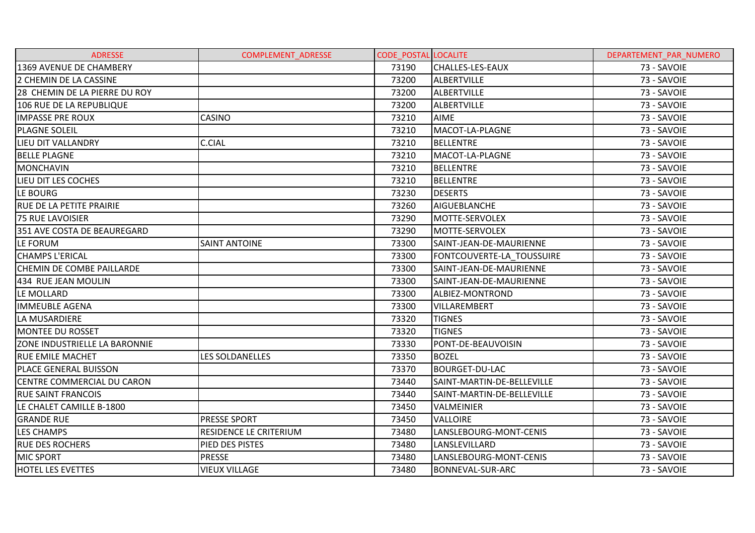| ADRESSE | COMPLEMENT_ADRESSE | CODE_POSTAL | LOCALITE | DEPARTEMENT_PAR_NUMERO |
|---|---|---|---|---|
| 1369 AVENUE DE CHAMBERY | | 73190 | CHALLES-LES-EAUX | 73 - SAVOIE |
| 2 CHEMIN DE LA CASSINE | | 73200 | ALBERTVILLE | 73 - SAVOIE |
| 28 CHEMIN DE LA PIERRE DU ROY | | 73200 | ALBERTVILLE | 73 - SAVOIE |
| 106 RUE DE LA REPUBLIQUE | | 73200 | ALBERTVILLE | 73 - SAVOIE |
| IMPASSE PRE ROUX | CASINO | 73210 | AIME | 73 - SAVOIE |
| PLAGNE SOLEIL | | 73210 | MACOT-LA-PLAGNE | 73 - SAVOIE |
| LIEU DIT VALLANDRY | C.CIAL | 73210 | BELLENTRE | 73 - SAVOIE |
| BELLE PLAGNE | | 73210 | MACOT-LA-PLAGNE | 73 - SAVOIE |
| MONCHAVIN | | 73210 | BELLENTRE | 73 - SAVOIE |
| LIEU DIT LES COCHES | | 73210 | BELLENTRE | 73 - SAVOIE |
| LE BOURG | | 73230 | DESERTS | 73 - SAVOIE |
| RUE DE LA PETITE PRAIRIE | | 73260 | AIGUEBLANCHE | 73 - SAVOIE |
| 75 RUE LAVOISIER | | 73290 | MOTTE-SERVOLEX | 73 - SAVOIE |
| 351 AVE COSTA DE BEAUREGARD | | 73290 | MOTTE-SERVOLEX | 73 - SAVOIE |
| LE FORUM | SAINT ANTOINE | 73300 | SAINT-JEAN-DE-MAURIENNE | 73 - SAVOIE |
| CHAMPS L'ERICAL | | 73300 | FONTCOUVERTE-LA_TOUSSUIRE | 73 - SAVOIE |
| CHEMIN DE COMBE PAILLARDE | | 73300 | SAINT-JEAN-DE-MAURIENNE | 73 - SAVOIE |
| 434 RUE JEAN MOULIN | | 73300 | SAINT-JEAN-DE-MAURIENNE | 73 - SAVOIE |
| LE MOLLARD | | 73300 | ALBIEZ-MONTROND | 73 - SAVOIE |
| IMMEUBLE AGENA | | 73300 | VILLAREMBERT | 73 - SAVOIE |
| LA MUSARDIERE | | 73320 | TIGNES | 73 - SAVOIE |
| MONTEE DU ROSSET | | 73320 | TIGNES | 73 - SAVOIE |
| ZONE INDUSTRIELLE LA BARONNIE | | 73330 | PONT-DE-BEAUVOISIN | 73 - SAVOIE |
| RUE EMILE MACHET | LES SOLDANELLES | 73350 | BOZEL | 73 - SAVOIE |
| PLACE GENERAL BUISSON | | 73370 | BOURGET-DU-LAC | 73 - SAVOIE |
| CENTRE COMMERCIAL DU CARON | | 73440 | SAINT-MARTIN-DE-BELLEVILLE | 73 - SAVOIE |
| RUE SAINT FRANCOIS | | 73440 | SAINT-MARTIN-DE-BELLEVILLE | 73 - SAVOIE |
| LE CHALET CAMILLE B-1800 | | 73450 | VALMEINIER | 73 - SAVOIE |
| GRANDE RUE | PRESSE SPORT | 73450 | VALLOIRE | 73 - SAVOIE |
| LES CHAMPS | RESIDENCE LE CRITERIUM | 73480 | LANSLEBOURG-MONT-CENIS | 73 - SAVOIE |
| RUE DES ROCHERS | PIED DES PISTES | 73480 | LANSLEVILLARD | 73 - SAVOIE |
| MIC SPORT | PRESSE | 73480 | LANSLEBOURG-MONT-CENIS | 73 - SAVOIE |
| HOTEL LES EVETTES | VIEUX VILLAGE | 73480 | BONNEVAL-SUR-ARC | 73 - SAVOIE |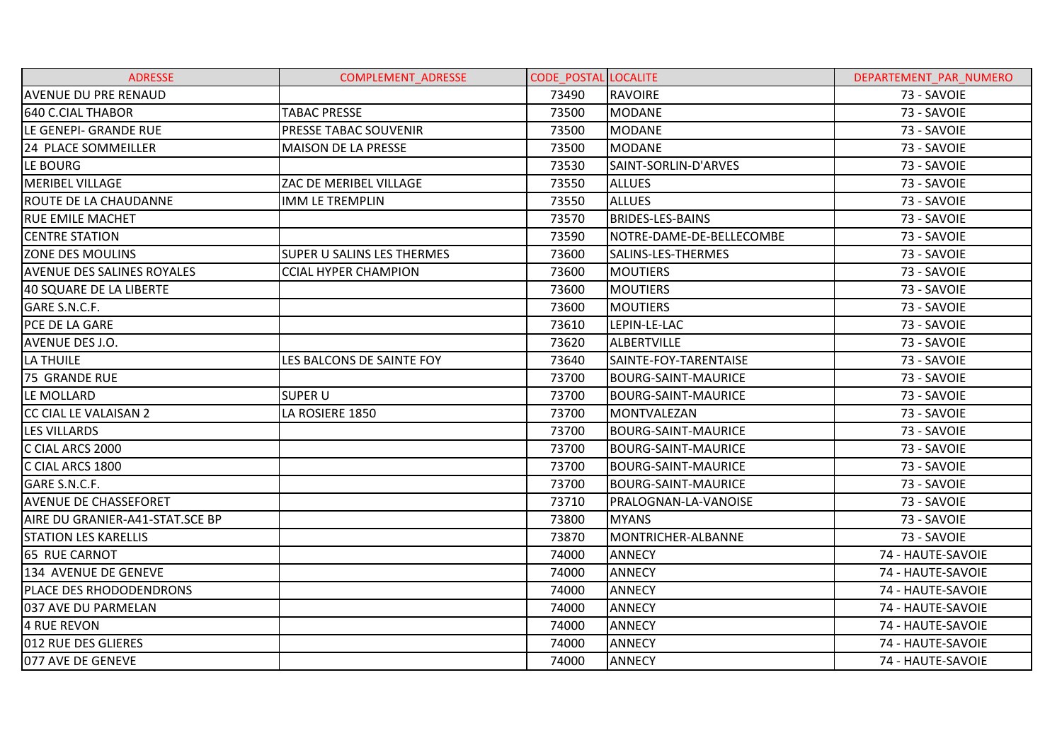| ADRESSE | COMPLEMENT_ADRESSE | CODE_POSTAL | LOCALITE | DEPARTEMENT_PAR_NUMERO |
|---|---|---|---|---|
| AVENUE DU PRE RENAUD | | 73490 | RAVOIRE | 73 - SAVOIE |
| 640 C.CIAL THABOR | TABAC PRESSE | 73500 | MODANE | 73 - SAVOIE |
| LE GENEPI- GRANDE RUE | PRESSE TABAC SOUVENIR | 73500 | MODANE | 73 - SAVOIE |
| 24 PLACE SOMMEILLER | MAISON DE LA PRESSE | 73500 | MODANE | 73 - SAVOIE |
| LE BOURG | | 73530 | SAINT-SORLIN-D'ARVES | 73 - SAVOIE |
| MERIBEL VILLAGE | ZAC DE MERIBEL VILLAGE | 73550 | ALLUES | 73 - SAVOIE |
| ROUTE DE LA CHAUDANNE | IMM LE TREMPLIN | 73550 | ALLUES | 73 - SAVOIE |
| RUE EMILE MACHET | | 73570 | BRIDES-LES-BAINS | 73 - SAVOIE |
| CENTRE STATION | | 73590 | NOTRE-DAME-DE-BELLECOMBE | 73 - SAVOIE |
| ZONE DES MOULINS | SUPER U SALINS LES THERMES | 73600 | SALINS-LES-THERMES | 73 - SAVOIE |
| AVENUE DES SALINES ROYALES | CCIAL HYPER CHAMPION | 73600 | MOUTIERS | 73 - SAVOIE |
| 40 SQUARE DE LA LIBERTE | | 73600 | MOUTIERS | 73 - SAVOIE |
| GARE S.N.C.F. | | 73600 | MOUTIERS | 73 - SAVOIE |
| PCE DE LA GARE | | 73610 | LEPIN-LE-LAC | 73 - SAVOIE |
| AVENUE DES J.O. | | 73620 | ALBERTVILLE | 73 - SAVOIE |
| LA THUILE | LES BALCONS DE SAINTE FOY | 73640 | SAINTE-FOY-TARENTAISE | 73 - SAVOIE |
| 75 GRANDE RUE | | 73700 | BOURG-SAINT-MAURICE | 73 - SAVOIE |
| LE MOLLARD | SUPER U | 73700 | BOURG-SAINT-MAURICE | 73 - SAVOIE |
| CC CIAL LE VALAISAN 2 | LA ROSIERE 1850 | 73700 | MONTVALEZAN | 73 - SAVOIE |
| LES VILLARDS | | 73700 | BOURG-SAINT-MAURICE | 73 - SAVOIE |
| C CIAL ARCS 2000 | | 73700 | BOURG-SAINT-MAURICE | 73 - SAVOIE |
| C CIAL ARCS 1800 | | 73700 | BOURG-SAINT-MAURICE | 73 - SAVOIE |
| GARE S.N.C.F. | | 73700 | BOURG-SAINT-MAURICE | 73 - SAVOIE |
| AVENUE DE CHASSEFORET | | 73710 | PRALOGNAN-LA-VANOISE | 73 - SAVOIE |
| AIRE DU GRANIER-A41-STAT.SCE BP | | 73800 | MYANS | 73 - SAVOIE |
| STATION LES KARELLIS | | 73870 | MONTRICHER-ALBANNE | 73 - SAVOIE |
| 65 RUE CARNOT | | 74000 | ANNECY | 74 - HAUTE-SAVOIE |
| 134 AVENUE DE GENEVE | | 74000 | ANNECY | 74 - HAUTE-SAVOIE |
| PLACE DES RHODODENDRONS | | 74000 | ANNECY | 74 - HAUTE-SAVOIE |
| 037 AVE DU PARMELAN | | 74000 | ANNECY | 74 - HAUTE-SAVOIE |
| 4 RUE REVON | | 74000 | ANNECY | 74 - HAUTE-SAVOIE |
| 012 RUE DES GLIERES | | 74000 | ANNECY | 74 - HAUTE-SAVOIE |
| 077 AVE DE GENEVE | | 74000 | ANNECY | 74 - HAUTE-SAVOIE |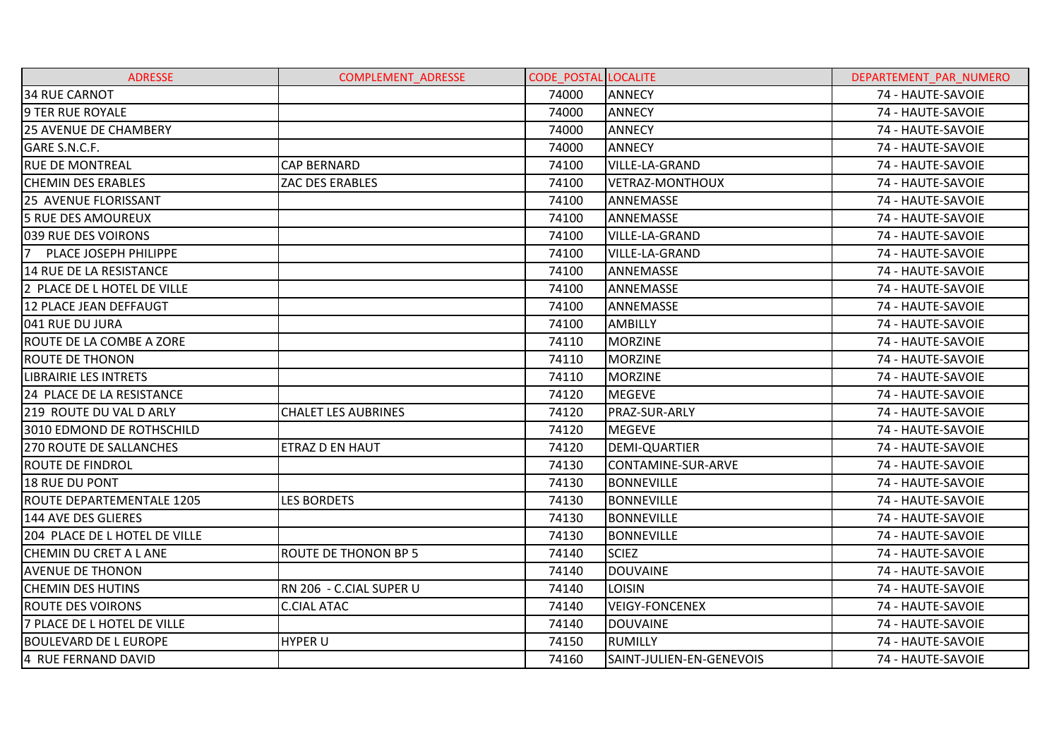| ADRESSE | COMPLEMENT_ADRESSE | CODE_POSTAL | LOCALITE | DEPARTEMENT_PAR_NUMERO |
| --- | --- | --- | --- | --- |
| 34 RUE CARNOT | | 74000 | ANNECY | 74 - HAUTE-SAVOIE |
| 9 TER RUE ROYALE | | 74000 | ANNECY | 74 - HAUTE-SAVOIE |
| 25 AVENUE DE CHAMBERY | | 74000 | ANNECY | 74 - HAUTE-SAVOIE |
| GARE S.N.C.F. | | 74000 | ANNECY | 74 - HAUTE-SAVOIE |
| RUE DE MONTREAL | CAP BERNARD | 74100 | VILLE-LA-GRAND | 74 - HAUTE-SAVOIE |
| CHEMIN DES ERABLES | ZAC DES ERABLES | 74100 | VETRAZ-MONTHOUX | 74 - HAUTE-SAVOIE |
| 25 AVENUE FLORISSANT | | 74100 | ANNEMASSE | 74 - HAUTE-SAVOIE |
| 5 RUE DES AMOUREUX | | 74100 | ANNEMASSE | 74 - HAUTE-SAVOIE |
| 039 RUE DES VOIRONS | | 74100 | VILLE-LA-GRAND | 74 - HAUTE-SAVOIE |
| 7 PLACE JOSEPH PHILIPPE | | 74100 | VILLE-LA-GRAND | 74 - HAUTE-SAVOIE |
| 14 RUE DE LA RESISTANCE | | 74100 | ANNEMASSE | 74 - HAUTE-SAVOIE |
| 2 PLACE DE L HOTEL DE VILLE | | 74100 | ANNEMASSE | 74 - HAUTE-SAVOIE |
| 12 PLACE JEAN DEFFAUGT | | 74100 | ANNEMASSE | 74 - HAUTE-SAVOIE |
| 041 RUE DU JURA | | 74100 | AMBILLY | 74 - HAUTE-SAVOIE |
| ROUTE DE LA COMBE A ZORE | | 74110 | MORZINE | 74 - HAUTE-SAVOIE |
| ROUTE DE THONON | | 74110 | MORZINE | 74 - HAUTE-SAVOIE |
| LIBRAIRIE LES INTRETS | | 74110 | MORZINE | 74 - HAUTE-SAVOIE |
| 24 PLACE DE LA RESISTANCE | | 74120 | MEGEVE | 74 - HAUTE-SAVOIE |
| 219 ROUTE DU VAL D ARLY | CHALET LES AUBRINES | 74120 | PRAZ-SUR-ARLY | 74 - HAUTE-SAVOIE |
| 3010 EDMOND DE ROTHSCHILD | | 74120 | MEGEVE | 74 - HAUTE-SAVOIE |
| 270 ROUTE DE SALLANCHES | ETRAZ D EN HAUT | 74120 | DEMI-QUARTIER | 74 - HAUTE-SAVOIE |
| ROUTE DE FINDROL | | 74130 | CONTAMINE-SUR-ARVE | 74 - HAUTE-SAVOIE |
| 18 RUE DU PONT | | 74130 | BONNEVILLE | 74 - HAUTE-SAVOIE |
| ROUTE DEPARTEMENTALE 1205 | LES BORDETS | 74130 | BONNEVILLE | 74 - HAUTE-SAVOIE |
| 144 AVE DES GLIERES | | 74130 | BONNEVILLE | 74 - HAUTE-SAVOIE |
| 204 PLACE DE L HOTEL DE VILLE | | 74130 | BONNEVILLE | 74 - HAUTE-SAVOIE |
| CHEMIN DU CRET A L ANE | ROUTE DE THONON BP 5 | 74140 | SCIEZ | 74 - HAUTE-SAVOIE |
| AVENUE DE THONON | | 74140 | DOUVAINE | 74 - HAUTE-SAVOIE |
| CHEMIN DES HUTINS | RN 206 - C.CIAL SUPER U | 74140 | LOISIN | 74 - HAUTE-SAVOIE |
| ROUTE DES VOIRONS | C.CIAL ATAC | 74140 | VEIGY-FONCENEX | 74 - HAUTE-SAVOIE |
| 7 PLACE DE L HOTEL DE VILLE | | 74140 | DOUVAINE | 74 - HAUTE-SAVOIE |
| BOULEVARD DE L EUROPE | HYPER U | 74150 | RUMILLY | 74 - HAUTE-SAVOIE |
| 4 RUE FERNAND DAVID | | 74160 | SAINT-JULIEN-EN-GENEVOIS | 74 - HAUTE-SAVOIE |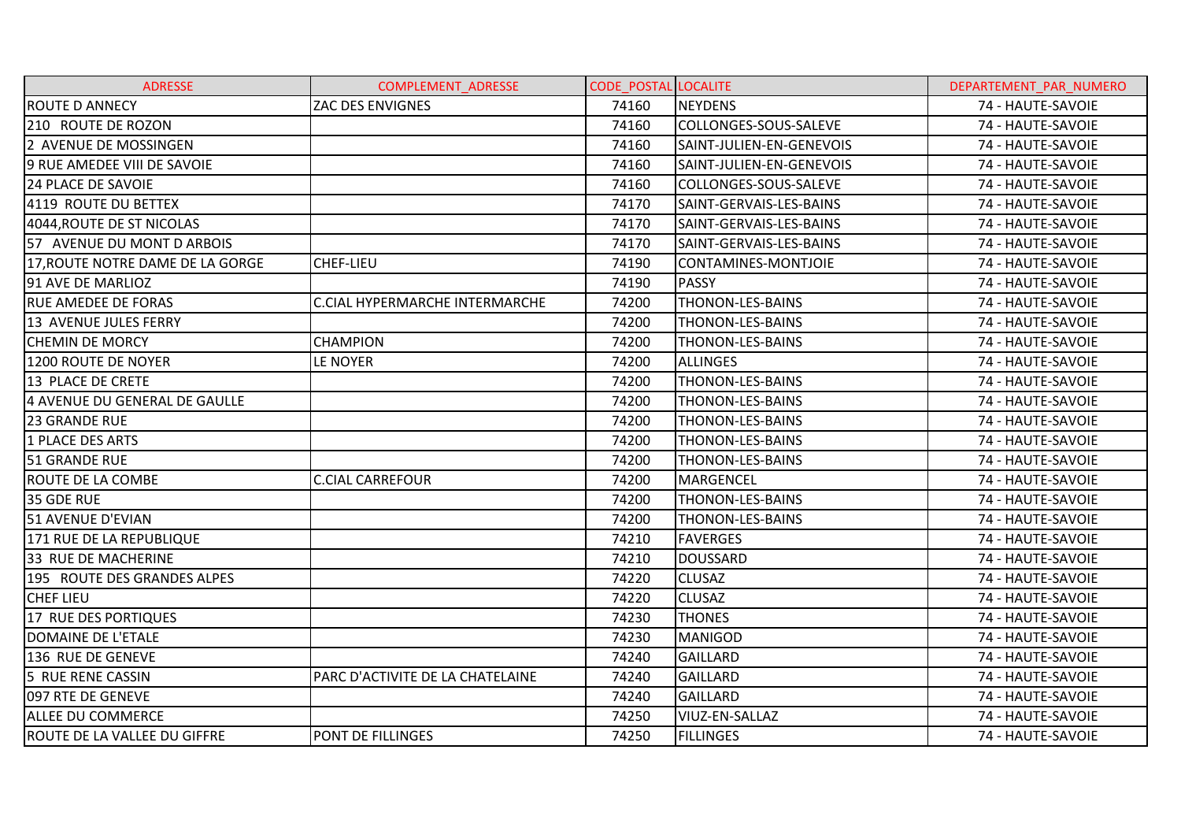| ADRESSE | COMPLEMENT_ADRESSE | CODE_POSTAL | LOCALITE | DEPARTEMENT_PAR_NUMERO |
|---|---|---|---|---|
| ROUTE D ANNECY | ZAC DES ENVIGNES | 74160 | NEYDENS | 74 - HAUTE-SAVOIE |
| 210 ROUTE DE ROZON | | 74160 | COLLONGES-SOUS-SALEVE | 74 - HAUTE-SAVOIE |
| 2 AVENUE DE MOSSINGEN | | 74160 | SAINT-JULIEN-EN-GENEVOIS | 74 - HAUTE-SAVOIE |
| 9 RUE AMEDEE VIII DE SAVOIE | | 74160 | SAINT-JULIEN-EN-GENEVOIS | 74 - HAUTE-SAVOIE |
| 24 PLACE DE SAVOIE | | 74160 | COLLONGES-SOUS-SALEVE | 74 - HAUTE-SAVOIE |
| 4119 ROUTE DU BETTEX | | 74170 | SAINT-GERVAIS-LES-BAINS | 74 - HAUTE-SAVOIE |
| 4044,ROUTE DE ST NICOLAS | | 74170 | SAINT-GERVAIS-LES-BAINS | 74 - HAUTE-SAVOIE |
| 57 AVENUE DU MONT D ARBOIS | | 74170 | SAINT-GERVAIS-LES-BAINS | 74 - HAUTE-SAVOIE |
| 17,ROUTE NOTRE DAME DE LA GORGE | CHEF-LIEU | 74190 | CONTAMINES-MONTJOIE | 74 - HAUTE-SAVOIE |
| 91 AVE DE MARLIOZ | | 74190 | PASSY | 74 - HAUTE-SAVOIE |
| RUE AMEDEE DE FORAS | C.CIAL HYPERMARCHE INTERMARCHE | 74200 | THONON-LES-BAINS | 74 - HAUTE-SAVOIE |
| 13 AVENUE JULES FERRY | | 74200 | THONON-LES-BAINS | 74 - HAUTE-SAVOIE |
| CHEMIN DE MORCY | CHAMPION | 74200 | THONON-LES-BAINS | 74 - HAUTE-SAVOIE |
| 1200 ROUTE DE NOYER | LE NOYER | 74200 | ALLINGES | 74 - HAUTE-SAVOIE |
| 13 PLACE DE CRETE | | 74200 | THONON-LES-BAINS | 74 - HAUTE-SAVOIE |
| 4 AVENUE DU GENERAL DE GAULLE | | 74200 | THONON-LES-BAINS | 74 - HAUTE-SAVOIE |
| 23 GRANDE RUE | | 74200 | THONON-LES-BAINS | 74 - HAUTE-SAVOIE |
| 1 PLACE DES ARTS | | 74200 | THONON-LES-BAINS | 74 - HAUTE-SAVOIE |
| 51 GRANDE RUE | | 74200 | THONON-LES-BAINS | 74 - HAUTE-SAVOIE |
| ROUTE DE LA COMBE | C.CIAL CARREFOUR | 74200 | MARGENCEL | 74 - HAUTE-SAVOIE |
| 35 GDE RUE | | 74200 | THONON-LES-BAINS | 74 - HAUTE-SAVOIE |
| 51 AVENUE D'EVIAN | | 74200 | THONON-LES-BAINS | 74 - HAUTE-SAVOIE |
| 171 RUE DE LA REPUBLIQUE | | 74210 | FAVERGES | 74 - HAUTE-SAVOIE |
| 33 RUE DE MACHERINE | | 74210 | DOUSSARD | 74 - HAUTE-SAVOIE |
| 195 ROUTE DES GRANDES ALPES | | 74220 | CLUSAZ | 74 - HAUTE-SAVOIE |
| CHEF LIEU | | 74220 | CLUSAZ | 74 - HAUTE-SAVOIE |
| 17 RUE DES PORTIQUES | | 74230 | THONES | 74 - HAUTE-SAVOIE |
| DOMAINE DE L'ETALE | | 74230 | MANIGOD | 74 - HAUTE-SAVOIE |
| 136 RUE DE GENEVE | | 74240 | GAILLARD | 74 - HAUTE-SAVOIE |
| 5 RUE RENE CASSIN | PARC D'ACTIVITE DE LA CHATELAINE | 74240 | GAILLARD | 74 - HAUTE-SAVOIE |
| 097 RTE DE GENEVE | | 74240 | GAILLARD | 74 - HAUTE-SAVOIE |
| ALLEE DU COMMERCE | | 74250 | VIUZ-EN-SALLAZ | 74 - HAUTE-SAVOIE |
| ROUTE DE LA VALLEE DU GIFFRE | PONT DE FILLINGES | 74250 | FILLINGES | 74 - HAUTE-SAVOIE |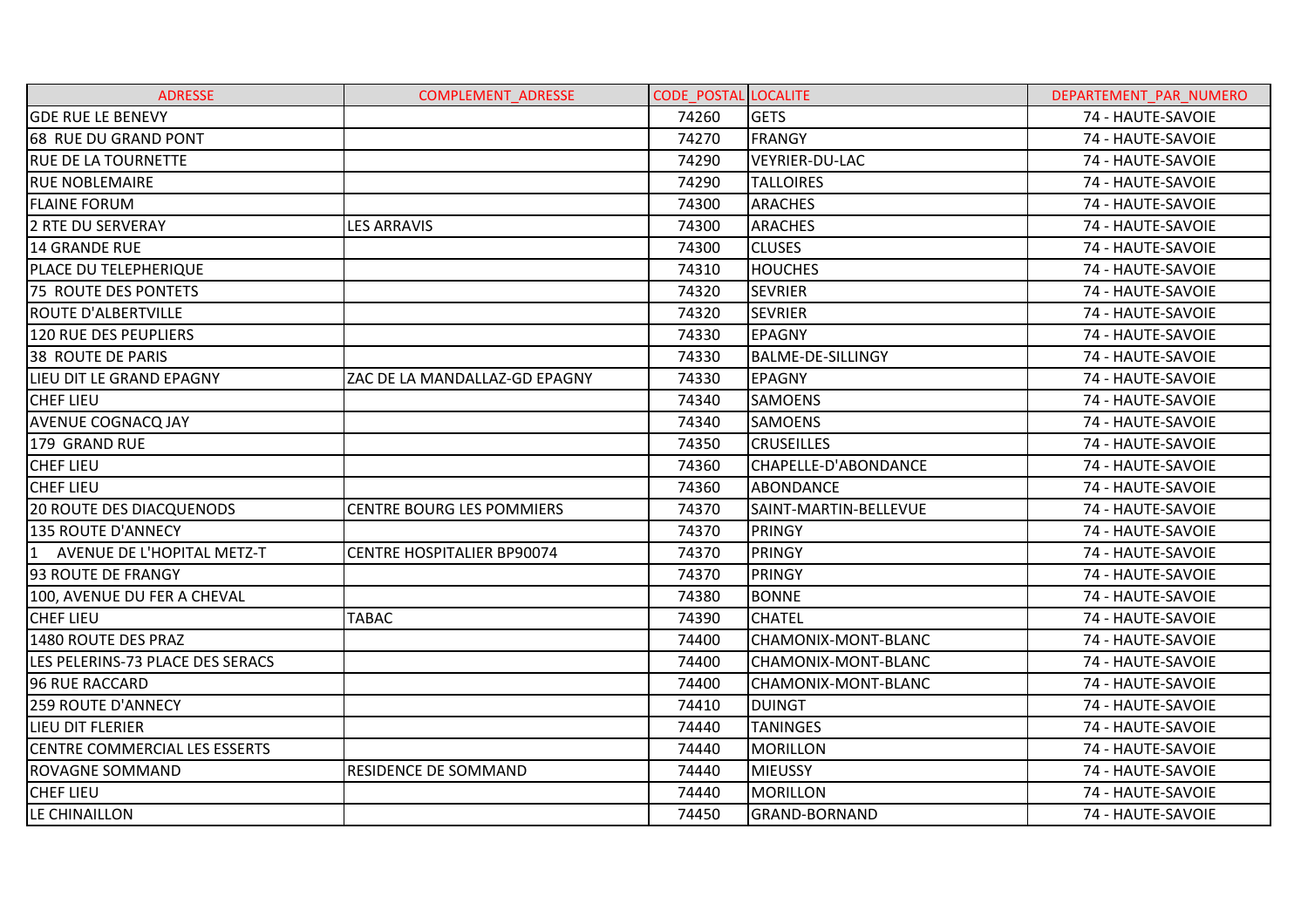| ADRESSE | COMPLEMENT_ADRESSE | CODE_POSTAL | LOCALITE | DEPARTEMENT_PAR_NUMERO |
|---|---|---|---|---|
| GDE RUE LE BENEVY | | 74260 | GETS | 74 - HAUTE-SAVOIE |
| 68 RUE DU GRAND PONT | | 74270 | FRANGY | 74 - HAUTE-SAVOIE |
| RUE DE LA TOURNETTE | | 74290 | VEYRIER-DU-LAC | 74 - HAUTE-SAVOIE |
| RUE NOBLEMAIRE | | 74290 | TALLOIRES | 74 - HAUTE-SAVOIE |
| FLAINE FORUM | | 74300 | ARACHES | 74 - HAUTE-SAVOIE |
| 2 RTE DU SERVERAY | LES ARRAVIS | 74300 | ARACHES | 74 - HAUTE-SAVOIE |
| 14 GRANDE RUE | | 74300 | CLUSES | 74 - HAUTE-SAVOIE |
| PLACE DU TELEPHERIQUE | | 74310 | HOUCHES | 74 - HAUTE-SAVOIE |
| 75 ROUTE DES PONTETS | | 74320 | SEVRIER | 74 - HAUTE-SAVOIE |
| ROUTE D'ALBERTVILLE | | 74320 | SEVRIER | 74 - HAUTE-SAVOIE |
| 120 RUE DES PEUPLIERS | | 74330 | EPAGNY | 74 - HAUTE-SAVOIE |
| 38 ROUTE DE PARIS | | 74330 | BALME-DE-SILLINGY | 74 - HAUTE-SAVOIE |
| LIEU DIT LE GRAND EPAGNY | ZAC DE LA MANDALLAZ-GD EPAGNY | 74330 | EPAGNY | 74 - HAUTE-SAVOIE |
| CHEF LIEU | | 74340 | SAMOENS | 74 - HAUTE-SAVOIE |
| AVENUE COGNACQ JAY | | 74340 | SAMOENS | 74 - HAUTE-SAVOIE |
| 179 GRAND RUE | | 74350 | CRUSEILLES | 74 - HAUTE-SAVOIE |
| CHEF LIEU | | 74360 | CHAPELLE-D'ABONDANCE | 74 - HAUTE-SAVOIE |
| CHEF LIEU | | 74360 | ABONDANCE | 74 - HAUTE-SAVOIE |
| 20 ROUTE DES DIACQUENODS | CENTRE BOURG LES POMMIERS | 74370 | SAINT-MARTIN-BELLEVUE | 74 - HAUTE-SAVOIE |
| 135 ROUTE D'ANNECY | | 74370 | PRINGY | 74 - HAUTE-SAVOIE |
| 1 AVENUE DE L'HOPITAL METZ-T | CENTRE HOSPITALIER BP90074 | 74370 | PRINGY | 74 - HAUTE-SAVOIE |
| 93 ROUTE DE FRANGY | | 74370 | PRINGY | 74 - HAUTE-SAVOIE |
| 100, AVENUE DU FER A CHEVAL | | 74380 | BONNE | 74 - HAUTE-SAVOIE |
| CHEF LIEU | TABAC | 74390 | CHATEL | 74 - HAUTE-SAVOIE |
| 1480 ROUTE DES PRAZ | | 74400 | CHAMONIX-MONT-BLANC | 74 - HAUTE-SAVOIE |
| LES PELERINS-73 PLACE DES SERACS | | 74400 | CHAMONIX-MONT-BLANC | 74 - HAUTE-SAVOIE |
| 96 RUE RACCARD | | 74400 | CHAMONIX-MONT-BLANC | 74 - HAUTE-SAVOIE |
| 259 ROUTE D'ANNECY | | 74410 | DUINGT | 74 - HAUTE-SAVOIE |
| LIEU DIT FLERIER | | 74440 | TANINGES | 74 - HAUTE-SAVOIE |
| CENTRE COMMERCIAL LES ESSERTS | | 74440 | MORILLON | 74 - HAUTE-SAVOIE |
| ROVAGNE SOMMAND | RESIDENCE DE SOMMAND | 74440 | MIEUSSY | 74 - HAUTE-SAVOIE |
| CHEF LIEU | | 74440 | MORILLON | 74 - HAUTE-SAVOIE |
| LE CHINAILLON | | 74450 | GRAND-BORNAND | 74 - HAUTE-SAVOIE |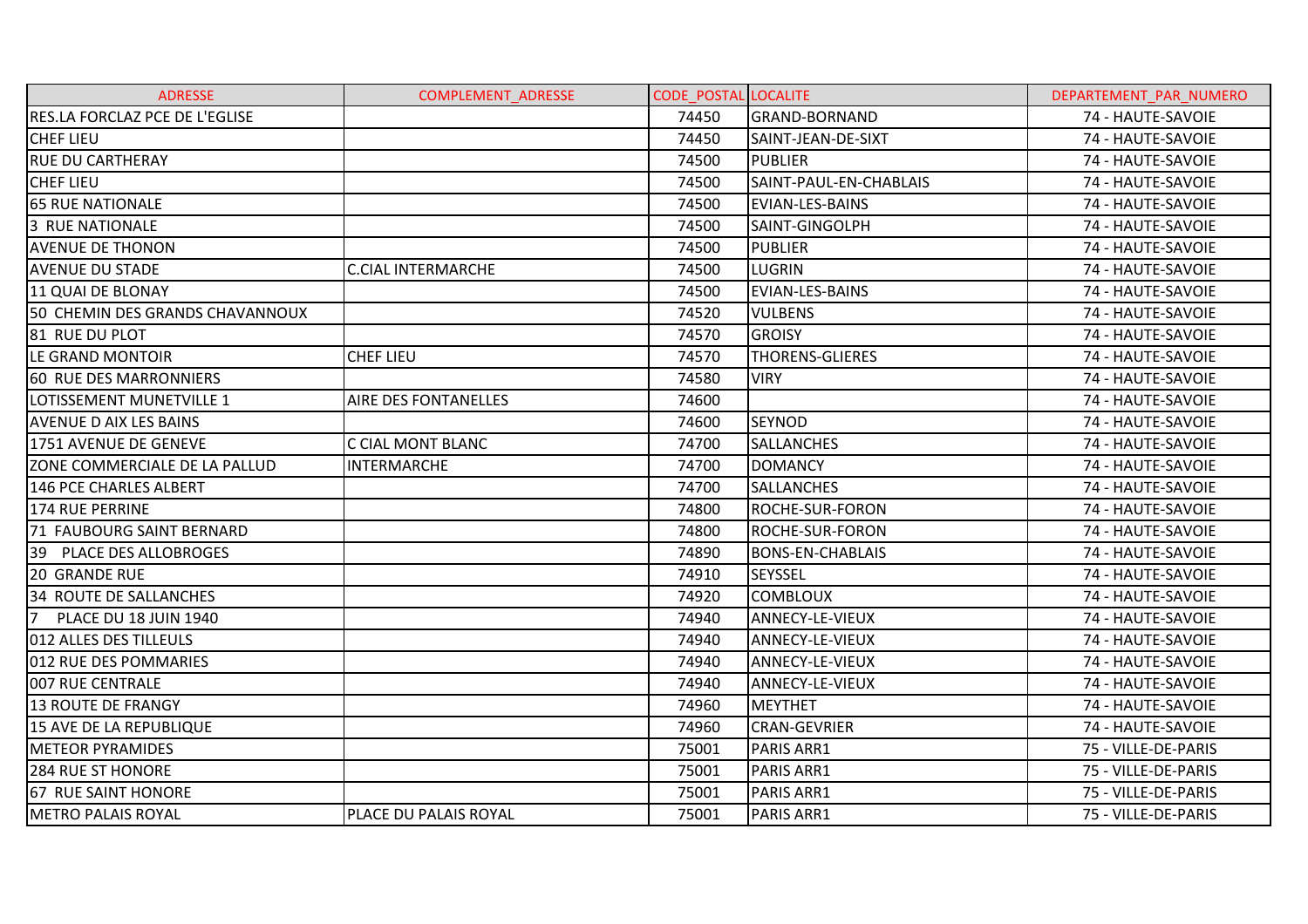| ADRESSE | COMPLEMENT_ADRESSE | CODE_POSTAL | LOCALITE | DEPARTEMENT_PAR_NUMERO |
|---|---|---|---|---|
| RES.LA FORCLAZ PCE DE L'EGLISE | | 74450 | GRAND-BORNAND | 74 - HAUTE-SAVOIE |
| CHEF LIEU | | 74450 | SAINT-JEAN-DE-SIXT | 74 - HAUTE-SAVOIE |
| RUE DU CARTHERAY | | 74500 | PUBLIER | 74 - HAUTE-SAVOIE |
| CHEF LIEU | | 74500 | SAINT-PAUL-EN-CHABLAIS | 74 - HAUTE-SAVOIE |
| 65 RUE NATIONALE | | 74500 | EVIAN-LES-BAINS | 74 - HAUTE-SAVOIE |
| 3 RUE NATIONALE | | 74500 | SAINT-GINGOLPH | 74 - HAUTE-SAVOIE |
| AVENUE DE THONON | | 74500 | PUBLIER | 74 - HAUTE-SAVOIE |
| AVENUE DU STADE | C.CIAL INTERMARCHE | 74500 | LUGRIN | 74 - HAUTE-SAVOIE |
| 11 QUAI DE BLONAY | | 74500 | EVIAN-LES-BAINS | 74 - HAUTE-SAVOIE |
| 50 CHEMIN DES GRANDS CHAVANNOUX | | 74520 | VULBENS | 74 - HAUTE-SAVOIE |
| 81 RUE DU PLOT | | 74570 | GROISY | 74 - HAUTE-SAVOIE |
| LE GRAND MONTOIR | CHEF LIEU | 74570 | THORENS-GLIERES | 74 - HAUTE-SAVOIE |
| 60 RUE DES MARRONNIERS | | 74580 | VIRY | 74 - HAUTE-SAVOIE |
| LOTISSEMENT MUNETVILLE 1 | AIRE DES FONTANELLES | 74600 | | 74 - HAUTE-SAVOIE |
| AVENUE D AIX LES BAINS | | 74600 | SEYNOD | 74 - HAUTE-SAVOIE |
| 1751 AVENUE DE GENEVE | C CIAL MONT BLANC | 74700 | SALLANCHES | 74 - HAUTE-SAVOIE |
| ZONE COMMERCIALE DE LA PALLUD | INTERMARCHE | 74700 | DOMANCY | 74 - HAUTE-SAVOIE |
| 146 PCE CHARLES ALBERT | | 74700 | SALLANCHES | 74 - HAUTE-SAVOIE |
| 174 RUE PERRINE | | 74800 | ROCHE-SUR-FORON | 74 - HAUTE-SAVOIE |
| 71 FAUBOURG SAINT BERNARD | | 74800 | ROCHE-SUR-FORON | 74 - HAUTE-SAVOIE |
| 39 PLACE DES ALLOBROGES | | 74890 | BONS-EN-CHABLAIS | 74 - HAUTE-SAVOIE |
| 20 GRANDE RUE | | 74910 | SEYSSEL | 74 - HAUTE-SAVOIE |
| 34 ROUTE DE SALLANCHES | | 74920 | COMBLOUX | 74 - HAUTE-SAVOIE |
| 7 PLACE DU 18 JUIN 1940 | | 74940 | ANNECY-LE-VIEUX | 74 - HAUTE-SAVOIE |
| 012 ALLES DES TILLEULS | | 74940 | ANNECY-LE-VIEUX | 74 - HAUTE-SAVOIE |
| 012 RUE DES POMMARIES | | 74940 | ANNECY-LE-VIEUX | 74 - HAUTE-SAVOIE |
| 007 RUE CENTRALE | | 74940 | ANNECY-LE-VIEUX | 74 - HAUTE-SAVOIE |
| 13 ROUTE DE FRANGY | | 74960 | MEYTHET | 74 - HAUTE-SAVOIE |
| 15 AVE DE LA REPUBLIQUE | | 74960 | CRAN-GEVRIER | 74 - HAUTE-SAVOIE |
| METEOR PYRAMIDES | | 75001 | PARIS ARR1 | 75 - VILLE-DE-PARIS |
| 284 RUE ST HONORE | | 75001 | PARIS ARR1 | 75 - VILLE-DE-PARIS |
| 67 RUE SAINT HONORE | | 75001 | PARIS ARR1 | 75 - VILLE-DE-PARIS |
| METRO PALAIS ROYAL | PLACE DU PALAIS ROYAL | 75001 | PARIS ARR1 | 75 - VILLE-DE-PARIS |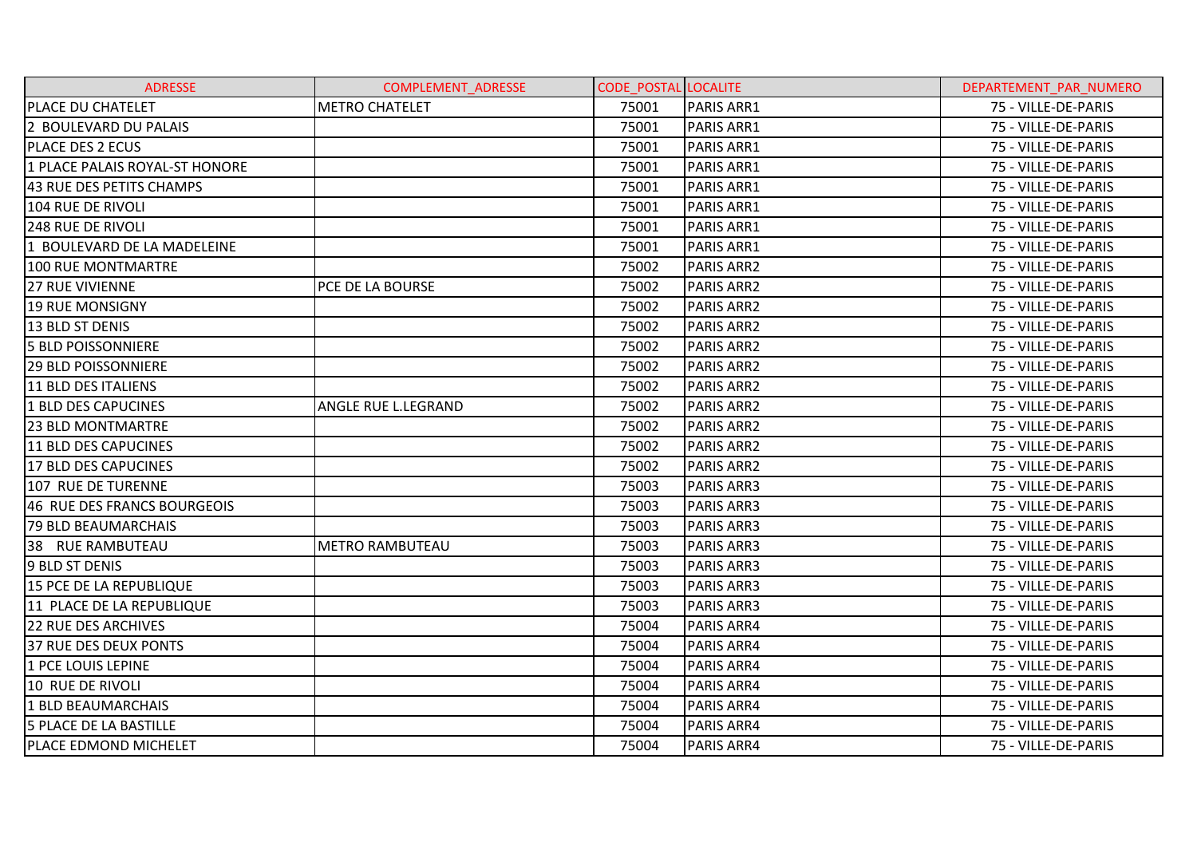| ADRESSE | COMPLEMENT_ADRESSE | CODE_POSTAL | LOCALITE | DEPARTEMENT_PAR_NUMERO |
|---|---|---|---|---|
| PLACE DU CHATELET | METRO CHATELET | 75001 | PARIS ARR1 | 75 - VILLE-DE-PARIS |
| 2 BOULEVARD DU PALAIS | | 75001 | PARIS ARR1 | 75 - VILLE-DE-PARIS |
| PLACE DES 2 ECUS | | 75001 | PARIS ARR1 | 75 - VILLE-DE-PARIS |
| 1 PLACE PALAIS ROYAL-ST HONORE | | 75001 | PARIS ARR1 | 75 - VILLE-DE-PARIS |
| 43 RUE DES PETITS CHAMPS | | 75001 | PARIS ARR1 | 75 - VILLE-DE-PARIS |
| 104 RUE DE RIVOLI | | 75001 | PARIS ARR1 | 75 - VILLE-DE-PARIS |
| 248 RUE DE RIVOLI | | 75001 | PARIS ARR1 | 75 - VILLE-DE-PARIS |
| 1 BOULEVARD DE LA MADELEINE | | 75001 | PARIS ARR1 | 75 - VILLE-DE-PARIS |
| 100 RUE MONTMARTRE | | 75002 | PARIS ARR2 | 75 - VILLE-DE-PARIS |
| 27 RUE VIVIENNE | PCE DE LA BOURSE | 75002 | PARIS ARR2 | 75 - VILLE-DE-PARIS |
| 19 RUE MONSIGNY | | 75002 | PARIS ARR2 | 75 - VILLE-DE-PARIS |
| 13 BLD ST DENIS | | 75002 | PARIS ARR2 | 75 - VILLE-DE-PARIS |
| 5 BLD POISSONNIERE | | 75002 | PARIS ARR2 | 75 - VILLE-DE-PARIS |
| 29 BLD POISSONNIERE | | 75002 | PARIS ARR2 | 75 - VILLE-DE-PARIS |
| 11 BLD DES ITALIENS | | 75002 | PARIS ARR2 | 75 - VILLE-DE-PARIS |
| 1 BLD DES CAPUCINES | ANGLE RUE L.LEGRAND | 75002 | PARIS ARR2 | 75 - VILLE-DE-PARIS |
| 23 BLD MONTMARTRE | | 75002 | PARIS ARR2 | 75 - VILLE-DE-PARIS |
| 11 BLD DES CAPUCINES | | 75002 | PARIS ARR2 | 75 - VILLE-DE-PARIS |
| 17 BLD DES CAPUCINES | | 75002 | PARIS ARR2 | 75 - VILLE-DE-PARIS |
| 107 RUE DE TURENNE | | 75003 | PARIS ARR3 | 75 - VILLE-DE-PARIS |
| 46 RUE DES FRANCS BOURGEOIS | | 75003 | PARIS ARR3 | 75 - VILLE-DE-PARIS |
| 79 BLD BEAUMARCHAIS | | 75003 | PARIS ARR3 | 75 - VILLE-DE-PARIS |
| 38 RUE RAMBUTEAU | METRO RAMBUTEAU | 75003 | PARIS ARR3 | 75 - VILLE-DE-PARIS |
| 9 BLD ST DENIS | | 75003 | PARIS ARR3 | 75 - VILLE-DE-PARIS |
| 15 PCE DE LA REPUBLIQUE | | 75003 | PARIS ARR3 | 75 - VILLE-DE-PARIS |
| 11 PLACE DE LA REPUBLIQUE | | 75003 | PARIS ARR3 | 75 - VILLE-DE-PARIS |
| 22 RUE DES ARCHIVES | | 75004 | PARIS ARR4 | 75 - VILLE-DE-PARIS |
| 37 RUE DES DEUX PONTS | | 75004 | PARIS ARR4 | 75 - VILLE-DE-PARIS |
| 1 PCE LOUIS LEPINE | | 75004 | PARIS ARR4 | 75 - VILLE-DE-PARIS |
| 10 RUE DE RIVOLI | | 75004 | PARIS ARR4 | 75 - VILLE-DE-PARIS |
| 1 BLD BEAUMARCHAIS | | 75004 | PARIS ARR4 | 75 - VILLE-DE-PARIS |
| 5 PLACE DE LA BASTILLE | | 75004 | PARIS ARR4 | 75 - VILLE-DE-PARIS |
| PLACE EDMOND MICHELET | | 75004 | PARIS ARR4 | 75 - VILLE-DE-PARIS |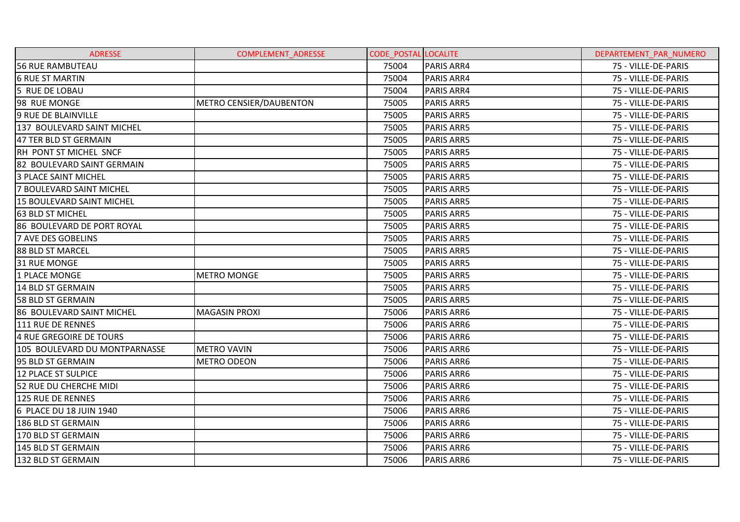| ADRESSE | COMPLEMENT_ADRESSE | CODE_POSTAL | LOCALITE | DEPARTEMENT_PAR_NUMERO |
|---|---|---|---|---|
| 56 RUE RAMBUTEAU | | 75004 | PARIS ARR4 | 75 - VILLE-DE-PARIS |
| 6 RUE ST MARTIN | | 75004 | PARIS ARR4 | 75 - VILLE-DE-PARIS |
| 5 RUE DE LOBAU | | 75004 | PARIS ARR4 | 75 - VILLE-DE-PARIS |
| 98 RUE MONGE | METRO CENSIER/DAUBENTON | 75005 | PARIS ARR5 | 75 - VILLE-DE-PARIS |
| 9 RUE DE BLAINVILLE | | 75005 | PARIS ARR5 | 75 - VILLE-DE-PARIS |
| 137 BOULEVARD SAINT MICHEL | | 75005 | PARIS ARR5 | 75 - VILLE-DE-PARIS |
| 47 TER BLD ST GERMAIN | | 75005 | PARIS ARR5 | 75 - VILLE-DE-PARIS |
| RH PONT ST MICHEL SNCF | | 75005 | PARIS ARR5 | 75 - VILLE-DE-PARIS |
| 82 BOULEVARD SAINT GERMAIN | | 75005 | PARIS ARR5 | 75 - VILLE-DE-PARIS |
| 3 PLACE SAINT MICHEL | | 75005 | PARIS ARR5 | 75 - VILLE-DE-PARIS |
| 7 BOULEVARD SAINT MICHEL | | 75005 | PARIS ARR5 | 75 - VILLE-DE-PARIS |
| 15 BOULEVARD SAINT MICHEL | | 75005 | PARIS ARR5 | 75 - VILLE-DE-PARIS |
| 63 BLD ST MICHEL | | 75005 | PARIS ARR5 | 75 - VILLE-DE-PARIS |
| 86 BOULEVARD DE PORT ROYAL | | 75005 | PARIS ARR5 | 75 - VILLE-DE-PARIS |
| 7 AVE DES GOBELINS | | 75005 | PARIS ARR5 | 75 - VILLE-DE-PARIS |
| 88 BLD ST MARCEL | | 75005 | PARIS ARR5 | 75 - VILLE-DE-PARIS |
| 31 RUE MONGE | | 75005 | PARIS ARR5 | 75 - VILLE-DE-PARIS |
| 1 PLACE MONGE | METRO MONGE | 75005 | PARIS ARR5 | 75 - VILLE-DE-PARIS |
| 14 BLD ST GERMAIN | | 75005 | PARIS ARR5 | 75 - VILLE-DE-PARIS |
| 58 BLD ST GERMAIN | | 75005 | PARIS ARR5 | 75 - VILLE-DE-PARIS |
| 86 BOULEVARD SAINT MICHEL | MAGASIN PROXI | 75006 | PARIS ARR6 | 75 - VILLE-DE-PARIS |
| 111 RUE DE RENNES | | 75006 | PARIS ARR6 | 75 - VILLE-DE-PARIS |
| 4 RUE GREGOIRE DE TOURS | | 75006 | PARIS ARR6 | 75 - VILLE-DE-PARIS |
| 105 BOULEVARD DU MONTPARNASSE | METRO VAVIN | 75006 | PARIS ARR6 | 75 - VILLE-DE-PARIS |
| 95 BLD ST GERMAIN | METRO ODEON | 75006 | PARIS ARR6 | 75 - VILLE-DE-PARIS |
| 12 PLACE ST SULPICE | | 75006 | PARIS ARR6 | 75 - VILLE-DE-PARIS |
| 52 RUE DU CHERCHE MIDI | | 75006 | PARIS ARR6 | 75 - VILLE-DE-PARIS |
| 125 RUE DE RENNES | | 75006 | PARIS ARR6 | 75 - VILLE-DE-PARIS |
| 6 PLACE DU 18 JUIN 1940 | | 75006 | PARIS ARR6 | 75 - VILLE-DE-PARIS |
| 186 BLD ST GERMAIN | | 75006 | PARIS ARR6 | 75 - VILLE-DE-PARIS |
| 170 BLD ST GERMAIN | | 75006 | PARIS ARR6 | 75 - VILLE-DE-PARIS |
| 145 BLD ST GERMAIN | | 75006 | PARIS ARR6 | 75 - VILLE-DE-PARIS |
| 132 BLD ST GERMAIN | | 75006 | PARIS ARR6 | 75 - VILLE-DE-PARIS |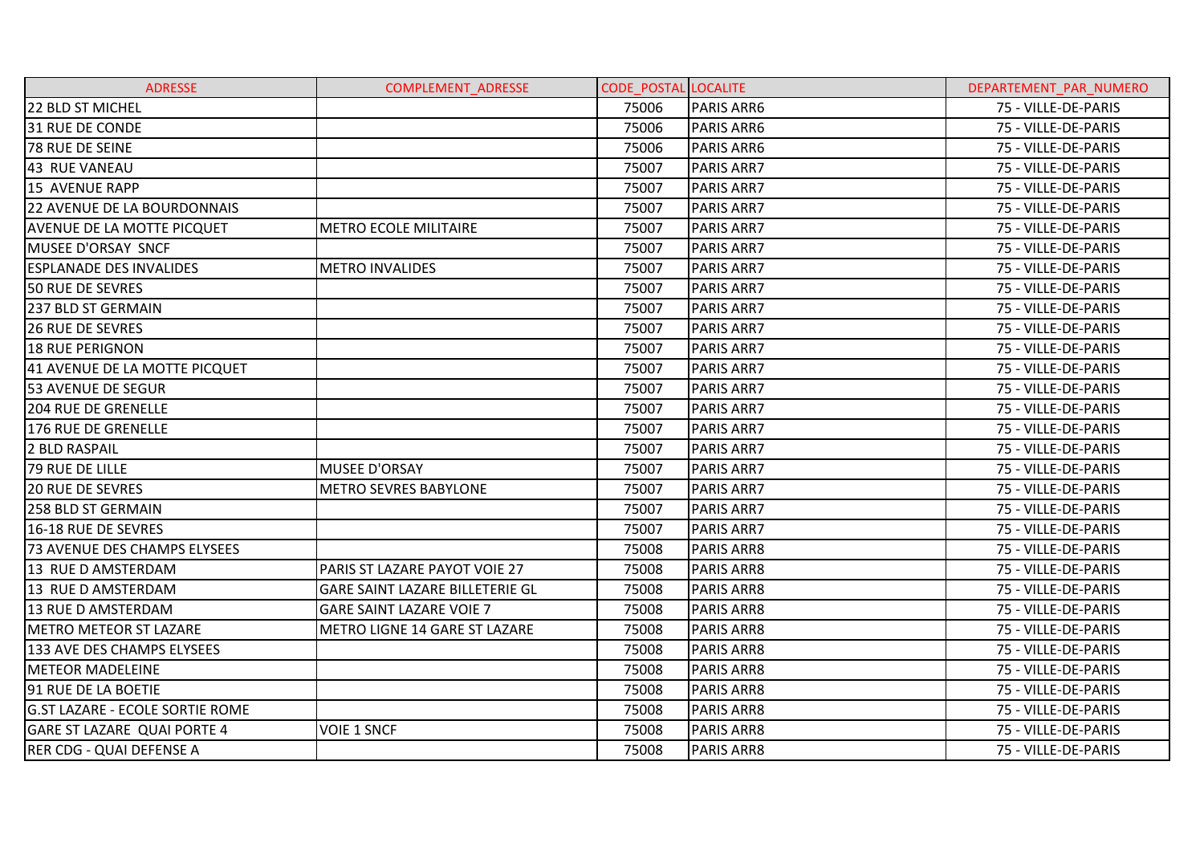| ADRESSE | COMPLEMENT_ADRESSE | CODE_POSTAL | LOCALITE | DEPARTEMENT_PAR_NUMERO |
|---|---|---|---|---|
| 22 BLD ST MICHEL | | 75006 | PARIS ARR6 | 75 - VILLE-DE-PARIS |
| 31 RUE DE CONDE | | 75006 | PARIS ARR6 | 75 - VILLE-DE-PARIS |
| 78 RUE DE SEINE | | 75006 | PARIS ARR6 | 75 - VILLE-DE-PARIS |
| 43 RUE VANEAU | | 75007 | PARIS ARR7 | 75 - VILLE-DE-PARIS |
| 15 AVENUE RAPP | | 75007 | PARIS ARR7 | 75 - VILLE-DE-PARIS |
| 22 AVENUE DE LA BOURDONNAIS | | 75007 | PARIS ARR7 | 75 - VILLE-DE-PARIS |
| AVENUE DE LA MOTTE PICQUET | METRO ECOLE MILITAIRE | 75007 | PARIS ARR7 | 75 - VILLE-DE-PARIS |
| MUSEE D'ORSAY SNCF | | 75007 | PARIS ARR7 | 75 - VILLE-DE-PARIS |
| ESPLANADE DES INVALIDES | METRO INVALIDES | 75007 | PARIS ARR7 | 75 - VILLE-DE-PARIS |
| 50 RUE DE SEVRES | | 75007 | PARIS ARR7 | 75 - VILLE-DE-PARIS |
| 237 BLD ST GERMAIN | | 75007 | PARIS ARR7 | 75 - VILLE-DE-PARIS |
| 26 RUE DE SEVRES | | 75007 | PARIS ARR7 | 75 - VILLE-DE-PARIS |
| 18 RUE PERIGNON | | 75007 | PARIS ARR7 | 75 - VILLE-DE-PARIS |
| 41 AVENUE DE LA MOTTE PICQUET | | 75007 | PARIS ARR7 | 75 - VILLE-DE-PARIS |
| 53 AVENUE DE SEGUR | | 75007 | PARIS ARR7 | 75 - VILLE-DE-PARIS |
| 204 RUE DE GRENELLE | | 75007 | PARIS ARR7 | 75 - VILLE-DE-PARIS |
| 176 RUE DE GRENELLE | | 75007 | PARIS ARR7 | 75 - VILLE-DE-PARIS |
| 2 BLD RASPAIL | | 75007 | PARIS ARR7 | 75 - VILLE-DE-PARIS |
| 79 RUE DE LILLE | MUSEE D'ORSAY | 75007 | PARIS ARR7 | 75 - VILLE-DE-PARIS |
| 20 RUE DE SEVRES | METRO SEVRES BABYLONE | 75007 | PARIS ARR7 | 75 - VILLE-DE-PARIS |
| 258 BLD ST GERMAIN | | 75007 | PARIS ARR7 | 75 - VILLE-DE-PARIS |
| 16-18 RUE DE SEVRES | | 75007 | PARIS ARR7 | 75 - VILLE-DE-PARIS |
| 73 AVENUE DES CHAMPS ELYSEES | | 75008 | PARIS ARR8 | 75 - VILLE-DE-PARIS |
| 13 RUE D AMSTERDAM | PARIS ST LAZARE PAYOT VOIE 27 | 75008 | PARIS ARR8 | 75 - VILLE-DE-PARIS |
| 13 RUE D AMSTERDAM | GARE SAINT LAZARE BILLETERIE GL | 75008 | PARIS ARR8 | 75 - VILLE-DE-PARIS |
| 13 RUE D AMSTERDAM | GARE SAINT LAZARE VOIE 7 | 75008 | PARIS ARR8 | 75 - VILLE-DE-PARIS |
| METRO METEOR ST LAZARE | METRO LIGNE 14 GARE ST LAZARE | 75008 | PARIS ARR8 | 75 - VILLE-DE-PARIS |
| 133 AVE DES CHAMPS ELYSEES | | 75008 | PARIS ARR8 | 75 - VILLE-DE-PARIS |
| METEOR MADELEINE | | 75008 | PARIS ARR8 | 75 - VILLE-DE-PARIS |
| 91 RUE DE LA BOETIE | | 75008 | PARIS ARR8 | 75 - VILLE-DE-PARIS |
| G.ST LAZARE - ECOLE SORTIE ROME | | 75008 | PARIS ARR8 | 75 - VILLE-DE-PARIS |
| GARE ST LAZARE QUAI PORTE 4 | VOIE 1 SNCF | 75008 | PARIS ARR8 | 75 - VILLE-DE-PARIS |
| RER CDG - QUAI DEFENSE A | | 75008 | PARIS ARR8 | 75 - VILLE-DE-PARIS |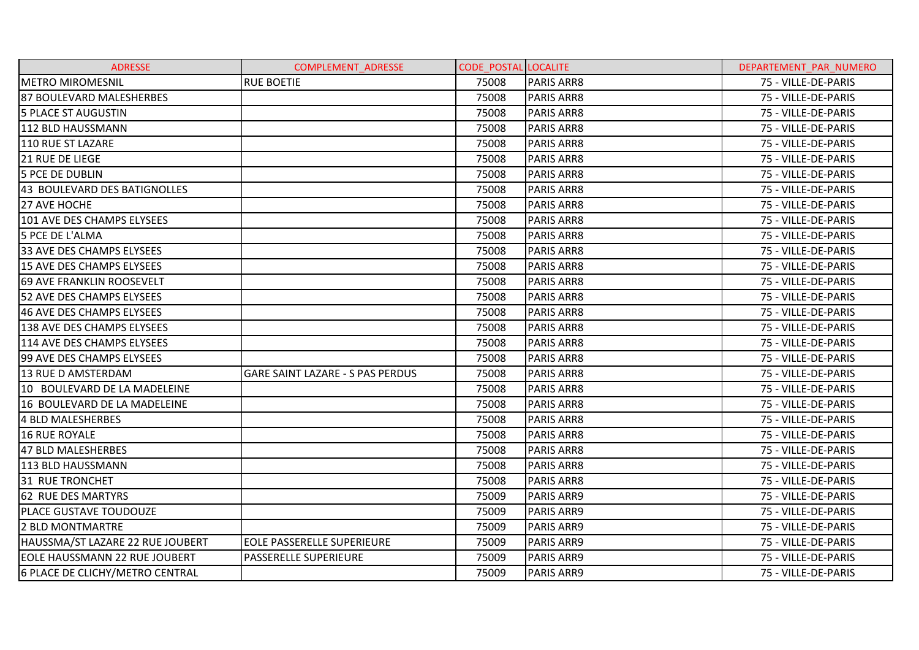| ADRESSE | COMPLEMENT_ADRESSE | CODE_POSTAL | LOCALITE | DEPARTEMENT_PAR_NUMERO |
|---|---|---|---|---|
| METRO MIROMESNIL | RUE BOETIE | 75008 | PARIS ARR8 | 75 - VILLE-DE-PARIS |
| 87 BOULEVARD MALESHERBES | | 75008 | PARIS ARR8 | 75 - VILLE-DE-PARIS |
| 5 PLACE ST AUGUSTIN | | 75008 | PARIS ARR8 | 75 - VILLE-DE-PARIS |
| 112 BLD HAUSSMANN | | 75008 | PARIS ARR8 | 75 - VILLE-DE-PARIS |
| 110 RUE ST LAZARE | | 75008 | PARIS ARR8 | 75 - VILLE-DE-PARIS |
| 21 RUE DE LIEGE | | 75008 | PARIS ARR8 | 75 - VILLE-DE-PARIS |
| 5 PCE DE DUBLIN | | 75008 | PARIS ARR8 | 75 - VILLE-DE-PARIS |
| 43 BOULEVARD DES BATIGNOLLES | | 75008 | PARIS ARR8 | 75 - VILLE-DE-PARIS |
| 27 AVE HOCHE | | 75008 | PARIS ARR8 | 75 - VILLE-DE-PARIS |
| 101 AVE DES CHAMPS ELYSEES | | 75008 | PARIS ARR8 | 75 - VILLE-DE-PARIS |
| 5 PCE DE L'ALMA | | 75008 | PARIS ARR8 | 75 - VILLE-DE-PARIS |
| 33 AVE DES CHAMPS ELYSEES | | 75008 | PARIS ARR8 | 75 - VILLE-DE-PARIS |
| 15 AVE DES CHAMPS ELYSEES | | 75008 | PARIS ARR8 | 75 - VILLE-DE-PARIS |
| 69 AVE FRANKLIN ROOSEVELT | | 75008 | PARIS ARR8 | 75 - VILLE-DE-PARIS |
| 52 AVE DES CHAMPS ELYSEES | | 75008 | PARIS ARR8 | 75 - VILLE-DE-PARIS |
| 46 AVE DES CHAMPS ELYSEES | | 75008 | PARIS ARR8 | 75 - VILLE-DE-PARIS |
| 138 AVE DES CHAMPS ELYSEES | | 75008 | PARIS ARR8 | 75 - VILLE-DE-PARIS |
| 114 AVE DES CHAMPS ELYSEES | | 75008 | PARIS ARR8 | 75 - VILLE-DE-PARIS |
| 99 AVE DES CHAMPS ELYSEES | | 75008 | PARIS ARR8 | 75 - VILLE-DE-PARIS |
| 13 RUE D AMSTERDAM | GARE SAINT LAZARE - S PAS PERDUS | 75008 | PARIS ARR8 | 75 - VILLE-DE-PARIS |
| 10 BOULEVARD DE LA MADELEINE | | 75008 | PARIS ARR8 | 75 - VILLE-DE-PARIS |
| 16 BOULEVARD DE LA MADELEINE | | 75008 | PARIS ARR8 | 75 - VILLE-DE-PARIS |
| 4 BLD MALESHERBES | | 75008 | PARIS ARR8 | 75 - VILLE-DE-PARIS |
| 16 RUE ROYALE | | 75008 | PARIS ARR8 | 75 - VILLE-DE-PARIS |
| 47 BLD MALESHERBES | | 75008 | PARIS ARR8 | 75 - VILLE-DE-PARIS |
| 113 BLD HAUSSMANN | | 75008 | PARIS ARR8 | 75 - VILLE-DE-PARIS |
| 31 RUE TRONCHET | | 75008 | PARIS ARR8 | 75 - VILLE-DE-PARIS |
| 62 RUE DES MARTYRS | | 75009 | PARIS ARR9 | 75 - VILLE-DE-PARIS |
| PLACE GUSTAVE TOUDOUZE | | 75009 | PARIS ARR9 | 75 - VILLE-DE-PARIS |
| 2 BLD MONTMARTRE | | 75009 | PARIS ARR9 | 75 - VILLE-DE-PARIS |
| HAUSSMA/ST LAZARE 22 RUE JOUBERT | EOLE PASSERELLE SUPERIEURE | 75009 | PARIS ARR9 | 75 - VILLE-DE-PARIS |
| EOLE HAUSSMANN 22 RUE JOUBERT | PASSERELLE SUPERIEURE | 75009 | PARIS ARR9 | 75 - VILLE-DE-PARIS |
| 6 PLACE DE CLICHY/METRO CENTRAL | | 75009 | PARIS ARR9 | 75 - VILLE-DE-PARIS |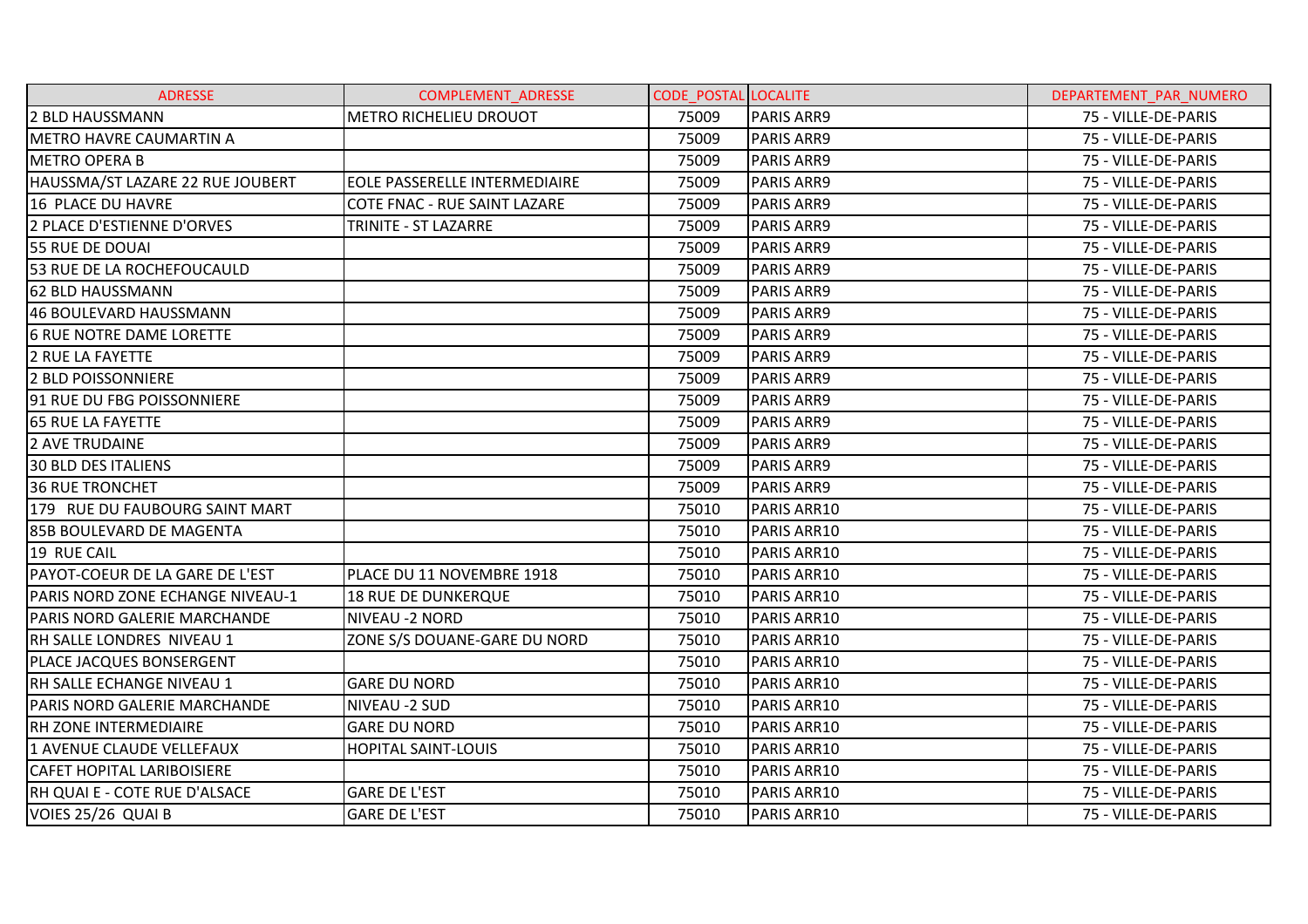| ADRESSE | COMPLEMENT_ADRESSE | CODE_POSTAL | LOCALITE | DEPARTEMENT_PAR_NUMERO |
|---|---|---|---|---|
| 2 BLD HAUSSMANN | METRO RICHELIEU DROUOT | 75009 | PARIS ARR9 | 75 - VILLE-DE-PARIS |
| METRO HAVRE CAUMARTIN A | | 75009 | PARIS ARR9 | 75 - VILLE-DE-PARIS |
| METRO OPERA B | | 75009 | PARIS ARR9 | 75 - VILLE-DE-PARIS |
| HAUSSMA/ST LAZARE 22 RUE JOUBERT | EOLE PASSERELLE INTERMEDIAIRE | 75009 | PARIS ARR9 | 75 - VILLE-DE-PARIS |
| 16 PLACE DU HAVRE | COTE FNAC - RUE SAINT LAZARE | 75009 | PARIS ARR9 | 75 - VILLE-DE-PARIS |
| 2 PLACE D'ESTIENNE D'ORVES | TRINITE - ST LAZARRE | 75009 | PARIS ARR9 | 75 - VILLE-DE-PARIS |
| 55 RUE DE DOUAI | | 75009 | PARIS ARR9 | 75 - VILLE-DE-PARIS |
| 53 RUE DE LA ROCHEFOUCAULD | | 75009 | PARIS ARR9 | 75 - VILLE-DE-PARIS |
| 62 BLD HAUSSMANN | | 75009 | PARIS ARR9 | 75 - VILLE-DE-PARIS |
| 46 BOULEVARD HAUSSMANN | | 75009 | PARIS ARR9 | 75 - VILLE-DE-PARIS |
| 6 RUE NOTRE DAME LORETTE | | 75009 | PARIS ARR9 | 75 - VILLE-DE-PARIS |
| 2 RUE LA FAYETTE | | 75009 | PARIS ARR9 | 75 - VILLE-DE-PARIS |
| 2 BLD POISSONNIERE | | 75009 | PARIS ARR9 | 75 - VILLE-DE-PARIS |
| 91 RUE DU FBG POISSONNIERE | | 75009 | PARIS ARR9 | 75 - VILLE-DE-PARIS |
| 65 RUE LA FAYETTE | | 75009 | PARIS ARR9 | 75 - VILLE-DE-PARIS |
| 2 AVE TRUDAINE | | 75009 | PARIS ARR9 | 75 - VILLE-DE-PARIS |
| 30 BLD DES ITALIENS | | 75009 | PARIS ARR9 | 75 - VILLE-DE-PARIS |
| 36 RUE TRONCHET | | 75009 | PARIS ARR9 | 75 - VILLE-DE-PARIS |
| 179 RUE DU FAUBOURG SAINT MART | | 75010 | PARIS ARR10 | 75 - VILLE-DE-PARIS |
| 85B BOULEVARD DE MAGENTA | | 75010 | PARIS ARR10 | 75 - VILLE-DE-PARIS |
| 19 RUE CAIL | | 75010 | PARIS ARR10 | 75 - VILLE-DE-PARIS |
| PAYOT-COEUR DE LA GARE DE L'EST | PLACE DU 11 NOVEMBRE 1918 | 75010 | PARIS ARR10 | 75 - VILLE-DE-PARIS |
| PARIS NORD ZONE ECHANGE NIVEAU-1 | 18 RUE DE DUNKERQUE | 75010 | PARIS ARR10 | 75 - VILLE-DE-PARIS |
| PARIS NORD GALERIE MARCHANDE | NIVEAU -2 NORD | 75010 | PARIS ARR10 | 75 - VILLE-DE-PARIS |
| RH SALLE LONDRES NIVEAU 1 | ZONE S/S DOUANE-GARE DU NORD | 75010 | PARIS ARR10 | 75 - VILLE-DE-PARIS |
| PLACE JACQUES BONSERGENT | | 75010 | PARIS ARR10 | 75 - VILLE-DE-PARIS |
| RH SALLE ECHANGE NIVEAU 1 | GARE DU NORD | 75010 | PARIS ARR10 | 75 - VILLE-DE-PARIS |
| PARIS NORD GALERIE MARCHANDE | NIVEAU -2 SUD | 75010 | PARIS ARR10 | 75 - VILLE-DE-PARIS |
| RH ZONE INTERMEDIAIRE | GARE DU NORD | 75010 | PARIS ARR10 | 75 - VILLE-DE-PARIS |
| 1 AVENUE CLAUDE VELLEFAUX | HOPITAL SAINT-LOUIS | 75010 | PARIS ARR10 | 75 - VILLE-DE-PARIS |
| CAFET HOPITAL LARIBOISIERE | | 75010 | PARIS ARR10 | 75 - VILLE-DE-PARIS |
| RH QUAI E - COTE RUE D'ALSACE | GARE DE L'EST | 75010 | PARIS ARR10 | 75 - VILLE-DE-PARIS |
| VOIES 25/26 QUAI B | GARE DE L'EST | 75010 | PARIS ARR10 | 75 - VILLE-DE-PARIS |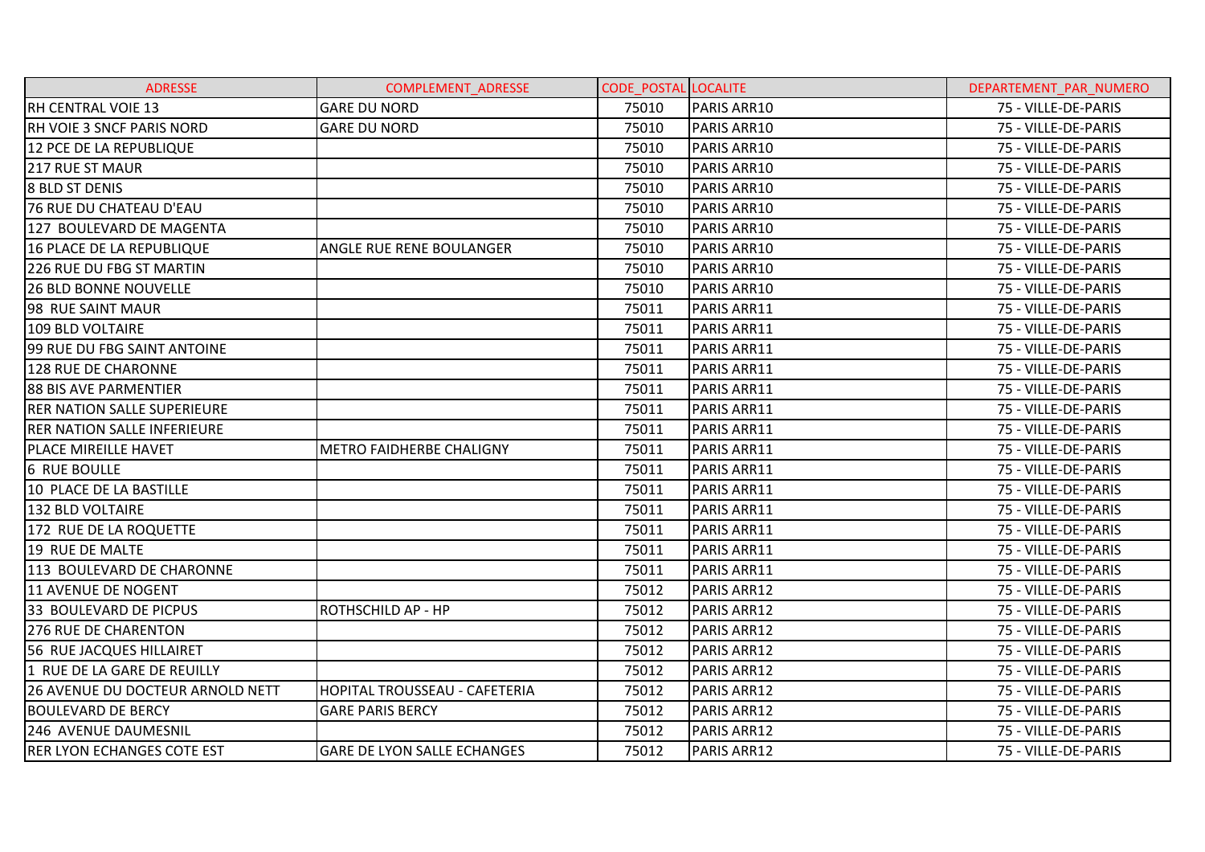| ADRESSE | COMPLEMENT_ADRESSE | CODE_POSTAL | LOCALITE | DEPARTEMENT_PAR_NUMERO |
|---|---|---|---|---|
| RH CENTRAL VOIE 13 | GARE DU NORD | 75010 | PARIS ARR10 | 75 - VILLE-DE-PARIS |
| RH VOIE 3 SNCF PARIS NORD | GARE DU NORD | 75010 | PARIS ARR10 | 75 - VILLE-DE-PARIS |
| 12 PCE DE LA REPUBLIQUE | | 75010 | PARIS ARR10 | 75 - VILLE-DE-PARIS |
| 217 RUE ST MAUR | | 75010 | PARIS ARR10 | 75 - VILLE-DE-PARIS |
| 8 BLD ST DENIS | | 75010 | PARIS ARR10 | 75 - VILLE-DE-PARIS |
| 76 RUE DU CHATEAU D'EAU | | 75010 | PARIS ARR10 | 75 - VILLE-DE-PARIS |
| 127 BOULEVARD DE MAGENTA | | 75010 | PARIS ARR10 | 75 - VILLE-DE-PARIS |
| 16 PLACE DE LA REPUBLIQUE | ANGLE RUE RENE BOULANGER | 75010 | PARIS ARR10 | 75 - VILLE-DE-PARIS |
| 226 RUE DU FBG ST MARTIN | | 75010 | PARIS ARR10 | 75 - VILLE-DE-PARIS |
| 26 BLD BONNE NOUVELLE | | 75010 | PARIS ARR10 | 75 - VILLE-DE-PARIS |
| 98 RUE SAINT MAUR | | 75011 | PARIS ARR11 | 75 - VILLE-DE-PARIS |
| 109 BLD VOLTAIRE | | 75011 | PARIS ARR11 | 75 - VILLE-DE-PARIS |
| 99 RUE DU FBG SAINT ANTOINE | | 75011 | PARIS ARR11 | 75 - VILLE-DE-PARIS |
| 128 RUE DE CHARONNE | | 75011 | PARIS ARR11 | 75 - VILLE-DE-PARIS |
| 88 BIS AVE PARMENTIER | | 75011 | PARIS ARR11 | 75 - VILLE-DE-PARIS |
| RER NATION SALLE SUPERIEURE | | 75011 | PARIS ARR11 | 75 - VILLE-DE-PARIS |
| RER NATION SALLE INFERIEURE | | 75011 | PARIS ARR11 | 75 - VILLE-DE-PARIS |
| PLACE MIREILLE HAVET | METRO FAIDHERBE CHALIGNY | 75011 | PARIS ARR11 | 75 - VILLE-DE-PARIS |
| 6 RUE BOULLE | | 75011 | PARIS ARR11 | 75 - VILLE-DE-PARIS |
| 10 PLACE DE LA BASTILLE | | 75011 | PARIS ARR11 | 75 - VILLE-DE-PARIS |
| 132 BLD VOLTAIRE | | 75011 | PARIS ARR11 | 75 - VILLE-DE-PARIS |
| 172 RUE DE LA ROQUETTE | | 75011 | PARIS ARR11 | 75 - VILLE-DE-PARIS |
| 19 RUE DE MALTE | | 75011 | PARIS ARR11 | 75 - VILLE-DE-PARIS |
| 113 BOULEVARD DE CHARONNE | | 75011 | PARIS ARR11 | 75 - VILLE-DE-PARIS |
| 11 AVENUE DE NOGENT | | 75012 | PARIS ARR12 | 75 - VILLE-DE-PARIS |
| 33 BOULEVARD DE PICPUS | ROTHSCHILD AP - HP | 75012 | PARIS ARR12 | 75 - VILLE-DE-PARIS |
| 276 RUE DE CHARENTON | | 75012 | PARIS ARR12 | 75 - VILLE-DE-PARIS |
| 56 RUE JACQUES HILLAIRET | | 75012 | PARIS ARR12 | 75 - VILLE-DE-PARIS |
| 1 RUE DE LA GARE DE REUILLY | | 75012 | PARIS ARR12 | 75 - VILLE-DE-PARIS |
| 26 AVENUE DU DOCTEUR ARNOLD NETT | HOPITAL TROUSSEAU - CAFETERIA | 75012 | PARIS ARR12 | 75 - VILLE-DE-PARIS |
| BOULEVARD DE BERCY | GARE PARIS BERCY | 75012 | PARIS ARR12 | 75 - VILLE-DE-PARIS |
| 246 AVENUE DAUMESNIL | | 75012 | PARIS ARR12 | 75 - VILLE-DE-PARIS |
| RER LYON ECHANGES COTE EST | GARE DE LYON SALLE ECHANGES | 75012 | PARIS ARR12 | 75 - VILLE-DE-PARIS |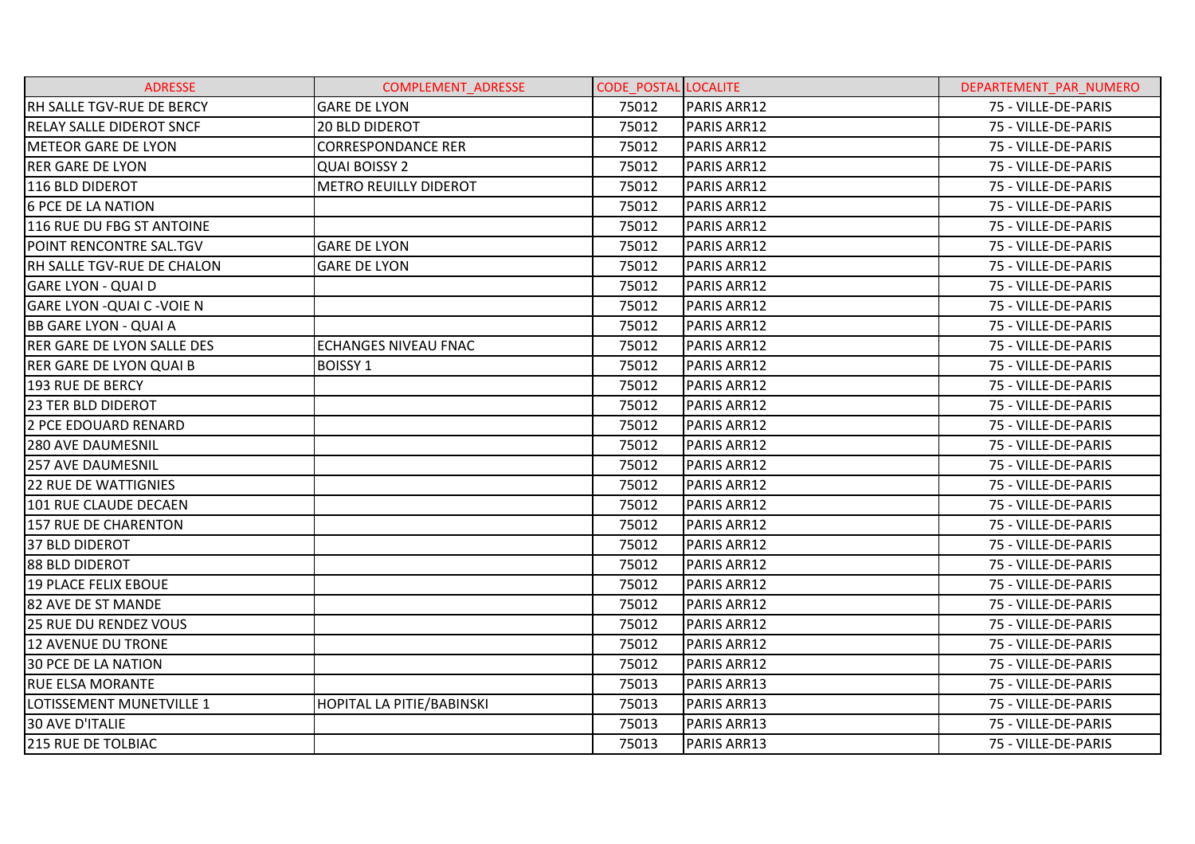| ADRESSE | COMPLEMENT_ADRESSE | CODE_POSTAL | LOCALITE | DEPARTEMENT_PAR_NUMERO |
|---|---|---|---|---|
| RH SALLE TGV-RUE DE BERCY | GARE DE LYON | 75012 | PARIS ARR12 | 75 - VILLE-DE-PARIS |
| RELAY SALLE DIDEROT SNCF | 20 BLD DIDEROT | 75012 | PARIS ARR12 | 75 - VILLE-DE-PARIS |
| METEOR GARE DE LYON | CORRESPONDANCE RER | 75012 | PARIS ARR12 | 75 - VILLE-DE-PARIS |
| RER GARE DE LYON | QUAI BOISSY 2 | 75012 | PARIS ARR12 | 75 - VILLE-DE-PARIS |
| 116 BLD DIDEROT | METRO REUILLY DIDEROT | 75012 | PARIS ARR12 | 75 - VILLE-DE-PARIS |
| 6 PCE DE LA NATION | | 75012 | PARIS ARR12 | 75 - VILLE-DE-PARIS |
| 116 RUE DU FBG ST ANTOINE | | 75012 | PARIS ARR12 | 75 - VILLE-DE-PARIS |
| POINT RENCONTRE SAL.TGV | GARE DE LYON | 75012 | PARIS ARR12 | 75 - VILLE-DE-PARIS |
| RH SALLE TGV-RUE DE CHALON | GARE DE LYON | 75012 | PARIS ARR12 | 75 - VILLE-DE-PARIS |
| GARE LYON - QUAI D | | 75012 | PARIS ARR12 | 75 - VILLE-DE-PARIS |
| GARE LYON -QUAI C -VOIE N | | 75012 | PARIS ARR12 | 75 - VILLE-DE-PARIS |
| BB GARE LYON - QUAI A | | 75012 | PARIS ARR12 | 75 - VILLE-DE-PARIS |
| RER GARE DE LYON SALLE DES | ECHANGES NIVEAU FNAC | 75012 | PARIS ARR12 | 75 - VILLE-DE-PARIS |
| RER GARE DE LYON QUAI B | BOISSY 1 | 75012 | PARIS ARR12 | 75 - VILLE-DE-PARIS |
| 193 RUE DE BERCY | | 75012 | PARIS ARR12 | 75 - VILLE-DE-PARIS |
| 23 TER BLD DIDEROT | | 75012 | PARIS ARR12 | 75 - VILLE-DE-PARIS |
| 2 PCE EDOUARD RENARD | | 75012 | PARIS ARR12 | 75 - VILLE-DE-PARIS |
| 280 AVE DAUMESNIL | | 75012 | PARIS ARR12 | 75 - VILLE-DE-PARIS |
| 257 AVE DAUMESNIL | | 75012 | PARIS ARR12 | 75 - VILLE-DE-PARIS |
| 22 RUE DE WATTIGNIES | | 75012 | PARIS ARR12 | 75 - VILLE-DE-PARIS |
| 101 RUE CLAUDE DECAEN | | 75012 | PARIS ARR12 | 75 - VILLE-DE-PARIS |
| 157 RUE DE CHARENTON | | 75012 | PARIS ARR12 | 75 - VILLE-DE-PARIS |
| 37 BLD DIDEROT | | 75012 | PARIS ARR12 | 75 - VILLE-DE-PARIS |
| 88 BLD DIDEROT | | 75012 | PARIS ARR12 | 75 - VILLE-DE-PARIS |
| 19 PLACE FELIX EBOUE | | 75012 | PARIS ARR12 | 75 - VILLE-DE-PARIS |
| 82 AVE DE ST MANDE | | 75012 | PARIS ARR12 | 75 - VILLE-DE-PARIS |
| 25 RUE DU RENDEZ VOUS | | 75012 | PARIS ARR12 | 75 - VILLE-DE-PARIS |
| 12 AVENUE DU TRONE | | 75012 | PARIS ARR12 | 75 - VILLE-DE-PARIS |
| 30 PCE DE LA NATION | | 75012 | PARIS ARR12 | 75 - VILLE-DE-PARIS |
| RUE ELSA MORANTE | | 75013 | PARIS ARR13 | 75 - VILLE-DE-PARIS |
| LOTISSEMENT MUNETVILLE 1 | HOPITAL LA PITIE/BABINSKI | 75013 | PARIS ARR13 | 75 - VILLE-DE-PARIS |
| 30 AVE D'ITALIE | | 75013 | PARIS ARR13 | 75 - VILLE-DE-PARIS |
| 215 RUE DE TOLBIAC | | 75013 | PARIS ARR13 | 75 - VILLE-DE-PARIS |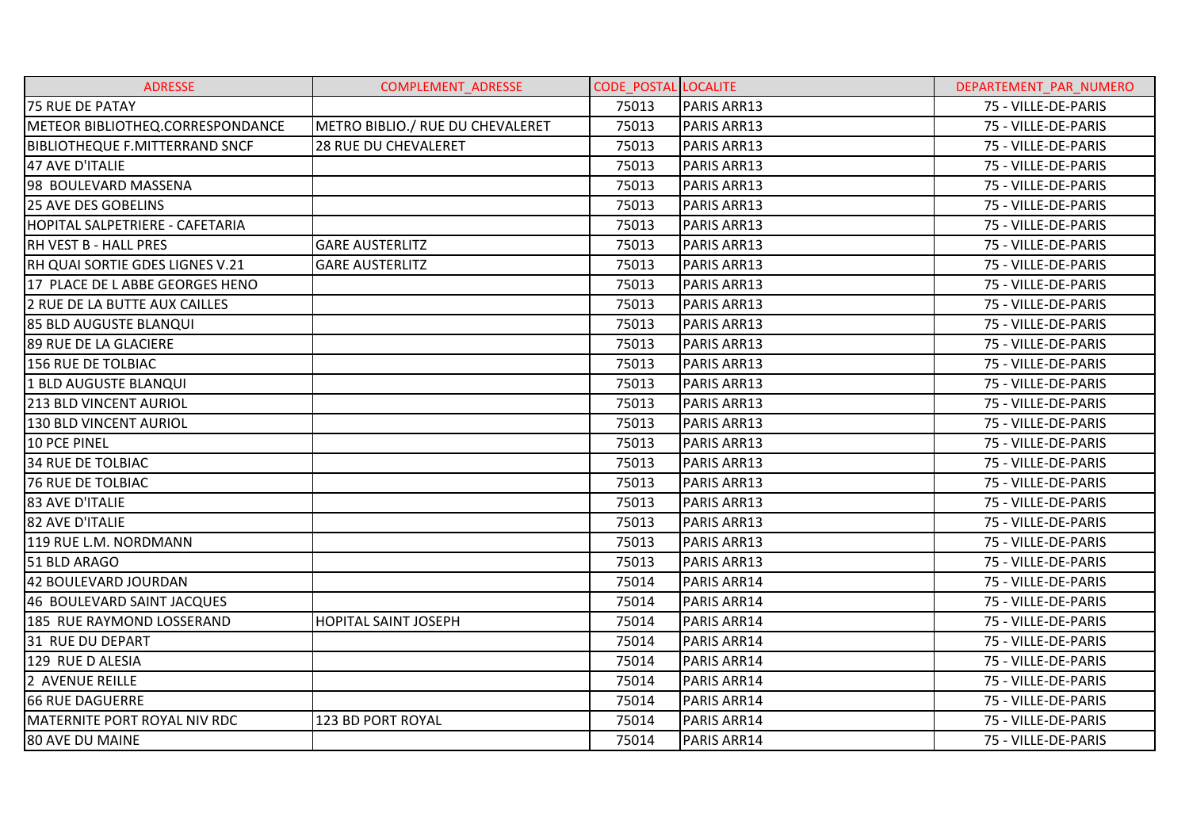| ADRESSE | COMPLEMENT_ADRESSE | CODE_POSTAL | LOCALITE | DEPARTEMENT_PAR_NUMERO |
| --- | --- | --- | --- | --- |
| 75 RUE DE PATAY | | 75013 | PARIS ARR13 | 75 - VILLE-DE-PARIS |
| METEOR BIBLIOTHEQ.CORRESPONDANCE | METRO BIBLIO./ RUE DU CHEVALERET | 75013 | PARIS ARR13 | 75 - VILLE-DE-PARIS |
| BIBLIOTHEQUE F.MITTERRAND SNCF | 28 RUE DU CHEVALERET | 75013 | PARIS ARR13 | 75 - VILLE-DE-PARIS |
| 47 AVE D'ITALIE | | 75013 | PARIS ARR13 | 75 - VILLE-DE-PARIS |
| 98 BOULEVARD MASSENA | | 75013 | PARIS ARR13 | 75 - VILLE-DE-PARIS |
| 25 AVE DES GOBELINS | | 75013 | PARIS ARR13 | 75 - VILLE-DE-PARIS |
| HOPITAL SALPETRIERE - CAFETARIA | | 75013 | PARIS ARR13 | 75 - VILLE-DE-PARIS |
| RH VEST B - HALL PRES | GARE AUSTERLITZ | 75013 | PARIS ARR13 | 75 - VILLE-DE-PARIS |
| RH QUAI SORTIE GDES LIGNES V.21 | GARE AUSTERLITZ | 75013 | PARIS ARR13 | 75 - VILLE-DE-PARIS |
| 17 PLACE DE L ABBE GEORGES HENO | | 75013 | PARIS ARR13 | 75 - VILLE-DE-PARIS |
| 2 RUE DE LA BUTTE AUX CAILLES | | 75013 | PARIS ARR13 | 75 - VILLE-DE-PARIS |
| 85 BLD AUGUSTE BLANQUI | | 75013 | PARIS ARR13 | 75 - VILLE-DE-PARIS |
| 89 RUE DE LA GLACIERE | | 75013 | PARIS ARR13 | 75 - VILLE-DE-PARIS |
| 156 RUE DE TOLBIAC | | 75013 | PARIS ARR13 | 75 - VILLE-DE-PARIS |
| 1 BLD AUGUSTE BLANQUI | | 75013 | PARIS ARR13 | 75 - VILLE-DE-PARIS |
| 213 BLD VINCENT AURIOL | | 75013 | PARIS ARR13 | 75 - VILLE-DE-PARIS |
| 130 BLD VINCENT AURIOL | | 75013 | PARIS ARR13 | 75 - VILLE-DE-PARIS |
| 10 PCE PINEL | | 75013 | PARIS ARR13 | 75 - VILLE-DE-PARIS |
| 34 RUE DE TOLBIAC | | 75013 | PARIS ARR13 | 75 - VILLE-DE-PARIS |
| 76 RUE DE TOLBIAC | | 75013 | PARIS ARR13 | 75 - VILLE-DE-PARIS |
| 83 AVE D'ITALIE | | 75013 | PARIS ARR13 | 75 - VILLE-DE-PARIS |
| 82 AVE D'ITALIE | | 75013 | PARIS ARR13 | 75 - VILLE-DE-PARIS |
| 119 RUE L.M. NORDMANN | | 75013 | PARIS ARR13 | 75 - VILLE-DE-PARIS |
| 51 BLD ARAGO | | 75013 | PARIS ARR13 | 75 - VILLE-DE-PARIS |
| 42 BOULEVARD JOURDAN | | 75014 | PARIS ARR14 | 75 - VILLE-DE-PARIS |
| 46 BOULEVARD SAINT JACQUES | | 75014 | PARIS ARR14 | 75 - VILLE-DE-PARIS |
| 185 RUE RAYMOND LOSSERAND | HOPITAL SAINT JOSEPH | 75014 | PARIS ARR14 | 75 - VILLE-DE-PARIS |
| 31 RUE DU DEPART | | 75014 | PARIS ARR14 | 75 - VILLE-DE-PARIS |
| 129 RUE D ALESIA | | 75014 | PARIS ARR14 | 75 - VILLE-DE-PARIS |
| 2 AVENUE REILLE | | 75014 | PARIS ARR14 | 75 - VILLE-DE-PARIS |
| 66 RUE DAGUERRE | | 75014 | PARIS ARR14 | 75 - VILLE-DE-PARIS |
| MATERNITE PORT ROYAL NIV RDC | 123 BD PORT ROYAL | 75014 | PARIS ARR14 | 75 - VILLE-DE-PARIS |
| 80 AVE DU MAINE | | 75014 | PARIS ARR14 | 75 - VILLE-DE-PARIS |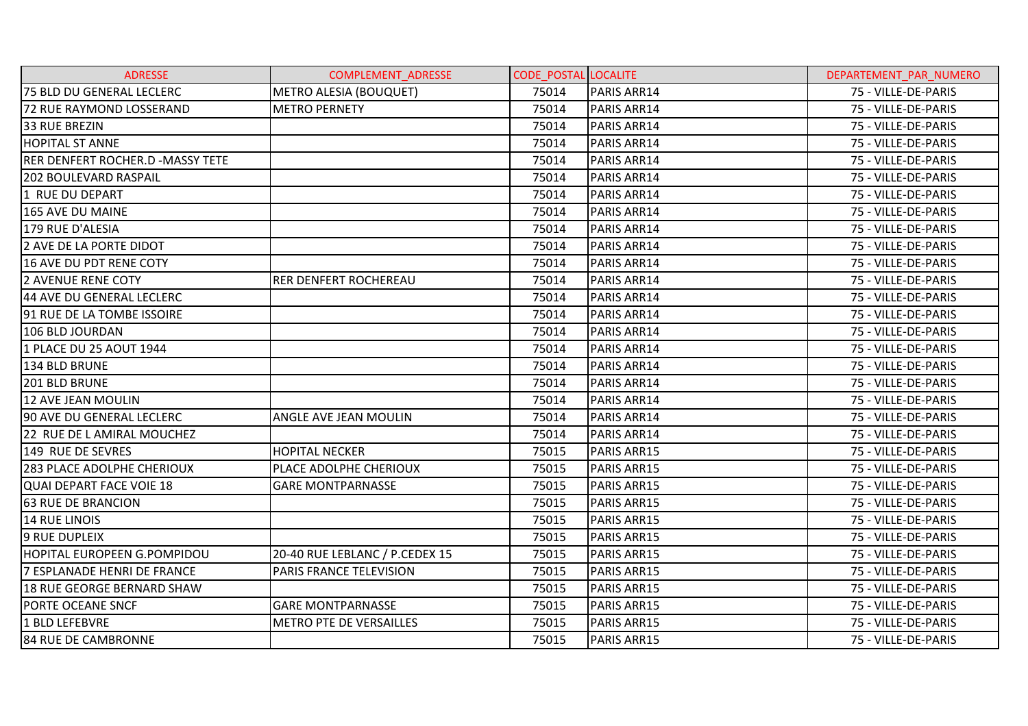| ADRESSE | COMPLEMENT_ADRESSE | CODE_POSTAL | LOCALITE | DEPARTEMENT_PAR_NUMERO |
|---|---|---|---|---|
| 75 BLD DU GENERAL LECLERC | METRO ALESIA (BOUQUET) | 75014 | PARIS ARR14 | 75 - VILLE-DE-PARIS |
| 72 RUE RAYMOND LOSSERAND | METRO PERNETY | 75014 | PARIS ARR14 | 75 - VILLE-DE-PARIS |
| 33 RUE BREZIN | | 75014 | PARIS ARR14 | 75 - VILLE-DE-PARIS |
| HOPITAL ST ANNE | | 75014 | PARIS ARR14 | 75 - VILLE-DE-PARIS |
| RER DENFERT ROCHER.D -MASSY TETE | | 75014 | PARIS ARR14 | 75 - VILLE-DE-PARIS |
| 202 BOULEVARD RASPAIL | | 75014 | PARIS ARR14 | 75 - VILLE-DE-PARIS |
| 1 RUE DU DEPART | | 75014 | PARIS ARR14 | 75 - VILLE-DE-PARIS |
| 165 AVE DU MAINE | | 75014 | PARIS ARR14 | 75 - VILLE-DE-PARIS |
| 179 RUE D'ALESIA | | 75014 | PARIS ARR14 | 75 - VILLE-DE-PARIS |
| 2 AVE DE LA PORTE DIDOT | | 75014 | PARIS ARR14 | 75 - VILLE-DE-PARIS |
| 16 AVE DU PDT RENE COTY | | 75014 | PARIS ARR14 | 75 - VILLE-DE-PARIS |
| 2 AVENUE RENE COTY | RER DENFERT ROCHEREAU | 75014 | PARIS ARR14 | 75 - VILLE-DE-PARIS |
| 44 AVE DU GENERAL LECLERC | | 75014 | PARIS ARR14 | 75 - VILLE-DE-PARIS |
| 91 RUE DE LA TOMBE ISSOIRE | | 75014 | PARIS ARR14 | 75 - VILLE-DE-PARIS |
| 106 BLD JOURDAN | | 75014 | PARIS ARR14 | 75 - VILLE-DE-PARIS |
| 1 PLACE DU 25 AOUT 1944 | | 75014 | PARIS ARR14 | 75 - VILLE-DE-PARIS |
| 134 BLD BRUNE | | 75014 | PARIS ARR14 | 75 - VILLE-DE-PARIS |
| 201 BLD BRUNE | | 75014 | PARIS ARR14 | 75 - VILLE-DE-PARIS |
| 12 AVE JEAN MOULIN | | 75014 | PARIS ARR14 | 75 - VILLE-DE-PARIS |
| 90 AVE DU GENERAL LECLERC | ANGLE AVE JEAN MOULIN | 75014 | PARIS ARR14 | 75 - VILLE-DE-PARIS |
| 22 RUE DE L AMIRAL MOUCHEZ | | 75014 | PARIS ARR14 | 75 - VILLE-DE-PARIS |
| 149 RUE DE SEVRES | HOPITAL NECKER | 75015 | PARIS ARR15 | 75 - VILLE-DE-PARIS |
| 283 PLACE ADOLPHE CHERIOUX | PLACE ADOLPHE CHERIOUX | 75015 | PARIS ARR15 | 75 - VILLE-DE-PARIS |
| QUAI DEPART FACE VOIE 18 | GARE MONTPARNASSE | 75015 | PARIS ARR15 | 75 - VILLE-DE-PARIS |
| 63 RUE DE BRANCION | | 75015 | PARIS ARR15 | 75 - VILLE-DE-PARIS |
| 14 RUE LINOIS | | 75015 | PARIS ARR15 | 75 - VILLE-DE-PARIS |
| 9 RUE DUPLEIX | | 75015 | PARIS ARR15 | 75 - VILLE-DE-PARIS |
| HOPITAL EUROPEEN G.POMPIDOU | 20-40 RUE LEBLANC / P.CEDEX 15 | 75015 | PARIS ARR15 | 75 - VILLE-DE-PARIS |
| 7 ESPLANADE HENRI DE FRANCE | PARIS FRANCE TELEVISION | 75015 | PARIS ARR15 | 75 - VILLE-DE-PARIS |
| 18 RUE GEORGE BERNARD SHAW | | 75015 | PARIS ARR15 | 75 - VILLE-DE-PARIS |
| PORTE OCEANE SNCF | GARE MONTPARNASSE | 75015 | PARIS ARR15 | 75 - VILLE-DE-PARIS |
| 1 BLD LEFEBVRE | METRO PTE DE VERSAILLES | 75015 | PARIS ARR15 | 75 - VILLE-DE-PARIS |
| 84 RUE DE CAMBRONNE | | 75015 | PARIS ARR15 | 75 - VILLE-DE-PARIS |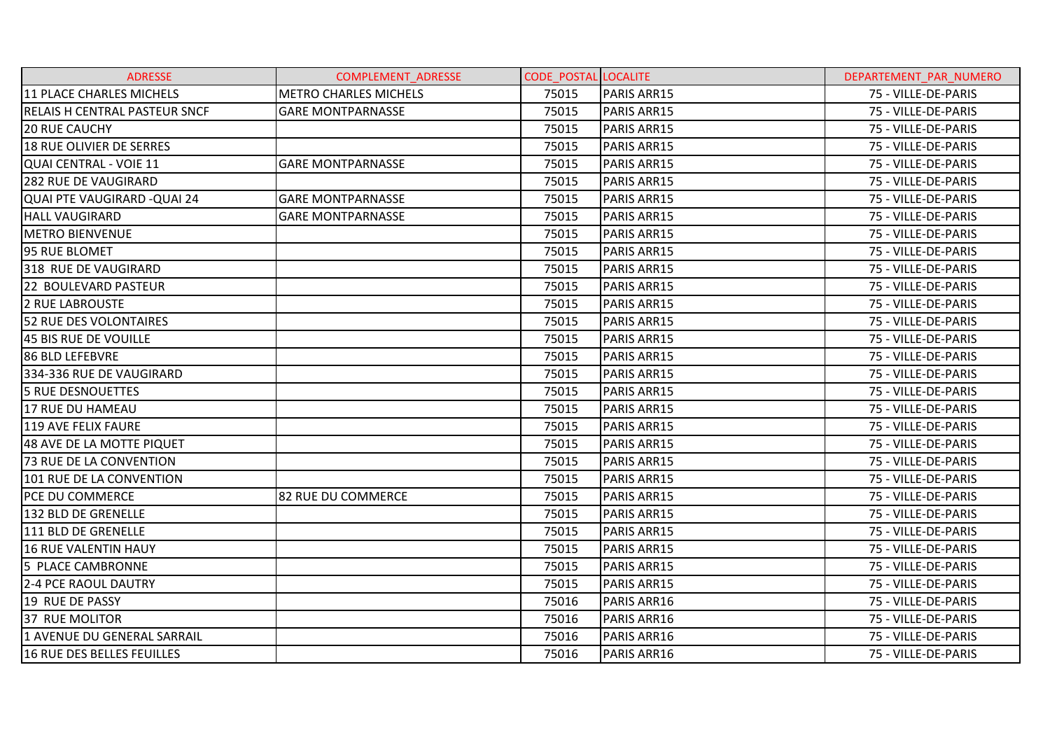| ADRESSE | COMPLEMENT_ADRESSE | CODE_POSTAL | LOCALITE | DEPARTEMENT_PAR_NUMERO |
| --- | --- | --- | --- | --- |
| 11 PLACE CHARLES MICHELS | METRO CHARLES MICHELS | 75015 | PARIS ARR15 | 75 - VILLE-DE-PARIS |
| RELAIS H CENTRAL PASTEUR SNCF | GARE MONTPARNASSE | 75015 | PARIS ARR15 | 75 - VILLE-DE-PARIS |
| 20 RUE CAUCHY | | 75015 | PARIS ARR15 | 75 - VILLE-DE-PARIS |
| 18 RUE OLIVIER DE SERRES | | 75015 | PARIS ARR15 | 75 - VILLE-DE-PARIS |
| QUAI CENTRAL - VOIE 11 | GARE MONTPARNASSE | 75015 | PARIS ARR15 | 75 - VILLE-DE-PARIS |
| 282 RUE DE VAUGIRARD | | 75015 | PARIS ARR15 | 75 - VILLE-DE-PARIS |
| QUAI PTE VAUGIRARD -QUAI 24 | GARE MONTPARNASSE | 75015 | PARIS ARR15 | 75 - VILLE-DE-PARIS |
| HALL VAUGIRARD | GARE MONTPARNASSE | 75015 | PARIS ARR15 | 75 - VILLE-DE-PARIS |
| METRO BIENVENUE | | 75015 | PARIS ARR15 | 75 - VILLE-DE-PARIS |
| 95 RUE BLOMET | | 75015 | PARIS ARR15 | 75 - VILLE-DE-PARIS |
| 318 RUE DE VAUGIRARD | | 75015 | PARIS ARR15 | 75 - VILLE-DE-PARIS |
| 22 BOULEVARD PASTEUR | | 75015 | PARIS ARR15 | 75 - VILLE-DE-PARIS |
| 2 RUE LABROUSTE | | 75015 | PARIS ARR15 | 75 - VILLE-DE-PARIS |
| 52 RUE DES VOLONTAIRES | | 75015 | PARIS ARR15 | 75 - VILLE-DE-PARIS |
| 45 BIS RUE DE VOUILLE | | 75015 | PARIS ARR15 | 75 - VILLE-DE-PARIS |
| 86 BLD LEFEBVRE | | 75015 | PARIS ARR15 | 75 - VILLE-DE-PARIS |
| 334-336 RUE DE VAUGIRARD | | 75015 | PARIS ARR15 | 75 - VILLE-DE-PARIS |
| 5 RUE DESNOUETTES | | 75015 | PARIS ARR15 | 75 - VILLE-DE-PARIS |
| 17 RUE DU HAMEAU | | 75015 | PARIS ARR15 | 75 - VILLE-DE-PARIS |
| 119 AVE FELIX FAURE | | 75015 | PARIS ARR15 | 75 - VILLE-DE-PARIS |
| 48 AVE DE LA MOTTE PIQUET | | 75015 | PARIS ARR15 | 75 - VILLE-DE-PARIS |
| 73 RUE DE LA CONVENTION | | 75015 | PARIS ARR15 | 75 - VILLE-DE-PARIS |
| 101 RUE DE LA CONVENTION | | 75015 | PARIS ARR15 | 75 - VILLE-DE-PARIS |
| PCE DU COMMERCE | 82 RUE DU COMMERCE | 75015 | PARIS ARR15 | 75 - VILLE-DE-PARIS |
| 132 BLD DE GRENELLE | | 75015 | PARIS ARR15 | 75 - VILLE-DE-PARIS |
| 111 BLD DE GRENELLE | | 75015 | PARIS ARR15 | 75 - VILLE-DE-PARIS |
| 16 RUE VALENTIN HAUY | | 75015 | PARIS ARR15 | 75 - VILLE-DE-PARIS |
| 5 PLACE CAMBRONNE | | 75015 | PARIS ARR15 | 75 - VILLE-DE-PARIS |
| 2-4 PCE RAOUL DAUTRY | | 75015 | PARIS ARR15 | 75 - VILLE-DE-PARIS |
| 19 RUE DE PASSY | | 75016 | PARIS ARR16 | 75 - VILLE-DE-PARIS |
| 37 RUE MOLITOR | | 75016 | PARIS ARR16 | 75 - VILLE-DE-PARIS |
| 1 AVENUE DU GENERAL SARRAIL | | 75016 | PARIS ARR16 | 75 - VILLE-DE-PARIS |
| 16 RUE DES BELLES FEUILLES | | 75016 | PARIS ARR16 | 75 - VILLE-DE-PARIS |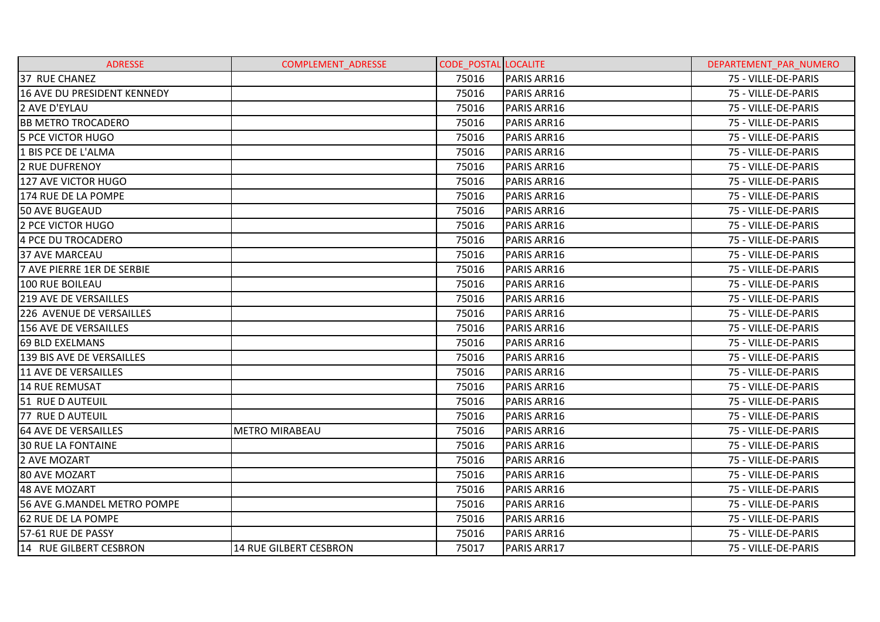| ADRESSE | COMPLEMENT_ADRESSE | CODE_POSTAL | LOCALITE | DEPARTEMENT_PAR_NUMERO |
|---|---|---|---|---|
| 37 RUE CHANEZ | | 75016 | PARIS ARR16 | 75 - VILLE-DE-PARIS |
| 16 AVE DU PRESIDENT KENNEDY | | 75016 | PARIS ARR16 | 75 - VILLE-DE-PARIS |
| 2 AVE D'EYLAU | | 75016 | PARIS ARR16 | 75 - VILLE-DE-PARIS |
| BB METRO TROCADERO | | 75016 | PARIS ARR16 | 75 - VILLE-DE-PARIS |
| 5 PCE VICTOR HUGO | | 75016 | PARIS ARR16 | 75 - VILLE-DE-PARIS |
| 1 BIS PCE DE L'ALMA | | 75016 | PARIS ARR16 | 75 - VILLE-DE-PARIS |
| 2 RUE DUFRENOY | | 75016 | PARIS ARR16 | 75 - VILLE-DE-PARIS |
| 127 AVE VICTOR HUGO | | 75016 | PARIS ARR16 | 75 - VILLE-DE-PARIS |
| 174 RUE DE LA POMPE | | 75016 | PARIS ARR16 | 75 - VILLE-DE-PARIS |
| 50 AVE BUGEAUD | | 75016 | PARIS ARR16 | 75 - VILLE-DE-PARIS |
| 2 PCE VICTOR HUGO | | 75016 | PARIS ARR16 | 75 - VILLE-DE-PARIS |
| 4 PCE DU TROCADERO | | 75016 | PARIS ARR16 | 75 - VILLE-DE-PARIS |
| 37 AVE MARCEAU | | 75016 | PARIS ARR16 | 75 - VILLE-DE-PARIS |
| 7 AVE PIERRE 1ER DE SERBIE | | 75016 | PARIS ARR16 | 75 - VILLE-DE-PARIS |
| 100 RUE BOILEAU | | 75016 | PARIS ARR16 | 75 - VILLE-DE-PARIS |
| 219 AVE DE VERSAILLES | | 75016 | PARIS ARR16 | 75 - VILLE-DE-PARIS |
| 226  AVENUE DE VERSAILLES | | 75016 | PARIS ARR16 | 75 - VILLE-DE-PARIS |
| 156 AVE DE VERSAILLES | | 75016 | PARIS ARR16 | 75 - VILLE-DE-PARIS |
| 69 BLD EXELMANS | | 75016 | PARIS ARR16 | 75 - VILLE-DE-PARIS |
| 139 BIS AVE DE VERSAILLES | | 75016 | PARIS ARR16 | 75 - VILLE-DE-PARIS |
| 11 AVE DE VERSAILLES | | 75016 | PARIS ARR16 | 75 - VILLE-DE-PARIS |
| 14 RUE REMUSAT | | 75016 | PARIS ARR16 | 75 - VILLE-DE-PARIS |
| 51  RUE D AUTEUIL | | 75016 | PARIS ARR16 | 75 - VILLE-DE-PARIS |
| 77  RUE D AUTEUIL | | 75016 | PARIS ARR16 | 75 - VILLE-DE-PARIS |
| 64 AVE DE VERSAILLES | METRO MIRABEAU | 75016 | PARIS ARR16 | 75 - VILLE-DE-PARIS |
| 30 RUE LA FONTAINE | | 75016 | PARIS ARR16 | 75 - VILLE-DE-PARIS |
| 2 AVE MOZART | | 75016 | PARIS ARR16 | 75 - VILLE-DE-PARIS |
| 80 AVE MOZART | | 75016 | PARIS ARR16 | 75 - VILLE-DE-PARIS |
| 48 AVE MOZART | | 75016 | PARIS ARR16 | 75 - VILLE-DE-PARIS |
| 56 AVE G.MANDEL METRO POMPE | | 75016 | PARIS ARR16 | 75 - VILLE-DE-PARIS |
| 62 RUE DE LA POMPE | | 75016 | PARIS ARR16 | 75 - VILLE-DE-PARIS |
| 57-61 RUE DE PASSY | | 75016 | PARIS ARR16 | 75 - VILLE-DE-PARIS |
| 14  RUE GILBERT CESBRON | 14 RUE GILBERT CESBRON | 75017 | PARIS ARR17 | 75 - VILLE-DE-PARIS |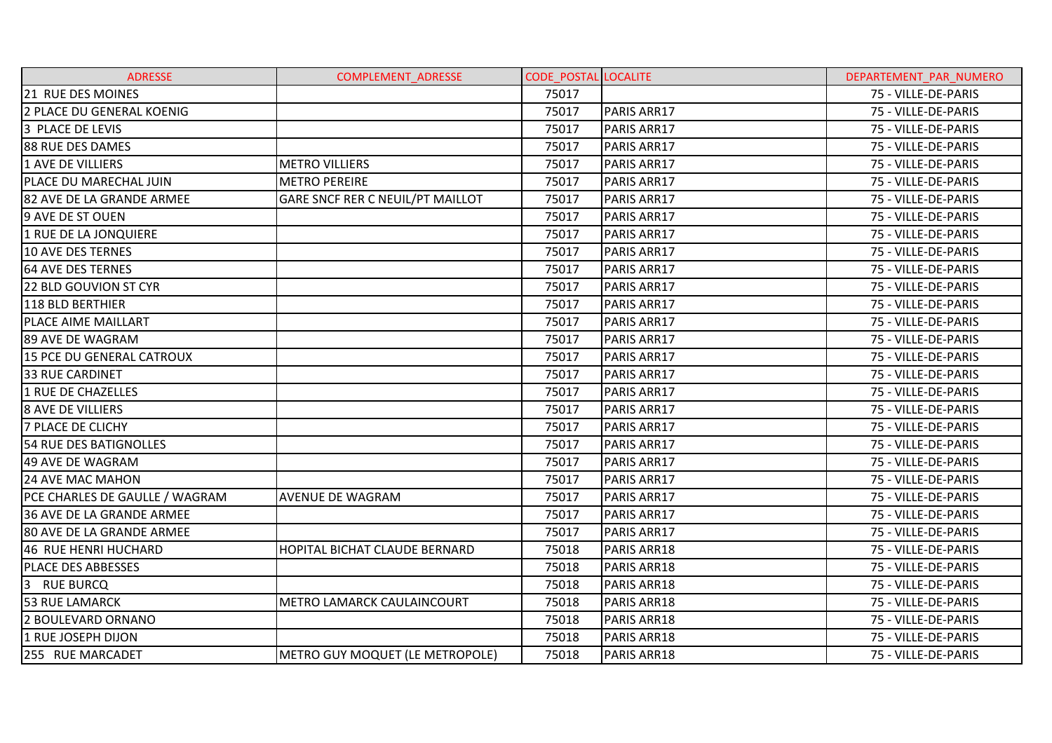| ADRESSE | COMPLEMENT_ADRESSE | CODE_POSTAL | LOCALITE | DEPARTEMENT_PAR_NUMERO |
|---|---|---|---|---|
| 21 RUE DES MOINES | | 75017 | | 75 - VILLE-DE-PARIS |
| 2 PLACE DU GENERAL KOENIG | | 75017 | PARIS ARR17 | 75 - VILLE-DE-PARIS |
| 3 PLACE DE LEVIS | | 75017 | PARIS ARR17 | 75 - VILLE-DE-PARIS |
| 88 RUE DES DAMES | | 75017 | PARIS ARR17 | 75 - VILLE-DE-PARIS |
| 1 AVE DE VILLIERS | METRO VILLIERS | 75017 | PARIS ARR17 | 75 - VILLE-DE-PARIS |
| PLACE DU MARECHAL JUIN | METRO PEREIRE | 75017 | PARIS ARR17 | 75 - VILLE-DE-PARIS |
| 82 AVE DE LA GRANDE ARMEE | GARE SNCF RER C NEUIL/PT MAILLOT | 75017 | PARIS ARR17 | 75 - VILLE-DE-PARIS |
| 9 AVE DE ST OUEN | | 75017 | PARIS ARR17 | 75 - VILLE-DE-PARIS |
| 1 RUE DE LA JONQUIERE | | 75017 | PARIS ARR17 | 75 - VILLE-DE-PARIS |
| 10 AVE DES TERNES | | 75017 | PARIS ARR17 | 75 - VILLE-DE-PARIS |
| 64 AVE DES TERNES | | 75017 | PARIS ARR17 | 75 - VILLE-DE-PARIS |
| 22 BLD GOUVION ST CYR | | 75017 | PARIS ARR17 | 75 - VILLE-DE-PARIS |
| 118 BLD BERTHIER | | 75017 | PARIS ARR17 | 75 - VILLE-DE-PARIS |
| PLACE AIME MAILLART | | 75017 | PARIS ARR17 | 75 - VILLE-DE-PARIS |
| 89 AVE DE WAGRAM | | 75017 | PARIS ARR17 | 75 - VILLE-DE-PARIS |
| 15 PCE DU GENERAL CATROUX | | 75017 | PARIS ARR17 | 75 - VILLE-DE-PARIS |
| 33 RUE CARDINET | | 75017 | PARIS ARR17 | 75 - VILLE-DE-PARIS |
| 1 RUE DE CHAZELLES | | 75017 | PARIS ARR17 | 75 - VILLE-DE-PARIS |
| 8 AVE DE VILLIERS | | 75017 | PARIS ARR17 | 75 - VILLE-DE-PARIS |
| 7 PLACE DE CLICHY | | 75017 | PARIS ARR17 | 75 - VILLE-DE-PARIS |
| 54 RUE DES BATIGNOLLES | | 75017 | PARIS ARR17 | 75 - VILLE-DE-PARIS |
| 49 AVE DE WAGRAM | | 75017 | PARIS ARR17 | 75 - VILLE-DE-PARIS |
| 24 AVE MAC MAHON | | 75017 | PARIS ARR17 | 75 - VILLE-DE-PARIS |
| PCE CHARLES DE GAULLE / WAGRAM | AVENUE DE WAGRAM | 75017 | PARIS ARR17 | 75 - VILLE-DE-PARIS |
| 36 AVE DE LA GRANDE ARMEE | | 75017 | PARIS ARR17 | 75 - VILLE-DE-PARIS |
| 80 AVE DE LA GRANDE ARMEE | | 75017 | PARIS ARR17 | 75 - VILLE-DE-PARIS |
| 46 RUE HENRI HUCHARD | HOPITAL BICHAT CLAUDE BERNARD | 75018 | PARIS ARR18 | 75 - VILLE-DE-PARIS |
| PLACE DES ABBESSES | | 75018 | PARIS ARR18 | 75 - VILLE-DE-PARIS |
| 3 RUE BURCQ | | 75018 | PARIS ARR18 | 75 - VILLE-DE-PARIS |
| 53 RUE LAMARCK | METRO LAMARCK CAULAINCOURT | 75018 | PARIS ARR18 | 75 - VILLE-DE-PARIS |
| 2 BOULEVARD ORNANO | | 75018 | PARIS ARR18 | 75 - VILLE-DE-PARIS |
| 1 RUE JOSEPH DIJON | | 75018 | PARIS ARR18 | 75 - VILLE-DE-PARIS |
| 255 RUE MARCADET | METRO GUY MOQUET (LE METROPOLE) | 75018 | PARIS ARR18 | 75 - VILLE-DE-PARIS |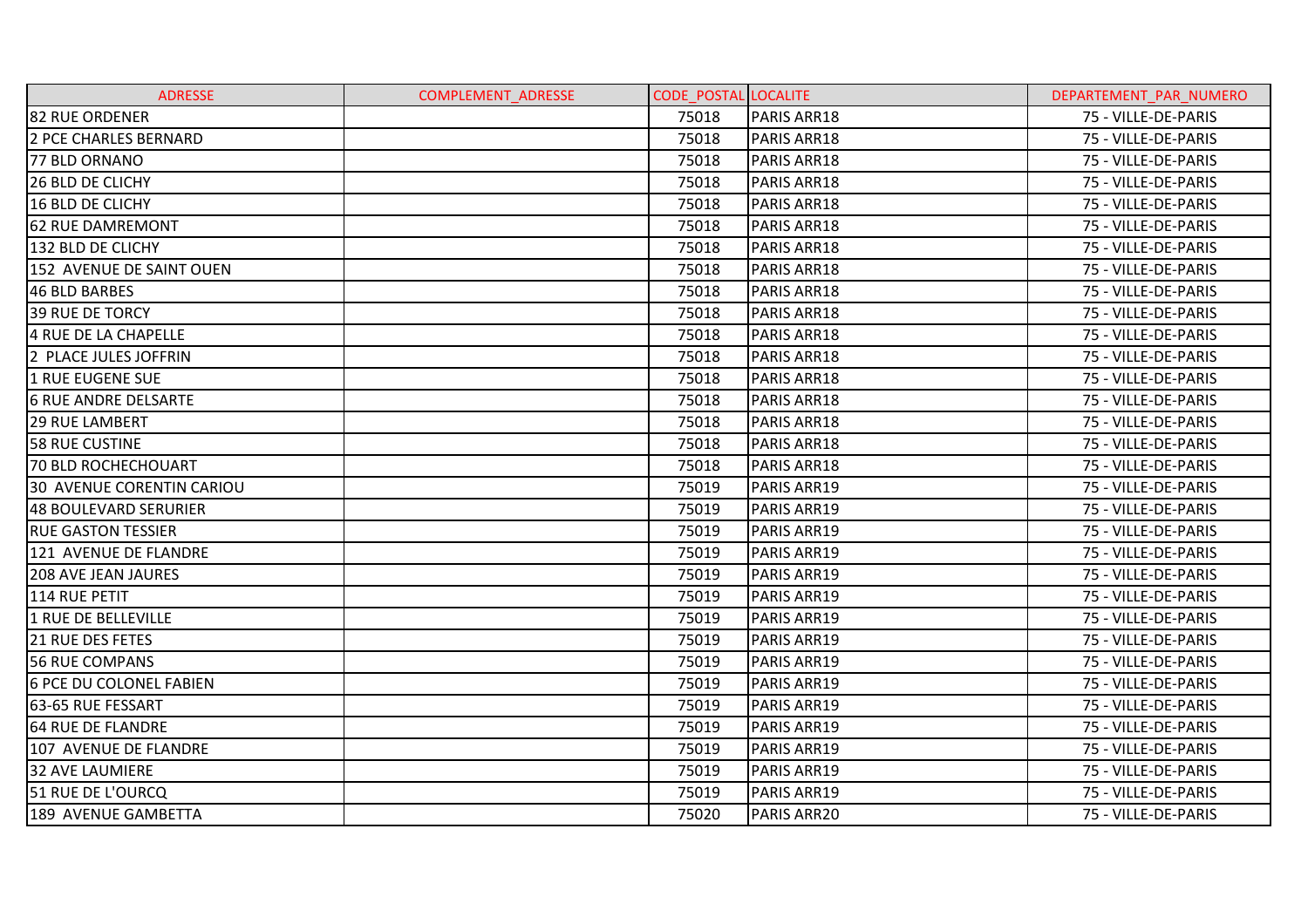| ADRESSE | COMPLEMENT_ADRESSE | CODE_POSTAL | LOCALITE | DEPARTEMENT_PAR_NUMERO |
|---|---|---|---|---|
| 82 RUE ORDENER | | 75018 | PARIS ARR18 | 75 - VILLE-DE-PARIS |
| 2 PCE CHARLES BERNARD | | 75018 | PARIS ARR18 | 75 - VILLE-DE-PARIS |
| 77 BLD ORNANO | | 75018 | PARIS ARR18 | 75 - VILLE-DE-PARIS |
| 26 BLD DE CLICHY | | 75018 | PARIS ARR18 | 75 - VILLE-DE-PARIS |
| 16 BLD DE CLICHY | | 75018 | PARIS ARR18 | 75 - VILLE-DE-PARIS |
| 62 RUE DAMREMONT | | 75018 | PARIS ARR18 | 75 - VILLE-DE-PARIS |
| 132 BLD DE CLICHY | | 75018 | PARIS ARR18 | 75 - VILLE-DE-PARIS |
| 152 AVENUE DE SAINT OUEN | | 75018 | PARIS ARR18 | 75 - VILLE-DE-PARIS |
| 46 BLD BARBES | | 75018 | PARIS ARR18 | 75 - VILLE-DE-PARIS |
| 39 RUE DE TORCY | | 75018 | PARIS ARR18 | 75 - VILLE-DE-PARIS |
| 4 RUE DE LA CHAPELLE | | 75018 | PARIS ARR18 | 75 - VILLE-DE-PARIS |
| 2 PLACE JULES JOFFRIN | | 75018 | PARIS ARR18 | 75 - VILLE-DE-PARIS |
| 1 RUE EUGENE SUE | | 75018 | PARIS ARR18 | 75 - VILLE-DE-PARIS |
| 6 RUE ANDRE DELSARTE | | 75018 | PARIS ARR18 | 75 - VILLE-DE-PARIS |
| 29 RUE LAMBERT | | 75018 | PARIS ARR18 | 75 - VILLE-DE-PARIS |
| 58 RUE CUSTINE | | 75018 | PARIS ARR18 | 75 - VILLE-DE-PARIS |
| 70 BLD ROCHECHOUART | | 75018 | PARIS ARR18 | 75 - VILLE-DE-PARIS |
| 30 AVENUE CORENTIN CARIOU | | 75019 | PARIS ARR19 | 75 - VILLE-DE-PARIS |
| 48 BOULEVARD SERURIER | | 75019 | PARIS ARR19 | 75 - VILLE-DE-PARIS |
| RUE GASTON TESSIER | | 75019 | PARIS ARR19 | 75 - VILLE-DE-PARIS |
| 121 AVENUE DE FLANDRE | | 75019 | PARIS ARR19 | 75 - VILLE-DE-PARIS |
| 208 AVE JEAN JAURES | | 75019 | PARIS ARR19 | 75 - VILLE-DE-PARIS |
| 114 RUE PETIT | | 75019 | PARIS ARR19 | 75 - VILLE-DE-PARIS |
| 1 RUE DE BELLEVILLE | | 75019 | PARIS ARR19 | 75 - VILLE-DE-PARIS |
| 21 RUE DES FETES | | 75019 | PARIS ARR19 | 75 - VILLE-DE-PARIS |
| 56 RUE COMPANS | | 75019 | PARIS ARR19 | 75 - VILLE-DE-PARIS |
| 6 PCE DU COLONEL FABIEN | | 75019 | PARIS ARR19 | 75 - VILLE-DE-PARIS |
| 63-65 RUE FESSART | | 75019 | PARIS ARR19 | 75 - VILLE-DE-PARIS |
| 64 RUE DE FLANDRE | | 75019 | PARIS ARR19 | 75 - VILLE-DE-PARIS |
| 107 AVENUE DE FLANDRE | | 75019 | PARIS ARR19 | 75 - VILLE-DE-PARIS |
| 32 AVE LAUMIERE | | 75019 | PARIS ARR19 | 75 - VILLE-DE-PARIS |
| 51 RUE DE L'OURCQ | | 75019 | PARIS ARR19 | 75 - VILLE-DE-PARIS |
| 189 AVENUE GAMBETTA | | 75020 | PARIS ARR20 | 75 - VILLE-DE-PARIS |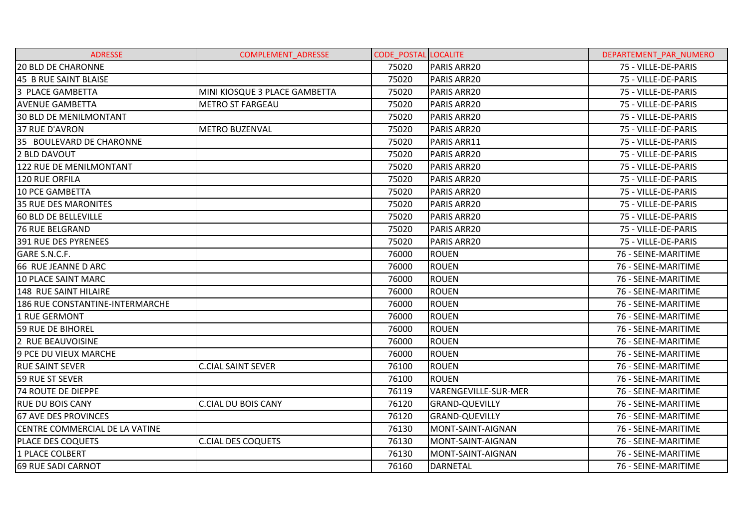| ADRESSE | COMPLEMENT_ADRESSE | CODE_POSTAL | LOCALITE | DEPARTEMENT_PAR_NUMERO |
| --- | --- | --- | --- | --- |
| 20 BLD DE CHARONNE | | 75020 | PARIS ARR20 | 75 - VILLE-DE-PARIS |
| 45 B RUE SAINT BLAISE | | 75020 | PARIS ARR20 | 75 - VILLE-DE-PARIS |
| 3 PLACE GAMBETTA | MINI KIOSQUE 3 PLACE GAMBETTA | 75020 | PARIS ARR20 | 75 - VILLE-DE-PARIS |
| AVENUE GAMBETTA | METRO ST FARGEAU | 75020 | PARIS ARR20 | 75 - VILLE-DE-PARIS |
| 30 BLD DE MENILMONTANT | | 75020 | PARIS ARR20 | 75 - VILLE-DE-PARIS |
| 37 RUE D'AVRON | METRO BUZENVAL | 75020 | PARIS ARR20 | 75 - VILLE-DE-PARIS |
| 35 BOULEVARD DE CHARONNE | | 75020 | PARIS ARR11 | 75 - VILLE-DE-PARIS |
| 2 BLD DAVOUT | | 75020 | PARIS ARR20 | 75 - VILLE-DE-PARIS |
| 122 RUE DE MENILMONTANT | | 75020 | PARIS ARR20 | 75 - VILLE-DE-PARIS |
| 120 RUE ORFILA | | 75020 | PARIS ARR20 | 75 - VILLE-DE-PARIS |
| 10 PCE GAMBETTA | | 75020 | PARIS ARR20 | 75 - VILLE-DE-PARIS |
| 35 RUE DES MARONITES | | 75020 | PARIS ARR20 | 75 - VILLE-DE-PARIS |
| 60 BLD DE BELLEVILLE | | 75020 | PARIS ARR20 | 75 - VILLE-DE-PARIS |
| 76 RUE BELGRAND | | 75020 | PARIS ARR20 | 75 - VILLE-DE-PARIS |
| 391 RUE DES PYRENEES | | 75020 | PARIS ARR20 | 75 - VILLE-DE-PARIS |
| GARE S.N.C.F. | | 76000 | ROUEN | 76 - SEINE-MARITIME |
| 66 RUE JEANNE D ARC | | 76000 | ROUEN | 76 - SEINE-MARITIME |
| 10 PLACE SAINT MARC | | 76000 | ROUEN | 76 - SEINE-MARITIME |
| 148 RUE SAINT HILAIRE | | 76000 | ROUEN | 76 - SEINE-MARITIME |
| 186 RUE CONSTANTINE-INTERMARCHE | | 76000 | ROUEN | 76 - SEINE-MARITIME |
| 1 RUE GERMONT | | 76000 | ROUEN | 76 - SEINE-MARITIME |
| 59 RUE DE BIHOREL | | 76000 | ROUEN | 76 - SEINE-MARITIME |
| 2 RUE BEAUVOISINE | | 76000 | ROUEN | 76 - SEINE-MARITIME |
| 9 PCE DU VIEUX MARCHE | | 76000 | ROUEN | 76 - SEINE-MARITIME |
| RUE SAINT SEVER | C.CIAL SAINT SEVER | 76100 | ROUEN | 76 - SEINE-MARITIME |
| 59 RUE ST SEVER | | 76100 | ROUEN | 76 - SEINE-MARITIME |
| 74 ROUTE DE DIEPPE | | 76119 | VARENGEVILLE-SUR-MER | 76 - SEINE-MARITIME |
| RUE DU BOIS CANY | C.CIAL DU BOIS CANY | 76120 | GRAND-QUEVILLY | 76 - SEINE-MARITIME |
| 67 AVE DES PROVINCES | | 76120 | GRAND-QUEVILLY | 76 - SEINE-MARITIME |
| CENTRE COMMERCIAL DE LA VATINE | | 76130 | MONT-SAINT-AIGNAN | 76 - SEINE-MARITIME |
| PLACE DES COQUETS | C.CIAL DES COQUETS | 76130 | MONT-SAINT-AIGNAN | 76 - SEINE-MARITIME |
| 1 PLACE COLBERT | | 76130 | MONT-SAINT-AIGNAN | 76 - SEINE-MARITIME |
| 69 RUE SADI CARNOT | | 76160 | DARNETAL | 76 - SEINE-MARITIME |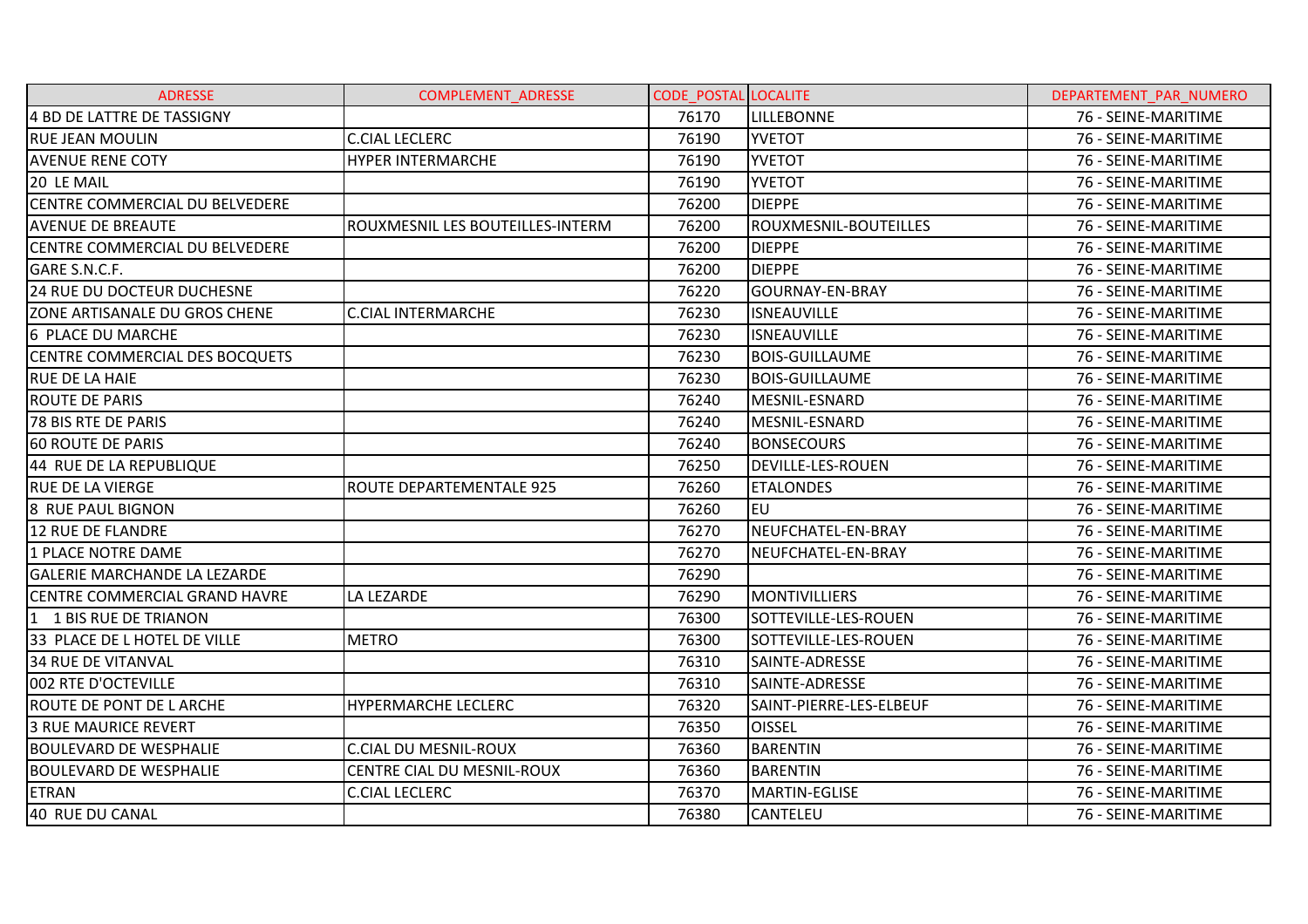| ADRESSE | COMPLEMENT_ADRESSE | CODE_POSTAL | LOCALITE | DEPARTEMENT_PAR_NUMERO |
| --- | --- | --- | --- | --- |
| 4 BD DE LATTRE DE TASSIGNY | | 76170 | LILLEBONNE | 76 - SEINE-MARITIME |
| RUE JEAN MOULIN | C.CIAL LECLERC | 76190 | YVETOT | 76 - SEINE-MARITIME |
| AVENUE RENE COTY | HYPER INTERMARCHE | 76190 | YVETOT | 76 - SEINE-MARITIME |
| 20 LE MAIL | | 76190 | YVETOT | 76 - SEINE-MARITIME |
| CENTRE COMMERCIAL DU BELVEDERE | | 76200 | DIEPPE | 76 - SEINE-MARITIME |
| AVENUE DE BREAUTE | ROUXMESNIL LES BOUTEILLES-INTERM | 76200 | ROUXMESNIL-BOUTEILLES | 76 - SEINE-MARITIME |
| CENTRE COMMERCIAL DU BELVEDERE | | 76200 | DIEPPE | 76 - SEINE-MARITIME |
| GARE S.N.C.F. | | 76200 | DIEPPE | 76 - SEINE-MARITIME |
| 24 RUE DU DOCTEUR DUCHESNE | | 76220 | GOURNAY-EN-BRAY | 76 - SEINE-MARITIME |
| ZONE ARTISANALE DU GROS CHENE | C.CIAL INTERMARCHE | 76230 | ISNEAUVILLE | 76 - SEINE-MARITIME |
| 6 PLACE DU MARCHE | | 76230 | ISNEAUVILLE | 76 - SEINE-MARITIME |
| CENTRE COMMERCIAL DES BOCQUETS | | 76230 | BOIS-GUILLAUME | 76 - SEINE-MARITIME |
| RUE DE LA HAIE | | 76230 | BOIS-GUILLAUME | 76 - SEINE-MARITIME |
| ROUTE DE PARIS | | 76240 | MESNIL-ESNARD | 76 - SEINE-MARITIME |
| 78 BIS RTE DE PARIS | | 76240 | MESNIL-ESNARD | 76 - SEINE-MARITIME |
| 60 ROUTE DE PARIS | | 76240 | BONSECOURS | 76 - SEINE-MARITIME |
| 44 RUE DE LA REPUBLIQUE | | 76250 | DEVILLE-LES-ROUEN | 76 - SEINE-MARITIME |
| RUE DE LA VIERGE | ROUTE DEPARTEMENTALE 925 | 76260 | ETALONDES | 76 - SEINE-MARITIME |
| 8 RUE PAUL BIGNON | | 76260 | EU | 76 - SEINE-MARITIME |
| 12 RUE DE FLANDRE | | 76270 | NEUFCHATEL-EN-BRAY | 76 - SEINE-MARITIME |
| 1 PLACE NOTRE DAME | | 76270 | NEUFCHATEL-EN-BRAY | 76 - SEINE-MARITIME |
| GALERIE MARCHANDE LA LEZARDE | | 76290 | | 76 - SEINE-MARITIME |
| CENTRE COMMERCIAL GRAND HAVRE | LA LEZARDE | 76290 | MONTIVILLIERS | 76 - SEINE-MARITIME |
| 1 1 BIS RUE DE TRIANON | | 76300 | SOTTEVILLE-LES-ROUEN | 76 - SEINE-MARITIME |
| 33 PLACE DE L HOTEL DE VILLE | METRO | 76300 | SOTTEVILLE-LES-ROUEN | 76 - SEINE-MARITIME |
| 34 RUE DE VITANVAL | | 76310 | SAINTE-ADRESSE | 76 - SEINE-MARITIME |
| 002 RTE D'OCTEVILLE | | 76310 | SAINTE-ADRESSE | 76 - SEINE-MARITIME |
| ROUTE DE PONT DE L ARCHE | HYPERMARCHE LECLERC | 76320 | SAINT-PIERRE-LES-ELBEUF | 76 - SEINE-MARITIME |
| 3 RUE MAURICE REVERT | | 76350 | OISSEL | 76 - SEINE-MARITIME |
| BOULEVARD DE WESPHALIE | C.CIAL DU MESNIL-ROUX | 76360 | BARENTIN | 76 - SEINE-MARITIME |
| BOULEVARD DE WESPHALIE | CENTRE CIAL DU MESNIL-ROUX | 76360 | BARENTIN | 76 - SEINE-MARITIME |
| ETRAN | C.CIAL LECLERC | 76370 | MARTIN-EGLISE | 76 - SEINE-MARITIME |
| 40 RUE DU CANAL | | 76380 | CANTELEU | 76 - SEINE-MARITIME |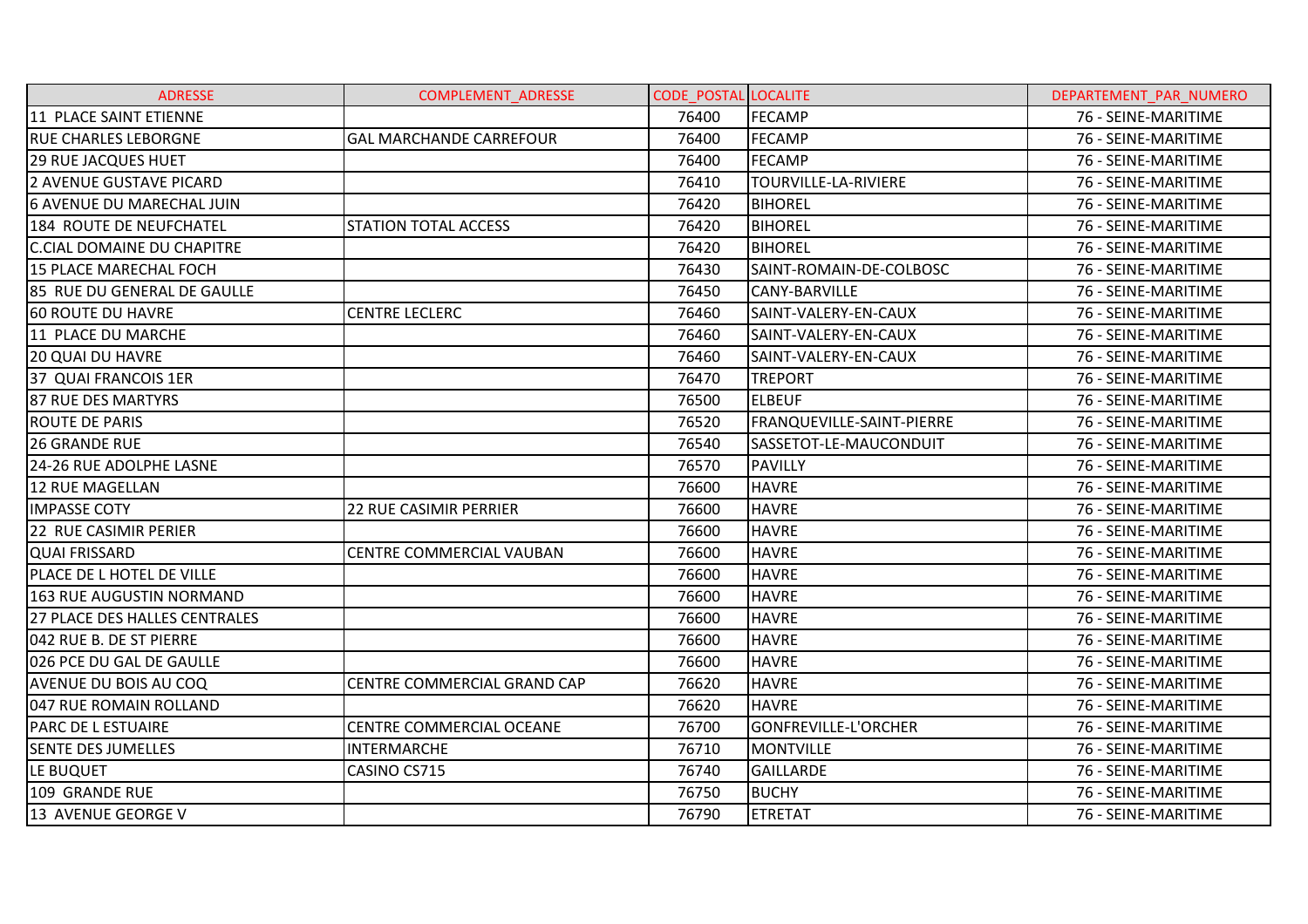| ADRESSE | COMPLEMENT_ADRESSE | CODE_POSTAL | LOCALITE | DEPARTEMENT_PAR_NUMERO |
|---|---|---|---|---|
| 11  PLACE SAINT ETIENNE | | 76400 | FECAMP | 76 - SEINE-MARITIME |
| RUE CHARLES LEBORGNE | GAL MARCHANDE CARREFOUR | 76400 | FECAMP | 76 - SEINE-MARITIME |
| 29 RUE JACQUES HUET | | 76400 | FECAMP | 76 - SEINE-MARITIME |
| 2 AVENUE GUSTAVE PICARD | | 76410 | TOURVILLE-LA-RIVIERE | 76 - SEINE-MARITIME |
| 6 AVENUE DU MARECHAL JUIN | | 76420 | BIHOREL | 76 - SEINE-MARITIME |
| 184  ROUTE DE NEUFCHATEL | STATION TOTAL ACCESS | 76420 | BIHOREL | 76 - SEINE-MARITIME |
| C.CIAL DOMAINE DU CHAPITRE | | 76420 | BIHOREL | 76 - SEINE-MARITIME |
| 15 PLACE MARECHAL FOCH | | 76430 | SAINT-ROMAIN-DE-COLBOSC | 76 - SEINE-MARITIME |
| 85  RUE DU GENERAL DE GAULLE | | 76450 | CANY-BARVILLE | 76 - SEINE-MARITIME |
| 60 ROUTE DU HAVRE | CENTRE LECLERC | 76460 | SAINT-VALERY-EN-CAUX | 76 - SEINE-MARITIME |
| 11  PLACE DU MARCHE | | 76460 | SAINT-VALERY-EN-CAUX | 76 - SEINE-MARITIME |
| 20 QUAI DU HAVRE | | 76460 | SAINT-VALERY-EN-CAUX | 76 - SEINE-MARITIME |
| 37  QUAI FRANCOIS 1ER | | 76470 | TREPORT | 76 - SEINE-MARITIME |
| 87 RUE DES MARTYRS | | 76500 | ELBEUF | 76 - SEINE-MARITIME |
| ROUTE DE PARIS | | 76520 | FRANQUEVILLE-SAINT-PIERRE | 76 - SEINE-MARITIME |
| 26 GRANDE RUE | | 76540 | SASSETOT-LE-MAUCONDUIT | 76 - SEINE-MARITIME |
| 24-26 RUE ADOLPHE LASNE | | 76570 | PAVILLY | 76 - SEINE-MARITIME |
| 12 RUE MAGELLAN | | 76600 | HAVRE | 76 - SEINE-MARITIME |
| IMPASSE COTY | 22 RUE CASIMIR PERRIER | 76600 | HAVRE | 76 - SEINE-MARITIME |
| 22  RUE CASIMIR PERIER | | 76600 | HAVRE | 76 - SEINE-MARITIME |
| QUAI FRISSARD | CENTRE COMMERCIAL VAUBAN | 76600 | HAVRE | 76 - SEINE-MARITIME |
| PLACE DE L HOTEL DE VILLE | | 76600 | HAVRE | 76 - SEINE-MARITIME |
| 163 RUE AUGUSTIN NORMAND | | 76600 | HAVRE | 76 - SEINE-MARITIME |
| 27 PLACE DES HALLES CENTRALES | | 76600 | HAVRE | 76 - SEINE-MARITIME |
| 042 RUE B. DE ST PIERRE | | 76600 | HAVRE | 76 - SEINE-MARITIME |
| 026 PCE DU GAL DE GAULLE | | 76600 | HAVRE | 76 - SEINE-MARITIME |
| AVENUE DU BOIS AU COQ | CENTRE COMMERCIAL GRAND CAP | 76620 | HAVRE | 76 - SEINE-MARITIME |
| 047 RUE ROMAIN ROLLAND | | 76620 | HAVRE | 76 - SEINE-MARITIME |
| PARC DE L ESTUAIRE | CENTRE COMMERCIAL OCEANE | 76700 | GONFREVILLE-L'ORCHER | 76 - SEINE-MARITIME |
| SENTE DES JUMELLES | INTERMARCHE | 76710 | MONTVILLE | 76 - SEINE-MARITIME |
| LE BUQUET | CASINO CS715 | 76740 | GAILLARDE | 76 - SEINE-MARITIME |
| 109  GRANDE RUE | | 76750 | BUCHY | 76 - SEINE-MARITIME |
| 13  AVENUE GEORGE V | | 76790 | ETRETAT | 76 - SEINE-MARITIME |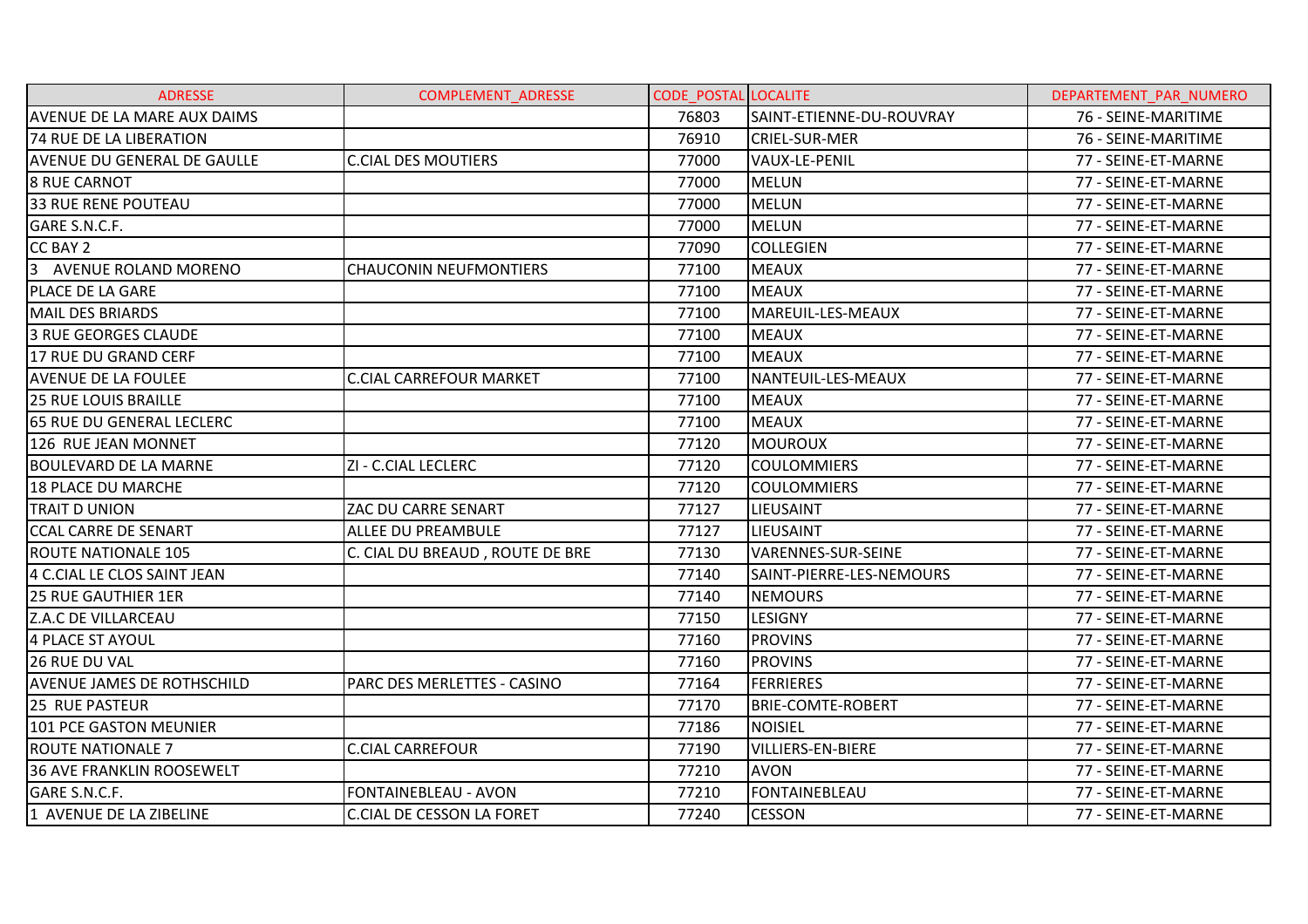| ADRESSE | COMPLEMENT_ADRESSE | CODE_POSTAL | LOCALITE | DEPARTEMENT_PAR_NUMERO |
|---|---|---|---|---|
| AVENUE DE LA MARE AUX DAIMS | | 76803 | SAINT-ETIENNE-DU-ROUVRAY | 76 - SEINE-MARITIME |
| 74 RUE DE LA LIBERATION | | 76910 | CRIEL-SUR-MER | 76 - SEINE-MARITIME |
| AVENUE DU GENERAL DE GAULLE | C.CIAL DES MOUTIERS | 77000 | VAUX-LE-PENIL | 77 - SEINE-ET-MARNE |
| 8 RUE CARNOT | | 77000 | MELUN | 77 - SEINE-ET-MARNE |
| 33 RUE RENE POUTEAU | | 77000 | MELUN | 77 - SEINE-ET-MARNE |
| GARE S.N.C.F. | | 77000 | MELUN | 77 - SEINE-ET-MARNE |
| CC BAY 2 | | 77090 | COLLEGIEN | 77 - SEINE-ET-MARNE |
| 3 AVENUE ROLAND MORENO | CHAUCONIN NEUFMONTIERS | 77100 | MEAUX | 77 - SEINE-ET-MARNE |
| PLACE DE LA GARE | | 77100 | MEAUX | 77 - SEINE-ET-MARNE |
| MAIL DES BRIARDS | | 77100 | MAREUIL-LES-MEAUX | 77 - SEINE-ET-MARNE |
| 3 RUE GEORGES CLAUDE | | 77100 | MEAUX | 77 - SEINE-ET-MARNE |
| 17 RUE DU GRAND CERF | | 77100 | MEAUX | 77 - SEINE-ET-MARNE |
| AVENUE DE LA FOULEE | C.CIAL CARREFOUR MARKET | 77100 | NANTEUIL-LES-MEAUX | 77 - SEINE-ET-MARNE |
| 25 RUE LOUIS BRAILLE | | 77100 | MEAUX | 77 - SEINE-ET-MARNE |
| 65 RUE DU GENERAL LECLERC | | 77100 | MEAUX | 77 - SEINE-ET-MARNE |
| 126 RUE JEAN MONNET | | 77120 | MOUROUX | 77 - SEINE-ET-MARNE |
| BOULEVARD DE LA MARNE | ZI - C.CIAL LECLERC | 77120 | COULOMMIERS | 77 - SEINE-ET-MARNE |
| 18 PLACE DU MARCHE | | 77120 | COULOMMIERS | 77 - SEINE-ET-MARNE |
| TRAIT D UNION | ZAC DU CARRE SENART | 77127 | LIEUSAINT | 77 - SEINE-ET-MARNE |
| CCAL CARRE DE SENART | ALLEE DU PREAMBULE | 77127 | LIEUSAINT | 77 - SEINE-ET-MARNE |
| ROUTE NATIONALE 105 | C. CIAL DU BREAUD , ROUTE DE BRE | 77130 | VARENNES-SUR-SEINE | 77 - SEINE-ET-MARNE |
| 4 C.CIAL LE CLOS SAINT JEAN | | 77140 | SAINT-PIERRE-LES-NEMOURS | 77 - SEINE-ET-MARNE |
| 25 RUE GAUTHIER 1ER | | 77140 | NEMOURS | 77 - SEINE-ET-MARNE |
| Z.A.C DE VILLARCEAU | | 77150 | LESIGNY | 77 - SEINE-ET-MARNE |
| 4 PLACE ST AYOUL | | 77160 | PROVINS | 77 - SEINE-ET-MARNE |
| 26 RUE DU VAL | | 77160 | PROVINS | 77 - SEINE-ET-MARNE |
| AVENUE JAMES DE ROTHSCHILD | PARC DES MERLETTES - CASINO | 77164 | FERRIERES | 77 - SEINE-ET-MARNE |
| 25 RUE PASTEUR | | 77170 | BRIE-COMTE-ROBERT | 77 - SEINE-ET-MARNE |
| 101 PCE GASTON MEUNIER | | 77186 | NOISIEL | 77 - SEINE-ET-MARNE |
| ROUTE NATIONALE 7 | C.CIAL CARREFOUR | 77190 | VILLIERS-EN-BIERE | 77 - SEINE-ET-MARNE |
| 36 AVE FRANKLIN ROOSEWELT | | 77210 | AVON | 77 - SEINE-ET-MARNE |
| GARE S.N.C.F. | FONTAINEBLEAU - AVON | 77210 | FONTAINEBLEAU | 77 - SEINE-ET-MARNE |
| 1 AVENUE DE LA ZIBELINE | C.CIAL DE CESSON LA FORET | 77240 | CESSON | 77 - SEINE-ET-MARNE |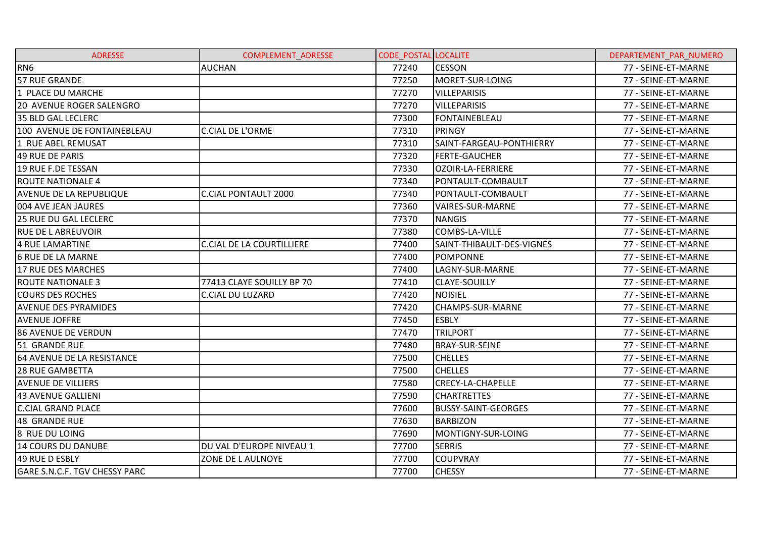| ADRESSE | COMPLEMENT_ADRESSE | CODE_POSTAL | LOCALITE | DEPARTEMENT_PAR_NUMERO |
|---|---|---|---|---|
| RN6 | AUCHAN | 77240 | CESSON | 77 - SEINE-ET-MARNE |
| 57 RUE GRANDE | | 77250 | MORET-SUR-LOING | 77 - SEINE-ET-MARNE |
| 1 PLACE DU MARCHE | | 77270 | VILLEPARISIS | 77 - SEINE-ET-MARNE |
| 20 AVENUE ROGER SALENGRO | | 77270 | VILLEPARISIS | 77 - SEINE-ET-MARNE |
| 35 BLD GAL LECLERC | | 77300 | FONTAINEBLEAU | 77 - SEINE-ET-MARNE |
| 100 AVENUE DE FONTAINEBLEAU | C.CIAL DE L'ORME | 77310 | PRINGY | 77 - SEINE-ET-MARNE |
| 1 RUE ABEL REMUSAT | | 77310 | SAINT-FARGEAU-PONTHIERRY | 77 - SEINE-ET-MARNE |
| 49 RUE DE PARIS | | 77320 | FERTE-GAUCHER | 77 - SEINE-ET-MARNE |
| 19 RUE F.DE TESSAN | | 77330 | OZOIR-LA-FERRIERE | 77 - SEINE-ET-MARNE |
| ROUTE NATIONALE 4 | | 77340 | PONTAULT-COMBAULT | 77 - SEINE-ET-MARNE |
| AVENUE DE LA REPUBLIQUE | C.CIAL PONTAULT 2000 | 77340 | PONTAULT-COMBAULT | 77 - SEINE-ET-MARNE |
| 004 AVE JEAN JAURES | | 77360 | VAIRES-SUR-MARNE | 77 - SEINE-ET-MARNE |
| 25 RUE DU GAL LECLERC | | 77370 | NANGIS | 77 - SEINE-ET-MARNE |
| RUE DE L ABREUVOIR | | 77380 | COMBS-LA-VILLE | 77 - SEINE-ET-MARNE |
| 4 RUE LAMARTINE | C.CIAL DE LA COURTILLIERE | 77400 | SAINT-THIBAULT-DES-VIGNES | 77 - SEINE-ET-MARNE |
| 6 RUE DE LA MARNE | | 77400 | POMPONNE | 77 - SEINE-ET-MARNE |
| 17 RUE DES MARCHES | | 77400 | LAGNY-SUR-MARNE | 77 - SEINE-ET-MARNE |
| ROUTE NATIONALE 3 | 77413 CLAYE SOUILLY BP 70 | 77410 | CLAYE-SOUILLY | 77 - SEINE-ET-MARNE |
| COURS DES ROCHES | C.CIAL DU LUZARD | 77420 | NOISIEL | 77 - SEINE-ET-MARNE |
| AVENUE DES PYRAMIDES | | 77420 | CHAMPS-SUR-MARNE | 77 - SEINE-ET-MARNE |
| AVENUE JOFFRE | | 77450 | ESBLY | 77 - SEINE-ET-MARNE |
| 86 AVENUE DE VERDUN | | 77470 | TRILPORT | 77 - SEINE-ET-MARNE |
| 51 GRANDE RUE | | 77480 | BRAY-SUR-SEINE | 77 - SEINE-ET-MARNE |
| 64 AVENUE DE LA RESISTANCE | | 77500 | CHELLES | 77 - SEINE-ET-MARNE |
| 28 RUE GAMBETTA | | 77500 | CHELLES | 77 - SEINE-ET-MARNE |
| AVENUE DE VILLIERS | | 77580 | CRECY-LA-CHAPELLE | 77 - SEINE-ET-MARNE |
| 43 AVENUE GALLIENI | | 77590 | CHARTRETTES | 77 - SEINE-ET-MARNE |
| C.CIAL GRAND PLACE | | 77600 | BUSSY-SAINT-GEORGES | 77 - SEINE-ET-MARNE |
| 48 GRANDE RUE | | 77630 | BARBIZON | 77 - SEINE-ET-MARNE |
| 8 RUE DU LOING | | 77690 | MONTIGNY-SUR-LOING | 77 - SEINE-ET-MARNE |
| 14 COURS DU DANUBE | DU VAL D'EUROPE NIVEAU 1 | 77700 | SERRIS | 77 - SEINE-ET-MARNE |
| 49 RUE D ESBLY | ZONE DE L AULNOYE | 77700 | COUPVRAY | 77 - SEINE-ET-MARNE |
| GARE S.N.C.F. TGV CHESSY PARC | | 77700 | CHESSY | 77 - SEINE-ET-MARNE |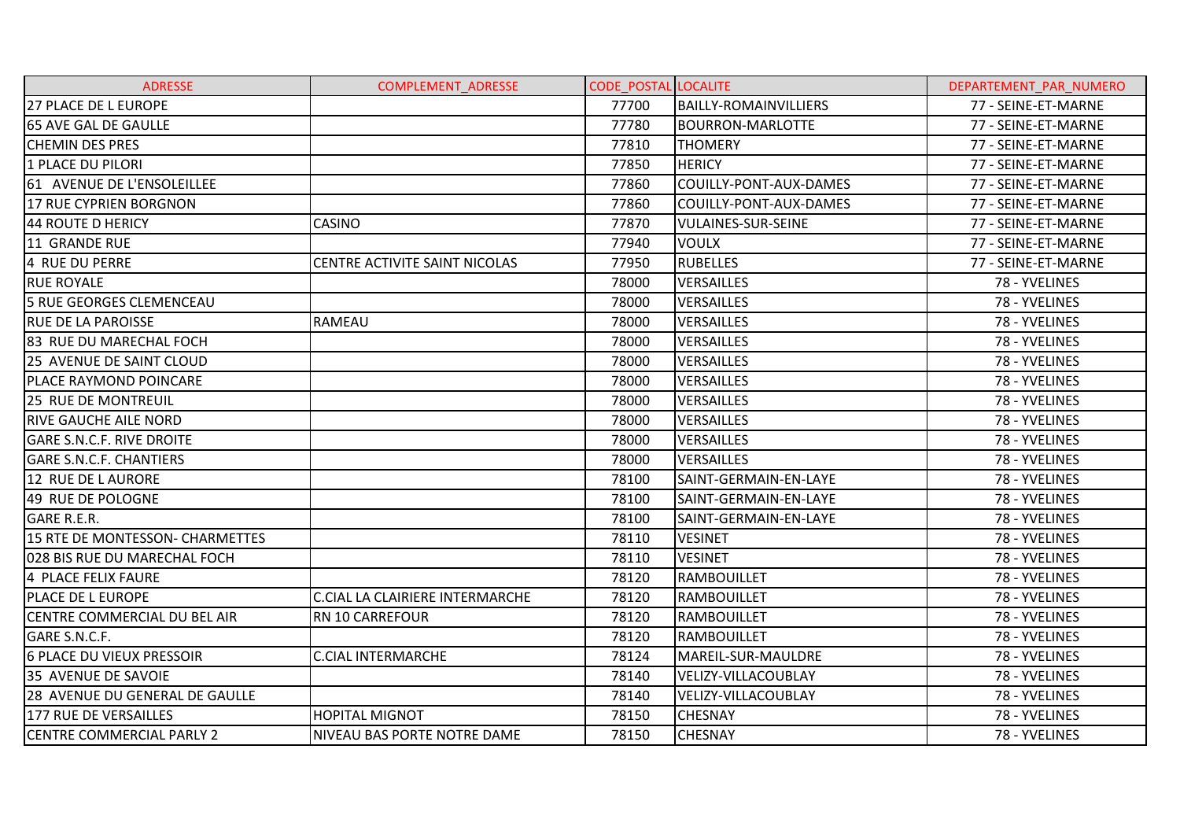| ADRESSE | COMPLEMENT_ADRESSE | CODE_POSTAL | LOCALITE | DEPARTEMENT_PAR_NUMERO |
|---|---|---|---|---|
| 27 PLACE DE L EUROPE | | 77700 | BAILLY-ROMAINVILLIERS | 77 - SEINE-ET-MARNE |
| 65 AVE GAL DE GAULLE | | 77780 | BOURRON-MARLOTTE | 77 - SEINE-ET-MARNE |
| CHEMIN DES PRES | | 77810 | THOMERY | 77 - SEINE-ET-MARNE |
| 1 PLACE DU PILORI | | 77850 | HERICY | 77 - SEINE-ET-MARNE |
| 61 AVENUE DE L'ENSOLEILLEE | | 77860 | COUILLY-PONT-AUX-DAMES | 77 - SEINE-ET-MARNE |
| 17 RUE CYPRIEN BORGNON | | 77860 | COUILLY-PONT-AUX-DAMES | 77 - SEINE-ET-MARNE |
| 44 ROUTE D HERICY | CASINO | 77870 | VULAINES-SUR-SEINE | 77 - SEINE-ET-MARNE |
| 11 GRANDE RUE | | 77940 | VOULX | 77 - SEINE-ET-MARNE |
| 4 RUE DU PERRE | CENTRE ACTIVITE SAINT NICOLAS | 77950 | RUBELLES | 77 - SEINE-ET-MARNE |
| RUE ROYALE | | 78000 | VERSAILLES | 78 - YVELINES |
| 5 RUE GEORGES CLEMENCEAU | | 78000 | VERSAILLES | 78 - YVELINES |
| RUE DE LA PAROISSE | RAMEAU | 78000 | VERSAILLES | 78 - YVELINES |
| 83 RUE DU MARECHAL FOCH | | 78000 | VERSAILLES | 78 - YVELINES |
| 25 AVENUE DE SAINT CLOUD | | 78000 | VERSAILLES | 78 - YVELINES |
| PLACE RAYMOND POINCARE | | 78000 | VERSAILLES | 78 - YVELINES |
| 25 RUE DE MONTREUIL | | 78000 | VERSAILLES | 78 - YVELINES |
| RIVE GAUCHE AILE NORD | | 78000 | VERSAILLES | 78 - YVELINES |
| GARE S.N.C.F. RIVE DROITE | | 78000 | VERSAILLES | 78 - YVELINES |
| GARE S.N.C.F. CHANTIERS | | 78000 | VERSAILLES | 78 - YVELINES |
| 12 RUE DE L AURORE | | 78100 | SAINT-GERMAIN-EN-LAYE | 78 - YVELINES |
| 49 RUE DE POLOGNE | | 78100 | SAINT-GERMAIN-EN-LAYE | 78 - YVELINES |
| GARE R.E.R. | | 78100 | SAINT-GERMAIN-EN-LAYE | 78 - YVELINES |
| 15 RTE DE MONTESSON- CHARMETTES | | 78110 | VESINET | 78 - YVELINES |
| 028 BIS RUE DU MARECHAL FOCH | | 78110 | VESINET | 78 - YVELINES |
| 4 PLACE FELIX FAURE | | 78120 | RAMBOUILLET | 78 - YVELINES |
| PLACE DE L EUROPE | C.CIAL LA CLAIRIERE INTERMARCHE | 78120 | RAMBOUILLET | 78 - YVELINES |
| CENTRE COMMERCIAL DU BEL AIR | RN 10 CARREFOUR | 78120 | RAMBOUILLET | 78 - YVELINES |
| GARE S.N.C.F. | | 78120 | RAMBOUILLET | 78 - YVELINES |
| 6 PLACE DU VIEUX PRESSOIR | C.CIAL INTERMARCHE | 78124 | MAREIL-SUR-MAULDRE | 78 - YVELINES |
| 35 AVENUE DE SAVOIE | | 78140 | VELIZY-VILLACOUBLAY | 78 - YVELINES |
| 28 AVENUE DU GENERAL DE GAULLE | | 78140 | VELIZY-VILLACOUBLAY | 78 - YVELINES |
| 177 RUE DE VERSAILLES | HOPITAL MIGNOT | 78150 | CHESNAY | 78 - YVELINES |
| CENTRE COMMERCIAL PARLY 2 | NIVEAU BAS PORTE NOTRE DAME | 78150 | CHESNAY | 78 - YVELINES |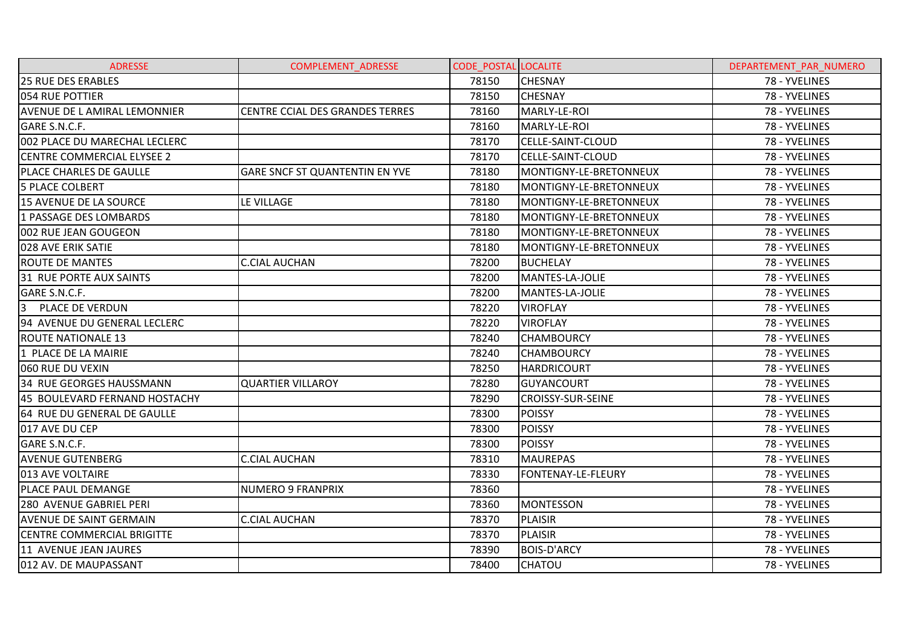| ADRESSE | COMPLEMENT_ADRESSE | CODE_POSTAL | LOCALITE | DEPARTEMENT_PAR_NUMERO |
|---|---|---|---|---|
| 25 RUE DES ERABLES | | 78150 | CHESNAY | 78 - YVELINES |
| 054 RUE POTTIER | | 78150 | CHESNAY | 78 - YVELINES |
| AVENUE DE L AMIRAL LEMONNIER | CENTRE CCIAL DES GRANDES TERRES | 78160 | MARLY-LE-ROI | 78 - YVELINES |
| GARE S.N.C.F. | | 78160 | MARLY-LE-ROI | 78 - YVELINES |
| 002 PLACE DU MARECHAL LECLERC | | 78170 | CELLE-SAINT-CLOUD | 78 - YVELINES |
| CENTRE COMMERCIAL ELYSEE 2 | | 78170 | CELLE-SAINT-CLOUD | 78 - YVELINES |
| PLACE CHARLES DE GAULLE | GARE SNCF ST QUANTENTIN EN YVE | 78180 | MONTIGNY-LE-BRETONNEUX | 78 - YVELINES |
| 5 PLACE COLBERT | | 78180 | MONTIGNY-LE-BRETONNEUX | 78 - YVELINES |
| 15 AVENUE DE LA SOURCE | LE VILLAGE | 78180 | MONTIGNY-LE-BRETONNEUX | 78 - YVELINES |
| 1 PASSAGE DES LOMBARDS | | 78180 | MONTIGNY-LE-BRETONNEUX | 78 - YVELINES |
| 002 RUE JEAN GOUGEON | | 78180 | MONTIGNY-LE-BRETONNEUX | 78 - YVELINES |
| 028 AVE ERIK SATIE | | 78180 | MONTIGNY-LE-BRETONNEUX | 78 - YVELINES |
| ROUTE DE MANTES | C.CIAL AUCHAN | 78200 | BUCHELAY | 78 - YVELINES |
| 31 RUE PORTE AUX SAINTS | | 78200 | MANTES-LA-JOLIE | 78 - YVELINES |
| GARE S.N.C.F. | | 78200 | MANTES-LA-JOLIE | 78 - YVELINES |
| 3 PLACE DE VERDUN | | 78220 | VIROFLAY | 78 - YVELINES |
| 94 AVENUE DU GENERAL LECLERC | | 78220 | VIROFLAY | 78 - YVELINES |
| ROUTE NATIONALE 13 | | 78240 | CHAMBOURCY | 78 - YVELINES |
| 1 PLACE DE LA MAIRIE | | 78240 | CHAMBOURCY | 78 - YVELINES |
| 060 RUE DU VEXIN | | 78250 | HARDRICOURT | 78 - YVELINES |
| 34 RUE GEORGES HAUSSMANN | QUARTIER VILLAROY | 78280 | GUYANCOURT | 78 - YVELINES |
| 45 BOULEVARD FERNAND HOSTACHY | | 78290 | CROISSY-SUR-SEINE | 78 - YVELINES |
| 64 RUE DU GENERAL DE GAULLE | | 78300 | POISSY | 78 - YVELINES |
| 017 AVE DU CEP | | 78300 | POISSY | 78 - YVELINES |
| GARE S.N.C.F. | | 78300 | POISSY | 78 - YVELINES |
| AVENUE GUTENBERG | C.CIAL AUCHAN | 78310 | MAUREPAS | 78 - YVELINES |
| 013 AVE VOLTAIRE | | 78330 | FONTENAY-LE-FLEURY | 78 - YVELINES |
| PLACE PAUL DEMANGE | NUMERO 9 FRANPRIX | 78360 | | 78 - YVELINES |
| 280 AVENUE GABRIEL PERI | | 78360 | MONTESSON | 78 - YVELINES |
| AVENUE DE SAINT GERMAIN | C.CIAL AUCHAN | 78370 | PLAISIR | 78 - YVELINES |
| CENTRE COMMERCIAL BRIGITTE | | 78370 | PLAISIR | 78 - YVELINES |
| 11 AVENUE JEAN JAURES | | 78390 | BOIS-D'ARCY | 78 - YVELINES |
| 012 AV. DE MAUPASSANT | | 78400 | CHATOU | 78 - YVELINES |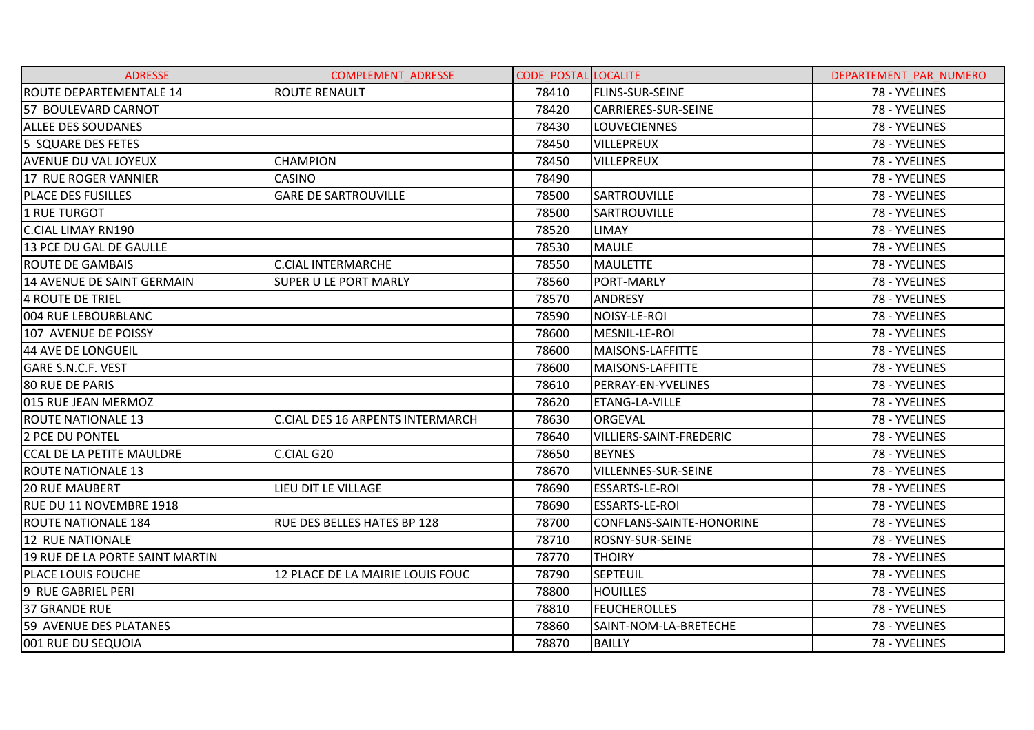| ADRESSE | COMPLEMENT_ADRESSE | CODE_POSTAL | LOCALITE | DEPARTEMENT_PAR_NUMERO |
|---|---|---|---|---|
| ROUTE DEPARTEMENTALE 14 | ROUTE RENAULT | 78410 | FLINS-SUR-SEINE | 78 - YVELINES |
| 57 BOULEVARD CARNOT | | 78420 | CARRIERES-SUR-SEINE | 78 - YVELINES |
| ALLEE DES SOUDANES | | 78430 | LOUVECIENNES | 78 - YVELINES |
| 5 SQUARE DES FETES | | 78450 | VILLEPREUX | 78 - YVELINES |
| AVENUE DU VAL JOYEUX | CHAMPION | 78450 | VILLEPREUX | 78 - YVELINES |
| 17 RUE ROGER VANNIER | CASINO | 78490 | | 78 - YVELINES |
| PLACE DES FUSILLES | GARE DE SARTROUVILLE | 78500 | SARTROUVILLE | 78 - YVELINES |
| 1 RUE TURGOT | | 78500 | SARTROUVILLE | 78 - YVELINES |
| C.CIAL LIMAY RN190 | | 78520 | LIMAY | 78 - YVELINES |
| 13 PCE DU GAL DE GAULLE | | 78530 | MAULE | 78 - YVELINES |
| ROUTE DE GAMBAIS | C.CIAL INTERMARCHE | 78550 | MAULETTE | 78 - YVELINES |
| 14 AVENUE DE SAINT GERMAIN | SUPER U LE PORT MARLY | 78560 | PORT-MARLY | 78 - YVELINES |
| 4 ROUTE DE TRIEL | | 78570 | ANDRESY | 78 - YVELINES |
| 004 RUE LEBOURBLANC | | 78590 | NOISY-LE-ROI | 78 - YVELINES |
| 107 AVENUE DE POISSY | | 78600 | MESNIL-LE-ROI | 78 - YVELINES |
| 44 AVE DE LONGUEIL | | 78600 | MAISONS-LAFFITTE | 78 - YVELINES |
| GARE S.N.C.F. VEST | | 78600 | MAISONS-LAFFITTE | 78 - YVELINES |
| 80 RUE DE PARIS | | 78610 | PERRAY-EN-YVELINES | 78 - YVELINES |
| 015 RUE JEAN MERMOZ | | 78620 | ETANG-LA-VILLE | 78 - YVELINES |
| ROUTE NATIONALE 13 | C.CIAL DES 16 ARPENTS INTERMARCH | 78630 | ORGEVAL | 78 - YVELINES |
| 2 PCE DU PONTEL | | 78640 | VILLIERS-SAINT-FREDERIC | 78 - YVELINES |
| CCAL DE LA PETITE MAULDRE | C.CIAL G20 | 78650 | BEYNES | 78 - YVELINES |
| ROUTE NATIONALE 13 | | 78670 | VILLENNES-SUR-SEINE | 78 - YVELINES |
| 20 RUE MAUBERT | LIEU DIT LE VILLAGE | 78690 | ESSARTS-LE-ROI | 78 - YVELINES |
| RUE DU 11 NOVEMBRE 1918 | | 78690 | ESSARTS-LE-ROI | 78 - YVELINES |
| ROUTE NATIONALE 184 | RUE DES BELLES HATES BP 128 | 78700 | CONFLANS-SAINTE-HONORINE | 78 - YVELINES |
| 12 RUE NATIONALE | | 78710 | ROSNY-SUR-SEINE | 78 - YVELINES |
| 19 RUE DE LA PORTE SAINT MARTIN | | 78770 | THOIRY | 78 - YVELINES |
| PLACE LOUIS FOUCHE | 12 PLACE DE LA MAIRIE LOUIS FOUC | 78790 | SEPTEUIL | 78 - YVELINES |
| 9 RUE GABRIEL PERI | | 78800 | HOUILLES | 78 - YVELINES |
| 37 GRANDE RUE | | 78810 | FEUCHEROLLES | 78 - YVELINES |
| 59 AVENUE DES PLATANES | | 78860 | SAINT-NOM-LA-BRETECHE | 78 - YVELINES |
| 001 RUE DU SEQUOIA | | 78870 | BAILLY | 78 - YVELINES |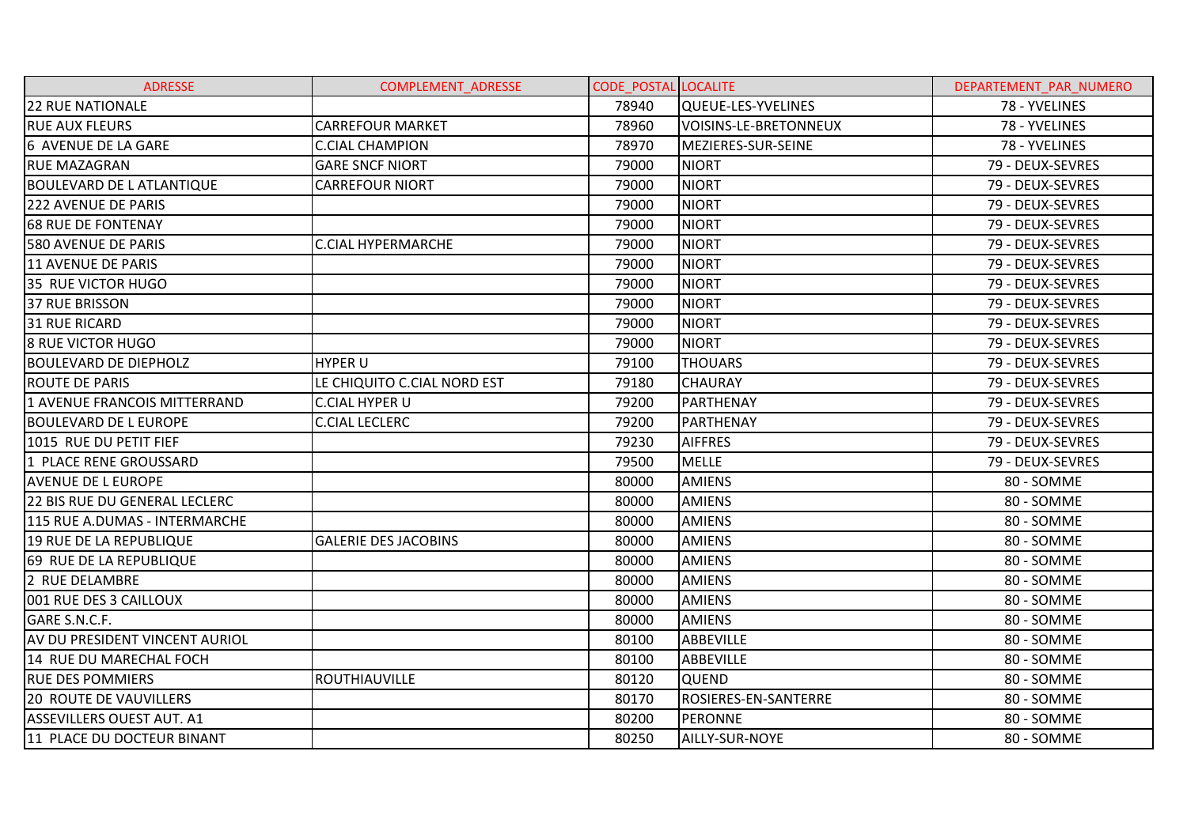| ADRESSE | COMPLEMENT_ADRESSE | CODE_POSTAL | LOCALITE | DEPARTEMENT_PAR_NUMERO |
|---|---|---|---|---|
| 22 RUE NATIONALE | | 78940 | QUEUE-LES-YVELINES | 78 - YVELINES |
| RUE AUX FLEURS | CARREFOUR MARKET | 78960 | VOISINS-LE-BRETONNEUX | 78 - YVELINES |
| 6 AVENUE DE LA GARE | C.CIAL CHAMPION | 78970 | MEZIERES-SUR-SEINE | 78 - YVELINES |
| RUE MAZAGRAN | GARE SNCF NIORT | 79000 | NIORT | 79 - DEUX-SEVRES |
| BOULEVARD DE L ATLANTIQUE | CARREFOUR NIORT | 79000 | NIORT | 79 - DEUX-SEVRES |
| 222 AVENUE DE PARIS | | 79000 | NIORT | 79 - DEUX-SEVRES |
| 68 RUE DE FONTENAY | | 79000 | NIORT | 79 - DEUX-SEVRES |
| 580 AVENUE DE PARIS | C.CIAL HYPERMARCHE | 79000 | NIORT | 79 - DEUX-SEVRES |
| 11 AVENUE DE PARIS | | 79000 | NIORT | 79 - DEUX-SEVRES |
| 35 RUE VICTOR HUGO | | 79000 | NIORT | 79 - DEUX-SEVRES |
| 37 RUE BRISSON | | 79000 | NIORT | 79 - DEUX-SEVRES |
| 31 RUE RICARD | | 79000 | NIORT | 79 - DEUX-SEVRES |
| 8 RUE VICTOR HUGO | | 79000 | NIORT | 79 - DEUX-SEVRES |
| BOULEVARD DE DIEPHOLZ | HYPER U | 79100 | THOUARS | 79 - DEUX-SEVRES |
| ROUTE DE PARIS | LE CHIQUITO C.CIAL NORD EST | 79180 | CHAURAY | 79 - DEUX-SEVRES |
| 1 AVENUE FRANCOIS MITTERRAND | C.CIAL HYPER U | 79200 | PARTHENAY | 79 - DEUX-SEVRES |
| BOULEVARD DE L EUROPE | C.CIAL LECLERC | 79200 | PARTHENAY | 79 - DEUX-SEVRES |
| 1015 RUE DU PETIT FIEF | | 79230 | AIFFRES | 79 - DEUX-SEVRES |
| 1 PLACE RENE GROUSSARD | | 79500 | MELLE | 79 - DEUX-SEVRES |
| AVENUE DE L EUROPE | | 80000 | AMIENS | 80 - SOMME |
| 22 BIS RUE DU GENERAL LECLERC | | 80000 | AMIENS | 80 - SOMME |
| 115 RUE A.DUMAS - INTERMARCHE | | 80000 | AMIENS | 80 - SOMME |
| 19 RUE DE LA REPUBLIQUE | GALERIE DES JACOBINS | 80000 | AMIENS | 80 - SOMME |
| 69 RUE DE LA REPUBLIQUE | | 80000 | AMIENS | 80 - SOMME |
| 2 RUE DELAMBRE | | 80000 | AMIENS | 80 - SOMME |
| 001 RUE DES 3 CAILLOUX | | 80000 | AMIENS | 80 - SOMME |
| GARE S.N.C.F. | | 80000 | AMIENS | 80 - SOMME |
| AV DU PRESIDENT VINCENT AURIOL | | 80100 | ABBEVILLE | 80 - SOMME |
| 14 RUE DU MARECHAL FOCH | | 80100 | ABBEVILLE | 80 - SOMME |
| RUE DES POMMIERS | ROUTHIAUVILLE | 80120 | QUEND | 80 - SOMME |
| 20 ROUTE DE VAUVILLERS | | 80170 | ROSIERES-EN-SANTERRE | 80 - SOMME |
| ASSEVILLERS OUEST AUT. A1 | | 80200 | PERONNE | 80 - SOMME |
| 11 PLACE DU DOCTEUR BINANT | | 80250 | AILLY-SUR-NOYE | 80 - SOMME |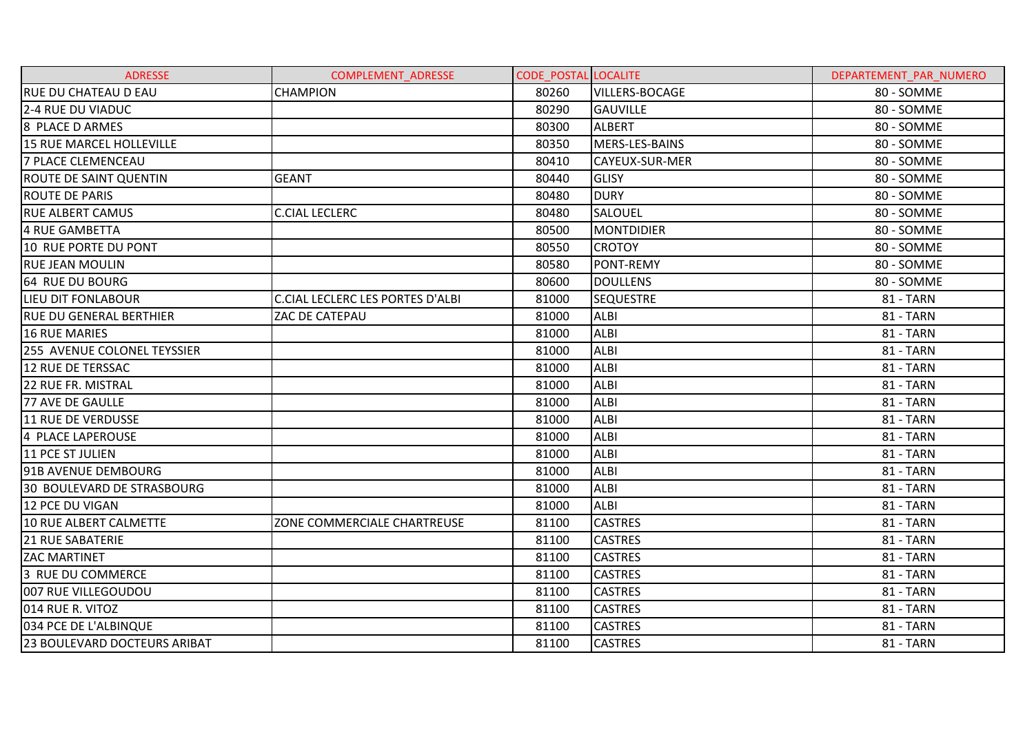| ADRESSE | COMPLEMENT_ADRESSE | CODE_POSTAL | LOCALITE | DEPARTEMENT_PAR_NUMERO |
|---|---|---|---|---|
| RUE DU CHATEAU D EAU | CHAMPION | 80260 | VILLERS-BOCAGE | 80 - SOMME |
| 2-4 RUE DU VIADUC | | 80290 | GAUVILLE | 80 - SOMME |
| 8 PLACE D ARMES | | 80300 | ALBERT | 80 - SOMME |
| 15 RUE MARCEL HOLLEVILLE | | 80350 | MERS-LES-BAINS | 80 - SOMME |
| 7 PLACE CLEMENCEAU | | 80410 | CAYEUX-SUR-MER | 80 - SOMME |
| ROUTE DE SAINT QUENTIN | GEANT | 80440 | GLISY | 80 - SOMME |
| ROUTE DE PARIS | | 80480 | DURY | 80 - SOMME |
| RUE ALBERT CAMUS | C.CIAL LECLERC | 80480 | SALOUEL | 80 - SOMME |
| 4 RUE GAMBETTA | | 80500 | MONTDIDIER | 80 - SOMME |
| 10 RUE PORTE DU PONT | | 80550 | CROTOY | 80 - SOMME |
| RUE JEAN MOULIN | | 80580 | PONT-REMY | 80 - SOMME |
| 64 RUE DU BOURG | | 80600 | DOULLENS | 80 - SOMME |
| LIEU DIT FONLABOUR | C.CIAL LECLERC LES PORTES D'ALBI | 81000 | SEQUESTRE | 81 - TARN |
| RUE DU GENERAL BERTHIER | ZAC DE CATEPAU | 81000 | ALBI | 81 - TARN |
| 16 RUE MARIES | | 81000 | ALBI | 81 - TARN |
| 255 AVENUE COLONEL TEYSSIER | | 81000 | ALBI | 81 - TARN |
| 12 RUE DE TERSSAC | | 81000 | ALBI | 81 - TARN |
| 22 RUE FR. MISTRAL | | 81000 | ALBI | 81 - TARN |
| 77 AVE DE GAULLE | | 81000 | ALBI | 81 - TARN |
| 11 RUE DE VERDUSSE | | 81000 | ALBI | 81 - TARN |
| 4 PLACE LAPEROUSE | | 81000 | ALBI | 81 - TARN |
| 11 PCE ST JULIEN | | 81000 | ALBI | 81 - TARN |
| 91B AVENUE DEMBOURG | | 81000 | ALBI | 81 - TARN |
| 30 BOULEVARD DE STRASBOURG | | 81000 | ALBI | 81 - TARN |
| 12 PCE DU VIGAN | | 81000 | ALBI | 81 - TARN |
| 10 RUE ALBERT CALMETTE | ZONE COMMERCIALE CHARTREUSE | 81100 | CASTRES | 81 - TARN |
| 21 RUE SABATERIE | | 81100 | CASTRES | 81 - TARN |
| ZAC MARTINET | | 81100 | CASTRES | 81 - TARN |
| 3 RUE DU COMMERCE | | 81100 | CASTRES | 81 - TARN |
| 007 RUE VILLEGOUDOU | | 81100 | CASTRES | 81 - TARN |
| 014 RUE R. VITOZ | | 81100 | CASTRES | 81 - TARN |
| 034 PCE DE L'ALBINQUE | | 81100 | CASTRES | 81 - TARN |
| 23 BOULEVARD DOCTEURS ARIBAT | | 81100 | CASTRES | 81 - TARN |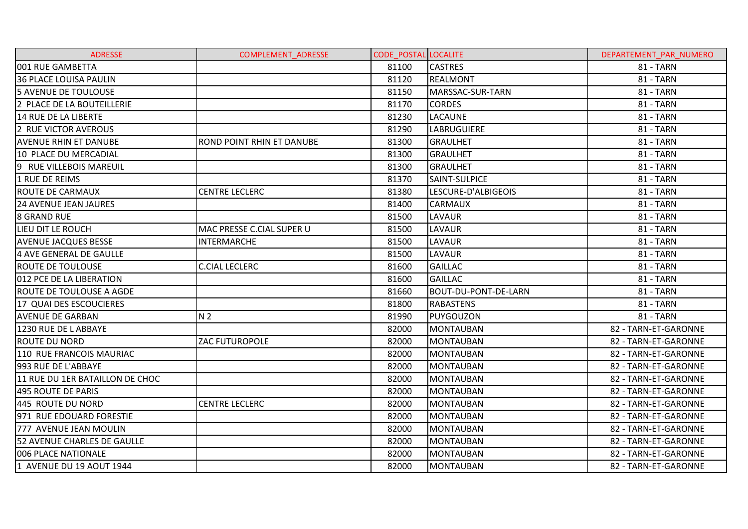| ADRESSE | COMPLEMENT_ADRESSE | CODE_POSTAL | LOCALITE | DEPARTEMENT_PAR_NUMERO |
|---|---|---|---|---|
| 001 RUE GAMBETTA | | 81100 | CASTRES | 81 - TARN |
| 36 PLACE LOUISA PAULIN | | 81120 | REALMONT | 81 - TARN |
| 5 AVENUE DE TOULOUSE | | 81150 | MARSSAC-SUR-TARN | 81 - TARN |
| 2 PLACE DE LA BOUTEILLERIE | | 81170 | CORDES | 81 - TARN |
| 14 RUE DE LA LIBERTE | | 81230 | LACAUNE | 81 - TARN |
| 2 RUE VICTOR AVEROUS | | 81290 | LABRUGUIERE | 81 - TARN |
| AVENUE RHIN ET DANUBE | ROND POINT RHIN ET DANUBE | 81300 | GRAULHET | 81 - TARN |
| 10 PLACE DU MERCADIAL | | 81300 | GRAULHET | 81 - TARN |
| 9 RUE VILLEBOIS MAREUIL | | 81300 | GRAULHET | 81 - TARN |
| 1 RUE DE REIMS | | 81370 | SAINT-SULPICE | 81 - TARN |
| ROUTE DE CARMAUX | CENTRE LECLERC | 81380 | LESCURE-D'ALBIGEOIS | 81 - TARN |
| 24 AVENUE JEAN JAURES | | 81400 | CARMAUX | 81 - TARN |
| 8 GRAND RUE | | 81500 | LAVAUR | 81 - TARN |
| LIEU DIT LE ROUCH | MAC PRESSE C.CIAL SUPER U | 81500 | LAVAUR | 81 - TARN |
| AVENUE JACQUES BESSE | INTERMARCHE | 81500 | LAVAUR | 81 - TARN |
| 4 AVE GENERAL DE GAULLE | | 81500 | LAVAUR | 81 - TARN |
| ROUTE DE TOULOUSE | C.CIAL LECLERC | 81600 | GAILLAC | 81 - TARN |
| 012 PCE DE LA LIBERATION | | 81600 | GAILLAC | 81 - TARN |
| ROUTE DE TOULOUSE A AGDE | | 81660 | BOUT-DU-PONT-DE-LARN | 81 - TARN |
| 17 QUAI DES ESCOUCIERES | | 81800 | RABASTENS | 81 - TARN |
| AVENUE DE GARBAN | N 2 | 81990 | PUYGOUZON | 81 - TARN |
| 1230 RUE DE L ABBAYE | | 82000 | MONTAUBAN | 82 - TARN-ET-GARONNE |
| ROUTE DU NORD | ZAC FUTUROPOLE | 82000 | MONTAUBAN | 82 - TARN-ET-GARONNE |
| 110 RUE FRANCOIS MAURIAC | | 82000 | MONTAUBAN | 82 - TARN-ET-GARONNE |
| 993 RUE DE L'ABBAYE | | 82000 | MONTAUBAN | 82 - TARN-ET-GARONNE |
| 11 RUE DU 1ER BATAILLON DE CHOC | | 82000 | MONTAUBAN | 82 - TARN-ET-GARONNE |
| 495 ROUTE DE PARIS | | 82000 | MONTAUBAN | 82 - TARN-ET-GARONNE |
| 445 ROUTE DU NORD | CENTRE LECLERC | 82000 | MONTAUBAN | 82 - TARN-ET-GARONNE |
| 971 RUE EDOUARD FORESTIE | | 82000 | MONTAUBAN | 82 - TARN-ET-GARONNE |
| 777 AVENUE JEAN MOULIN | | 82000 | MONTAUBAN | 82 - TARN-ET-GARONNE |
| 52 AVENUE CHARLES DE GAULLE | | 82000 | MONTAUBAN | 82 - TARN-ET-GARONNE |
| 006 PLACE NATIONALE | | 82000 | MONTAUBAN | 82 - TARN-ET-GARONNE |
| 1 AVENUE DU 19 AOUT 1944 | | 82000 | MONTAUBAN | 82 - TARN-ET-GARONNE |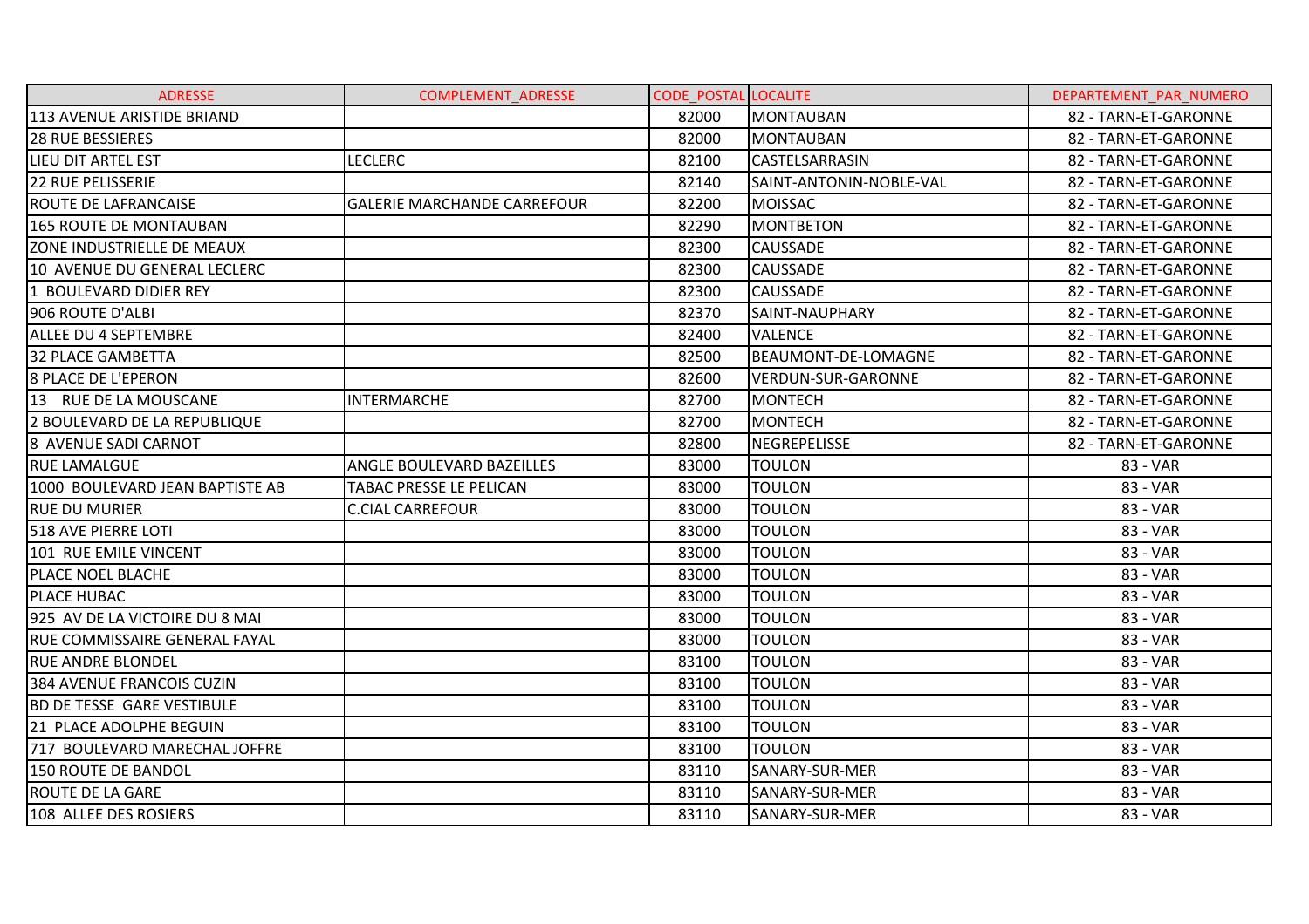| ADRESSE | COMPLEMENT_ADRESSE | CODE_POSTAL | LOCALITE | DEPARTEMENT_PAR_NUMERO |
|---|---|---|---|---|
| 113 AVENUE ARISTIDE BRIAND | | 82000 | MONTAUBAN | 82 - TARN-ET-GARONNE |
| 28 RUE BESSIERES | | 82000 | MONTAUBAN | 82 - TARN-ET-GARONNE |
| LIEU DIT ARTEL EST | LECLERC | 82100 | CASTELSARRASIN | 82 - TARN-ET-GARONNE |
| 22 RUE PELISSERIE | | 82140 | SAINT-ANTONIN-NOBLE-VAL | 82 - TARN-ET-GARONNE |
| ROUTE DE LAFRANCAISE | GALERIE MARCHANDE CARREFOUR | 82200 | MOISSAC | 82 - TARN-ET-GARONNE |
| 165 ROUTE DE MONTAUBAN | | 82290 | MONTBETON | 82 - TARN-ET-GARONNE |
| ZONE INDUSTRIELLE DE MEAUX | | 82300 | CAUSSADE | 82 - TARN-ET-GARONNE |
| 10 AVENUE DU GENERAL LECLERC | | 82300 | CAUSSADE | 82 - TARN-ET-GARONNE |
| 1 BOULEVARD DIDIER REY | | 82300 | CAUSSADE | 82 - TARN-ET-GARONNE |
| 906 ROUTE D'ALBI | | 82370 | SAINT-NAUPHARY | 82 - TARN-ET-GARONNE |
| ALLEE DU 4 SEPTEMBRE | | 82400 | VALENCE | 82 - TARN-ET-GARONNE |
| 32 PLACE GAMBETTA | | 82500 | BEAUMONT-DE-LOMAGNE | 82 - TARN-ET-GARONNE |
| 8 PLACE DE L'EPERON | | 82600 | VERDUN-SUR-GARONNE | 82 - TARN-ET-GARONNE |
| 13 RUE DE LA MOUSCANE | INTERMARCHE | 82700 | MONTECH | 82 - TARN-ET-GARONNE |
| 2 BOULEVARD DE LA REPUBLIQUE | | 82700 | MONTECH | 82 - TARN-ET-GARONNE |
| 8 AVENUE SADI CARNOT | | 82800 | NEGREPELISSE | 82 - TARN-ET-GARONNE |
| RUE LAMALGUE | ANGLE BOULEVARD BAZEILLES | 83000 | TOULON | 83 - VAR |
| 1000 BOULEVARD JEAN BAPTISTE AB | TABAC PRESSE LE PELICAN | 83000 | TOULON | 83 - VAR |
| RUE DU MURIER | C.CIAL CARREFOUR | 83000 | TOULON | 83 - VAR |
| 518 AVE PIERRE LOTI | | 83000 | TOULON | 83 - VAR |
| 101 RUE EMILE VINCENT | | 83000 | TOULON | 83 - VAR |
| PLACE NOEL BLACHE | | 83000 | TOULON | 83 - VAR |
| PLACE HUBAC | | 83000 | TOULON | 83 - VAR |
| 925 AV DE LA VICTOIRE DU 8 MAI | | 83000 | TOULON | 83 - VAR |
| RUE COMMISSAIRE GENERAL FAYAL | | 83000 | TOULON | 83 - VAR |
| RUE ANDRE BLONDEL | | 83100 | TOULON | 83 - VAR |
| 384 AVENUE FRANCOIS CUZIN | | 83100 | TOULON | 83 - VAR |
| BD DE TESSE GARE VESTIBULE | | 83100 | TOULON | 83 - VAR |
| 21 PLACE ADOLPHE BEGUIN | | 83100 | TOULON | 83 - VAR |
| 717 BOULEVARD MARECHAL JOFFRE | | 83100 | TOULON | 83 - VAR |
| 150 ROUTE DE BANDOL | | 83110 | SANARY-SUR-MER | 83 - VAR |
| ROUTE DE LA GARE | | 83110 | SANARY-SUR-MER | 83 - VAR |
| 108 ALLEE DES ROSIERS | | 83110 | SANARY-SUR-MER | 83 - VAR |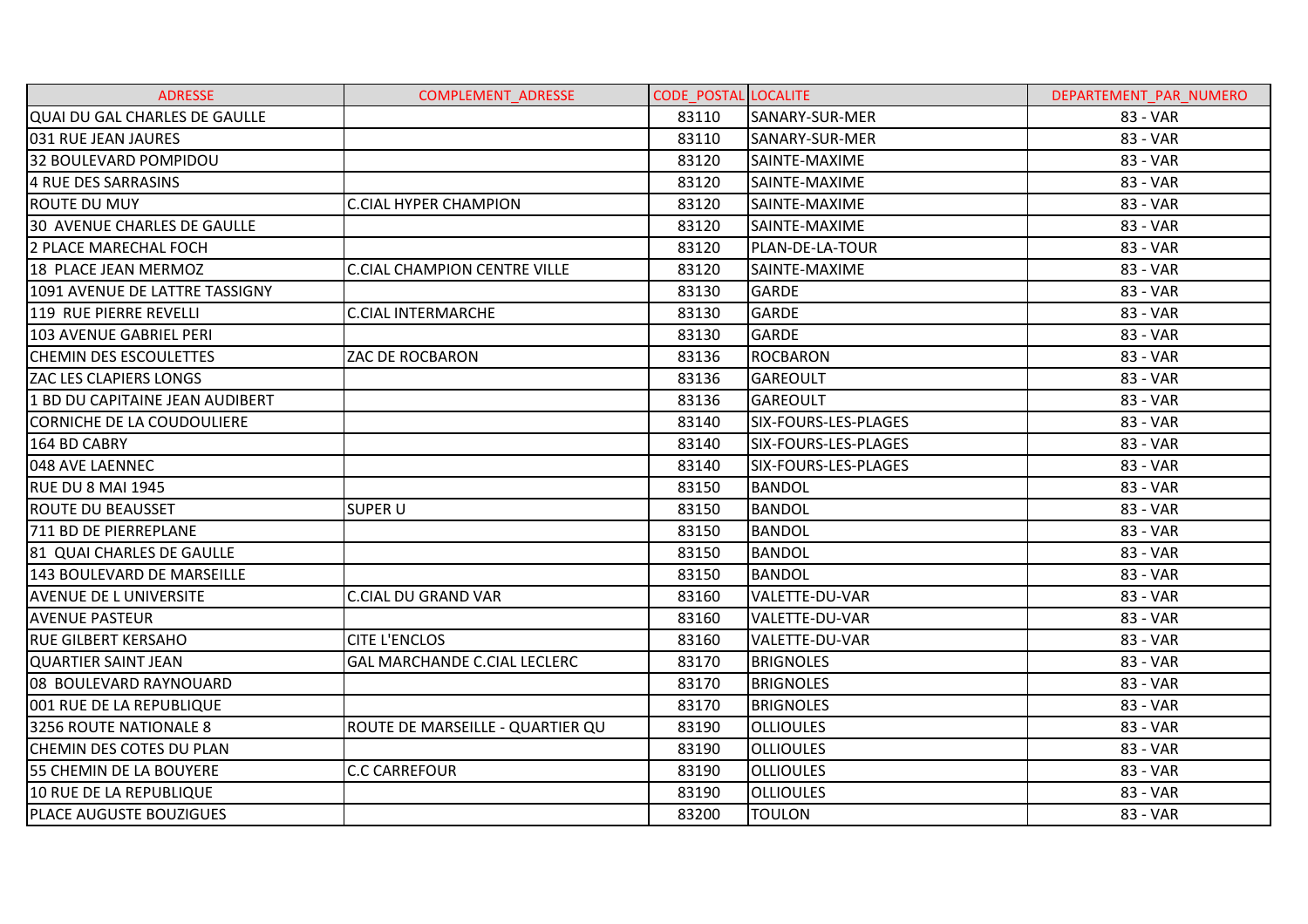| ADRESSE | COMPLEMENT_ADRESSE | CODE_POSTAL | LOCALITE | DEPARTEMENT_PAR_NUMERO |
|---|---|---|---|---|
| QUAI DU GAL CHARLES DE GAULLE | | 83110 | SANARY-SUR-MER | 83 - VAR |
| 031 RUE JEAN JAURES | | 83110 | SANARY-SUR-MER | 83 - VAR |
| 32 BOULEVARD POMPIDOU | | 83120 | SAINTE-MAXIME | 83 - VAR |
| 4 RUE DES SARRASINS | | 83120 | SAINTE-MAXIME | 83 - VAR |
| ROUTE DU MUY | C.CIAL HYPER CHAMPION | 83120 | SAINTE-MAXIME | 83 - VAR |
| 30 AVENUE CHARLES DE GAULLE | | 83120 | SAINTE-MAXIME | 83 - VAR |
| 2 PLACE MARECHAL FOCH | | 83120 | PLAN-DE-LA-TOUR | 83 - VAR |
| 18 PLACE JEAN MERMOZ | C.CIAL CHAMPION CENTRE VILLE | 83120 | SAINTE-MAXIME | 83 - VAR |
| 1091 AVENUE DE LATTRE TASSIGNY | | 83130 | GARDE | 83 - VAR |
| 119 RUE PIERRE REVELLI | C.CIAL INTERMARCHE | 83130 | GARDE | 83 - VAR |
| 103 AVENUE GABRIEL PERI | | 83130 | GARDE | 83 - VAR |
| CHEMIN DES ESCOULETTES | ZAC DE ROCBARON | 83136 | ROCBARON | 83 - VAR |
| ZAC LES CLAPIERS LONGS | | 83136 | GAREOULT | 83 - VAR |
| 1 BD DU CAPITAINE JEAN AUDIBERT | | 83136 | GAREOULT | 83 - VAR |
| CORNICHE DE LA COUDOULIERE | | 83140 | SIX-FOURS-LES-PLAGES | 83 - VAR |
| 164 BD CABRY | | 83140 | SIX-FOURS-LES-PLAGES | 83 - VAR |
| 048 AVE LAENNEC | | 83140 | SIX-FOURS-LES-PLAGES | 83 - VAR |
| RUE DU 8 MAI 1945 | | 83150 | BANDOL | 83 - VAR |
| ROUTE DU BEAUSSET | SUPER U | 83150 | BANDOL | 83 - VAR |
| 711 BD DE PIERREPLANE | | 83150 | BANDOL | 83 - VAR |
| 81 QUAI CHARLES DE GAULLE | | 83150 | BANDOL | 83 - VAR |
| 143 BOULEVARD DE MARSEILLE | | 83150 | BANDOL | 83 - VAR |
| AVENUE DE L UNIVERSITE | C.CIAL DU GRAND VAR | 83160 | VALETTE-DU-VAR | 83 - VAR |
| AVENUE PASTEUR | | 83160 | VALETTE-DU-VAR | 83 - VAR |
| RUE GILBERT KERSAHO | CITE L'ENCLOS | 83160 | VALETTE-DU-VAR | 83 - VAR |
| QUARTIER SAINT JEAN | GAL MARCHANDE C.CIAL LECLERC | 83170 | BRIGNOLES | 83 - VAR |
| 08 BOULEVARD RAYNOUARD | | 83170 | BRIGNOLES | 83 - VAR |
| 001 RUE DE LA REPUBLIQUE | | 83170 | BRIGNOLES | 83 - VAR |
| 3256 ROUTE NATIONALE 8 | ROUTE DE MARSEILLE - QUARTIER QU | 83190 | OLLIOULES | 83 - VAR |
| CHEMIN DES COTES DU PLAN | | 83190 | OLLIOULES | 83 - VAR |
| 55 CHEMIN DE LA BOUYERE | C.C CARREFOUR | 83190 | OLLIOULES | 83 - VAR |
| 10 RUE DE LA REPUBLIQUE | | 83190 | OLLIOULES | 83 - VAR |
| PLACE AUGUSTE BOUZIGUES | | 83200 | TOULON | 83 - VAR |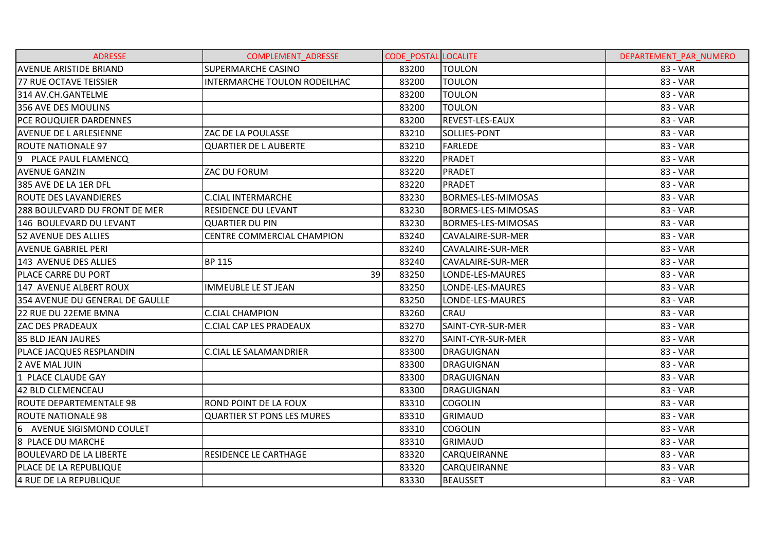| ADRESSE | COMPLEMENT_ADRESSE | CODE_POSTAL | LOCALITE | DEPARTEMENT_PAR_NUMERO |
|---|---|---|---|---|
| AVENUE ARISTIDE BRIAND | SUPERMARCHE CASINO | 83200 | TOULON | 83 - VAR |
| 77 RUE OCTAVE TEISSIER | INTERMARCHE TOULON RODEILHAC | 83200 | TOULON | 83 - VAR |
| 314 AV.CH.GANTELME | | 83200 | TOULON | 83 - VAR |
| 356 AVE DES MOULINS | | 83200 | TOULON | 83 - VAR |
| PCE ROUQUIER DARDENNES | | 83200 | REVEST-LES-EAUX | 83 - VAR |
| AVENUE DE L ARLESIENNE | ZAC DE LA POULASSE | 83210 | SOLLIES-PONT | 83 - VAR |
| ROUTE NATIONALE 97 | QUARTIER DE L AUBERTE | 83210 | FARLEDE | 83 - VAR |
| 9 PLACE PAUL FLAMENCQ | | 83220 | PRADET | 83 - VAR |
| AVENUE GANZIN | ZAC DU FORUM | 83220 | PRADET | 83 - VAR |
| 385 AVE DE LA 1ER DFL | | 83220 | PRADET | 83 - VAR |
| ROUTE DES LAVANDIERES | C.CIAL INTERMARCHE | 83230 | BORMES-LES-MIMOSAS | 83 - VAR |
| 288 BOULEVARD DU FRONT DE MER | RESIDENCE DU LEVANT | 83230 | BORMES-LES-MIMOSAS | 83 - VAR |
| 146 BOULEVARD DU LEVANT | QUARTIER DU PIN | 83230 | BORMES-LES-MIMOSAS | 83 - VAR |
| 52 AVENUE DES ALLIES | CENTRE COMMERCIAL CHAMPION | 83240 | CAVALAIRE-SUR-MER | 83 - VAR |
| AVENUE GABRIEL PERI | | 83240 | CAVALAIRE-SUR-MER | 83 - VAR |
| 143 AVENUE DES ALLIES | BP 115 | 83240 | CAVALAIRE-SUR-MER | 83 - VAR |
| PLACE CARRE DU PORT | 39 | 83250 | LONDE-LES-MAURES | 83 - VAR |
| 147 AVENUE ALBERT ROUX | IMMEUBLE LE ST JEAN | 83250 | LONDE-LES-MAURES | 83 - VAR |
| 354 AVENUE DU GENERAL DE GAULLE | | 83250 | LONDE-LES-MAURES | 83 - VAR |
| 22 RUE DU 22EME BMNA | C.CIAL CHAMPION | 83260 | CRAU | 83 - VAR |
| ZAC DES PRADEAUX | C.CIAL CAP LES PRADEAUX | 83270 | SAINT-CYR-SUR-MER | 83 - VAR |
| 85 BLD JEAN JAURES | | 83270 | SAINT-CYR-SUR-MER | 83 - VAR |
| PLACE JACQUES RESPLANDIN | C.CIAL LE SALAMANDRIER | 83300 | DRAGUIGNAN | 83 - VAR |
| 2 AVE MAL JUIN | | 83300 | DRAGUIGNAN | 83 - VAR |
| 1 PLACE CLAUDE GAY | | 83300 | DRAGUIGNAN | 83 - VAR |
| 42 BLD CLEMENCEAU | | 83300 | DRAGUIGNAN | 83 - VAR |
| ROUTE DEPARTEMENTALE 98 | ROND POINT DE LA FOUX | 83310 | COGOLIN | 83 - VAR |
| ROUTE NATIONALE 98 | QUARTIER ST PONS LES MURES | 83310 | GRIMAUD | 83 - VAR |
| 6 AVENUE SIGISMOND COULET | | 83310 | COGOLIN | 83 - VAR |
| 8 PLACE DU MARCHE | | 83310 | GRIMAUD | 83 - VAR |
| BOULEVARD DE LA LIBERTE | RESIDENCE LE CARTHAGE | 83320 | CARQUEIRANNE | 83 - VAR |
| PLACE DE LA REPUBLIQUE | | 83320 | CARQUEIRANNE | 83 - VAR |
| 4 RUE DE LA REPUBLIQUE | | 83330 | BEAUSSET | 83 - VAR |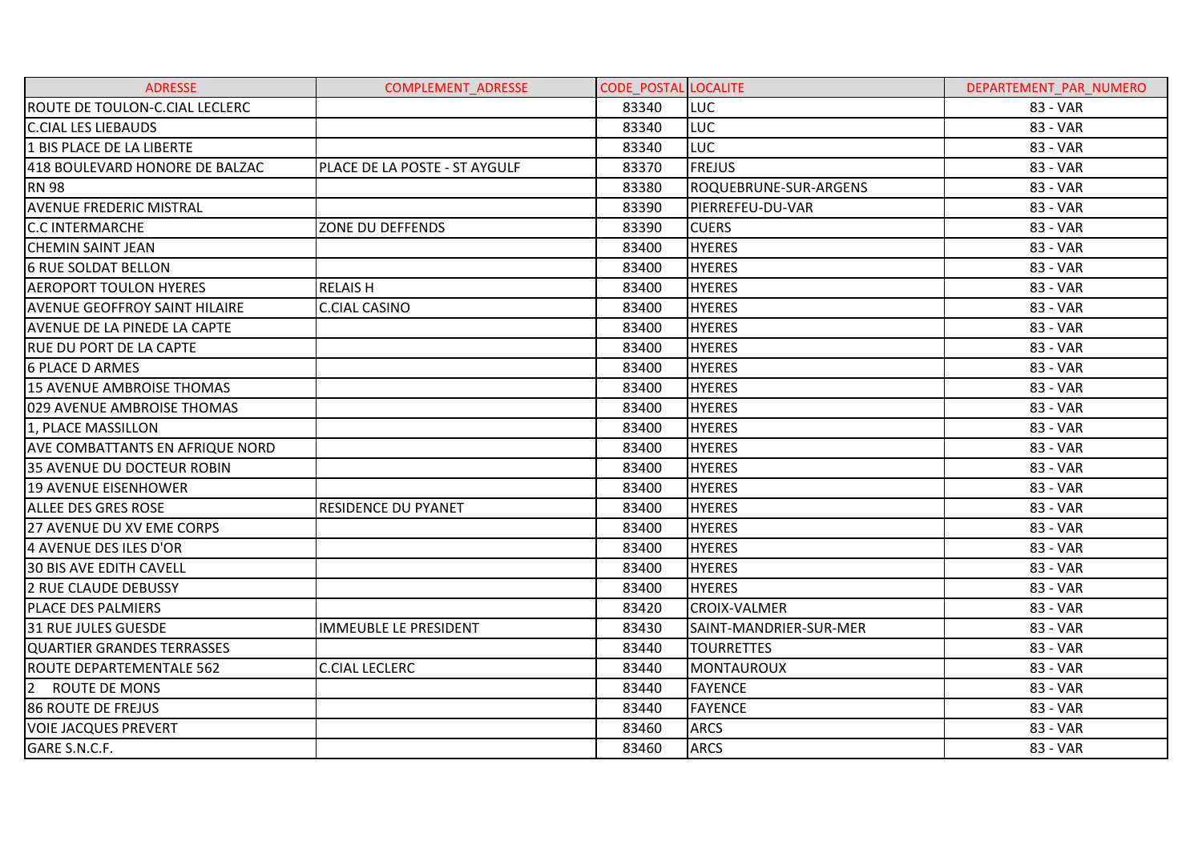| ADRESSE | COMPLEMENT_ADRESSE | CODE_POSTAL | LOCALITE | DEPARTEMENT_PAR_NUMERO |
|---|---|---|---|---|
| ROUTE DE TOULON-C.CIAL LECLERC | | 83340 | LUC | 83 - VAR |
| C.CIAL LES LIEBAUDS | | 83340 | LUC | 83 - VAR |
| 1 BIS PLACE DE LA LIBERTE | | 83340 | LUC | 83 - VAR |
| 418 BOULEVARD HONORE DE BALZAC | PLACE DE LA POSTE - ST AYGULF | 83370 | FREJUS | 83 - VAR |
| RN 98 | | 83380 | ROQUEBRUNE-SUR-ARGENS | 83 - VAR |
| AVENUE FREDERIC MISTRAL | | 83390 | PIERREFEU-DU-VAR | 83 - VAR |
| C.C INTERMARCHE | ZONE DU DEFFENDS | 83390 | CUERS | 83 - VAR |
| CHEMIN SAINT JEAN | | 83400 | HYERES | 83 - VAR |
| 6 RUE SOLDAT BELLON | | 83400 | HYERES | 83 - VAR |
| AEROPORT TOULON HYERES | RELAIS H | 83400 | HYERES | 83 - VAR |
| AVENUE GEOFFROY SAINT HILAIRE | C.CIAL CASINO | 83400 | HYERES | 83 - VAR |
| AVENUE DE LA PINEDE LA CAPTE | | 83400 | HYERES | 83 - VAR |
| RUE DU PORT DE LA CAPTE | | 83400 | HYERES | 83 - VAR |
| 6 PLACE D ARMES | | 83400 | HYERES | 83 - VAR |
| 15 AVENUE AMBROISE THOMAS | | 83400 | HYERES | 83 - VAR |
| 029 AVENUE AMBROISE THOMAS | | 83400 | HYERES | 83 - VAR |
| 1, PLACE MASSILLON | | 83400 | HYERES | 83 - VAR |
| AVE COMBATTANTS EN AFRIQUE NORD | | 83400 | HYERES | 83 - VAR |
| 35 AVENUE DU DOCTEUR ROBIN | | 83400 | HYERES | 83 - VAR |
| 19 AVENUE EISENHOWER | | 83400 | HYERES | 83 - VAR |
| ALLEE DES GRES ROSE | RESIDENCE DU PYANET | 83400 | HYERES | 83 - VAR |
| 27 AVENUE DU XV EME CORPS | | 83400 | HYERES | 83 - VAR |
| 4 AVENUE DES ILES D'OR | | 83400 | HYERES | 83 - VAR |
| 30 BIS AVE EDITH CAVELL | | 83400 | HYERES | 83 - VAR |
| 2 RUE CLAUDE DEBUSSY | | 83400 | HYERES | 83 - VAR |
| PLACE DES PALMIERS | | 83420 | CROIX-VALMER | 83 - VAR |
| 31 RUE JULES GUESDE | IMMEUBLE LE PRESIDENT | 83430 | SAINT-MANDRIER-SUR-MER | 83 - VAR |
| QUARTIER GRANDES TERRASSES | | 83440 | TOURRETTES | 83 - VAR |
| ROUTE DEPARTEMENTALE 562 | C.CIAL LECLERC | 83440 | MONTAUROUX | 83 - VAR |
| 2 ROUTE DE MONS | | 83440 | FAYENCE | 83 - VAR |
| 86 ROUTE DE FREJUS | | 83440 | FAYENCE | 83 - VAR |
| VOIE JACQUES PREVERT | | 83460 | ARCS | 83 - VAR |
| GARE S.N.C.F. | | 83460 | ARCS | 83 - VAR |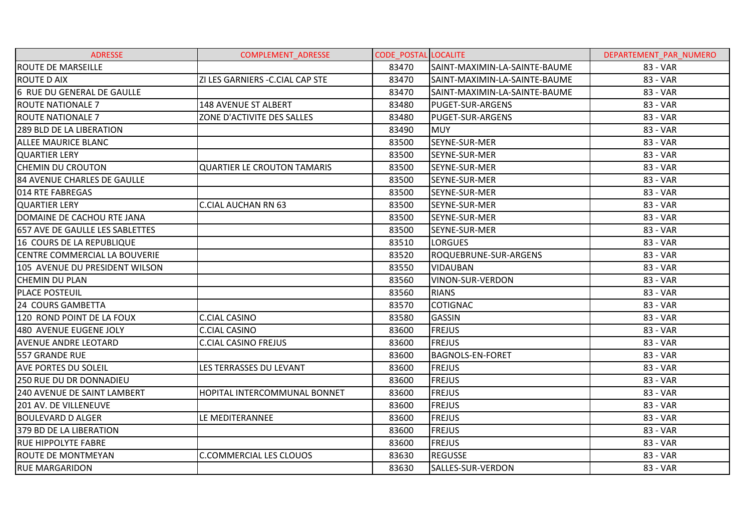| ADRESSE | COMPLEMENT_ADRESSE | CODE_POSTAL | LOCALITE | DEPARTEMENT_PAR_NUMERO |
|---|---|---|---|---|
| ROUTE DE MARSEILLE | | 83470 | SAINT-MAXIMIN-LA-SAINTE-BAUME | 83 - VAR |
| ROUTE D AIX | ZI LES GARNIERS -C.CIAL CAP STE | 83470 | SAINT-MAXIMIN-LA-SAINTE-BAUME | 83 - VAR |
| 6 RUE DU GENERAL DE GAULLE | | 83470 | SAINT-MAXIMIN-LA-SAINTE-BAUME | 83 - VAR |
| ROUTE NATIONALE 7 | 148 AVENUE ST ALBERT | 83480 | PUGET-SUR-ARGENS | 83 - VAR |
| ROUTE NATIONALE 7 | ZONE D'ACTIVITE DES SALLES | 83480 | PUGET-SUR-ARGENS | 83 - VAR |
| 289 BLD DE LA LIBERATION | | 83490 | MUY | 83 - VAR |
| ALLEE MAURICE BLANC | | 83500 | SEYNE-SUR-MER | 83 - VAR |
| QUARTIER LERY | | 83500 | SEYNE-SUR-MER | 83 - VAR |
| CHEMIN DU CROUTON | QUARTIER LE CROUTON TAMARIS | 83500 | SEYNE-SUR-MER | 83 - VAR |
| 84 AVENUE CHARLES DE GAULLE | | 83500 | SEYNE-SUR-MER | 83 - VAR |
| 014 RTE FABREGAS | | 83500 | SEYNE-SUR-MER | 83 - VAR |
| QUARTIER LERY | C.CIAL AUCHAN RN 63 | 83500 | SEYNE-SUR-MER | 83 - VAR |
| DOMAINE DE CACHOU RTE JANA | | 83500 | SEYNE-SUR-MER | 83 - VAR |
| 657 AVE DE GAULLE LES SABLETTES | | 83500 | SEYNE-SUR-MER | 83 - VAR |
| 16 COURS DE LA REPUBLIQUE | | 83510 | LORGUES | 83 - VAR |
| CENTRE COMMERCIAL LA BOUVERIE | | 83520 | ROQUEBRUNE-SUR-ARGENS | 83 - VAR |
| 105 AVENUE DU PRESIDENT WILSON | | 83550 | VIDAUBAN | 83 - VAR |
| CHEMIN DU PLAN | | 83560 | VINON-SUR-VERDON | 83 - VAR |
| PLACE POSTEUIL | | 83560 | RIANS | 83 - VAR |
| 24 COURS GAMBETTA | | 83570 | COTIGNAC | 83 - VAR |
| 120 ROND POINT DE LA FOUX | C.CIAL CASINO | 83580 | GASSIN | 83 - VAR |
| 480 AVENUE EUGENE JOLY | C.CIAL CASINO | 83600 | FREJUS | 83 - VAR |
| AVENUE ANDRE LEOTARD | C.CIAL CASINO FREJUS | 83600 | FREJUS | 83 - VAR |
| 557 GRANDE RUE | | 83600 | BAGNOLS-EN-FORET | 83 - VAR |
| AVE PORTES DU SOLEIL | LES TERRASSES DU LEVANT | 83600 | FREJUS | 83 - VAR |
| 250 RUE DU DR DONNADIEU | | 83600 | FREJUS | 83 - VAR |
| 240 AVENUE DE SAINT LAMBERT | HOPITAL INTERCOMMUNAL BONNET | 83600 | FREJUS | 83 - VAR |
| 201 AV. DE VILLENEUVE | | 83600 | FREJUS | 83 - VAR |
| BOULEVARD D ALGER | LE MEDITERANNEE | 83600 | FREJUS | 83 - VAR |
| 379 BD DE LA LIBERATION | | 83600 | FREJUS | 83 - VAR |
| RUE HIPPOLYTE FABRE | | 83600 | FREJUS | 83 - VAR |
| ROUTE DE MONTMEYAN | C.COMMERCIAL LES CLOUOS | 83630 | REGUSSE | 83 - VAR |
| RUE MARGARIDON | | 83630 | SALLES-SUR-VERDON | 83 - VAR |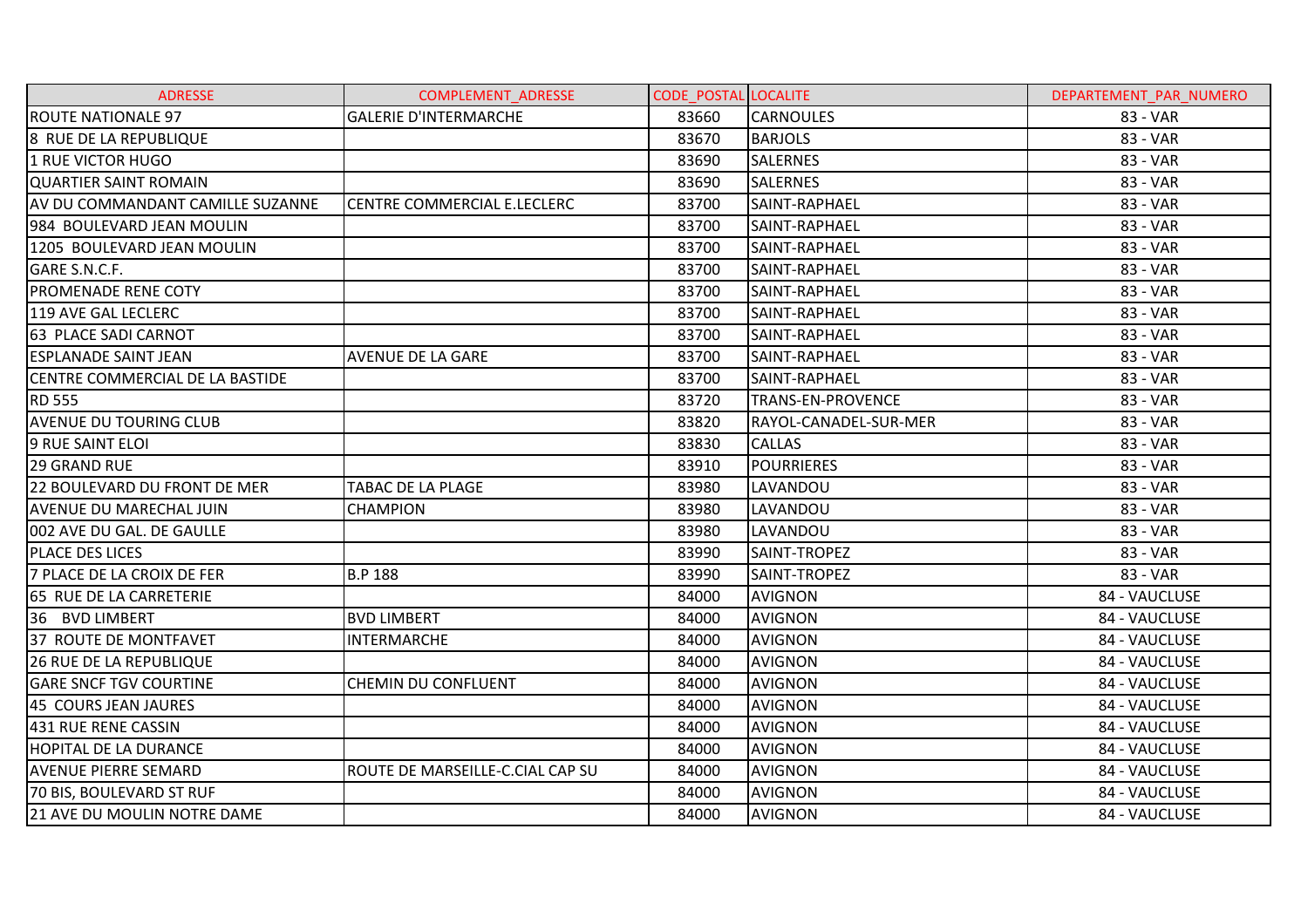| ADRESSE | COMPLEMENT_ADRESSE | CODE_POSTAL | LOCALITE | DEPARTEMENT_PAR_NUMERO |
| --- | --- | --- | --- | --- |
| ROUTE NATIONALE 97 | GALERIE D'INTERMARCHE | 83660 | CARNOULES | 83 - VAR |
| 8 RUE DE LA REPUBLIQUE | | 83670 | BARJOLS | 83 - VAR |
| 1 RUE VICTOR HUGO | | 83690 | SALERNES | 83 - VAR |
| QUARTIER SAINT ROMAIN | | 83690 | SALERNES | 83 - VAR |
| AV DU COMMANDANT CAMILLE SUZANNE | CENTRE COMMERCIAL E.LECLERC | 83700 | SAINT-RAPHAEL | 83 - VAR |
| 984 BOULEVARD JEAN MOULIN | | 83700 | SAINT-RAPHAEL | 83 - VAR |
| 1205 BOULEVARD JEAN MOULIN | | 83700 | SAINT-RAPHAEL | 83 - VAR |
| GARE S.N.C.F. | | 83700 | SAINT-RAPHAEL | 83 - VAR |
| PROMENADE RENE COTY | | 83700 | SAINT-RAPHAEL | 83 - VAR |
| 119 AVE GAL LECLERC | | 83700 | SAINT-RAPHAEL | 83 - VAR |
| 63 PLACE SADI CARNOT | | 83700 | SAINT-RAPHAEL | 83 - VAR |
| ESPLANADE SAINT JEAN | AVENUE DE LA GARE | 83700 | SAINT-RAPHAEL | 83 - VAR |
| CENTRE COMMERCIAL DE LA BASTIDE | | 83700 | SAINT-RAPHAEL | 83 - VAR |
| RD 555 | | 83720 | TRANS-EN-PROVENCE | 83 - VAR |
| AVENUE DU TOURING CLUB | | 83820 | RAYOL-CANADEL-SUR-MER | 83 - VAR |
| 9 RUE SAINT ELOI | | 83830 | CALLAS | 83 - VAR |
| 29 GRAND RUE | | 83910 | POURRIERES | 83 - VAR |
| 22 BOULEVARD DU FRONT DE MER | TABAC DE LA PLAGE | 83980 | LAVANDOU | 83 - VAR |
| AVENUE DU MARECHAL JUIN | CHAMPION | 83980 | LAVANDOU | 83 - VAR |
| 002 AVE DU GAL. DE GAULLE | | 83980 | LAVANDOU | 83 - VAR |
| PLACE DES LICES | | 83990 | SAINT-TROPEZ | 83 - VAR |
| 7 PLACE DE LA CROIX DE FER | B.P 188 | 83990 | SAINT-TROPEZ | 83 - VAR |
| 65 RUE DE LA CARRETERIE | | 84000 | AVIGNON | 84 - VAUCLUSE |
| 36 BVD LIMBERT | BVD LIMBERT | 84000 | AVIGNON | 84 - VAUCLUSE |
| 37 ROUTE DE MONTFAVET | INTERMARCHE | 84000 | AVIGNON | 84 - VAUCLUSE |
| 26 RUE DE LA REPUBLIQUE | | 84000 | AVIGNON | 84 - VAUCLUSE |
| GARE SNCF TGV COURTINE | CHEMIN DU CONFLUENT | 84000 | AVIGNON | 84 - VAUCLUSE |
| 45 COURS JEAN JAURES | | 84000 | AVIGNON | 84 - VAUCLUSE |
| 431 RUE RENE CASSIN | | 84000 | AVIGNON | 84 - VAUCLUSE |
| HOPITAL DE LA DURANCE | | 84000 | AVIGNON | 84 - VAUCLUSE |
| AVENUE PIERRE SEMARD | ROUTE DE MARSEILLE-C.CIAL CAP SU | 84000 | AVIGNON | 84 - VAUCLUSE |
| 70 BIS, BOULEVARD ST RUF | | 84000 | AVIGNON | 84 - VAUCLUSE |
| 21 AVE DU MOULIN NOTRE DAME | | 84000 | AVIGNON | 84 - VAUCLUSE |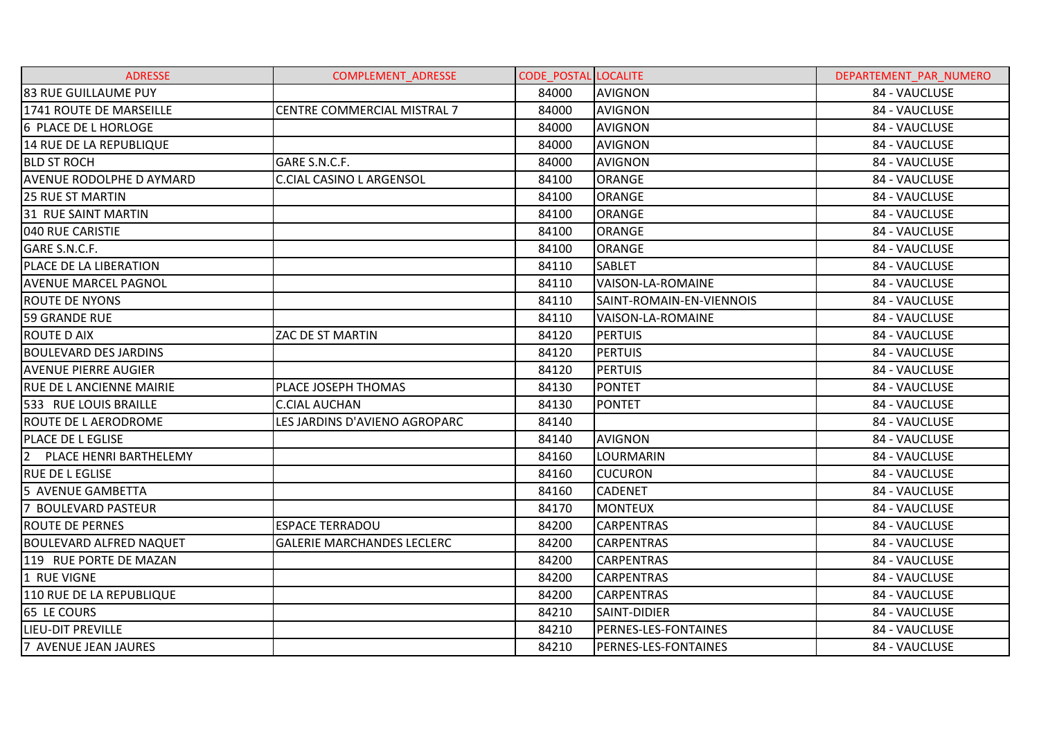| ADRESSE | COMPLEMENT_ADRESSE | CODE_POSTAL | LOCALITE | DEPARTEMENT_PAR_NUMERO |
|---|---|---|---|---|
| 83 RUE GUILLAUME PUY | | 84000 | AVIGNON | 84 - VAUCLUSE |
| 1741 ROUTE DE MARSEILLE | CENTRE COMMERCIAL MISTRAL 7 | 84000 | AVIGNON | 84 - VAUCLUSE |
| 6 PLACE DE L HORLOGE | | 84000 | AVIGNON | 84 - VAUCLUSE |
| 14 RUE DE LA REPUBLIQUE | | 84000 | AVIGNON | 84 - VAUCLUSE |
| BLD ST ROCH | GARE S.N.C.F. | 84000 | AVIGNON | 84 - VAUCLUSE |
| AVENUE RODOLPHE D AYMARD | C.CIAL CASINO L ARGENSOL | 84100 | ORANGE | 84 - VAUCLUSE |
| 25 RUE ST MARTIN | | 84100 | ORANGE | 84 - VAUCLUSE |
| 31 RUE SAINT MARTIN | | 84100 | ORANGE | 84 - VAUCLUSE |
| 040 RUE CARISTIE | | 84100 | ORANGE | 84 - VAUCLUSE |
| GARE S.N.C.F. | | 84100 | ORANGE | 84 - VAUCLUSE |
| PLACE DE LA LIBERATION | | 84110 | SABLET | 84 - VAUCLUSE |
| AVENUE MARCEL PAGNOL | | 84110 | VAISON-LA-ROMAINE | 84 - VAUCLUSE |
| ROUTE DE NYONS | | 84110 | SAINT-ROMAIN-EN-VIENNOIS | 84 - VAUCLUSE |
| 59 GRANDE RUE | | 84110 | VAISON-LA-ROMAINE | 84 - VAUCLUSE |
| ROUTE D AIX | ZAC DE ST MARTIN | 84120 | PERTUIS | 84 - VAUCLUSE |
| BOULEVARD DES JARDINS | | 84120 | PERTUIS | 84 - VAUCLUSE |
| AVENUE PIERRE AUGIER | | 84120 | PERTUIS | 84 - VAUCLUSE |
| RUE DE L ANCIENNE MAIRIE | PLACE JOSEPH THOMAS | 84130 | PONTET | 84 - VAUCLUSE |
| 533 RUE LOUIS BRAILLE | C.CIAL AUCHAN | 84130 | PONTET | 84 - VAUCLUSE |
| ROUTE DE L AERODROME | LES JARDINS D'AVIENO AGROPARC | 84140 | | 84 - VAUCLUSE |
| PLACE DE L EGLISE | | 84140 | AVIGNON | 84 - VAUCLUSE |
| 2 PLACE HENRI BARTHELEMY | | 84160 | LOURMARIN | 84 - VAUCLUSE |
| RUE DE L EGLISE | | 84160 | CUCURON | 84 - VAUCLUSE |
| 5 AVENUE GAMBETTA | | 84160 | CADENET | 84 - VAUCLUSE |
| 7 BOULEVARD PASTEUR | | 84170 | MONTEUX | 84 - VAUCLUSE |
| ROUTE DE PERNES | ESPACE TERRADOU | 84200 | CARPENTRAS | 84 - VAUCLUSE |
| BOULEVARD ALFRED NAQUET | GALERIE MARCHANDES LECLERC | 84200 | CARPENTRAS | 84 - VAUCLUSE |
| 119 RUE PORTE DE MAZAN | | 84200 | CARPENTRAS | 84 - VAUCLUSE |
| 1 RUE VIGNE | | 84200 | CARPENTRAS | 84 - VAUCLUSE |
| 110 RUE DE LA REPUBLIQUE | | 84200 | CARPENTRAS | 84 - VAUCLUSE |
| 65 LE COURS | | 84210 | SAINT-DIDIER | 84 - VAUCLUSE |
| LIEU-DIT PREVILLE | | 84210 | PERNES-LES-FONTAINES | 84 - VAUCLUSE |
| 7 AVENUE JEAN JAURES | | 84210 | PERNES-LES-FONTAINES | 84 - VAUCLUSE |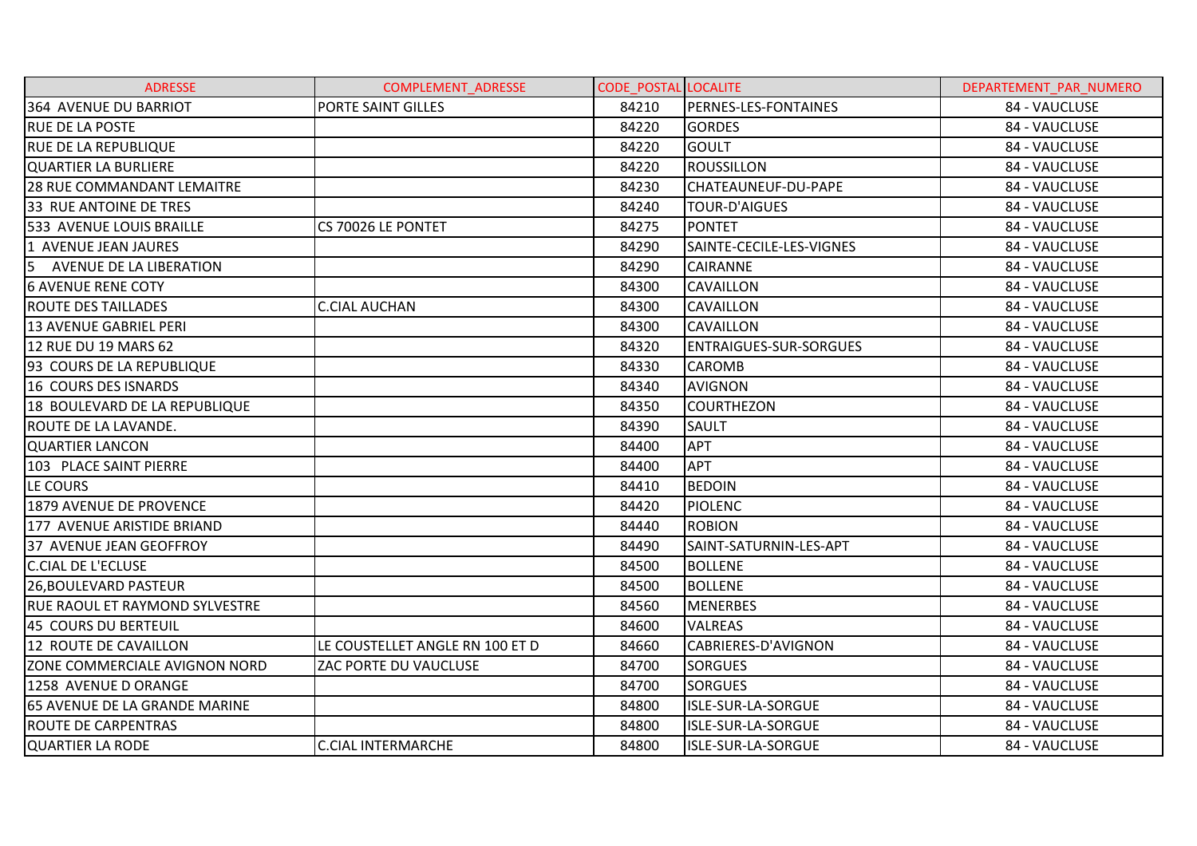| ADRESSE | COMPLEMENT_ADRESSE | CODE_POSTAL | LOCALITE | DEPARTEMENT_PAR_NUMERO |
|---|---|---|---|---|
| 364 AVENUE DU BARRIOT | PORTE SAINT GILLES | 84210 | PERNES-LES-FONTAINES | 84 - VAUCLUSE |
| RUE DE LA POSTE | | 84220 | GORDES | 84 - VAUCLUSE |
| RUE DE LA REPUBLIQUE | | 84220 | GOULT | 84 - VAUCLUSE |
| QUARTIER LA BURLIERE | | 84220 | ROUSSILLON | 84 - VAUCLUSE |
| 28 RUE COMMANDANT LEMAITRE | | 84230 | CHATEAUNEUF-DU-PAPE | 84 - VAUCLUSE |
| 33 RUE ANTOINE DE TRES | | 84240 | TOUR-D'AIGUES | 84 - VAUCLUSE |
| 533 AVENUE LOUIS BRAILLE | CS 70026 LE PONTET | 84275 | PONTET | 84 - VAUCLUSE |
| 1 AVENUE JEAN JAURES | | 84290 | SAINTE-CECILE-LES-VIGNES | 84 - VAUCLUSE |
| 5 AVENUE DE LA LIBERATION | | 84290 | CAIRANNE | 84 - VAUCLUSE |
| 6 AVENUE RENE COTY | | 84300 | CAVAILLON | 84 - VAUCLUSE |
| ROUTE DES TAILLADES | C.CIAL AUCHAN | 84300 | CAVAILLON | 84 - VAUCLUSE |
| 13 AVENUE GABRIEL PERI | | 84300 | CAVAILLON | 84 - VAUCLUSE |
| 12 RUE DU 19 MARS 62 | | 84320 | ENTRAIGUES-SUR-SORGUES | 84 - VAUCLUSE |
| 93 COURS DE LA REPUBLIQUE | | 84330 | CAROMB | 84 - VAUCLUSE |
| 16 COURS DES ISNARDS | | 84340 | AVIGNON | 84 - VAUCLUSE |
| 18 BOULEVARD DE LA REPUBLIQUE | | 84350 | COURTHEZON | 84 - VAUCLUSE |
| ROUTE DE LA LAVANDE. | | 84390 | SAULT | 84 - VAUCLUSE |
| QUARTIER LANCON | | 84400 | APT | 84 - VAUCLUSE |
| 103 PLACE SAINT PIERRE | | 84400 | APT | 84 - VAUCLUSE |
| LE COURS | | 84410 | BEDOIN | 84 - VAUCLUSE |
| 1879 AVENUE DE PROVENCE | | 84420 | PIOLENC | 84 - VAUCLUSE |
| 177 AVENUE ARISTIDE BRIAND | | 84440 | ROBION | 84 - VAUCLUSE |
| 37 AVENUE JEAN GEOFFROY | | 84490 | SAINT-SATURNIN-LES-APT | 84 - VAUCLUSE |
| C.CIAL DE L'ECLUSE | | 84500 | BOLLENE | 84 - VAUCLUSE |
| 26,BOULEVARD PASTEUR | | 84500 | BOLLENE | 84 - VAUCLUSE |
| RUE RAOUL ET RAYMOND SYLVESTRE | | 84560 | MENERBES | 84 - VAUCLUSE |
| 45 COURS DU BERTEUIL | | 84600 | VALREAS | 84 - VAUCLUSE |
| 12 ROUTE DE CAVAILLON | LE COUSTELLET ANGLE RN 100 ET D | 84660 | CABRIERES-D'AVIGNON | 84 - VAUCLUSE |
| ZONE COMMERCIALE AVIGNON NORD | ZAC PORTE DU VAUCLUSE | 84700 | SORGUES | 84 - VAUCLUSE |
| 1258 AVENUE D ORANGE | | 84700 | SORGUES | 84 - VAUCLUSE |
| 65 AVENUE DE LA GRANDE MARINE | | 84800 | ISLE-SUR-LA-SORGUE | 84 - VAUCLUSE |
| ROUTE DE CARPENTRAS | | 84800 | ISLE-SUR-LA-SORGUE | 84 - VAUCLUSE |
| QUARTIER LA RODE | C.CIAL INTERMARCHE | 84800 | ISLE-SUR-LA-SORGUE | 84 - VAUCLUSE |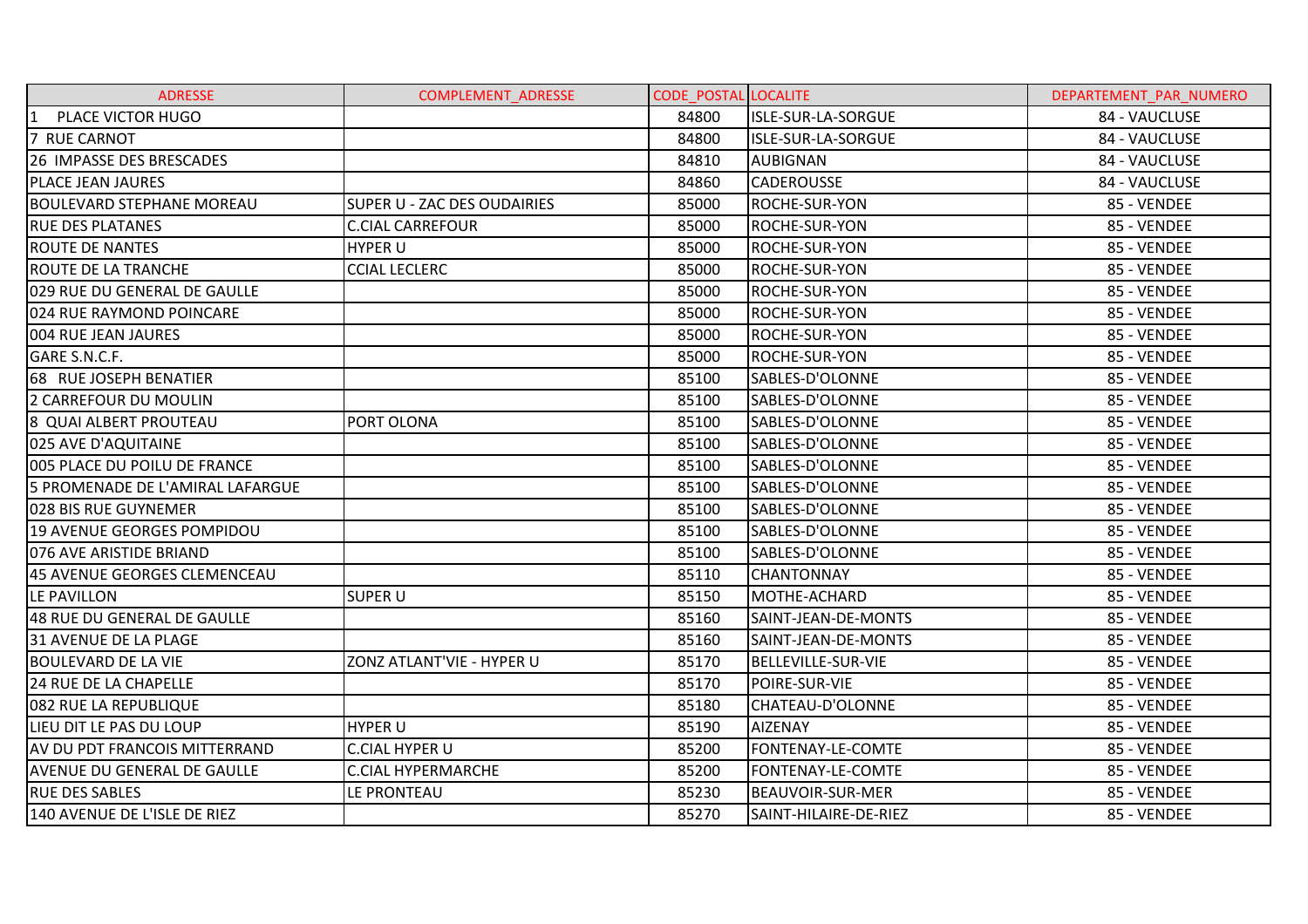| ADRESSE | COMPLEMENT_ADRESSE | CODE_POSTAL | LOCALITE | DEPARTEMENT_PAR_NUMERO |
|---|---|---|---|---|
| 1 PLACE VICTOR HUGO | | 84800 | ISLE-SUR-LA-SORGUE | 84 - VAUCLUSE |
| 7 RUE CARNOT | | 84800 | ISLE-SUR-LA-SORGUE | 84 - VAUCLUSE |
| 26 IMPASSE DES BRESCADES | | 84810 | AUBIGNAN | 84 - VAUCLUSE |
| PLACE JEAN JAURES | | 84860 | CADEROUSSE | 84 - VAUCLUSE |
| BOULEVARD STEPHANE MOREAU | SUPER U - ZAC DES OUDAIRIES | 85000 | ROCHE-SUR-YON | 85 - VENDEE |
| RUE DES PLATANES | C.CIAL CARREFOUR | 85000 | ROCHE-SUR-YON | 85 - VENDEE |
| ROUTE DE NANTES | HYPER U | 85000 | ROCHE-SUR-YON | 85 - VENDEE |
| ROUTE DE LA TRANCHE | CCIAL LECLERC | 85000 | ROCHE-SUR-YON | 85 - VENDEE |
| 029 RUE DU GENERAL DE GAULLE | | 85000 | ROCHE-SUR-YON | 85 - VENDEE |
| 024 RUE RAYMOND POINCARE | | 85000 | ROCHE-SUR-YON | 85 - VENDEE |
| 004 RUE JEAN JAURES | | 85000 | ROCHE-SUR-YON | 85 - VENDEE |
| GARE S.N.C.F. | | 85000 | ROCHE-SUR-YON | 85 - VENDEE |
| 68 RUE JOSEPH BENATIER | | 85100 | SABLES-D'OLONNE | 85 - VENDEE |
| 2 CARREFOUR DU MOULIN | | 85100 | SABLES-D'OLONNE | 85 - VENDEE |
| 8 QUAI ALBERT PROUTEAU | PORT OLONA | 85100 | SABLES-D'OLONNE | 85 - VENDEE |
| 025 AVE D'AQUITAINE | | 85100 | SABLES-D'OLONNE | 85 - VENDEE |
| 005 PLACE DU POILU DE FRANCE | | 85100 | SABLES-D'OLONNE | 85 - VENDEE |
| 5 PROMENADE DE L'AMIRAL LAFARGUE | | 85100 | SABLES-D'OLONNE | 85 - VENDEE |
| 028 BIS RUE GUYNEMER | | 85100 | SABLES-D'OLONNE | 85 - VENDEE |
| 19 AVENUE GEORGES POMPIDOU | | 85100 | SABLES-D'OLONNE | 85 - VENDEE |
| 076 AVE ARISTIDE BRIAND | | 85100 | SABLES-D'OLONNE | 85 - VENDEE |
| 45 AVENUE GEORGES CLEMENCEAU | | 85110 | CHANTONNAY | 85 - VENDEE |
| LE PAVILLON | SUPER U | 85150 | MOTHE-ACHARD | 85 - VENDEE |
| 48 RUE DU GENERAL DE GAULLE | | 85160 | SAINT-JEAN-DE-MONTS | 85 - VENDEE |
| 31 AVENUE DE LA PLAGE | | 85160 | SAINT-JEAN-DE-MONTS | 85 - VENDEE |
| BOULEVARD DE LA VIE | ZONZ ATLANT'VIE - HYPER U | 85170 | BELLEVILLE-SUR-VIE | 85 - VENDEE |
| 24 RUE DE LA CHAPELLE | | 85170 | POIRE-SUR-VIE | 85 - VENDEE |
| 082 RUE LA REPUBLIQUE | | 85180 | CHATEAU-D'OLONNE | 85 - VENDEE |
| LIEU DIT LE PAS DU LOUP | HYPER U | 85190 | AIZENAY | 85 - VENDEE |
| AV DU PDT FRANCOIS MITTERRAND | C.CIAL HYPER U | 85200 | FONTENAY-LE-COMTE | 85 - VENDEE |
| AVENUE DU GENERAL DE GAULLE | C.CIAL HYPERMARCHE | 85200 | FONTENAY-LE-COMTE | 85 - VENDEE |
| RUE DES SABLES | LE PRONTEAU | 85230 | BEAUVOIR-SUR-MER | 85 - VENDEE |
| 140 AVENUE DE L'ISLE DE RIEZ | | 85270 | SAINT-HILAIRE-DE-RIEZ | 85 - VENDEE |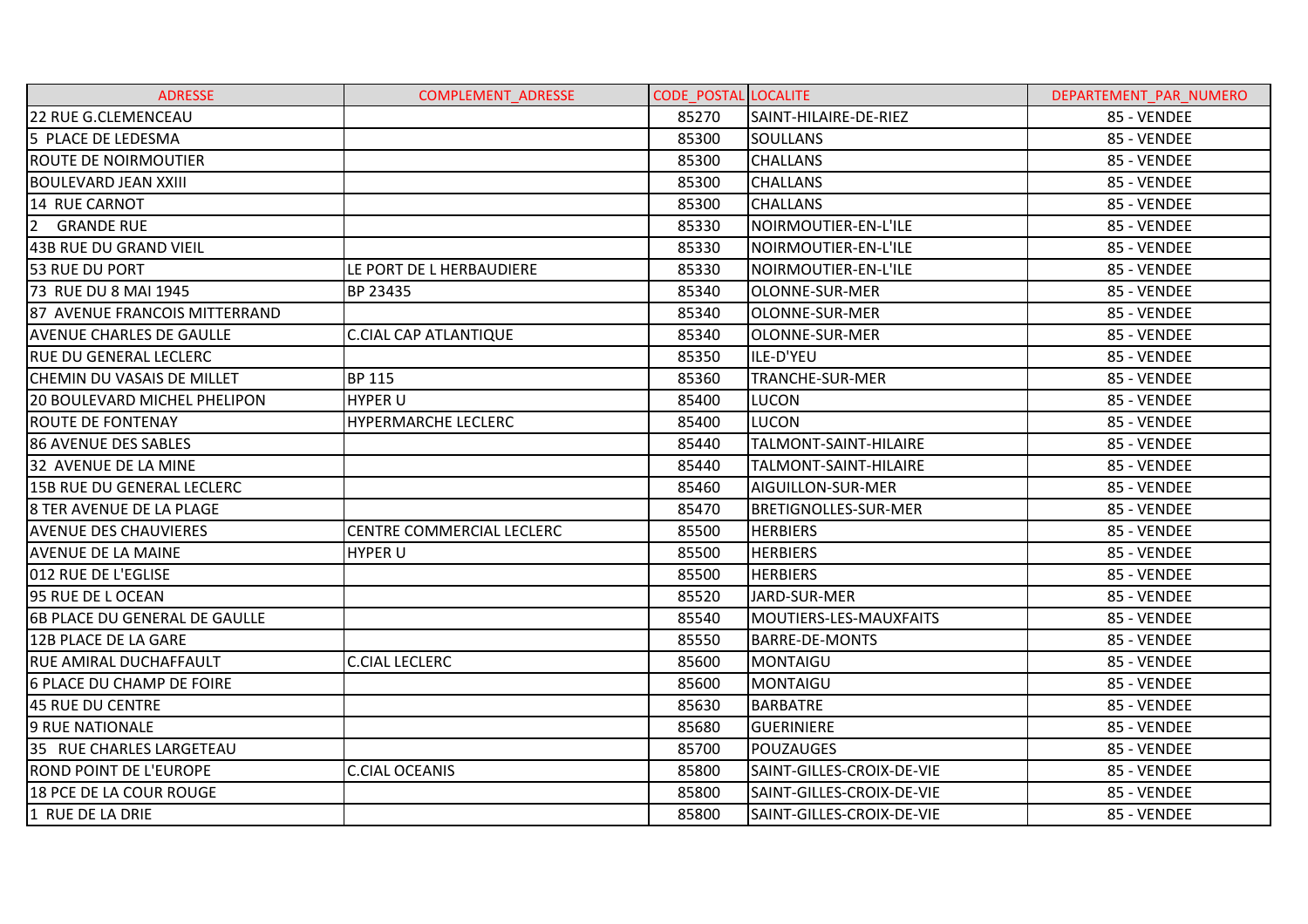| ADRESSE | COMPLEMENT_ADRESSE | CODE_POSTAL | LOCALITE | DEPARTEMENT_PAR_NUMERO |
|---|---|---|---|---|
| 22 RUE G.CLEMENCEAU | | 85270 | SAINT-HILAIRE-DE-RIEZ | 85 - VENDEE |
| 5 PLACE DE LEDESMA | | 85300 | SOULLANS | 85 - VENDEE |
| ROUTE DE NOIRMOUTIER | | 85300 | CHALLANS | 85 - VENDEE |
| BOULEVARD JEAN XXIII | | 85300 | CHALLANS | 85 - VENDEE |
| 14 RUE CARNOT | | 85300 | CHALLANS | 85 - VENDEE |
| 2 GRANDE RUE | | 85330 | NOIRMOUTIER-EN-L'ILE | 85 - VENDEE |
| 43B RUE DU GRAND VIEIL | | 85330 | NOIRMOUTIER-EN-L'ILE | 85 - VENDEE |
| 53 RUE DU PORT | LE PORT DE L HERBAUDIERE | 85330 | NOIRMOUTIER-EN-L'ILE | 85 - VENDEE |
| 73 RUE DU 8 MAI 1945 | BP 23435 | 85340 | OLONNE-SUR-MER | 85 - VENDEE |
| 87 AVENUE FRANCOIS MITTERRAND | | 85340 | OLONNE-SUR-MER | 85 - VENDEE |
| AVENUE CHARLES DE GAULLE | C.CIAL CAP ATLANTIQUE | 85340 | OLONNE-SUR-MER | 85 - VENDEE |
| RUE DU GENERAL LECLERC | | 85350 | ILE-D'YEU | 85 - VENDEE |
| CHEMIN DU VASAIS DE MILLET | BP 115 | 85360 | TRANCHE-SUR-MER | 85 - VENDEE |
| 20 BOULEVARD MICHEL PHELIPON | HYPER U | 85400 | LUCON | 85 - VENDEE |
| ROUTE DE FONTENAY | HYPERMARCHE LECLERC | 85400 | LUCON | 85 - VENDEE |
| 86 AVENUE DES SABLES | | 85440 | TALMONT-SAINT-HILAIRE | 85 - VENDEE |
| 32 AVENUE DE LA MINE | | 85440 | TALMONT-SAINT-HILAIRE | 85 - VENDEE |
| 15B RUE DU GENERAL LECLERC | | 85460 | AIGUILLON-SUR-MER | 85 - VENDEE |
| 8 TER AVENUE DE LA PLAGE | | 85470 | BRETIGNOLLES-SUR-MER | 85 - VENDEE |
| AVENUE DES CHAUVIERES | CENTRE COMMERCIAL LECLERC | 85500 | HERBIERS | 85 - VENDEE |
| AVENUE DE LA MAINE | HYPER U | 85500 | HERBIERS | 85 - VENDEE |
| 012 RUE DE L'EGLISE | | 85500 | HERBIERS | 85 - VENDEE |
| 95 RUE DE L OCEAN | | 85520 | JARD-SUR-MER | 85 - VENDEE |
| 6B PLACE DU GENERAL DE GAULLE | | 85540 | MOUTIERS-LES-MAUXFAITS | 85 - VENDEE |
| 12B PLACE DE LA GARE | | 85550 | BARRE-DE-MONTS | 85 - VENDEE |
| RUE AMIRAL DUCHAFFAULT | C.CIAL LECLERC | 85600 | MONTAIGU | 85 - VENDEE |
| 6 PLACE DU CHAMP DE FOIRE | | 85600 | MONTAIGU | 85 - VENDEE |
| 45 RUE DU CENTRE | | 85630 | BARBATRE | 85 - VENDEE |
| 9 RUE NATIONALE | | 85680 | GUERINIERE | 85 - VENDEE |
| 35 RUE CHARLES LARGETEAU | | 85700 | POUZAUGES | 85 - VENDEE |
| ROND POINT DE L'EUROPE | C.CIAL OCEANIS | 85800 | SAINT-GILLES-CROIX-DE-VIE | 85 - VENDEE |
| 18 PCE DE LA COUR ROUGE | | 85800 | SAINT-GILLES-CROIX-DE-VIE | 85 - VENDEE |
| 1 RUE DE LA DRIE | | 85800 | SAINT-GILLES-CROIX-DE-VIE | 85 - VENDEE |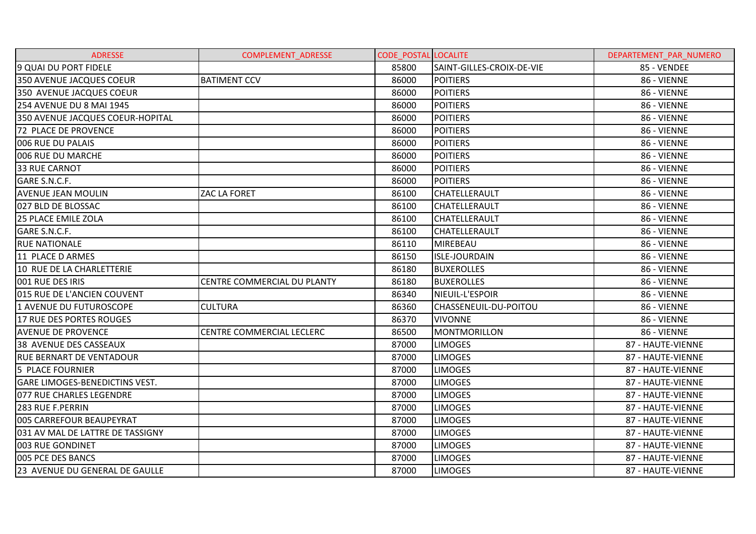| ADRESSE | COMPLEMENT_ADRESSE | CODE_POSTAL | LOCALITE | DEPARTEMENT_PAR_NUMERO |
| --- | --- | --- | --- | --- |
| 9 QUAI DU PORT FIDELE | | 85800 | SAINT-GILLES-CROIX-DE-VIE | 85 - VENDEE |
| 350 AVENUE JACQUES COEUR | BATIMENT CCV | 86000 | POITIERS | 86 - VIENNE |
| 350 AVENUE JACQUES COEUR | | 86000 | POITIERS | 86 - VIENNE |
| 254 AVENUE DU 8 MAI 1945 | | 86000 | POITIERS | 86 - VIENNE |
| 350 AVENUE JACQUES COEUR-HOPITAL | | 86000 | POITIERS | 86 - VIENNE |
| 72 PLACE DE PROVENCE | | 86000 | POITIERS | 86 - VIENNE |
| 006 RUE DU PALAIS | | 86000 | POITIERS | 86 - VIENNE |
| 006 RUE DU MARCHE | | 86000 | POITIERS | 86 - VIENNE |
| 33 RUE CARNOT | | 86000 | POITIERS | 86 - VIENNE |
| GARE S.N.C.F. | | 86000 | POITIERS | 86 - VIENNE |
| AVENUE JEAN MOULIN | ZAC LA FORET | 86100 | CHATELLERAULT | 86 - VIENNE |
| 027 BLD DE BLOSSAC | | 86100 | CHATELLERAULT | 86 - VIENNE |
| 25 PLACE EMILE ZOLA | | 86100 | CHATELLERAULT | 86 - VIENNE |
| GARE S.N.C.F. | | 86100 | CHATELLERAULT | 86 - VIENNE |
| RUE NATIONALE | | 86110 | MIREBEAU | 86 - VIENNE |
| 11 PLACE D ARMES | | 86150 | ISLE-JOURDAIN | 86 - VIENNE |
| 10 RUE DE LA CHARLETTERIE | | 86180 | BUXEROLLES | 86 - VIENNE |
| 001 RUE DES IRIS | CENTRE COMMERCIAL DU PLANTY | 86180 | BUXEROLLES | 86 - VIENNE |
| 015 RUE DE L'ANCIEN COUVENT | | 86340 | NIEUIL-L'ESPOIR | 86 - VIENNE |
| 1 AVENUE DU FUTUROSCOPE | CULTURA | 86360 | CHASSENEUIL-DU-POITOU | 86 - VIENNE |
| 17 RUE DES PORTES ROUGES | | 86370 | VIVONNE | 86 - VIENNE |
| AVENUE DE PROVENCE | CENTRE COMMERCIAL LECLERC | 86500 | MONTMORILLON | 86 - VIENNE |
| 38 AVENUE DES CASSEAUX | | 87000 | LIMOGES | 87 - HAUTE-VIENNE |
| RUE BERNART DE VENTADOUR | | 87000 | LIMOGES | 87 - HAUTE-VIENNE |
| 5 PLACE FOURNIER | | 87000 | LIMOGES | 87 - HAUTE-VIENNE |
| GARE LIMOGES-BENEDICTINS VEST. | | 87000 | LIMOGES | 87 - HAUTE-VIENNE |
| 077 RUE CHARLES LEGENDRE | | 87000 | LIMOGES | 87 - HAUTE-VIENNE |
| 283 RUE F.PERRIN | | 87000 | LIMOGES | 87 - HAUTE-VIENNE |
| 005 CARREFOUR BEAUPEYRAT | | 87000 | LIMOGES | 87 - HAUTE-VIENNE |
| 031 AV MAL DE LATTRE DE TASSIGNY | | 87000 | LIMOGES | 87 - HAUTE-VIENNE |
| 003 RUE GONDINET | | 87000 | LIMOGES | 87 - HAUTE-VIENNE |
| 005 PCE DES BANCS | | 87000 | LIMOGES | 87 - HAUTE-VIENNE |
| 23 AVENUE DU GENERAL DE GAULLE | | 87000 | LIMOGES | 87 - HAUTE-VIENNE |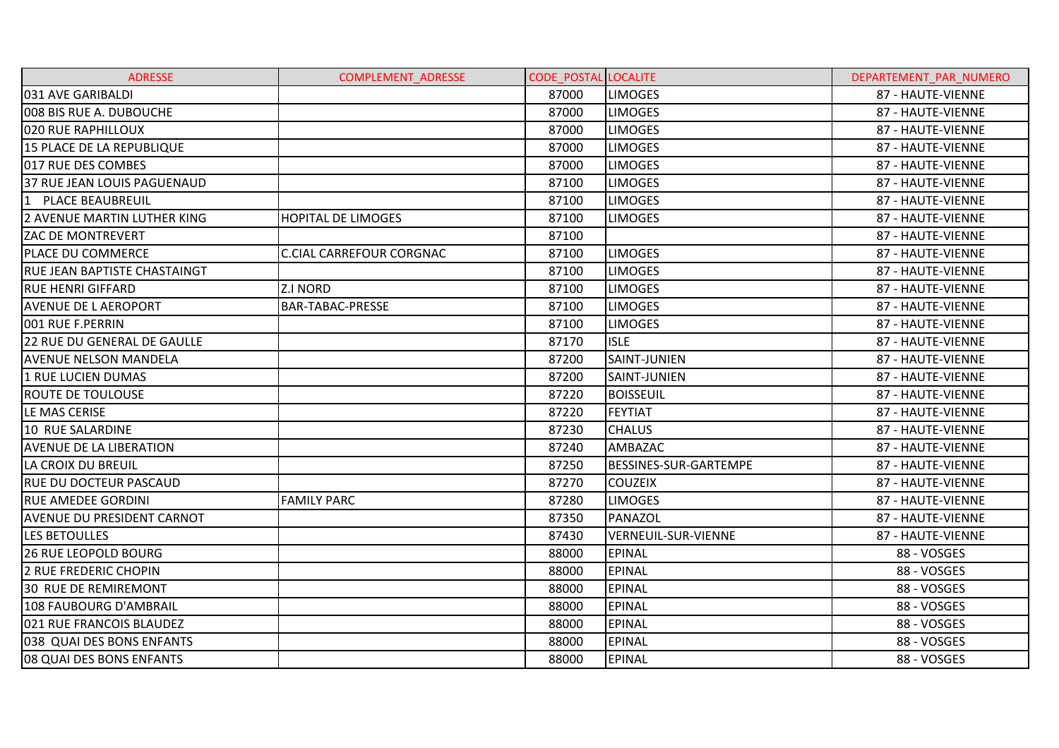| ADRESSE | COMPLEMENT_ADRESSE | CODE_POSTAL | LOCALITE | DEPARTEMENT_PAR_NUMERO |
| --- | --- | --- | --- | --- |
| 031 AVE GARIBALDI | | 87000 | LIMOGES | 87 - HAUTE-VIENNE |
| 008 BIS RUE A. DUBOUCHE | | 87000 | LIMOGES | 87 - HAUTE-VIENNE |
| 020 RUE RAPHILLOUX | | 87000 | LIMOGES | 87 - HAUTE-VIENNE |
| 15 PLACE DE LA REPUBLIQUE | | 87000 | LIMOGES | 87 - HAUTE-VIENNE |
| 017 RUE DES COMBES | | 87000 | LIMOGES | 87 - HAUTE-VIENNE |
| 37 RUE JEAN LOUIS PAGUENAUD | | 87100 | LIMOGES | 87 - HAUTE-VIENNE |
| 1 PLACE BEAUBREUIL | | 87100 | LIMOGES | 87 - HAUTE-VIENNE |
| 2 AVENUE MARTIN LUTHER KING | HOPITAL DE LIMOGES | 87100 | LIMOGES | 87 - HAUTE-VIENNE |
| ZAC DE MONTREVERT | | 87100 | | 87 - HAUTE-VIENNE |
| PLACE DU COMMERCE | C.CIAL CARREFOUR CORGNAC | 87100 | LIMOGES | 87 - HAUTE-VIENNE |
| RUE JEAN BAPTISTE CHASTAINGT | | 87100 | LIMOGES | 87 - HAUTE-VIENNE |
| RUE HENRI GIFFARD | Z.I NORD | 87100 | LIMOGES | 87 - HAUTE-VIENNE |
| AVENUE DE L AEROPORT | BAR-TABAC-PRESSE | 87100 | LIMOGES | 87 - HAUTE-VIENNE |
| 001 RUE F.PERRIN | | 87100 | LIMOGES | 87 - HAUTE-VIENNE |
| 22 RUE DU GENERAL DE GAULLE | | 87170 | ISLE | 87 - HAUTE-VIENNE |
| AVENUE NELSON MANDELA | | 87200 | SAINT-JUNIEN | 87 - HAUTE-VIENNE |
| 1 RUE LUCIEN DUMAS | | 87200 | SAINT-JUNIEN | 87 - HAUTE-VIENNE |
| ROUTE DE TOULOUSE | | 87220 | BOISSEUIL | 87 - HAUTE-VIENNE |
| LE MAS CERISE | | 87220 | FEYTIAT | 87 - HAUTE-VIENNE |
| 10 RUE SALARDINE | | 87230 | CHALUS | 87 - HAUTE-VIENNE |
| AVENUE DE LA LIBERATION | | 87240 | AMBAZAC | 87 - HAUTE-VIENNE |
| LA CROIX DU BREUIL | | 87250 | BESSINES-SUR-GARTEMPE | 87 - HAUTE-VIENNE |
| RUE DU DOCTEUR PASCAUD | | 87270 | COUZEIX | 87 - HAUTE-VIENNE |
| RUE AMEDEE GORDINI | FAMILY PARC | 87280 | LIMOGES | 87 - HAUTE-VIENNE |
| AVENUE DU PRESIDENT CARNOT | | 87350 | PANAZOL | 87 - HAUTE-VIENNE |
| LES BETOULLES | | 87430 | VERNEUIL-SUR-VIENNE | 87 - HAUTE-VIENNE |
| 26 RUE LEOPOLD BOURG | | 88000 | EPINAL | 88 - VOSGES |
| 2 RUE FREDERIC CHOPIN | | 88000 | EPINAL | 88 - VOSGES |
| 30 RUE DE REMIREMONT | | 88000 | EPINAL | 88 - VOSGES |
| 108 FAUBOURG D'AMBRAIL | | 88000 | EPINAL | 88 - VOSGES |
| 021 RUE FRANCOIS BLAUDEZ | | 88000 | EPINAL | 88 - VOSGES |
| 038 QUAI DES BONS ENFANTS | | 88000 | EPINAL | 88 - VOSGES |
| 08 QUAI DES BONS ENFANTS | | 88000 | EPINAL | 88 - VOSGES |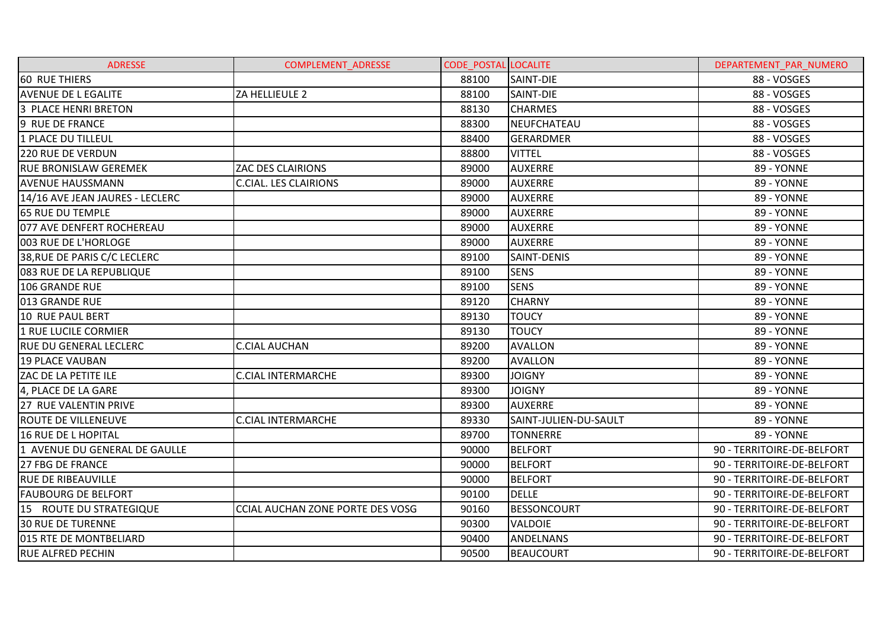| ADRESSE | COMPLEMENT_ADRESSE | CODE_POSTAL | LOCALITE | DEPARTEMENT_PAR_NUMERO |
|---|---|---|---|---|
| 60 RUE THIERS | | 88100 | SAINT-DIE | 88 - VOSGES |
| AVENUE DE L EGALITE | ZA HELLIEULE 2 | 88100 | SAINT-DIE | 88 - VOSGES |
| 3 PLACE HENRI BRETON | | 88130 | CHARMES | 88 - VOSGES |
| 9 RUE DE FRANCE | | 88300 | NEUFCHATEAU | 88 - VOSGES |
| 1 PLACE DU TILLEUL | | 88400 | GERARDMER | 88 - VOSGES |
| 220 RUE DE VERDUN | | 88800 | VITTEL | 88 - VOSGES |
| RUE BRONISLAW GEREMEK | ZAC DES CLAIRIONS | 89000 | AUXERRE | 89 - YONNE |
| AVENUE HAUSSMANN | C.CIAL. LES CLAIRIONS | 89000 | AUXERRE | 89 - YONNE |
| 14/16 AVE JEAN JAURES - LECLERC | | 89000 | AUXERRE | 89 - YONNE |
| 65 RUE DU TEMPLE | | 89000 | AUXERRE | 89 - YONNE |
| 077 AVE DENFERT ROCHEREAU | | 89000 | AUXERRE | 89 - YONNE |
| 003 RUE DE L'HORLOGE | | 89000 | AUXERRE | 89 - YONNE |
| 38,RUE DE PARIS C/C LECLERC | | 89100 | SAINT-DENIS | 89 - YONNE |
| 083 RUE DE LA REPUBLIQUE | | 89100 | SENS | 89 - YONNE |
| 106 GRANDE RUE | | 89100 | SENS | 89 - YONNE |
| 013 GRANDE RUE | | 89120 | CHARNY | 89 - YONNE |
| 10 RUE PAUL BERT | | 89130 | TOUCY | 89 - YONNE |
| 1 RUE LUCILE CORMIER | | 89130 | TOUCY | 89 - YONNE |
| RUE DU GENERAL LECLERC | C.CIAL AUCHAN | 89200 | AVALLON | 89 - YONNE |
| 19 PLACE VAUBAN | | 89200 | AVALLON | 89 - YONNE |
| ZAC DE LA PETITE ILE | C.CIAL INTERMARCHE | 89300 | JOIGNY | 89 - YONNE |
| 4, PLACE DE LA GARE | | 89300 | JOIGNY | 89 - YONNE |
| 27 RUE VALENTIN PRIVE | | 89300 | AUXERRE | 89 - YONNE |
| ROUTE DE VILLENEUVE | C.CIAL INTERMARCHE | 89330 | SAINT-JULIEN-DU-SAULT | 89 - YONNE |
| 16 RUE DE L HOPITAL | | 89700 | TONNERRE | 89 - YONNE |
| 1 AVENUE DU GENERAL DE GAULLE | | 90000 | BELFORT | 90 - TERRITOIRE-DE-BELFORT |
| 27 FBG DE FRANCE | | 90000 | BELFORT | 90 - TERRITOIRE-DE-BELFORT |
| RUE DE RIBEAUVILLE | | 90000 | BELFORT | 90 - TERRITOIRE-DE-BELFORT |
| FAUBOURG DE BELFORT | | 90100 | DELLE | 90 - TERRITOIRE-DE-BELFORT |
| 15 ROUTE DU STRATEGIQUE | CCIAL AUCHAN ZONE PORTE DES VOSG | 90160 | BESSONCOURT | 90 - TERRITOIRE-DE-BELFORT |
| 30 RUE DE TURENNE | | 90300 | VALDOIE | 90 - TERRITOIRE-DE-BELFORT |
| 015 RTE DE MONTBELIARD | | 90400 | ANDELNANS | 90 - TERRITOIRE-DE-BELFORT |
| RUE ALFRED PECHIN | | 90500 | BEAUCOURT | 90 - TERRITOIRE-DE-BELFORT |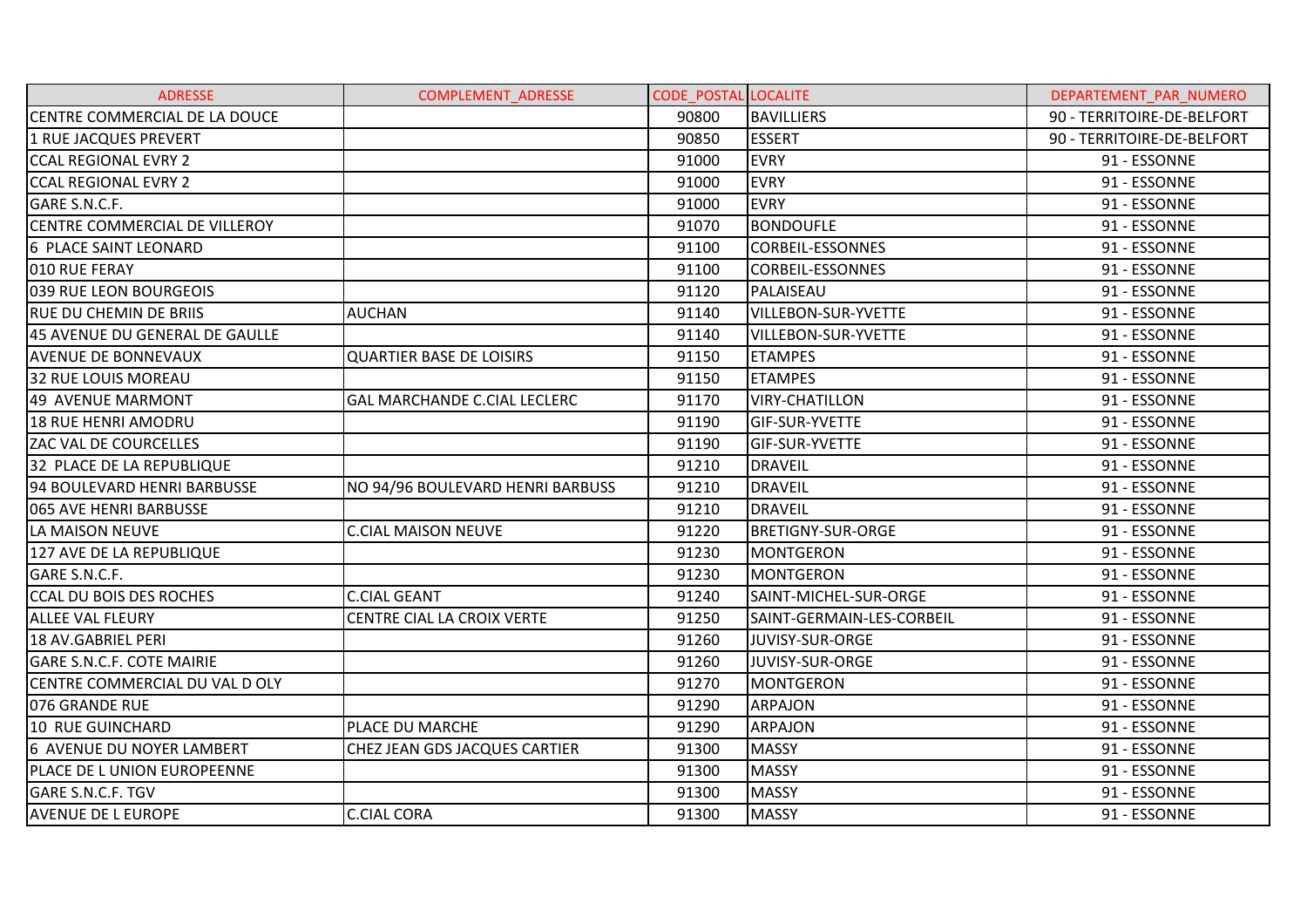| ADRESSE | COMPLEMENT_ADRESSE | CODE_POSTAL | LOCALITE | DEPARTEMENT_PAR_NUMERO |
|---|---|---|---|---|
| CENTRE COMMERCIAL DE LA DOUCE | | 90800 | BAVILLIERS | 90 - TERRITOIRE-DE-BELFORT |
| 1 RUE JACQUES PREVERT | | 90850 | ESSERT | 90 - TERRITOIRE-DE-BELFORT |
| CCAL REGIONAL EVRY 2 | | 91000 | EVRY | 91 - ESSONNE |
| CCAL REGIONAL EVRY 2 | | 91000 | EVRY | 91 - ESSONNE |
| GARE S.N.C.F. | | 91000 | EVRY | 91 - ESSONNE |
| CENTRE COMMERCIAL DE VILLEROY | | 91070 | BONDOUFLE | 91 - ESSONNE |
| 6 PLACE SAINT LEONARD | | 91100 | CORBEIL-ESSONNES | 91 - ESSONNE |
| 010 RUE FERAY | | 91100 | CORBEIL-ESSONNES | 91 - ESSONNE |
| 039 RUE LEON BOURGEOIS | | 91120 | PALAISEAU | 91 - ESSONNE |
| RUE DU CHEMIN DE BRIIS | AUCHAN | 91140 | VILLEBON-SUR-YVETTE | 91 - ESSONNE |
| 45 AVENUE DU GENERAL DE GAULLE | | 91140 | VILLEBON-SUR-YVETTE | 91 - ESSONNE |
| AVENUE DE BONNEVAUX | QUARTIER BASE DE LOISIRS | 91150 | ETAMPES | 91 - ESSONNE |
| 32 RUE LOUIS MOREAU | | 91150 | ETAMPES | 91 - ESSONNE |
| 49 AVENUE MARMONT | GAL MARCHANDE C.CIAL LECLERC | 91170 | VIRY-CHATILLON | 91 - ESSONNE |
| 18 RUE HENRI AMODRU | | 91190 | GIF-SUR-YVETTE | 91 - ESSONNE |
| ZAC VAL DE COURCELLES | | 91190 | GIF-SUR-YVETTE | 91 - ESSONNE |
| 32 PLACE DE LA REPUBLIQUE | | 91210 | DRAVEIL | 91 - ESSONNE |
| 94 BOULEVARD HENRI BARBUSSE | NO 94/96 BOULEVARD HENRI BARBUSS | 91210 | DRAVEIL | 91 - ESSONNE |
| 065 AVE HENRI BARBUSSE | | 91210 | DRAVEIL | 91 - ESSONNE |
| LA MAISON NEUVE | C.CIAL MAISON NEUVE | 91220 | BRETIGNY-SUR-ORGE | 91 - ESSONNE |
| 127 AVE DE LA REPUBLIQUE | | 91230 | MONTGERON | 91 - ESSONNE |
| GARE S.N.C.F. | | 91230 | MONTGERON | 91 - ESSONNE |
| CCAL DU BOIS DES ROCHES | C.CIAL GEANT | 91240 | SAINT-MICHEL-SUR-ORGE | 91 - ESSONNE |
| ALLEE VAL FLEURY | CENTRE CIAL LA CROIX VERTE | 91250 | SAINT-GERMAIN-LES-CORBEIL | 91 - ESSONNE |
| 18 AV.GABRIEL PERI | | 91260 | JUVISY-SUR-ORGE | 91 - ESSONNE |
| GARE S.N.C.F. COTE MAIRIE | | 91260 | JUVISY-SUR-ORGE | 91 - ESSONNE |
| CENTRE COMMERCIAL DU VAL D OLY | | 91270 | MONTGERON | 91 - ESSONNE |
| 076 GRANDE RUE | | 91290 | ARPAJON | 91 - ESSONNE |
| 10 RUE GUINCHARD | PLACE DU MARCHE | 91290 | ARPAJON | 91 - ESSONNE |
| 6 AVENUE DU NOYER LAMBERT | CHEZ JEAN GDS JACQUES CARTIER | 91300 | MASSY | 91 - ESSONNE |
| PLACE DE L UNION EUROPEENNE | | 91300 | MASSY | 91 - ESSONNE |
| GARE S.N.C.F. TGV | | 91300 | MASSY | 91 - ESSONNE |
| AVENUE DE L EUROPE | C.CIAL CORA | 91300 | MASSY | 91 - ESSONNE |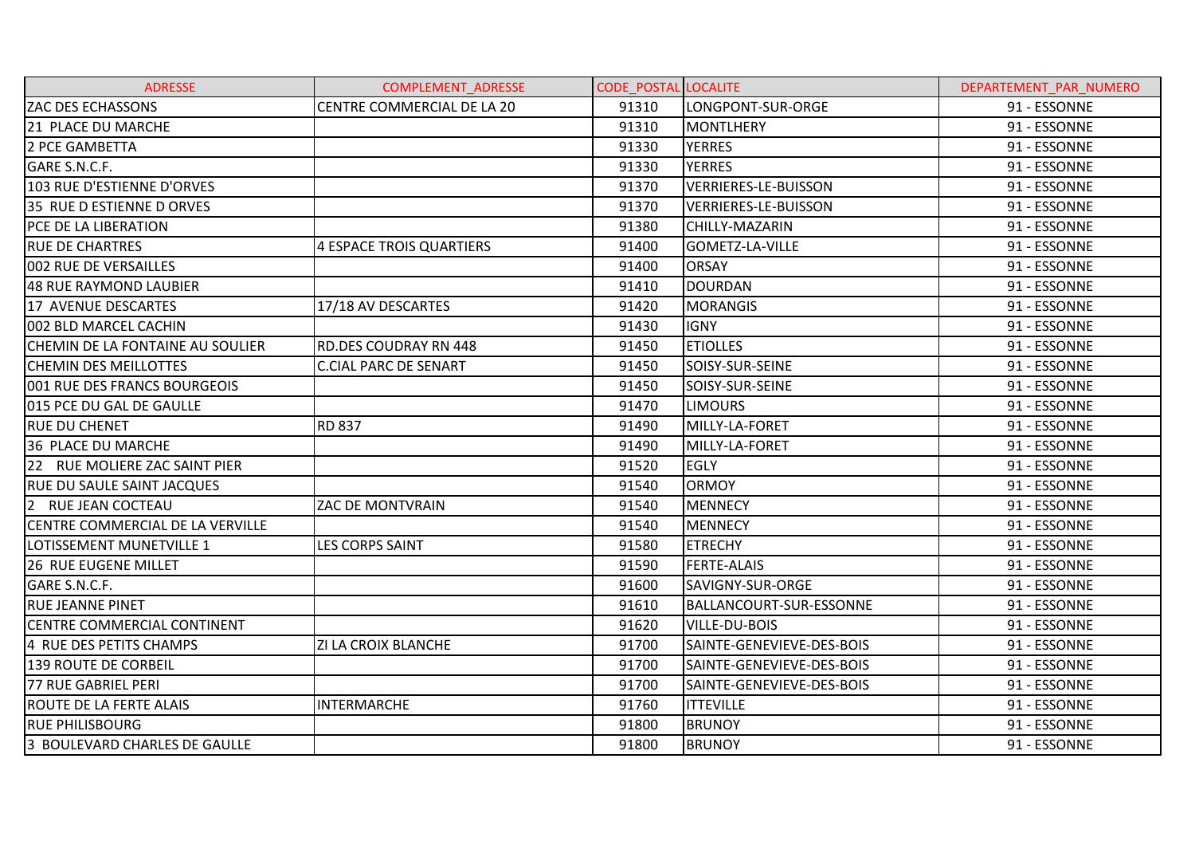| ADRESSE | COMPLEMENT_ADRESSE | CODE_POSTAL | LOCALITE | DEPARTEMENT_PAR_NUMERO |
|---|---|---|---|---|
| ZAC DES ECHASSONS | CENTRE COMMERCIAL DE LA 20 | 91310 | LONGPONT-SUR-ORGE | 91 - ESSONNE |
| 21 PLACE DU MARCHE | | 91310 | MONTLHERY | 91 - ESSONNE |
| 2 PCE GAMBETTA | | 91330 | YERRES | 91 - ESSONNE |
| GARE S.N.C.F. | | 91330 | YERRES | 91 - ESSONNE |
| 103 RUE D'ESTIENNE D'ORVES | | 91370 | VERRIERES-LE-BUISSON | 91 - ESSONNE |
| 35 RUE D ESTIENNE D ORVES | | 91370 | VERRIERES-LE-BUISSON | 91 - ESSONNE |
| PCE DE LA LIBERATION | | 91380 | CHILLY-MAZARIN | 91 - ESSONNE |
| RUE DE CHARTRES | 4 ESPACE TROIS QUARTIERS | 91400 | GOMETZ-LA-VILLE | 91 - ESSONNE |
| 002 RUE DE VERSAILLES | | 91400 | ORSAY | 91 - ESSONNE |
| 48 RUE RAYMOND LAUBIER | | 91410 | DOURDAN | 91 - ESSONNE |
| 17 AVENUE DESCARTES | 17/18 AV DESCARTES | 91420 | MORANGIS | 91 - ESSONNE |
| 002 BLD MARCEL CACHIN | | 91430 | IGNY | 91 - ESSONNE |
| CHEMIN DE LA FONTAINE AU SOULIER | RD.DES COUDRAY RN 448 | 91450 | ETIOLLES | 91 - ESSONNE |
| CHEMIN DES MEILLOTTES | C.CIAL PARC DE SENART | 91450 | SOISY-SUR-SEINE | 91 - ESSONNE |
| 001 RUE DES FRANCS BOURGEOIS | | 91450 | SOISY-SUR-SEINE | 91 - ESSONNE |
| 015 PCE DU GAL DE GAULLE | | 91470 | LIMOURS | 91 - ESSONNE |
| RUE DU CHENET | RD 837 | 91490 | MILLY-LA-FORET | 91 - ESSONNE |
| 36 PLACE DU MARCHE | | 91490 | MILLY-LA-FORET | 91 - ESSONNE |
| 22 RUE MOLIERE ZAC SAINT PIER | | 91520 | EGLY | 91 - ESSONNE |
| RUE DU SAULE SAINT JACQUES | | 91540 | ORMOY | 91 - ESSONNE |
| 2 RUE JEAN COCTEAU | ZAC DE MONTVRAIN | 91540 | MENNECY | 91 - ESSONNE |
| CENTRE COMMERCIAL DE LA VERVILLE | | 91540 | MENNECY | 91 - ESSONNE |
| LOTISSEMENT MUNETVILLE 1 | LES CORPS SAINT | 91580 | ETRECHY | 91 - ESSONNE |
| 26 RUE EUGENE MILLET | | 91590 | FERTE-ALAIS | 91 - ESSONNE |
| GARE S.N.C.F. | | 91600 | SAVIGNY-SUR-ORGE | 91 - ESSONNE |
| RUE JEANNE PINET | | 91610 | BALLANCOURT-SUR-ESSONNE | 91 - ESSONNE |
| CENTRE COMMERCIAL CONTINENT | | 91620 | VILLE-DU-BOIS | 91 - ESSONNE |
| 4 RUE DES PETITS CHAMPS | ZI LA CROIX BLANCHE | 91700 | SAINTE-GENEVIEVE-DES-BOIS | 91 - ESSONNE |
| 139 ROUTE DE CORBEIL | | 91700 | SAINTE-GENEVIEVE-DES-BOIS | 91 - ESSONNE |
| 77 RUE GABRIEL PERI | | 91700 | SAINTE-GENEVIEVE-DES-BOIS | 91 - ESSONNE |
| ROUTE DE LA FERTE ALAIS | INTERMARCHE | 91760 | ITTEVILLE | 91 - ESSONNE |
| RUE PHILISBOURG | | 91800 | BRUNOY | 91 - ESSONNE |
| 3 BOULEVARD CHARLES DE GAULLE | | 91800 | BRUNOY | 91 - ESSONNE |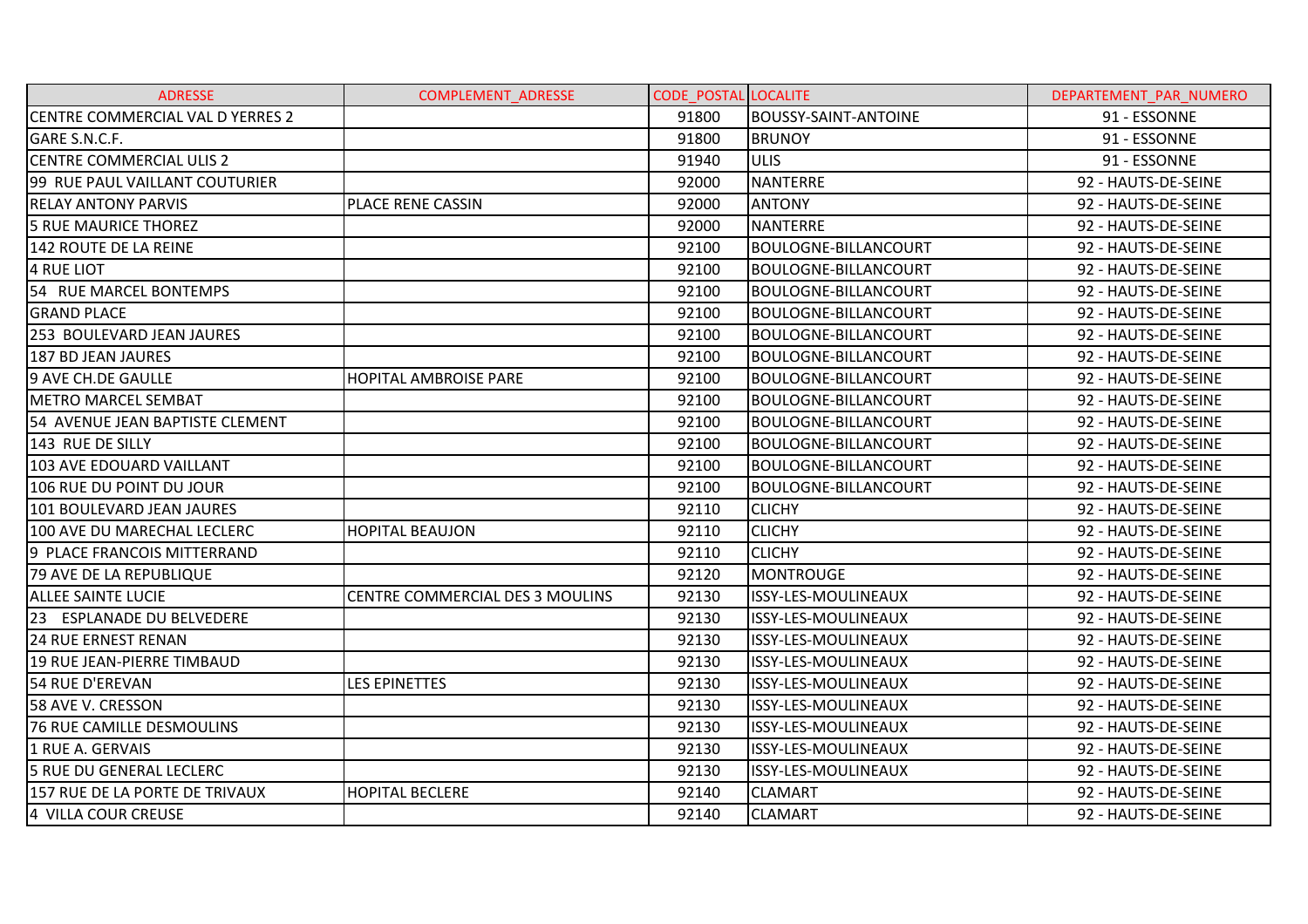| ADRESSE | COMPLEMENT_ADRESSE | CODE_POSTAL | LOCALITE | DEPARTEMENT_PAR_NUMERO |
|---|---|---|---|---|
| CENTRE COMMERCIAL VAL D YERRES 2 | | 91800 | BOUSSY-SAINT-ANTOINE | 91 - ESSONNE |
| GARE S.N.C.F. | | 91800 | BRUNOY | 91 - ESSONNE |
| CENTRE COMMERCIAL ULIS 2 | | 91940 | ULIS | 91 - ESSONNE |
| 99 RUE PAUL VAILLANT COUTURIER | | 92000 | NANTERRE | 92 - HAUTS-DE-SEINE |
| RELAY ANTONY PARVIS | PLACE RENE CASSIN | 92000 | ANTONY | 92 - HAUTS-DE-SEINE |
| 5 RUE MAURICE THOREZ | | 92000 | NANTERRE | 92 - HAUTS-DE-SEINE |
| 142 ROUTE DE LA REINE | | 92100 | BOULOGNE-BILLANCOURT | 92 - HAUTS-DE-SEINE |
| 4 RUE LIOT | | 92100 | BOULOGNE-BILLANCOURT | 92 - HAUTS-DE-SEINE |
| 54 RUE MARCEL BONTEMPS | | 92100 | BOULOGNE-BILLANCOURT | 92 - HAUTS-DE-SEINE |
| GRAND PLACE | | 92100 | BOULOGNE-BILLANCOURT | 92 - HAUTS-DE-SEINE |
| 253 BOULEVARD JEAN JAURES | | 92100 | BOULOGNE-BILLANCOURT | 92 - HAUTS-DE-SEINE |
| 187 BD JEAN JAURES | | 92100 | BOULOGNE-BILLANCOURT | 92 - HAUTS-DE-SEINE |
| 9 AVE CH.DE GAULLE | HOPITAL AMBROISE PARE | 92100 | BOULOGNE-BILLANCOURT | 92 - HAUTS-DE-SEINE |
| METRO MARCEL SEMBAT | | 92100 | BOULOGNE-BILLANCOURT | 92 - HAUTS-DE-SEINE |
| 54 AVENUE JEAN BAPTISTE CLEMENT | | 92100 | BOULOGNE-BILLANCOURT | 92 - HAUTS-DE-SEINE |
| 143 RUE DE SILLY | | 92100 | BOULOGNE-BILLANCOURT | 92 - HAUTS-DE-SEINE |
| 103 AVE EDOUARD VAILLANT | | 92100 | BOULOGNE-BILLANCOURT | 92 - HAUTS-DE-SEINE |
| 106 RUE DU POINT DU JOUR | | 92100 | BOULOGNE-BILLANCOURT | 92 - HAUTS-DE-SEINE |
| 101 BOULEVARD JEAN JAURES | | 92110 | CLICHY | 92 - HAUTS-DE-SEINE |
| 100 AVE DU MARECHAL LECLERC | HOPITAL BEAUJON | 92110 | CLICHY | 92 - HAUTS-DE-SEINE |
| 9 PLACE FRANCOIS MITTERRAND | | 92110 | CLICHY | 92 - HAUTS-DE-SEINE |
| 79 AVE DE LA REPUBLIQUE | | 92120 | MONTROUGE | 92 - HAUTS-DE-SEINE |
| ALLEE SAINTE LUCIE | CENTRE COMMERCIAL DES 3 MOULINS | 92130 | ISSY-LES-MOULINEAUX | 92 - HAUTS-DE-SEINE |
| 23 ESPLANADE DU BELVEDERE | | 92130 | ISSY-LES-MOULINEAUX | 92 - HAUTS-DE-SEINE |
| 24 RUE ERNEST RENAN | | 92130 | ISSY-LES-MOULINEAUX | 92 - HAUTS-DE-SEINE |
| 19 RUE JEAN-PIERRE TIMBAUD | | 92130 | ISSY-LES-MOULINEAUX | 92 - HAUTS-DE-SEINE |
| 54 RUE D'EREVAN | LES EPINETTES | 92130 | ISSY-LES-MOULINEAUX | 92 - HAUTS-DE-SEINE |
| 58 AVE V. CRESSON | | 92130 | ISSY-LES-MOULINEAUX | 92 - HAUTS-DE-SEINE |
| 76 RUE CAMILLE DESMOULINS | | 92130 | ISSY-LES-MOULINEAUX | 92 - HAUTS-DE-SEINE |
| 1 RUE A. GERVAIS | | 92130 | ISSY-LES-MOULINEAUX | 92 - HAUTS-DE-SEINE |
| 5 RUE DU GENERAL LECLERC | | 92130 | ISSY-LES-MOULINEAUX | 92 - HAUTS-DE-SEINE |
| 157 RUE DE LA PORTE DE TRIVAUX | HOPITAL BECLERE | 92140 | CLAMART | 92 - HAUTS-DE-SEINE |
| 4 VILLA COUR CREUSE | | 92140 | CLAMART | 92 - HAUTS-DE-SEINE |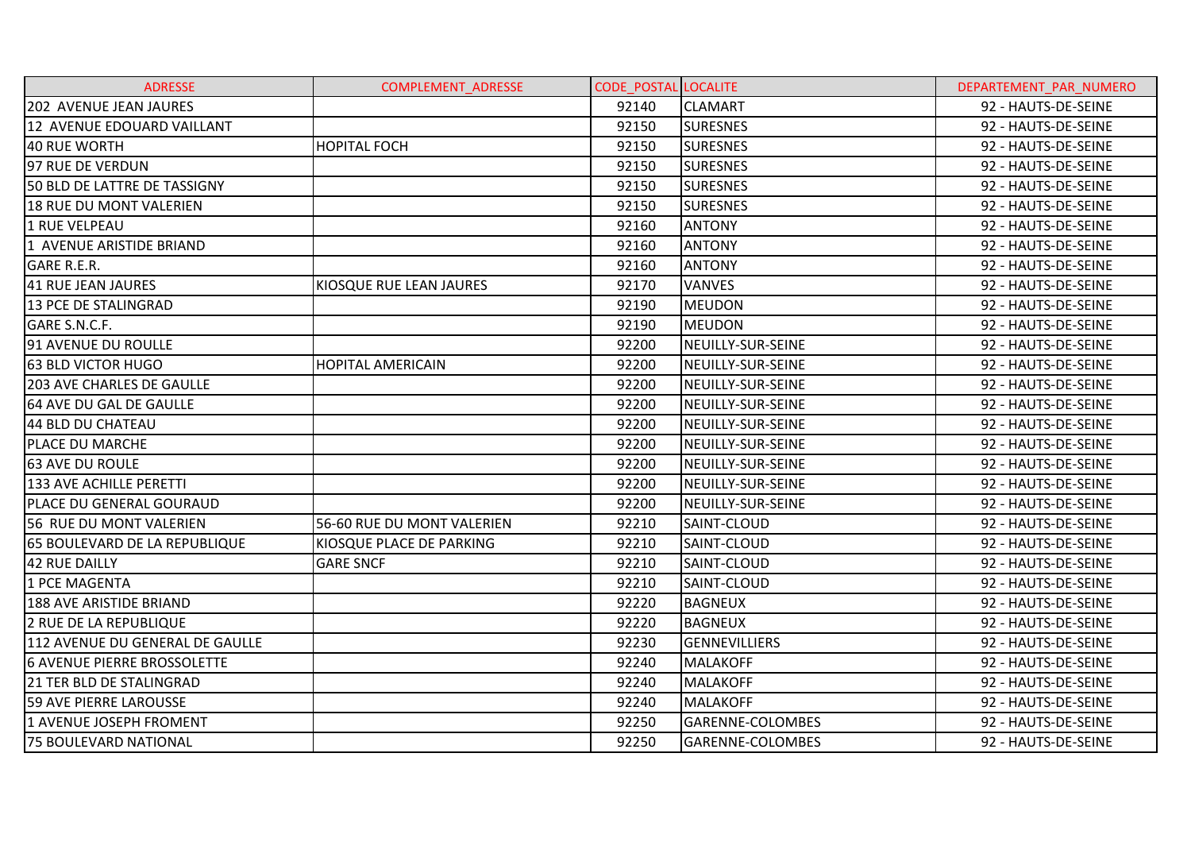| ADRESSE | COMPLEMENT_ADRESSE | CODE_POSTAL | LOCALITE | DEPARTEMENT_PAR_NUMERO |
|---|---|---|---|---|
| 202 AVENUE JEAN JAURES | | 92140 | CLAMART | 92 - HAUTS-DE-SEINE |
| 12 AVENUE EDOUARD VAILLANT | | 92150 | SURESNES | 92 - HAUTS-DE-SEINE |
| 40 RUE WORTH | HOPITAL FOCH | 92150 | SURESNES | 92 - HAUTS-DE-SEINE |
| 97 RUE DE VERDUN | | 92150 | SURESNES | 92 - HAUTS-DE-SEINE |
| 50 BLD DE LATTRE DE TASSIGNY | | 92150 | SURESNES | 92 - HAUTS-DE-SEINE |
| 18 RUE DU MONT VALERIEN | | 92150 | SURESNES | 92 - HAUTS-DE-SEINE |
| 1 RUE VELPEAU | | 92160 | ANTONY | 92 - HAUTS-DE-SEINE |
| 1 AVENUE ARISTIDE BRIAND | | 92160 | ANTONY | 92 - HAUTS-DE-SEINE |
| GARE R.E.R. | | 92160 | ANTONY | 92 - HAUTS-DE-SEINE |
| 41 RUE JEAN JAURES | KIOSQUE RUE LEAN JAURES | 92170 | VANVES | 92 - HAUTS-DE-SEINE |
| 13 PCE DE STALINGRAD | | 92190 | MEUDON | 92 - HAUTS-DE-SEINE |
| GARE S.N.C.F. | | 92190 | MEUDON | 92 - HAUTS-DE-SEINE |
| 91 AVENUE DU ROULLE | | 92200 | NEUILLY-SUR-SEINE | 92 - HAUTS-DE-SEINE |
| 63 BLD VICTOR HUGO | HOPITAL AMERICAIN | 92200 | NEUILLY-SUR-SEINE | 92 - HAUTS-DE-SEINE |
| 203 AVE CHARLES DE GAULLE | | 92200 | NEUILLY-SUR-SEINE | 92 - HAUTS-DE-SEINE |
| 64 AVE DU GAL DE GAULLE | | 92200 | NEUILLY-SUR-SEINE | 92 - HAUTS-DE-SEINE |
| 44 BLD DU CHATEAU | | 92200 | NEUILLY-SUR-SEINE | 92 - HAUTS-DE-SEINE |
| PLACE DU MARCHE | | 92200 | NEUILLY-SUR-SEINE | 92 - HAUTS-DE-SEINE |
| 63 AVE DU ROULE | | 92200 | NEUILLY-SUR-SEINE | 92 - HAUTS-DE-SEINE |
| 133 AVE ACHILLE PERETTI | | 92200 | NEUILLY-SUR-SEINE | 92 - HAUTS-DE-SEINE |
| PLACE DU GENERAL GOURAUD | | 92200 | NEUILLY-SUR-SEINE | 92 - HAUTS-DE-SEINE |
| 56 RUE DU MONT VALERIEN | 56-60 RUE DU MONT VALERIEN | 92210 | SAINT-CLOUD | 92 - HAUTS-DE-SEINE |
| 65 BOULEVARD DE LA REPUBLIQUE | KIOSQUE PLACE DE PARKING | 92210 | SAINT-CLOUD | 92 - HAUTS-DE-SEINE |
| 42 RUE DAILLY | GARE SNCF | 92210 | SAINT-CLOUD | 92 - HAUTS-DE-SEINE |
| 1 PCE MAGENTA | | 92210 | SAINT-CLOUD | 92 - HAUTS-DE-SEINE |
| 188 AVE ARISTIDE BRIAND | | 92220 | BAGNEUX | 92 - HAUTS-DE-SEINE |
| 2 RUE DE LA REPUBLIQUE | | 92220 | BAGNEUX | 92 - HAUTS-DE-SEINE |
| 112 AVENUE DU GENERAL DE GAULLE | | 92230 | GENNEVILLIERS | 92 - HAUTS-DE-SEINE |
| 6 AVENUE PIERRE BROSSOLETTE | | 92240 | MALAKOFF | 92 - HAUTS-DE-SEINE |
| 21 TER BLD DE STALINGRAD | | 92240 | MALAKOFF | 92 - HAUTS-DE-SEINE |
| 59 AVE PIERRE LAROUSSE | | 92240 | MALAKOFF | 92 - HAUTS-DE-SEINE |
| 1 AVENUE JOSEPH FROMENT | | 92250 | GARENNE-COLOMBES | 92 - HAUTS-DE-SEINE |
| 75 BOULEVARD NATIONAL | | 92250 | GARENNE-COLOMBES | 92 - HAUTS-DE-SEINE |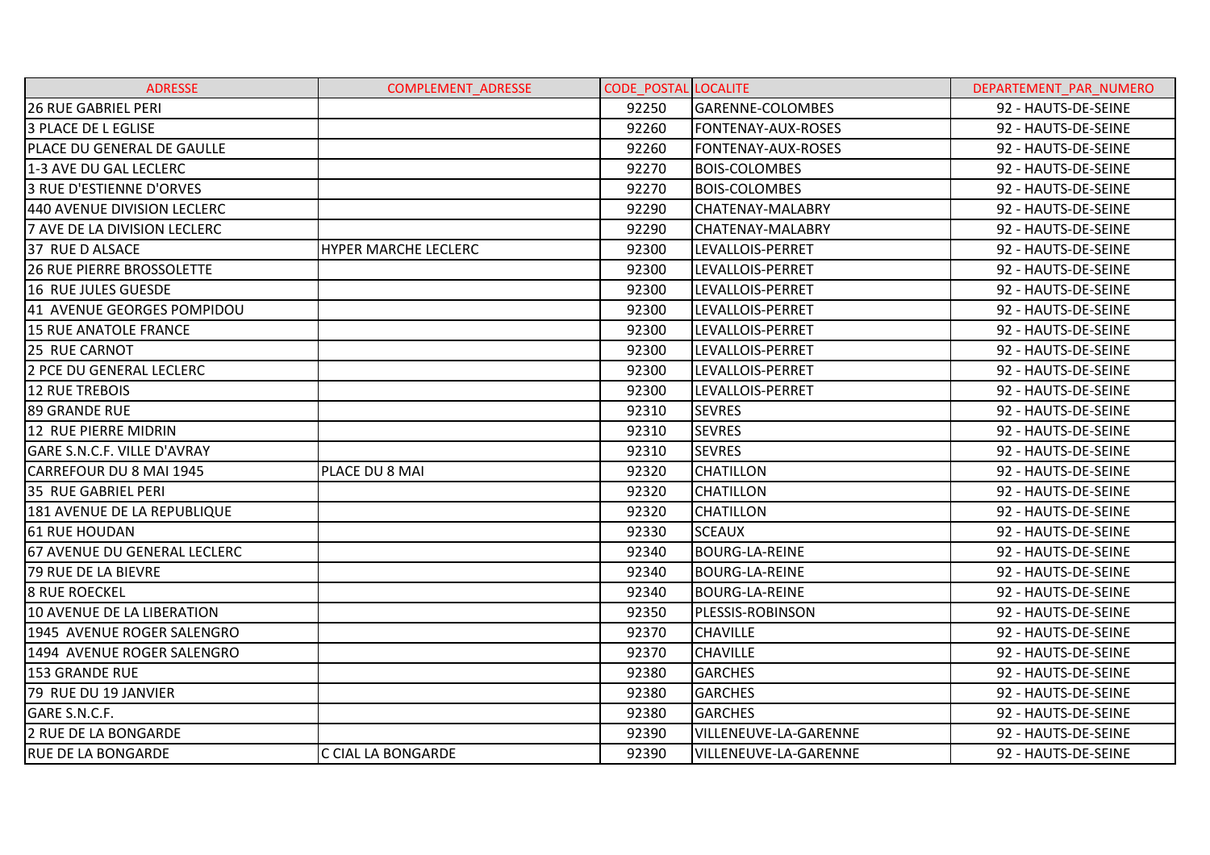| ADRESSE | COMPLEMENT_ADRESSE | CODE_POSTAL | LOCALITE | DEPARTEMENT_PAR_NUMERO |
|---|---|---|---|---|
| 26 RUE GABRIEL PERI | | 92250 | GARENNE-COLOMBES | 92 - HAUTS-DE-SEINE |
| 3 PLACE DE L EGLISE | | 92260 | FONTENAY-AUX-ROSES | 92 - HAUTS-DE-SEINE |
| PLACE DU GENERAL DE GAULLE | | 92260 | FONTENAY-AUX-ROSES | 92 - HAUTS-DE-SEINE |
| 1-3 AVE DU GAL LECLERC | | 92270 | BOIS-COLOMBES | 92 - HAUTS-DE-SEINE |
| 3 RUE D'ESTIENNE D'ORVES | | 92270 | BOIS-COLOMBES | 92 - HAUTS-DE-SEINE |
| 440 AVENUE DIVISION LECLERC | | 92290 | CHATENAY-MALABRY | 92 - HAUTS-DE-SEINE |
| 7 AVE DE LA DIVISION LECLERC | | 92290 | CHATENAY-MALABRY | 92 - HAUTS-DE-SEINE |
| 37 RUE D ALSACE | HYPER MARCHE LECLERC | 92300 | LEVALLOIS-PERRET | 92 - HAUTS-DE-SEINE |
| 26 RUE PIERRE BROSSOLETTE | | 92300 | LEVALLOIS-PERRET | 92 - HAUTS-DE-SEINE |
| 16 RUE JULES GUESDE | | 92300 | LEVALLOIS-PERRET | 92 - HAUTS-DE-SEINE |
| 41 AVENUE GEORGES POMPIDOU | | 92300 | LEVALLOIS-PERRET | 92 - HAUTS-DE-SEINE |
| 15 RUE ANATOLE FRANCE | | 92300 | LEVALLOIS-PERRET | 92 - HAUTS-DE-SEINE |
| 25 RUE CARNOT | | 92300 | LEVALLOIS-PERRET | 92 - HAUTS-DE-SEINE |
| 2 PCE DU GENERAL LECLERC | | 92300 | LEVALLOIS-PERRET | 92 - HAUTS-DE-SEINE |
| 12 RUE TREBOIS | | 92300 | LEVALLOIS-PERRET | 92 - HAUTS-DE-SEINE |
| 89 GRANDE RUE | | 92310 | SEVRES | 92 - HAUTS-DE-SEINE |
| 12 RUE PIERRE MIDRIN | | 92310 | SEVRES | 92 - HAUTS-DE-SEINE |
| GARE S.N.C.F. VILLE D'AVRAY | | 92310 | SEVRES | 92 - HAUTS-DE-SEINE |
| CARREFOUR DU 8 MAI 1945 | PLACE DU 8 MAI | 92320 | CHATILLON | 92 - HAUTS-DE-SEINE |
| 35 RUE GABRIEL PERI | | 92320 | CHATILLON | 92 - HAUTS-DE-SEINE |
| 181 AVENUE DE LA REPUBLIQUE | | 92320 | CHATILLON | 92 - HAUTS-DE-SEINE |
| 61 RUE HOUDAN | | 92330 | SCEAUX | 92 - HAUTS-DE-SEINE |
| 67 AVENUE DU GENERAL LECLERC | | 92340 | BOURG-LA-REINE | 92 - HAUTS-DE-SEINE |
| 79 RUE DE LA BIEVRE | | 92340 | BOURG-LA-REINE | 92 - HAUTS-DE-SEINE |
| 8 RUE ROECKEL | | 92340 | BOURG-LA-REINE | 92 - HAUTS-DE-SEINE |
| 10 AVENUE DE LA LIBERATION | | 92350 | PLESSIS-ROBINSON | 92 - HAUTS-DE-SEINE |
| 1945 AVENUE ROGER SALENGRO | | 92370 | CHAVILLE | 92 - HAUTS-DE-SEINE |
| 1494 AVENUE ROGER SALENGRO | | 92370 | CHAVILLE | 92 - HAUTS-DE-SEINE |
| 153 GRANDE RUE | | 92380 | GARCHES | 92 - HAUTS-DE-SEINE |
| 79 RUE DU 19 JANVIER | | 92380 | GARCHES | 92 - HAUTS-DE-SEINE |
| GARE S.N.C.F. | | 92380 | GARCHES | 92 - HAUTS-DE-SEINE |
| 2 RUE DE LA BONGARDE | | 92390 | VILLENEUVE-LA-GARENNE | 92 - HAUTS-DE-SEINE |
| RUE DE LA BONGARDE | C CIAL LA BONGARDE | 92390 | VILLENEUVE-LA-GARENNE | 92 - HAUTS-DE-SEINE |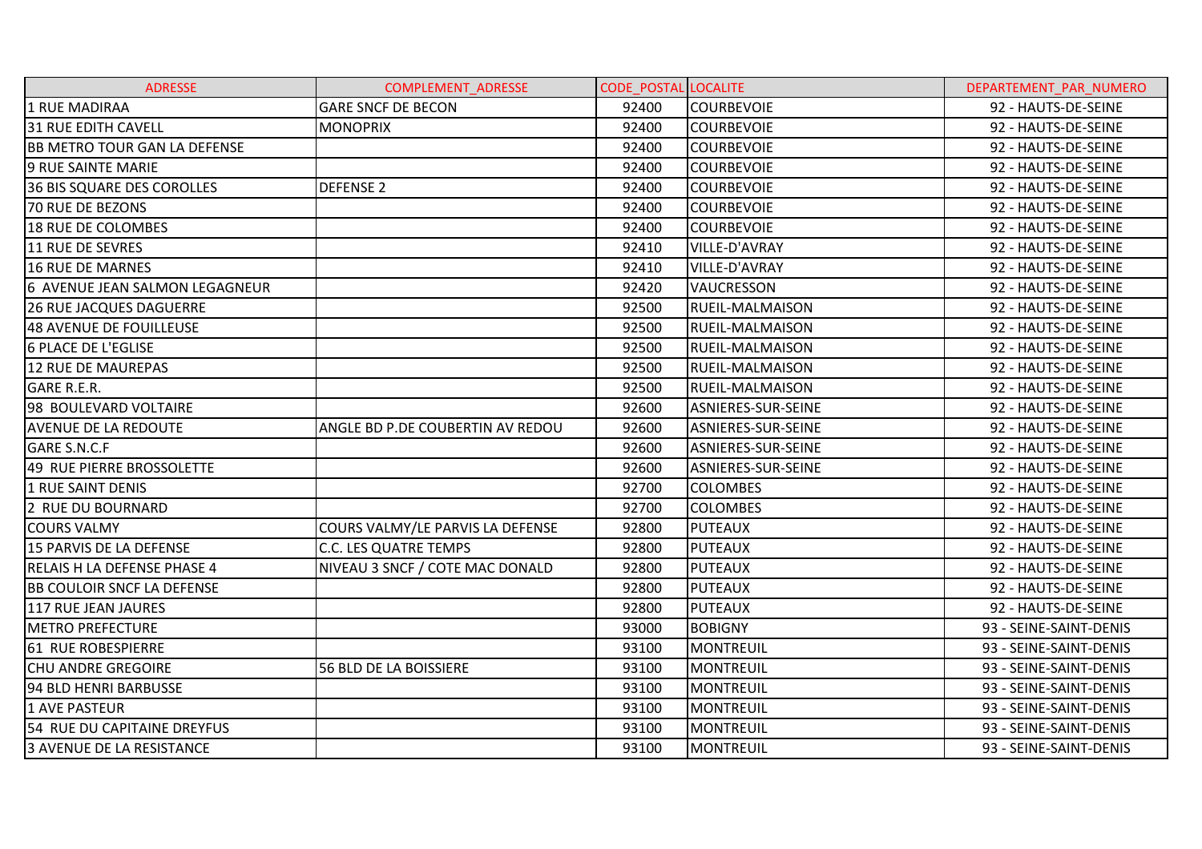| ADRESSE | COMPLEMENT_ADRESSE | CODE_POSTAL | LOCALITE | DEPARTEMENT_PAR_NUMERO |
|---|---|---|---|---|
| 1 RUE MADIRAA | GARE SNCF DE BECON | 92400 | COURBEVOIE | 92 - HAUTS-DE-SEINE |
| 31 RUE EDITH CAVELL | MONOPRIX | 92400 | COURBEVOIE | 92 - HAUTS-DE-SEINE |
| BB METRO TOUR GAN LA DEFENSE | | 92400 | COURBEVOIE | 92 - HAUTS-DE-SEINE |
| 9 RUE SAINTE MARIE | | 92400 | COURBEVOIE | 92 - HAUTS-DE-SEINE |
| 36 BIS SQUARE DES COROLLES | DEFENSE 2 | 92400 | COURBEVOIE | 92 - HAUTS-DE-SEINE |
| 70 RUE DE BEZONS | | 92400 | COURBEVOIE | 92 - HAUTS-DE-SEINE |
| 18 RUE DE COLOMBES | | 92400 | COURBEVOIE | 92 - HAUTS-DE-SEINE |
| 11 RUE DE SEVRES | | 92410 | VILLE-D'AVRAY | 92 - HAUTS-DE-SEINE |
| 16 RUE DE MARNES | | 92410 | VILLE-D'AVRAY | 92 - HAUTS-DE-SEINE |
| 6 AVENUE JEAN SALMON LEGAGNEUR | | 92420 | VAUCRESSON | 92 - HAUTS-DE-SEINE |
| 26 RUE JACQUES DAGUERRE | | 92500 | RUEIL-MALMAISON | 92 - HAUTS-DE-SEINE |
| 48 AVENUE DE FOUILLEUSE | | 92500 | RUEIL-MALMAISON | 92 - HAUTS-DE-SEINE |
| 6 PLACE DE L'EGLISE | | 92500 | RUEIL-MALMAISON | 92 - HAUTS-DE-SEINE |
| 12 RUE DE MAUREPAS | | 92500 | RUEIL-MALMAISON | 92 - HAUTS-DE-SEINE |
| GARE R.E.R. | | 92500 | RUEIL-MALMAISON | 92 - HAUTS-DE-SEINE |
| 98 BOULEVARD VOLTAIRE | | 92600 | ASNIERES-SUR-SEINE | 92 - HAUTS-DE-SEINE |
| AVENUE DE LA REDOUTE | ANGLE BD P.DE COUBERTIN AV REDOU | 92600 | ASNIERES-SUR-SEINE | 92 - HAUTS-DE-SEINE |
| GARE S.N.C.F | | 92600 | ASNIERES-SUR-SEINE | 92 - HAUTS-DE-SEINE |
| 49 RUE PIERRE BROSSOLETTE | | 92600 | ASNIERES-SUR-SEINE | 92 - HAUTS-DE-SEINE |
| 1 RUE SAINT DENIS | | 92700 | COLOMBES | 92 - HAUTS-DE-SEINE |
| 2 RUE DU BOURNARD | | 92700 | COLOMBES | 92 - HAUTS-DE-SEINE |
| COURS VALMY | COURS VALMY/LE PARVIS LA DEFENSE | 92800 | PUTEAUX | 92 - HAUTS-DE-SEINE |
| 15 PARVIS DE LA DEFENSE | C.C. LES QUATRE TEMPS | 92800 | PUTEAUX | 92 - HAUTS-DE-SEINE |
| RELAIS H LA DEFENSE PHASE 4 | NIVEAU 3 SNCF / COTE MAC DONALD | 92800 | PUTEAUX | 92 - HAUTS-DE-SEINE |
| BB COULOIR SNCF LA DEFENSE | | 92800 | PUTEAUX | 92 - HAUTS-DE-SEINE |
| 117 RUE JEAN JAURES | | 92800 | PUTEAUX | 92 - HAUTS-DE-SEINE |
| METRO PREFECTURE | | 93000 | BOBIGNY | 93 - SEINE-SAINT-DENIS |
| 61 RUE ROBESPIERRE | | 93100 | MONTREUIL | 93 - SEINE-SAINT-DENIS |
| CHU ANDRE GREGOIRE | 56 BLD DE LA BOISSIERE | 93100 | MONTREUIL | 93 - SEINE-SAINT-DENIS |
| 94 BLD HENRI BARBUSSE | | 93100 | MONTREUIL | 93 - SEINE-SAINT-DENIS |
| 1 AVE PASTEUR | | 93100 | MONTREUIL | 93 - SEINE-SAINT-DENIS |
| 54 RUE DU CAPITAINE DREYFUS | | 93100 | MONTREUIL | 93 - SEINE-SAINT-DENIS |
| 3 AVENUE DE LA RESISTANCE | | 93100 | MONTREUIL | 93 - SEINE-SAINT-DENIS |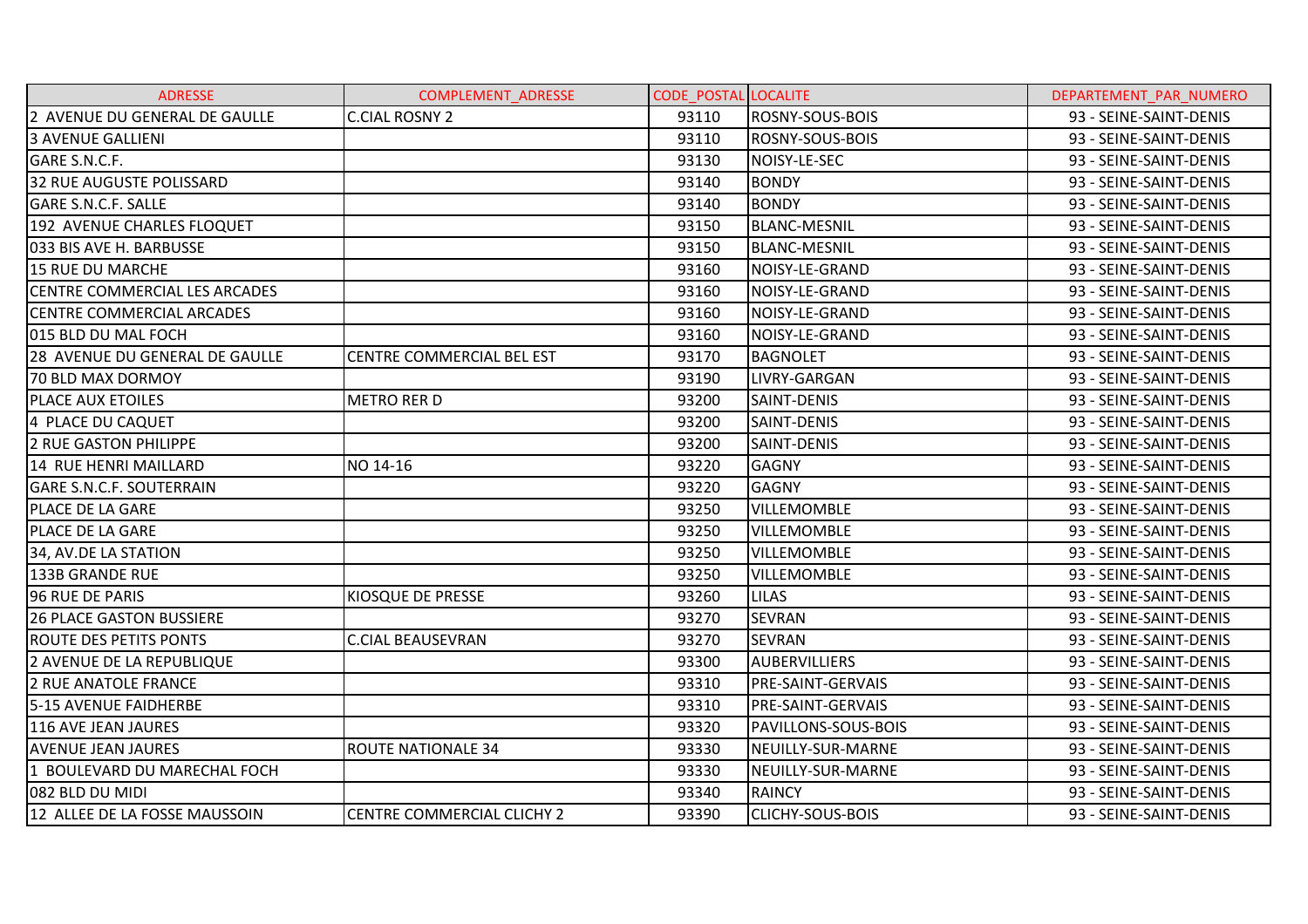| ADRESSE | COMPLEMENT_ADRESSE | CODE_POSTAL | LOCALITE | DEPARTEMENT_PAR_NUMERO |
|---|---|---|---|---|
| 2 AVENUE DU GENERAL DE GAULLE | C.CIAL ROSNY 2 | 93110 | ROSNY-SOUS-BOIS | 93 - SEINE-SAINT-DENIS |
| 3 AVENUE GALLIENI | | 93110 | ROSNY-SOUS-BOIS | 93 - SEINE-SAINT-DENIS |
| GARE S.N.C.F. | | 93130 | NOISY-LE-SEC | 93 - SEINE-SAINT-DENIS |
| 32 RUE AUGUSTE POLISSARD | | 93140 | BONDY | 93 - SEINE-SAINT-DENIS |
| GARE S.N.C.F. SALLE | | 93140 | BONDY | 93 - SEINE-SAINT-DENIS |
| 192 AVENUE CHARLES FLOQUET | | 93150 | BLANC-MESNIL | 93 - SEINE-SAINT-DENIS |
| 033 BIS AVE H. BARBUSSE | | 93150 | BLANC-MESNIL | 93 - SEINE-SAINT-DENIS |
| 15 RUE DU MARCHE | | 93160 | NOISY-LE-GRAND | 93 - SEINE-SAINT-DENIS |
| CENTRE COMMERCIAL LES ARCADES | | 93160 | NOISY-LE-GRAND | 93 - SEINE-SAINT-DENIS |
| CENTRE COMMERCIAL ARCADES | | 93160 | NOISY-LE-GRAND | 93 - SEINE-SAINT-DENIS |
| 015 BLD DU MAL FOCH | | 93160 | NOISY-LE-GRAND | 93 - SEINE-SAINT-DENIS |
| 28 AVENUE DU GENERAL DE GAULLE | CENTRE COMMERCIAL BEL EST | 93170 | BAGNOLET | 93 - SEINE-SAINT-DENIS |
| 70 BLD MAX DORMOY | | 93190 | LIVRY-GARGAN | 93 - SEINE-SAINT-DENIS |
| PLACE AUX ETOILES | METRO RER D | 93200 | SAINT-DENIS | 93 - SEINE-SAINT-DENIS |
| 4 PLACE DU CAQUET | | 93200 | SAINT-DENIS | 93 - SEINE-SAINT-DENIS |
| 2 RUE GASTON PHILIPPE | | 93200 | SAINT-DENIS | 93 - SEINE-SAINT-DENIS |
| 14 RUE HENRI MAILLARD | NO 14-16 | 93220 | GAGNY | 93 - SEINE-SAINT-DENIS |
| GARE S.N.C.F. SOUTERRAIN | | 93220 | GAGNY | 93 - SEINE-SAINT-DENIS |
| PLACE DE LA GARE | | 93250 | VILLEMOMBLE | 93 - SEINE-SAINT-DENIS |
| PLACE DE LA GARE | | 93250 | VILLEMOMBLE | 93 - SEINE-SAINT-DENIS |
| 34, AV.DE LA STATION | | 93250 | VILLEMOMBLE | 93 - SEINE-SAINT-DENIS |
| 133B GRANDE RUE | | 93250 | VILLEMOMBLE | 93 - SEINE-SAINT-DENIS |
| 96 RUE DE PARIS | KIOSQUE DE PRESSE | 93260 | LILAS | 93 - SEINE-SAINT-DENIS |
| 26 PLACE GASTON BUSSIERE | | 93270 | SEVRAN | 93 - SEINE-SAINT-DENIS |
| ROUTE DES PETITS PONTS | C.CIAL BEAUSEVRAN | 93270 | SEVRAN | 93 - SEINE-SAINT-DENIS |
| 2 AVENUE DE LA REPUBLIQUE | | 93300 | AUBERVILLIERS | 93 - SEINE-SAINT-DENIS |
| 2 RUE ANATOLE FRANCE | | 93310 | PRE-SAINT-GERVAIS | 93 - SEINE-SAINT-DENIS |
| 5-15 AVENUE FAIDHERBE | | 93310 | PRE-SAINT-GERVAIS | 93 - SEINE-SAINT-DENIS |
| 116 AVE JEAN JAURES | | 93320 | PAVILLONS-SOUS-BOIS | 93 - SEINE-SAINT-DENIS |
| AVENUE JEAN JAURES | ROUTE NATIONALE 34 | 93330 | NEUILLY-SUR-MARNE | 93 - SEINE-SAINT-DENIS |
| 1 BOULEVARD DU MARECHAL FOCH | | 93330 | NEUILLY-SUR-MARNE | 93 - SEINE-SAINT-DENIS |
| 082 BLD DU MIDI | | 93340 | RAINCY | 93 - SEINE-SAINT-DENIS |
| 12 ALLEE DE LA FOSSE MAUSSOIN | CENTRE COMMERCIAL CLICHY 2 | 93390 | CLICHY-SOUS-BOIS | 93 - SEINE-SAINT-DENIS |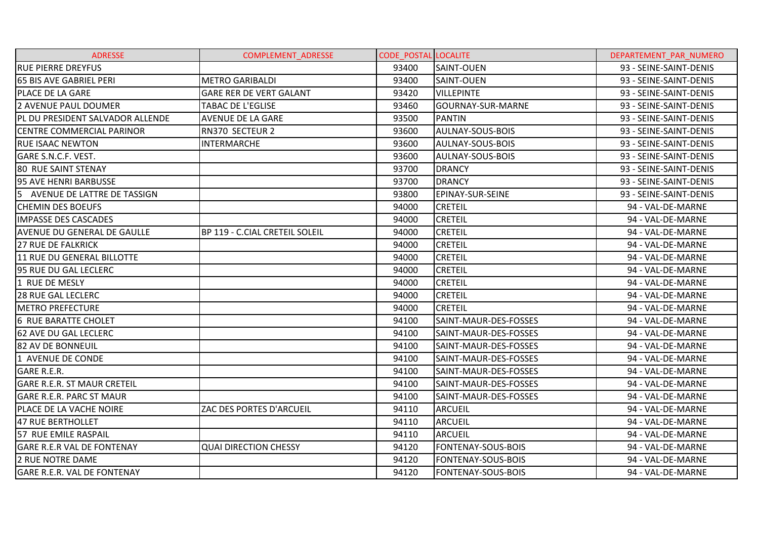| ADRESSE | COMPLEMENT_ADRESSE | CODE_POSTAL | LOCALITE | DEPARTEMENT_PAR_NUMERO |
|---|---|---|---|---|
| RUE PIERRE DREYFUS | | 93400 | SAINT-OUEN | 93 - SEINE-SAINT-DENIS |
| 65 BIS AVE GABRIEL PERI | METRO GARIBALDI | 93400 | SAINT-OUEN | 93 - SEINE-SAINT-DENIS |
| PLACE DE LA GARE | GARE RER DE VERT GALANT | 93420 | VILLEPINTE | 93 - SEINE-SAINT-DENIS |
| 2 AVENUE PAUL DOUMER | TABAC DE L'EGLISE | 93460 | GOURNAY-SUR-MARNE | 93 - SEINE-SAINT-DENIS |
| PL DU PRESIDENT SALVADOR ALLENDE | AVENUE DE LA GARE | 93500 | PANTIN | 93 - SEINE-SAINT-DENIS |
| CENTRE COMMERCIAL PARINOR | RN370 SECTEUR 2 | 93600 | AULNAY-SOUS-BOIS | 93 - SEINE-SAINT-DENIS |
| RUE ISAAC NEWTON | INTERMARCHE | 93600 | AULNAY-SOUS-BOIS | 93 - SEINE-SAINT-DENIS |
| GARE S.N.C.F. VEST. | | 93600 | AULNAY-SOUS-BOIS | 93 - SEINE-SAINT-DENIS |
| 80 RUE SAINT STENAY | | 93700 | DRANCY | 93 - SEINE-SAINT-DENIS |
| 95 AVE HENRI BARBUSSE | | 93700 | DRANCY | 93 - SEINE-SAINT-DENIS |
| 5 AVENUE DE LATTRE DE TASSIGN | | 93800 | EPINAY-SUR-SEINE | 93 - SEINE-SAINT-DENIS |
| CHEMIN DES BOEUFS | | 94000 | CRETEIL | 94 - VAL-DE-MARNE |
| IMPASSE DES CASCADES | | 94000 | CRETEIL | 94 - VAL-DE-MARNE |
| AVENUE DU GENERAL DE GAULLE | BP 119 - C.CIAL CRETEIL SOLEIL | 94000 | CRETEIL | 94 - VAL-DE-MARNE |
| 27 RUE DE FALKRICK | | 94000 | CRETEIL | 94 - VAL-DE-MARNE |
| 11 RUE DU GENERAL BILLOTTE | | 94000 | CRETEIL | 94 - VAL-DE-MARNE |
| 95 RUE DU GAL LECLERC | | 94000 | CRETEIL | 94 - VAL-DE-MARNE |
| 1 RUE DE MESLY | | 94000 | CRETEIL | 94 - VAL-DE-MARNE |
| 28 RUE GAL LECLERC | | 94000 | CRETEIL | 94 - VAL-DE-MARNE |
| METRO PREFECTURE | | 94000 | CRETEIL | 94 - VAL-DE-MARNE |
| 6 RUE BARATTE CHOLET | | 94100 | SAINT-MAUR-DES-FOSSES | 94 - VAL-DE-MARNE |
| 62 AVE DU GAL LECLERC | | 94100 | SAINT-MAUR-DES-FOSSES | 94 - VAL-DE-MARNE |
| 82 AV DE BONNEUIL | | 94100 | SAINT-MAUR-DES-FOSSES | 94 - VAL-DE-MARNE |
| 1 AVENUE DE CONDE | | 94100 | SAINT-MAUR-DES-FOSSES | 94 - VAL-DE-MARNE |
| GARE R.E.R. | | 94100 | SAINT-MAUR-DES-FOSSES | 94 - VAL-DE-MARNE |
| GARE R.E.R. ST MAUR CRETEIL | | 94100 | SAINT-MAUR-DES-FOSSES | 94 - VAL-DE-MARNE |
| GARE R.E.R. PARC ST MAUR | | 94100 | SAINT-MAUR-DES-FOSSES | 94 - VAL-DE-MARNE |
| PLACE DE LA VACHE NOIRE | ZAC DES PORTES D'ARCUEIL | 94110 | ARCUEIL | 94 - VAL-DE-MARNE |
| 47 RUE BERTHOLLET | | 94110 | ARCUEIL | 94 - VAL-DE-MARNE |
| 57 RUE EMILE RASPAIL | | 94110 | ARCUEIL | 94 - VAL-DE-MARNE |
| GARE R.E.R VAL DE FONTENAY | QUAI DIRECTION CHESSY | 94120 | FONTENAY-SOUS-BOIS | 94 - VAL-DE-MARNE |
| 2 RUE NOTRE DAME | | 94120 | FONTENAY-SOUS-BOIS | 94 - VAL-DE-MARNE |
| GARE R.E.R. VAL DE FONTENAY | | 94120 | FONTENAY-SOUS-BOIS | 94 - VAL-DE-MARNE |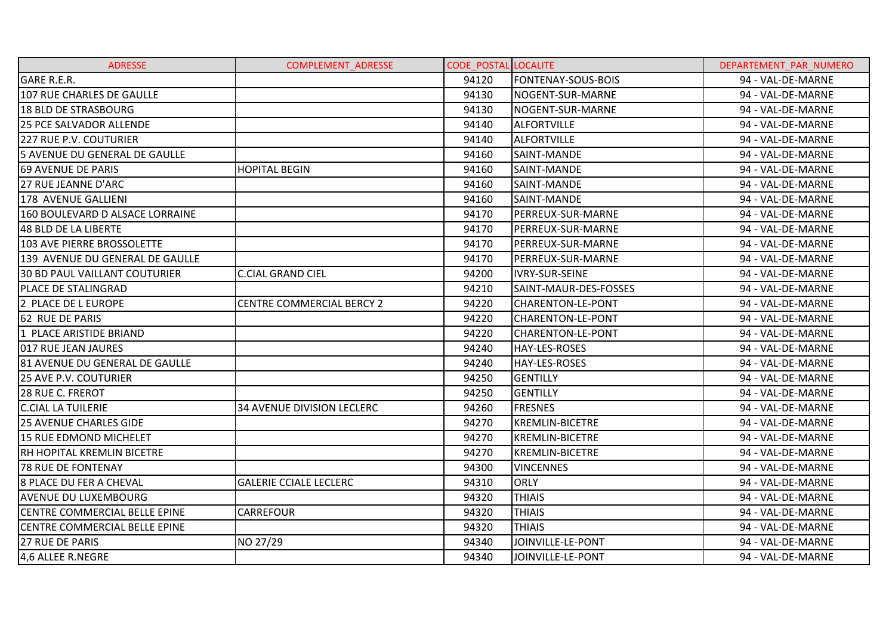| ADRESSE | COMPLEMENT_ADRESSE | CODE_POSTAL | LOCALITE | DEPARTEMENT_PAR_NUMERO |
|---|---|---|---|---|
| GARE R.E.R. | | 94120 | FONTENAY-SOUS-BOIS | 94 - VAL-DE-MARNE |
| 107 RUE CHARLES DE GAULLE | | 94130 | NOGENT-SUR-MARNE | 94 - VAL-DE-MARNE |
| 18 BLD DE STRASBOURG | | 94130 | NOGENT-SUR-MARNE | 94 - VAL-DE-MARNE |
| 25 PCE SALVADOR ALLENDE | | 94140 | ALFORTVILLE | 94 - VAL-DE-MARNE |
| 227 RUE P.V. COUTURIER | | 94140 | ALFORTVILLE | 94 - VAL-DE-MARNE |
| 5 AVENUE DU GENERAL DE GAULLE | | 94160 | SAINT-MANDE | 94 - VAL-DE-MARNE |
| 69 AVENUE DE PARIS | HOPITAL BEGIN | 94160 | SAINT-MANDE | 94 - VAL-DE-MARNE |
| 27 RUE JEANNE D'ARC | | 94160 | SAINT-MANDE | 94 - VAL-DE-MARNE |
| 178 AVENUE GALLIENI | | 94160 | SAINT-MANDE | 94 - VAL-DE-MARNE |
| 160 BOULEVARD D ALSACE LORRAINE | | 94170 | PERREUX-SUR-MARNE | 94 - VAL-DE-MARNE |
| 48 BLD DE LA LIBERTE | | 94170 | PERREUX-SUR-MARNE | 94 - VAL-DE-MARNE |
| 103 AVE PIERRE BROSSOLETTE | | 94170 | PERREUX-SUR-MARNE | 94 - VAL-DE-MARNE |
| 139 AVENUE DU GENERAL DE GAULLE | | 94170 | PERREUX-SUR-MARNE | 94 - VAL-DE-MARNE |
| 30 BD PAUL VAILLANT COUTURIER | C.CIAL GRAND CIEL | 94200 | IVRY-SUR-SEINE | 94 - VAL-DE-MARNE |
| PLACE DE STALINGRAD | | 94210 | SAINT-MAUR-DES-FOSSES | 94 - VAL-DE-MARNE |
| 2 PLACE DE L EUROPE | CENTRE COMMERCIAL BERCY 2 | 94220 | CHARENTON-LE-PONT | 94 - VAL-DE-MARNE |
| 62 RUE DE PARIS | | 94220 | CHARENTON-LE-PONT | 94 - VAL-DE-MARNE |
| 1 PLACE ARISTIDE BRIAND | | 94220 | CHARENTON-LE-PONT | 94 - VAL-DE-MARNE |
| 017 RUE JEAN JAURES | | 94240 | HAY-LES-ROSES | 94 - VAL-DE-MARNE |
| 81 AVENUE DU GENERAL DE GAULLE | | 94240 | HAY-LES-ROSES | 94 - VAL-DE-MARNE |
| 25 AVE P.V. COUTURIER | | 94250 | GENTILLY | 94 - VAL-DE-MARNE |
| 28 RUE C. FREROT | | 94250 | GENTILLY | 94 - VAL-DE-MARNE |
| C.CIAL LA TUILERIE | 34 AVENUE DIVISION LECLERC | 94260 | FRESNES | 94 - VAL-DE-MARNE |
| 25 AVENUE CHARLES GIDE | | 94270 | KREMLIN-BICETRE | 94 - VAL-DE-MARNE |
| 15 RUE EDMOND MICHELET | | 94270 | KREMLIN-BICETRE | 94 - VAL-DE-MARNE |
| RH HOPITAL KREMLIN BICETRE | | 94270 | KREMLIN-BICETRE | 94 - VAL-DE-MARNE |
| 78 RUE DE FONTENAY | | 94300 | VINCENNES | 94 - VAL-DE-MARNE |
| 8 PLACE DU FER A CHEVAL | GALERIE CCIALE LECLERC | 94310 | ORLY | 94 - VAL-DE-MARNE |
| AVENUE DU LUXEMBOURG | | 94320 | THIAIS | 94 - VAL-DE-MARNE |
| CENTRE COMMERCIAL BELLE EPINE | CARREFOUR | 94320 | THIAIS | 94 - VAL-DE-MARNE |
| CENTRE COMMERCIAL BELLE EPINE | | 94320 | THIAIS | 94 - VAL-DE-MARNE |
| 27 RUE DE PARIS | NO 27/29 | 94340 | JOINVILLE-LE-PONT | 94 - VAL-DE-MARNE |
| 4,6 ALLEE R.NEGRE | | 94340 | JOINVILLE-LE-PONT | 94 - VAL-DE-MARNE |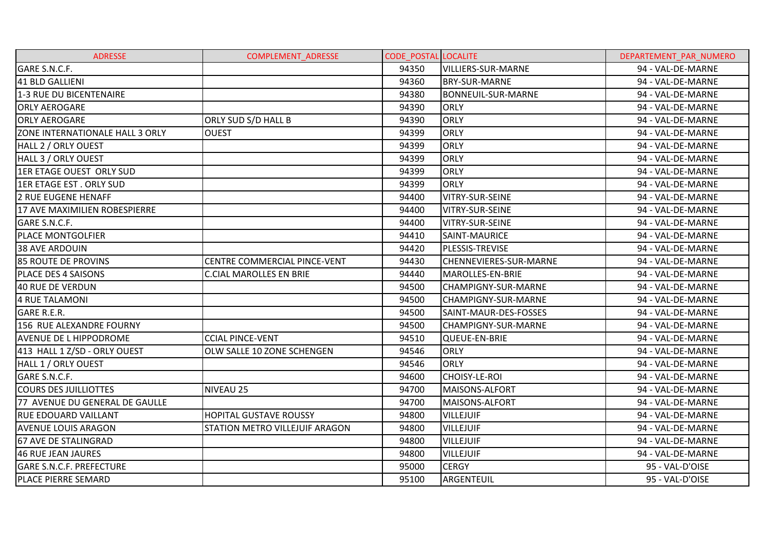| ADRESSE | COMPLEMENT_ADRESSE | CODE_POSTAL | LOCALITE | DEPARTEMENT_PAR_NUMERO |
|---|---|---|---|---|
| GARE S.N.C.F. | | 94350 | VILLIERS-SUR-MARNE | 94 - VAL-DE-MARNE |
| 41 BLD GALLIENI | | 94360 | BRY-SUR-MARNE | 94 - VAL-DE-MARNE |
| 1-3 RUE DU BICENTENAIRE | | 94380 | BONNEUIL-SUR-MARNE | 94 - VAL-DE-MARNE |
| ORLY AEROGARE | | 94390 | ORLY | 94 - VAL-DE-MARNE |
| ORLY AEROGARE | ORLY SUD S/D HALL B | 94390 | ORLY | 94 - VAL-DE-MARNE |
| ZONE INTERNATIONALE HALL 3 ORLY | OUEST | 94399 | ORLY | 94 - VAL-DE-MARNE |
| HALL 2 / ORLY OUEST | | 94399 | ORLY | 94 - VAL-DE-MARNE |
| HALL 3 / ORLY OUEST | | 94399 | ORLY | 94 - VAL-DE-MARNE |
| 1ER ETAGE OUEST ORLY SUD | | 94399 | ORLY | 94 - VAL-DE-MARNE |
| 1ER ETAGE EST . ORLY SUD | | 94399 | ORLY | 94 - VAL-DE-MARNE |
| 2 RUE EUGENE HENAFF | | 94400 | VITRY-SUR-SEINE | 94 - VAL-DE-MARNE |
| 17 AVE MAXIMILIEN ROBESPIERRE | | 94400 | VITRY-SUR-SEINE | 94 - VAL-DE-MARNE |
| GARE S.N.C.F. | | 94400 | VITRY-SUR-SEINE | 94 - VAL-DE-MARNE |
| PLACE MONTGOLFIER | | 94410 | SAINT-MAURICE | 94 - VAL-DE-MARNE |
| 38 AVE ARDOUIN | | 94420 | PLESSIS-TREVISE | 94 - VAL-DE-MARNE |
| 85 ROUTE DE PROVINS | CENTRE COMMERCIAL PINCE-VENT | 94430 | CHENNEVIERES-SUR-MARNE | 94 - VAL-DE-MARNE |
| PLACE DES 4 SAISONS | C.CIAL MAROLLES EN BRIE | 94440 | MAROLLES-EN-BRIE | 94 - VAL-DE-MARNE |
| 40 RUE DE VERDUN | | 94500 | CHAMPIGNY-SUR-MARNE | 94 - VAL-DE-MARNE |
| 4 RUE TALAMONI | | 94500 | CHAMPIGNY-SUR-MARNE | 94 - VAL-DE-MARNE |
| GARE R.E.R. | | 94500 | SAINT-MAUR-DES-FOSSES | 94 - VAL-DE-MARNE |
| 156 RUE ALEXANDRE FOURNY | | 94500 | CHAMPIGNY-SUR-MARNE | 94 - VAL-DE-MARNE |
| AVENUE DE L HIPPODROME | CCIAL PINCE-VENT | 94510 | QUEUE-EN-BRIE | 94 - VAL-DE-MARNE |
| 413 HALL 1 Z/SD - ORLY OUEST | OLW SALLE 10 ZONE SCHENGEN | 94546 | ORLY | 94 - VAL-DE-MARNE |
| HALL 1 / ORLY OUEST | | 94546 | ORLY | 94 - VAL-DE-MARNE |
| GARE S.N.C.F. | | 94600 | CHOISY-LE-ROI | 94 - VAL-DE-MARNE |
| COURS DES JUILLIOTTES | NIVEAU 25 | 94700 | MAISONS-ALFORT | 94 - VAL-DE-MARNE |
| 77 AVENUE DU GENERAL DE GAULLE | | 94700 | MAISONS-ALFORT | 94 - VAL-DE-MARNE |
| RUE EDOUARD VAILLANT | HOPITAL GUSTAVE ROUSSY | 94800 | VILLEJUIF | 94 - VAL-DE-MARNE |
| AVENUE LOUIS ARAGON | STATION METRO VILLEJUIF ARAGON | 94800 | VILLEJUIF | 94 - VAL-DE-MARNE |
| 67 AVE DE STALINGRAD | | 94800 | VILLEJUIF | 94 - VAL-DE-MARNE |
| 46 RUE JEAN JAURES | | 94800 | VILLEJUIF | 94 - VAL-DE-MARNE |
| GARE S.N.C.F. PREFECTURE | | 95000 | CERGY | 95 - VAL-D'OISE |
| PLACE PIERRE SEMARD | | 95100 | ARGENTEUIL | 95 - VAL-D'OISE |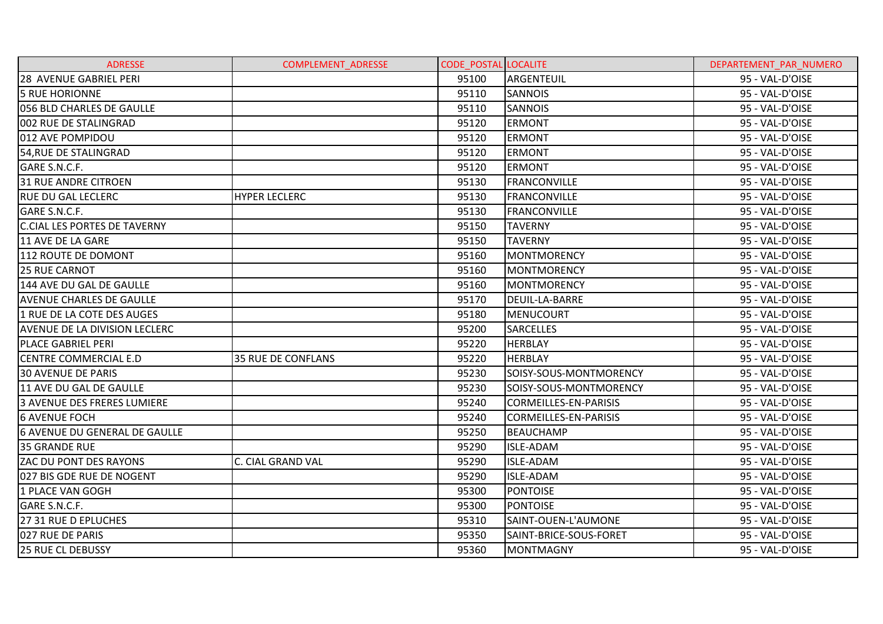| ADRESSE | COMPLEMENT_ADRESSE | CODE_POSTAL | LOCALITE | DEPARTEMENT_PAR_NUMERO |
|---|---|---|---|---|
| 28 AVENUE GABRIEL PERI | | 95100 | ARGENTEUIL | 95 - VAL-D'OISE |
| 5 RUE HORIONNE | | 95110 | SANNOIS | 95 - VAL-D'OISE |
| 056 BLD CHARLES DE GAULLE | | 95110 | SANNOIS | 95 - VAL-D'OISE |
| 002 RUE DE STALINGRAD | | 95120 | ERMONT | 95 - VAL-D'OISE |
| 012 AVE POMPIDOU | | 95120 | ERMONT | 95 - VAL-D'OISE |
| 54,RUE DE STALINGRAD | | 95120 | ERMONT | 95 - VAL-D'OISE |
| GARE S.N.C.F. | | 95120 | ERMONT | 95 - VAL-D'OISE |
| 31 RUE ANDRE CITROEN | | 95130 | FRANCONVILLE | 95 - VAL-D'OISE |
| RUE DU GAL LECLERC | HYPER LECLERC | 95130 | FRANCONVILLE | 95 - VAL-D'OISE |
| GARE S.N.C.F. | | 95130 | FRANCONVILLE | 95 - VAL-D'OISE |
| C.CIAL LES PORTES DE TAVERNY | | 95150 | TAVERNY | 95 - VAL-D'OISE |
| 11 AVE DE LA GARE | | 95150 | TAVERNY | 95 - VAL-D'OISE |
| 112 ROUTE DE DOMONT | | 95160 | MONTMORENCY | 95 - VAL-D'OISE |
| 25 RUE CARNOT | | 95160 | MONTMORENCY | 95 - VAL-D'OISE |
| 144 AVE DU GAL DE GAULLE | | 95160 | MONTMORENCY | 95 - VAL-D'OISE |
| AVENUE CHARLES DE GAULLE | | 95170 | DEUIL-LA-BARRE | 95 - VAL-D'OISE |
| 1 RUE DE LA COTE DES AUGES | | 95180 | MENUCOURT | 95 - VAL-D'OISE |
| AVENUE DE LA DIVISION LECLERC | | 95200 | SARCELLES | 95 - VAL-D'OISE |
| PLACE GABRIEL PERI | | 95220 | HERBLAY | 95 - VAL-D'OISE |
| CENTRE COMMERCIAL E.D | 35 RUE DE CONFLANS | 95220 | HERBLAY | 95 - VAL-D'OISE |
| 30 AVENUE DE PARIS | | 95230 | SOISY-SOUS-MONTMORENCY | 95 - VAL-D'OISE |
| 11 AVE DU GAL DE GAULLE | | 95230 | SOISY-SOUS-MONTMORENCY | 95 - VAL-D'OISE |
| 3 AVENUE DES FRERES LUMIERE | | 95240 | CORMEILLES-EN-PARISIS | 95 - VAL-D'OISE |
| 6 AVENUE FOCH | | 95240 | CORMEILLES-EN-PARISIS | 95 - VAL-D'OISE |
| 6 AVENUE DU GENERAL DE GAULLE | | 95250 | BEAUCHAMP | 95 - VAL-D'OISE |
| 35 GRANDE RUE | | 95290 | ISLE-ADAM | 95 - VAL-D'OISE |
| ZAC DU PONT DES RAYONS | C. CIAL GRAND VAL | 95290 | ISLE-ADAM | 95 - VAL-D'OISE |
| 027 BIS GDE RUE DE NOGENT | | 95290 | ISLE-ADAM | 95 - VAL-D'OISE |
| 1 PLACE VAN GOGH | | 95300 | PONTOISE | 95 - VAL-D'OISE |
| GARE S.N.C.F. | | 95300 | PONTOISE | 95 - VAL-D'OISE |
| 27 31 RUE D EPLUCHES | | 95310 | SAINT-OUEN-L'AUMONE | 95 - VAL-D'OISE |
| 027 RUE DE PARIS | | 95350 | SAINT-BRICE-SOUS-FORET | 95 - VAL-D'OISE |
| 25 RUE CL DEBUSSY | | 95360 | MONTMAGNY | 95 - VAL-D'OISE |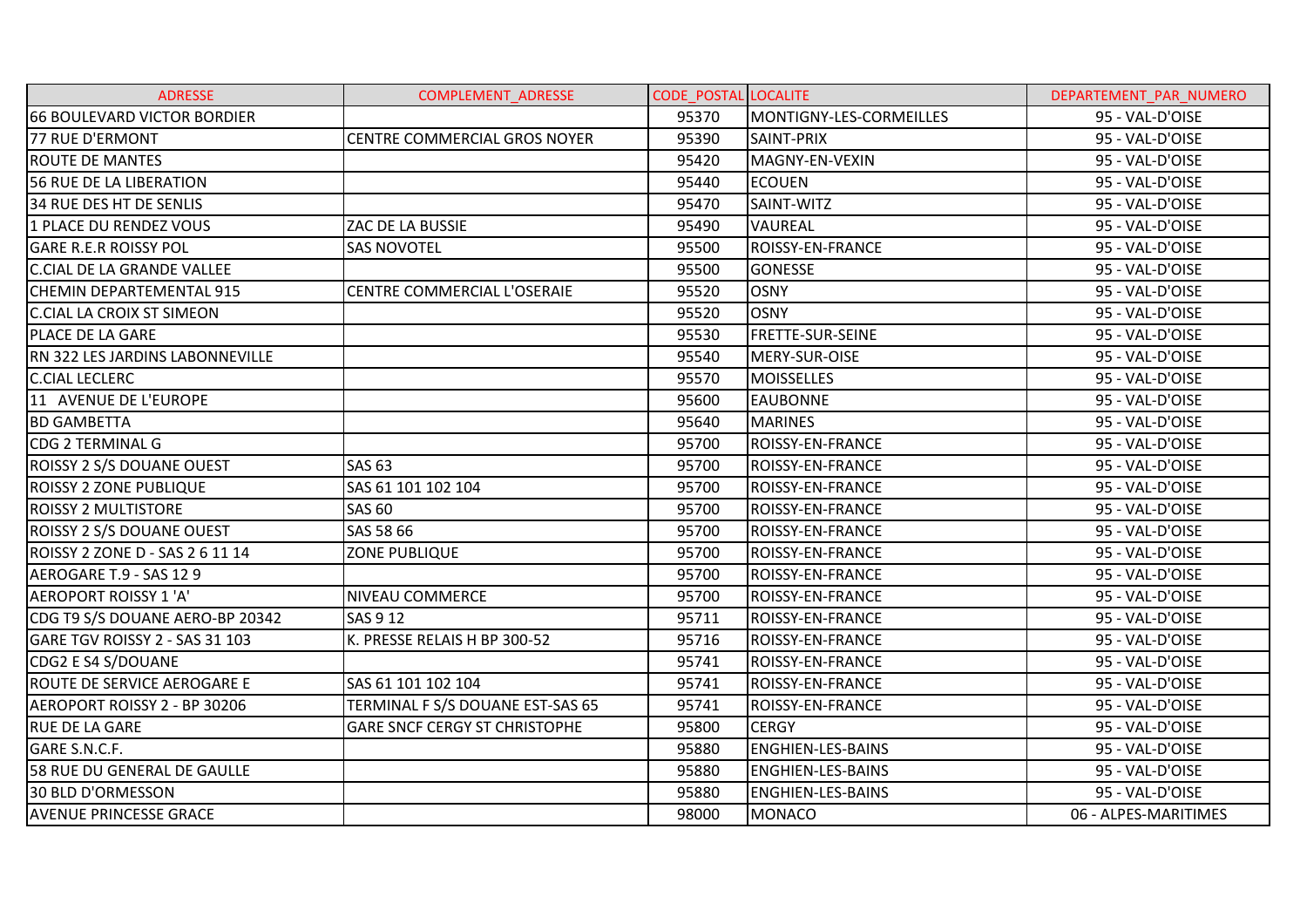| ADRESSE | COMPLEMENT_ADRESSE | CODE_POSTAL | LOCALITE | DEPARTEMENT_PAR_NUMERO |
|---|---|---|---|---|
| 66 BOULEVARD VICTOR BORDIER | | 95370 | MONTIGNY-LES-CORMEILLES | 95 - VAL-D'OISE |
| 77 RUE D'ERMONT | CENTRE COMMERCIAL GROS NOYER | 95390 | SAINT-PRIX | 95 - VAL-D'OISE |
| ROUTE DE MANTES | | 95420 | MAGNY-EN-VEXIN | 95 - VAL-D'OISE |
| 56 RUE DE LA LIBERATION | | 95440 | ECOUEN | 95 - VAL-D'OISE |
| 34 RUE DES HT DE SENLIS | | 95470 | SAINT-WITZ | 95 - VAL-D'OISE |
| 1 PLACE DU RENDEZ VOUS | ZAC DE LA BUSSIE | 95490 | VAUREAL | 95 - VAL-D'OISE |
| GARE R.E.R ROISSY POL | SAS NOVOTEL | 95500 | ROISSY-EN-FRANCE | 95 - VAL-D'OISE |
| C.CIAL DE LA GRANDE VALLEE | | 95500 | GONESSE | 95 - VAL-D'OISE |
| CHEMIN DEPARTEMENTAL 915 | CENTRE COMMERCIAL L'OSERAIE | 95520 | OSNY | 95 - VAL-D'OISE |
| C.CIAL LA CROIX ST SIMEON | | 95520 | OSNY | 95 - VAL-D'OISE |
| PLACE DE LA GARE | | 95530 | FRETTE-SUR-SEINE | 95 - VAL-D'OISE |
| RN 322 LES JARDINS LABONNEVILLE | | 95540 | MERY-SUR-OISE | 95 - VAL-D'OISE |
| C.CIAL LECLERC | | 95570 | MOISSELLES | 95 - VAL-D'OISE |
| 11 AVENUE DE L'EUROPE | | 95600 | EAUBONNE | 95 - VAL-D'OISE |
| BD GAMBETTA | | 95640 | MARINES | 95 - VAL-D'OISE |
| CDG 2 TERMINAL G | | 95700 | ROISSY-EN-FRANCE | 95 - VAL-D'OISE |
| ROISSY 2 S/S DOUANE OUEST | SAS 63 | 95700 | ROISSY-EN-FRANCE | 95 - VAL-D'OISE |
| ROISSY 2 ZONE PUBLIQUE | SAS 61 101 102 104 | 95700 | ROISSY-EN-FRANCE | 95 - VAL-D'OISE |
| ROISSY 2 MULTISTORE | SAS 60 | 95700 | ROISSY-EN-FRANCE | 95 - VAL-D'OISE |
| ROISSY 2 S/S DOUANE OUEST | SAS 58 66 | 95700 | ROISSY-EN-FRANCE | 95 - VAL-D'OISE |
| ROISSY 2 ZONE D - SAS 2 6 11 14 | ZONE PUBLIQUE | 95700 | ROISSY-EN-FRANCE | 95 - VAL-D'OISE |
| AEROGARE T.9 - SAS 12 9 | | 95700 | ROISSY-EN-FRANCE | 95 - VAL-D'OISE |
| AEROPORT ROISSY 1 'A' | NIVEAU COMMERCE | 95700 | ROISSY-EN-FRANCE | 95 - VAL-D'OISE |
| CDG T9 S/S DOUANE AERO-BP 20342 | SAS 9 12 | 95711 | ROISSY-EN-FRANCE | 95 - VAL-D'OISE |
| GARE TGV ROISSY 2 - SAS 31 103 | K. PRESSE RELAIS H BP 300-52 | 95716 | ROISSY-EN-FRANCE | 95 - VAL-D'OISE |
| CDG2 E S4 S/DOUANE | | 95741 | ROISSY-EN-FRANCE | 95 - VAL-D'OISE |
| ROUTE DE SERVICE AEROGARE E | SAS 61 101 102 104 | 95741 | ROISSY-EN-FRANCE | 95 - VAL-D'OISE |
| AEROPORT ROISSY 2 - BP 30206 | TERMINAL F S/S DOUANE EST-SAS 65 | 95741 | ROISSY-EN-FRANCE | 95 - VAL-D'OISE |
| RUE DE LA GARE | GARE SNCF CERGY ST CHRISTOPHE | 95800 | CERGY | 95 - VAL-D'OISE |
| GARE S.N.C.F. | | 95880 | ENGHIEN-LES-BAINS | 95 - VAL-D'OISE |
| 58 RUE DU GENERAL DE GAULLE | | 95880 | ENGHIEN-LES-BAINS | 95 - VAL-D'OISE |
| 30 BLD D'ORMESSON | | 95880 | ENGHIEN-LES-BAINS | 95 - VAL-D'OISE |
| AVENUE PRINCESSE GRACE | | 98000 | MONACO | 06 - ALPES-MARITIMES |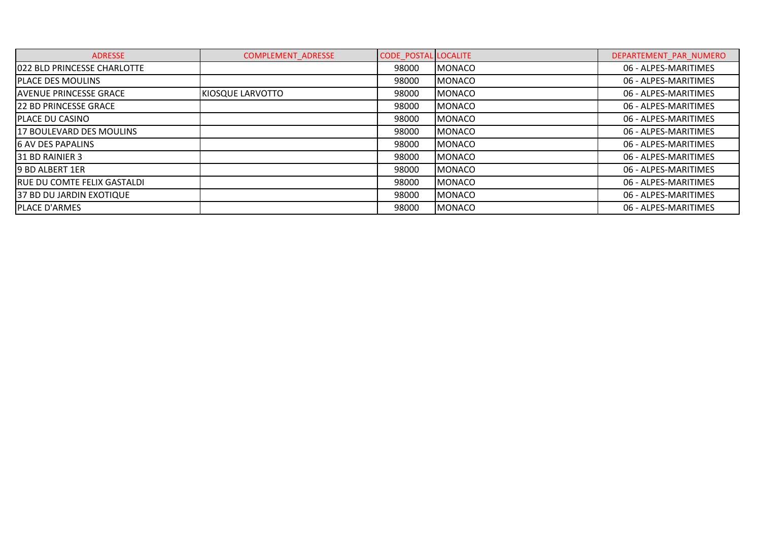| ADRESSE | COMPLEMENT_ADRESSE | CODE_POSTAL | LOCALITE | DEPARTEMENT_PAR_NUMERO |
|---|---|---|---|---|
| 022 BLD PRINCESSE CHARLOTTE | | 98000 | MONACO | 06 - ALPES-MARITIMES |
| PLACE DES MOULINS | | 98000 | MONACO | 06 - ALPES-MARITIMES |
| AVENUE PRINCESSE GRACE | KIOSQUE LARVOTTO | 98000 | MONACO | 06 - ALPES-MARITIMES |
| 22 BD PRINCESSE GRACE | | 98000 | MONACO | 06 - ALPES-MARITIMES |
| PLACE DU CASINO | | 98000 | MONACO | 06 - ALPES-MARITIMES |
| 17 BOULEVARD DES MOULINS | | 98000 | MONACO | 06 - ALPES-MARITIMES |
| 6 AV DES PAPALINS | | 98000 | MONACO | 06 - ALPES-MARITIMES |
| 31 BD RAINIER 3 | | 98000 | MONACO | 06 - ALPES-MARITIMES |
| 9 BD ALBERT 1ER | | 98000 | MONACO | 06 - ALPES-MARITIMES |
| RUE DU COMTE FELIX GASTALDI | | 98000 | MONACO | 06 - ALPES-MARITIMES |
| 37 BD DU JARDIN EXOTIQUE | | 98000 | MONACO | 06 - ALPES-MARITIMES |
| PLACE D'ARMES | | 98000 | MONACO | 06 - ALPES-MARITIMES |